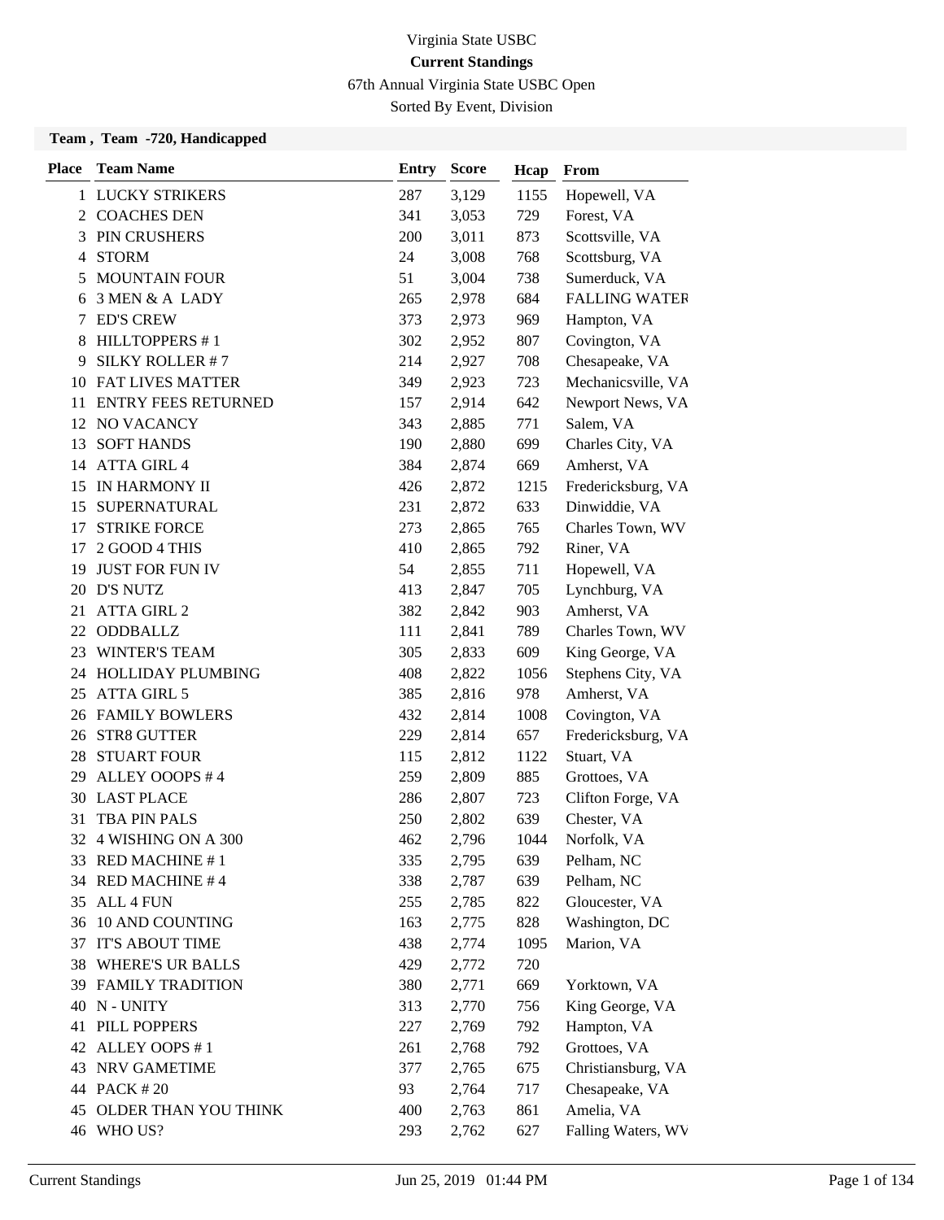Virginia State USBC

**Current Standings**

67th Annual Virginia State USBC Open

Sorted By Event, Division

**Team , Team -720, Handicapped**

| Place | Team Name | Entry | Score | Hcap | From |
|---|---|---|---|---|---|
| 1 | LUCKY STRIKERS | 287 | 3,129 | 1155 | Hopewell, VA |
| 2 | COACHES DEN | 341 | 3,053 | 729 | Forest, VA |
| 3 | PIN CRUSHERS | 200 | 3,011 | 873 | Scottsville, VA |
| 4 | STORM | 24 | 3,008 | 768 | Scottsburg, VA |
| 5 | MOUNTAIN FOUR | 51 | 3,004 | 738 | Sumerduck, VA |
| 6 | 3 MEN & A LADY | 265 | 2,978 | 684 | FALLING WATER |
| 7 | ED'S CREW | 373 | 2,973 | 969 | Hampton, VA |
| 8 | HILLTOPPERS # 1 | 302 | 2,952 | 807 | Covington, VA |
| 9 | SILKY ROLLER # 7 | 214 | 2,927 | 708 | Chesapeake, VA |
| 10 | FAT LIVES MATTER | 349 | 2,923 | 723 | Mechanicsville, VA |
| 11 | ENTRY FEES RETURNED | 157 | 2,914 | 642 | Newport News, VA |
| 12 | NO VACANCY | 343 | 2,885 | 771 | Salem, VA |
| 13 | SOFT HANDS | 190 | 2,880 | 699 | Charles City, VA |
| 14 | ATTA GIRL 4 | 384 | 2,874 | 669 | Amherst, VA |
| 15 | IN HARMONY II | 426 | 2,872 | 1215 | Fredericksburg, VA |
| 15 | SUPERNATURAL | 231 | 2,872 | 633 | Dinwiddie, VA |
| 17 | STRIKE FORCE | 273 | 2,865 | 765 | Charles Town, WV |
| 17 | 2 GOOD 4 THIS | 410 | 2,865 | 792 | Riner, VA |
| 19 | JUST FOR FUN IV | 54 | 2,855 | 711 | Hopewell, VA |
| 20 | D'S NUTZ | 413 | 2,847 | 705 | Lynchburg, VA |
| 21 | ATTA GIRL 2 | 382 | 2,842 | 903 | Amherst, VA |
| 22 | ODDBALLZ | 111 | 2,841 | 789 | Charles Town, WV |
| 23 | WINTER'S TEAM | 305 | 2,833 | 609 | King George, VA |
| 24 | HOLLIDAY PLUMBING | 408 | 2,822 | 1056 | Stephens City, VA |
| 25 | ATTA GIRL 5 | 385 | 2,816 | 978 | Amherst, VA |
| 26 | FAMILY BOWLERS | 432 | 2,814 | 1008 | Covington, VA |
| 26 | STR8 GUTTER | 229 | 2,814 | 657 | Fredericksburg, VA |
| 28 | STUART FOUR | 115 | 2,812 | 1122 | Stuart, VA |
| 29 | ALLEY OOOPS # 4 | 259 | 2,809 | 885 | Grottoes, VA |
| 30 | LAST PLACE | 286 | 2,807 | 723 | Clifton Forge, VA |
| 31 | TBA PIN PALS | 250 | 2,802 | 639 | Chester, VA |
| 32 | 4 WISHING ON A 300 | 462 | 2,796 | 1044 | Norfolk, VA |
| 33 | RED MACHINE # 1 | 335 | 2,795 | 639 | Pelham, NC |
| 34 | RED MACHINE # 4 | 338 | 2,787 | 639 | Pelham, NC |
| 35 | ALL 4 FUN | 255 | 2,785 | 822 | Gloucester, VA |
| 36 | 10 AND COUNTING | 163 | 2,775 | 828 | Washington, DC |
| 37 | IT'S ABOUT TIME | 438 | 2,774 | 1095 | Marion, VA |
| 38 | WHERE'S UR BALLS | 429 | 2,772 | 720 | |
| 39 | FAMILY TRADITION | 380 | 2,771 | 669 | Yorktown, VA |
| 40 | N - UNITY | 313 | 2,770 | 756 | King George, VA |
| 41 | PILL POPPERS | 227 | 2,769 | 792 | Hampton, VA |
| 42 | ALLEY OOPS # 1 | 261 | 2,768 | 792 | Grottoes, VA |
| 43 | NRV GAMETIME | 377 | 2,765 | 675 | Christiansburg, VA |
| 44 | PACK # 20 | 93 | 2,764 | 717 | Chesapeake, VA |
| 45 | OLDER THAN YOU THINK | 400 | 2,763 | 861 | Amelia, VA |
| 46 | WHO US? | 293 | 2,762 | 627 | Falling Waters, WV |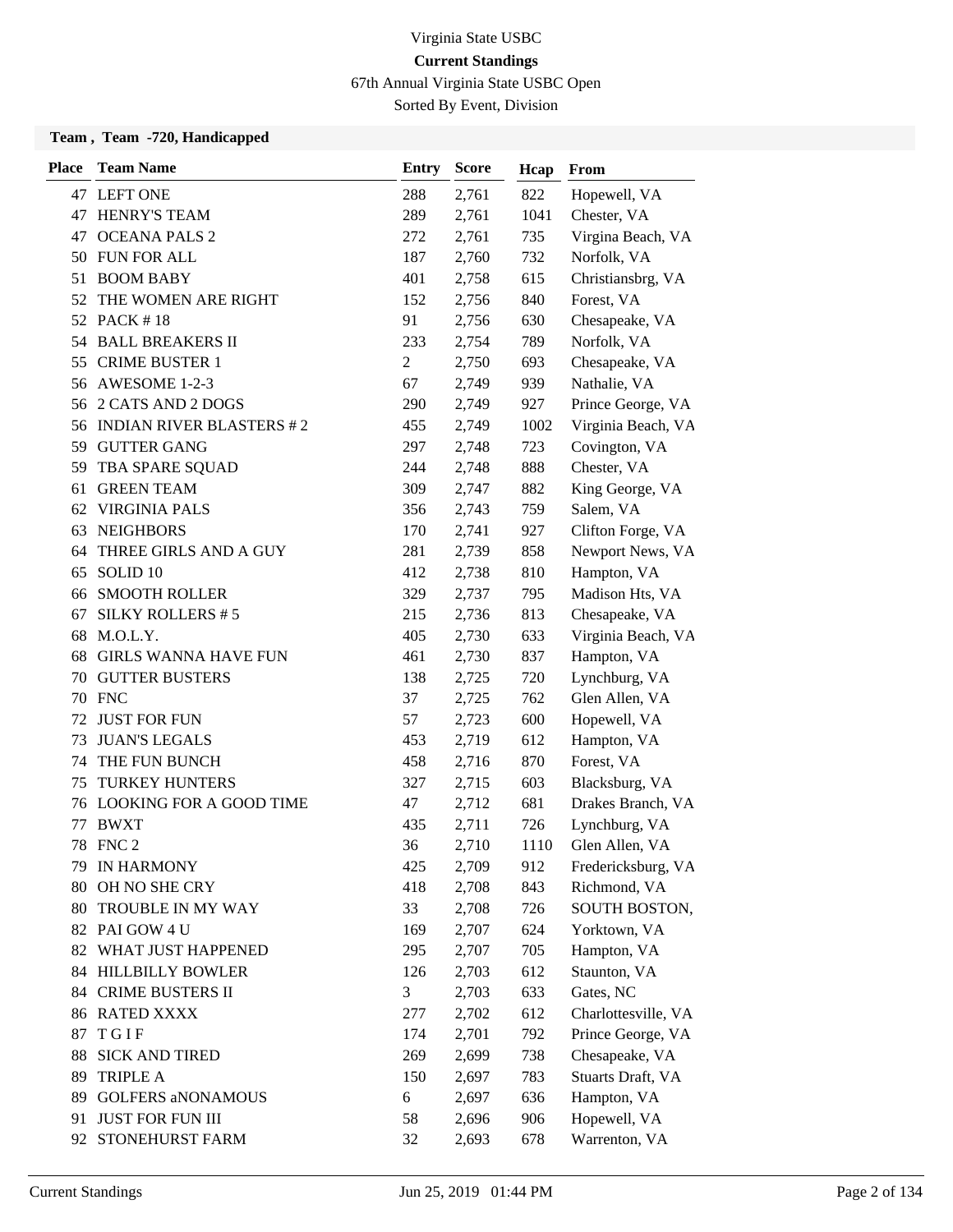Virginia State USBC

**Current Standings**

67th Annual Virginia State USBC Open

Sorted By Event, Division

**Team , Team -720, Handicapped**

| Place | Team Name | Entry | Score | Hcap | From |
|---|---|---|---|---|---|
| 47 | LEFT ONE | 288 | 2,761 | 822 | Hopewell, VA |
| 47 | HENRY'S TEAM | 289 | 2,761 | 1041 | Chester, VA |
| 47 | OCEANA PALS 2 | 272 | 2,761 | 735 | Virgina Beach, VA |
| 50 | FUN FOR ALL | 187 | 2,760 | 732 | Norfolk, VA |
| 51 | BOOM BABY | 401 | 2,758 | 615 | Christiansbrg, VA |
| 52 | THE WOMEN ARE RIGHT | 152 | 2,756 | 840 | Forest, VA |
| 52 | PACK # 18 | 91 | 2,756 | 630 | Chesapeake, VA |
| 54 | BALL BREAKERS II | 233 | 2,754 | 789 | Norfolk, VA |
| 55 | CRIME BUSTER 1 | 2 | 2,750 | 693 | Chesapeake, VA |
| 56 | AWESOME 1-2-3 | 67 | 2,749 | 939 | Nathalie, VA |
| 56 | 2 CATS AND 2 DOGS | 290 | 2,749 | 927 | Prince George, VA |
| 56 | INDIAN RIVER BLASTERS # 2 | 455 | 2,749 | 1002 | Virginia Beach, VA |
| 59 | GUTTER GANG | 297 | 2,748 | 723 | Covington, VA |
| 59 | TBA SPARE SQUAD | 244 | 2,748 | 888 | Chester, VA |
| 61 | GREEN TEAM | 309 | 2,747 | 882 | King George, VA |
| 62 | VIRGINIA PALS | 356 | 2,743 | 759 | Salem, VA |
| 63 | NEIGHBORS | 170 | 2,741 | 927 | Clifton Forge, VA |
| 64 | THREE GIRLS AND A GUY | 281 | 2,739 | 858 | Newport News, VA |
| 65 | SOLID 10 | 412 | 2,738 | 810 | Hampton, VA |
| 66 | SMOOTH ROLLER | 329 | 2,737 | 795 | Madison Hts, VA |
| 67 | SILKY ROLLERS # 5 | 215 | 2,736 | 813 | Chesapeake, VA |
| 68 | M.O.L.Y. | 405 | 2,730 | 633 | Virginia Beach, VA |
| 68 | GIRLS WANNA HAVE FUN | 461 | 2,730 | 837 | Hampton, VA |
| 70 | GUTTER BUSTERS | 138 | 2,725 | 720 | Lynchburg, VA |
| 70 | FNC | 37 | 2,725 | 762 | Glen Allen, VA |
| 72 | JUST FOR FUN | 57 | 2,723 | 600 | Hopewell, VA |
| 73 | JUAN'S LEGALS | 453 | 2,719 | 612 | Hampton, VA |
| 74 | THE FUN BUNCH | 458 | 2,716 | 870 | Forest, VA |
| 75 | TURKEY HUNTERS | 327 | 2,715 | 603 | Blacksburg, VA |
| 76 | LOOKING FOR A GOOD TIME | 47 | 2,712 | 681 | Drakes Branch, VA |
| 77 | BWXT | 435 | 2,711 | 726 | Lynchburg, VA |
| 78 | FNC 2 | 36 | 2,710 | 1110 | Glen Allen, VA |
| 79 | IN HARMONY | 425 | 2,709 | 912 | Fredericksburg, VA |
| 80 | OH NO SHE CRY | 418 | 2,708 | 843 | Richmond, VA |
| 80 | TROUBLE IN MY WAY | 33 | 2,708 | 726 | SOUTH BOSTON, |
| 82 | PAI GOW 4 U | 169 | 2,707 | 624 | Yorktown, VA |
| 82 | WHAT JUST HAPPENED | 295 | 2,707 | 705 | Hampton, VA |
| 84 | HILLBILLY BOWLER | 126 | 2,703 | 612 | Staunton, VA |
| 84 | CRIME BUSTERS II | 3 | 2,703 | 633 | Gates, NC |
| 86 | RATED XXXX | 277 | 2,702 | 612 | Charlottesville, VA |
| 87 | T G I F | 174 | 2,701 | 792 | Prince George, VA |
| 88 | SICK AND TIRED | 269 | 2,699 | 738 | Chesapeake, VA |
| 89 | TRIPLE A | 150 | 2,697 | 783 | Stuarts Draft, VA |
| 89 | GOLFERS aNONAMOUS | 6 | 2,697 | 636 | Hampton, VA |
| 91 | JUST FOR FUN III | 58 | 2,696 | 906 | Hopewell, VA |
| 92 | STONEHURST FARM | 32 | 2,693 | 678 | Warrenton, VA |

Current Standings | Jun 25, 2019 01:44 PM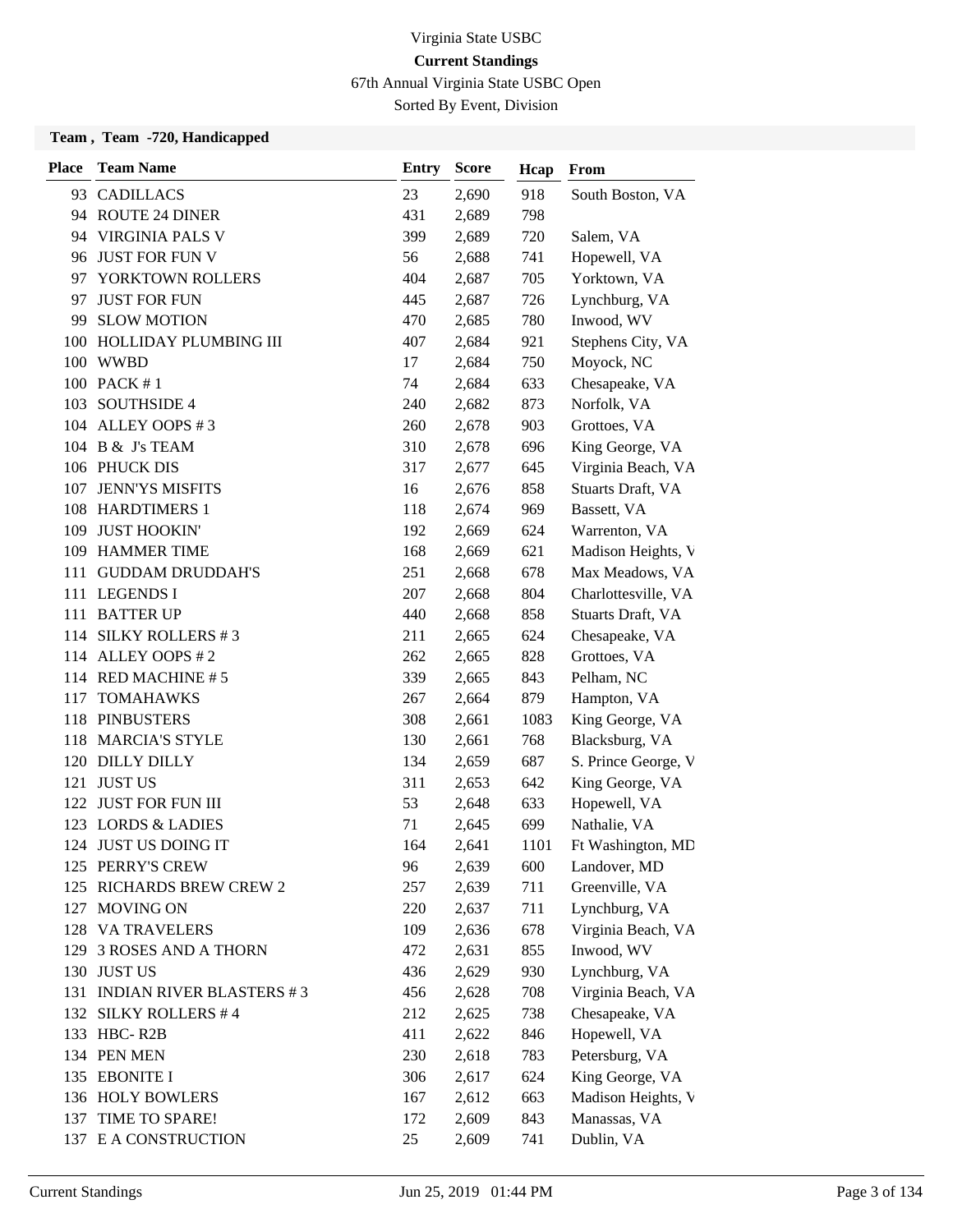Virginia State USBC

**Current Standings**

67th Annual Virginia State USBC Open

Sorted By Event, Division

**Team , Team -720, Handicapped**

| Place | Team Name | Entry | Score | Hcap | From |
|---|---|---|---|---|---|
| 93 | CADILLACS | 23 | 2,690 | 918 | South Boston, VA |
| 94 | ROUTE 24 DINER | 431 | 2,689 | 798 | |
| 94 | VIRGINIA PALS V | 399 | 2,689 | 720 | Salem, VA |
| 96 | JUST FOR FUN V | 56 | 2,688 | 741 | Hopewell, VA |
| 97 | YORKTOWN ROLLERS | 404 | 2,687 | 705 | Yorktown, VA |
| 97 | JUST FOR FUN | 445 | 2,687 | 726 | Lynchburg, VA |
| 99 | SLOW MOTION | 470 | 2,685 | 780 | Inwood, WV |
| 100 | HOLLIDAY PLUMBING III | 407 | 2,684 | 921 | Stephens City, VA |
| 100 | WWBD | 17 | 2,684 | 750 | Moyock, NC |
| 100 | PACK # 1 | 74 | 2,684 | 633 | Chesapeake, VA |
| 103 | SOUTHSIDE 4 | 240 | 2,682 | 873 | Norfolk, VA |
| 104 | ALLEY OOPS # 3 | 260 | 2,678 | 903 | Grottoes, VA |
| 104 | B & J's TEAM | 310 | 2,678 | 696 | King George, VA |
| 106 | PHUCK DIS | 317 | 2,677 | 645 | Virginia Beach, VA |
| 107 | JENN'YS MISFITS | 16 | 2,676 | 858 | Stuarts Draft, VA |
| 108 | HARDTIMERS 1 | 118 | 2,674 | 969 | Bassett, VA |
| 109 | JUST HOOKIN' | 192 | 2,669 | 624 | Warrenton, VA |
| 109 | HAMMER TIME | 168 | 2,669 | 621 | Madison Heights, V |
| 111 | GUDDAM DRUDDAH'S | 251 | 2,668 | 678 | Max Meadows, VA |
| 111 | LEGENDS I | 207 | 2,668 | 804 | Charlottesville, VA |
| 111 | BATTER UP | 440 | 2,668 | 858 | Stuarts Draft, VA |
| 114 | SILKY ROLLERS # 3 | 211 | 2,665 | 624 | Chesapeake, VA |
| 114 | ALLEY OOPS # 2 | 262 | 2,665 | 828 | Grottoes, VA |
| 114 | RED MACHINE # 5 | 339 | 2,665 | 843 | Pelham, NC |
| 117 | TOMAHAWKS | 267 | 2,664 | 879 | Hampton, VA |
| 118 | PINBUSTERS | 308 | 2,661 | 1083 | King George, VA |
| 118 | MARCIA'S STYLE | 130 | 2,661 | 768 | Blacksburg, VA |
| 120 | DILLY DILLY | 134 | 2,659 | 687 | S. Prince George, V |
| 121 | JUST US | 311 | 2,653 | 642 | King George, VA |
| 122 | JUST FOR FUN III | 53 | 2,648 | 633 | Hopewell, VA |
| 123 | LORDS & LADIES | 71 | 2,645 | 699 | Nathalie, VA |
| 124 | JUST US DOING IT | 164 | 2,641 | 1101 | Ft Washington, MD |
| 125 | PERRY'S CREW | 96 | 2,639 | 600 | Landover, MD |
| 125 | RICHARDS BREW CREW 2 | 257 | 2,639 | 711 | Greenville, VA |
| 127 | MOVING ON | 220 | 2,637 | 711 | Lynchburg, VA |
| 128 | VA TRAVELERS | 109 | 2,636 | 678 | Virginia Beach, VA |
| 129 | 3 ROSES AND A THORN | 472 | 2,631 | 855 | Inwood, WV |
| 130 | JUST US | 436 | 2,629 | 930 | Lynchburg, VA |
| 131 | INDIAN RIVER BLASTERS # 3 | 456 | 2,628 | 708 | Virginia Beach, VA |
| 132 | SILKY ROLLERS # 4 | 212 | 2,625 | 738 | Chesapeake, VA |
| 133 | HBC- R2B | 411 | 2,622 | 846 | Hopewell, VA |
| 134 | PEN MEN | 230 | 2,618 | 783 | Petersburg, VA |
| 135 | EBONITE I | 306 | 2,617 | 624 | King George, VA |
| 136 | HOLY BOWLERS | 167 | 2,612 | 663 | Madison Heights, V |
| 137 | TIME TO SPARE! | 172 | 2,609 | 843 | Manassas, VA |
| 137 | E A CONSTRUCTION | 25 | 2,609 | 741 | Dublin, VA |

Current Standings — Jun 25, 2019 01:44 PM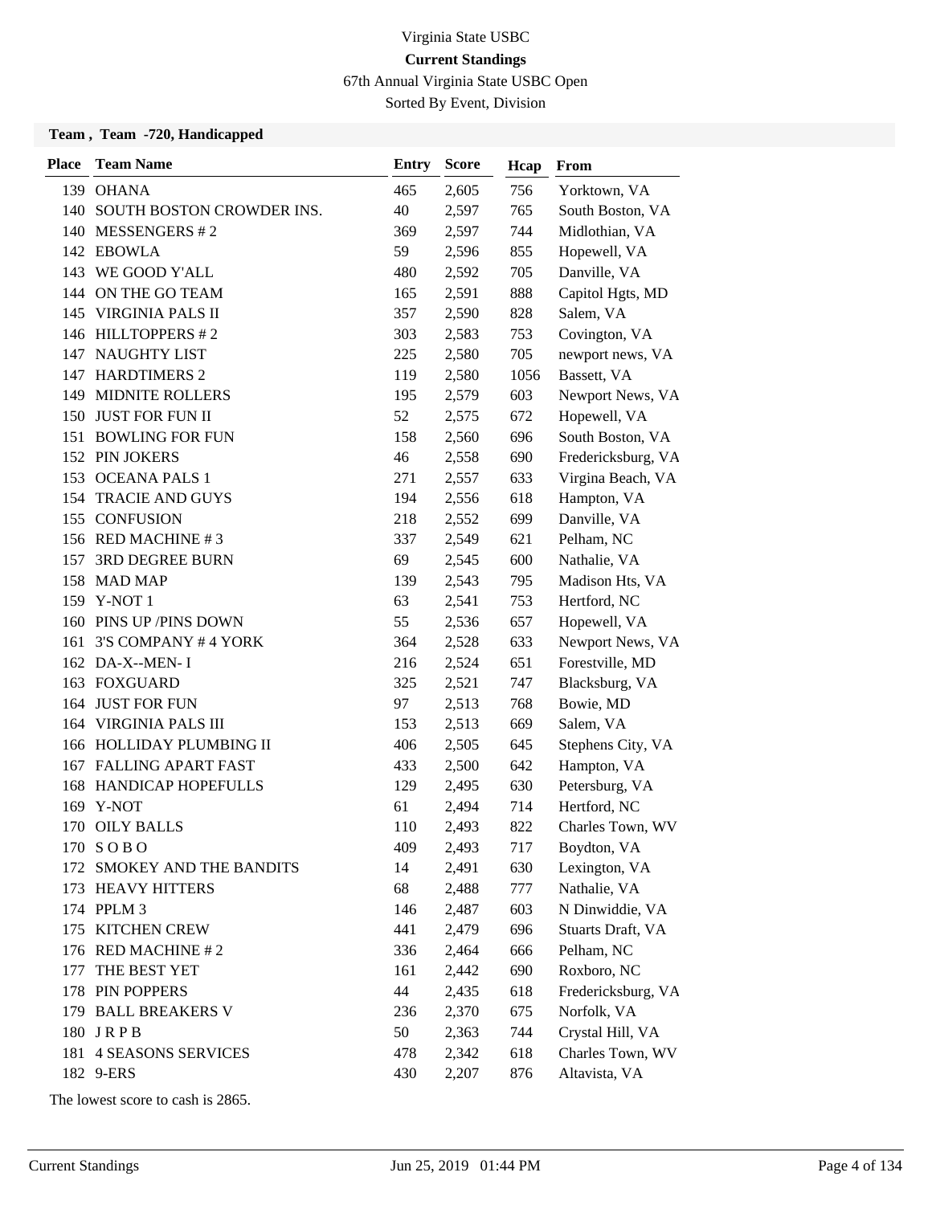Virginia State USBC

**Current Standings**

67th Annual Virginia State USBC Open

Sorted By Event, Division

**Team , Team -720, Handicapped**

| Place | Team Name | Entry | Score | Hcap | From |
|---|---|---|---|---|---|
| 139 | OHANA | 465 | 2,605 | 756 | Yorktown, VA |
| 140 | SOUTH BOSTON CROWDER INS. | 40 | 2,597 | 765 | South Boston, VA |
| 140 | MESSENGERS # 2 | 369 | 2,597 | 744 | Midlothian, VA |
| 142 | EBOWLA | 59 | 2,596 | 855 | Hopewell, VA |
| 143 | WE GOOD Y'ALL | 480 | 2,592 | 705 | Danville, VA |
| 144 | ON THE GO TEAM | 165 | 2,591 | 888 | Capitol Hgts, MD |
| 145 | VIRGINIA PALS II | 357 | 2,590 | 828 | Salem, VA |
| 146 | HILLTOPPERS # 2 | 303 | 2,583 | 753 | Covington, VA |
| 147 | NAUGHTY LIST | 225 | 2,580 | 705 | newport news, VA |
| 147 | HARDTIMERS 2 | 119 | 2,580 | 1056 | Bassett, VA |
| 149 | MIDNITE ROLLERS | 195 | 2,579 | 603 | Newport News, VA |
| 150 | JUST FOR FUN II | 52 | 2,575 | 672 | Hopewell, VA |
| 151 | BOWLING FOR FUN | 158 | 2,560 | 696 | South Boston, VA |
| 152 | PIN JOKERS | 46 | 2,558 | 690 | Fredericksburg, VA |
| 153 | OCEANA PALS 1 | 271 | 2,557 | 633 | Virgina Beach, VA |
| 154 | TRACIE AND GUYS | 194 | 2,556 | 618 | Hampton, VA |
| 155 | CONFUSION | 218 | 2,552 | 699 | Danville, VA |
| 156 | RED MACHINE # 3 | 337 | 2,549 | 621 | Pelham, NC |
| 157 | 3RD DEGREE BURN | 69 | 2,545 | 600 | Nathalie, VA |
| 158 | MAD MAP | 139 | 2,543 | 795 | Madison Hts, VA |
| 159 | Y-NOT 1 | 63 | 2,541 | 753 | Hertford, NC |
| 160 | PINS UP /PINS DOWN | 55 | 2,536 | 657 | Hopewell, VA |
| 161 | 3'S COMPANY # 4 YORK | 364 | 2,528 | 633 | Newport News, VA |
| 162 | DA-X--MEN- I | 216 | 2,524 | 651 | Forestville, MD |
| 163 | FOXGUARD | 325 | 2,521 | 747 | Blacksburg, VA |
| 164 | JUST FOR FUN | 97 | 2,513 | 768 | Bowie, MD |
| 164 | VIRGINIA PALS III | 153 | 2,513 | 669 | Salem, VA |
| 166 | HOLLIDAY PLUMBING II | 406 | 2,505 | 645 | Stephens City, VA |
| 167 | FALLING APART FAST | 433 | 2,500 | 642 | Hampton, VA |
| 168 | HANDICAP HOPEFULLS | 129 | 2,495 | 630 | Petersburg, VA |
| 169 | Y-NOT | 61 | 2,494 | 714 | Hertford, NC |
| 170 | OILY BALLS | 110 | 2,493 | 822 | Charles Town, WV |
| 170 | S O B O | 409 | 2,493 | 717 | Boydton, VA |
| 172 | SMOKEY AND THE BANDITS | 14 | 2,491 | 630 | Lexington, VA |
| 173 | HEAVY HITTERS | 68 | 2,488 | 777 | Nathalie, VA |
| 174 | PPLM 3 | 146 | 2,487 | 603 | N Dinwiddie, VA |
| 175 | KITCHEN CREW | 441 | 2,479 | 696 | Stuarts Draft, VA |
| 176 | RED MACHINE # 2 | 336 | 2,464 | 666 | Pelham, NC |
| 177 | THE BEST YET | 161 | 2,442 | 690 | Roxboro, NC |
| 178 | PIN POPPERS | 44 | 2,435 | 618 | Fredericksburg, VA |
| 179 | BALL BREAKERS V | 236 | 2,370 | 675 | Norfolk, VA |
| 180 | J R P B | 50 | 2,363 | 744 | Crystal Hill, VA |
| 181 | 4 SEASONS SERVICES | 478 | 2,342 | 618 | Charles Town, WV |
| 182 | 9-ERS | 430 | 2,207 | 876 | Altavista, VA |

The lowest score to cash is 2865.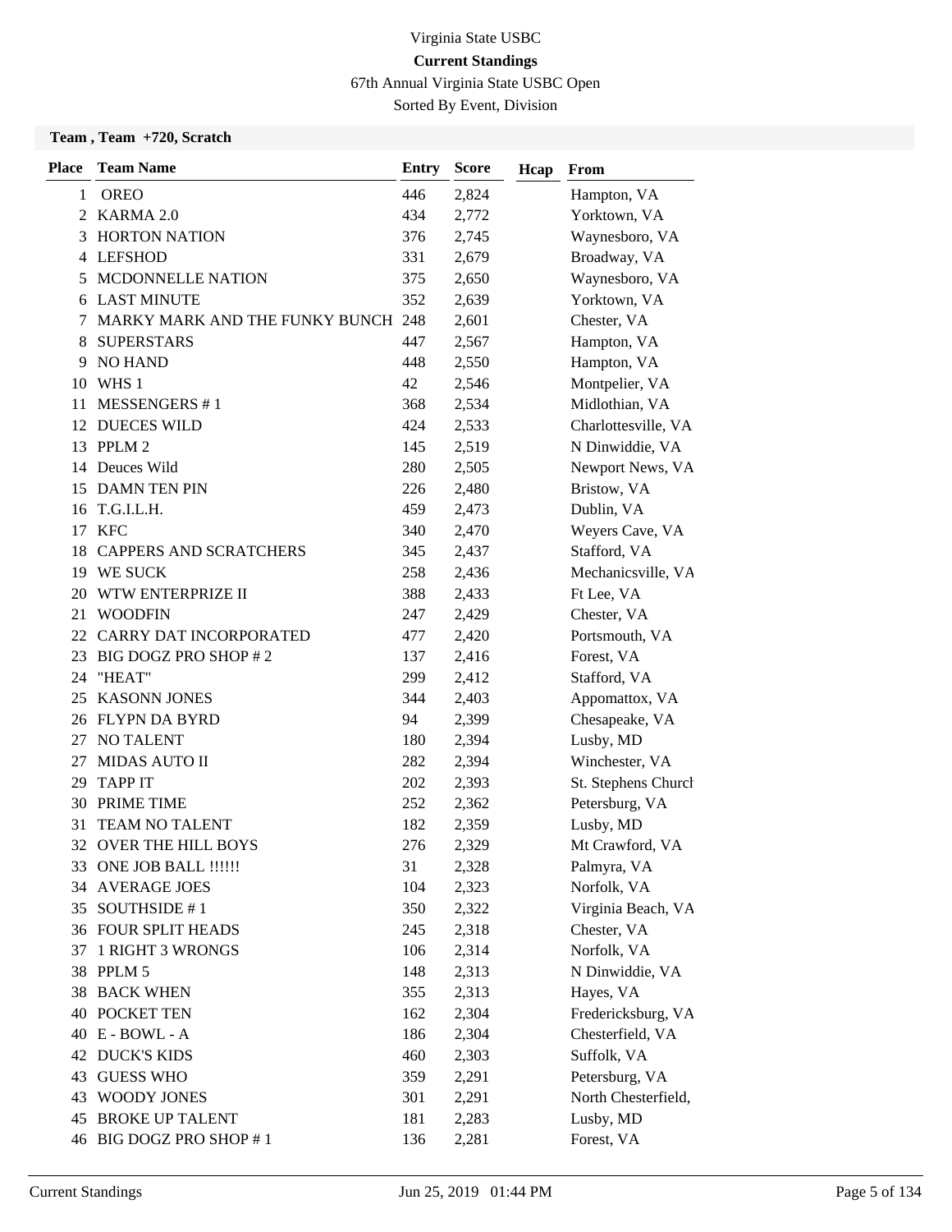Virginia State USBC

**Current Standings**

67th Annual Virginia State USBC Open

Sorted By Event, Division

**Team , Team +720, Scratch**

| Place | Team Name | Entry | Score | Hcap | From |
|---|---|---|---|---|---|
| 1 | OREO | 446 | 2,824 | | Hampton, VA |
| 2 | KARMA 2.0 | 434 | 2,772 | | Yorktown, VA |
| 3 | HORTON NATION | 376 | 2,745 | | Waynesboro, VA |
| 4 | LEFSHOD | 331 | 2,679 | | Broadway, VA |
| 5 | MCDONNELLE NATION | 375 | 2,650 | | Waynesboro, VA |
| 6 | LAST MINUTE | 352 | 2,639 | | Yorktown, VA |
| 7 | MARKY MARK AND THE FUNKY BUNCH | 248 | 2,601 | | Chester, VA |
| 8 | SUPERSTARS | 447 | 2,567 | | Hampton, VA |
| 9 | NO HAND | 448 | 2,550 | | Hampton, VA |
| 10 | WHS 1 | 42 | 2,546 | | Montpelier, VA |
| 11 | MESSENGERS # 1 | 368 | 2,534 | | Midlothian, VA |
| 12 | DUECES WILD | 424 | 2,533 | | Charlottesville, VA |
| 13 | PPLM 2 | 145 | 2,519 | | N Dinwiddie, VA |
| 14 | Deuces Wild | 280 | 2,505 | | Newport News, VA |
| 15 | DAMN TEN PIN | 226 | 2,480 | | Bristow, VA |
| 16 | T.G.I.L.H. | 459 | 2,473 | | Dublin, VA |
| 17 | KFC | 340 | 2,470 | | Weyers Cave, VA |
| 18 | CAPPERS AND SCRATCHERS | 345 | 2,437 | | Stafford, VA |
| 19 | WE SUCK | 258 | 2,436 | | Mechanicsville, VA |
| 20 | WTW ENTERPRIZE II | 388 | 2,433 | | Ft Lee, VA |
| 21 | WOODFIN | 247 | 2,429 | | Chester, VA |
| 22 | CARRY DAT INCORPORATED | 477 | 2,420 | | Portsmouth, VA |
| 23 | BIG DOGZ PRO SHOP # 2 | 137 | 2,416 | | Forest, VA |
| 24 | "HEAT" | 299 | 2,412 | | Stafford, VA |
| 25 | KASONN JONES | 344 | 2,403 | | Appomattox, VA |
| 26 | FLYPN DA BYRD | 94 | 2,399 | | Chesapeake, VA |
| 27 | NO TALENT | 180 | 2,394 | | Lusby, MD |
| 27 | MIDAS AUTO II | 282 | 2,394 | | Winchester, VA |
| 29 | TAPP IT | 202 | 2,393 | | St. Stephens Church |
| 30 | PRIME TIME | 252 | 2,362 | | Petersburg, VA |
| 31 | TEAM NO TALENT | 182 | 2,359 | | Lusby, MD |
| 32 | OVER THE HILL BOYS | 276 | 2,329 | | Mt Crawford, VA |
| 33 | ONE JOB BALL !!!!!! | 31 | 2,328 | | Palmyra, VA |
| 34 | AVERAGE JOES | 104 | 2,323 | | Norfolk, VA |
| 35 | SOUTHSIDE # 1 | 350 | 2,322 | | Virginia Beach, VA |
| 36 | FOUR SPLIT HEADS | 245 | 2,318 | | Chester, VA |
| 37 | 1 RIGHT 3 WRONGS | 106 | 2,314 | | Norfolk, VA |
| 38 | PPLM 5 | 148 | 2,313 | | N Dinwiddie, VA |
| 38 | BACK WHEN | 355 | 2,313 | | Hayes, VA |
| 40 | POCKET TEN | 162 | 2,304 | | Fredericksburg, VA |
| 40 | E - BOWL - A | 186 | 2,304 | | Chesterfield, VA |
| 42 | DUCK'S KIDS | 460 | 2,303 | | Suffolk, VA |
| 43 | GUESS WHO | 359 | 2,291 | | Petersburg, VA |
| 43 | WOODY JONES | 301 | 2,291 | | North Chesterfield, |
| 45 | BROKE UP TALENT | 181 | 2,283 | | Lusby, MD |
| 46 | BIG DOGZ PRO SHOP # 1 | 136 | 2,281 | | Forest, VA |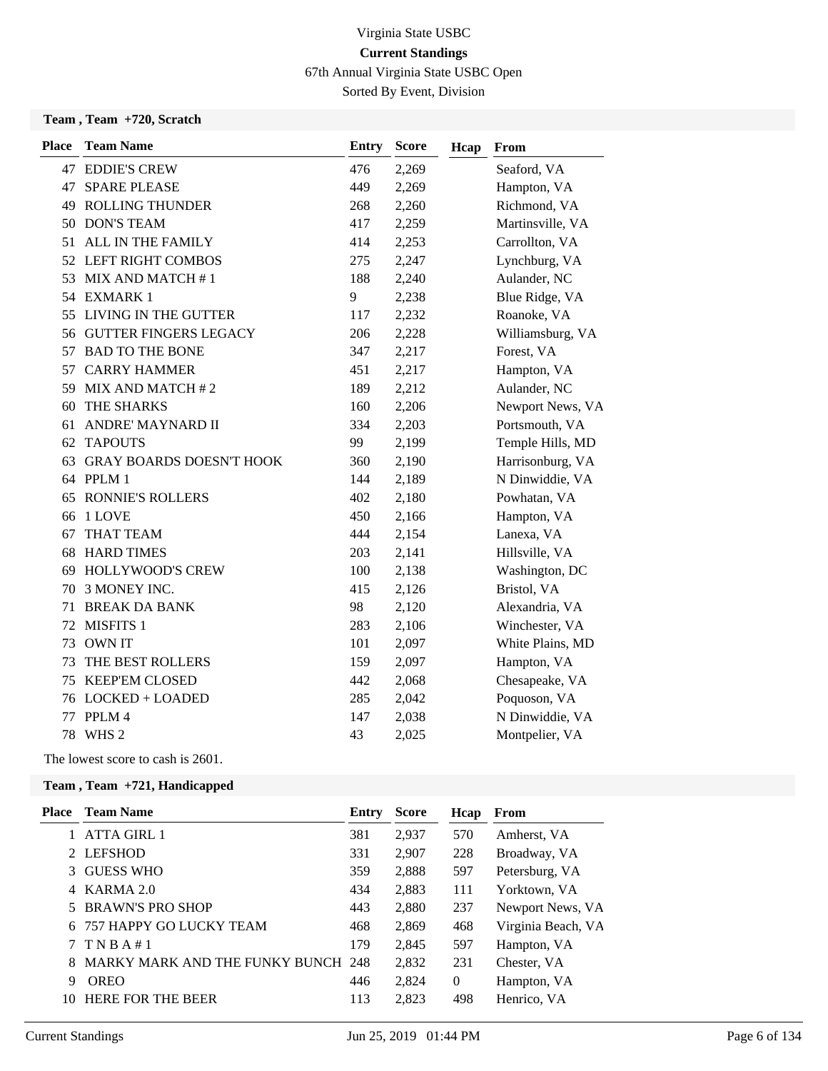Virginia State USBC

**Current Standings**

67th Annual Virginia State USBC Open

Sorted By Event, Division

### Team , Team +720, Scratch

| Place | Team Name | Entry | Score | Hcap | From |
|---|---|---|---|---|---|
| 47 | EDDIE'S CREW | 476 | 2,269 | | Seaford, VA |
| 47 | SPARE PLEASE | 449 | 2,269 | | Hampton, VA |
| 49 | ROLLING THUNDER | 268 | 2,260 | | Richmond, VA |
| 50 | DON'S TEAM | 417 | 2,259 | | Martinsville, VA |
| 51 | ALL IN THE FAMILY | 414 | 2,253 | | Carrollton, VA |
| 52 | LEFT RIGHT COMBOS | 275 | 2,247 | | Lynchburg, VA |
| 53 | MIX AND MATCH # 1 | 188 | 2,240 | | Aulander, NC |
| 54 | EXMARK 1 | 9 | 2,238 | | Blue Ridge, VA |
| 55 | LIVING IN THE GUTTER | 117 | 2,232 | | Roanoke, VA |
| 56 | GUTTER FINGERS LEGACY | 206 | 2,228 | | Williamsburg, VA |
| 57 | BAD TO THE BONE | 347 | 2,217 | | Forest, VA |
| 57 | CARRY HAMMER | 451 | 2,217 | | Hampton, VA |
| 59 | MIX AND MATCH # 2 | 189 | 2,212 | | Aulander, NC |
| 60 | THE SHARKS | 160 | 2,206 | | Newport News, VA |
| 61 | ANDRE' MAYNARD II | 334 | 2,203 | | Portsmouth, VA |
| 62 | TAPOUTS | 99 | 2,199 | | Temple Hills, MD |
| 63 | GRAY BOARDS DOESN'T HOOK | 360 | 2,190 | | Harrisonburg, VA |
| 64 | PPLM 1 | 144 | 2,189 | | N Dinwiddie, VA |
| 65 | RONNIE'S ROLLERS | 402 | 2,180 | | Powhatan, VA |
| 66 | 1 LOVE | 450 | 2,166 | | Hampton, VA |
| 67 | THAT TEAM | 444 | 2,154 | | Lanexa, VA |
| 68 | HARD TIMES | 203 | 2,141 | | Hillsville, VA |
| 69 | HOLLYWOOD'S CREW | 100 | 2,138 | | Washington, DC |
| 70 | 3 MONEY INC. | 415 | 2,126 | | Bristol, VA |
| 71 | BREAK DA BANK | 98 | 2,120 | | Alexandria, VA |
| 72 | MISFITS 1 | 283 | 2,106 | | Winchester, VA |
| 73 | OWN IT | 101 | 2,097 | | White Plains, MD |
| 73 | THE BEST ROLLERS | 159 | 2,097 | | Hampton, VA |
| 75 | KEEP'EM CLOSED | 442 | 2,068 | | Chesapeake, VA |
| 76 | LOCKED + LOADED | 285 | 2,042 | | Poquoson, VA |
| 77 | PPLM 4 | 147 | 2,038 | | N Dinwiddie, VA |
| 78 | WHS 2 | 43 | 2,025 | | Montpelier, VA |

The lowest score to cash is 2601.

### Team , Team +721, Handicapped

| Place | Team Name | Entry | Score | Hcap | From |
|---|---|---|---|---|---|
| 1 | ATTA GIRL 1 | 381 | 2,937 | 570 | Amherst, VA |
| 2 | LEFSHOD | 331 | 2,907 | 228 | Broadway, VA |
| 3 | GUESS WHO | 359 | 2,888 | 597 | Petersburg, VA |
| 4 | KARMA 2.0 | 434 | 2,883 | 111 | Yorktown, VA |
| 5 | BRAWN'S PRO SHOP | 443 | 2,880 | 237 | Newport News, VA |
| 6 | 757 HAPPY GO LUCKY TEAM | 468 | 2,869 | 468 | Virginia Beach, VA |
| 7 | T N B A # 1 | 179 | 2,845 | 597 | Hampton, VA |
| 8 | MARKY MARK AND THE FUNKY BUNCH | 248 | 2,832 | 231 | Chester, VA |
| 9 | OREO | 446 | 2,824 | 0 | Hampton, VA |
| 10 | HERE FOR THE BEER | 113 | 2,823 | 498 | Henrico, VA |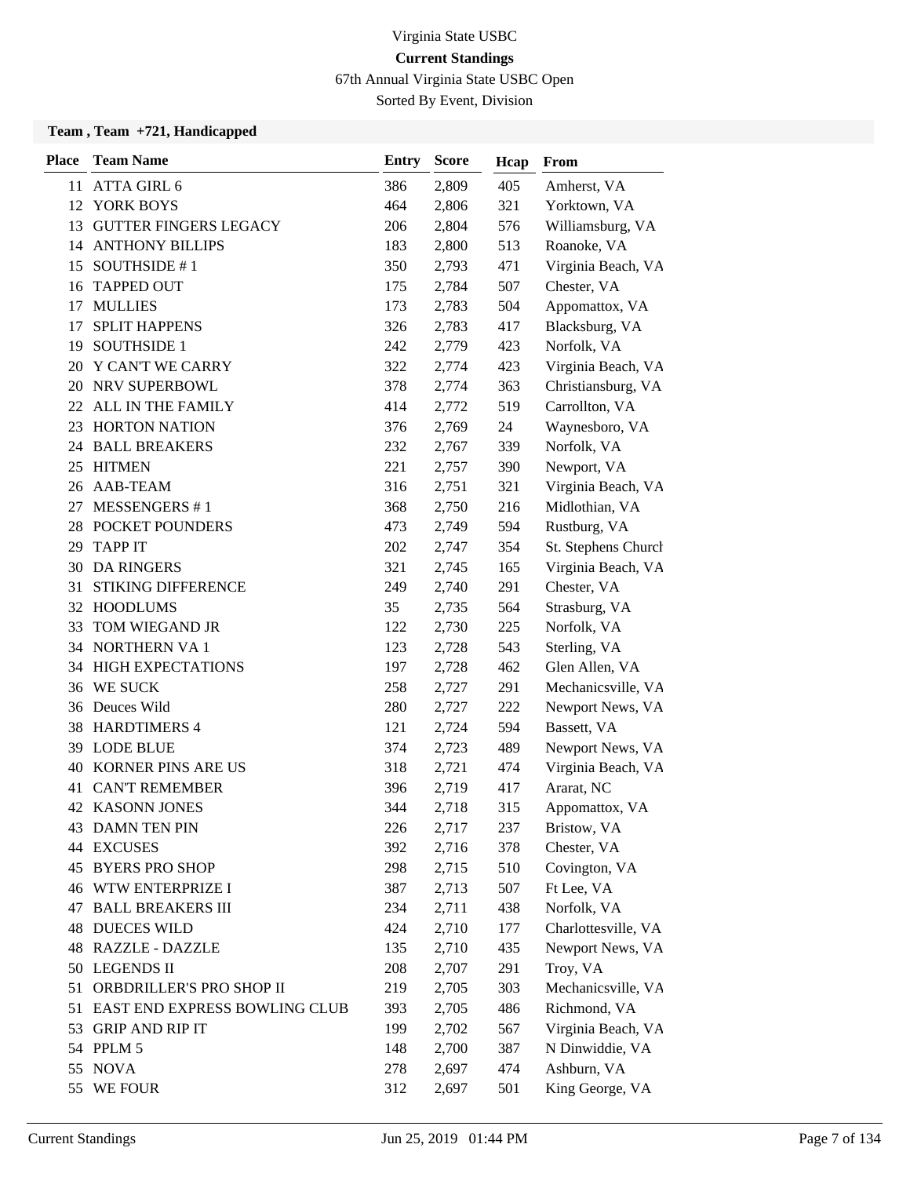# Virginia State USBC

## Current Standings

67th Annual Virginia State USBC Open

Sorted By Event, Division

### Team , Team +721, Handicapped

| Place | Team Name | Entry | Score | Hcap | From |
|---|---|---|---|---|---|
| 11 | ATTA GIRL 6 | 386 | 2,809 | 405 | Amherst, VA |
| 12 | YORK BOYS | 464 | 2,806 | 321 | Yorktown, VA |
| 13 | GUTTER FINGERS LEGACY | 206 | 2,804 | 576 | Williamsburg, VA |
| 14 | ANTHONY BILLIPS | 183 | 2,800 | 513 | Roanoke, VA |
| 15 | SOUTHSIDE # 1 | 350 | 2,793 | 471 | Virginia Beach, VA |
| 16 | TAPPED OUT | 175 | 2,784 | 507 | Chester, VA |
| 17 | MULLIES | 173 | 2,783 | 504 | Appomattox, VA |
| 17 | SPLIT HAPPENS | 326 | 2,783 | 417 | Blacksburg, VA |
| 19 | SOUTHSIDE 1 | 242 | 2,779 | 423 | Norfolk, VA |
| 20 | Y CAN'T WE CARRY | 322 | 2,774 | 423 | Virginia Beach, VA |
| 20 | NRV SUPERBOWL | 378 | 2,774 | 363 | Christiansburg, VA |
| 22 | ALL IN THE FAMILY | 414 | 2,772 | 519 | Carrollton, VA |
| 23 | HORTON NATION | 376 | 2,769 | 24 | Waynesboro, VA |
| 24 | BALL BREAKERS | 232 | 2,767 | 339 | Norfolk, VA |
| 25 | HITMEN | 221 | 2,757 | 390 | Newport, VA |
| 26 | AAB-TEAM | 316 | 2,751 | 321 | Virginia Beach, VA |
| 27 | MESSENGERS # 1 | 368 | 2,750 | 216 | Midlothian, VA |
| 28 | POCKET POUNDERS | 473 | 2,749 | 594 | Rustburg, VA |
| 29 | TAPP IT | 202 | 2,747 | 354 | St. Stephens Church |
| 30 | DA RINGERS | 321 | 2,745 | 165 | Virginia Beach, VA |
| 31 | STIKING DIFFERENCE | 249 | 2,740 | 291 | Chester, VA |
| 32 | HOODLUMS | 35 | 2,735 | 564 | Strasburg, VA |
| 33 | TOM WIEGAND JR | 122 | 2,730 | 225 | Norfolk, VA |
| 34 | NORTHERN VA 1 | 123 | 2,728 | 543 | Sterling, VA |
| 34 | HIGH EXPECTATIONS | 197 | 2,728 | 462 | Glen Allen, VA |
| 36 | WE SUCK | 258 | 2,727 | 291 | Mechanicsville, VA |
| 36 | Deuces Wild | 280 | 2,727 | 222 | Newport News, VA |
| 38 | HARDTIMERS 4 | 121 | 2,724 | 594 | Bassett, VA |
| 39 | LODE BLUE | 374 | 2,723 | 489 | Newport News, VA |
| 40 | KORNER PINS ARE US | 318 | 2,721 | 474 | Virginia Beach, VA |
| 41 | CAN'T REMEMBER | 396 | 2,719 | 417 | Ararat, NC |
| 42 | KASONN JONES | 344 | 2,718 | 315 | Appomattox, VA |
| 43 | DAMN TEN PIN | 226 | 2,717 | 237 | Bristow, VA |
| 44 | EXCUSES | 392 | 2,716 | 378 | Chester, VA |
| 45 | BYERS PRO SHOP | 298 | 2,715 | 510 | Covington, VA |
| 46 | WTW ENTERPRIZE I | 387 | 2,713 | 507 | Ft Lee, VA |
| 47 | BALL BREAKERS III | 234 | 2,711 | 438 | Norfolk, VA |
| 48 | DUECES WILD | 424 | 2,710 | 177 | Charlottesville, VA |
| 48 | RAZZLE - DAZZLE | 135 | 2,710 | 435 | Newport News, VA |
| 50 | LEGENDS II | 208 | 2,707 | 291 | Troy, VA |
| 51 | ORBDRILLER'S PRO SHOP II | 219 | 2,705 | 303 | Mechanicsville, VA |
| 51 | EAST END EXPRESS BOWLING CLUB | 393 | 2,705 | 486 | Richmond, VA |
| 53 | GRIP AND RIP IT | 199 | 2,702 | 567 | Virginia Beach, VA |
| 54 | PPLM 5 | 148 | 2,700 | 387 | N Dinwiddie, VA |
| 55 | NOVA | 278 | 2,697 | 474 | Ashburn, VA |
| 55 | WE FOUR | 312 | 2,697 | 501 | King George, VA |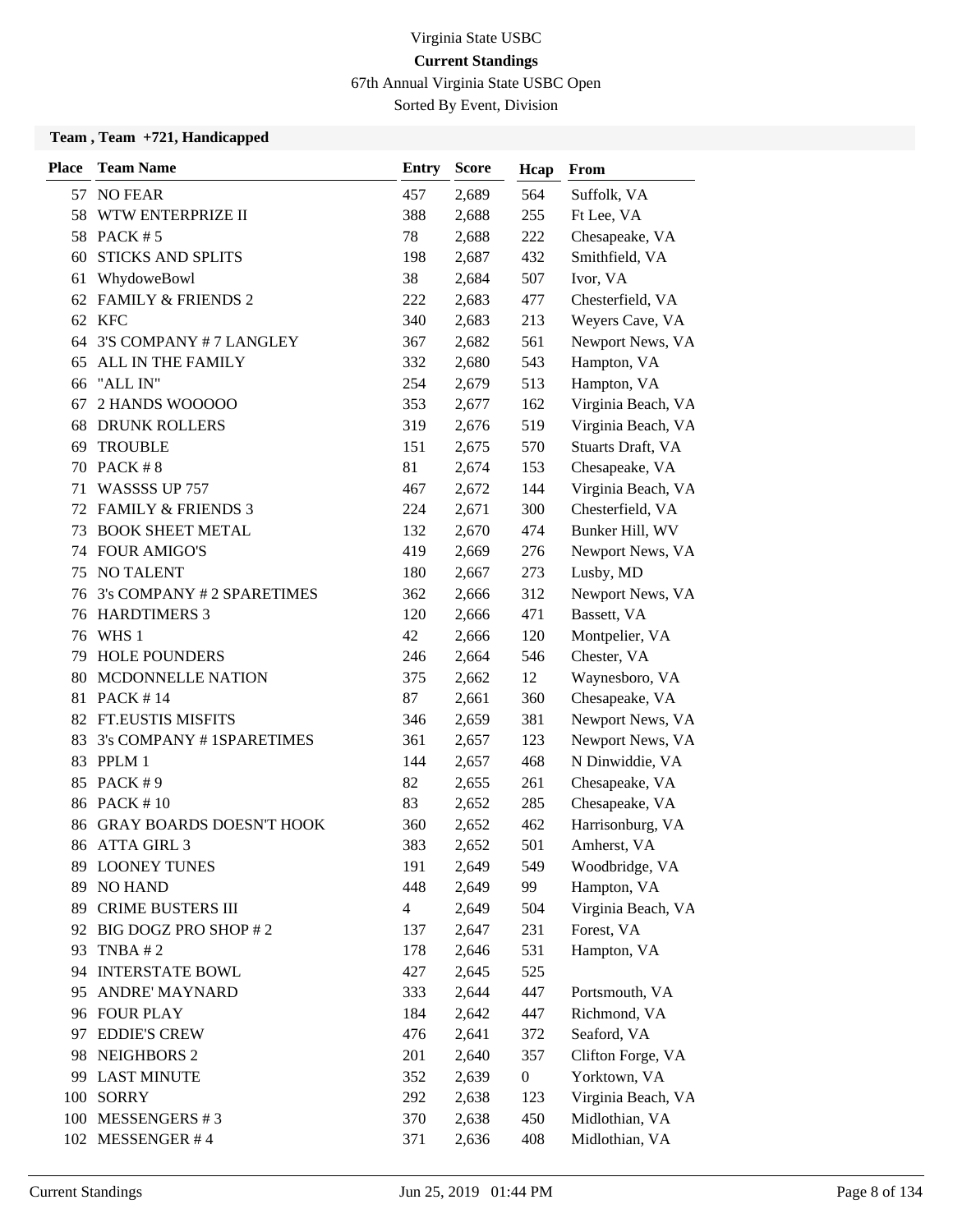Virginia State USBC

**Current Standings**

67th Annual Virginia State USBC Open

Sorted By Event, Division

**Team , Team +721, Handicapped**

| Place | Team Name | Entry | Score | Hcap | From |
|---|---|---|---|---|---|
| 57 | NO FEAR | 457 | 2,689 | 564 | Suffolk, VA |
| 58 | WTW ENTERPRIZE II | 388 | 2,688 | 255 | Ft Lee, VA |
| 58 | PACK # 5 | 78 | 2,688 | 222 | Chesapeake, VA |
| 60 | STICKS AND SPLITS | 198 | 2,687 | 432 | Smithfield, VA |
| 61 | WhydoweBowl | 38 | 2,684 | 507 | Ivor, VA |
| 62 | FAMILY & FRIENDS 2 | 222 | 2,683 | 477 | Chesterfield, VA |
| 62 | KFC | 340 | 2,683 | 213 | Weyers Cave, VA |
| 64 | 3'S COMPANY # 7 LANGLEY | 367 | 2,682 | 561 | Newport News, VA |
| 65 | ALL IN THE FAMILY | 332 | 2,680 | 543 | Hampton, VA |
| 66 | "ALL IN" | 254 | 2,679 | 513 | Hampton, VA |
| 67 | 2 HANDS WOOOOO | 353 | 2,677 | 162 | Virginia Beach, VA |
| 68 | DRUNK ROLLERS | 319 | 2,676 | 519 | Virginia Beach, VA |
| 69 | TROUBLE | 151 | 2,675 | 570 | Stuarts Draft, VA |
| 70 | PACK # 8 | 81 | 2,674 | 153 | Chesapeake, VA |
| 71 | WASSSS UP 757 | 467 | 2,672 | 144 | Virginia Beach, VA |
| 72 | FAMILY & FRIENDS 3 | 224 | 2,671 | 300 | Chesterfield, VA |
| 73 | BOOK SHEET METAL | 132 | 2,670 | 474 | Bunker Hill, WV |
| 74 | FOUR AMIGO'S | 419 | 2,669 | 276 | Newport News, VA |
| 75 | NO TALENT | 180 | 2,667 | 273 | Lusby, MD |
| 76 | 3's COMPANY # 2 SPARETIMES | 362 | 2,666 | 312 | Newport News, VA |
| 76 | HARDTIMERS 3 | 120 | 2,666 | 471 | Bassett, VA |
| 76 | WHS 1 | 42 | 2,666 | 120 | Montpelier, VA |
| 79 | HOLE POUNDERS | 246 | 2,664 | 546 | Chester, VA |
| 80 | MCDONNELLE NATION | 375 | 2,662 | 12 | Waynesboro, VA |
| 81 | PACK # 14 | 87 | 2,661 | 360 | Chesapeake, VA |
| 82 | FT.EUSTIS MISFITS | 346 | 2,659 | 381 | Newport News, VA |
| 83 | 3's COMPANY # 1SPARETIMES | 361 | 2,657 | 123 | Newport News, VA |
| 83 | PPLM 1 | 144 | 2,657 | 468 | N Dinwiddie, VA |
| 85 | PACK # 9 | 82 | 2,655 | 261 | Chesapeake, VA |
| 86 | PACK # 10 | 83 | 2,652 | 285 | Chesapeake, VA |
| 86 | GRAY BOARDS DOESN'T HOOK | 360 | 2,652 | 462 | Harrisonburg, VA |
| 86 | ATTA GIRL 3 | 383 | 2,652 | 501 | Amherst, VA |
| 89 | LOONEY TUNES | 191 | 2,649 | 549 | Woodbridge, VA |
| 89 | NO HAND | 448 | 2,649 | 99 | Hampton, VA |
| 89 | CRIME BUSTERS III | 4 | 2,649 | 504 | Virginia Beach, VA |
| 92 | BIG DOGZ PRO SHOP # 2 | 137 | 2,647 | 231 | Forest, VA |
| 93 | TNBA # 2 | 178 | 2,646 | 531 | Hampton, VA |
| 94 | INTERSTATE BOWL | 427 | 2,645 | 525 | |
| 95 | ANDRE' MAYNARD | 333 | 2,644 | 447 | Portsmouth, VA |
| 96 | FOUR PLAY | 184 | 2,642 | 447 | Richmond, VA |
| 97 | EDDIE'S CREW | 476 | 2,641 | 372 | Seaford, VA |
| 98 | NEIGHBORS 2 | 201 | 2,640 | 357 | Clifton Forge, VA |
| 99 | LAST MINUTE | 352 | 2,639 | 0 | Yorktown, VA |
| 100 | SORRY | 292 | 2,638 | 123 | Virginia Beach, VA |
| 100 | MESSENGERS # 3 | 370 | 2,638 | 450 | Midlothian, VA |
| 102 | MESSENGER # 4 | 371 | 2,636 | 408 | Midlothian, VA |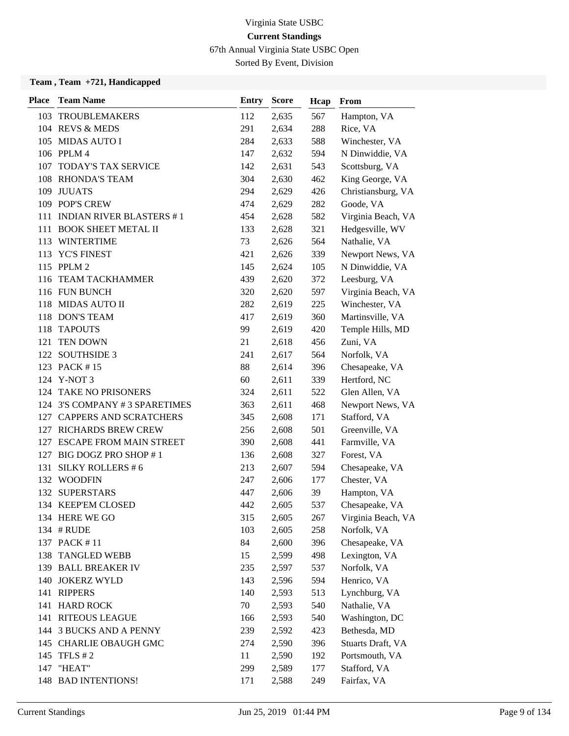Virginia State USBC

**Current Standings**

67th Annual Virginia State USBC Open

Sorted By Event, Division

**Team , Team +721, Handicapped**

| Place | Team Name | Entry | Score | Hcap | From |
|---|---|---|---|---|---|
| 103 | TROUBLEMAKERS | 112 | 2,635 | 567 | Hampton, VA |
| 104 | REVS & MEDS | 291 | 2,634 | 288 | Rice, VA |
| 105 | MIDAS AUTO I | 284 | 2,633 | 588 | Winchester, VA |
| 106 | PPLM 4 | 147 | 2,632 | 594 | N Dinwiddie, VA |
| 107 | TODAY'S TAX SERVICE | 142 | 2,631 | 543 | Scottsburg, VA |
| 108 | RHONDA'S TEAM | 304 | 2,630 | 462 | King George, VA |
| 109 | JUUATS | 294 | 2,629 | 426 | Christiansburg, VA |
| 109 | POP'S CREW | 474 | 2,629 | 282 | Goode, VA |
| 111 | INDIAN RIVER BLASTERS # 1 | 454 | 2,628 | 582 | Virginia Beach, VA |
| 111 | BOOK SHEET METAL II | 133 | 2,628 | 321 | Hedgesville, WV |
| 113 | WINTERTIME | 73 | 2,626 | 564 | Nathalie, VA |
| 113 | YC'S FINEST | 421 | 2,626 | 339 | Newport News, VA |
| 115 | PPLM 2 | 145 | 2,624 | 105 | N Dinwiddie, VA |
| 116 | TEAM TACKHAMMER | 439 | 2,620 | 372 | Leesburg, VA |
| 116 | FUN BUNCH | 320 | 2,620 | 597 | Virginia Beach, VA |
| 118 | MIDAS AUTO II | 282 | 2,619 | 225 | Winchester, VA |
| 118 | DON'S TEAM | 417 | 2,619 | 360 | Martinsville, VA |
| 118 | TAPOUTS | 99 | 2,619 | 420 | Temple Hills, MD |
| 121 | TEN DOWN | 21 | 2,618 | 456 | Zuni, VA |
| 122 | SOUTHSIDE 3 | 241 | 2,617 | 564 | Norfolk, VA |
| 123 | PACK # 15 | 88 | 2,614 | 396 | Chesapeake, VA |
| 124 | Y-NOT 3 | 60 | 2,611 | 339 | Hertford, NC |
| 124 | TAKE NO PRISONERS | 324 | 2,611 | 522 | Glen Allen, VA |
| 124 | 3'S COMPANY # 3 SPARETIMES | 363 | 2,611 | 468 | Newport News, VA |
| 127 | CAPPERS AND SCRATCHERS | 345 | 2,608 | 171 | Stafford, VA |
| 127 | RICHARDS BREW CREW | 256 | 2,608 | 501 | Greenville, VA |
| 127 | ESCAPE FROM MAIN STREET | 390 | 2,608 | 441 | Farmville, VA |
| 127 | BIG DOGZ PRO SHOP # 1 | 136 | 2,608 | 327 | Forest, VA |
| 131 | SILKY ROLLERS # 6 | 213 | 2,607 | 594 | Chesapeake, VA |
| 132 | WOODFIN | 247 | 2,606 | 177 | Chester, VA |
| 132 | SUPERSTARS | 447 | 2,606 | 39 | Hampton, VA |
| 134 | KEEP'EM CLOSED | 442 | 2,605 | 537 | Chesapeake, VA |
| 134 | HERE WE GO | 315 | 2,605 | 267 | Virginia Beach, VA |
| 134 | # RUDE | 103 | 2,605 | 258 | Norfolk, VA |
| 137 | PACK # 11 | 84 | 2,600 | 396 | Chesapeake, VA |
| 138 | TANGLED WEBB | 15 | 2,599 | 498 | Lexington, VA |
| 139 | BALL BREAKER IV | 235 | 2,597 | 537 | Norfolk, VA |
| 140 | JOKERZ WYLD | 143 | 2,596 | 594 | Henrico, VA |
| 141 | RIPPERS | 140 | 2,593 | 513 | Lynchburg, VA |
| 141 | HARD ROCK | 70 | 2,593 | 540 | Nathalie, VA |
| 141 | RITEOUS LEAGUE | 166 | 2,593 | 540 | Washington, DC |
| 144 | 3 BUCKS AND A PENNY | 239 | 2,592 | 423 | Bethesda, MD |
| 145 | CHARLIE OBAUGH GMC | 274 | 2,590 | 396 | Stuarts Draft, VA |
| 145 | TFLS # 2 | 11 | 2,590 | 192 | Portsmouth, VA |
| 147 | "HEAT" | 299 | 2,589 | 177 | Stafford, VA |
| 148 | BAD INTENTIONS! | 171 | 2,588 | 249 | Fairfax, VA |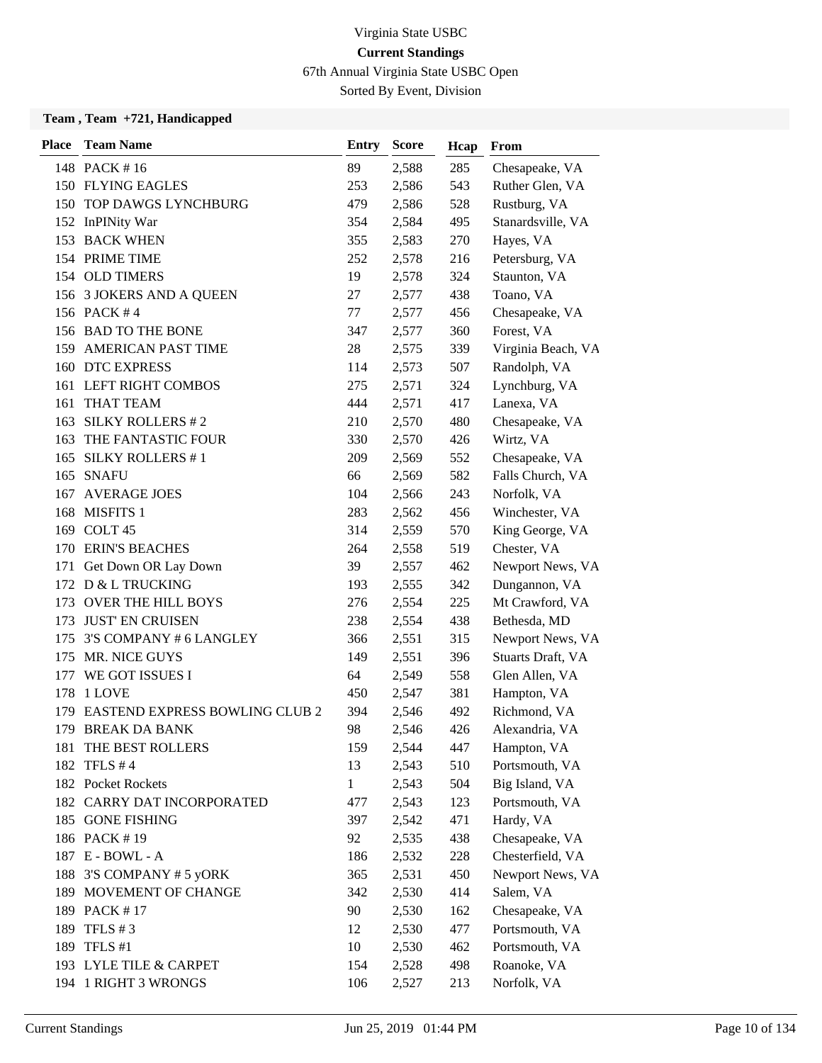Virginia State USBC

**Current Standings**

67th Annual Virginia State USBC Open

Sorted By Event, Division

**Team , Team +721, Handicapped**

| Place | Team Name | Entry | Score | Hcap | From |
|---|---|---|---|---|---|
| 148 | PACK # 16 | 89 | 2,588 | 285 | Chesapeake, VA |
| 150 | FLYING EAGLES | 253 | 2,586 | 543 | Ruther Glen, VA |
| 150 | TOP DAWGS LYNCHBURG | 479 | 2,586 | 528 | Rustburg, VA |
| 152 | InPINity War | 354 | 2,584 | 495 | Stanardsville, VA |
| 153 | BACK WHEN | 355 | 2,583 | 270 | Hayes, VA |
| 154 | PRIME TIME | 252 | 2,578 | 216 | Petersburg, VA |
| 154 | OLD TIMERS | 19 | 2,578 | 324 | Staunton, VA |
| 156 | 3 JOKERS AND A QUEEN | 27 | 2,577 | 438 | Toano, VA |
| 156 | PACK # 4 | 77 | 2,577 | 456 | Chesapeake, VA |
| 156 | BAD TO THE BONE | 347 | 2,577 | 360 | Forest, VA |
| 159 | AMERICAN PAST TIME | 28 | 2,575 | 339 | Virginia Beach, VA |
| 160 | DTC EXPRESS | 114 | 2,573 | 507 | Randolph, VA |
| 161 | LEFT RIGHT COMBOS | 275 | 2,571 | 324 | Lynchburg, VA |
| 161 | THAT TEAM | 444 | 2,571 | 417 | Lanexa, VA |
| 163 | SILKY ROLLERS # 2 | 210 | 2,570 | 480 | Chesapeake, VA |
| 163 | THE FANTASTIC FOUR | 330 | 2,570 | 426 | Wirtz, VA |
| 165 | SILKY ROLLERS # 1 | 209 | 2,569 | 552 | Chesapeake, VA |
| 165 | SNAFU | 66 | 2,569 | 582 | Falls Church, VA |
| 167 | AVERAGE JOES | 104 | 2,566 | 243 | Norfolk, VA |
| 168 | MISFITS 1 | 283 | 2,562 | 456 | Winchester, VA |
| 169 | COLT 45 | 314 | 2,559 | 570 | King George, VA |
| 170 | ERIN'S BEACHES | 264 | 2,558 | 519 | Chester, VA |
| 171 | Get Down OR Lay Down | 39 | 2,557 | 462 | Newport News, VA |
| 172 | D & L TRUCKING | 193 | 2,555 | 342 | Dungannon, VA |
| 173 | OVER THE HILL BOYS | 276 | 2,554 | 225 | Mt Crawford, VA |
| 173 | JUST' EN CRUISEN | 238 | 2,554 | 438 | Bethesda, MD |
| 175 | 3'S COMPANY # 6 LANGLEY | 366 | 2,551 | 315 | Newport News, VA |
| 175 | MR. NICE GUYS | 149 | 2,551 | 396 | Stuarts Draft, VA |
| 177 | WE GOT ISSUES I | 64 | 2,549 | 558 | Glen Allen, VA |
| 178 | 1 LOVE | 450 | 2,547 | 381 | Hampton, VA |
| 179 | EASTEND EXPRESS BOWLING CLUB 2 | 394 | 2,546 | 492 | Richmond, VA |
| 179 | BREAK DA BANK | 98 | 2,546 | 426 | Alexandria, VA |
| 181 | THE BEST ROLLERS | 159 | 2,544 | 447 | Hampton, VA |
| 182 | TFLS # 4 | 13 | 2,543 | 510 | Portsmouth, VA |
| 182 | Pocket Rockets | 1 | 2,543 | 504 | Big Island, VA |
| 182 | CARRY DAT INCORPORATED | 477 | 2,543 | 123 | Portsmouth, VA |
| 185 | GONE FISHING | 397 | 2,542 | 471 | Hardy, VA |
| 186 | PACK # 19 | 92 | 2,535 | 438 | Chesapeake, VA |
| 187 | E - BOWL - A | 186 | 2,532 | 228 | Chesterfield, VA |
| 188 | 3'S COMPANY # 5 yORK | 365 | 2,531 | 450 | Newport News, VA |
| 189 | MOVEMENT OF CHANGE | 342 | 2,530 | 414 | Salem, VA |
| 189 | PACK # 17 | 90 | 2,530 | 162 | Chesapeake, VA |
| 189 | TFLS # 3 | 12 | 2,530 | 477 | Portsmouth, VA |
| 189 | TFLS #1 | 10 | 2,530 | 462 | Portsmouth, VA |
| 193 | LYLE TILE & CARPET | 154 | 2,528 | 498 | Roanoke, VA |
| 194 | 1 RIGHT 3 WRONGS | 106 | 2,527 | 213 | Norfolk, VA |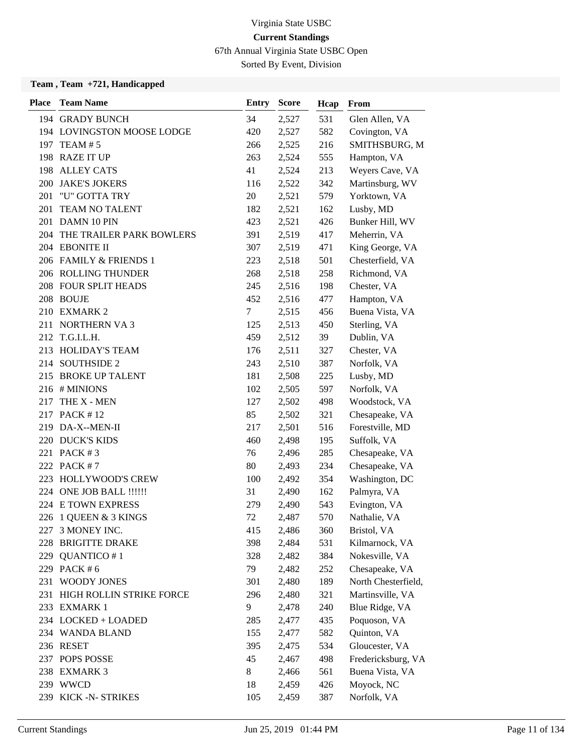Virginia State USBC

**Current Standings**

67th Annual Virginia State USBC Open

Sorted By Event, Division

**Team , Team +721, Handicapped**

| Place | Team Name | Entry | Score | Hcap | From |
|---|---|---|---|---|---|
| 194 | GRADY BUNCH | 34 | 2,527 | 531 | Glen Allen, VA |
| 194 | LOVINGSTON MOOSE LODGE | 420 | 2,527 | 582 | Covington, VA |
| 197 | TEAM # 5 | 266 | 2,525 | 216 | SMITHSBURG, M |
| 198 | RAZE IT UP | 263 | 2,524 | 555 | Hampton, VA |
| 198 | ALLEY CATS | 41 | 2,524 | 213 | Weyers Cave, VA |
| 200 | JAKE'S JOKERS | 116 | 2,522 | 342 | Martinsburg, WV |
| 201 | "U" GOTTA TRY | 20 | 2,521 | 579 | Yorktown, VA |
| 201 | TEAM NO TALENT | 182 | 2,521 | 162 | Lusby, MD |
| 201 | DAMN 10 PIN | 423 | 2,521 | 426 | Bunker Hill, WV |
| 204 | THE TRAILER PARK BOWLERS | 391 | 2,519 | 417 | Meherrin, VA |
| 204 | EBONITE II | 307 | 2,519 | 471 | King George, VA |
| 206 | FAMILY & FRIENDS 1 | 223 | 2,518 | 501 | Chesterfield, VA |
| 206 | ROLLING THUNDER | 268 | 2,518 | 258 | Richmond, VA |
| 208 | FOUR SPLIT HEADS | 245 | 2,516 | 198 | Chester, VA |
| 208 | BOUJE | 452 | 2,516 | 477 | Hampton, VA |
| 210 | EXMARK 2 | 7 | 2,515 | 456 | Buena Vista, VA |
| 211 | NORTHERN VA 3 | 125 | 2,513 | 450 | Sterling, VA |
| 212 | T.G.I.L.H. | 459 | 2,512 | 39 | Dublin, VA |
| 213 | HOLIDAY'S TEAM | 176 | 2,511 | 327 | Chester, VA |
| 214 | SOUTHSIDE 2 | 243 | 2,510 | 387 | Norfolk, VA |
| 215 | BROKE UP TALENT | 181 | 2,508 | 225 | Lusby, MD |
| 216 | # MINIONS | 102 | 2,505 | 597 | Norfolk, VA |
| 217 | THE X - MEN | 127 | 2,502 | 498 | Woodstock, VA |
| 217 | PACK # 12 | 85 | 2,502 | 321 | Chesapeake, VA |
| 219 | DA-X--MEN-II | 217 | 2,501 | 516 | Forestville, MD |
| 220 | DUCK'S KIDS | 460 | 2,498 | 195 | Suffolk, VA |
| 221 | PACK # 3 | 76 | 2,496 | 285 | Chesapeake, VA |
| 222 | PACK # 7 | 80 | 2,493 | 234 | Chesapeake, VA |
| 223 | HOLLYWOOD'S CREW | 100 | 2,492 | 354 | Washington, DC |
| 224 | ONE JOB BALL !!!!!! | 31 | 2,490 | 162 | Palmyra, VA |
| 224 | E TOWN EXPRESS | 279 | 2,490 | 543 | Evington, VA |
| 226 | 1 QUEEN & 3 KINGS | 72 | 2,487 | 570 | Nathalie, VA |
| 227 | 3 MONEY INC. | 415 | 2,486 | 360 | Bristol, VA |
| 228 | BRIGITTE DRAKE | 398 | 2,484 | 531 | Kilmarnock, VA |
| 229 | QUANTICO # 1 | 328 | 2,482 | 384 | Nokesville, VA |
| 229 | PACK # 6 | 79 | 2,482 | 252 | Chesapeake, VA |
| 231 | WOODY JONES | 301 | 2,480 | 189 | North Chesterfield, |
| 231 | HIGH ROLLIN STRIKE FORCE | 296 | 2,480 | 321 | Martinsville, VA |
| 233 | EXMARK 1 | 9 | 2,478 | 240 | Blue Ridge, VA |
| 234 | LOCKED + LOADED | 285 | 2,477 | 435 | Poquoson, VA |
| 234 | WANDA BLAND | 155 | 2,477 | 582 | Quinton, VA |
| 236 | RESET | 395 | 2,475 | 534 | Gloucester, VA |
| 237 | POPS POSSE | 45 | 2,467 | 498 | Fredericksburg, VA |
| 238 | EXMARK 3 | 8 | 2,466 | 561 | Buena Vista, VA |
| 239 | WWCD | 18 | 2,459 | 426 | Moyock, NC |
| 239 | KICK -N- STRIKES | 105 | 2,459 | 387 | Norfolk, VA |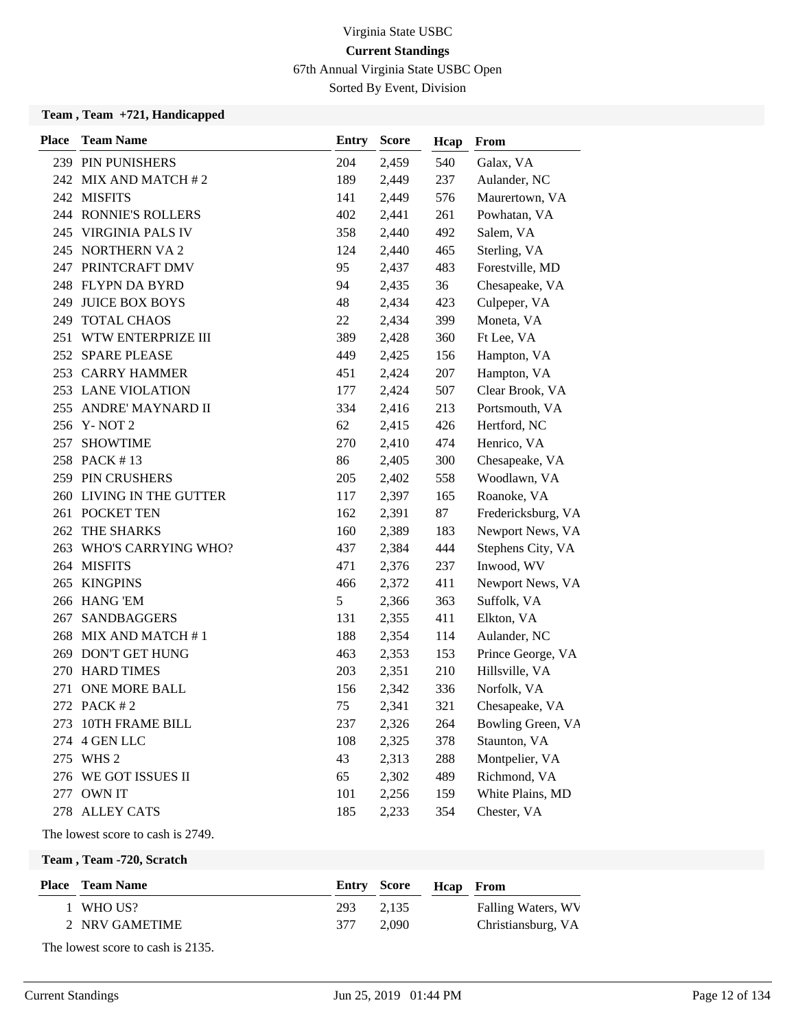# Virginia State USBC

**Current Standings**

67th Annual Virginia State USBC Open

Sorted By Event, Division

### Team , Team +721, Handicapped

| Place | Team Name | Entry | Score | Hcap | From |
|---|---|---|---|---|---|
| 239 | PIN PUNISHERS | 204 | 2,459 | 540 | Galax, VA |
| 242 | MIX AND MATCH # 2 | 189 | 2,449 | 237 | Aulander, NC |
| 242 | MISFITS | 141 | 2,449 | 576 | Maurertown, VA |
| 244 | RONNIE'S ROLLERS | 402 | 2,441 | 261 | Powhatan, VA |
| 245 | VIRGINIA PALS IV | 358 | 2,440 | 492 | Salem, VA |
| 245 | NORTHERN VA 2 | 124 | 2,440 | 465 | Sterling, VA |
| 247 | PRINTCRAFT DMV | 95 | 2,437 | 483 | Forestville, MD |
| 248 | FLYPN DA BYRD | 94 | 2,435 | 36 | Chesapeake, VA |
| 249 | JUICE BOX BOYS | 48 | 2,434 | 423 | Culpeper, VA |
| 249 | TOTAL CHAOS | 22 | 2,434 | 399 | Moneta, VA |
| 251 | WTW ENTERPRIZE III | 389 | 2,428 | 360 | Ft Lee, VA |
| 252 | SPARE PLEASE | 449 | 2,425 | 156 | Hampton, VA |
| 253 | CARRY HAMMER | 451 | 2,424 | 207 | Hampton, VA |
| 253 | LANE VIOLATION | 177 | 2,424 | 507 | Clear Brook, VA |
| 255 | ANDRE' MAYNARD II | 334 | 2,416 | 213 | Portsmouth, VA |
| 256 | Y- NOT 2 | 62 | 2,415 | 426 | Hertford, NC |
| 257 | SHOWTIME | 270 | 2,410 | 474 | Henrico, VA |
| 258 | PACK # 13 | 86 | 2,405 | 300 | Chesapeake, VA |
| 259 | PIN CRUSHERS | 205 | 2,402 | 558 | Woodlawn, VA |
| 260 | LIVING IN THE GUTTER | 117 | 2,397 | 165 | Roanoke, VA |
| 261 | POCKET TEN | 162 | 2,391 | 87 | Fredericksburg, VA |
| 262 | THE SHARKS | 160 | 2,389 | 183 | Newport News, VA |
| 263 | WHO'S CARRYING WHO? | 437 | 2,384 | 444 | Stephens City, VA |
| 264 | MISFITS | 471 | 2,376 | 237 | Inwood, WV |
| 265 | KINGPINS | 466 | 2,372 | 411 | Newport News, VA |
| 266 | HANG 'EM | 5 | 2,366 | 363 | Suffolk, VA |
| 267 | SANDBAGGERS | 131 | 2,355 | 411 | Elkton, VA |
| 268 | MIX AND MATCH # 1 | 188 | 2,354 | 114 | Aulander, NC |
| 269 | DON'T GET HUNG | 463 | 2,353 | 153 | Prince George, VA |
| 270 | HARD TIMES | 203 | 2,351 | 210 | Hillsville, VA |
| 271 | ONE MORE BALL | 156 | 2,342 | 336 | Norfolk, VA |
| 272 | PACK # 2 | 75 | 2,341 | 321 | Chesapeake, VA |
| 273 | 10TH FRAME BILL | 237 | 2,326 | 264 | Bowling Green, VA |
| 274 | 4 GEN LLC | 108 | 2,325 | 378 | Staunton, VA |
| 275 | WHS 2 | 43 | 2,313 | 288 | Montpelier, VA |
| 276 | WE GOT ISSUES II | 65 | 2,302 | 489 | Richmond, VA |
| 277 | OWN IT | 101 | 2,256 | 159 | White Plains, MD |
| 278 | ALLEY CATS | 185 | 2,233 | 354 | Chester, VA |

The lowest score to cash is 2749.

### Team , Team -720, Scratch

| Place | Team Name | Entry | Score | Hcap | From |
|---|---|---|---|---|---|
| 1 | WHO US? | 293 | 2,135 | | Falling Waters, WV |
| 2 | NRV GAMETIME | 377 | 2,090 | | Christiansburg, VA |

The lowest score to cash is 2135.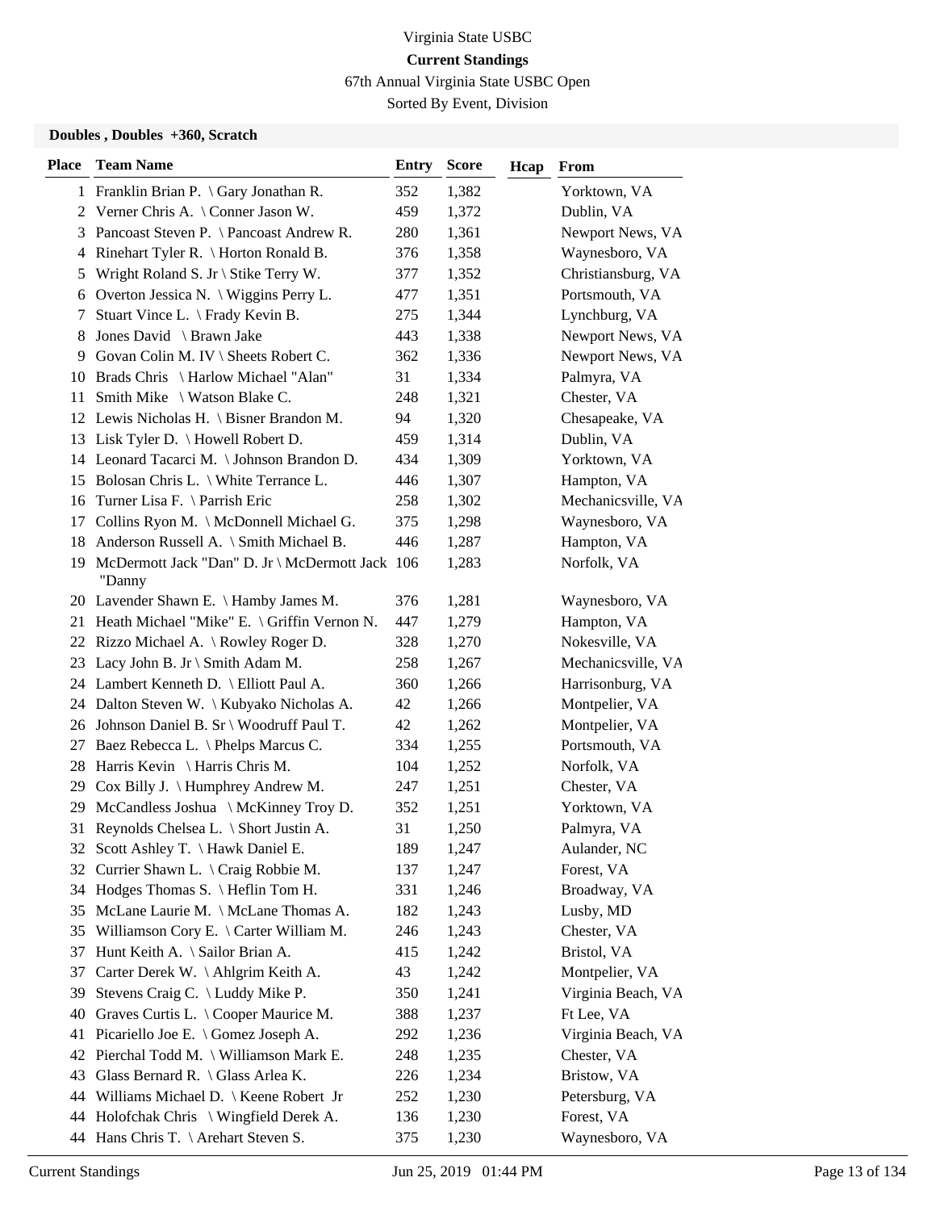Virginia State USBC

**Current Standings**

67th Annual Virginia State USBC Open

Sorted By Event, Division

**Doubles , Doubles +360, Scratch**

| Place | Team Name | Entry | Score | Hcap | From |
|---|---|---|---|---|---|
| 1 | Franklin Brian P. \ Gary Jonathan R. | 352 | 1,382 | | Yorktown, VA |
| 2 | Verner Chris A. \ Conner Jason W. | 459 | 1,372 | | Dublin, VA |
| 3 | Pancoast Steven P. \ Pancoast Andrew R. | 280 | 1,361 | | Newport News, VA |
| 4 | Rinehart Tyler R. \ Horton Ronald B. | 376 | 1,358 | | Waynesboro, VA |
| 5 | Wright Roland S. Jr \ Stike Terry W. | 377 | 1,352 | | Christiansburg, VA |
| 6 | Overton Jessica N. \ Wiggins Perry L. | 477 | 1,351 | | Portsmouth, VA |
| 7 | Stuart Vince L. \ Frady Kevin B. | 275 | 1,344 | | Lynchburg, VA |
| 8 | Jones David \ Brawn Jake | 443 | 1,338 | | Newport News, VA |
| 9 | Govan Colin M. IV \ Sheets Robert C. | 362 | 1,336 | | Newport News, VA |
| 10 | Brads Chris \ Harlow Michael "Alan" | 31 | 1,334 | | Palmyra, VA |
| 11 | Smith Mike \ Watson Blake C. | 248 | 1,321 | | Chester, VA |
| 12 | Lewis Nicholas H. \ Bisner Brandon M. | 94 | 1,320 | | Chesapeake, VA |
| 13 | Lisk Tyler D. \ Howell Robert D. | 459 | 1,314 | | Dublin, VA |
| 14 | Leonard Tacarci M. \ Johnson Brandon D. | 434 | 1,309 | | Yorktown, VA |
| 15 | Bolosan Chris L. \ White Terrance L. | 446 | 1,307 | | Hampton, VA |
| 16 | Turner Lisa F. \ Parrish Eric | 258 | 1,302 | | Mechanicsville, VA |
| 17 | Collins Ryon M. \ McDonnell Michael G. | 375 | 1,298 | | Waynesboro, VA |
| 18 | Anderson Russell A. \ Smith Michael B. | 446 | 1,287 | | Hampton, VA |
| 19 | McDermott Jack "Dan" D. Jr \ McDermott Jack "Danny | 106 | 1,283 | | Norfolk, VA |
| 20 | Lavender Shawn E. \ Hamby James M. | 376 | 1,281 | | Waynesboro, VA |
| 21 | Heath Michael "Mike" E. \ Griffin Vernon N. | 447 | 1,279 | | Hampton, VA |
| 22 | Rizzo Michael A. \ Rowley Roger D. | 328 | 1,270 | | Nokesville, VA |
| 23 | Lacy John B. Jr \ Smith Adam M. | 258 | 1,267 | | Mechanicsville, VA |
| 24 | Lambert Kenneth D. \ Elliott Paul A. | 360 | 1,266 | | Harrisonburg, VA |
| 24 | Dalton Steven W. \ Kubyako Nicholas A. | 42 | 1,266 | | Montpelier, VA |
| 26 | Johnson Daniel B. Sr \ Woodruff Paul T. | 42 | 1,262 | | Montpelier, VA |
| 27 | Baez Rebecca L. \ Phelps Marcus C. | 334 | 1,255 | | Portsmouth, VA |
| 28 | Harris Kevin \ Harris Chris M. | 104 | 1,252 | | Norfolk, VA |
| 29 | Cox Billy J. \ Humphrey Andrew M. | 247 | 1,251 | | Chester, VA |
| 29 | McCandless Joshua \ McKinney Troy D. | 352 | 1,251 | | Yorktown, VA |
| 31 | Reynolds Chelsea L. \ Short Justin A. | 31 | 1,250 | | Palmyra, VA |
| 32 | Scott Ashley T. \ Hawk Daniel E. | 189 | 1,247 | | Aulander, NC |
| 32 | Currier Shawn L. \ Craig Robbie M. | 137 | 1,247 | | Forest, VA |
| 34 | Hodges Thomas S. \ Heflin Tom H. | 331 | 1,246 | | Broadway, VA |
| 35 | McLane Laurie M. \ McLane Thomas A. | 182 | 1,243 | | Lusby, MD |
| 35 | Williamson Cory E. \ Carter William M. | 246 | 1,243 | | Chester, VA |
| 37 | Hunt Keith A. \ Sailor Brian A. | 415 | 1,242 | | Bristol, VA |
| 37 | Carter Derek W. \ Ahlgrim Keith A. | 43 | 1,242 | | Montpelier, VA |
| 39 | Stevens Craig C. \ Luddy Mike P. | 350 | 1,241 | | Virginia Beach, VA |
| 40 | Graves Curtis L. \ Cooper Maurice M. | 388 | 1,237 | | Ft Lee, VA |
| 41 | Picariello Joe E. \ Gomez Joseph A. | 292 | 1,236 | | Virginia Beach, VA |
| 42 | Pierchal Todd M. \ Williamson Mark E. | 248 | 1,235 | | Chester, VA |
| 43 | Glass Bernard R. \ Glass Arlea K. | 226 | 1,234 | | Bristow, VA |
| 44 | Williams Michael D. \ Keene Robert Jr | 252 | 1,230 | | Petersburg, VA |
| 44 | Holofchak Chris \ Wingfield Derek A. | 136 | 1,230 | | Forest, VA |
| 44 | Hans Chris T. \ Arehart Steven S. | 375 | 1,230 | | Waynesboro, VA |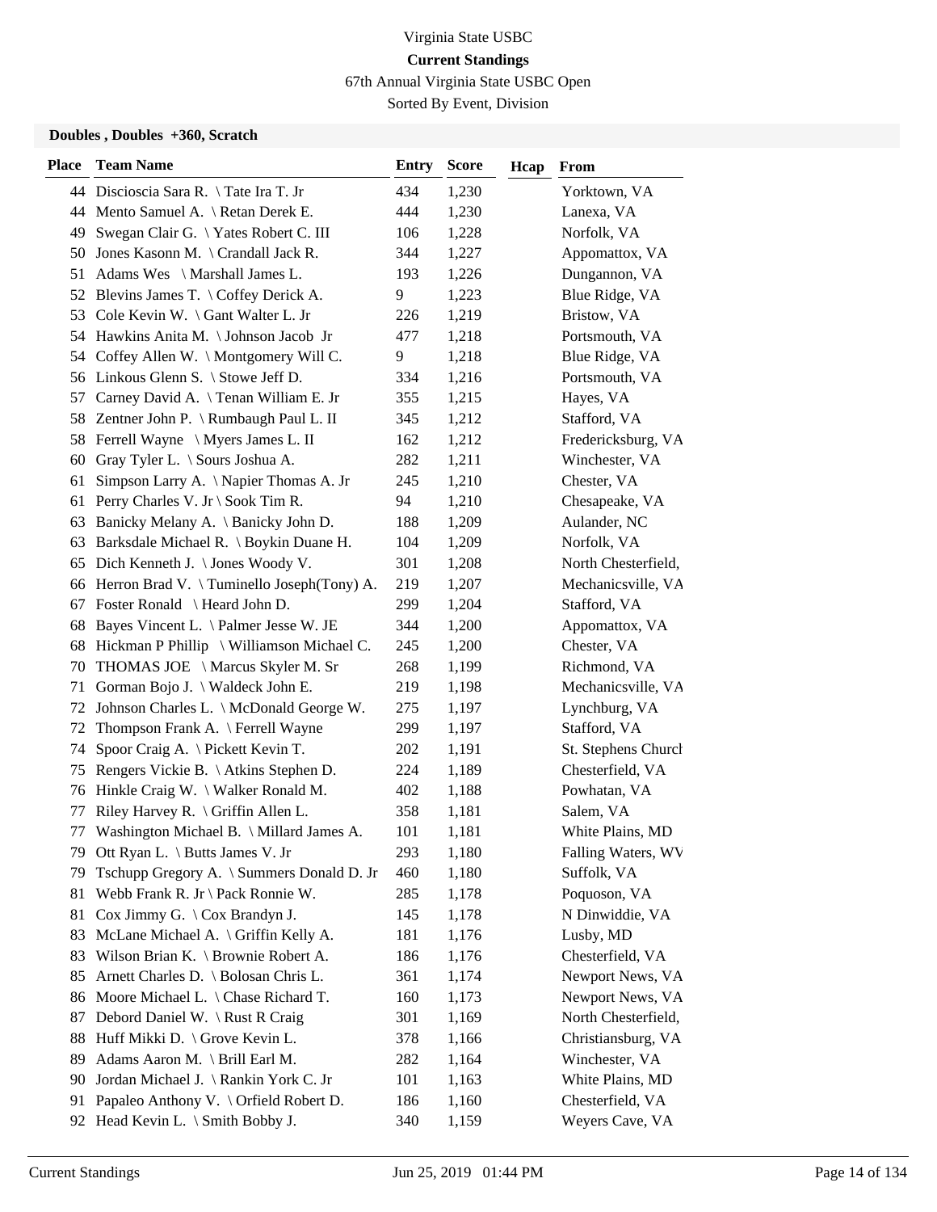Virginia State USBC

**Current Standings**

67th Annual Virginia State USBC Open

Sorted By Event, Division

### Doubles , Doubles +360, Scratch

| Place | Team Name | Entry | Score | Hcap | From |
|---|---|---|---|---|---|
| 44 | Discioscia Sara R. \ Tate Ira T. Jr | 434 | 1,230 | | Yorktown, VA |
| 44 | Mento Samuel A. \ Retan Derek E. | 444 | 1,230 | | Lanexa, VA |
| 49 | Swegan Clair G. \ Yates Robert C. III | 106 | 1,228 | | Norfolk, VA |
| 50 | Jones Kasonn M. \ Crandall Jack R. | 344 | 1,227 | | Appomattox, VA |
| 51 | Adams Wes \ Marshall James L. | 193 | 1,226 | | Dungannon, VA |
| 52 | Blevins James T. \ Coffey Derick A. | 9 | 1,223 | | Blue Ridge, VA |
| 53 | Cole Kevin W. \ Gant Walter L. Jr | 226 | 1,219 | | Bristow, VA |
| 54 | Hawkins Anita M. \ Johnson Jacob Jr | 477 | 1,218 | | Portsmouth, VA |
| 54 | Coffey Allen W. \ Montgomery Will C. | 9 | 1,218 | | Blue Ridge, VA |
| 56 | Linkous Glenn S. \ Stowe Jeff D. | 334 | 1,216 | | Portsmouth, VA |
| 57 | Carney David A. \ Tenan William E. Jr | 355 | 1,215 | | Hayes, VA |
| 58 | Zentner John P. \ Rumbaugh Paul L. II | 345 | 1,212 | | Stafford, VA |
| 58 | Ferrell Wayne \ Myers James L. II | 162 | 1,212 | | Fredericksburg, VA |
| 60 | Gray Tyler L. \ Sours Joshua A. | 282 | 1,211 | | Winchester, VA |
| 61 | Simpson Larry A. \ Napier Thomas A. Jr | 245 | 1,210 | | Chester, VA |
| 61 | Perry Charles V. Jr \ Sook Tim R. | 94 | 1,210 | | Chesapeake, VA |
| 63 | Banicky Melany A. \ Banicky John D. | 188 | 1,209 | | Aulander, NC |
| 63 | Barksdale Michael R. \ Boykin Duane H. | 104 | 1,209 | | Norfolk, VA |
| 65 | Dich Kenneth J. \ Jones Woody V. | 301 | 1,208 | | North Chesterfield, |
| 66 | Herron Brad V. \ Tuminello Joseph(Tony) A. | 219 | 1,207 | | Mechanicsville, VA |
| 67 | Foster Ronald \ Heard John D. | 299 | 1,204 | | Stafford, VA |
| 68 | Bayes Vincent L. \ Palmer Jesse W. JE | 344 | 1,200 | | Appomattox, VA |
| 68 | Hickman P Phillip \ Williamson Michael C. | 245 | 1,200 | | Chester, VA |
| 70 | THOMAS JOE \ Marcus Skyler M. Sr | 268 | 1,199 | | Richmond, VA |
| 71 | Gorman Bojo J. \ Waldeck John E. | 219 | 1,198 | | Mechanicsville, VA |
| 72 | Johnson Charles L. \ McDonald George W. | 275 | 1,197 | | Lynchburg, VA |
| 72 | Thompson Frank A. \ Ferrell Wayne | 299 | 1,197 | | Stafford, VA |
| 74 | Spoor Craig A. \ Pickett Kevin T. | 202 | 1,191 | | St. Stephens Church |
| 75 | Rengers Vickie B. \ Atkins Stephen D. | 224 | 1,189 | | Chesterfield, VA |
| 76 | Hinkle Craig W. \ Walker Ronald M. | 402 | 1,188 | | Powhatan, VA |
| 77 | Riley Harvey R. \ Griffin Allen L. | 358 | 1,181 | | Salem, VA |
| 77 | Washington Michael B. \ Millard James A. | 101 | 1,181 | | White Plains, MD |
| 79 | Ott Ryan L. \ Butts James V. Jr | 293 | 1,180 | | Falling Waters, WV |
| 79 | Tschupp Gregory A. \ Summers Donald D. Jr | 460 | 1,180 | | Suffolk, VA |
| 81 | Webb Frank R. Jr \ Pack Ronnie W. | 285 | 1,178 | | Poquoson, VA |
| 81 | Cox Jimmy G. \ Cox Brandyn J. | 145 | 1,178 | | N Dinwiddie, VA |
| 83 | McLane Michael A. \ Griffin Kelly A. | 181 | 1,176 | | Lusby, MD |
| 83 | Wilson Brian K. \ Brownie Robert A. | 186 | 1,176 | | Chesterfield, VA |
| 85 | Arnett Charles D. \ Bolosan Chris L. | 361 | 1,174 | | Newport News, VA |
| 86 | Moore Michael L. \ Chase Richard T. | 160 | 1,173 | | Newport News, VA |
| 87 | Debord Daniel W. \ Rust R Craig | 301 | 1,169 | | North Chesterfield, |
| 88 | Huff Mikki D. \ Grove Kevin L. | 378 | 1,166 | | Christiansburg, VA |
| 89 | Adams Aaron M. \ Brill Earl M. | 282 | 1,164 | | Winchester, VA |
| 90 | Jordan Michael J. \ Rankin York C. Jr | 101 | 1,163 | | White Plains, MD |
| 91 | Papaleo Anthony V. \ Orfield Robert D. | 186 | 1,160 | | Chesterfield, VA |
| 92 | Head Kevin L. \ Smith Bobby J. | 340 | 1,159 | | Weyers Cave, VA |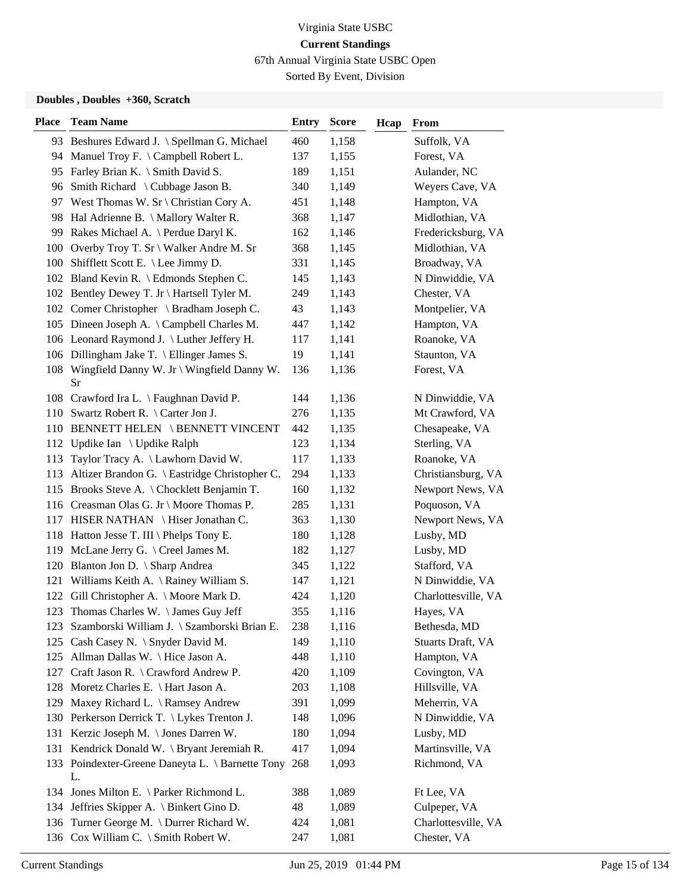Virginia State USBC

**Current Standings**

67th Annual Virginia State USBC Open

Sorted By Event, Division

**Doubles , Doubles +360, Scratch**

| Place | Team Name | Entry | Score | Hcap | From |
|---|---|---|---|---|---|
| 93 | Beshures Edward J. \ Spellman G. Michael | 460 | 1,158 | | Suffolk, VA |
| 94 | Manuel Troy F. \ Campbell Robert L. | 137 | 1,155 | | Forest, VA |
| 95 | Farley Brian K. \ Smith David S. | 189 | 1,151 | | Aulander, NC |
| 96 | Smith Richard \ Cubbage Jason B. | 340 | 1,149 | | Weyers Cave, VA |
| 97 | West Thomas W. Sr \ Christian Cory A. | 451 | 1,148 | | Hampton, VA |
| 98 | Hal Adrienne B. \ Mallory Walter R. | 368 | 1,147 | | Midlothian, VA |
| 99 | Rakes Michael A. \ Perdue Daryl K. | 162 | 1,146 | | Fredericksburg, VA |
| 100 | Overby Troy T. Sr \ Walker Andre M. Sr | 368 | 1,145 | | Midlothian, VA |
| 100 | Shifflett Scott E. \ Lee Jimmy D. | 331 | 1,145 | | Broadway, VA |
| 102 | Bland Kevin R. \ Edmonds Stephen C. | 145 | 1,143 | | N Dinwiddie, VA |
| 102 | Bentley Dewey T. Jr \ Hartsell Tyler M. | 249 | 1,143 | | Chester, VA |
| 102 | Comer Christopher \ Bradham Joseph C. | 43 | 1,143 | | Montpelier, VA |
| 105 | Dineen Joseph A. \ Campbell Charles M. | 447 | 1,142 | | Hampton, VA |
| 106 | Leonard Raymond J. \ Luther Jeffery H. | 117 | 1,141 | | Roanoke, VA |
| 106 | Dillingham Jake T. \ Ellinger James S. | 19 | 1,141 | | Staunton, VA |
| 108 | Wingfield Danny W. Jr \ Wingfield Danny W. Sr | 136 | 1,136 | | Forest, VA |
| 108 | Crawford Ira L. \ Faughnan David P. | 144 | 1,136 | | N Dinwiddie, VA |
| 110 | Swartz Robert R. \ Carter Jon J. | 276 | 1,135 | | Mt Crawford, VA |
| 110 | BENNETT HELEN \ BENNETT VINCENT | 442 | 1,135 | | Chesapeake, VA |
| 112 | Updike Ian \ Updike Ralph | 123 | 1,134 | | Sterling, VA |
| 113 | Taylor Tracy A. \ Lawhorn David W. | 117 | 1,133 | | Roanoke, VA |
| 113 | Altizer Brandon G. \ Eastridge Christopher C. | 294 | 1,133 | | Christiansburg, VA |
| 115 | Brooks Steve A. \ Chocklett Benjamin T. | 160 | 1,132 | | Newport News, VA |
| 116 | Creasman Olas G. Jr \ Moore Thomas P. | 285 | 1,131 | | Poquoson, VA |
| 117 | HISER NATHAN \ Hiser Jonathan C. | 363 | 1,130 | | Newport News, VA |
| 118 | Hatton Jesse T. III \ Phelps Tony E. | 180 | 1,128 | | Lusby, MD |
| 119 | McLane Jerry G. \ Creel James M. | 182 | 1,127 | | Lusby, MD |
| 120 | Blanton Jon D. \ Sharp Andrea | 345 | 1,122 | | Stafford, VA |
| 121 | Williams Keith A. \ Rainey William S. | 147 | 1,121 | | N Dinwiddie, VA |
| 122 | Gill Christopher A. \ Moore Mark D. | 424 | 1,120 | | Charlottesville, VA |
| 123 | Thomas Charles W. \ James Guy Jeff | 355 | 1,116 | | Hayes, VA |
| 123 | Szamborski William J. \ Szamborski Brian E. | 238 | 1,116 | | Bethesda, MD |
| 125 | Cash Casey N. \ Snyder David M. | 149 | 1,110 | | Stuarts Draft, VA |
| 125 | Allman Dallas W. \ Hice Jason A. | 448 | 1,110 | | Hampton, VA |
| 127 | Craft Jason R. \ Crawford Andrew P. | 420 | 1,109 | | Covington, VA |
| 128 | Moretz Charles E. \ Hart Jason A. | 203 | 1,108 | | Hillsville, VA |
| 129 | Maxey Richard L. \ Ramsey Andrew | 391 | 1,099 | | Meherrin, VA |
| 130 | Perkerson Derrick T. \ Lykes Trenton J. | 148 | 1,096 | | N Dinwiddie, VA |
| 131 | Kerzic Joseph M. \ Jones Darren W. | 180 | 1,094 | | Lusby, MD |
| 131 | Kendrick Donald W. \ Bryant Jeremiah R. | 417 | 1,094 | | Martinsville, VA |
| 133 | Poindexter-Greene Daneyta L. \ Barnette Tony L. | 268 | 1,093 | | Richmond, VA |
| 134 | Jones Milton E. \ Parker Richmond L. | 388 | 1,089 | | Ft Lee, VA |
| 134 | Jeffries Skipper A. \ Binkert Gino D. | 48 | 1,089 | | Culpeper, VA |
| 136 | Turner George M. \ Durrer Richard W. | 424 | 1,081 | | Charlottesville, VA |
| 136 | Cox William C. \ Smith Robert W. | 247 | 1,081 | | Chester, VA |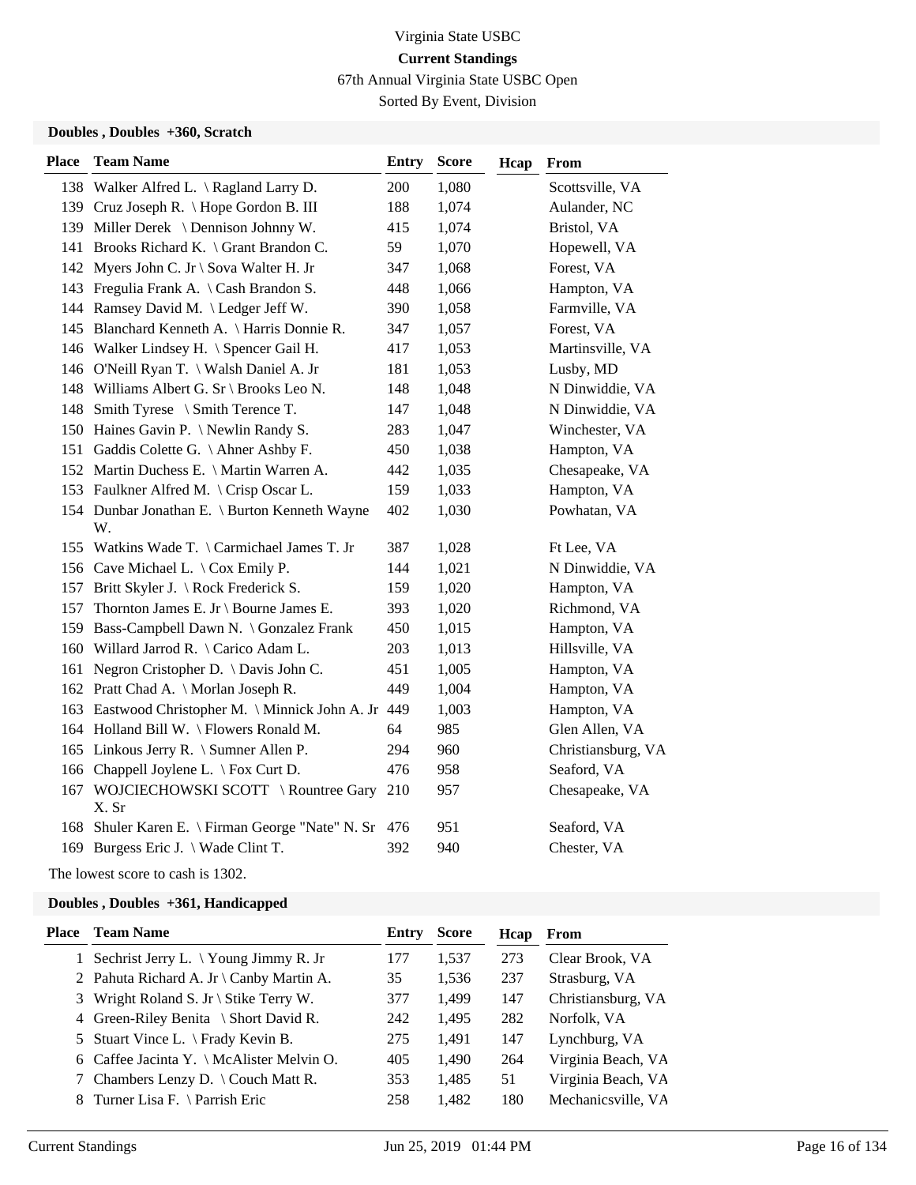# Virginia State USBC

## Current Standings

67th Annual Virginia State USBC Open

Sorted By Event, Division

### Doubles , Doubles +360, Scratch

| Place | Team Name | Entry | Score | Hcap | From |
|---|---|---|---|---|---|
| 138 | Walker Alfred L. \ Ragland Larry D. | 200 | 1,080 | | Scottsville, VA |
| 139 | Cruz Joseph R. \ Hope Gordon B. III | 188 | 1,074 | | Aulander, NC |
| 139 | Miller Derek \ Dennison Johnny W. | 415 | 1,074 | | Bristol, VA |
| 141 | Brooks Richard K. \ Grant Brandon C. | 59 | 1,070 | | Hopewell, VA |
| 142 | Myers John C. Jr \ Sova Walter H. Jr | 347 | 1,068 | | Forest, VA |
| 143 | Fregulia Frank A. \ Cash Brandon S. | 448 | 1,066 | | Hampton, VA |
| 144 | Ramsey David M. \ Ledger Jeff W. | 390 | 1,058 | | Farmville, VA |
| 145 | Blanchard Kenneth A. \ Harris Donnie R. | 347 | 1,057 | | Forest, VA |
| 146 | Walker Lindsey H. \ Spencer Gail H. | 417 | 1,053 | | Martinsville, VA |
| 146 | O'Neill Ryan T. \ Walsh Daniel A. Jr | 181 | 1,053 | | Lusby, MD |
| 148 | Williams Albert G. Sr \ Brooks Leo N. | 148 | 1,048 | | N Dinwiddie, VA |
| 148 | Smith Tyrese \ Smith Terence T. | 147 | 1,048 | | N Dinwiddie, VA |
| 150 | Haines Gavin P. \ Newlin Randy S. | 283 | 1,047 | | Winchester, VA |
| 151 | Gaddis Colette G. \ Ahner Ashby F. | 450 | 1,038 | | Hampton, VA |
| 152 | Martin Duchess E. \ Martin Warren A. | 442 | 1,035 | | Chesapeake, VA |
| 153 | Faulkner Alfred M. \ Crisp Oscar L. | 159 | 1,033 | | Hampton, VA |
| 154 | Dunbar Jonathan E. \ Burton Kenneth Wayne W. | 402 | 1,030 | | Powhatan, VA |
| 155 | Watkins Wade T. \ Carmichael James T. Jr | 387 | 1,028 | | Ft Lee, VA |
| 156 | Cave Michael L. \ Cox Emily P. | 144 | 1,021 | | N Dinwiddie, VA |
| 157 | Britt Skyler J. \ Rock Frederick S. | 159 | 1,020 | | Hampton, VA |
| 157 | Thornton James E. Jr \ Bourne James E. | 393 | 1,020 | | Richmond, VA |
| 159 | Bass-Campbell Dawn N. \ Gonzalez Frank | 450 | 1,015 | | Hampton, VA |
| 160 | Willard Jarrod R. \ Carico Adam L. | 203 | 1,013 | | Hillsville, VA |
| 161 | Negron Cristopher D. \ Davis John C. | 451 | 1,005 | | Hampton, VA |
| 162 | Pratt Chad A. \ Morlan Joseph R. | 449 | 1,004 | | Hampton, VA |
| 163 | Eastwood Christopher M. \ Minnick John A. Jr | 449 | 1,003 | | Hampton, VA |
| 164 | Holland Bill W. \ Flowers Ronald M. | 64 | 985 | | Glen Allen, VA |
| 165 | Linkous Jerry R. \ Sumner Allen P. | 294 | 960 | | Christiansburg, VA |
| 166 | Chappell Joylene L. \ Fox Curt D. | 476 | 958 | | Seaford, VA |
| 167 | WOJCIECHOWSKI SCOTT \ Rountree Gary X. Sr | 210 | 957 | | Chesapeake, VA |
| 168 | Shuler Karen E. \ Firman George "Nate" N. Sr | 476 | 951 | | Seaford, VA |
| 169 | Burgess Eric J. \ Wade Clint T. | 392 | 940 | | Chester, VA |

The lowest score to cash is 1302.

### Doubles , Doubles +361, Handicapped

| Place | Team Name | Entry | Score | Hcap | From |
|---|---|---|---|---|---|
| 1 | Sechrist Jerry L. \ Young Jimmy R. Jr | 177 | 1,537 | 273 | Clear Brook, VA |
| 2 | Pahuta Richard A. Jr \ Canby Martin A. | 35 | 1,536 | 237 | Strasburg, VA |
| 3 | Wright Roland S. Jr \ Stike Terry W. | 377 | 1,499 | 147 | Christiansburg, VA |
| 4 | Green-Riley Benita \ Short David R. | 242 | 1,495 | 282 | Norfolk, VA |
| 5 | Stuart Vince L. \ Frady Kevin B. | 275 | 1,491 | 147 | Lynchburg, VA |
| 6 | Caffee Jacinta Y. \ McAlister Melvin O. | 405 | 1,490 | 264 | Virginia Beach, VA |
| 7 | Chambers Lenzy D. \ Couch Matt R. | 353 | 1,485 | 51 | Virginia Beach, VA |
| 8 | Turner Lisa F. \ Parrish Eric | 258 | 1,482 | 180 | Mechanicsville, VA |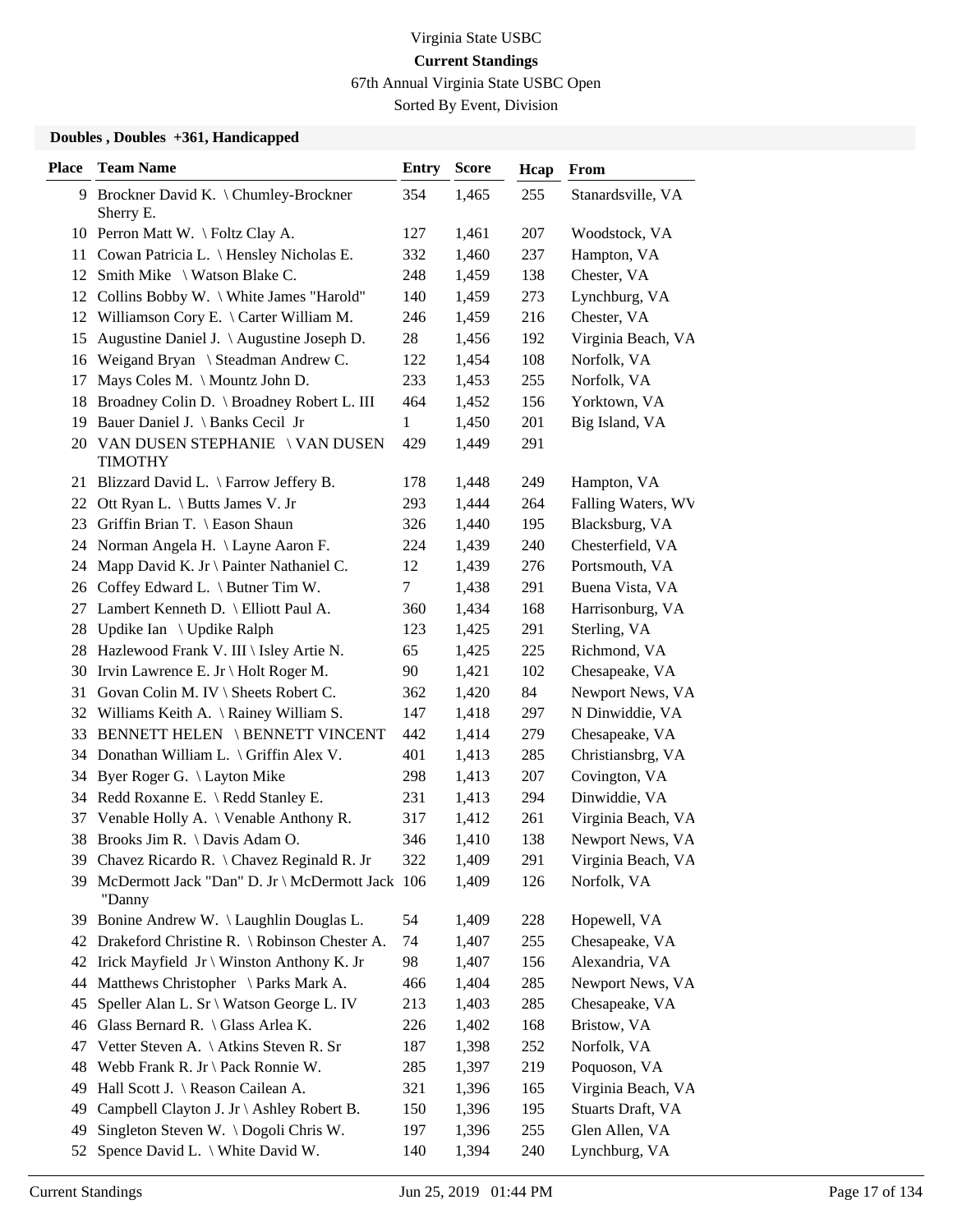Virginia State USBC

**Current Standings**

67th Annual Virginia State USBC Open

Sorted By Event, Division

### Doubles , Doubles +361, Handicapped

| Place | Team Name | Entry | Score | Hcap | From |
|---|---|---|---|---|---|
| 9 | Brockner David K. \ Chumley-Brockner Sherry E. | 354 | 1,465 | 255 | Stanardsville, VA |
| 10 | Perron Matt W. \ Foltz Clay A. | 127 | 1,461 | 207 | Woodstock, VA |
| 11 | Cowan Patricia L. \ Hensley Nicholas E. | 332 | 1,460 | 237 | Hampton, VA |
| 12 | Smith Mike \ Watson Blake C. | 248 | 1,459 | 138 | Chester, VA |
| 12 | Collins Bobby W. \ White James "Harold" | 140 | 1,459 | 273 | Lynchburg, VA |
| 12 | Williamson Cory E. \ Carter William M. | 246 | 1,459 | 216 | Chester, VA |
| 15 | Augustine Daniel J. \ Augustine Joseph D. | 28 | 1,456 | 192 | Virginia Beach, VA |
| 16 | Weigand Bryan \ Steadman Andrew C. | 122 | 1,454 | 108 | Norfolk, VA |
| 17 | Mays Coles M. \ Mountz John D. | 233 | 1,453 | 255 | Norfolk, VA |
| 18 | Broadney Colin D. \ Broadney Robert L. III | 464 | 1,452 | 156 | Yorktown, VA |
| 19 | Bauer Daniel J. \ Banks Cecil Jr | 1 | 1,450 | 201 | Big Island, VA |
| 20 | VAN DUSEN STEPHANIE \ VAN DUSEN TIMOTHY | 429 | 1,449 | 291 | |
| 21 | Blizzard David L. \ Farrow Jeffery B. | 178 | 1,448 | 249 | Hampton, VA |
| 22 | Ott Ryan L. \ Butts James V. Jr | 293 | 1,444 | 264 | Falling Waters, WV |
| 23 | Griffin Brian T. \ Eason Shaun | 326 | 1,440 | 195 | Blacksburg, VA |
| 24 | Norman Angela H. \ Layne Aaron F. | 224 | 1,439 | 240 | Chesterfield, VA |
| 24 | Mapp David K. Jr \ Painter Nathaniel C. | 12 | 1,439 | 276 | Portsmouth, VA |
| 26 | Coffey Edward L. \ Butner Tim W. | 7 | 1,438 | 291 | Buena Vista, VA |
| 27 | Lambert Kenneth D. \ Elliott Paul A. | 360 | 1,434 | 168 | Harrisonburg, VA |
| 28 | Updike Ian \ Updike Ralph | 123 | 1,425 | 291 | Sterling, VA |
| 28 | Hazlewood Frank V. III \ Isley Artie N. | 65 | 1,425 | 225 | Richmond, VA |
| 30 | Irvin Lawrence E. Jr \ Holt Roger M. | 90 | 1,421 | 102 | Chesapeake, VA |
| 31 | Govan Colin M. IV \ Sheets Robert C. | 362 | 1,420 | 84 | Newport News, VA |
| 32 | Williams Keith A. \ Rainey William S. | 147 | 1,418 | 297 | N Dinwiddie, VA |
| 33 | BENNETT HELEN \ BENNETT VINCENT | 442 | 1,414 | 279 | Chesapeake, VA |
| 34 | Donathan William L. \ Griffin Alex V. | 401 | 1,413 | 285 | Christiansbrg, VA |
| 34 | Byer Roger G. \ Layton Mike | 298 | 1,413 | 207 | Covington, VA |
| 34 | Redd Roxanne E. \ Redd Stanley E. | 231 | 1,413 | 294 | Dinwiddie, VA |
| 37 | Venable Holly A. \ Venable Anthony R. | 317 | 1,412 | 261 | Virginia Beach, VA |
| 38 | Brooks Jim R. \ Davis Adam O. | 346 | 1,410 | 138 | Newport News, VA |
| 39 | Chavez Ricardo R. \ Chavez Reginald R. Jr | 322 | 1,409 | 291 | Virginia Beach, VA |
| 39 | McDermott Jack "Dan" D. Jr \ McDermott Jack "Danny | 106 | 1,409 | 126 | Norfolk, VA |
| 39 | Bonine Andrew W. \ Laughlin Douglas L. | 54 | 1,409 | 228 | Hopewell, VA |
| 42 | Drakeford Christine R. \ Robinson Chester A. | 74 | 1,407 | 255 | Chesapeake, VA |
| 42 | Irick Mayfield Jr \ Winston Anthony K. Jr | 98 | 1,407 | 156 | Alexandria, VA |
| 44 | Matthews Christopher \ Parks Mark A. | 466 | 1,404 | 285 | Newport News, VA |
| 45 | Speller Alan L. Sr \ Watson George L. IV | 213 | 1,403 | 285 | Chesapeake, VA |
| 46 | Glass Bernard R. \ Glass Arlea K. | 226 | 1,402 | 168 | Bristow, VA |
| 47 | Vetter Steven A. \ Atkins Steven R. Sr | 187 | 1,398 | 252 | Norfolk, VA |
| 48 | Webb Frank R. Jr \ Pack Ronnie W. | 285 | 1,397 | 219 | Poquoson, VA |
| 49 | Hall Scott J. \ Reason Cailean A. | 321 | 1,396 | 165 | Virginia Beach, VA |
| 49 | Campbell Clayton J. Jr \ Ashley Robert B. | 150 | 1,396 | 195 | Stuarts Draft, VA |
| 49 | Singleton Steven W. \ Dogoli Chris W. | 197 | 1,396 | 255 | Glen Allen, VA |
| 52 | Spence David L. \ White David W. | 140 | 1,394 | 240 | Lynchburg, VA |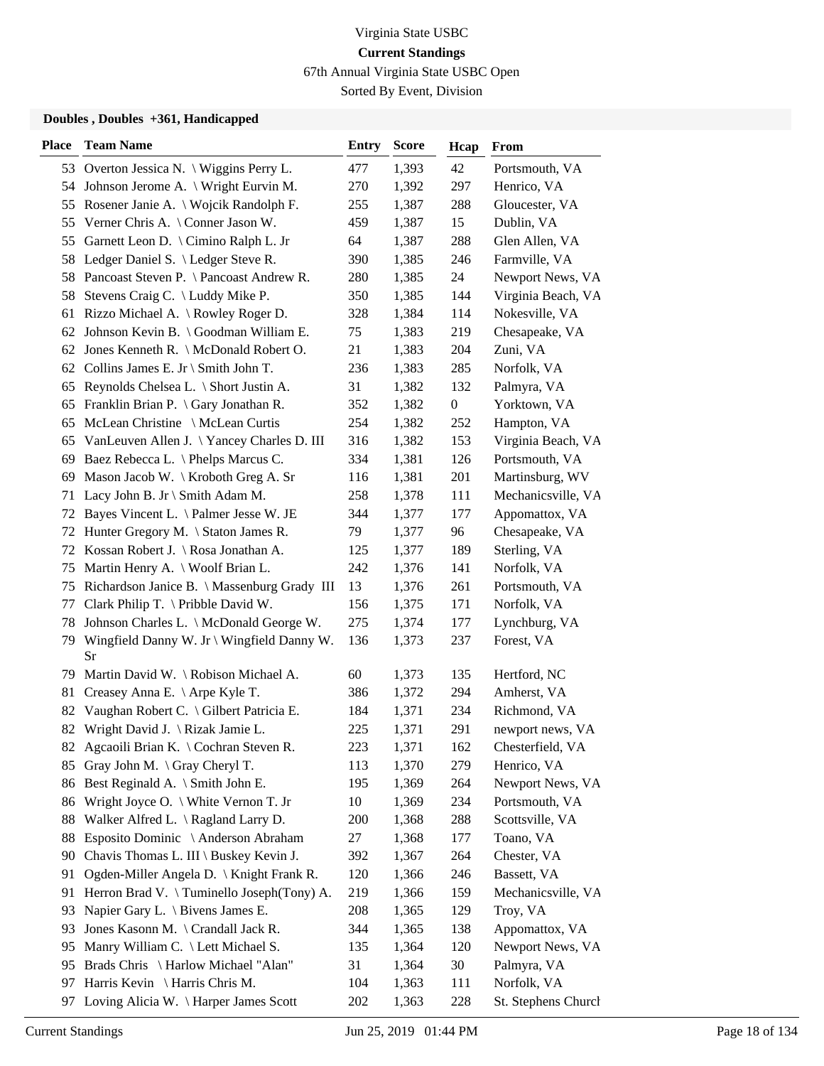Virginia State USBC

**Current Standings**

67th Annual Virginia State USBC Open

Sorted By Event, Division

**Doubles , Doubles +361, Handicapped**

| Place | Team Name | Entry | Score | Hcap | From |
|---|---|---|---|---|---|
| 53 | Overton Jessica N. \ Wiggins Perry L. | 477 | 1,393 | 42 | Portsmouth, VA |
| 54 | Johnson Jerome A. \ Wright Eurvin M. | 270 | 1,392 | 297 | Henrico, VA |
| 55 | Rosener Janie A. \ Wojcik Randolph F. | 255 | 1,387 | 288 | Gloucester, VA |
| 55 | Verner Chris A. \ Conner Jason W. | 459 | 1,387 | 15 | Dublin, VA |
| 55 | Garnett Leon D. \ Cimino Ralph L. Jr | 64 | 1,387 | 288 | Glen Allen, VA |
| 58 | Ledger Daniel S. \ Ledger Steve R. | 390 | 1,385 | 246 | Farmville, VA |
| 58 | Pancoast Steven P. \ Pancoast Andrew R. | 280 | 1,385 | 24 | Newport News, VA |
| 58 | Stevens Craig C. \ Luddy Mike P. | 350 | 1,385 | 144 | Virginia Beach, VA |
| 61 | Rizzo Michael A. \ Rowley Roger D. | 328 | 1,384 | 114 | Nokesville, VA |
| 62 | Johnson Kevin B. \ Goodman William E. | 75 | 1,383 | 219 | Chesapeake, VA |
| 62 | Jones Kenneth R. \ McDonald Robert O. | 21 | 1,383 | 204 | Zuni, VA |
| 62 | Collins James E. Jr \ Smith John T. | 236 | 1,383 | 285 | Norfolk, VA |
| 65 | Reynolds Chelsea L. \ Short Justin A. | 31 | 1,382 | 132 | Palmyra, VA |
| 65 | Franklin Brian P. \ Gary Jonathan R. | 352 | 1,382 | 0 | Yorktown, VA |
| 65 | McLean Christine \ McLean Curtis | 254 | 1,382 | 252 | Hampton, VA |
| 65 | VanLeuven Allen J. \ Yancey Charles D. III | 316 | 1,382 | 153 | Virginia Beach, VA |
| 69 | Baez Rebecca L. \ Phelps Marcus C. | 334 | 1,381 | 126 | Portsmouth, VA |
| 69 | Mason Jacob W. \ Kroboth Greg A. Sr | 116 | 1,381 | 201 | Martinsburg, WV |
| 71 | Lacy John B. Jr \ Smith Adam M. | 258 | 1,378 | 111 | Mechanicsville, VA |
| 72 | Bayes Vincent L. \ Palmer Jesse W. JE | 344 | 1,377 | 177 | Appomattox, VA |
| 72 | Hunter Gregory M. \ Staton James R. | 79 | 1,377 | 96 | Chesapeake, VA |
| 72 | Kossan Robert J. \ Rosa Jonathan A. | 125 | 1,377 | 189 | Sterling, VA |
| 75 | Martin Henry A. \ Woolf Brian L. | 242 | 1,376 | 141 | Norfolk, VA |
| 75 | Richardson Janice B. \ Massenburg Grady III | 13 | 1,376 | 261 | Portsmouth, VA |
| 77 | Clark Philip T. \ Pribble David W. | 156 | 1,375 | 171 | Norfolk, VA |
| 78 | Johnson Charles L. \ McDonald George W. | 275 | 1,374 | 177 | Lynchburg, VA |
| 79 | Wingfield Danny W. Jr \ Wingfield Danny W. Sr | 136 | 1,373 | 237 | Forest, VA |
| 79 | Martin David W. \ Robison Michael A. | 60 | 1,373 | 135 | Hertford, NC |
| 81 | Creasey Anna E. \ Arpe Kyle T. | 386 | 1,372 | 294 | Amherst, VA |
| 82 | Vaughan Robert C. \ Gilbert Patricia E. | 184 | 1,371 | 234 | Richmond, VA |
| 82 | Wright David J. \ Rizak Jamie L. | 225 | 1,371 | 291 | newport news, VA |
| 82 | Agcaoili Brian K. \ Cochran Steven R. | 223 | 1,371 | 162 | Chesterfield, VA |
| 85 | Gray John M. \ Gray Cheryl T. | 113 | 1,370 | 279 | Henrico, VA |
| 86 | Best Reginald A. \ Smith John E. | 195 | 1,369 | 264 | Newport News, VA |
| 86 | Wright Joyce O. \ White Vernon T. Jr | 10 | 1,369 | 234 | Portsmouth, VA |
| 88 | Walker Alfred L. \ Ragland Larry D. | 200 | 1,368 | 288 | Scottsville, VA |
| 88 | Esposito Dominic \ Anderson Abraham | 27 | 1,368 | 177 | Toano, VA |
| 90 | Chavis Thomas L. III \ Buskey Kevin J. | 392 | 1,367 | 264 | Chester, VA |
| 91 | Ogden-Miller Angela D. \ Knight Frank R. | 120 | 1,366 | 246 | Bassett, VA |
| 91 | Herron Brad V. \ Tuminello Joseph(Tony) A. | 219 | 1,366 | 159 | Mechanicsville, VA |
| 93 | Napier Gary L. \ Bivens James E. | 208 | 1,365 | 129 | Troy, VA |
| 93 | Jones Kasonn M. \ Crandall Jack R. | 344 | 1,365 | 138 | Appomattox, VA |
| 95 | Manry William C. \ Lett Michael S. | 135 | 1,364 | 120 | Newport News, VA |
| 95 | Brads Chris \ Harlow Michael "Alan" | 31 | 1,364 | 30 | Palmyra, VA |
| 97 | Harris Kevin \ Harris Chris M. | 104 | 1,363 | 111 | Norfolk, VA |
| 97 | Loving Alicia W. \ Harper James Scott | 202 | 1,363 | 228 | St. Stephens Church |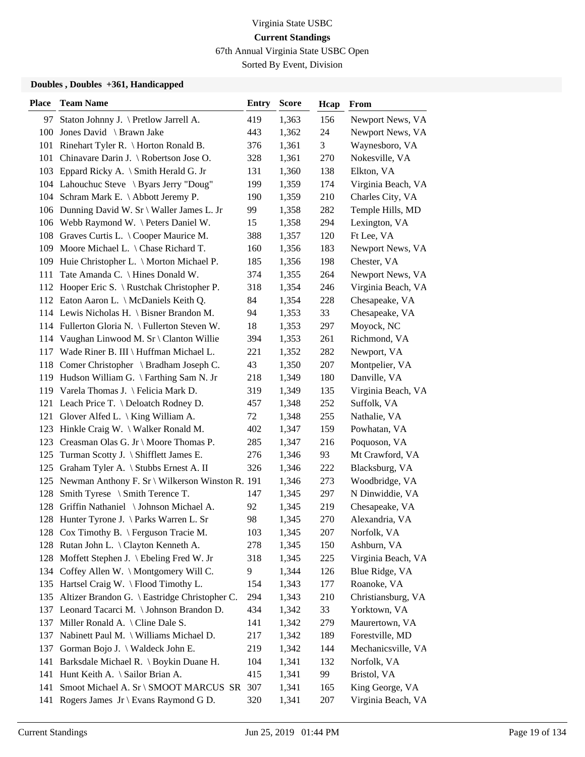Virginia State USBC

**Current Standings**

67th Annual Virginia State USBC Open

Sorted By Event, Division

**Doubles , Doubles +361, Handicapped**

| Place | Team Name | Entry | Score | Hcap | From |
|---|---|---|---|---|---|
| 97 | Staton Johnny J. \ Pretlow Jarrell A. | 419 | 1,363 | 156 | Newport News, VA |
| 100 | Jones David \ Brawn Jake | 443 | 1,362 | 24 | Newport News, VA |
| 101 | Rinehart Tyler R. \ Horton Ronald B. | 376 | 1,361 | 3 | Waynesboro, VA |
| 101 | Chinavare Darin J. \ Robertson Jose O. | 328 | 1,361 | 270 | Nokesville, VA |
| 103 | Eppard Ricky A. \ Smith Herald G. Jr | 131 | 1,360 | 138 | Elkton, VA |
| 104 | Lahouchuc Steve \ Byars Jerry "Doug" | 199 | 1,359 | 174 | Virginia Beach, VA |
| 104 | Schram Mark E. \ Abbott Jeremy P. | 190 | 1,359 | 210 | Charles City, VA |
| 106 | Dunning David W. Sr \ Waller James L. Jr | 99 | 1,358 | 282 | Temple Hills, MD |
| 106 | Webb Raymond W. \ Peters Daniel W. | 15 | 1,358 | 294 | Lexington, VA |
| 108 | Graves Curtis L. \ Cooper Maurice M. | 388 | 1,357 | 120 | Ft Lee, VA |
| 109 | Moore Michael L. \ Chase Richard T. | 160 | 1,356 | 183 | Newport News, VA |
| 109 | Huie Christopher L. \ Morton Michael P. | 185 | 1,356 | 198 | Chester, VA |
| 111 | Tate Amanda C. \ Hines Donald W. | 374 | 1,355 | 264 | Newport News, VA |
| 112 | Hooper Eric S. \ Rustchak Christopher P. | 318 | 1,354 | 246 | Virginia Beach, VA |
| 112 | Eaton Aaron L. \ McDaniels Keith Q. | 84 | 1,354 | 228 | Chesapeake, VA |
| 114 | Lewis Nicholas H. \ Bisner Brandon M. | 94 | 1,353 | 33 | Chesapeake, VA |
| 114 | Fullerton Gloria N. \ Fullerton Steven W. | 18 | 1,353 | 297 | Moyock, NC |
| 114 | Vaughan Linwood M. Sr \ Clanton Willie | 394 | 1,353 | 261 | Richmond, VA |
| 117 | Wade Riner B. III \ Huffman Michael L. | 221 | 1,352 | 282 | Newport, VA |
| 118 | Comer Christopher \ Bradham Joseph C. | 43 | 1,350 | 207 | Montpelier, VA |
| 119 | Hudson William G. \ Farthing Sam N. Jr | 218 | 1,349 | 180 | Danville, VA |
| 119 | Varela Thomas J. \ Felicia Mark D. | 319 | 1,349 | 135 | Virginia Beach, VA |
| 121 | Leach Price T. \ Deloatch Rodney D. | 457 | 1,348 | 252 | Suffolk, VA |
| 121 | Glover Alfed L. \ King William A. | 72 | 1,348 | 255 | Nathalie, VA |
| 123 | Hinkle Craig W. \ Walker Ronald M. | 402 | 1,347 | 159 | Powhatan, VA |
| 123 | Creasman Olas G. Jr \ Moore Thomas P. | 285 | 1,347 | 216 | Poquoson, VA |
| 125 | Turman Scotty J. \ Shifflett James E. | 276 | 1,346 | 93 | Mt Crawford, VA |
| 125 | Graham Tyler A. \ Stubbs Ernest A. II | 326 | 1,346 | 222 | Blacksburg, VA |
| 125 | Newman Anthony F. Sr \ Wilkerson Winston R. | 191 | 1,346 | 273 | Woodbridge, VA |
| 128 | Smith Tyrese \ Smith Terence T. | 147 | 1,345 | 297 | N Dinwiddie, VA |
| 128 | Griffin Nathaniel \ Johnson Michael A. | 92 | 1,345 | 219 | Chesapeake, VA |
| 128 | Hunter Tyrone J. \ Parks Warren L. Sr | 98 | 1,345 | 270 | Alexandria, VA |
| 128 | Cox Timothy B. \ Ferguson Tracie M. | 103 | 1,345 | 207 | Norfolk, VA |
| 128 | Rutan John L. \ Clayton Kenneth A. | 278 | 1,345 | 150 | Ashburn, VA |
| 128 | Moffett Stephen J. \ Ebeling Fred W. Jr | 318 | 1,345 | 225 | Virginia Beach, VA |
| 134 | Coffey Allen W. \ Montgomery Will C. | 9 | 1,344 | 126 | Blue Ridge, VA |
| 135 | Hartsel Craig W. \ Flood Timothy L. | 154 | 1,343 | 177 | Roanoke, VA |
| 135 | Altizer Brandon G. \ Eastridge Christopher C. | 294 | 1,343 | 210 | Christiansburg, VA |
| 137 | Leonard Tacarci M. \ Johnson Brandon D. | 434 | 1,342 | 33 | Yorktown, VA |
| 137 | Miller Ronald A. \ Cline Dale S. | 141 | 1,342 | 279 | Maurertown, VA |
| 137 | Nabinett Paul M. \ Williams Michael D. | 217 | 1,342 | 189 | Forestville, MD |
| 137 | Gorman Bojo J. \ Waldeck John E. | 219 | 1,342 | 144 | Mechanicsville, VA |
| 141 | Barksdale Michael R. \ Boykin Duane H. | 104 | 1,341 | 132 | Norfolk, VA |
| 141 | Hunt Keith A. \ Sailor Brian A. | 415 | 1,341 | 99 | Bristol, VA |
| 141 | Smoot Michael A. Sr \ SMOOT MARCUS SR | 307 | 1,341 | 165 | King George, VA |
| 141 | Rogers James Jr \ Evans Raymond G D. | 320 | 1,341 | 207 | Virginia Beach, VA |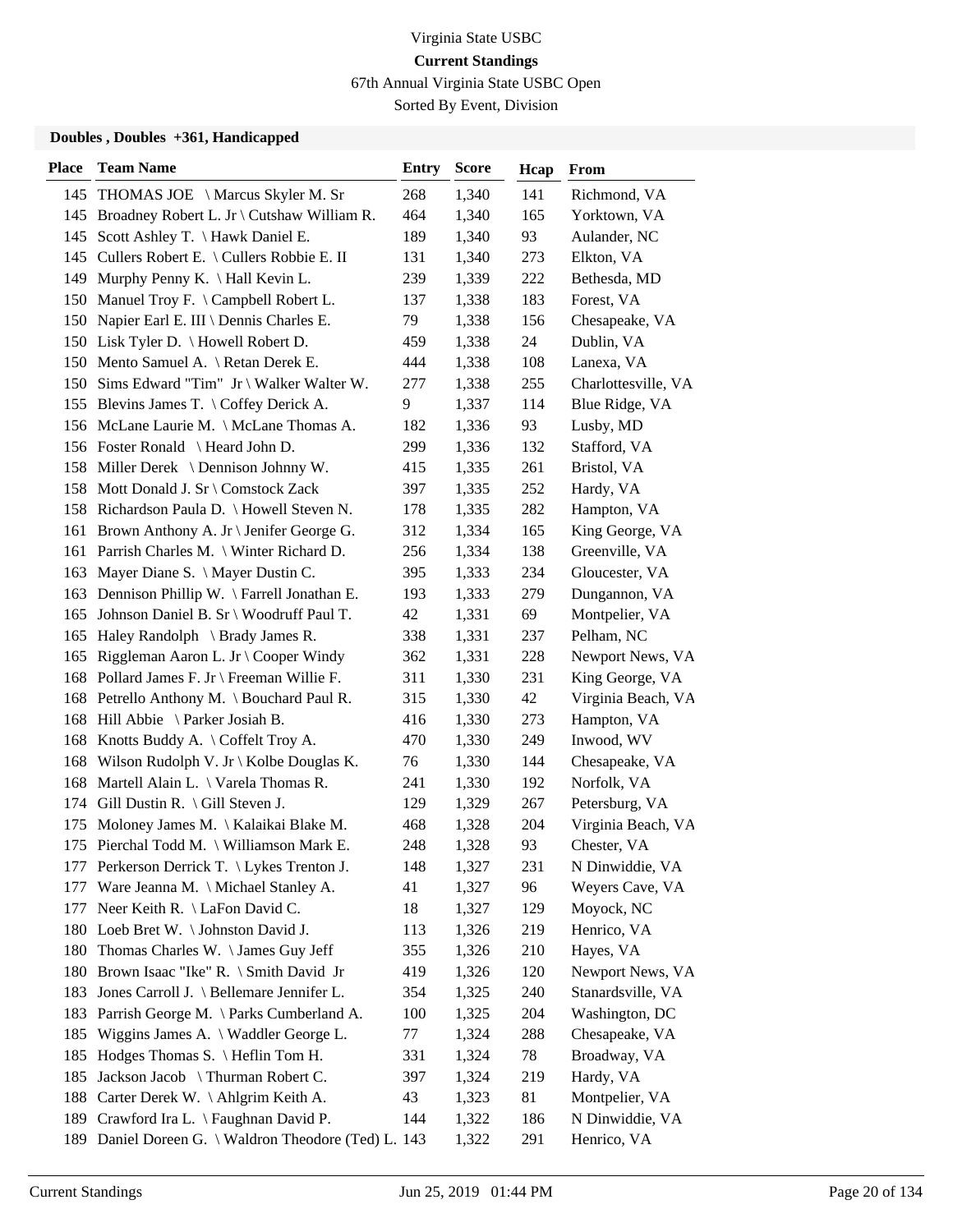Virginia State USBC

**Current Standings**

67th Annual Virginia State USBC Open

Sorted By Event, Division

### Doubles , Doubles +361, Handicapped

| Place | Team Name | Entry | Score | Hcap | From |
|---|---|---|---|---|---|
| 145 | THOMAS JOE \ Marcus Skyler M. Sr | 268 | 1,340 | 141 | Richmond, VA |
| 145 | Broadney Robert L. Jr \ Cutshaw William R. | 464 | 1,340 | 165 | Yorktown, VA |
| 145 | Scott Ashley T. \ Hawk Daniel E. | 189 | 1,340 | 93 | Aulander, NC |
| 145 | Cullers Robert E. \ Cullers Robbie E. II | 131 | 1,340 | 273 | Elkton, VA |
| 149 | Murphy Penny K. \ Hall Kevin L. | 239 | 1,339 | 222 | Bethesda, MD |
| 150 | Manuel Troy F. \ Campbell Robert L. | 137 | 1,338 | 183 | Forest, VA |
| 150 | Napier Earl E. III \ Dennis Charles E. | 79 | 1,338 | 156 | Chesapeake, VA |
| 150 | Lisk Tyler D. \ Howell Robert D. | 459 | 1,338 | 24 | Dublin, VA |
| 150 | Mento Samuel A. \ Retan Derek E. | 444 | 1,338 | 108 | Lanexa, VA |
| 150 | Sims Edward "Tim" Jr \ Walker Walter W. | 277 | 1,338 | 255 | Charlottesville, VA |
| 155 | Blevins James T. \ Coffey Derick A. | 9 | 1,337 | 114 | Blue Ridge, VA |
| 156 | McLane Laurie M. \ McLane Thomas A. | 182 | 1,336 | 93 | Lusby, MD |
| 156 | Foster Ronald \ Heard John D. | 299 | 1,336 | 132 | Stafford, VA |
| 158 | Miller Derek \ Dennison Johnny W. | 415 | 1,335 | 261 | Bristol, VA |
| 158 | Mott Donald J. Sr \ Comstock Zack | 397 | 1,335 | 252 | Hardy, VA |
| 158 | Richardson Paula D. \ Howell Steven N. | 178 | 1,335 | 282 | Hampton, VA |
| 161 | Brown Anthony A. Jr \ Jenifer George G. | 312 | 1,334 | 165 | King George, VA |
| 161 | Parrish Charles M. \ Winter Richard D. | 256 | 1,334 | 138 | Greenville, VA |
| 163 | Mayer Diane S. \ Mayer Dustin C. | 395 | 1,333 | 234 | Gloucester, VA |
| 163 | Dennison Phillip W. \ Farrell Jonathan E. | 193 | 1,333 | 279 | Dungannon, VA |
| 165 | Johnson Daniel B. Sr \ Woodruff Paul T. | 42 | 1,331 | 69 | Montpelier, VA |
| 165 | Haley Randolph \ Brady James R. | 338 | 1,331 | 237 | Pelham, NC |
| 165 | Riggleman Aaron L. Jr \ Cooper Windy | 362 | 1,331 | 228 | Newport News, VA |
| 168 | Pollard James F. Jr \ Freeman Willie F. | 311 | 1,330 | 231 | King George, VA |
| 168 | Petrello Anthony M. \ Bouchard Paul R. | 315 | 1,330 | 42 | Virginia Beach, VA |
| 168 | Hill Abbie \ Parker Josiah B. | 416 | 1,330 | 273 | Hampton, VA |
| 168 | Knotts Buddy A. \ Coffelt Troy A. | 470 | 1,330 | 249 | Inwood, WV |
| 168 | Wilson Rudolph V. Jr \ Kolbe Douglas K. | 76 | 1,330 | 144 | Chesapeake, VA |
| 168 | Martell Alain L. \ Varela Thomas R. | 241 | 1,330 | 192 | Norfolk, VA |
| 174 | Gill Dustin R. \ Gill Steven J. | 129 | 1,329 | 267 | Petersburg, VA |
| 175 | Moloney James M. \ Kalaikai Blake M. | 468 | 1,328 | 204 | Virginia Beach, VA |
| 175 | Pierchal Todd M. \ Williamson Mark E. | 248 | 1,328 | 93 | Chester, VA |
| 177 | Perkerson Derrick T. \ Lykes Trenton J. | 148 | 1,327 | 231 | N Dinwiddie, VA |
| 177 | Ware Jeanna M. \ Michael Stanley A. | 41 | 1,327 | 96 | Weyers Cave, VA |
| 177 | Neer Keith R. \ LaFon David C. | 18 | 1,327 | 129 | Moyock, NC |
| 180 | Loeb Bret W. \ Johnston David J. | 113 | 1,326 | 219 | Henrico, VA |
| 180 | Thomas Charles W. \ James Guy Jeff | 355 | 1,326 | 210 | Hayes, VA |
| 180 | Brown Isaac "Ike" R. \ Smith David Jr | 419 | 1,326 | 120 | Newport News, VA |
| 183 | Jones Carroll J. \ Bellemare Jennifer L. | 354 | 1,325 | 240 | Stanardsville, VA |
| 183 | Parrish George M. \ Parks Cumberland A. | 100 | 1,325 | 204 | Washington, DC |
| 185 | Wiggins James A. \ Waddler George L. | 77 | 1,324 | 288 | Chesapeake, VA |
| 185 | Hodges Thomas S. \ Heflin Tom H. | 331 | 1,324 | 78 | Broadway, VA |
| 185 | Jackson Jacob \ Thurman Robert C. | 397 | 1,324 | 219 | Hardy, VA |
| 188 | Carter Derek W. \ Ahlgrim Keith A. | 43 | 1,323 | 81 | Montpelier, VA |
| 189 | Crawford Ira L. \ Faughnan David P. | 144 | 1,322 | 186 | N Dinwiddie, VA |
| 189 | Daniel Doreen G. \ Waldron Theodore (Ted) L. | 143 | 1,322 | 291 | Henrico, VA |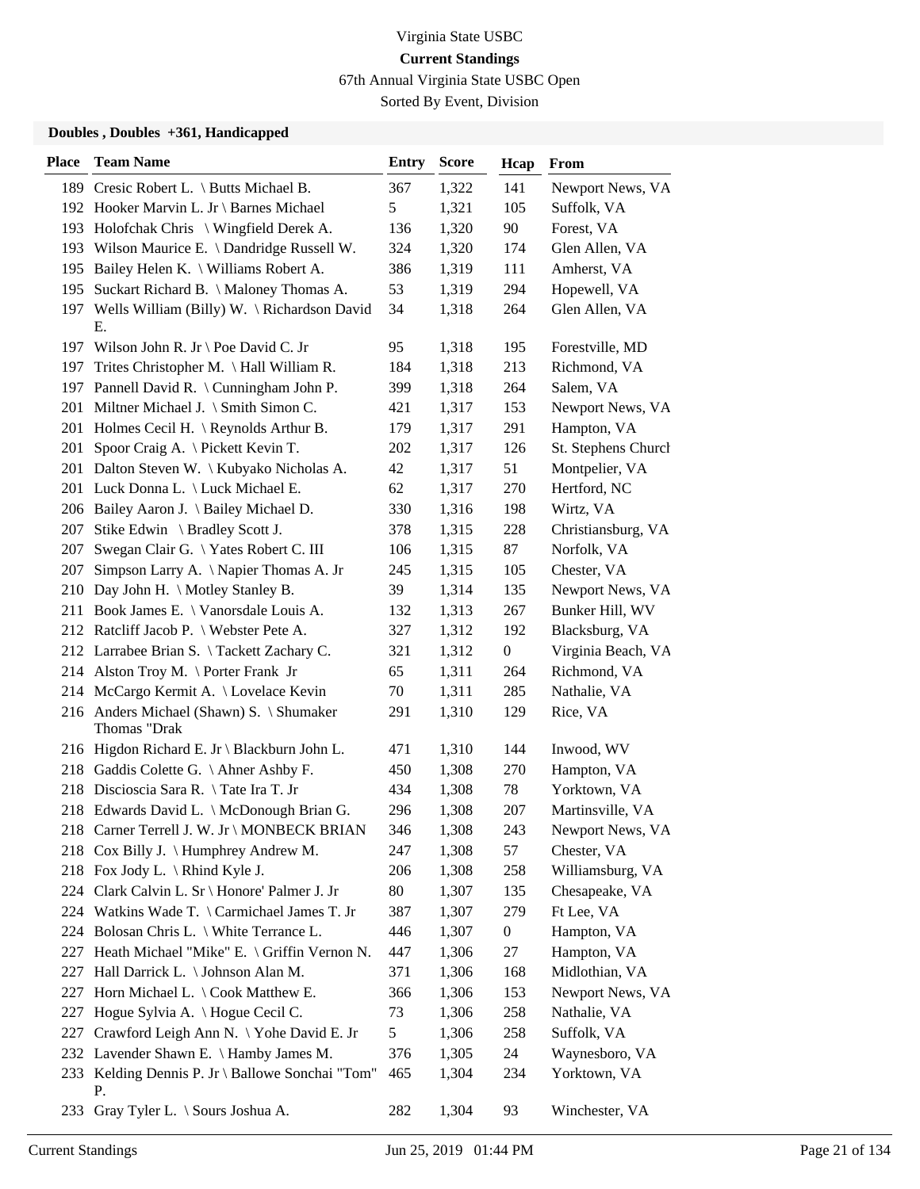Virginia State USBC

**Current Standings**

67th Annual Virginia State USBC Open

Sorted By Event, Division

### Doubles , Doubles +361, Handicapped

| Place | Team Name | Entry | Score | Hcap | From |
|---|---|---|---|---|---|
| 189 | Cresic Robert L. \ Butts Michael B. | 367 | 1,322 | 141 | Newport News, VA |
| 192 | Hooker Marvin L. Jr \ Barnes Michael | 5 | 1,321 | 105 | Suffolk, VA |
| 193 | Holofchak Chris \ Wingfield Derek A. | 136 | 1,320 | 90 | Forest, VA |
| 193 | Wilson Maurice E. \ Dandridge Russell W. | 324 | 1,320 | 174 | Glen Allen, VA |
| 195 | Bailey Helen K. \ Williams Robert A. | 386 | 1,319 | 111 | Amherst, VA |
| 195 | Suckart Richard B. \ Maloney Thomas A. | 53 | 1,319 | 294 | Hopewell, VA |
| 197 | Wells William (Billy) W. \ Richardson David E. | 34 | 1,318 | 264 | Glen Allen, VA |
| 197 | Wilson John R. Jr \ Poe David C. Jr | 95 | 1,318 | 195 | Forestville, MD |
| 197 | Trites Christopher M. \ Hall William R. | 184 | 1,318 | 213 | Richmond, VA |
| 197 | Pannell David R. \ Cunningham John P. | 399 | 1,318 | 264 | Salem, VA |
| 201 | Miltner Michael J. \ Smith Simon C. | 421 | 1,317 | 153 | Newport News, VA |
| 201 | Holmes Cecil H. \ Reynolds Arthur B. | 179 | 1,317 | 291 | Hampton, VA |
| 201 | Spoor Craig A. \ Pickett Kevin T. | 202 | 1,317 | 126 | St. Stephens Church |
| 201 | Dalton Steven W. \ Kubyako Nicholas A. | 42 | 1,317 | 51 | Montpelier, VA |
| 201 | Luck Donna L. \ Luck Michael E. | 62 | 1,317 | 270 | Hertford, NC |
| 206 | Bailey Aaron J. \ Bailey Michael D. | 330 | 1,316 | 198 | Wirtz, VA |
| 207 | Stike Edwin \ Bradley Scott J. | 378 | 1,315 | 228 | Christiansburg, VA |
| 207 | Swegan Clair G. \ Yates Robert C. III | 106 | 1,315 | 87 | Norfolk, VA |
| 207 | Simpson Larry A. \ Napier Thomas A. Jr | 245 | 1,315 | 105 | Chester, VA |
| 210 | Day John H. \ Motley Stanley B. | 39 | 1,314 | 135 | Newport News, VA |
| 211 | Book James E. \ Vanorsdale Louis A. | 132 | 1,313 | 267 | Bunker Hill, WV |
| 212 | Ratcliff Jacob P. \ Webster Pete A. | 327 | 1,312 | 192 | Blacksburg, VA |
| 212 | Larrabee Brian S. \ Tackett Zachary C. | 321 | 1,312 | 0 | Virginia Beach, VA |
| 214 | Alston Troy M. \ Porter Frank Jr | 65 | 1,311 | 264 | Richmond, VA |
| 214 | McCargo Kermit A. \ Lovelace Kevin | 70 | 1,311 | 285 | Nathalie, VA |
| 216 | Anders Michael (Shawn) S. \ Shumaker Thomas "Drak | 291 | 1,310 | 129 | Rice, VA |
| 216 | Higdon Richard E. Jr \ Blackburn John L. | 471 | 1,310 | 144 | Inwood, WV |
| 218 | Gaddis Colette G. \ Ahner Ashby F. | 450 | 1,308 | 270 | Hampton, VA |
| 218 | Discioscia Sara R. \ Tate Ira T. Jr | 434 | 1,308 | 78 | Yorktown, VA |
| 218 | Edwards David L. \ McDonough Brian G. | 296 | 1,308 | 207 | Martinsville, VA |
| 218 | Carner Terrell J. W. Jr \ MONBECK BRIAN | 346 | 1,308 | 243 | Newport News, VA |
| 218 | Cox Billy J. \ Humphrey Andrew M. | 247 | 1,308 | 57 | Chester, VA |
| 218 | Fox Jody L. \ Rhind Kyle J. | 206 | 1,308 | 258 | Williamsburg, VA |
| 224 | Clark Calvin L. Sr \ Honore' Palmer J. Jr | 80 | 1,307 | 135 | Chesapeake, VA |
| 224 | Watkins Wade T. \ Carmichael James T. Jr | 387 | 1,307 | 279 | Ft Lee, VA |
| 224 | Bolosan Chris L. \ White Terrance L. | 446 | 1,307 | 0 | Hampton, VA |
| 227 | Heath Michael "Mike" E. \ Griffin Vernon N. | 447 | 1,306 | 27 | Hampton, VA |
| 227 | Hall Darrick L. \ Johnson Alan M. | 371 | 1,306 | 168 | Midlothian, VA |
| 227 | Horn Michael L. \ Cook Matthew E. | 366 | 1,306 | 153 | Newport News, VA |
| 227 | Hogue Sylvia A. \ Hogue Cecil C. | 73 | 1,306 | 258 | Nathalie, VA |
| 227 | Crawford Leigh Ann N. \ Yohe David E. Jr | 5 | 1,306 | 258 | Suffolk, VA |
| 232 | Lavender Shawn E. \ Hamby James M. | 376 | 1,305 | 24 | Waynesboro, VA |
| 233 | Kelding Dennis P. Jr \ Ballowe Sonchai "Tom" P. | 465 | 1,304 | 234 | Yorktown, VA |
| 233 | Gray Tyler L. \ Sours Joshua A. | 282 | 1,304 | 93 | Winchester, VA |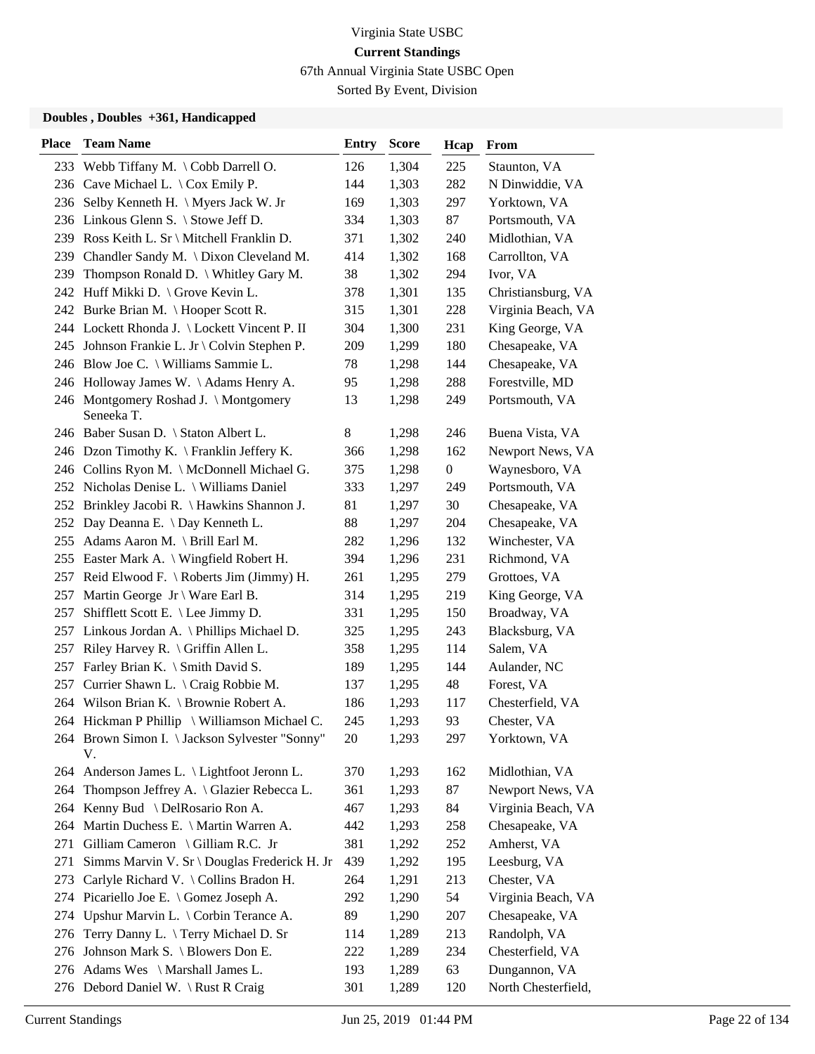Virginia State USBC

**Current Standings**

67th Annual Virginia State USBC Open

Sorted By Event, Division

### Doubles , Doubles +361, Handicapped

| Place | Team Name | Entry | Score | Hcap | From |
|---|---|---|---|---|---|
| 233 | Webb Tiffany M. \ Cobb Darrell O. | 126 | 1,304 | 225 | Staunton, VA |
| 236 | Cave Michael L. \ Cox Emily P. | 144 | 1,303 | 282 | N Dinwiddie, VA |
| 236 | Selby Kenneth H. \ Myers Jack W. Jr | 169 | 1,303 | 297 | Yorktown, VA |
| 236 | Linkous Glenn S. \ Stowe Jeff D. | 334 | 1,303 | 87 | Portsmouth, VA |
| 239 | Ross Keith L. Sr \ Mitchell Franklin D. | 371 | 1,302 | 240 | Midlothian, VA |
| 239 | Chandler Sandy M. \ Dixon Cleveland M. | 414 | 1,302 | 168 | Carrollton, VA |
| 239 | Thompson Ronald D. \ Whitley Gary M. | 38 | 1,302 | 294 | Ivor, VA |
| 242 | Huff Mikki D. \ Grove Kevin L. | 378 | 1,301 | 135 | Christiansburg, VA |
| 242 | Burke Brian M. \ Hooper Scott R. | 315 | 1,301 | 228 | Virginia Beach, VA |
| 244 | Lockett Rhonda J. \ Lockett Vincent P. II | 304 | 1,300 | 231 | King George, VA |
| 245 | Johnson Frankie L. Jr \ Colvin Stephen P. | 209 | 1,299 | 180 | Chesapeake, VA |
| 246 | Blow Joe C. \ Williams Sammie L. | 78 | 1,298 | 144 | Chesapeake, VA |
| 246 | Holloway James W. \ Adams Henry A. | 95 | 1,298 | 288 | Forestville, MD |
| 246 | Montgomery Roshad J. \ Montgomery Seneeka T. | 13 | 1,298 | 249 | Portsmouth, VA |
| 246 | Baber Susan D. \ Staton Albert L. | 8 | 1,298 | 246 | Buena Vista, VA |
| 246 | Dzon Timothy K. \ Franklin Jeffery K. | 366 | 1,298 | 162 | Newport News, VA |
| 246 | Collins Ryon M. \ McDonnell Michael G. | 375 | 1,298 | 0 | Waynesboro, VA |
| 252 | Nicholas Denise L. \ Williams Daniel | 333 | 1,297 | 249 | Portsmouth, VA |
| 252 | Brinkley Jacobi R. \ Hawkins Shannon J. | 81 | 1,297 | 30 | Chesapeake, VA |
| 252 | Day Deanna E. \ Day Kenneth L. | 88 | 1,297 | 204 | Chesapeake, VA |
| 255 | Adams Aaron M. \ Brill Earl M. | 282 | 1,296 | 132 | Winchester, VA |
| 255 | Easter Mark A. \ Wingfield Robert H. | 394 | 1,296 | 231 | Richmond, VA |
| 257 | Reid Elwood F. \ Roberts Jim (Jimmy) H. | 261 | 1,295 | 279 | Grottoes, VA |
| 257 | Martin George Jr \ Ware Earl B. | 314 | 1,295 | 219 | King George, VA |
| 257 | Shifflett Scott E. \ Lee Jimmy D. | 331 | 1,295 | 150 | Broadway, VA |
| 257 | Linkous Jordan A. \ Phillips Michael D. | 325 | 1,295 | 243 | Blacksburg, VA |
| 257 | Riley Harvey R. \ Griffin Allen L. | 358 | 1,295 | 114 | Salem, VA |
| 257 | Farley Brian K. \ Smith David S. | 189 | 1,295 | 144 | Aulander, NC |
| 257 | Currier Shawn L. \ Craig Robbie M. | 137 | 1,295 | 48 | Forest, VA |
| 264 | Wilson Brian K. \ Brownie Robert A. | 186 | 1,293 | 117 | Chesterfield, VA |
| 264 | Hickman P Phillip \ Williamson Michael C. | 245 | 1,293 | 93 | Chester, VA |
| 264 | Brown Simon I. \ Jackson Sylvester "Sonny" V. | 20 | 1,293 | 297 | Yorktown, VA |
| 264 | Anderson James L. \ Lightfoot Jeronn L. | 370 | 1,293 | 162 | Midlothian, VA |
| 264 | Thompson Jeffrey A. \ Glazier Rebecca L. | 361 | 1,293 | 87 | Newport News, VA |
| 264 | Kenny Bud \ DelRosario Ron A. | 467 | 1,293 | 84 | Virginia Beach, VA |
| 264 | Martin Duchess E. \ Martin Warren A. | 442 | 1,293 | 258 | Chesapeake, VA |
| 271 | Gilliam Cameron \ Gilliam R.C. Jr | 381 | 1,292 | 252 | Amherst, VA |
| 271 | Simms Marvin V. Sr \ Douglas Frederick H. Jr | 439 | 1,292 | 195 | Leesburg, VA |
| 273 | Carlyle Richard V. \ Collins Bradon H. | 264 | 1,291 | 213 | Chester, VA |
| 274 | Picariello Joe E. \ Gomez Joseph A. | 292 | 1,290 | 54 | Virginia Beach, VA |
| 274 | Upshur Marvin L. \ Corbin Terance A. | 89 | 1,290 | 207 | Chesapeake, VA |
| 276 | Terry Danny L. \ Terry Michael D. Sr | 114 | 1,289 | 213 | Randolph, VA |
| 276 | Johnson Mark S. \ Blowers Don E. | 222 | 1,289 | 234 | Chesterfield, VA |
| 276 | Adams Wes \ Marshall James L. | 193 | 1,289 | 63 | Dungannon, VA |
| 276 | Debord Daniel W. \ Rust R Craig | 301 | 1,289 | 120 | North Chesterfield, |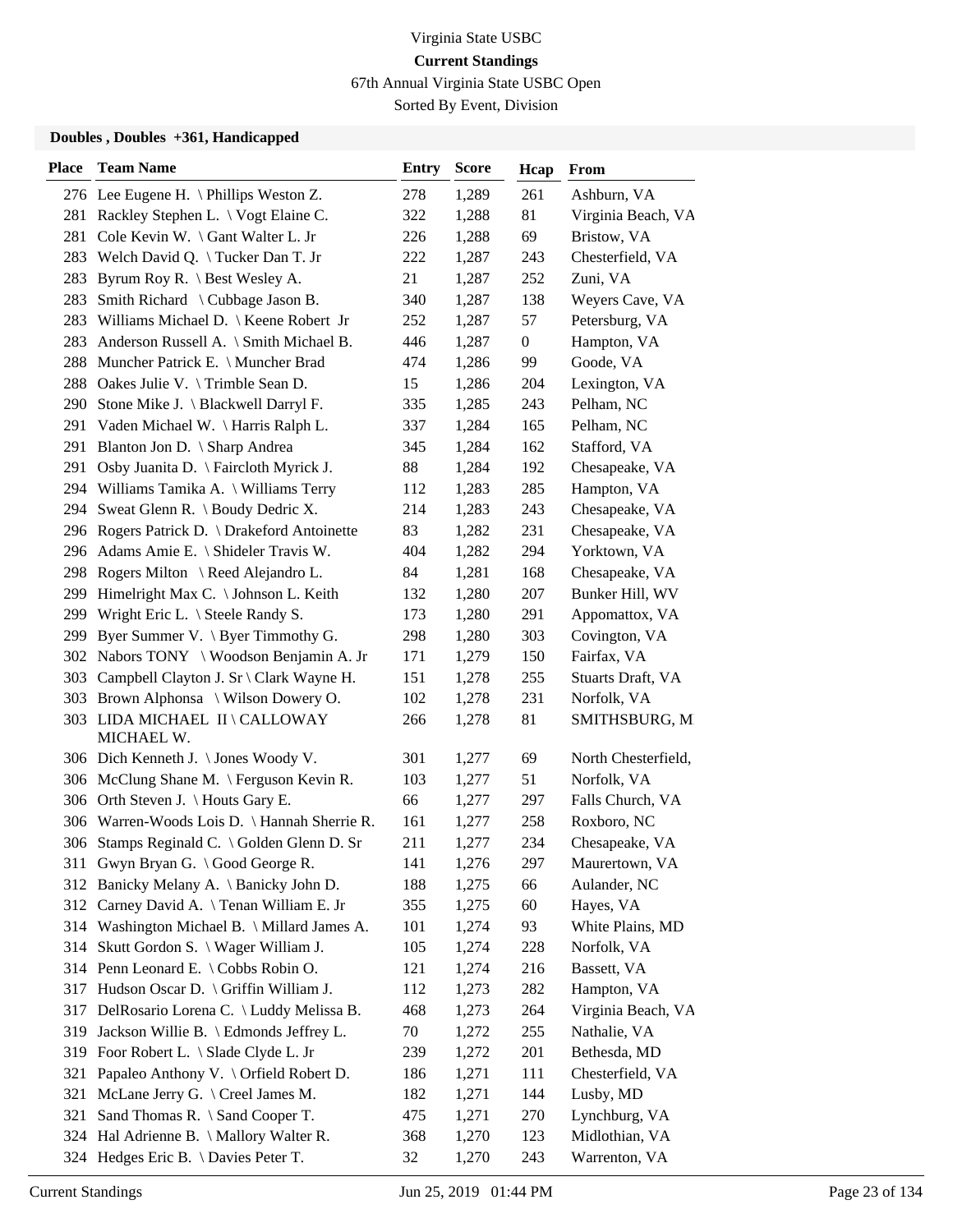Virginia State USBC

**Current Standings**

67th Annual Virginia State USBC Open

Sorted By Event, Division

### Doubles , Doubles +361, Handicapped

| Place | Team Name | Entry | Score | Hcap | From |
|---|---|---|---|---|---|
| 276 | Lee Eugene H. \ Phillips Weston Z. | 278 | 1,289 | 261 | Ashburn, VA |
| 281 | Rackley Stephen L. \ Vogt Elaine C. | 322 | 1,288 | 81 | Virginia Beach, VA |
| 281 | Cole Kevin W. \ Gant Walter L. Jr | 226 | 1,288 | 69 | Bristow, VA |
| 283 | Welch David Q. \ Tucker Dan T. Jr | 222 | 1,287 | 243 | Chesterfield, VA |
| 283 | Byrum Roy R. \ Best Wesley A. | 21 | 1,287 | 252 | Zuni, VA |
| 283 | Smith Richard \ Cubbage Jason B. | 340 | 1,287 | 138 | Weyers Cave, VA |
| 283 | Williams Michael D. \ Keene Robert Jr | 252 | 1,287 | 57 | Petersburg, VA |
| 283 | Anderson Russell A. \ Smith Michael B. | 446 | 1,287 | 0 | Hampton, VA |
| 288 | Muncher Patrick E. \ Muncher Brad | 474 | 1,286 | 99 | Goode, VA |
| 288 | Oakes Julie V. \ Trimble Sean D. | 15 | 1,286 | 204 | Lexington, VA |
| 290 | Stone Mike J. \ Blackwell Darryl F. | 335 | 1,285 | 243 | Pelham, NC |
| 291 | Vaden Michael W. \ Harris Ralph L. | 337 | 1,284 | 165 | Pelham, NC |
| 291 | Blanton Jon D. \ Sharp Andrea | 345 | 1,284 | 162 | Stafford, VA |
| 291 | Osby Juanita D. \ Faircloth Myrick J. | 88 | 1,284 | 192 | Chesapeake, VA |
| 294 | Williams Tamika A. \ Williams Terry | 112 | 1,283 | 285 | Hampton, VA |
| 294 | Sweat Glenn R. \ Boudy Dedric X. | 214 | 1,283 | 243 | Chesapeake, VA |
| 296 | Rogers Patrick D. \ Drakeford Antoinette | 83 | 1,282 | 231 | Chesapeake, VA |
| 296 | Adams Amie E. \ Shideler Travis W. | 404 | 1,282 | 294 | Yorktown, VA |
| 298 | Rogers Milton \ Reed Alejandro L. | 84 | 1,281 | 168 | Chesapeake, VA |
| 299 | Himelright Max C. \ Johnson L. Keith | 132 | 1,280 | 207 | Bunker Hill, WV |
| 299 | Wright Eric L. \ Steele Randy S. | 173 | 1,280 | 291 | Appomattox, VA |
| 299 | Byer Summer V. \ Byer Timmothy G. | 298 | 1,280 | 303 | Covington, VA |
| 302 | Nabors TONY \ Woodson Benjamin A. Jr | 171 | 1,279 | 150 | Fairfax, VA |
| 303 | Campbell Clayton J. Sr \ Clark Wayne H. | 151 | 1,278 | 255 | Stuarts Draft, VA |
| 303 | Brown Alphonsa \ Wilson Dowery O. | 102 | 1,278 | 231 | Norfolk, VA |
| 303 | LIDA MICHAEL II \ CALLOWAY MICHAEL W. | 266 | 1,278 | 81 | SMITHSBURG, M |
| 306 | Dich Kenneth J. \ Jones Woody V. | 301 | 1,277 | 69 | North Chesterfield, |
| 306 | McClung Shane M. \ Ferguson Kevin R. | 103 | 1,277 | 51 | Norfolk, VA |
| 306 | Orth Steven J. \ Houts Gary E. | 66 | 1,277 | 297 | Falls Church, VA |
| 306 | Warren-Woods Lois D. \ Hannah Sherrie R. | 161 | 1,277 | 258 | Roxboro, NC |
| 306 | Stamps Reginald C. \ Golden Glenn D. Sr | 211 | 1,277 | 234 | Chesapeake, VA |
| 311 | Gwyn Bryan G. \ Good George R. | 141 | 1,276 | 297 | Maurertown, VA |
| 312 | Banicky Melany A. \ Banicky John D. | 188 | 1,275 | 66 | Aulander, NC |
| 312 | Carney David A. \ Tenan William E. Jr | 355 | 1,275 | 60 | Hayes, VA |
| 314 | Washington Michael B. \ Millard James A. | 101 | 1,274 | 93 | White Plains, MD |
| 314 | Skutt Gordon S. \ Wager William J. | 105 | 1,274 | 228 | Norfolk, VA |
| 314 | Penn Leonard E. \ Cobbs Robin O. | 121 | 1,274 | 216 | Bassett, VA |
| 317 | Hudson Oscar D. \ Griffin William J. | 112 | 1,273 | 282 | Hampton, VA |
| 317 | DelRosario Lorena C. \ Luddy Melissa B. | 468 | 1,273 | 264 | Virginia Beach, VA |
| 319 | Jackson Willie B. \ Edmonds Jeffrey L. | 70 | 1,272 | 255 | Nathalie, VA |
| 319 | Foor Robert L. \ Slade Clyde L. Jr | 239 | 1,272 | 201 | Bethesda, MD |
| 321 | Papaleo Anthony V. \ Orfield Robert D. | 186 | 1,271 | 111 | Chesterfield, VA |
| 321 | McLane Jerry G. \ Creel James M. | 182 | 1,271 | 144 | Lusby, MD |
| 321 | Sand Thomas R. \ Sand Cooper T. | 475 | 1,271 | 270 | Lynchburg, VA |
| 324 | Hal Adrienne B. \ Mallory Walter R. | 368 | 1,270 | 123 | Midlothian, VA |
| 324 | Hedges Eric B. \ Davies Peter T. | 32 | 1,270 | 243 | Warrenton, VA |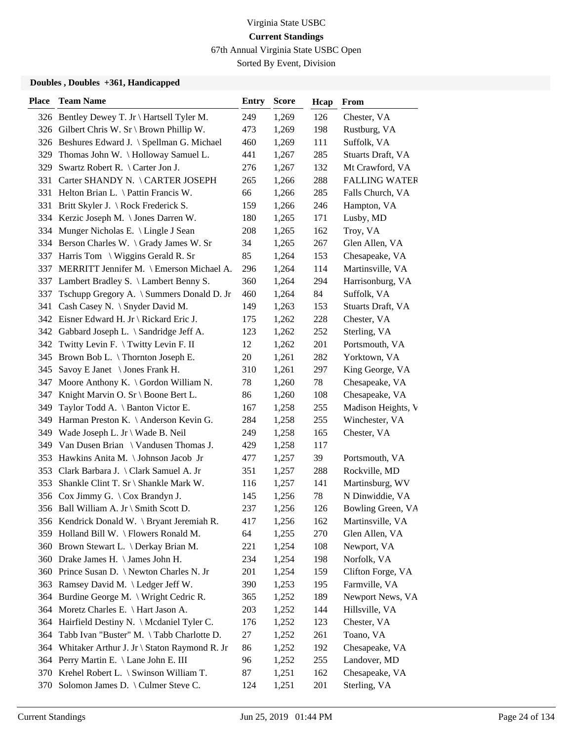Virginia State USBC

**Current Standings**

67th Annual Virginia State USBC Open

Sorted By Event, Division

### Doubles , Doubles +361, Handicapped

| Place | Team Name | Entry | Score | Hcap | From |
|---|---|---|---|---|---|
| 326 | Bentley Dewey T. Jr \ Hartsell Tyler M. | 249 | 1,269 | 126 | Chester, VA |
| 326 | Gilbert Chris W. Sr \ Brown Phillip W. | 473 | 1,269 | 198 | Rustburg, VA |
| 326 | Beshures Edward J. \ Spellman G. Michael | 460 | 1,269 | 111 | Suffolk, VA |
| 329 | Thomas John W. \ Holloway Samuel L. | 441 | 1,267 | 285 | Stuarts Draft, VA |
| 329 | Swartz Robert R. \ Carter Jon J. | 276 | 1,267 | 132 | Mt Crawford, VA |
| 331 | Carter SHANDY N. \ CARTER JOSEPH | 265 | 1,266 | 288 | FALLING WATER |
| 331 | Helton Brian L. \ Pattin Francis W. | 66 | 1,266 | 285 | Falls Church, VA |
| 331 | Britt Skyler J. \ Rock Frederick S. | 159 | 1,266 | 246 | Hampton, VA |
| 334 | Kerzic Joseph M. \ Jones Darren W. | 180 | 1,265 | 171 | Lusby, MD |
| 334 | Munger Nicholas E. \ Lingle J Sean | 208 | 1,265 | 162 | Troy, VA |
| 334 | Berson Charles W. \ Grady James W. Sr | 34 | 1,265 | 267 | Glen Allen, VA |
| 337 | Harris Tom \ Wiggins Gerald R. Sr | 85 | 1,264 | 153 | Chesapeake, VA |
| 337 | MERRITT Jennifer M. \ Emerson Michael A. | 296 | 1,264 | 114 | Martinsville, VA |
| 337 | Lambert Bradley S. \ Lambert Benny S. | 360 | 1,264 | 294 | Harrisonburg, VA |
| 337 | Tschupp Gregory A. \ Summers Donald D. Jr | 460 | 1,264 | 84 | Suffolk, VA |
| 341 | Cash Casey N. \ Snyder David M. | 149 | 1,263 | 153 | Stuarts Draft, VA |
| 342 | Eisner Edward H. Jr \ Rickard Eric J. | 175 | 1,262 | 228 | Chester, VA |
| 342 | Gabbard Joseph L. \ Sandridge Jeff A. | 123 | 1,262 | 252 | Sterling, VA |
| 342 | Twitty Levin F. \ Twitty Levin F. II | 12 | 1,262 | 201 | Portsmouth, VA |
| 345 | Brown Bob L. \ Thornton Joseph E. | 20 | 1,261 | 282 | Yorktown, VA |
| 345 | Savoy E Janet \ Jones Frank H. | 310 | 1,261 | 297 | King George, VA |
| 347 | Moore Anthony K. \ Gordon William N. | 78 | 1,260 | 78 | Chesapeake, VA |
| 347 | Knight Marvin O. Sr \ Boone Bert L. | 86 | 1,260 | 108 | Chesapeake, VA |
| 349 | Taylor Todd A. \ Banton Victor E. | 167 | 1,258 | 255 | Madison Heights, V |
| 349 | Harman Preston K. \ Anderson Kevin G. | 284 | 1,258 | 255 | Winchester, VA |
| 349 | Wade Joseph L. Jr \ Wade B. Neil | 249 | 1,258 | 165 | Chester, VA |
| 349 | Van Dusen Brian \ Vandusen Thomas J. | 429 | 1,258 | 117 | |
| 353 | Hawkins Anita M. \ Johnson Jacob Jr | 477 | 1,257 | 39 | Portsmouth, VA |
| 353 | Clark Barbara J. \ Clark Samuel A. Jr | 351 | 1,257 | 288 | Rockville, MD |
| 353 | Shankle Clint T. Sr \ Shankle Mark W. | 116 | 1,257 | 141 | Martinsburg, WV |
| 356 | Cox Jimmy G. \ Cox Brandyn J. | 145 | 1,256 | 78 | N Dinwiddie, VA |
| 356 | Ball William A. Jr \ Smith Scott D. | 237 | 1,256 | 126 | Bowling Green, VA |
| 356 | Kendrick Donald W. \ Bryant Jeremiah R. | 417 | 1,256 | 162 | Martinsville, VA |
| 359 | Holland Bill W. \ Flowers Ronald M. | 64 | 1,255 | 270 | Glen Allen, VA |
| 360 | Brown Stewart L. \ Derkay Brian M. | 221 | 1,254 | 108 | Newport, VA |
| 360 | Drake James H. \ James John H. | 234 | 1,254 | 198 | Norfolk, VA |
| 360 | Prince Susan D. \ Newton Charles N. Jr | 201 | 1,254 | 159 | Clifton Forge, VA |
| 363 | Ramsey David M. \ Ledger Jeff W. | 390 | 1,253 | 195 | Farmville, VA |
| 364 | Burdine George M. \ Wright Cedric R. | 365 | 1,252 | 189 | Newport News, VA |
| 364 | Moretz Charles E. \ Hart Jason A. | 203 | 1,252 | 144 | Hillsville, VA |
| 364 | Hairfield Destiny N. \ Mcdaniel Tyler C. | 176 | 1,252 | 123 | Chester, VA |
| 364 | Tabb Ivan "Buster" M. \ Tabb Charlotte D. | 27 | 1,252 | 261 | Toano, VA |
| 364 | Whitaker Arthur J. Jr \ Staton Raymond R. Jr | 86 | 1,252 | 192 | Chesapeake, VA |
| 364 | Perry Martin E. \ Lane John E. III | 96 | 1,252 | 255 | Landover, MD |
| 370 | Krehel Robert L. \ Swinson William T. | 87 | 1,251 | 162 | Chesapeake, VA |
| 370 | Solomon James D. \ Culmer Steve C. | 124 | 1,251 | 201 | Sterling, VA |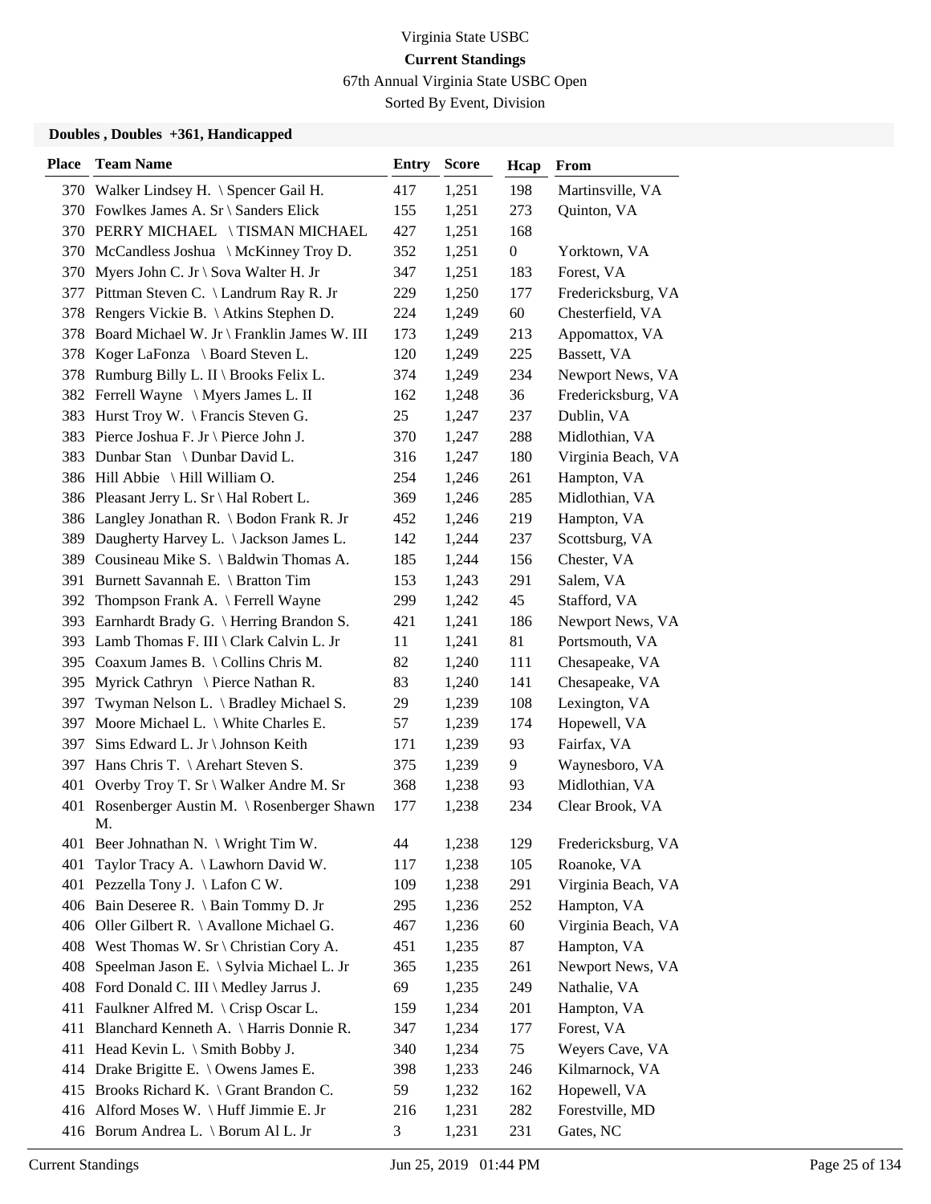Virginia State USBC

**Current Standings**

67th Annual Virginia State USBC Open

Sorted By Event, Division

**Doubles , Doubles +361, Handicapped**

| Place | Team Name | Entry | Score | Hcap | From |
|---|---|---|---|---|---|
| 370 | Walker Lindsey H. \ Spencer Gail H. | 417 | 1,251 | 198 | Martinsville, VA |
| 370 | Fowlkes James A. Sr \ Sanders Elick | 155 | 1,251 | 273 | Quinton, VA |
| 370 | PERRY MICHAEL \ TISMAN MICHAEL | 427 | 1,251 | 168 | |
| 370 | McCandless Joshua \ McKinney Troy D. | 352 | 1,251 | 0 | Yorktown, VA |
| 370 | Myers John C. Jr \ Sova Walter H. Jr | 347 | 1,251 | 183 | Forest, VA |
| 377 | Pittman Steven C. \ Landrum Ray R. Jr | 229 | 1,250 | 177 | Fredericksburg, VA |
| 378 | Rengers Vickie B. \ Atkins Stephen D. | 224 | 1,249 | 60 | Chesterfield, VA |
| 378 | Board Michael W. Jr \ Franklin James W. III | 173 | 1,249 | 213 | Appomattox, VA |
| 378 | Koger LaFonza \ Board Steven L. | 120 | 1,249 | 225 | Bassett, VA |
| 378 | Rumburg Billy L. II \ Brooks Felix L. | 374 | 1,249 | 234 | Newport News, VA |
| 382 | Ferrell Wayne \ Myers James L. II | 162 | 1,248 | 36 | Fredericksburg, VA |
| 383 | Hurst Troy W. \ Francis Steven G. | 25 | 1,247 | 237 | Dublin, VA |
| 383 | Pierce Joshua F. Jr \ Pierce John J. | 370 | 1,247 | 288 | Midlothian, VA |
| 383 | Dunbar Stan \ Dunbar David L. | 316 | 1,247 | 180 | Virginia Beach, VA |
| 386 | Hill Abbie \ Hill William O. | 254 | 1,246 | 261 | Hampton, VA |
| 386 | Pleasant Jerry L. Sr \ Hal Robert L. | 369 | 1,246 | 285 | Midlothian, VA |
| 386 | Langley Jonathan R. \ Bodon Frank R. Jr | 452 | 1,246 | 219 | Hampton, VA |
| 389 | Daugherty Harvey L. \ Jackson James L. | 142 | 1,244 | 237 | Scottsburg, VA |
| 389 | Cousineau Mike S. \ Baldwin Thomas A. | 185 | 1,244 | 156 | Chester, VA |
| 391 | Burnett Savannah E. \ Bratton Tim | 153 | 1,243 | 291 | Salem, VA |
| 392 | Thompson Frank A. \ Ferrell Wayne | 299 | 1,242 | 45 | Stafford, VA |
| 393 | Earnhardt Brady G. \ Herring Brandon S. | 421 | 1,241 | 186 | Newport News, VA |
| 393 | Lamb Thomas F. III \ Clark Calvin L. Jr | 11 | 1,241 | 81 | Portsmouth, VA |
| 395 | Coaxum James B. \ Collins Chris M. | 82 | 1,240 | 111 | Chesapeake, VA |
| 395 | Myrick Cathryn \ Pierce Nathan R. | 83 | 1,240 | 141 | Chesapeake, VA |
| 397 | Twyman Nelson L. \ Bradley Michael S. | 29 | 1,239 | 108 | Lexington, VA |
| 397 | Moore Michael L. \ White Charles E. | 57 | 1,239 | 174 | Hopewell, VA |
| 397 | Sims Edward L. Jr \ Johnson Keith | 171 | 1,239 | 93 | Fairfax, VA |
| 397 | Hans Chris T. \ Arehart Steven S. | 375 | 1,239 | 9 | Waynesboro, VA |
| 401 | Overby Troy T. Sr \ Walker Andre M. Sr | 368 | 1,238 | 93 | Midlothian, VA |
| 401 | Rosenberger Austin M. \ Rosenberger Shawn M. | 177 | 1,238 | 234 | Clear Brook, VA |
| 401 | Beer Johnathan N. \ Wright Tim W. | 44 | 1,238 | 129 | Fredericksburg, VA |
| 401 | Taylor Tracy A. \ Lawhorn David W. | 117 | 1,238 | 105 | Roanoke, VA |
| 401 | Pezzella Tony J. \ Lafon C W. | 109 | 1,238 | 291 | Virginia Beach, VA |
| 406 | Bain Deseree R. \ Bain Tommy D. Jr | 295 | 1,236 | 252 | Hampton, VA |
| 406 | Oller Gilbert R. \ Avallone Michael G. | 467 | 1,236 | 60 | Virginia Beach, VA |
| 408 | West Thomas W. Sr \ Christian Cory A. | 451 | 1,235 | 87 | Hampton, VA |
| 408 | Speelman Jason E. \ Sylvia Michael L. Jr | 365 | 1,235 | 261 | Newport News, VA |
| 408 | Ford Donald C. III \ Medley Jarrus J. | 69 | 1,235 | 249 | Nathalie, VA |
| 411 | Faulkner Alfred M. \ Crisp Oscar L. | 159 | 1,234 | 201 | Hampton, VA |
| 411 | Blanchard Kenneth A. \ Harris Donnie R. | 347 | 1,234 | 177 | Forest, VA |
| 411 | Head Kevin L. \ Smith Bobby J. | 340 | 1,234 | 75 | Weyers Cave, VA |
| 414 | Drake Brigitte E. \ Owens James E. | 398 | 1,233 | 246 | Kilmarnock, VA |
| 415 | Brooks Richard K. \ Grant Brandon C. | 59 | 1,232 | 162 | Hopewell, VA |
| 416 | Alford Moses W. \ Huff Jimmie E. Jr | 216 | 1,231 | 282 | Forestville, MD |
| 416 | Borum Andrea L. \ Borum Al L. Jr | 3 | 1,231 | 231 | Gates, NC |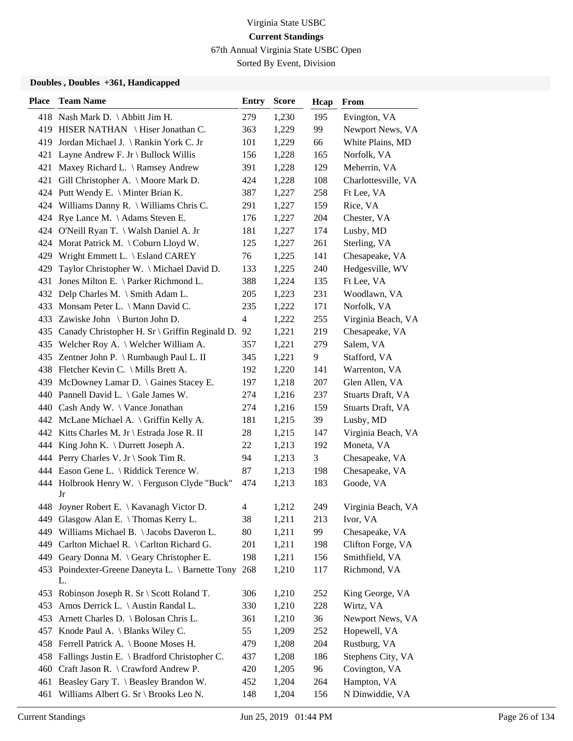Virginia State USBC

**Current Standings**

67th Annual Virginia State USBC Open

Sorted By Event, Division

### Doubles , Doubles +361, Handicapped

| Place | Team Name | Entry | Score | Hcap | From |
|---|---|---|---|---|---|
| 418 | Nash Mark D. \ Abbitt Jim H. | 279 | 1,230 | 195 | Evington, VA |
| 419 | HISER NATHAN \ Hiser Jonathan C. | 363 | 1,229 | 99 | Newport News, VA |
| 419 | Jordan Michael J. \ Rankin York C. Jr | 101 | 1,229 | 66 | White Plains, MD |
| 421 | Layne Andrew F. Jr \ Bullock Willis | 156 | 1,228 | 165 | Norfolk, VA |
| 421 | Maxey Richard L. \ Ramsey Andrew | 391 | 1,228 | 129 | Meherrin, VA |
| 421 | Gill Christopher A. \ Moore Mark D. | 424 | 1,228 | 108 | Charlottesville, VA |
| 424 | Putt Wendy E. \ Minter Brian K. | 387 | 1,227 | 258 | Ft Lee, VA |
| 424 | Williams Danny R. \ Williams Chris C. | 291 | 1,227 | 159 | Rice, VA |
| 424 | Rye Lance M. \ Adams Steven E. | 176 | 1,227 | 204 | Chester, VA |
| 424 | O'Neill Ryan T. \ Walsh Daniel A. Jr | 181 | 1,227 | 174 | Lusby, MD |
| 424 | Morat Patrick M. \ Coburn Lloyd W. | 125 | 1,227 | 261 | Sterling, VA |
| 429 | Wright Emmett L. \ Esland CAREY | 76 | 1,225 | 141 | Chesapeake, VA |
| 429 | Taylor Christopher W. \ Michael David D. | 133 | 1,225 | 240 | Hedgesville, WV |
| 431 | Jones Milton E. \ Parker Richmond L. | 388 | 1,224 | 135 | Ft Lee, VA |
| 432 | Delp Charles M. \ Smith Adam L. | 205 | 1,223 | 231 | Woodlawn, VA |
| 433 | Monsam Peter L. \ Mann David C. | 235 | 1,222 | 171 | Norfolk, VA |
| 433 | Zawiske John \ Burton John D. | 4 | 1,222 | 255 | Virginia Beach, VA |
| 435 | Canady Christopher H. Sr \ Griffin Reginald D. | 92 | 1,221 | 219 | Chesapeake, VA |
| 435 | Welcher Roy A. \ Welcher William A. | 357 | 1,221 | 279 | Salem, VA |
| 435 | Zentner John P. \ Rumbaugh Paul L. II | 345 | 1,221 | 9 | Stafford, VA |
| 438 | Fletcher Kevin C. \ Mills Brett A. | 192 | 1,220 | 141 | Warrenton, VA |
| 439 | McDowney Lamar D. \ Gaines Stacey E. | 197 | 1,218 | 207 | Glen Allen, VA |
| 440 | Pannell David L. \ Gale James W. | 274 | 1,216 | 237 | Stuarts Draft, VA |
| 440 | Cash Andy W. \ Vance Jonathan | 274 | 1,216 | 159 | Stuarts Draft, VA |
| 442 | McLane Michael A. \ Griffin Kelly A. | 181 | 1,215 | 39 | Lusby, MD |
| 442 | Kitts Charles M. Jr \ Estrada Jose R. II | 28 | 1,215 | 147 | Virginia Beach, VA |
| 444 | King John K. \ Durrett Joseph A. | 22 | 1,213 | 192 | Moneta, VA |
| 444 | Perry Charles V. Jr \ Sook Tim R. | 94 | 1,213 | 3 | Chesapeake, VA |
| 444 | Eason Gene L. \ Riddick Terence W. | 87 | 1,213 | 198 | Chesapeake, VA |
| 444 | Holbrook Henry W. \ Ferguson Clyde "Buck" Jr | 474 | 1,213 | 183 | Goode, VA |
| 448 | Joyner Robert E. \ Kavanagh Victor D. | 4 | 1,212 | 249 | Virginia Beach, VA |
| 449 | Glasgow Alan E. \ Thomas Kerry L. | 38 | 1,211 | 213 | Ivor, VA |
| 449 | Williams Michael B. \ Jacobs Daveron L. | 80 | 1,211 | 99 | Chesapeake, VA |
| 449 | Carlton Michael R. \ Carlton Richard G. | 201 | 1,211 | 198 | Clifton Forge, VA |
| 449 | Geary Donna M. \ Geary Christopher E. | 198 | 1,211 | 156 | Smithfield, VA |
| 453 | Poindexter-Greene Daneyta L. \ Barnette Tony L. | 268 | 1,210 | 117 | Richmond, VA |
| 453 | Robinson Joseph R. Sr \ Scott Roland T. | 306 | 1,210 | 252 | King George, VA |
| 453 | Amos Derrick L. \ Austin Randal L. | 330 | 1,210 | 228 | Wirtz, VA |
| 453 | Arnett Charles D. \ Bolosan Chris L. | 361 | 1,210 | 36 | Newport News, VA |
| 457 | Knode Paul A. \ Blanks Wiley C. | 55 | 1,209 | 252 | Hopewell, VA |
| 458 | Ferrell Patrick A. \ Boone Moses H. | 479 | 1,208 | 204 | Rustburg, VA |
| 458 | Fallings Justin E. \ Bradford Christopher C. | 437 | 1,208 | 186 | Stephens City, VA |
| 460 | Craft Jason R. \ Crawford Andrew P. | 420 | 1,205 | 96 | Covington, VA |
| 461 | Beasley Gary T. \ Beasley Brandon W. | 452 | 1,204 | 264 | Hampton, VA |
| 461 | Williams Albert G. Sr \ Brooks Leo N. | 148 | 1,204 | 156 | N Dinwiddie, VA |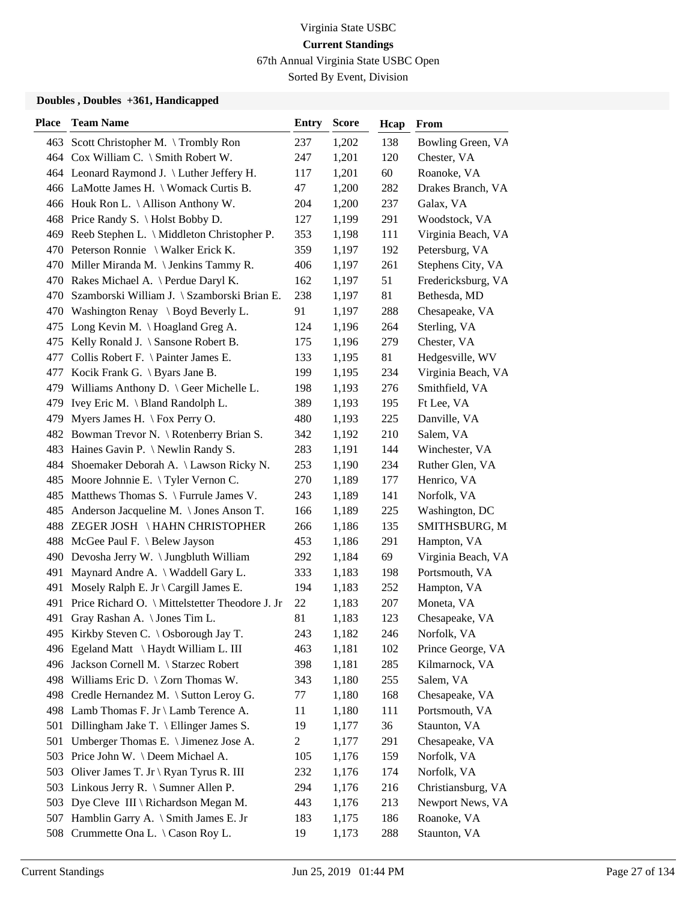Virginia State USBC

**Current Standings**

67th Annual Virginia State USBC Open

Sorted By Event, Division

### Doubles , Doubles +361, Handicapped

| Place | Team Name | Entry | Score | Hcap | From |
|---|---|---|---|---|---|
| 463 | Scott Christopher M. \ Trombly Ron | 237 | 1,202 | 138 | Bowling Green, VA |
| 464 | Cox William C. \ Smith Robert W. | 247 | 1,201 | 120 | Chester, VA |
| 464 | Leonard Raymond J. \ Luther Jeffery H. | 117 | 1,201 | 60 | Roanoke, VA |
| 466 | LaMotte James H. \ Womack Curtis B. | 47 | 1,200 | 282 | Drakes Branch, VA |
| 466 | Houk Ron L. \ Allison Anthony W. | 204 | 1,200 | 237 | Galax, VA |
| 468 | Price Randy S. \ Holst Bobby D. | 127 | 1,199 | 291 | Woodstock, VA |
| 469 | Reeb Stephen L. \ Middleton Christopher P. | 353 | 1,198 | 111 | Virginia Beach, VA |
| 470 | Peterson Ronnie \ Walker Erick K. | 359 | 1,197 | 192 | Petersburg, VA |
| 470 | Miller Miranda M. \ Jenkins Tammy R. | 406 | 1,197 | 261 | Stephens City, VA |
| 470 | Rakes Michael A. \ Perdue Daryl K. | 162 | 1,197 | 51 | Fredericksburg, VA |
| 470 | Szamborski William J. \ Szamborski Brian E. | 238 | 1,197 | 81 | Bethesda, MD |
| 470 | Washington Renay \ Boyd Beverly L. | 91 | 1,197 | 288 | Chesapeake, VA |
| 475 | Long Kevin M. \ Hoagland Greg A. | 124 | 1,196 | 264 | Sterling, VA |
| 475 | Kelly Ronald J. \ Sansone Robert B. | 175 | 1,196 | 279 | Chester, VA |
| 477 | Collis Robert F. \ Painter James E. | 133 | 1,195 | 81 | Hedgesville, WV |
| 477 | Kocik Frank G. \ Byars Jane B. | 199 | 1,195 | 234 | Virginia Beach, VA |
| 479 | Williams Anthony D. \ Geer Michelle L. | 198 | 1,193 | 276 | Smithfield, VA |
| 479 | Ivey Eric M. \ Bland Randolph L. | 389 | 1,193 | 195 | Ft Lee, VA |
| 479 | Myers James H. \ Fox Perry O. | 480 | 1,193 | 225 | Danville, VA |
| 482 | Bowman Trevor N. \ Rotenberry Brian S. | 342 | 1,192 | 210 | Salem, VA |
| 483 | Haines Gavin P. \ Newlin Randy S. | 283 | 1,191 | 144 | Winchester, VA |
| 484 | Shoemaker Deborah A. \ Lawson Ricky N. | 253 | 1,190 | 234 | Ruther Glen, VA |
| 485 | Moore Johnnie E. \ Tyler Vernon C. | 270 | 1,189 | 177 | Henrico, VA |
| 485 | Matthews Thomas S. \ Furrule James V. | 243 | 1,189 | 141 | Norfolk, VA |
| 485 | Anderson Jacqueline M. \ Jones Anson T. | 166 | 1,189 | 225 | Washington, DC |
| 488 | ZEGER JOSH \ HAHN CHRISTOPHER | 266 | 1,186 | 135 | SMITHSBURG, M |
| 488 | McGee Paul F. \ Belew Jayson | 453 | 1,186 | 291 | Hampton, VA |
| 490 | Devosha Jerry W. \ Jungbluth William | 292 | 1,184 | 69 | Virginia Beach, VA |
| 491 | Maynard Andre A. \ Waddell Gary L. | 333 | 1,183 | 198 | Portsmouth, VA |
| 491 | Mosely Ralph E. Jr \ Cargill James E. | 194 | 1,183 | 252 | Hampton, VA |
| 491 | Price Richard O. \ Mittelstetter Theodore J. Jr | 22 | 1,183 | 207 | Moneta, VA |
| 491 | Gray Rashan A. \ Jones Tim L. | 81 | 1,183 | 123 | Chesapeake, VA |
| 495 | Kirkby Steven C. \ Osborough Jay T. | 243 | 1,182 | 246 | Norfolk, VA |
| 496 | Egeland Matt \ Haydt William L. III | 463 | 1,181 | 102 | Prince George, VA |
| 496 | Jackson Cornell M. \ Starzec Robert | 398 | 1,181 | 285 | Kilmarnock, VA |
| 498 | Williams Eric D. \ Zorn Thomas W. | 343 | 1,180 | 255 | Salem, VA |
| 498 | Credle Hernandez M. \ Sutton Leroy G. | 77 | 1,180 | 168 | Chesapeake, VA |
| 498 | Lamb Thomas F. Jr \ Lamb Terence A. | 11 | 1,180 | 111 | Portsmouth, VA |
| 501 | Dillingham Jake T. \ Ellinger James S. | 19 | 1,177 | 36 | Staunton, VA |
| 501 | Umberger Thomas E. \ Jimenez Jose A. | 2 | 1,177 | 291 | Chesapeake, VA |
| 503 | Price John W. \ Deem Michael A. | 105 | 1,176 | 159 | Norfolk, VA |
| 503 | Oliver James T. Jr \ Ryan Tyrus R. III | 232 | 1,176 | 174 | Norfolk, VA |
| 503 | Linkous Jerry R. \ Sumner Allen P. | 294 | 1,176 | 216 | Christiansburg, VA |
| 503 | Dye Cleve III \ Richardson Megan M. | 443 | 1,176 | 213 | Newport News, VA |
| 507 | Hamblin Garry A. \ Smith James E. Jr | 183 | 1,175 | 186 | Roanoke, VA |
| 508 | Crummette Ona L. \ Cason Roy L. | 19 | 1,173 | 288 | Staunton, VA |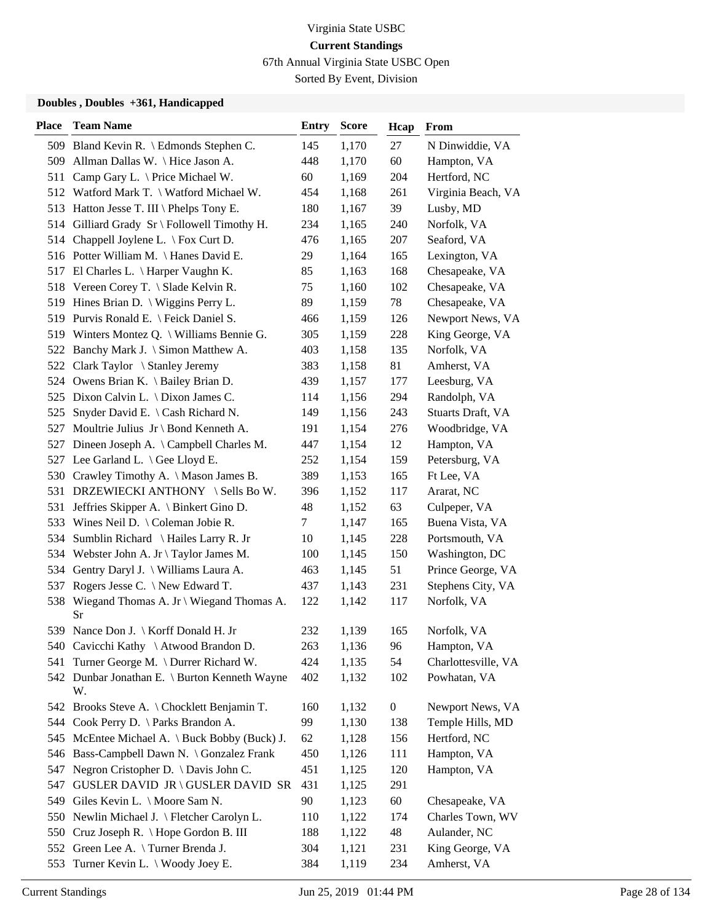Virginia State USBC

**Current Standings**

67th Annual Virginia State USBC Open

Sorted By Event, Division

### Doubles , Doubles +361, Handicapped

| Place | Team Name | Entry | Score | Hcap | From |
|---|---|---|---|---|---|
| 509 | Bland Kevin R. \ Edmonds Stephen C. | 145 | 1,170 | 27 | N Dinwiddie, VA |
| 509 | Allman Dallas W. \ Hice Jason A. | 448 | 1,170 | 60 | Hampton, VA |
| 511 | Camp Gary L. \ Price Michael W. | 60 | 1,169 | 204 | Hertford, NC |
| 512 | Watford Mark T. \ Watford Michael W. | 454 | 1,168 | 261 | Virginia Beach, VA |
| 513 | Hatton Jesse T. III \ Phelps Tony E. | 180 | 1,167 | 39 | Lusby, MD |
| 514 | Gilliard Grady Sr \ Followell Timothy H. | 234 | 1,165 | 240 | Norfolk, VA |
| 514 | Chappell Joylene L. \ Fox Curt D. | 476 | 1,165 | 207 | Seaford, VA |
| 516 | Potter William M. \ Hanes David E. | 29 | 1,164 | 165 | Lexington, VA |
| 517 | El Charles L. \ Harper Vaughn K. | 85 | 1,163 | 168 | Chesapeake, VA |
| 518 | Vereen Corey T. \ Slade Kelvin R. | 75 | 1,160 | 102 | Chesapeake, VA |
| 519 | Hines Brian D. \ Wiggins Perry L. | 89 | 1,159 | 78 | Chesapeake, VA |
| 519 | Purvis Ronald E. \ Feick Daniel S. | 466 | 1,159 | 126 | Newport News, VA |
| 519 | Winters Montez Q. \ Williams Bennie G. | 305 | 1,159 | 228 | King George, VA |
| 522 | Banchy Mark J. \ Simon Matthew A. | 403 | 1,158 | 135 | Norfolk, VA |
| 522 | Clark Taylor \ Stanley Jeremy | 383 | 1,158 | 81 | Amherst, VA |
| 524 | Owens Brian K. \ Bailey Brian D. | 439 | 1,157 | 177 | Leesburg, VA |
| 525 | Dixon Calvin L. \ Dixon James C. | 114 | 1,156 | 294 | Randolph, VA |
| 525 | Snyder David E. \ Cash Richard N. | 149 | 1,156 | 243 | Stuarts Draft, VA |
| 527 | Moultrie Julius Jr \ Bond Kenneth A. | 191 | 1,154 | 276 | Woodbridge, VA |
| 527 | Dineen Joseph A. \ Campbell Charles M. | 447 | 1,154 | 12 | Hampton, VA |
| 527 | Lee Garland L. \ Gee Lloyd E. | 252 | 1,154 | 159 | Petersburg, VA |
| 530 | Crawley Timothy A. \ Mason James B. | 389 | 1,153 | 165 | Ft Lee, VA |
| 531 | DRZEWIECKI ANTHONY \ Sells Bo W. | 396 | 1,152 | 117 | Ararat, NC |
| 531 | Jeffries Skipper A. \ Binkert Gino D. | 48 | 1,152 | 63 | Culpeper, VA |
| 533 | Wines Neil D. \ Coleman Jobie R. | 7 | 1,147 | 165 | Buena Vista, VA |
| 534 | Sumblin Richard \ Hailes Larry R. Jr | 10 | 1,145 | 228 | Portsmouth, VA |
| 534 | Webster John A. Jr \ Taylor James M. | 100 | 1,145 | 150 | Washington, DC |
| 534 | Gentry Daryl J. \ Williams Laura A. | 463 | 1,145 | 51 | Prince George, VA |
| 537 | Rogers Jesse C. \ New Edward T. | 437 | 1,143 | 231 | Stephens City, VA |
| 538 | Wiegand Thomas A. Jr \ Wiegand Thomas A. Sr | 122 | 1,142 | 117 | Norfolk, VA |
| 539 | Nance Don J. \ Korff Donald H. Jr | 232 | 1,139 | 165 | Norfolk, VA |
| 540 | Cavicchi Kathy \ Atwood Brandon D. | 263 | 1,136 | 96 | Hampton, VA |
| 541 | Turner George M. \ Durrer Richard W. | 424 | 1,135 | 54 | Charlottesville, VA |
| 542 | Dunbar Jonathan E. \ Burton Kenneth Wayne W. | 402 | 1,132 | 102 | Powhatan, VA |
| 542 | Brooks Steve A. \ Chocklett Benjamin T. | 160 | 1,132 | 0 | Newport News, VA |
| 544 | Cook Perry D. \ Parks Brandon A. | 99 | 1,130 | 138 | Temple Hills, MD |
| 545 | McEntee Michael A. \ Buck Bobby (Buck) J. | 62 | 1,128 | 156 | Hertford, NC |
| 546 | Bass-Campbell Dawn N. \ Gonzalez Frank | 450 | 1,126 | 111 | Hampton, VA |
| 547 | Negron Cristopher D. \ Davis John C. | 451 | 1,125 | 120 | Hampton, VA |
| 547 | GUSLER DAVID JR \ GUSLER DAVID SR | 431 | 1,125 | 291 | |
| 549 | Giles Kevin L. \ Moore Sam N. | 90 | 1,123 | 60 | Chesapeake, VA |
| 550 | Newlin Michael J. \ Fletcher Carolyn L. | 110 | 1,122 | 174 | Charles Town, WV |
| 550 | Cruz Joseph R. \ Hope Gordon B. III | 188 | 1,122 | 48 | Aulander, NC |
| 552 | Green Lee A. \ Turner Brenda J. | 304 | 1,121 | 231 | King George, VA |
| 553 | Turner Kevin L. \ Woody Joey E. | 384 | 1,119 | 234 | Amherst, VA |

Current Standings Jun 25, 2019 01:44 PM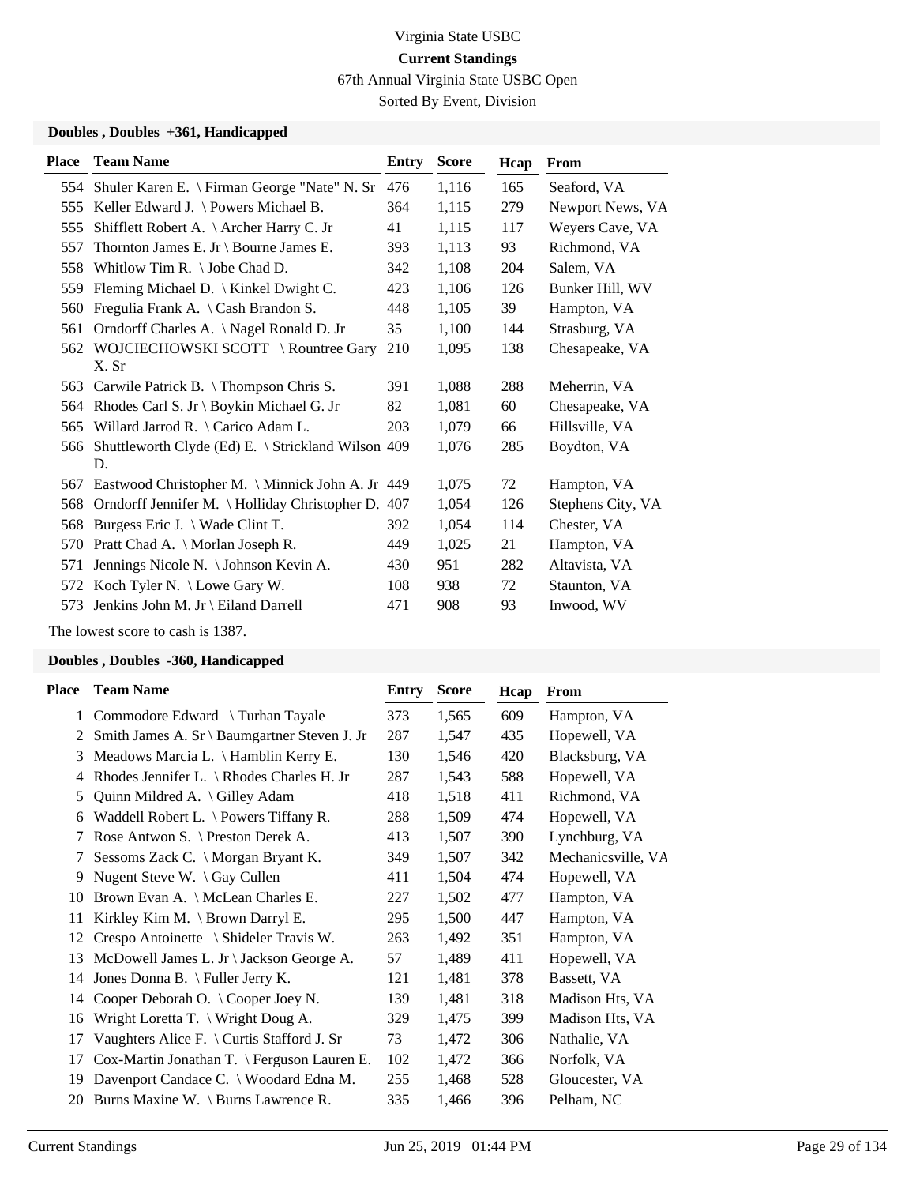Virginia State USBC

**Current Standings**

67th Annual Virginia State USBC Open

Sorted By Event, Division

### Doubles , Doubles +361, Handicapped

| Place | Team Name | Entry | Score | Hcap | From |
|---|---|---|---|---|---|
| 554 | Shuler Karen E. \ Firman George "Nate" N. Sr | 476 | 1,116 | 165 | Seaford, VA |
| 555 | Keller Edward J. \ Powers Michael B. | 364 | 1,115 | 279 | Newport News, VA |
| 555 | Shifflett Robert A. \ Archer Harry C. Jr | 41 | 1,115 | 117 | Weyers Cave, VA |
| 557 | Thornton James E. Jr \ Bourne James E. | 393 | 1,113 | 93 | Richmond, VA |
| 558 | Whitlow Tim R. \ Jobe Chad D. | 342 | 1,108 | 204 | Salem, VA |
| 559 | Fleming Michael D. \ Kinkel Dwight C. | 423 | 1,106 | 126 | Bunker Hill, WV |
| 560 | Fregulia Frank A. \ Cash Brandon S. | 448 | 1,105 | 39 | Hampton, VA |
| 561 | Orndorff Charles A. \ Nagel Ronald D. Jr | 35 | 1,100 | 144 | Strasburg, VA |
| 562 | WOJCIECHOWSKI SCOTT \ Rountree Gary X. Sr | 210 | 1,095 | 138 | Chesapeake, VA |
| 563 | Carwile Patrick B. \ Thompson Chris S. | 391 | 1,088 | 288 | Meherrin, VA |
| 564 | Rhodes Carl S. Jr \ Boykin Michael G. Jr | 82 | 1,081 | 60 | Chesapeake, VA |
| 565 | Willard Jarrod R. \ Carico Adam L. | 203 | 1,079 | 66 | Hillsville, VA |
| 566 | Shuttleworth Clyde (Ed) E. \ Strickland Wilson D. | 409 | 1,076 | 285 | Boydton, VA |
| 567 | Eastwood Christopher M. \ Minnick John A. Jr | 449 | 1,075 | 72 | Hampton, VA |
| 568 | Orndorff Jennifer M. \ Holliday Christopher D. | 407 | 1,054 | 126 | Stephens City, VA |
| 568 | Burgess Eric J. \ Wade Clint T. | 392 | 1,054 | 114 | Chester, VA |
| 570 | Pratt Chad A. \ Morlan Joseph R. | 449 | 1,025 | 21 | Hampton, VA |
| 571 | Jennings Nicole N. \ Johnson Kevin A. | 430 | 951 | 282 | Altavista, VA |
| 572 | Koch Tyler N. \ Lowe Gary W. | 108 | 938 | 72 | Staunton, VA |
| 573 | Jenkins John M. Jr \ Eiland Darrell | 471 | 908 | 93 | Inwood, WV |

The lowest score to cash is 1387.

### Doubles , Doubles -360, Handicapped

| Place | Team Name | Entry | Score | Hcap | From |
|---|---|---|---|---|---|
| 1 | Commodore Edward \ Turhan Tayale | 373 | 1,565 | 609 | Hampton, VA |
| 2 | Smith James A. Sr \ Baumgartner Steven J. Jr | 287 | 1,547 | 435 | Hopewell, VA |
| 3 | Meadows Marcia L. \ Hamblin Kerry E. | 130 | 1,546 | 420 | Blacksburg, VA |
| 4 | Rhodes Jennifer L. \ Rhodes Charles H. Jr | 287 | 1,543 | 588 | Hopewell, VA |
| 5 | Quinn Mildred A. \ Gilley Adam | 418 | 1,518 | 411 | Richmond, VA |
| 6 | Waddell Robert L. \ Powers Tiffany R. | 288 | 1,509 | 474 | Hopewell, VA |
| 7 | Rose Antwon S. \ Preston Derek A. | 413 | 1,507 | 390 | Lynchburg, VA |
| 7 | Sessoms Zack C. \ Morgan Bryant K. | 349 | 1,507 | 342 | Mechanicsville, VA |
| 9 | Nugent Steve W. \ Gay Cullen | 411 | 1,504 | 474 | Hopewell, VA |
| 10 | Brown Evan A. \ McLean Charles E. | 227 | 1,502 | 477 | Hampton, VA |
| 11 | Kirkley Kim M. \ Brown Darryl E. | 295 | 1,500 | 447 | Hampton, VA |
| 12 | Crespo Antoinette \ Shideler Travis W. | 263 | 1,492 | 351 | Hampton, VA |
| 13 | McDowell James L. Jr \ Jackson George A. | 57 | 1,489 | 411 | Hopewell, VA |
| 14 | Jones Donna B. \ Fuller Jerry K. | 121 | 1,481 | 378 | Bassett, VA |
| 14 | Cooper Deborah O. \ Cooper Joey N. | 139 | 1,481 | 318 | Madison Hts, VA |
| 16 | Wright Loretta T. \ Wright Doug A. | 329 | 1,475 | 399 | Madison Hts, VA |
| 17 | Vaughters Alice F. \ Curtis Stafford J. Sr | 73 | 1,472 | 306 | Nathalie, VA |
| 17 | Cox-Martin Jonathan T. \ Ferguson Lauren E. | 102 | 1,472 | 366 | Norfolk, VA |
| 19 | Davenport Candace C. \ Woodard Edna M. | 255 | 1,468 | 528 | Gloucester, VA |
| 20 | Burns Maxine W. \ Burns Lawrence R. | 335 | 1,466 | 396 | Pelham, NC |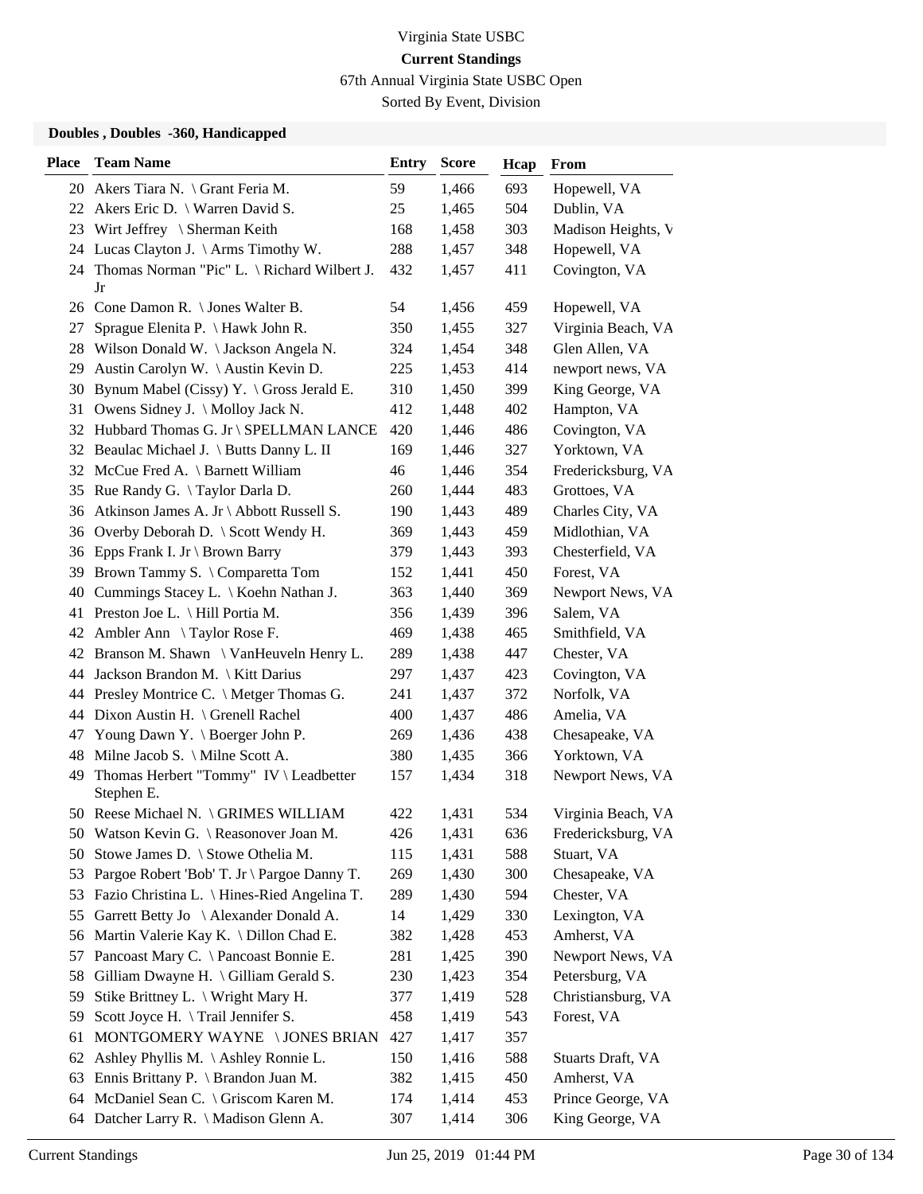Virginia State USBC

**Current Standings**

67th Annual Virginia State USBC Open

Sorted By Event, Division

### Doubles , Doubles -360, Handicapped

| Place | Team Name | Entry | Score | Hcap | From |
|---|---|---|---|---|---|
| 20 | Akers Tiara N. \ Grant Feria M. | 59 | 1,466 | 693 | Hopewell, VA |
| 22 | Akers Eric D. \ Warren David S. | 25 | 1,465 | 504 | Dublin, VA |
| 23 | Wirt Jeffrey \ Sherman Keith | 168 | 1,458 | 303 | Madison Heights, V |
| 24 | Lucas Clayton J. \ Arms Timothy W. | 288 | 1,457 | 348 | Hopewell, VA |
| 24 | Thomas Norman "Pic" L. \ Richard Wilbert J. Jr | 432 | 1,457 | 411 | Covington, VA |
| 26 | Cone Damon R. \ Jones Walter B. | 54 | 1,456 | 459 | Hopewell, VA |
| 27 | Sprague Elenita P. \ Hawk John R. | 350 | 1,455 | 327 | Virginia Beach, VA |
| 28 | Wilson Donald W. \ Jackson Angela N. | 324 | 1,454 | 348 | Glen Allen, VA |
| 29 | Austin Carolyn W. \ Austin Kevin D. | 225 | 1,453 | 414 | newport news, VA |
| 30 | Bynum Mabel (Cissy) Y. \ Gross Jerald E. | 310 | 1,450 | 399 | King George, VA |
| 31 | Owens Sidney J. \ Molloy Jack N. | 412 | 1,448 | 402 | Hampton, VA |
| 32 | Hubbard Thomas G. Jr \ SPELLMAN LANCE | 420 | 1,446 | 486 | Covington, VA |
| 32 | Beaulac Michael J. \ Butts Danny L. II | 169 | 1,446 | 327 | Yorktown, VA |
| 32 | McCue Fred A. \ Barnett William | 46 | 1,446 | 354 | Fredericksburg, VA |
| 35 | Rue Randy G. \ Taylor Darla D. | 260 | 1,444 | 483 | Grottoes, VA |
| 36 | Atkinson James A. Jr \ Abbott Russell S. | 190 | 1,443 | 489 | Charles City, VA |
| 36 | Overby Deborah D. \ Scott Wendy H. | 369 | 1,443 | 459 | Midlothian, VA |
| 36 | Epps Frank I. Jr \ Brown Barry | 379 | 1,443 | 393 | Chesterfield, VA |
| 39 | Brown Tammy S. \ Comparetta Tom | 152 | 1,441 | 450 | Forest, VA |
| 40 | Cummings Stacey L. \ Koehn Nathan J. | 363 | 1,440 | 369 | Newport News, VA |
| 41 | Preston Joe L. \ Hill Portia M. | 356 | 1,439 | 396 | Salem, VA |
| 42 | Ambler Ann \ Taylor Rose F. | 469 | 1,438 | 465 | Smithfield, VA |
| 42 | Branson M. Shawn \ VanHeuveln Henry L. | 289 | 1,438 | 447 | Chester, VA |
| 44 | Jackson Brandon M. \ Kitt Darius | 297 | 1,437 | 423 | Covington, VA |
| 44 | Presley Montrice C. \ Metger Thomas G. | 241 | 1,437 | 372 | Norfolk, VA |
| 44 | Dixon Austin H. \ Grenell Rachel | 400 | 1,437 | 486 | Amelia, VA |
| 47 | Young Dawn Y. \ Boerger John P. | 269 | 1,436 | 438 | Chesapeake, VA |
| 48 | Milne Jacob S. \ Milne Scott A. | 380 | 1,435 | 366 | Yorktown, VA |
| 49 | Thomas Herbert "Tommy" IV \ Leadbetter Stephen E. | 157 | 1,434 | 318 | Newport News, VA |
| 50 | Reese Michael N. \ GRIMES WILLIAM | 422 | 1,431 | 534 | Virginia Beach, VA |
| 50 | Watson Kevin G. \ Reasonover Joan M. | 426 | 1,431 | 636 | Fredericksburg, VA |
| 50 | Stowe James D. \ Stowe Othelia M. | 115 | 1,431 | 588 | Stuart, VA |
| 53 | Pargoe Robert 'Bob' T. Jr \ Pargoe Danny T. | 269 | 1,430 | 300 | Chesapeake, VA |
| 53 | Fazio Christina L. \ Hines-Ried Angelina T. | 289 | 1,430 | 594 | Chester, VA |
| 55 | Garrett Betty Jo \ Alexander Donald A. | 14 | 1,429 | 330 | Lexington, VA |
| 56 | Martin Valerie Kay K. \ Dillon Chad E. | 382 | 1,428 | 453 | Amherst, VA |
| 57 | Pancoast Mary C. \ Pancoast Bonnie E. | 281 | 1,425 | 390 | Newport News, VA |
| 58 | Gilliam Dwayne H. \ Gilliam Gerald S. | 230 | 1,423 | 354 | Petersburg, VA |
| 59 | Stike Brittney L. \ Wright Mary H. | 377 | 1,419 | 528 | Christiansburg, VA |
| 59 | Scott Joyce H. \ Trail Jennifer S. | 458 | 1,419 | 543 | Forest, VA |
| 61 | MONTGOMERY WAYNE \ JONES BRIAN | 427 | 1,417 | 357 | |
| 62 | Ashley Phyllis M. \ Ashley Ronnie L. | 150 | 1,416 | 588 | Stuarts Draft, VA |
| 63 | Ennis Brittany P. \ Brandon Juan M. | 382 | 1,415 | 450 | Amherst, VA |
| 64 | McDaniel Sean C. \ Griscom Karen M. | 174 | 1,414 | 453 | Prince George, VA |
| 64 | Datcher Larry R. \ Madison Glenn A. | 307 | 1,414 | 306 | King George, VA |

Current Standings Jun 25, 2019 01:44 PM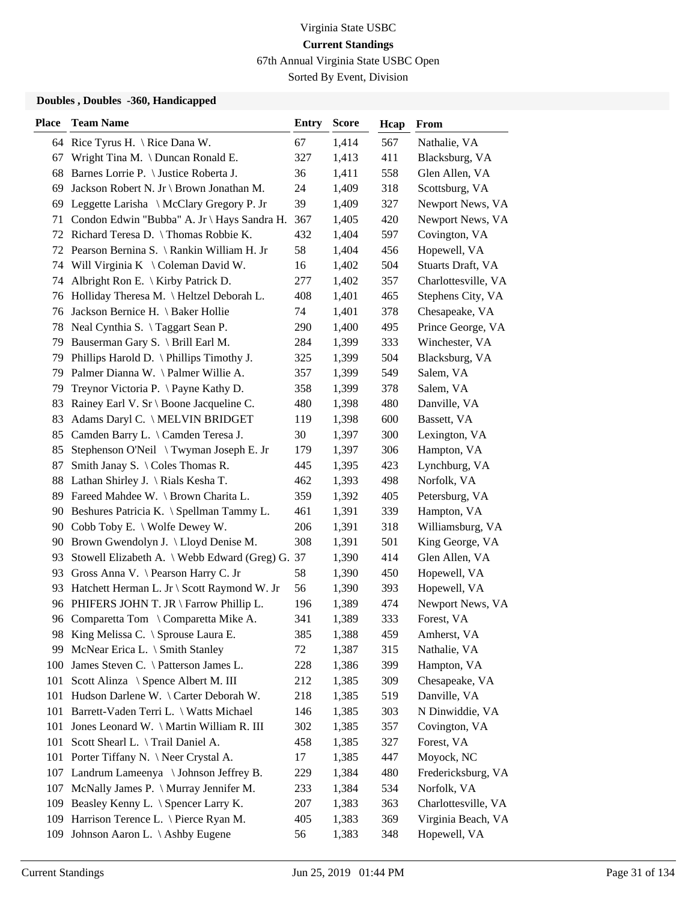Virginia State USBC

**Current Standings**

67th Annual Virginia State USBC Open

Sorted By Event, Division

### Doubles , Doubles -360, Handicapped

| Place | Team Name | Entry | Score | Hcap | From |
|---|---|---|---|---|---|
| 64 | Rice Tyrus H. \ Rice Dana W. | 67 | 1,414 | 567 | Nathalie, VA |
| 67 | Wright Tina M. \ Duncan Ronald E. | 327 | 1,413 | 411 | Blacksburg, VA |
| 68 | Barnes Lorrie P. \ Justice Roberta J. | 36 | 1,411 | 558 | Glen Allen, VA |
| 69 | Jackson Robert N. Jr \ Brown Jonathan M. | 24 | 1,409 | 318 | Scottsburg, VA |
| 69 | Leggette Larisha \ McClary Gregory P. Jr | 39 | 1,409 | 327 | Newport News, VA |
| 71 | Condon Edwin "Bubba" A. Jr \ Hays Sandra H. | 367 | 1,405 | 420 | Newport News, VA |
| 72 | Richard Teresa D. \ Thomas Robbie K. | 432 | 1,404 | 597 | Covington, VA |
| 72 | Pearson Bernina S. \ Rankin William H. Jr | 58 | 1,404 | 456 | Hopewell, VA |
| 74 | Will Virginia K \ Coleman David W. | 16 | 1,402 | 504 | Stuarts Draft, VA |
| 74 | Albright Ron E. \ Kirby Patrick D. | 277 | 1,402 | 357 | Charlottesville, VA |
| 76 | Holliday Theresa M. \ Heltzel Deborah L. | 408 | 1,401 | 465 | Stephens City, VA |
| 76 | Jackson Bernice H. \ Baker Hollie | 74 | 1,401 | 378 | Chesapeake, VA |
| 78 | Neal Cynthia S. \ Taggart Sean P. | 290 | 1,400 | 495 | Prince George, VA |
| 79 | Bauserman Gary S. \ Brill Earl M. | 284 | 1,399 | 333 | Winchester, VA |
| 79 | Phillips Harold D. \ Phillips Timothy J. | 325 | 1,399 | 504 | Blacksburg, VA |
| 79 | Palmer Dianna W. \ Palmer Willie A. | 357 | 1,399 | 549 | Salem, VA |
| 79 | Treynor Victoria P. \ Payne Kathy D. | 358 | 1,399 | 378 | Salem, VA |
| 83 | Rainey Earl V. Sr \ Boone Jacqueline C. | 480 | 1,398 | 480 | Danville, VA |
| 83 | Adams Daryl C. \ MELVIN BRIDGET | 119 | 1,398 | 600 | Bassett, VA |
| 85 | Camden Barry L. \ Camden Teresa J. | 30 | 1,397 | 300 | Lexington, VA |
| 85 | Stephenson O'Neil \ Twyman Joseph E. Jr | 179 | 1,397 | 306 | Hampton, VA |
| 87 | Smith Janay S. \ Coles Thomas R. | 445 | 1,395 | 423 | Lynchburg, VA |
| 88 | Lathan Shirley J. \ Rials Kesha T. | 462 | 1,393 | 498 | Norfolk, VA |
| 89 | Fareed Mahdee W. \ Brown Charita L. | 359 | 1,392 | 405 | Petersburg, VA |
| 90 | Beshures Patricia K. \ Spellman Tammy L. | 461 | 1,391 | 339 | Hampton, VA |
| 90 | Cobb Toby E. \ Wolfe Dewey W. | 206 | 1,391 | 318 | Williamsburg, VA |
| 90 | Brown Gwendolyn J. \ Lloyd Denise M. | 308 | 1,391 | 501 | King George, VA |
| 93 | Stowell Elizabeth A. \ Webb Edward (Greg) G. | 37 | 1,390 | 414 | Glen Allen, VA |
| 93 | Gross Anna V. \ Pearson Harry C. Jr | 58 | 1,390 | 450 | Hopewell, VA |
| 93 | Hatchett Herman L. Jr \ Scott Raymond W. Jr | 56 | 1,390 | 393 | Hopewell, VA |
| 96 | PHIFERS JOHN T. JR \ Farrow Phillip L. | 196 | 1,389 | 474 | Newport News, VA |
| 96 | Comparetta Tom \ Comparetta Mike A. | 341 | 1,389 | 333 | Forest, VA |
| 98 | King Melissa C. \ Sprouse Laura E. | 385 | 1,388 | 459 | Amherst, VA |
| 99 | McNear Erica L. \ Smith Stanley | 72 | 1,387 | 315 | Nathalie, VA |
| 100 | James Steven C. \ Patterson James L. | 228 | 1,386 | 399 | Hampton, VA |
| 101 | Scott Alinza \ Spence Albert M. III | 212 | 1,385 | 309 | Chesapeake, VA |
| 101 | Hudson Darlene W. \ Carter Deborah W. | 218 | 1,385 | 519 | Danville, VA |
| 101 | Barrett-Vaden Terri L. \ Watts Michael | 146 | 1,385 | 303 | N Dinwiddie, VA |
| 101 | Jones Leonard W. \ Martin William R. III | 302 | 1,385 | 357 | Covington, VA |
| 101 | Scott Shearl L. \ Trail Daniel A. | 458 | 1,385 | 327 | Forest, VA |
| 101 | Porter Tiffany N. \ Neer Crystal A. | 17 | 1,385 | 447 | Moyock, NC |
| 107 | Landrum Lameenya \ Johnson Jeffrey B. | 229 | 1,384 | 480 | Fredericksburg, VA |
| 107 | McNally James P. \ Murray Jennifer M. | 233 | 1,384 | 534 | Norfolk, VA |
| 109 | Beasley Kenny L. \ Spencer Larry K. | 207 | 1,383 | 363 | Charlottesville, VA |
| 109 | Harrison Terence L. \ Pierce Ryan M. | 405 | 1,383 | 369 | Virginia Beach, VA |
| 109 | Johnson Aaron L. \ Ashby Eugene | 56 | 1,383 | 348 | Hopewell, VA |

Current Standings Jun 25, 2019 01:44 PM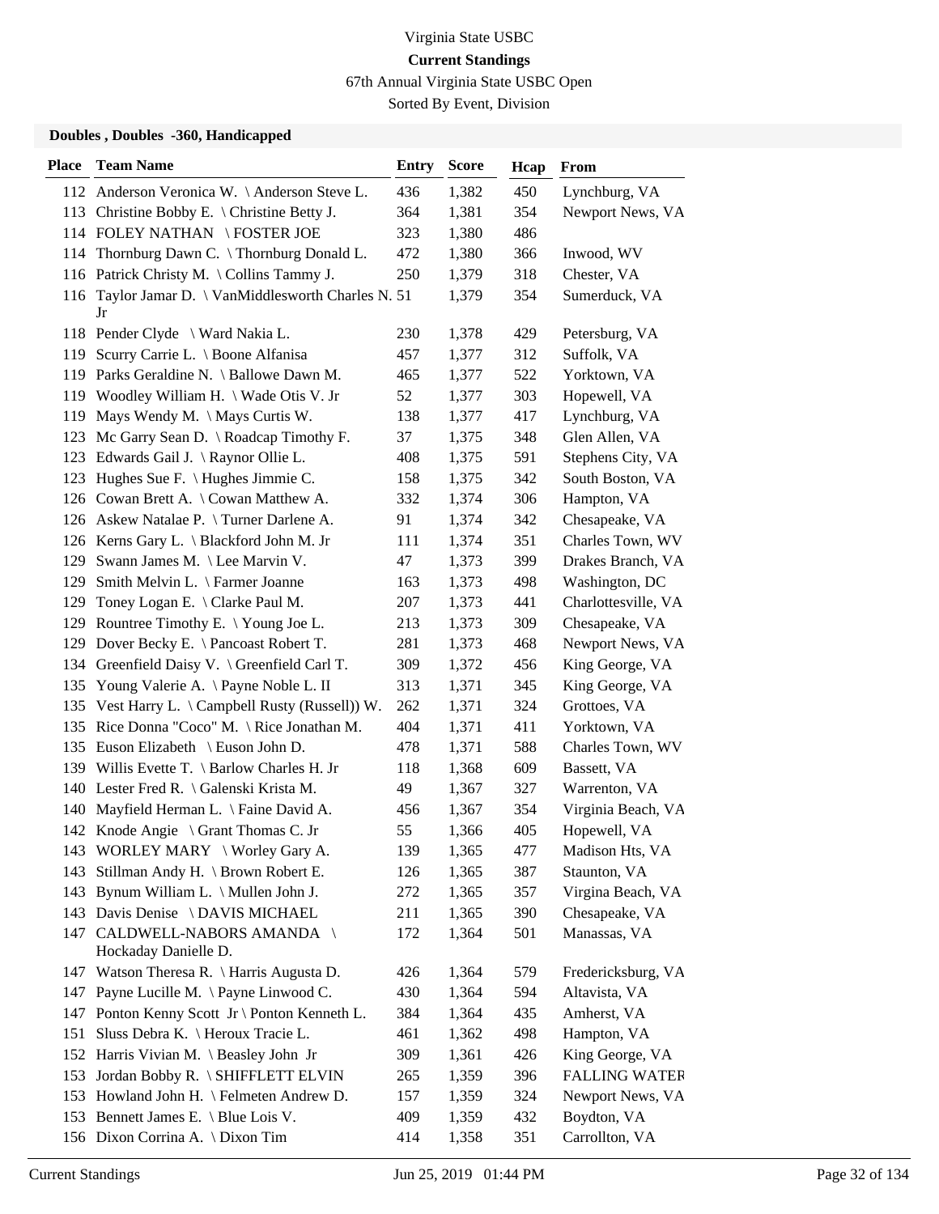Virginia State USBC

**Current Standings**

67th Annual Virginia State USBC Open

Sorted By Event, Division

### Doubles , Doubles -360, Handicapped

| Place | Team Name | Entry | Score | Hcap | From |
|---|---|---|---|---|---|
| 112 | Anderson Veronica W. \ Anderson Steve L. | 436 | 1,382 | 450 | Lynchburg, VA |
| 113 | Christine Bobby E. \ Christine Betty J. | 364 | 1,381 | 354 | Newport News, VA |
| 114 | FOLEY NATHAN \ FOSTER JOE | 323 | 1,380 | 486 | |
| 114 | Thornburg Dawn C. \ Thornburg Donald L. | 472 | 1,380 | 366 | Inwood, WV |
| 116 | Patrick Christy M. \ Collins Tammy J. | 250 | 1,379 | 318 | Chester, VA |
| 116 | Taylor Jamar D. \ VanMiddlesworth Charles N. Jr | 51 | 1,379 | 354 | Sumerduck, VA |
| 118 | Pender Clyde \ Ward Nakia L. | 230 | 1,378 | 429 | Petersburg, VA |
| 119 | Scurry Carrie L. \ Boone Alfanisa | 457 | 1,377 | 312 | Suffolk, VA |
| 119 | Parks Geraldine N. \ Ballowe Dawn M. | 465 | 1,377 | 522 | Yorktown, VA |
| 119 | Woodley William H. \ Wade Otis V. Jr | 52 | 1,377 | 303 | Hopewell, VA |
| 119 | Mays Wendy M. \ Mays Curtis W. | 138 | 1,377 | 417 | Lynchburg, VA |
| 123 | Mc Garry Sean D. \ Roadcap Timothy F. | 37 | 1,375 | 348 | Glen Allen, VA |
| 123 | Edwards Gail J. \ Raynor Ollie L. | 408 | 1,375 | 591 | Stephens City, VA |
| 123 | Hughes Sue F. \ Hughes Jimmie C. | 158 | 1,375 | 342 | South Boston, VA |
| 126 | Cowan Brett A. \ Cowan Matthew A. | 332 | 1,374 | 306 | Hampton, VA |
| 126 | Askew Natalae P. \ Turner Darlene A. | 91 | 1,374 | 342 | Chesapeake, VA |
| 126 | Kerns Gary L. \ Blackford John M. Jr | 111 | 1,374 | 351 | Charles Town, WV |
| 129 | Swann James M. \ Lee Marvin V. | 47 | 1,373 | 399 | Drakes Branch, VA |
| 129 | Smith Melvin L. \ Farmer Joanne | 163 | 1,373 | 498 | Washington, DC |
| 129 | Toney Logan E. \ Clarke Paul M. | 207 | 1,373 | 441 | Charlottesville, VA |
| 129 | Rountree Timothy E. \ Young Joe L. | 213 | 1,373 | 309 | Chesapeake, VA |
| 129 | Dover Becky E. \ Pancoast Robert T. | 281 | 1,373 | 468 | Newport News, VA |
| 134 | Greenfield Daisy V. \ Greenfield Carl T. | 309 | 1,372 | 456 | King George, VA |
| 135 | Young Valerie A. \ Payne Noble L. II | 313 | 1,371 | 345 | King George, VA |
| 135 | Vest Harry L. \ Campbell Rusty (Russell)) W. | 262 | 1,371 | 324 | Grottoes, VA |
| 135 | Rice Donna "Coco" M. \ Rice Jonathan M. | 404 | 1,371 | 411 | Yorktown, VA |
| 135 | Euson Elizabeth \ Euson John D. | 478 | 1,371 | 588 | Charles Town, WV |
| 139 | Willis Evette T. \ Barlow Charles H. Jr | 118 | 1,368 | 609 | Bassett, VA |
| 140 | Lester Fred R. \ Galenski Krista M. | 49 | 1,367 | 327 | Warrenton, VA |
| 140 | Mayfield Herman L. \ Faine David A. | 456 | 1,367 | 354 | Virginia Beach, VA |
| 142 | Knode Angie \ Grant Thomas C. Jr | 55 | 1,366 | 405 | Hopewell, VA |
| 143 | WORLEY MARY \ Worley Gary A. | 139 | 1,365 | 477 | Madison Hts, VA |
| 143 | Stillman Andy H. \ Brown Robert E. | 126 | 1,365 | 387 | Staunton, VA |
| 143 | Bynum William L. \ Mullen John J. | 272 | 1,365 | 357 | Virgina Beach, VA |
| 143 | Davis Denise \ DAVIS MICHAEL | 211 | 1,365 | 390 | Chesapeake, VA |
| 147 | CALDWELL-NABORS AMANDA \ Hockaday Danielle D. | 172 | 1,364 | 501 | Manassas, VA |
| 147 | Watson Theresa R. \ Harris Augusta D. | 426 | 1,364 | 579 | Fredericksburg, VA |
| 147 | Payne Lucille M. \ Payne Linwood C. | 430 | 1,364 | 594 | Altavista, VA |
| 147 | Ponton Kenny Scott Jr \ Ponton Kenneth L. | 384 | 1,364 | 435 | Amherst, VA |
| 151 | Sluss Debra K. \ Heroux Tracie L. | 461 | 1,362 | 498 | Hampton, VA |
| 152 | Harris Vivian M. \ Beasley John Jr | 309 | 1,361 | 426 | King George, VA |
| 153 | Jordan Bobby R. \ SHIFFLETT ELVIN | 265 | 1,359 | 396 | FALLING WATER |
| 153 | Howland John H. \ Felmeten Andrew D. | 157 | 1,359 | 324 | Newport News, VA |
| 153 | Bennett James E. \ Blue Lois V. | 409 | 1,359 | 432 | Boydton, VA |
| 156 | Dixon Corrina A. \ Dixon Tim | 414 | 1,358 | 351 | Carrollton, VA |

Current Standings Jun 25, 2019 01:44 PM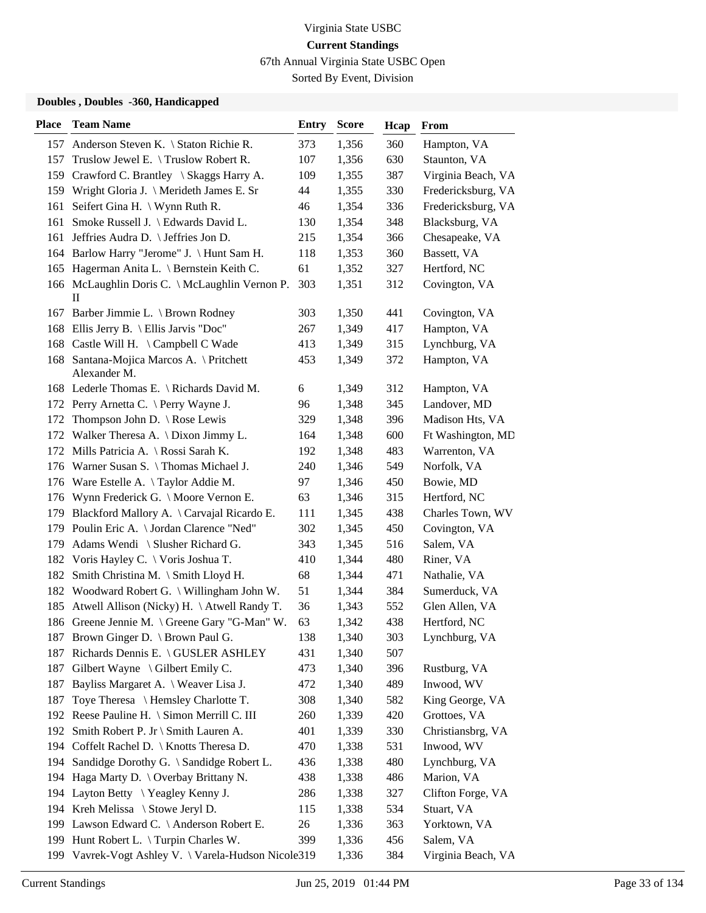Virginia State USBC

**Current Standings**

67th Annual Virginia State USBC Open

Sorted By Event, Division

### Doubles , Doubles -360, Handicapped

| Place | Team Name | Entry | Score | Hcap | From |
|---|---|---|---|---|---|
| 157 | Anderson Steven K. \ Staton Richie R. | 373 | 1,356 | 360 | Hampton, VA |
| 157 | Truslow Jewel E. \ Truslow Robert R. | 107 | 1,356 | 630 | Staunton, VA |
| 159 | Crawford C. Brantley \ Skaggs Harry A. | 109 | 1,355 | 387 | Virginia Beach, VA |
| 159 | Wright Gloria J. \ Merideth James E. Sr | 44 | 1,355 | 330 | Fredericksburg, VA |
| 161 | Seifert Gina H. \ Wynn Ruth R. | 46 | 1,354 | 336 | Fredericksburg, VA |
| 161 | Smoke Russell J. \ Edwards David L. | 130 | 1,354 | 348 | Blacksburg, VA |
| 161 | Jeffries Audra D. \ Jeffries Jon D. | 215 | 1,354 | 366 | Chesapeake, VA |
| 164 | Barlow Harry "Jerome" J. \ Hunt Sam H. | 118 | 1,353 | 360 | Bassett, VA |
| 165 | Hagerman Anita L. \ Bernstein Keith C. | 61 | 1,352 | 327 | Hertford, NC |
| 166 | McLaughlin Doris C. \ McLaughlin Vernon P. II | 303 | 1,351 | 312 | Covington, VA |
| 167 | Barber Jimmie L. \ Brown Rodney | 303 | 1,350 | 441 | Covington, VA |
| 168 | Ellis Jerry B. \ Ellis Jarvis "Doc" | 267 | 1,349 | 417 | Hampton, VA |
| 168 | Castle Will H. \ Campbell C Wade | 413 | 1,349 | 315 | Lynchburg, VA |
| 168 | Santana-Mojica Marcos A. \ Pritchett Alexander M. | 453 | 1,349 | 372 | Hampton, VA |
| 168 | Lederle Thomas E. \ Richards David M. | 6 | 1,349 | 312 | Hampton, VA |
| 172 | Perry Arnetta C. \ Perry Wayne J. | 96 | 1,348 | 345 | Landover, MD |
| 172 | Thompson John D. \ Rose Lewis | 329 | 1,348 | 396 | Madison Hts, VA |
| 172 | Walker Theresa A. \ Dixon Jimmy L. | 164 | 1,348 | 600 | Ft Washington, MD |
| 172 | Mills Patricia A. \ Rossi Sarah K. | 192 | 1,348 | 483 | Warrenton, VA |
| 176 | Warner Susan S. \ Thomas Michael J. | 240 | 1,346 | 549 | Norfolk, VA |
| 176 | Ware Estelle A. \ Taylor Addie M. | 97 | 1,346 | 450 | Bowie, MD |
| 176 | Wynn Frederick G. \ Moore Vernon E. | 63 | 1,346 | 315 | Hertford, NC |
| 179 | Blackford Mallory A. \ Carvajal Ricardo E. | 111 | 1,345 | 438 | Charles Town, WV |
| 179 | Poulin Eric A. \ Jordan Clarence "Ned" | 302 | 1,345 | 450 | Covington, VA |
| 179 | Adams Wendi \ Slusher Richard G. | 343 | 1,345 | 516 | Salem, VA |
| 182 | Voris Hayley C. \ Voris Joshua T. | 410 | 1,344 | 480 | Riner, VA |
| 182 | Smith Christina M. \ Smith Lloyd H. | 68 | 1,344 | 471 | Nathalie, VA |
| 182 | Woodward Robert G. \ Willingham John W. | 51 | 1,344 | 384 | Sumerduck, VA |
| 185 | Atwell Allison (Nicky) H. \ Atwell Randy T. | 36 | 1,343 | 552 | Glen Allen, VA |
| 186 | Greene Jennie M. \ Greene Gary "G-Man" W. | 63 | 1,342 | 438 | Hertford, NC |
| 187 | Brown Ginger D. \ Brown Paul G. | 138 | 1,340 | 303 | Lynchburg, VA |
| 187 | Richards Dennis E. \ GUSLER ASHLEY | 431 | 1,340 | 507 | |
| 187 | Gilbert Wayne \ Gilbert Emily C. | 473 | 1,340 | 396 | Rustburg, VA |
| 187 | Bayliss Margaret A. \ Weaver Lisa J. | 472 | 1,340 | 489 | Inwood, WV |
| 187 | Toye Theresa \ Hemsley Charlotte T. | 308 | 1,340 | 582 | King George, VA |
| 192 | Reese Pauline H. \ Simon Merrill C. III | 260 | 1,339 | 420 | Grottoes, VA |
| 192 | Smith Robert P. Jr \ Smith Lauren A. | 401 | 1,339 | 330 | Christiansbrg, VA |
| 194 | Coffelt Rachel D. \ Knotts Theresa D. | 470 | 1,338 | 531 | Inwood, WV |
| 194 | Sandidge Dorothy G. \ Sandidge Robert L. | 436 | 1,338 | 480 | Lynchburg, VA |
| 194 | Haga Marty D. \ Overbay Brittany N. | 438 | 1,338 | 486 | Marion, VA |
| 194 | Layton Betty \ Yeagley Kenny J. | 286 | 1,338 | 327 | Clifton Forge, VA |
| 194 | Kreh Melissa \ Stowe Jeryl D. | 115 | 1,338 | 534 | Stuart, VA |
| 199 | Lawson Edward C. \ Anderson Robert E. | 26 | 1,336 | 363 | Yorktown, VA |
| 199 | Hunt Robert L. \ Turpin Charles W. | 399 | 1,336 | 456 | Salem, VA |
| 199 | Vavrek-Vogt Ashley V. \ Varela-Hudson Nicole | 319 | 1,336 | 384 | Virginia Beach, VA |

Current Standings Jun 25, 2019 01:44 PM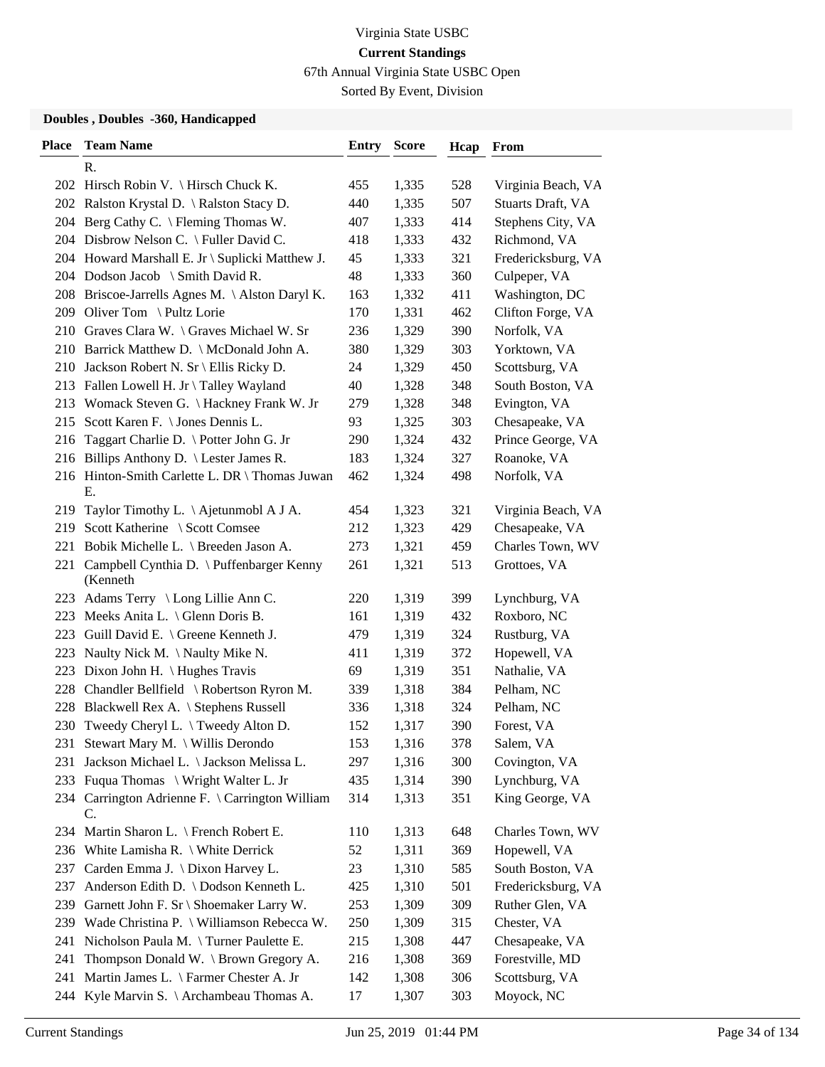Virginia State USBC

**Current Standings**

67th Annual Virginia State USBC Open

Sorted By Event, Division

### Doubles , Doubles -360, Handicapped

| Place | Team Name | Entry | Score | Hcap | From |
|---|---|---|---|---|---|
| | R. | | | | |
| 202 | Hirsch Robin V. \ Hirsch Chuck K. | 455 | 1,335 | 528 | Virginia Beach, VA |
| 202 | Ralston Krystal D. \ Ralston Stacy D. | 440 | 1,335 | 507 | Stuarts Draft, VA |
| 204 | Berg Cathy C. \ Fleming Thomas W. | 407 | 1,333 | 414 | Stephens City, VA |
| 204 | Disbrow Nelson C. \ Fuller David C. | 418 | 1,333 | 432 | Richmond, VA |
| 204 | Howard Marshall E. Jr \ Suplicki Matthew J. | 45 | 1,333 | 321 | Fredericksburg, VA |
| 204 | Dodson Jacob \ Smith David R. | 48 | 1,333 | 360 | Culpeper, VA |
| 208 | Briscoe-Jarrells Agnes M. \ Alston Daryl K. | 163 | 1,332 | 411 | Washington, DC |
| 209 | Oliver Tom \ Pultz Lorie | 170 | 1,331 | 462 | Clifton Forge, VA |
| 210 | Graves Clara W. \ Graves Michael W. Sr | 236 | 1,329 | 390 | Norfolk, VA |
| 210 | Barrick Matthew D. \ McDonald John A. | 380 | 1,329 | 303 | Yorktown, VA |
| 210 | Jackson Robert N. Sr \ Ellis Ricky D. | 24 | 1,329 | 450 | Scottsburg, VA |
| 213 | Fallen Lowell H. Jr \ Talley Wayland | 40 | 1,328 | 348 | South Boston, VA |
| 213 | Womack Steven G. \ Hackney Frank W. Jr | 279 | 1,328 | 348 | Evington, VA |
| 215 | Scott Karen F. \ Jones Dennis L. | 93 | 1,325 | 303 | Chesapeake, VA |
| 216 | Taggart Charlie D. \ Potter John G. Jr | 290 | 1,324 | 432 | Prince George, VA |
| 216 | Billips Anthony D. \ Lester James R. | 183 | 1,324 | 327 | Roanoke, VA |
| 216 | Hinton-Smith Carlette L. DR \ Thomas Juwan E. | 462 | 1,324 | 498 | Norfolk, VA |
| 219 | Taylor Timothy L. \ Ajetunmobl A J A. | 454 | 1,323 | 321 | Virginia Beach, VA |
| 219 | Scott Katherine \ Scott Comsee | 212 | 1,323 | 429 | Chesapeake, VA |
| 221 | Bobik Michelle L. \ Breeden Jason A. | 273 | 1,321 | 459 | Charles Town, WV |
| 221 | Campbell Cynthia D. \ Puffenbarger Kenny (Kenneth | 261 | 1,321 | 513 | Grottoes, VA |
| 223 | Adams Terry \ Long Lillie Ann C. | 220 | 1,319 | 399 | Lynchburg, VA |
| 223 | Meeks Anita L. \ Glenn Doris B. | 161 | 1,319 | 432 | Roxboro, NC |
| 223 | Guill David E. \ Greene Kenneth J. | 479 | 1,319 | 324 | Rustburg, VA |
| 223 | Naulty Nick M. \ Naulty Mike N. | 411 | 1,319 | 372 | Hopewell, VA |
| 223 | Dixon John H. \ Hughes Travis | 69 | 1,319 | 351 | Nathalie, VA |
| 228 | Chandler Bellfield \ Robertson Ryron M. | 339 | 1,318 | 384 | Pelham, NC |
| 228 | Blackwell Rex A. \ Stephens Russell | 336 | 1,318 | 324 | Pelham, NC |
| 230 | Tweedy Cheryl L. \ Tweedy Alton D. | 152 | 1,317 | 390 | Forest, VA |
| 231 | Stewart Mary M. \ Willis Derondo | 153 | 1,316 | 378 | Salem, VA |
| 231 | Jackson Michael L. \ Jackson Melissa L. | 297 | 1,316 | 300 | Covington, VA |
| 233 | Fuqua Thomas \ Wright Walter L. Jr | 435 | 1,314 | 390 | Lynchburg, VA |
| 234 | Carrington Adrienne F. \ Carrington William C. | 314 | 1,313 | 351 | King George, VA |
| 234 | Martin Sharon L. \ French Robert E. | 110 | 1,313 | 648 | Charles Town, WV |
| 236 | White Lamisha R. \ White Derrick | 52 | 1,311 | 369 | Hopewell, VA |
| 237 | Carden Emma J. \ Dixon Harvey L. | 23 | 1,310 | 585 | South Boston, VA |
| 237 | Anderson Edith D. \ Dodson Kenneth L. | 425 | 1,310 | 501 | Fredericksburg, VA |
| 239 | Garnett John F. Sr \ Shoemaker Larry W. | 253 | 1,309 | 309 | Ruther Glen, VA |
| 239 | Wade Christina P. \ Williamson Rebecca W. | 250 | 1,309 | 315 | Chester, VA |
| 241 | Nicholson Paula M. \ Turner Paulette E. | 215 | 1,308 | 447 | Chesapeake, VA |
| 241 | Thompson Donald W. \ Brown Gregory A. | 216 | 1,308 | 369 | Forestville, MD |
| 241 | Martin James L. \ Farmer Chester A. Jr | 142 | 1,308 | 306 | Scottsburg, VA |
| 244 | Kyle Marvin S. \ Archambeau Thomas A. | 17 | 1,307 | 303 | Moyock, NC |

Current Standings    Jun 25, 2019 01:44 PM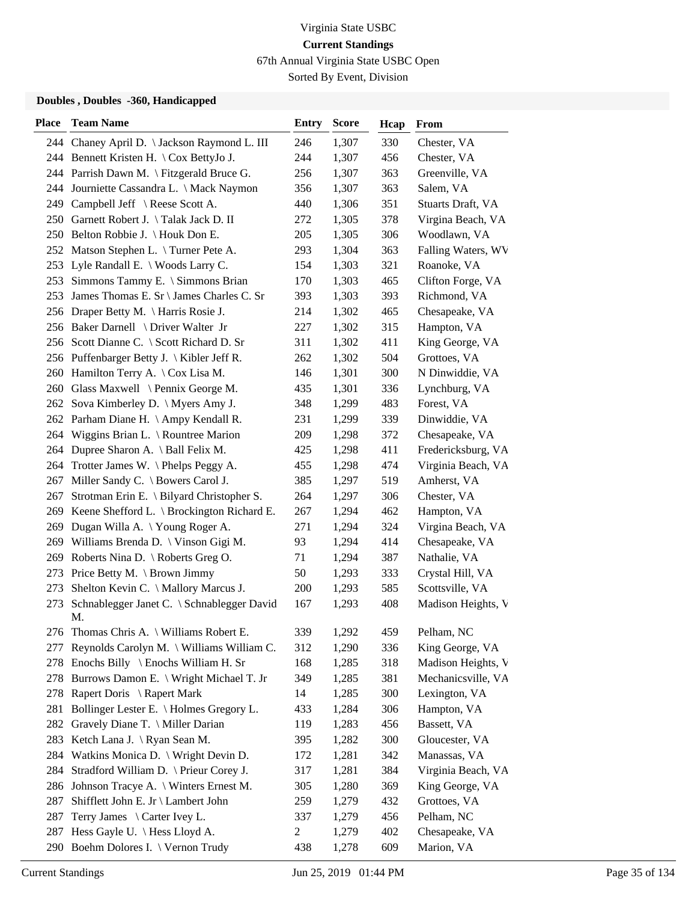Virginia State USBC

**Current Standings**

67th Annual Virginia State USBC Open

Sorted By Event, Division

### Doubles , Doubles -360, Handicapped

| Place | Team Name | Entry | Score | Hcap | From |
|---|---|---|---|---|---|
| 244 | Chaney April D. \ Jackson Raymond L. III | 246 | 1,307 | 330 | Chester, VA |
| 244 | Bennett Kristen H. \ Cox BettyJo J. | 244 | 1,307 | 456 | Chester, VA |
| 244 | Parrish Dawn M. \ Fitzgerald Bruce G. | 256 | 1,307 | 363 | Greenville, VA |
| 244 | Journiette Cassandra L. \ Mack Naymon | 356 | 1,307 | 363 | Salem, VA |
| 249 | Campbell Jeff \ Reese Scott A. | 440 | 1,306 | 351 | Stuarts Draft, VA |
| 250 | Garnett Robert J. \ Talak Jack D. II | 272 | 1,305 | 378 | Virgina Beach, VA |
| 250 | Belton Robbie J. \ Houk Don E. | 205 | 1,305 | 306 | Woodlawn, VA |
| 252 | Matson Stephen L. \ Turner Pete A. | 293 | 1,304 | 363 | Falling Waters, WV |
| 253 | Lyle Randall E. \ Woods Larry C. | 154 | 1,303 | 321 | Roanoke, VA |
| 253 | Simmons Tammy E. \ Simmons Brian | 170 | 1,303 | 465 | Clifton Forge, VA |
| 253 | James Thomas E. Sr \ James Charles C. Sr | 393 | 1,303 | 393 | Richmond, VA |
| 256 | Draper Betty M. \ Harris Rosie J. | 214 | 1,302 | 465 | Chesapeake, VA |
| 256 | Baker Darnell \ Driver Walter Jr | 227 | 1,302 | 315 | Hampton, VA |
| 256 | Scott Dianne C. \ Scott Richard D. Sr | 311 | 1,302 | 411 | King George, VA |
| 256 | Puffenbarger Betty J. \ Kibler Jeff R. | 262 | 1,302 | 504 | Grottoes, VA |
| 260 | Hamilton Terry A. \ Cox Lisa M. | 146 | 1,301 | 300 | N Dinwiddie, VA |
| 260 | Glass Maxwell \ Pennix George M. | 435 | 1,301 | 336 | Lynchburg, VA |
| 262 | Sova Kimberley D. \ Myers Amy J. | 348 | 1,299 | 483 | Forest, VA |
| 262 | Parham Diane H. \ Ampy Kendall R. | 231 | 1,299 | 339 | Dinwiddie, VA |
| 264 | Wiggins Brian L. \ Rountree Marion | 209 | 1,298 | 372 | Chesapeake, VA |
| 264 | Dupree Sharon A. \ Ball Felix M. | 425 | 1,298 | 411 | Fredericksburg, VA |
| 264 | Trotter James W. \ Phelps Peggy A. | 455 | 1,298 | 474 | Virginia Beach, VA |
| 267 | Miller Sandy C. \ Bowers Carol J. | 385 | 1,297 | 519 | Amherst, VA |
| 267 | Strotman Erin E. \ Bilyard Christopher S. | 264 | 1,297 | 306 | Chester, VA |
| 269 | Keene Shefford L. \ Brockington Richard E. | 267 | 1,294 | 462 | Hampton, VA |
| 269 | Dugan Willa A. \ Young Roger A. | 271 | 1,294 | 324 | Virgina Beach, VA |
| 269 | Williams Brenda D. \ Vinson Gigi M. | 93 | 1,294 | 414 | Chesapeake, VA |
| 269 | Roberts Nina D. \ Roberts Greg O. | 71 | 1,294 | 387 | Nathalie, VA |
| 273 | Price Betty M. \ Brown Jimmy | 50 | 1,293 | 333 | Crystal Hill, VA |
| 273 | Shelton Kevin C. \ Mallory Marcus J. | 200 | 1,293 | 585 | Scottsville, VA |
| 273 | Schnablegger Janet C. \ Schnablegger David M. | 167 | 1,293 | 408 | Madison Heights, V |
| 276 | Thomas Chris A. \ Williams Robert E. | 339 | 1,292 | 459 | Pelham, NC |
| 277 | Reynolds Carolyn M. \ Williams William C. | 312 | 1,290 | 336 | King George, VA |
| 278 | Enochs Billy \ Enochs William H. Sr | 168 | 1,285 | 318 | Madison Heights, V |
| 278 | Burrows Damon E. \ Wright Michael T. Jr | 349 | 1,285 | 381 | Mechanicsville, VA |
| 278 | Rapert Doris \ Rapert Mark | 14 | 1,285 | 300 | Lexington, VA |
| 281 | Bollinger Lester E. \ Holmes Gregory L. | 433 | 1,284 | 306 | Hampton, VA |
| 282 | Gravely Diane T. \ Miller Darian | 119 | 1,283 | 456 | Bassett, VA |
| 283 | Ketch Lana J. \ Ryan Sean M. | 395 | 1,282 | 300 | Gloucester, VA |
| 284 | Watkins Monica D. \ Wright Devin D. | 172 | 1,281 | 342 | Manassas, VA |
| 284 | Stradford William D. \ Prieur Corey J. | 317 | 1,281 | 384 | Virginia Beach, VA |
| 286 | Johnson Tracye A. \ Winters Ernest M. | 305 | 1,280 | 369 | King George, VA |
| 287 | Shifflett John E. Jr \ Lambert John | 259 | 1,279 | 432 | Grottoes, VA |
| 287 | Terry James \ Carter Ivey L. | 337 | 1,279 | 456 | Pelham, NC |
| 287 | Hess Gayle U. \ Hess Lloyd A. | 2 | 1,279 | 402 | Chesapeake, VA |
| 290 | Boehm Dolores I. \ Vernon Trudy | 438 | 1,278 | 609 | Marion, VA |

Current Standings Jun 25, 2019 01:44 PM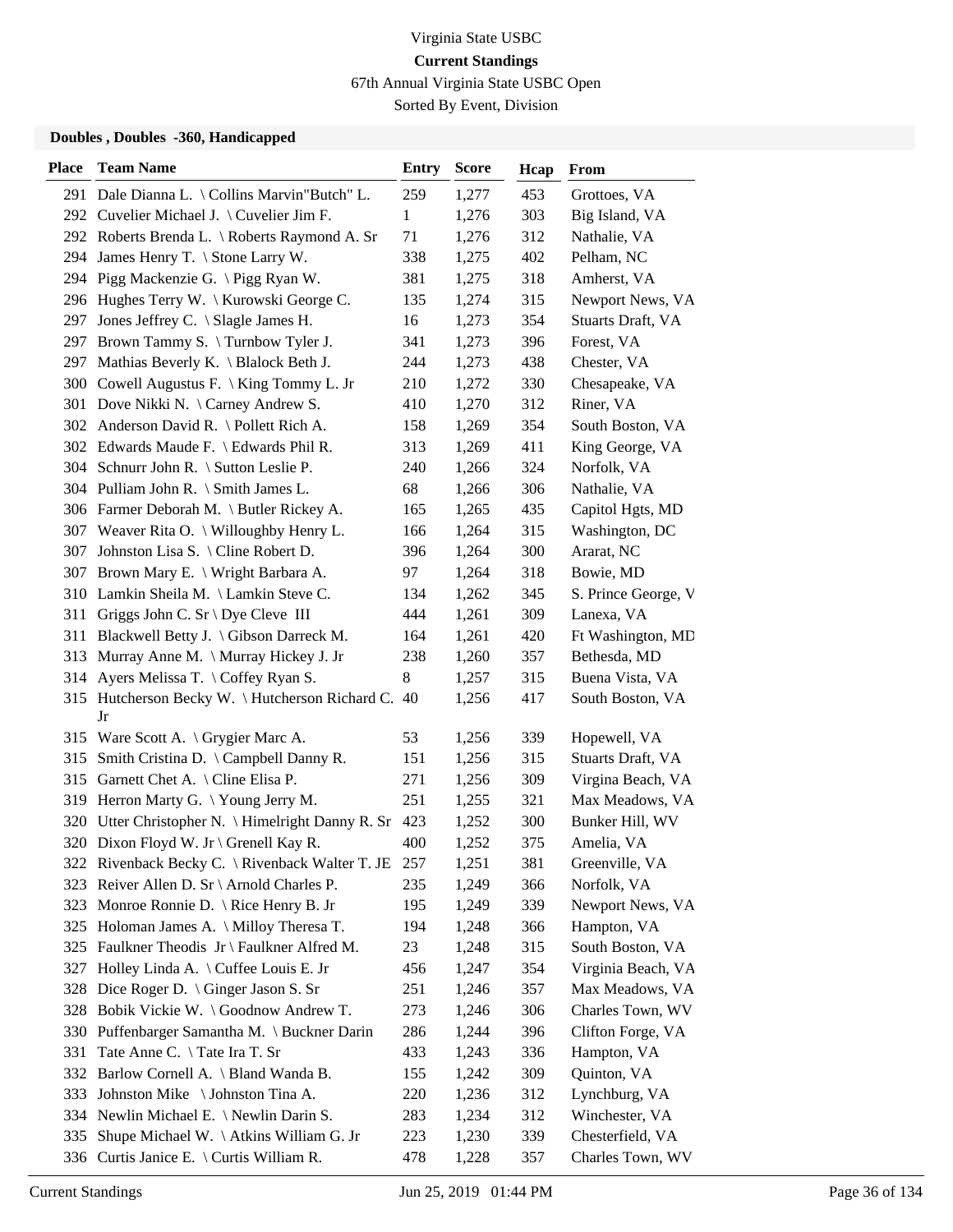Virginia State USBC

**Current Standings**

67th Annual Virginia State USBC Open

Sorted By Event, Division

### Doubles , Doubles -360, Handicapped

| Place | Team Name | Entry | Score | Hcap | From |
|---|---|---|---|---|---|
| 291 | Dale Dianna L. \ Collins Marvin"Butch" L. | 259 | 1,277 | 453 | Grottoes, VA |
| 292 | Cuvelier Michael J. \ Cuvelier Jim F. | 1 | 1,276 | 303 | Big Island, VA |
| 292 | Roberts Brenda L. \ Roberts Raymond A. Sr | 71 | 1,276 | 312 | Nathalie, VA |
| 294 | James Henry T. \ Stone Larry W. | 338 | 1,275 | 402 | Pelham, NC |
| 294 | Pigg Mackenzie G. \ Pigg Ryan W. | 381 | 1,275 | 318 | Amherst, VA |
| 296 | Hughes Terry W. \ Kurowski George C. | 135 | 1,274 | 315 | Newport News, VA |
| 297 | Jones Jeffrey C. \ Slagle James H. | 16 | 1,273 | 354 | Stuarts Draft, VA |
| 297 | Brown Tammy S. \ Turnbow Tyler J. | 341 | 1,273 | 396 | Forest, VA |
| 297 | Mathias Beverly K. \ Blalock Beth J. | 244 | 1,273 | 438 | Chester, VA |
| 300 | Cowell Augustus F. \ King Tommy L. Jr | 210 | 1,272 | 330 | Chesapeake, VA |
| 301 | Dove Nikki N. \ Carney Andrew S. | 410 | 1,270 | 312 | Riner, VA |
| 302 | Anderson David R. \ Pollett Rich A. | 158 | 1,269 | 354 | South Boston, VA |
| 302 | Edwards Maude F. \ Edwards Phil R. | 313 | 1,269 | 411 | King George, VA |
| 304 | Schnurr John R. \ Sutton Leslie P. | 240 | 1,266 | 324 | Norfolk, VA |
| 304 | Pulliam John R. \ Smith James L. | 68 | 1,266 | 306 | Nathalie, VA |
| 306 | Farmer Deborah M. \ Butler Rickey A. | 165 | 1,265 | 435 | Capitol Hgts, MD |
| 307 | Weaver Rita O. \ Willoughby Henry L. | 166 | 1,264 | 315 | Washington, DC |
| 307 | Johnston Lisa S. \ Cline Robert D. | 396 | 1,264 | 300 | Ararat, NC |
| 307 | Brown Mary E. \ Wright Barbara A. | 97 | 1,264 | 318 | Bowie, MD |
| 310 | Lamkin Sheila M. \ Lamkin Steve C. | 134 | 1,262 | 345 | S. Prince George, V |
| 311 | Griggs John C. Sr \ Dye Cleve III | 444 | 1,261 | 309 | Lanexa, VA |
| 311 | Blackwell Betty J. \ Gibson Darreck M. | 164 | 1,261 | 420 | Ft Washington, MD |
| 313 | Murray Anne M. \ Murray Hickey J. Jr | 238 | 1,260 | 357 | Bethesda, MD |
| 314 | Ayers Melissa T. \ Coffey Ryan S. | 8 | 1,257 | 315 | Buena Vista, VA |
| 315 | Hutcherson Becky W. \ Hutcherson Richard C. Jr | 40 | 1,256 | 417 | South Boston, VA |
| 315 | Ware Scott A. \ Grygier Marc A. | 53 | 1,256 | 339 | Hopewell, VA |
| 315 | Smith Cristina D. \ Campbell Danny R. | 151 | 1,256 | 315 | Stuarts Draft, VA |
| 315 | Garnett Chet A. \ Cline Elisa P. | 271 | 1,256 | 309 | Virgina Beach, VA |
| 319 | Herron Marty G. \ Young Jerry M. | 251 | 1,255 | 321 | Max Meadows, VA |
| 320 | Utter Christopher N. \ Himelright Danny R. Sr | 423 | 1,252 | 300 | Bunker Hill, WV |
| 320 | Dixon Floyd W. Jr \ Grenell Kay R. | 400 | 1,252 | 375 | Amelia, VA |
| 322 | Rivenback Becky C. \ Rivenback Walter T. JE | 257 | 1,251 | 381 | Greenville, VA |
| 323 | Reiver Allen D. Sr \ Arnold Charles P. | 235 | 1,249 | 366 | Norfolk, VA |
| 323 | Monroe Ronnie D. \ Rice Henry B. Jr | 195 | 1,249 | 339 | Newport News, VA |
| 325 | Holoman James A. \ Milloy Theresa T. | 194 | 1,248 | 366 | Hampton, VA |
| 325 | Faulkner Theodis Jr \ Faulkner Alfred M. | 23 | 1,248 | 315 | South Boston, VA |
| 327 | Holley Linda A. \ Cuffee Louis E. Jr | 456 | 1,247 | 354 | Virginia Beach, VA |
| 328 | Dice Roger D. \ Ginger Jason S. Sr | 251 | 1,246 | 357 | Max Meadows, VA |
| 328 | Bobik Vickie W. \ Goodnow Andrew T. | 273 | 1,246 | 306 | Charles Town, WV |
| 330 | Puffenbarger Samantha M. \ Buckner Darin | 286 | 1,244 | 396 | Clifton Forge, VA |
| 331 | Tate Anne C. \ Tate Ira T. Sr | 433 | 1,243 | 336 | Hampton, VA |
| 332 | Barlow Cornell A. \ Bland Wanda B. | 155 | 1,242 | 309 | Quinton, VA |
| 333 | Johnston Mike \ Johnston Tina A. | 220 | 1,236 | 312 | Lynchburg, VA |
| 334 | Newlin Michael E. \ Newlin Darin S. | 283 | 1,234 | 312 | Winchester, VA |
| 335 | Shupe Michael W. \ Atkins William G. Jr | 223 | 1,230 | 339 | Chesterfield, VA |
| 336 | Curtis Janice E. \ Curtis William R. | 478 | 1,228 | 357 | Charles Town, WV |

Current Standings Jun 25, 2019 01:44 PM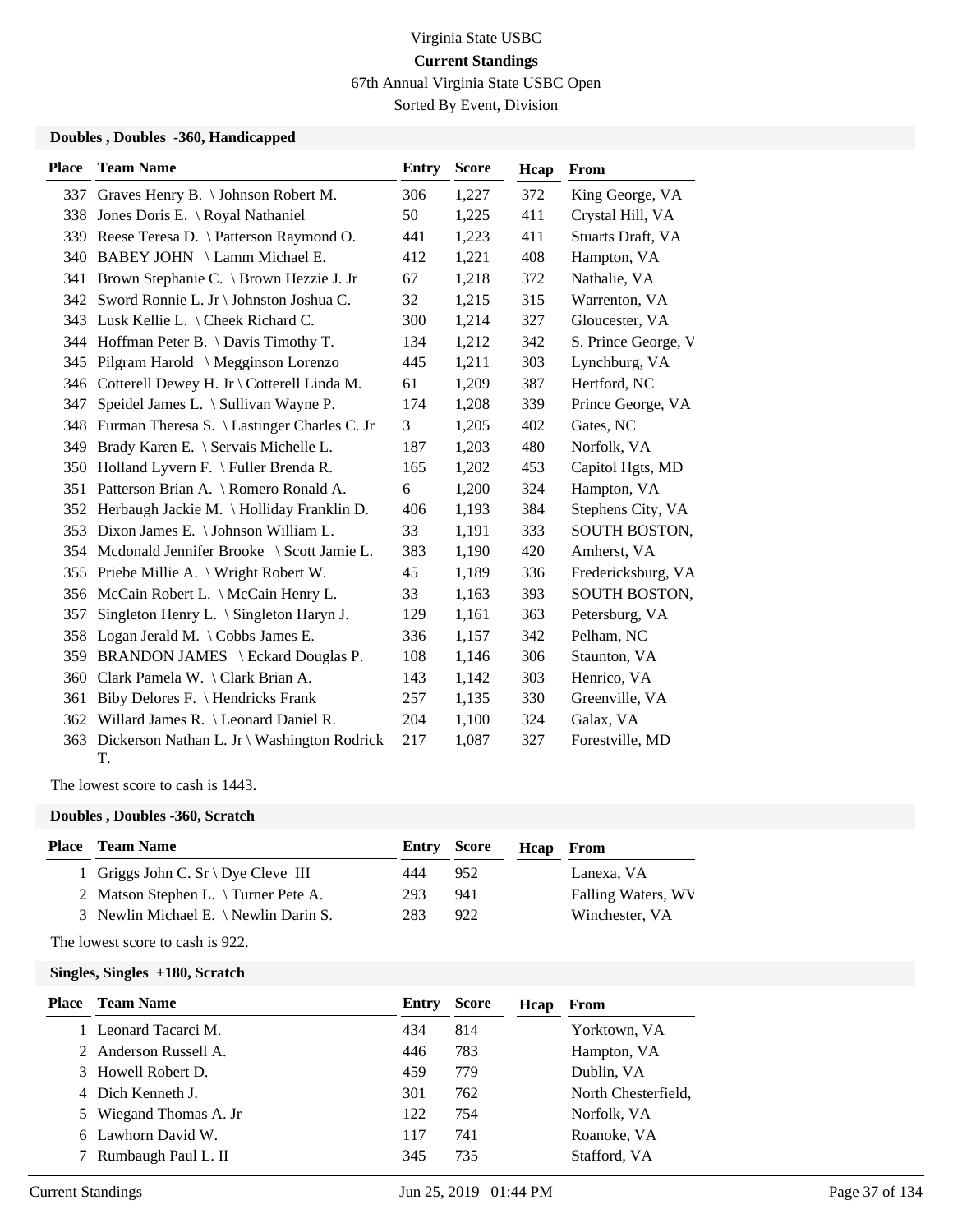Virginia State USBC

**Current Standings**

67th Annual Virginia State USBC Open

Sorted By Event, Division

### Doubles , Doubles -360, Handicapped

| Place | Team Name | Entry | Score | Hcap | From |
|---|---|---|---|---|---|
| 337 | Graves Henry B. \ Johnson Robert M. | 306 | 1,227 | 372 | King George, VA |
| 338 | Jones Doris E. \ Royal Nathaniel | 50 | 1,225 | 411 | Crystal Hill, VA |
| 339 | Reese Teresa D. \ Patterson Raymond O. | 441 | 1,223 | 411 | Stuarts Draft, VA |
| 340 | BABEY JOHN \ Lamm Michael E. | 412 | 1,221 | 408 | Hampton, VA |
| 341 | Brown Stephanie C. \ Brown Hezzie J. Jr | 67 | 1,218 | 372 | Nathalie, VA |
| 342 | Sword Ronnie L. Jr \ Johnston Joshua C. | 32 | 1,215 | 315 | Warrenton, VA |
| 343 | Lusk Kellie L. \ Cheek Richard C. | 300 | 1,214 | 327 | Gloucester, VA |
| 344 | Hoffman Peter B. \ Davis Timothy T. | 134 | 1,212 | 342 | S. Prince George, V |
| 345 | Pilgram Harold \ Megginson Lorenzo | 445 | 1,211 | 303 | Lynchburg, VA |
| 346 | Cotterell Dewey H. Jr \ Cotterell Linda M. | 61 | 1,209 | 387 | Hertford, NC |
| 347 | Speidel James L. \ Sullivan Wayne P. | 174 | 1,208 | 339 | Prince George, VA |
| 348 | Furman Theresa S. \ Lastinger Charles C. Jr | 3 | 1,205 | 402 | Gates, NC |
| 349 | Brady Karen E. \ Servais Michelle L. | 187 | 1,203 | 480 | Norfolk, VA |
| 350 | Holland Lyvern F. \ Fuller Brenda R. | 165 | 1,202 | 453 | Capitol Hgts, MD |
| 351 | Patterson Brian A. \ Romero Ronald A. | 6 | 1,200 | 324 | Hampton, VA |
| 352 | Herbaugh Jackie M. \ Holliday Franklin D. | 406 | 1,193 | 384 | Stephens City, VA |
| 353 | Dixon James E. \ Johnson William L. | 33 | 1,191 | 333 | SOUTH BOSTON, |
| 354 | Mcdonald Jennifer Brooke \ Scott Jamie L. | 383 | 1,190 | 420 | Amherst, VA |
| 355 | Priebe Millie A. \ Wright Robert W. | 45 | 1,189 | 336 | Fredericksburg, VA |
| 356 | McCain Robert L. \ McCain Henry L. | 33 | 1,163 | 393 | SOUTH BOSTON, |
| 357 | Singleton Henry L. \ Singleton Haryn J. | 129 | 1,161 | 363 | Petersburg, VA |
| 358 | Logan Jerald M. \ Cobbs James E. | 336 | 1,157 | 342 | Pelham, NC |
| 359 | BRANDON JAMES \ Eckard Douglas P. | 108 | 1,146 | 306 | Staunton, VA |
| 360 | Clark Pamela W. \ Clark Brian A. | 143 | 1,142 | 303 | Henrico, VA |
| 361 | Biby Delores F. \ Hendricks Frank | 257 | 1,135 | 330 | Greenville, VA |
| 362 | Willard James R. \ Leonard Daniel R. | 204 | 1,100 | 324 | Galax, VA |
| 363 | Dickerson Nathan L. Jr \ Washington Rodrick T. | 217 | 1,087 | 327 | Forestville, MD |

The lowest score to cash is 1443.

### Doubles , Doubles -360, Scratch

| Place | Team Name | Entry | Score | Hcap | From |
|---|---|---|---|---|---|
| 1 | Griggs John C. Sr \ Dye Cleve III | 444 | 952 | | Lanexa, VA |
| 2 | Matson Stephen L. \ Turner Pete A. | 293 | 941 | | Falling Waters, WV |
| 3 | Newlin Michael E. \ Newlin Darin S. | 283 | 922 | | Winchester, VA |

The lowest score to cash is 922.

### Singles, Singles +180, Scratch

| Place | Team Name | Entry | Score | Hcap | From |
|---|---|---|---|---|---|
| 1 | Leonard Tacarci M. | 434 | 814 | | Yorktown, VA |
| 2 | Anderson Russell A. | 446 | 783 | | Hampton, VA |
| 3 | Howell Robert D. | 459 | 779 | | Dublin, VA |
| 4 | Dich Kenneth J. | 301 | 762 | | North Chesterfield, |
| 5 | Wiegand Thomas A. Jr | 122 | 754 | | Norfolk, VA |
| 6 | Lawhorn David W. | 117 | 741 | | Roanoke, VA |
| 7 | Rumbaugh Paul L. II | 345 | 735 | | Stafford, VA |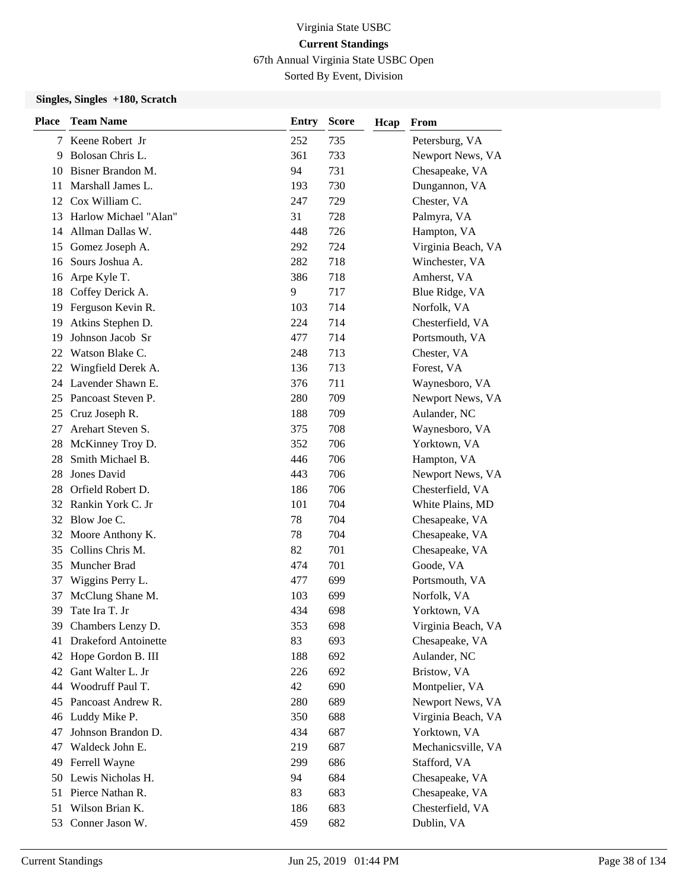Virginia State USBC

**Current Standings**

67th Annual Virginia State USBC Open

Sorted By Event, Division

### Singles, Singles +180, Scratch

| Place | Team Name | Entry | Score | Hcap | From |
|---|---|---|---|---|---|
| 7 | Keene Robert Jr | 252 | 735 | | Petersburg, VA |
| 9 | Bolosan Chris L. | 361 | 733 | | Newport News, VA |
| 10 | Bisner Brandon M. | 94 | 731 | | Chesapeake, VA |
| 11 | Marshall James L. | 193 | 730 | | Dungannon, VA |
| 12 | Cox William C. | 247 | 729 | | Chester, VA |
| 13 | Harlow Michael "Alan" | 31 | 728 | | Palmyra, VA |
| 14 | Allman Dallas W. | 448 | 726 | | Hampton, VA |
| 15 | Gomez Joseph A. | 292 | 724 | | Virginia Beach, VA |
| 16 | Sours Joshua A. | 282 | 718 | | Winchester, VA |
| 16 | Arpe Kyle T. | 386 | 718 | | Amherst, VA |
| 18 | Coffey Derick A. | 9 | 717 | | Blue Ridge, VA |
| 19 | Ferguson Kevin R. | 103 | 714 | | Norfolk, VA |
| 19 | Atkins Stephen D. | 224 | 714 | | Chesterfield, VA |
| 19 | Johnson Jacob Sr | 477 | 714 | | Portsmouth, VA |
| 22 | Watson Blake C. | 248 | 713 | | Chester, VA |
| 22 | Wingfield Derek A. | 136 | 713 | | Forest, VA |
| 24 | Lavender Shawn E. | 376 | 711 | | Waynesboro, VA |
| 25 | Pancoast Steven P. | 280 | 709 | | Newport News, VA |
| 25 | Cruz Joseph R. | 188 | 709 | | Aulander, NC |
| 27 | Arehart Steven S. | 375 | 708 | | Waynesboro, VA |
| 28 | McKinney Troy D. | 352 | 706 | | Yorktown, VA |
| 28 | Smith Michael B. | 446 | 706 | | Hampton, VA |
| 28 | Jones David | 443 | 706 | | Newport News, VA |
| 28 | Orfield Robert D. | 186 | 706 | | Chesterfield, VA |
| 32 | Rankin York C. Jr | 101 | 704 | | White Plains, MD |
| 32 | Blow Joe C. | 78 | 704 | | Chesapeake, VA |
| 32 | Moore Anthony K. | 78 | 704 | | Chesapeake, VA |
| 35 | Collins Chris M. | 82 | 701 | | Chesapeake, VA |
| 35 | Muncher Brad | 474 | 701 | | Goode, VA |
| 37 | Wiggins Perry L. | 477 | 699 | | Portsmouth, VA |
| 37 | McClung Shane M. | 103 | 699 | | Norfolk, VA |
| 39 | Tate Ira T. Jr | 434 | 698 | | Yorktown, VA |
| 39 | Chambers Lenzy D. | 353 | 698 | | Virginia Beach, VA |
| 41 | Drakeford Antoinette | 83 | 693 | | Chesapeake, VA |
| 42 | Hope Gordon B. III | 188 | 692 | | Aulander, NC |
| 42 | Gant Walter L. Jr | 226 | 692 | | Bristow, VA |
| 44 | Woodruff Paul T. | 42 | 690 | | Montpelier, VA |
| 45 | Pancoast Andrew R. | 280 | 689 | | Newport News, VA |
| 46 | Luddy Mike P. | 350 | 688 | | Virginia Beach, VA |
| 47 | Johnson Brandon D. | 434 | 687 | | Yorktown, VA |
| 47 | Waldeck John E. | 219 | 687 | | Mechanicsville, VA |
| 49 | Ferrell Wayne | 299 | 686 | | Stafford, VA |
| 50 | Lewis Nicholas H. | 94 | 684 | | Chesapeake, VA |
| 51 | Pierce Nathan R. | 83 | 683 | | Chesapeake, VA |
| 51 | Wilson Brian K. | 186 | 683 | | Chesterfield, VA |
| 53 | Conner Jason W. | 459 | 682 | | Dublin, VA |

Current Standings Jun 25, 2019 01:44 PM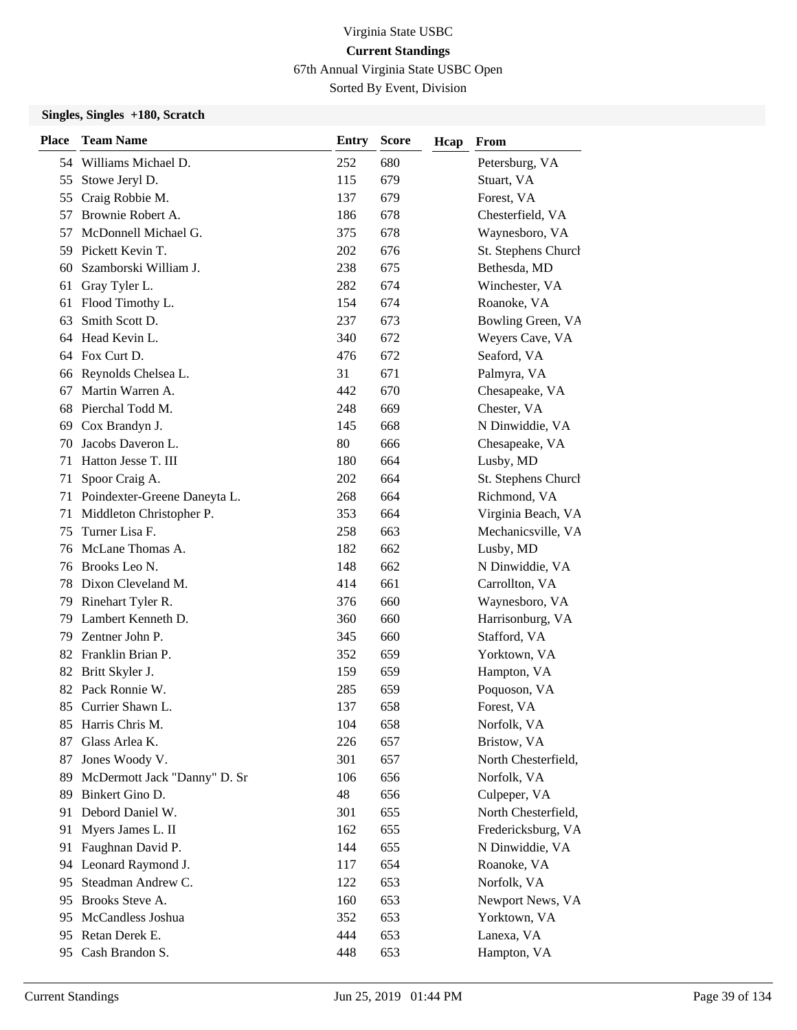Virginia State USBC

**Current Standings**

67th Annual Virginia State USBC Open

Sorted By Event, Division

### Singles, Singles +180, Scratch

| Place | Team Name | Entry | Score | Hcap | From |
|---|---|---|---|---|---|
| 54 | Williams Michael D. | 252 | 680 | | Petersburg, VA |
| 55 | Stowe Jeryl D. | 115 | 679 | | Stuart, VA |
| 55 | Craig Robbie M. | 137 | 679 | | Forest, VA |
| 57 | Brownie Robert A. | 186 | 678 | | Chesterfield, VA |
| 57 | McDonnell Michael G. | 375 | 678 | | Waynesboro, VA |
| 59 | Pickett Kevin T. | 202 | 676 | | St. Stephens Church |
| 60 | Szamborski William J. | 238 | 675 | | Bethesda, MD |
| 61 | Gray Tyler L. | 282 | 674 | | Winchester, VA |
| 61 | Flood Timothy L. | 154 | 674 | | Roanoke, VA |
| 63 | Smith Scott D. | 237 | 673 | | Bowling Green, VA |
| 64 | Head Kevin L. | 340 | 672 | | Weyers Cave, VA |
| 64 | Fox Curt D. | 476 | 672 | | Seaford, VA |
| 66 | Reynolds Chelsea L. | 31 | 671 | | Palmyra, VA |
| 67 | Martin Warren A. | 442 | 670 | | Chesapeake, VA |
| 68 | Pierchal Todd M. | 248 | 669 | | Chester, VA |
| 69 | Cox Brandyn J. | 145 | 668 | | N Dinwiddie, VA |
| 70 | Jacobs Daveron L. | 80 | 666 | | Chesapeake, VA |
| 71 | Hatton Jesse T. III | 180 | 664 | | Lusby, MD |
| 71 | Spoor Craig A. | 202 | 664 | | St. Stephens Church |
| 71 | Poindexter-Greene Daneyta L. | 268 | 664 | | Richmond, VA |
| 71 | Middleton Christopher P. | 353 | 664 | | Virginia Beach, VA |
| 75 | Turner Lisa F. | 258 | 663 | | Mechanicsville, VA |
| 76 | McLane Thomas A. | 182 | 662 | | Lusby, MD |
| 76 | Brooks Leo N. | 148 | 662 | | N Dinwiddie, VA |
| 78 | Dixon Cleveland M. | 414 | 661 | | Carrollton, VA |
| 79 | Rinehart Tyler R. | 376 | 660 | | Waynesboro, VA |
| 79 | Lambert Kenneth D. | 360 | 660 | | Harrisonburg, VA |
| 79 | Zentner John P. | 345 | 660 | | Stafford, VA |
| 82 | Franklin Brian P. | 352 | 659 | | Yorktown, VA |
| 82 | Britt Skyler J. | 159 | 659 | | Hampton, VA |
| 82 | Pack Ronnie W. | 285 | 659 | | Poquoson, VA |
| 85 | Currier Shawn L. | 137 | 658 | | Forest, VA |
| 85 | Harris Chris M. | 104 | 658 | | Norfolk, VA |
| 87 | Glass Arlea K. | 226 | 657 | | Bristow, VA |
| 87 | Jones Woody V. | 301 | 657 | | North Chesterfield, |
| 89 | McDermott Jack "Danny" D. Sr | 106 | 656 | | Norfolk, VA |
| 89 | Binkert Gino D. | 48 | 656 | | Culpeper, VA |
| 91 | Debord Daniel W. | 301 | 655 | | North Chesterfield, |
| 91 | Myers James L. II | 162 | 655 | | Fredericksburg, VA |
| 91 | Faughnan David P. | 144 | 655 | | N Dinwiddie, VA |
| 94 | Leonard Raymond J. | 117 | 654 | | Roanoke, VA |
| 95 | Steadman Andrew C. | 122 | 653 | | Norfolk, VA |
| 95 | Brooks Steve A. | 160 | 653 | | Newport News, VA |
| 95 | McCandless Joshua | 352 | 653 | | Yorktown, VA |
| 95 | Retan Derek E. | 444 | 653 | | Lanexa, VA |
| 95 | Cash Brandon S. | 448 | 653 | | Hampton, VA |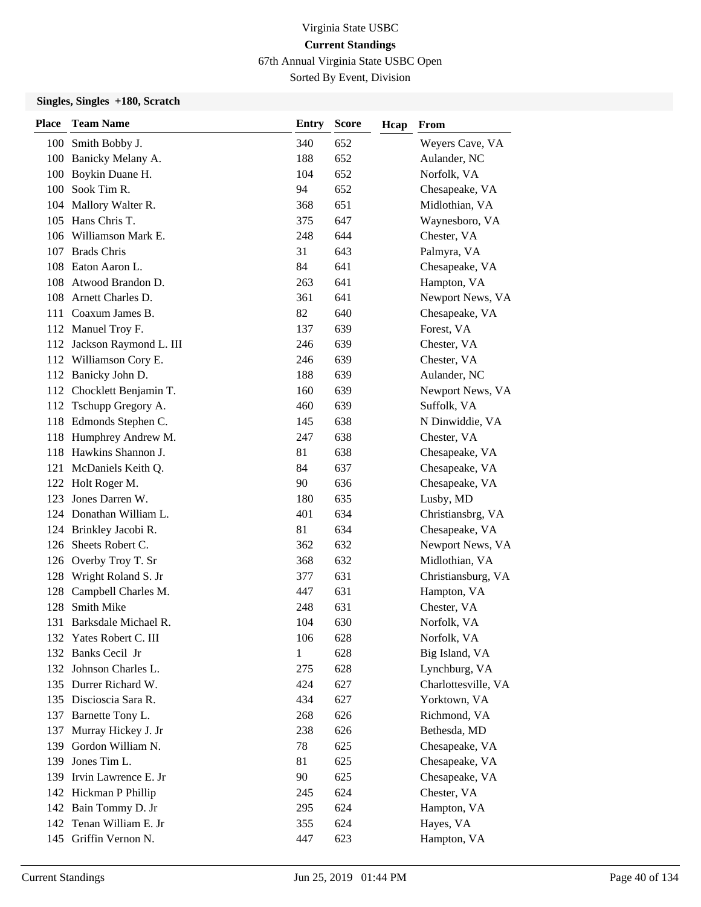Virginia State USBC

**Current Standings**

67th Annual Virginia State USBC Open

Sorted By Event, Division

### Singles, Singles +180, Scratch

| Place | Team Name | Entry | Score | Hcap | From |
|---|---|---|---|---|---|
| 100 | Smith Bobby J. | 340 | 652 | | Weyers Cave, VA |
| 100 | Banicky Melany A. | 188 | 652 | | Aulander, NC |
| 100 | Boykin Duane H. | 104 | 652 | | Norfolk, VA |
| 100 | Sook Tim R. | 94 | 652 | | Chesapeake, VA |
| 104 | Mallory Walter R. | 368 | 651 | | Midlothian, VA |
| 105 | Hans Chris T. | 375 | 647 | | Waynesboro, VA |
| 106 | Williamson Mark E. | 248 | 644 | | Chester, VA |
| 107 | Brads Chris | 31 | 643 | | Palmyra, VA |
| 108 | Eaton Aaron L. | 84 | 641 | | Chesapeake, VA |
| 108 | Atwood Brandon D. | 263 | 641 | | Hampton, VA |
| 108 | Arnett Charles D. | 361 | 641 | | Newport News, VA |
| 111 | Coaxum James B. | 82 | 640 | | Chesapeake, VA |
| 112 | Manuel Troy F. | 137 | 639 | | Forest, VA |
| 112 | Jackson Raymond L. III | 246 | 639 | | Chester, VA |
| 112 | Williamson Cory E. | 246 | 639 | | Chester, VA |
| 112 | Banicky John D. | 188 | 639 | | Aulander, NC |
| 112 | Chocklett Benjamin T. | 160 | 639 | | Newport News, VA |
| 112 | Tschupp Gregory A. | 460 | 639 | | Suffolk, VA |
| 118 | Edmonds Stephen C. | 145 | 638 | | N Dinwiddie, VA |
| 118 | Humphrey Andrew M. | 247 | 638 | | Chester, VA |
| 118 | Hawkins Shannon J. | 81 | 638 | | Chesapeake, VA |
| 121 | McDaniels Keith Q. | 84 | 637 | | Chesapeake, VA |
| 122 | Holt Roger M. | 90 | 636 | | Chesapeake, VA |
| 123 | Jones Darren W. | 180 | 635 | | Lusby, MD |
| 124 | Donathan William L. | 401 | 634 | | Christiansbrg, VA |
| 124 | Brinkley Jacobi R. | 81 | 634 | | Chesapeake, VA |
| 126 | Sheets Robert C. | 362 | 632 | | Newport News, VA |
| 126 | Overby Troy T. Sr | 368 | 632 | | Midlothian, VA |
| 128 | Wright Roland S. Jr | 377 | 631 | | Christiansburg, VA |
| 128 | Campbell Charles M. | 447 | 631 | | Hampton, VA |
| 128 | Smith Mike | 248 | 631 | | Chester, VA |
| 131 | Barksdale Michael R. | 104 | 630 | | Norfolk, VA |
| 132 | Yates Robert C. III | 106 | 628 | | Norfolk, VA |
| 132 | Banks Cecil Jr | 1 | 628 | | Big Island, VA |
| 132 | Johnson Charles L. | 275 | 628 | | Lynchburg, VA |
| 135 | Durrer Richard W. | 424 | 627 | | Charlottesville, VA |
| 135 | Discioscia Sara R. | 434 | 627 | | Yorktown, VA |
| 137 | Barnette Tony L. | 268 | 626 | | Richmond, VA |
| 137 | Murray Hickey J. Jr | 238 | 626 | | Bethesda, MD |
| 139 | Gordon William N. | 78 | 625 | | Chesapeake, VA |
| 139 | Jones Tim L. | 81 | 625 | | Chesapeake, VA |
| 139 | Irvin Lawrence E. Jr | 90 | 625 | | Chesapeake, VA |
| 142 | Hickman P Phillip | 245 | 624 | | Chester, VA |
| 142 | Bain Tommy D. Jr | 295 | 624 | | Hampton, VA |
| 142 | Tenan William E. Jr | 355 | 624 | | Hayes, VA |
| 145 | Griffin Vernon N. | 447 | 623 | | Hampton, VA |

Current Standings Jun 25, 2019 01:44 PM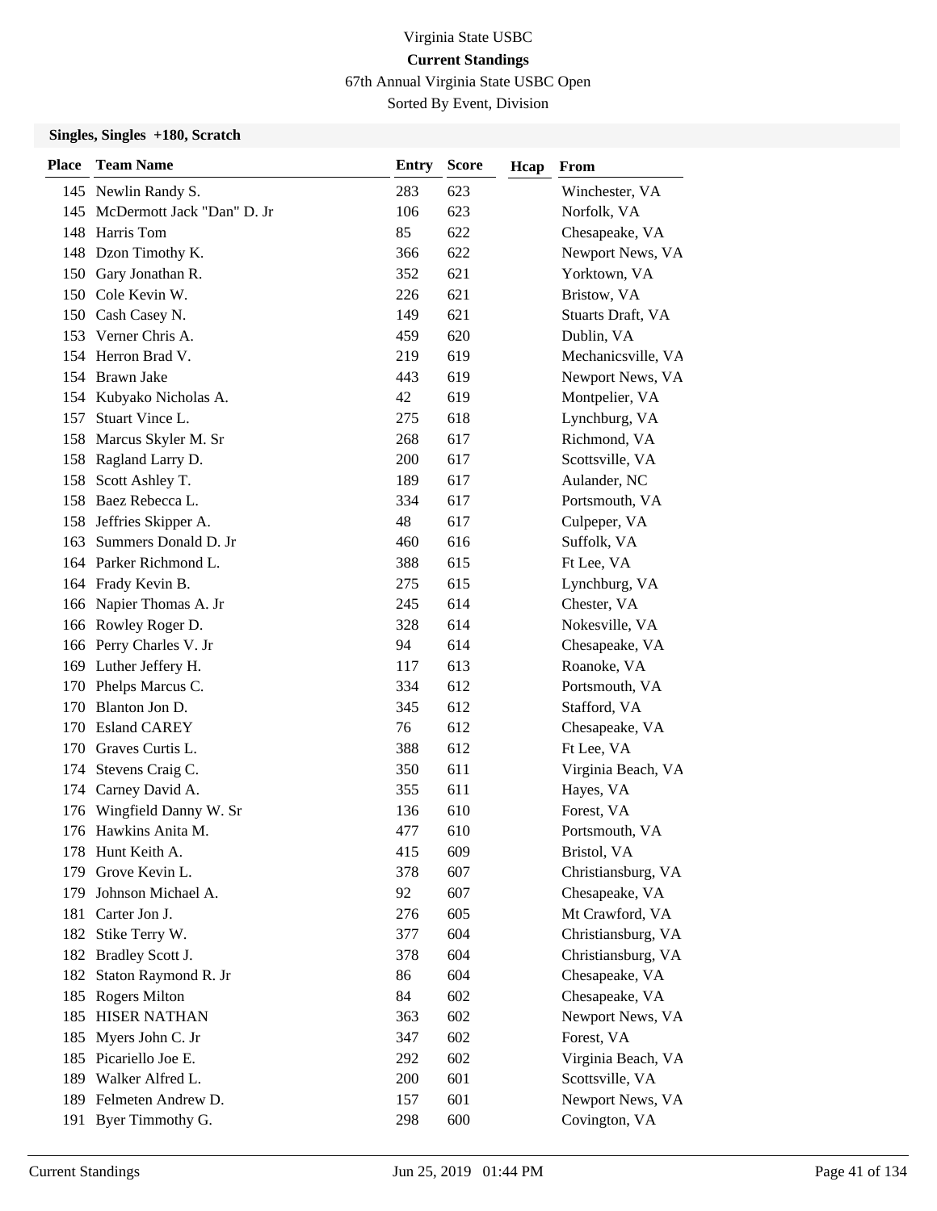Virginia State USBC

**Current Standings**

67th Annual Virginia State USBC Open

Sorted By Event, Division

### Singles, Singles +180, Scratch

| Place | Team Name | Entry | Score | Hcap | From |
|---|---|---|---|---|---|
| 145 | Newlin Randy S. | 283 | 623 | | Winchester, VA |
| 145 | McDermott Jack "Dan" D. Jr | 106 | 623 | | Norfolk, VA |
| 148 | Harris Tom | 85 | 622 | | Chesapeake, VA |
| 148 | Dzon Timothy K. | 366 | 622 | | Newport News, VA |
| 150 | Gary Jonathan R. | 352 | 621 | | Yorktown, VA |
| 150 | Cole Kevin W. | 226 | 621 | | Bristow, VA |
| 150 | Cash Casey N. | 149 | 621 | | Stuarts Draft, VA |
| 153 | Verner Chris A. | 459 | 620 | | Dublin, VA |
| 154 | Herron Brad V. | 219 | 619 | | Mechanicsville, VA |
| 154 | Brawn Jake | 443 | 619 | | Newport News, VA |
| 154 | Kubyako Nicholas A. | 42 | 619 | | Montpelier, VA |
| 157 | Stuart Vince L. | 275 | 618 | | Lynchburg, VA |
| 158 | Marcus Skyler M. Sr | 268 | 617 | | Richmond, VA |
| 158 | Ragland Larry D. | 200 | 617 | | Scottsville, VA |
| 158 | Scott Ashley T. | 189 | 617 | | Aulander, NC |
| 158 | Baez Rebecca L. | 334 | 617 | | Portsmouth, VA |
| 158 | Jeffries Skipper A. | 48 | 617 | | Culpeper, VA |
| 163 | Summers Donald D. Jr | 460 | 616 | | Suffolk, VA |
| 164 | Parker Richmond L. | 388 | 615 | | Ft Lee, VA |
| 164 | Frady Kevin B. | 275 | 615 | | Lynchburg, VA |
| 166 | Napier Thomas A. Jr | 245 | 614 | | Chester, VA |
| 166 | Rowley Roger D. | 328 | 614 | | Nokesville, VA |
| 166 | Perry Charles V. Jr | 94 | 614 | | Chesapeake, VA |
| 169 | Luther Jeffery H. | 117 | 613 | | Roanoke, VA |
| 170 | Phelps Marcus C. | 334 | 612 | | Portsmouth, VA |
| 170 | Blanton Jon D. | 345 | 612 | | Stafford, VA |
| 170 | Esland CAREY | 76 | 612 | | Chesapeake, VA |
| 170 | Graves Curtis L. | 388 | 612 | | Ft Lee, VA |
| 174 | Stevens Craig C. | 350 | 611 | | Virginia Beach, VA |
| 174 | Carney David A. | 355 | 611 | | Hayes, VA |
| 176 | Wingfield Danny W. Sr | 136 | 610 | | Forest, VA |
| 176 | Hawkins Anita M. | 477 | 610 | | Portsmouth, VA |
| 178 | Hunt Keith A. | 415 | 609 | | Bristol, VA |
| 179 | Grove Kevin L. | 378 | 607 | | Christiansburg, VA |
| 179 | Johnson Michael A. | 92 | 607 | | Chesapeake, VA |
| 181 | Carter Jon J. | 276 | 605 | | Mt Crawford, VA |
| 182 | Stike Terry W. | 377 | 604 | | Christiansburg, VA |
| 182 | Bradley Scott J. | 378 | 604 | | Christiansburg, VA |
| 182 | Staton Raymond R. Jr | 86 | 604 | | Chesapeake, VA |
| 185 | Rogers Milton | 84 | 602 | | Chesapeake, VA |
| 185 | HISER NATHAN | 363 | 602 | | Newport News, VA |
| 185 | Myers John C. Jr | 347 | 602 | | Forest, VA |
| 185 | Picariello Joe E. | 292 | 602 | | Virginia Beach, VA |
| 189 | Walker Alfred L. | 200 | 601 | | Scottsville, VA |
| 189 | Felmeten Andrew D. | 157 | 601 | | Newport News, VA |
| 191 | Byer Timmothy G. | 298 | 600 | | Covington, VA |

Current Standings Jun 25, 2019 01:44 PM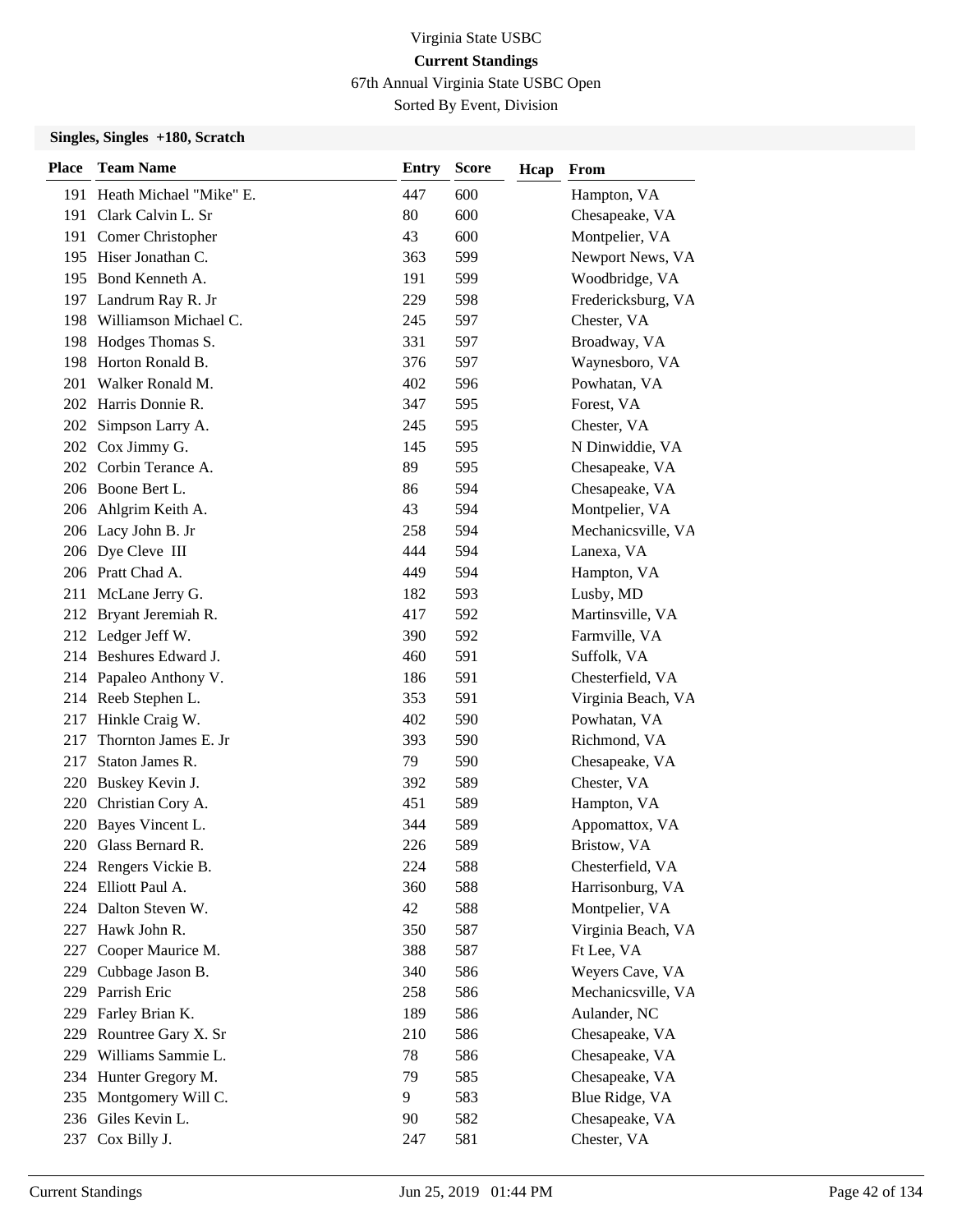# Virginia State USBC

**Current Standings**

67th Annual Virginia State USBC Open

Sorted By Event, Division

**Singles, Singles +180, Scratch**

| Place | Team Name | Entry | Score | Hcap | From |
|---|---|---|---|---|---|
| 191 | Heath Michael "Mike" E. | 447 | 600 | | Hampton, VA |
| 191 | Clark Calvin L. Sr | 80 | 600 | | Chesapeake, VA |
| 191 | Comer Christopher | 43 | 600 | | Montpelier, VA |
| 195 | Hiser Jonathan C. | 363 | 599 | | Newport News, VA |
| 195 | Bond Kenneth A. | 191 | 599 | | Woodbridge, VA |
| 197 | Landrum Ray R. Jr | 229 | 598 | | Fredericksburg, VA |
| 198 | Williamson Michael C. | 245 | 597 | | Chester, VA |
| 198 | Hodges Thomas S. | 331 | 597 | | Broadway, VA |
| 198 | Horton Ronald B. | 376 | 597 | | Waynesboro, VA |
| 201 | Walker Ronald M. | 402 | 596 | | Powhatan, VA |
| 202 | Harris Donnie R. | 347 | 595 | | Forest, VA |
| 202 | Simpson Larry A. | 245 | 595 | | Chester, VA |
| 202 | Cox Jimmy G. | 145 | 595 | | N Dinwiddie, VA |
| 202 | Corbin Terance A. | 89 | 595 | | Chesapeake, VA |
| 206 | Boone Bert L. | 86 | 594 | | Chesapeake, VA |
| 206 | Ahlgrim Keith A. | 43 | 594 | | Montpelier, VA |
| 206 | Lacy John B. Jr | 258 | 594 | | Mechanicsville, VA |
| 206 | Dye Cleve III | 444 | 594 | | Lanexa, VA |
| 206 | Pratt Chad A. | 449 | 594 | | Hampton, VA |
| 211 | McLane Jerry G. | 182 | 593 | | Lusby, MD |
| 212 | Bryant Jeremiah R. | 417 | 592 | | Martinsville, VA |
| 212 | Ledger Jeff W. | 390 | 592 | | Farmville, VA |
| 214 | Beshures Edward J. | 460 | 591 | | Suffolk, VA |
| 214 | Papaleo Anthony V. | 186 | 591 | | Chesterfield, VA |
| 214 | Reeb Stephen L. | 353 | 591 | | Virginia Beach, VA |
| 217 | Hinkle Craig W. | 402 | 590 | | Powhatan, VA |
| 217 | Thornton James E. Jr | 393 | 590 | | Richmond, VA |
| 217 | Staton James R. | 79 | 590 | | Chesapeake, VA |
| 220 | Buskey Kevin J. | 392 | 589 | | Chester, VA |
| 220 | Christian Cory A. | 451 | 589 | | Hampton, VA |
| 220 | Bayes Vincent L. | 344 | 589 | | Appomattox, VA |
| 220 | Glass Bernard R. | 226 | 589 | | Bristow, VA |
| 224 | Rengers Vickie B. | 224 | 588 | | Chesterfield, VA |
| 224 | Elliott Paul A. | 360 | 588 | | Harrisonburg, VA |
| 224 | Dalton Steven W. | 42 | 588 | | Montpelier, VA |
| 227 | Hawk John R. | 350 | 587 | | Virginia Beach, VA |
| 227 | Cooper Maurice M. | 388 | 587 | | Ft Lee, VA |
| 229 | Cubbage Jason B. | 340 | 586 | | Weyers Cave, VA |
| 229 | Parrish Eric | 258 | 586 | | Mechanicsville, VA |
| 229 | Farley Brian K. | 189 | 586 | | Aulander, NC |
| 229 | Rountree Gary X. Sr | 210 | 586 | | Chesapeake, VA |
| 229 | Williams Sammie L. | 78 | 586 | | Chesapeake, VA |
| 234 | Hunter Gregory M. | 79 | 585 | | Chesapeake, VA |
| 235 | Montgomery Will C. | 9 | 583 | | Blue Ridge, VA |
| 236 | Giles Kevin L. | 90 | 582 | | Chesapeake, VA |
| 237 | Cox Billy J. | 247 | 581 | | Chester, VA |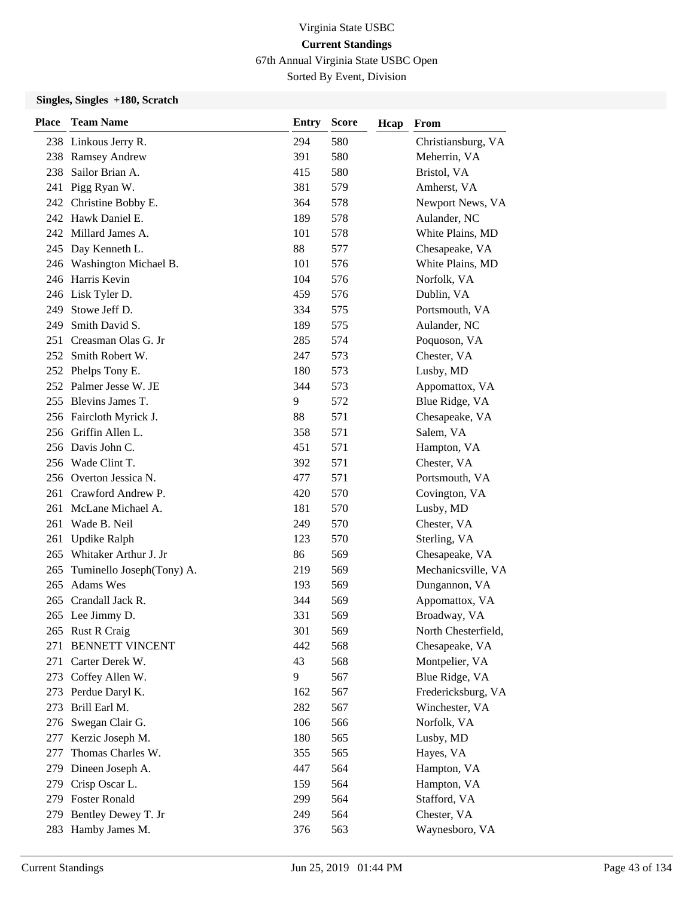Virginia State USBC

**Current Standings**

67th Annual Virginia State USBC Open

Sorted By Event, Division

### Singles, Singles +180, Scratch

| Place | Team Name | Entry | Score | Hcap | From |
|---|---|---|---|---|---|
| 238 | Linkous Jerry R. | 294 | 580 | | Christiansburg, VA |
| 238 | Ramsey Andrew | 391 | 580 | | Meherrin, VA |
| 238 | Sailor Brian A. | 415 | 580 | | Bristol, VA |
| 241 | Pigg Ryan W. | 381 | 579 | | Amherst, VA |
| 242 | Christine Bobby E. | 364 | 578 | | Newport News, VA |
| 242 | Hawk Daniel E. | 189 | 578 | | Aulander, NC |
| 242 | Millard James A. | 101 | 578 | | White Plains, MD |
| 245 | Day Kenneth L. | 88 | 577 | | Chesapeake, VA |
| 246 | Washington Michael B. | 101 | 576 | | White Plains, MD |
| 246 | Harris Kevin | 104 | 576 | | Norfolk, VA |
| 246 | Lisk Tyler D. | 459 | 576 | | Dublin, VA |
| 249 | Stowe Jeff D. | 334 | 575 | | Portsmouth, VA |
| 249 | Smith David S. | 189 | 575 | | Aulander, NC |
| 251 | Creasman Olas G. Jr | 285 | 574 | | Poquoson, VA |
| 252 | Smith Robert W. | 247 | 573 | | Chester, VA |
| 252 | Phelps Tony E. | 180 | 573 | | Lusby, MD |
| 252 | Palmer Jesse W. JE | 344 | 573 | | Appomattox, VA |
| 255 | Blevins James T. | 9 | 572 | | Blue Ridge, VA |
| 256 | Faircloth Myrick J. | 88 | 571 | | Chesapeake, VA |
| 256 | Griffin Allen L. | 358 | 571 | | Salem, VA |
| 256 | Davis John C. | 451 | 571 | | Hampton, VA |
| 256 | Wade Clint T. | 392 | 571 | | Chester, VA |
| 256 | Overton Jessica N. | 477 | 571 | | Portsmouth, VA |
| 261 | Crawford Andrew P. | 420 | 570 | | Covington, VA |
| 261 | McLane Michael A. | 181 | 570 | | Lusby, MD |
| 261 | Wade B. Neil | 249 | 570 | | Chester, VA |
| 261 | Updike Ralph | 123 | 570 | | Sterling, VA |
| 265 | Whitaker Arthur J. Jr | 86 | 569 | | Chesapeake, VA |
| 265 | Tuminello Joseph(Tony) A. | 219 | 569 | | Mechanicsville, VA |
| 265 | Adams Wes | 193 | 569 | | Dungannon, VA |
| 265 | Crandall Jack R. | 344 | 569 | | Appomattox, VA |
| 265 | Lee Jimmy D. | 331 | 569 | | Broadway, VA |
| 265 | Rust R Craig | 301 | 569 | | North Chesterfield, |
| 271 | BENNETT VINCENT | 442 | 568 | | Chesapeake, VA |
| 271 | Carter Derek W. | 43 | 568 | | Montpelier, VA |
| 273 | Coffey Allen W. | 9 | 567 | | Blue Ridge, VA |
| 273 | Perdue Daryl K. | 162 | 567 | | Fredericksburg, VA |
| 273 | Brill Earl M. | 282 | 567 | | Winchester, VA |
| 276 | Swegan Clair G. | 106 | 566 | | Norfolk, VA |
| 277 | Kerzic Joseph M. | 180 | 565 | | Lusby, MD |
| 277 | Thomas Charles W. | 355 | 565 | | Hayes, VA |
| 279 | Dineen Joseph A. | 447 | 564 | | Hampton, VA |
| 279 | Crisp Oscar L. | 159 | 564 | | Hampton, VA |
| 279 | Foster Ronald | 299 | 564 | | Stafford, VA |
| 279 | Bentley Dewey T. Jr | 249 | 564 | | Chester, VA |
| 283 | Hamby James M. | 376 | 563 | | Waynesboro, VA |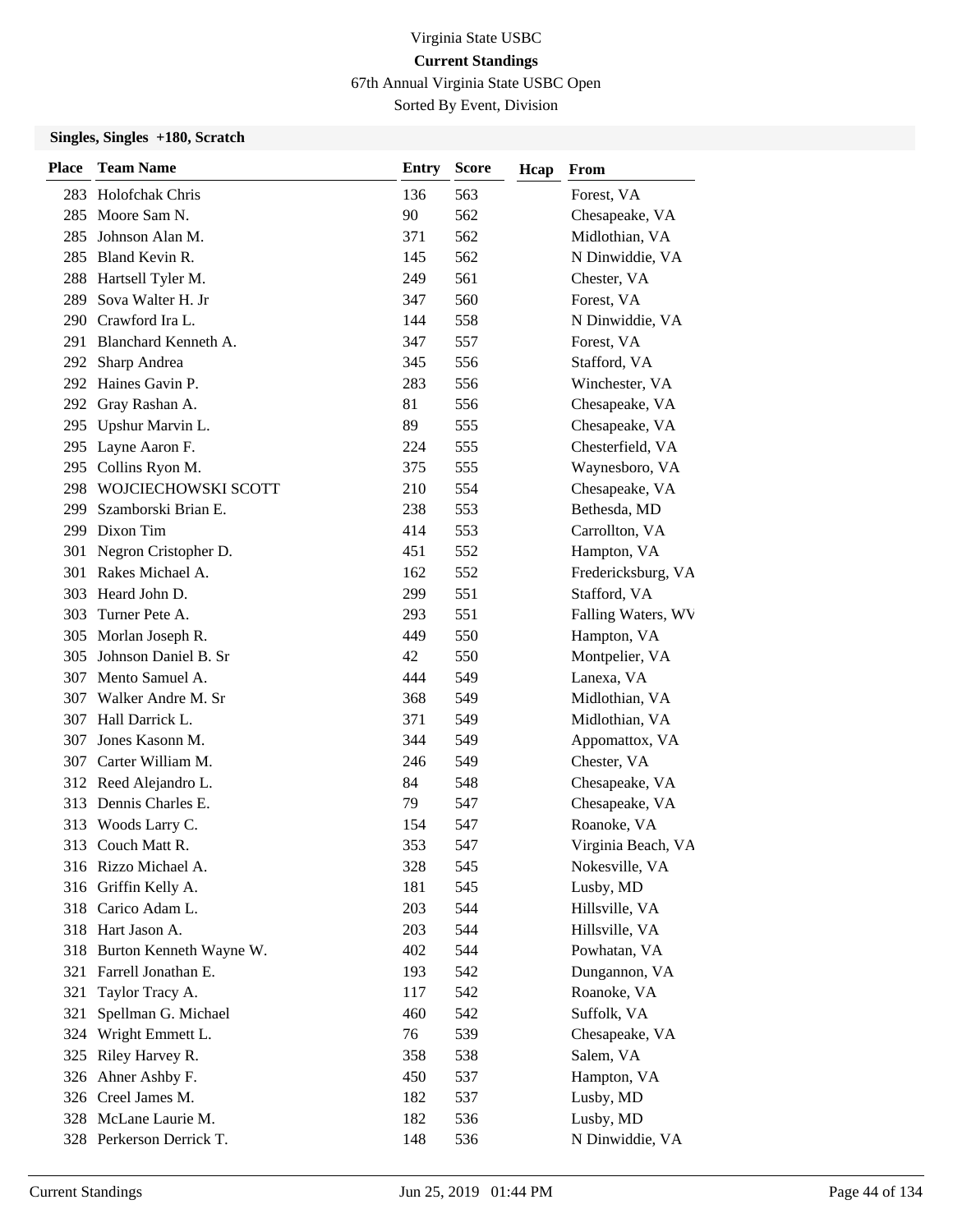Virginia State USBC

**Current Standings**

67th Annual Virginia State USBC Open

Sorted By Event, Division

### Singles, Singles +180, Scratch

| Place | Team Name | Entry | Score | Hcap | From |
|---|---|---|---|---|---|
| 283 | Holofchak Chris | 136 | 563 | | Forest, VA |
| 285 | Moore Sam N. | 90 | 562 | | Chesapeake, VA |
| 285 | Johnson Alan M. | 371 | 562 | | Midlothian, VA |
| 285 | Bland Kevin R. | 145 | 562 | | N Dinwiddie, VA |
| 288 | Hartsell Tyler M. | 249 | 561 | | Chester, VA |
| 289 | Sova Walter H. Jr | 347 | 560 | | Forest, VA |
| 290 | Crawford Ira L. | 144 | 558 | | N Dinwiddie, VA |
| 291 | Blanchard Kenneth A. | 347 | 557 | | Forest, VA |
| 292 | Sharp Andrea | 345 | 556 | | Stafford, VA |
| 292 | Haines Gavin P. | 283 | 556 | | Winchester, VA |
| 292 | Gray Rashan A. | 81 | 556 | | Chesapeake, VA |
| 295 | Upshur Marvin L. | 89 | 555 | | Chesapeake, VA |
| 295 | Layne Aaron F. | 224 | 555 | | Chesterfield, VA |
| 295 | Collins Ryon M. | 375 | 555 | | Waynesboro, VA |
| 298 | WOJCIECHOWSKI SCOTT | 210 | 554 | | Chesapeake, VA |
| 299 | Szamborski Brian E. | 238 | 553 | | Bethesda, MD |
| 299 | Dixon Tim | 414 | 553 | | Carrollton, VA |
| 301 | Negron Cristopher D. | 451 | 552 | | Hampton, VA |
| 301 | Rakes Michael A. | 162 | 552 | | Fredericksburg, VA |
| 303 | Heard John D. | 299 | 551 | | Stafford, VA |
| 303 | Turner Pete A. | 293 | 551 | | Falling Waters, WV |
| 305 | Morlan Joseph R. | 449 | 550 | | Hampton, VA |
| 305 | Johnson Daniel B. Sr | 42 | 550 | | Montpelier, VA |
| 307 | Mento Samuel A. | 444 | 549 | | Lanexa, VA |
| 307 | Walker Andre M. Sr | 368 | 549 | | Midlothian, VA |
| 307 | Hall Darrick L. | 371 | 549 | | Midlothian, VA |
| 307 | Jones Kasonn M. | 344 | 549 | | Appomattox, VA |
| 307 | Carter William M. | 246 | 549 | | Chester, VA |
| 312 | Reed Alejandro L. | 84 | 548 | | Chesapeake, VA |
| 313 | Dennis Charles E. | 79 | 547 | | Chesapeake, VA |
| 313 | Woods Larry C. | 154 | 547 | | Roanoke, VA |
| 313 | Couch Matt R. | 353 | 547 | | Virginia Beach, VA |
| 316 | Rizzo Michael A. | 328 | 545 | | Nokesville, VA |
| 316 | Griffin Kelly A. | 181 | 545 | | Lusby, MD |
| 318 | Carico Adam L. | 203 | 544 | | Hillsville, VA |
| 318 | Hart Jason A. | 203 | 544 | | Hillsville, VA |
| 318 | Burton Kenneth Wayne W. | 402 | 544 | | Powhatan, VA |
| 321 | Farrell Jonathan E. | 193 | 542 | | Dungannon, VA |
| 321 | Taylor Tracy A. | 117 | 542 | | Roanoke, VA |
| 321 | Spellman G. Michael | 460 | 542 | | Suffolk, VA |
| 324 | Wright Emmett L. | 76 | 539 | | Chesapeake, VA |
| 325 | Riley Harvey R. | 358 | 538 | | Salem, VA |
| 326 | Ahner Ashby F. | 450 | 537 | | Hampton, VA |
| 326 | Creel James M. | 182 | 537 | | Lusby, MD |
| 328 | McLane Laurie M. | 182 | 536 | | Lusby, MD |
| 328 | Perkerson Derrick T. | 148 | 536 | | N Dinwiddie, VA |

Current Standings Jun 25, 2019 01:44 PM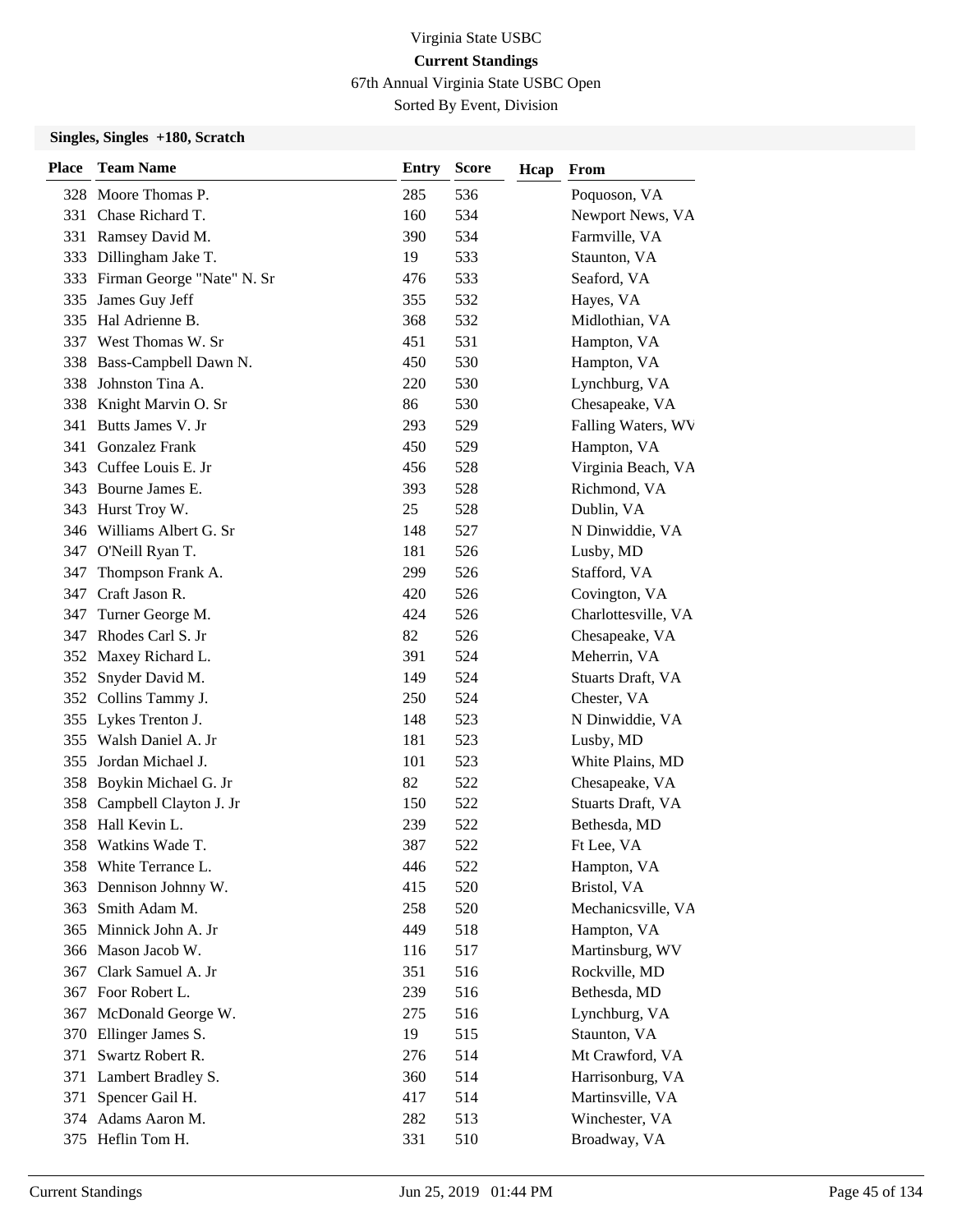# Virginia State USBC

**Current Standings**

67th Annual Virginia State USBC Open

Sorted By Event, Division

**Singles, Singles +180, Scratch**

| Place | Team Name | Entry | Score | Hcap | From |
|---|---|---|---|---|---|
| 328 | Moore Thomas P. | 285 | 536 | | Poquoson, VA |
| 331 | Chase Richard T. | 160 | 534 | | Newport News, VA |
| 331 | Ramsey David M. | 390 | 534 | | Farmville, VA |
| 333 | Dillingham Jake T. | 19 | 533 | | Staunton, VA |
| 333 | Firman George "Nate" N. Sr | 476 | 533 | | Seaford, VA |
| 335 | James Guy Jeff | 355 | 532 | | Hayes, VA |
| 335 | Hal Adrienne B. | 368 | 532 | | Midlothian, VA |
| 337 | West Thomas W. Sr | 451 | 531 | | Hampton, VA |
| 338 | Bass-Campbell Dawn N. | 450 | 530 | | Hampton, VA |
| 338 | Johnston Tina A. | 220 | 530 | | Lynchburg, VA |
| 338 | Knight Marvin O. Sr | 86 | 530 | | Chesapeake, VA |
| 341 | Butts James V. Jr | 293 | 529 | | Falling Waters, WV |
| 341 | Gonzalez Frank | 450 | 529 | | Hampton, VA |
| 343 | Cuffee Louis E. Jr | 456 | 528 | | Virginia Beach, VA |
| 343 | Bourne James E. | 393 | 528 | | Richmond, VA |
| 343 | Hurst Troy W. | 25 | 528 | | Dublin, VA |
| 346 | Williams Albert G. Sr | 148 | 527 | | N Dinwiddie, VA |
| 347 | O'Neill Ryan T. | 181 | 526 | | Lusby, MD |
| 347 | Thompson Frank A. | 299 | 526 | | Stafford, VA |
| 347 | Craft Jason R. | 420 | 526 | | Covington, VA |
| 347 | Turner George M. | 424 | 526 | | Charlottesville, VA |
| 347 | Rhodes Carl S. Jr | 82 | 526 | | Chesapeake, VA |
| 352 | Maxey Richard L. | 391 | 524 | | Meherrin, VA |
| 352 | Snyder David M. | 149 | 524 | | Stuarts Draft, VA |
| 352 | Collins Tammy J. | 250 | 524 | | Chester, VA |
| 355 | Lykes Trenton J. | 148 | 523 | | N Dinwiddie, VA |
| 355 | Walsh Daniel A. Jr | 181 | 523 | | Lusby, MD |
| 355 | Jordan Michael J. | 101 | 523 | | White Plains, MD |
| 358 | Boykin Michael G. Jr | 82 | 522 | | Chesapeake, VA |
| 358 | Campbell Clayton J. Jr | 150 | 522 | | Stuarts Draft, VA |
| 358 | Hall Kevin L. | 239 | 522 | | Bethesda, MD |
| 358 | Watkins Wade T. | 387 | 522 | | Ft Lee, VA |
| 358 | White Terrance L. | 446 | 522 | | Hampton, VA |
| 363 | Dennison Johnny W. | 415 | 520 | | Bristol, VA |
| 363 | Smith Adam M. | 258 | 520 | | Mechanicsville, VA |
| 365 | Minnick John A. Jr | 449 | 518 | | Hampton, VA |
| 366 | Mason Jacob W. | 116 | 517 | | Martinsburg, WV |
| 367 | Clark Samuel A. Jr | 351 | 516 | | Rockville, MD |
| 367 | Foor Robert L. | 239 | 516 | | Bethesda, MD |
| 367 | McDonald George W. | 275 | 516 | | Lynchburg, VA |
| 370 | Ellinger James S. | 19 | 515 | | Staunton, VA |
| 371 | Swartz Robert R. | 276 | 514 | | Mt Crawford, VA |
| 371 | Lambert Bradley S. | 360 | 514 | | Harrisonburg, VA |
| 371 | Spencer Gail H. | 417 | 514 | | Martinsville, VA |
| 374 | Adams Aaron M. | 282 | 513 | | Winchester, VA |
| 375 | Heflin Tom H. | 331 | 510 | | Broadway, VA |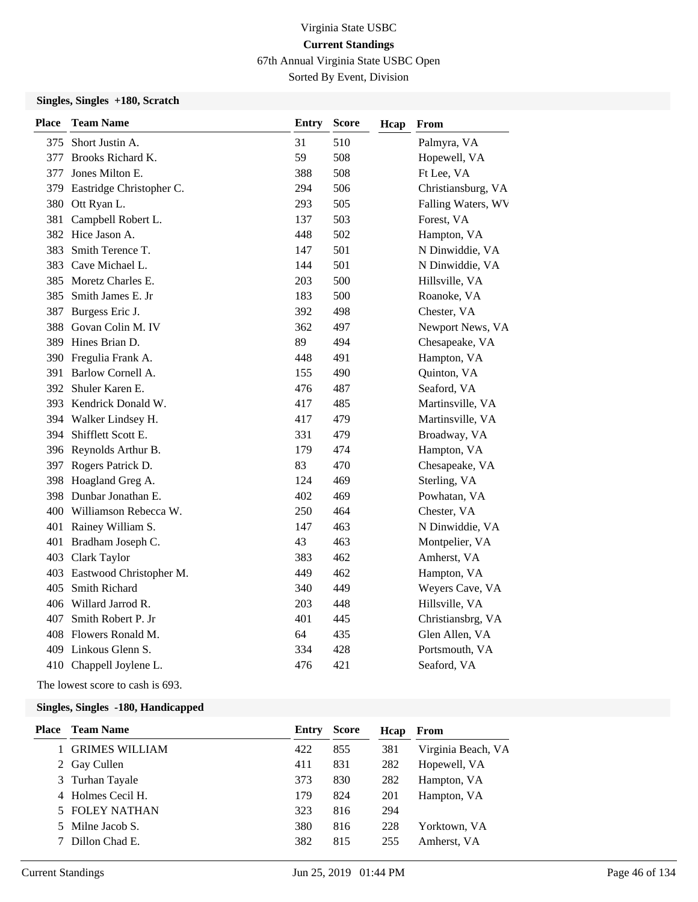Virginia State USBC

**Current Standings**

67th Annual Virginia State USBC Open

Sorted By Event, Division

### Singles, Singles +180, Scratch

| Place | Team Name | Entry | Score | Hcap | From |
|---|---|---|---|---|---|
| 375 | Short Justin A. | 31 | 510 | | Palmyra, VA |
| 377 | Brooks Richard K. | 59 | 508 | | Hopewell, VA |
| 377 | Jones Milton E. | 388 | 508 | | Ft Lee, VA |
| 379 | Eastridge Christopher C. | 294 | 506 | | Christiansburg, VA |
| 380 | Ott Ryan L. | 293 | 505 | | Falling Waters, WV |
| 381 | Campbell Robert L. | 137 | 503 | | Forest, VA |
| 382 | Hice Jason A. | 448 | 502 | | Hampton, VA |
| 383 | Smith Terence T. | 147 | 501 | | N Dinwiddie, VA |
| 383 | Cave Michael L. | 144 | 501 | | N Dinwiddie, VA |
| 385 | Moretz Charles E. | 203 | 500 | | Hillsville, VA |
| 385 | Smith James E. Jr | 183 | 500 | | Roanoke, VA |
| 387 | Burgess Eric J. | 392 | 498 | | Chester, VA |
| 388 | Govan Colin M. IV | 362 | 497 | | Newport News, VA |
| 389 | Hines Brian D. | 89 | 494 | | Chesapeake, VA |
| 390 | Fregulia Frank A. | 448 | 491 | | Hampton, VA |
| 391 | Barlow Cornell A. | 155 | 490 | | Quinton, VA |
| 392 | Shuler Karen E. | 476 | 487 | | Seaford, VA |
| 393 | Kendrick Donald W. | 417 | 485 | | Martinsville, VA |
| 394 | Walker Lindsey H. | 417 | 479 | | Martinsville, VA |
| 394 | Shifflett Scott E. | 331 | 479 | | Broadway, VA |
| 396 | Reynolds Arthur B. | 179 | 474 | | Hampton, VA |
| 397 | Rogers Patrick D. | 83 | 470 | | Chesapeake, VA |
| 398 | Hoagland Greg A. | 124 | 469 | | Sterling, VA |
| 398 | Dunbar Jonathan E. | 402 | 469 | | Powhatan, VA |
| 400 | Williamson Rebecca W. | 250 | 464 | | Chester, VA |
| 401 | Rainey William S. | 147 | 463 | | N Dinwiddie, VA |
| 401 | Bradham Joseph C. | 43 | 463 | | Montpelier, VA |
| 403 | Clark Taylor | 383 | 462 | | Amherst, VA |
| 403 | Eastwood Christopher M. | 449 | 462 | | Hampton, VA |
| 405 | Smith Richard | 340 | 449 | | Weyers Cave, VA |
| 406 | Willard Jarrod R. | 203 | 448 | | Hillsville, VA |
| 407 | Smith Robert P. Jr | 401 | 445 | | Christiansbrg, VA |
| 408 | Flowers Ronald M. | 64 | 435 | | Glen Allen, VA |
| 409 | Linkous Glenn S. | 334 | 428 | | Portsmouth, VA |
| 410 | Chappell Joylene L. | 476 | 421 | | Seaford, VA |

The lowest score to cash is 693.

### Singles, Singles -180, Handicapped

| Place | Team Name | Entry | Score | Hcap | From |
|---|---|---|---|---|---|
| 1 | GRIMES WILLIAM | 422 | 855 | 381 | Virginia Beach, VA |
| 2 | Gay Cullen | 411 | 831 | 282 | Hopewell, VA |
| 3 | Turhan Tayale | 373 | 830 | 282 | Hampton, VA |
| 4 | Holmes Cecil H. | 179 | 824 | 201 | Hampton, VA |
| 5 | FOLEY NATHAN | 323 | 816 | 294 | |
| 5 | Milne Jacob S. | 380 | 816 | 228 | Yorktown, VA |
| 7 | Dillon Chad E. | 382 | 815 | 255 | Amherst, VA |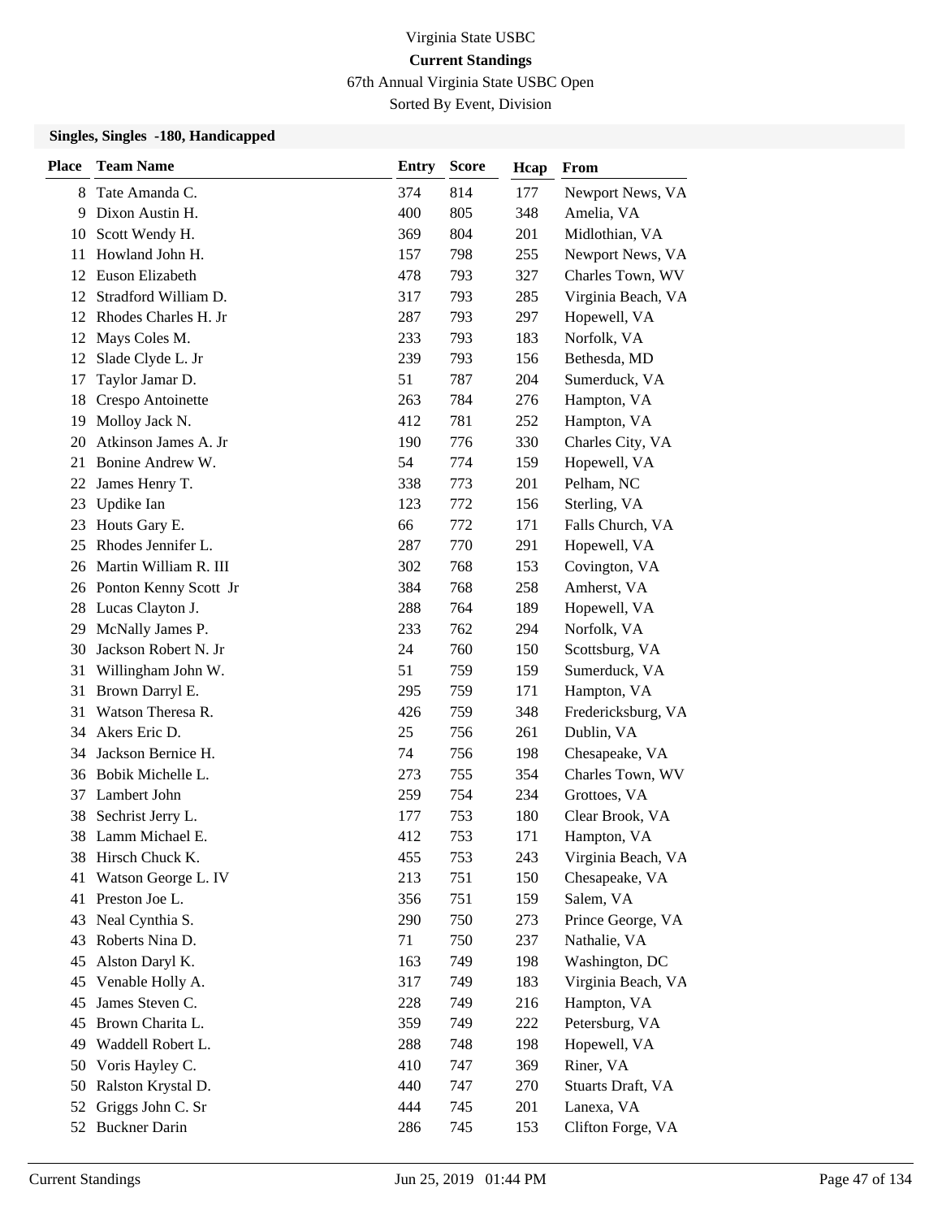Virginia State USBC

**Current Standings**

67th Annual Virginia State USBC Open

Sorted By Event, Division

### Singles, Singles -180, Handicapped

| Place | Team Name | Entry | Score | Hcap | From |
|---|---|---|---|---|---|
| 8 | Tate Amanda C. | 374 | 814 | 177 | Newport News, VA |
| 9 | Dixon Austin H. | 400 | 805 | 348 | Amelia, VA |
| 10 | Scott Wendy H. | 369 | 804 | 201 | Midlothian, VA |
| 11 | Howland John H. | 157 | 798 | 255 | Newport News, VA |
| 12 | Euson Elizabeth | 478 | 793 | 327 | Charles Town, WV |
| 12 | Stradford William D. | 317 | 793 | 285 | Virginia Beach, VA |
| 12 | Rhodes Charles H. Jr | 287 | 793 | 297 | Hopewell, VA |
| 12 | Mays Coles M. | 233 | 793 | 183 | Norfolk, VA |
| 12 | Slade Clyde L. Jr | 239 | 793 | 156 | Bethesda, MD |
| 17 | Taylor Jamar D. | 51 | 787 | 204 | Sumerduck, VA |
| 18 | Crespo Antoinette | 263 | 784 | 276 | Hampton, VA |
| 19 | Molloy Jack N. | 412 | 781 | 252 | Hampton, VA |
| 20 | Atkinson James A. Jr | 190 | 776 | 330 | Charles City, VA |
| 21 | Bonine Andrew W. | 54 | 774 | 159 | Hopewell, VA |
| 22 | James Henry T. | 338 | 773 | 201 | Pelham, NC |
| 23 | Updike Ian | 123 | 772 | 156 | Sterling, VA |
| 23 | Houts Gary E. | 66 | 772 | 171 | Falls Church, VA |
| 25 | Rhodes Jennifer L. | 287 | 770 | 291 | Hopewell, VA |
| 26 | Martin William R. III | 302 | 768 | 153 | Covington, VA |
| 26 | Ponton Kenny Scott Jr | 384 | 768 | 258 | Amherst, VA |
| 28 | Lucas Clayton J. | 288 | 764 | 189 | Hopewell, VA |
| 29 | McNally James P. | 233 | 762 | 294 | Norfolk, VA |
| 30 | Jackson Robert N. Jr | 24 | 760 | 150 | Scottsburg, VA |
| 31 | Willingham John W. | 51 | 759 | 159 | Sumerduck, VA |
| 31 | Brown Darryl E. | 295 | 759 | 171 | Hampton, VA |
| 31 | Watson Theresa R. | 426 | 759 | 348 | Fredericksburg, VA |
| 34 | Akers Eric D. | 25 | 756 | 261 | Dublin, VA |
| 34 | Jackson Bernice H. | 74 | 756 | 198 | Chesapeake, VA |
| 36 | Bobik Michelle L. | 273 | 755 | 354 | Charles Town, WV |
| 37 | Lambert John | 259 | 754 | 234 | Grottoes, VA |
| 38 | Sechrist Jerry L. | 177 | 753 | 180 | Clear Brook, VA |
| 38 | Lamm Michael E. | 412 | 753 | 171 | Hampton, VA |
| 38 | Hirsch Chuck K. | 455 | 753 | 243 | Virginia Beach, VA |
| 41 | Watson George L. IV | 213 | 751 | 150 | Chesapeake, VA |
| 41 | Preston Joe L. | 356 | 751 | 159 | Salem, VA |
| 43 | Neal Cynthia S. | 290 | 750 | 273 | Prince George, VA |
| 43 | Roberts Nina D. | 71 | 750 | 237 | Nathalie, VA |
| 45 | Alston Daryl K. | 163 | 749 | 198 | Washington, DC |
| 45 | Venable Holly A. | 317 | 749 | 183 | Virginia Beach, VA |
| 45 | James Steven C. | 228 | 749 | 216 | Hampton, VA |
| 45 | Brown Charita L. | 359 | 749 | 222 | Petersburg, VA |
| 49 | Waddell Robert L. | 288 | 748 | 198 | Hopewell, VA |
| 50 | Voris Hayley C. | 410 | 747 | 369 | Riner, VA |
| 50 | Ralston Krystal D. | 440 | 747 | 270 | Stuarts Draft, VA |
| 52 | Griggs John C. Sr | 444 | 745 | 201 | Lanexa, VA |
| 52 | Buckner Darin | 286 | 745 | 153 | Clifton Forge, VA |

Current Standings | Jun 25, 2019 01:44 PM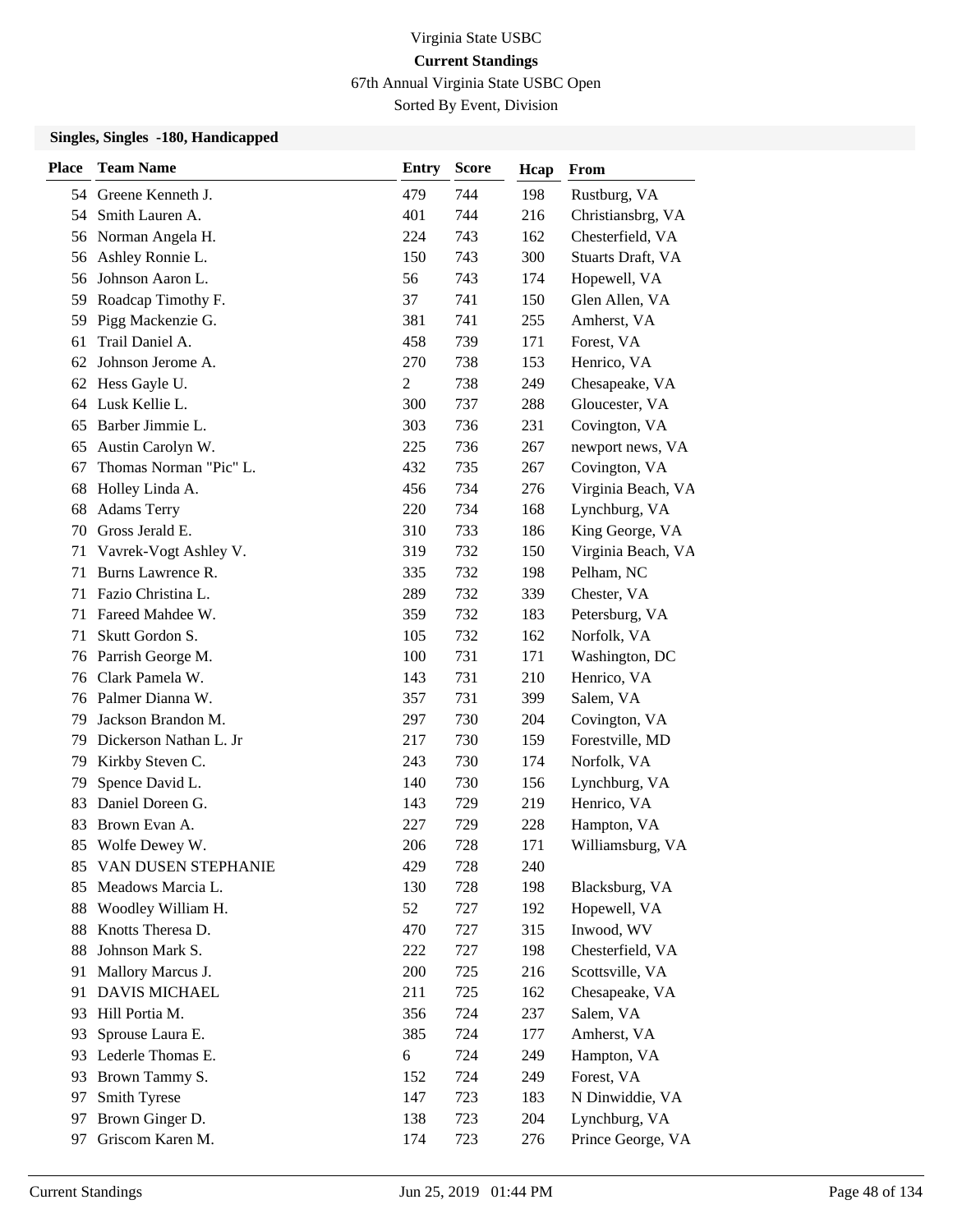Virginia State USBC

**Current Standings**

67th Annual Virginia State USBC Open

Sorted By Event, Division

### Singles, Singles -180, Handicapped

| Place | Team Name | Entry | Score | Hcap | From |
|---|---|---|---|---|---|
| 54 | Greene Kenneth J. | 479 | 744 | 198 | Rustburg, VA |
| 54 | Smith Lauren A. | 401 | 744 | 216 | Christiansbrg, VA |
| 56 | Norman Angela H. | 224 | 743 | 162 | Chesterfield, VA |
| 56 | Ashley Ronnie L. | 150 | 743 | 300 | Stuarts Draft, VA |
| 56 | Johnson Aaron L. | 56 | 743 | 174 | Hopewell, VA |
| 59 | Roadcap Timothy F. | 37 | 741 | 150 | Glen Allen, VA |
| 59 | Pigg Mackenzie G. | 381 | 741 | 255 | Amherst, VA |
| 61 | Trail Daniel A. | 458 | 739 | 171 | Forest, VA |
| 62 | Johnson Jerome A. | 270 | 738 | 153 | Henrico, VA |
| 62 | Hess Gayle U. | 2 | 738 | 249 | Chesapeake, VA |
| 64 | Lusk Kellie L. | 300 | 737 | 288 | Gloucester, VA |
| 65 | Barber Jimmie L. | 303 | 736 | 231 | Covington, VA |
| 65 | Austin Carolyn W. | 225 | 736 | 267 | newport news, VA |
| 67 | Thomas Norman "Pic" L. | 432 | 735 | 267 | Covington, VA |
| 68 | Holley Linda A. | 456 | 734 | 276 | Virginia Beach, VA |
| 68 | Adams Terry | 220 | 734 | 168 | Lynchburg, VA |
| 70 | Gross Jerald E. | 310 | 733 | 186 | King George, VA |
| 71 | Vavrek-Vogt Ashley V. | 319 | 732 | 150 | Virginia Beach, VA |
| 71 | Burns Lawrence R. | 335 | 732 | 198 | Pelham, NC |
| 71 | Fazio Christina L. | 289 | 732 | 339 | Chester, VA |
| 71 | Fareed Mahdee W. | 359 | 732 | 183 | Petersburg, VA |
| 71 | Skutt Gordon S. | 105 | 732 | 162 | Norfolk, VA |
| 76 | Parrish George M. | 100 | 731 | 171 | Washington, DC |
| 76 | Clark Pamela W. | 143 | 731 | 210 | Henrico, VA |
| 76 | Palmer Dianna W. | 357 | 731 | 399 | Salem, VA |
| 79 | Jackson Brandon M. | 297 | 730 | 204 | Covington, VA |
| 79 | Dickerson Nathan L. Jr | 217 | 730 | 159 | Forestville, MD |
| 79 | Kirkby Steven C. | 243 | 730 | 174 | Norfolk, VA |
| 79 | Spence David L. | 140 | 730 | 156 | Lynchburg, VA |
| 83 | Daniel Doreen G. | 143 | 729 | 219 | Henrico, VA |
| 83 | Brown Evan A. | 227 | 729 | 228 | Hampton, VA |
| 85 | Wolfe Dewey W. | 206 | 728 | 171 | Williamsburg, VA |
| 85 | VAN DUSEN STEPHANIE | 429 | 728 | 240 | |
| 85 | Meadows Marcia L. | 130 | 728 | 198 | Blacksburg, VA |
| 88 | Woodley William H. | 52 | 727 | 192 | Hopewell, VA |
| 88 | Knotts Theresa D. | 470 | 727 | 315 | Inwood, WV |
| 88 | Johnson Mark S. | 222 | 727 | 198 | Chesterfield, VA |
| 91 | Mallory Marcus J. | 200 | 725 | 216 | Scottsville, VA |
| 91 | DAVIS MICHAEL | 211 | 725 | 162 | Chesapeake, VA |
| 93 | Hill Portia M. | 356 | 724 | 237 | Salem, VA |
| 93 | Sprouse Laura E. | 385 | 724 | 177 | Amherst, VA |
| 93 | Lederle Thomas E. | 6 | 724 | 249 | Hampton, VA |
| 93 | Brown Tammy S. | 152 | 724 | 249 | Forest, VA |
| 97 | Smith Tyrese | 147 | 723 | 183 | N Dinwiddie, VA |
| 97 | Brown Ginger D. | 138 | 723 | 204 | Lynchburg, VA |
| 97 | Griscom Karen M. | 174 | 723 | 276 | Prince George, VA |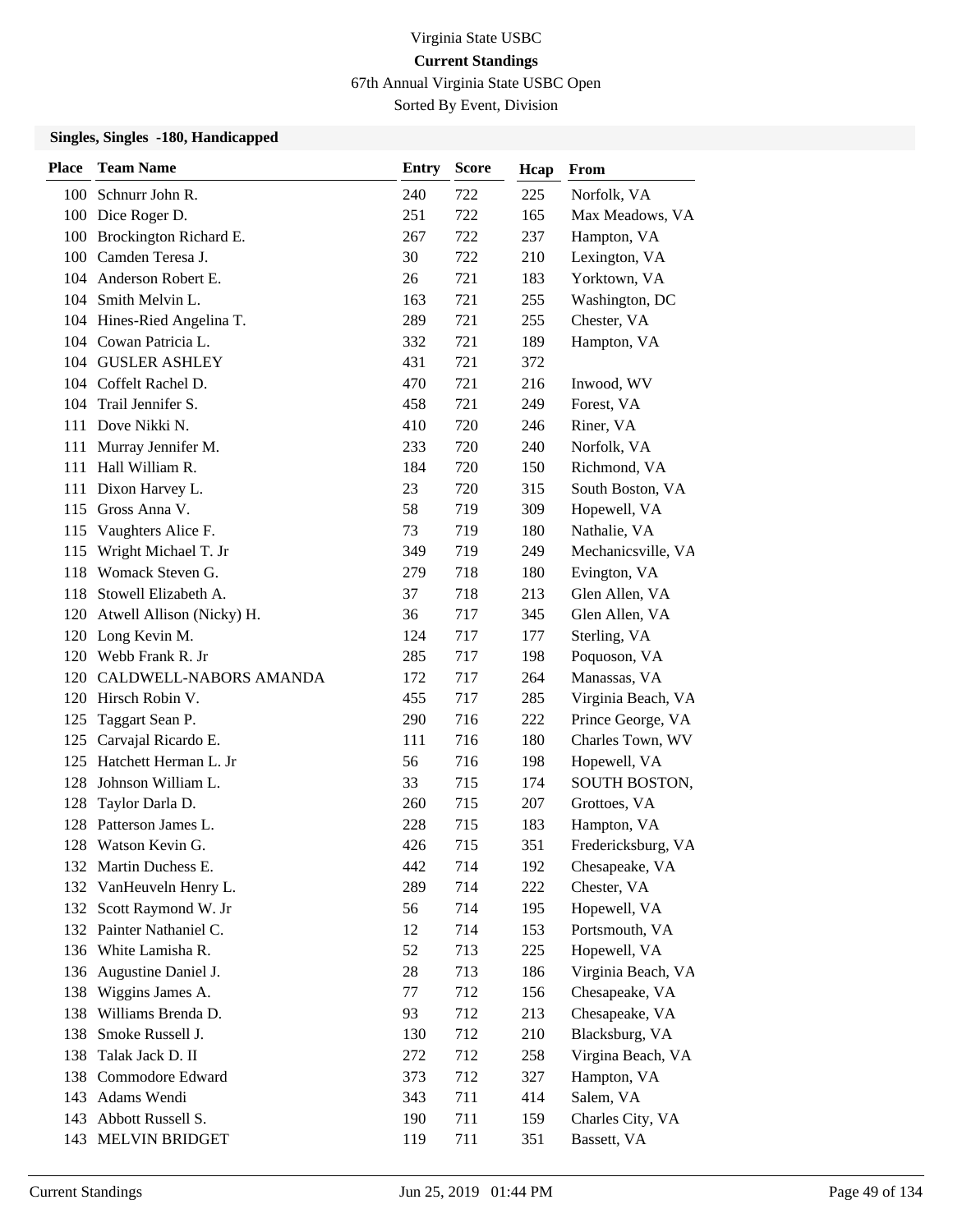Virginia State USBC

**Current Standings**

67th Annual Virginia State USBC Open

Sorted By Event, Division

### Singles, Singles -180, Handicapped

| Place | Team Name | Entry | Score | Hcap | From |
|---|---|---|---|---|---|
| 100 | Schnurr John R. | 240 | 722 | 225 | Norfolk, VA |
| 100 | Dice Roger D. | 251 | 722 | 165 | Max Meadows, VA |
| 100 | Brockington Richard E. | 267 | 722 | 237 | Hampton, VA |
| 100 | Camden Teresa J. | 30 | 722 | 210 | Lexington, VA |
| 104 | Anderson Robert E. | 26 | 721 | 183 | Yorktown, VA |
| 104 | Smith Melvin L. | 163 | 721 | 255 | Washington, DC |
| 104 | Hines-Ried Angelina T. | 289 | 721 | 255 | Chester, VA |
| 104 | Cowan Patricia L. | 332 | 721 | 189 | Hampton, VA |
| 104 | GUSLER ASHLEY | 431 | 721 | 372 | |
| 104 | Coffelt Rachel D. | 470 | 721 | 216 | Inwood, WV |
| 104 | Trail Jennifer S. | 458 | 721 | 249 | Forest, VA |
| 111 | Dove Nikki N. | 410 | 720 | 246 | Riner, VA |
| 111 | Murray Jennifer M. | 233 | 720 | 240 | Norfolk, VA |
| 111 | Hall William R. | 184 | 720 | 150 | Richmond, VA |
| 111 | Dixon Harvey L. | 23 | 720 | 315 | South Boston, VA |
| 115 | Gross Anna V. | 58 | 719 | 309 | Hopewell, VA |
| 115 | Vaughters Alice F. | 73 | 719 | 180 | Nathalie, VA |
| 115 | Wright Michael T. Jr | 349 | 719 | 249 | Mechanicsville, VA |
| 118 | Womack Steven G. | 279 | 718 | 180 | Evington, VA |
| 118 | Stowell Elizabeth A. | 37 | 718 | 213 | Glen Allen, VA |
| 120 | Atwell Allison (Nicky) H. | 36 | 717 | 345 | Glen Allen, VA |
| 120 | Long Kevin M. | 124 | 717 | 177 | Sterling, VA |
| 120 | Webb Frank R. Jr | 285 | 717 | 198 | Poquoson, VA |
| 120 | CALDWELL-NABORS AMANDA | 172 | 717 | 264 | Manassas, VA |
| 120 | Hirsch Robin V. | 455 | 717 | 285 | Virginia Beach, VA |
| 125 | Taggart Sean P. | 290 | 716 | 222 | Prince George, VA |
| 125 | Carvajal Ricardo E. | 111 | 716 | 180 | Charles Town, WV |
| 125 | Hatchett Herman L. Jr | 56 | 716 | 198 | Hopewell, VA |
| 128 | Johnson William L. | 33 | 715 | 174 | SOUTH BOSTON, |
| 128 | Taylor Darla D. | 260 | 715 | 207 | Grottoes, VA |
| 128 | Patterson James L. | 228 | 715 | 183 | Hampton, VA |
| 128 | Watson Kevin G. | 426 | 715 | 351 | Fredericksburg, VA |
| 132 | Martin Duchess E. | 442 | 714 | 192 | Chesapeake, VA |
| 132 | VanHeuveln Henry L. | 289 | 714 | 222 | Chester, VA |
| 132 | Scott Raymond W. Jr | 56 | 714 | 195 | Hopewell, VA |
| 132 | Painter Nathaniel C. | 12 | 714 | 153 | Portsmouth, VA |
| 136 | White Lamisha R. | 52 | 713 | 225 | Hopewell, VA |
| 136 | Augustine Daniel J. | 28 | 713 | 186 | Virginia Beach, VA |
| 138 | Wiggins James A. | 77 | 712 | 156 | Chesapeake, VA |
| 138 | Williams Brenda D. | 93 | 712 | 213 | Chesapeake, VA |
| 138 | Smoke Russell J. | 130 | 712 | 210 | Blacksburg, VA |
| 138 | Talak Jack D. II | 272 | 712 | 258 | Virgina Beach, VA |
| 138 | Commodore Edward | 373 | 712 | 327 | Hampton, VA |
| 143 | Adams Wendi | 343 | 711 | 414 | Salem, VA |
| 143 | Abbott Russell S. | 190 | 711 | 159 | Charles City, VA |
| 143 | MELVIN BRIDGET | 119 | 711 | 351 | Bassett, VA |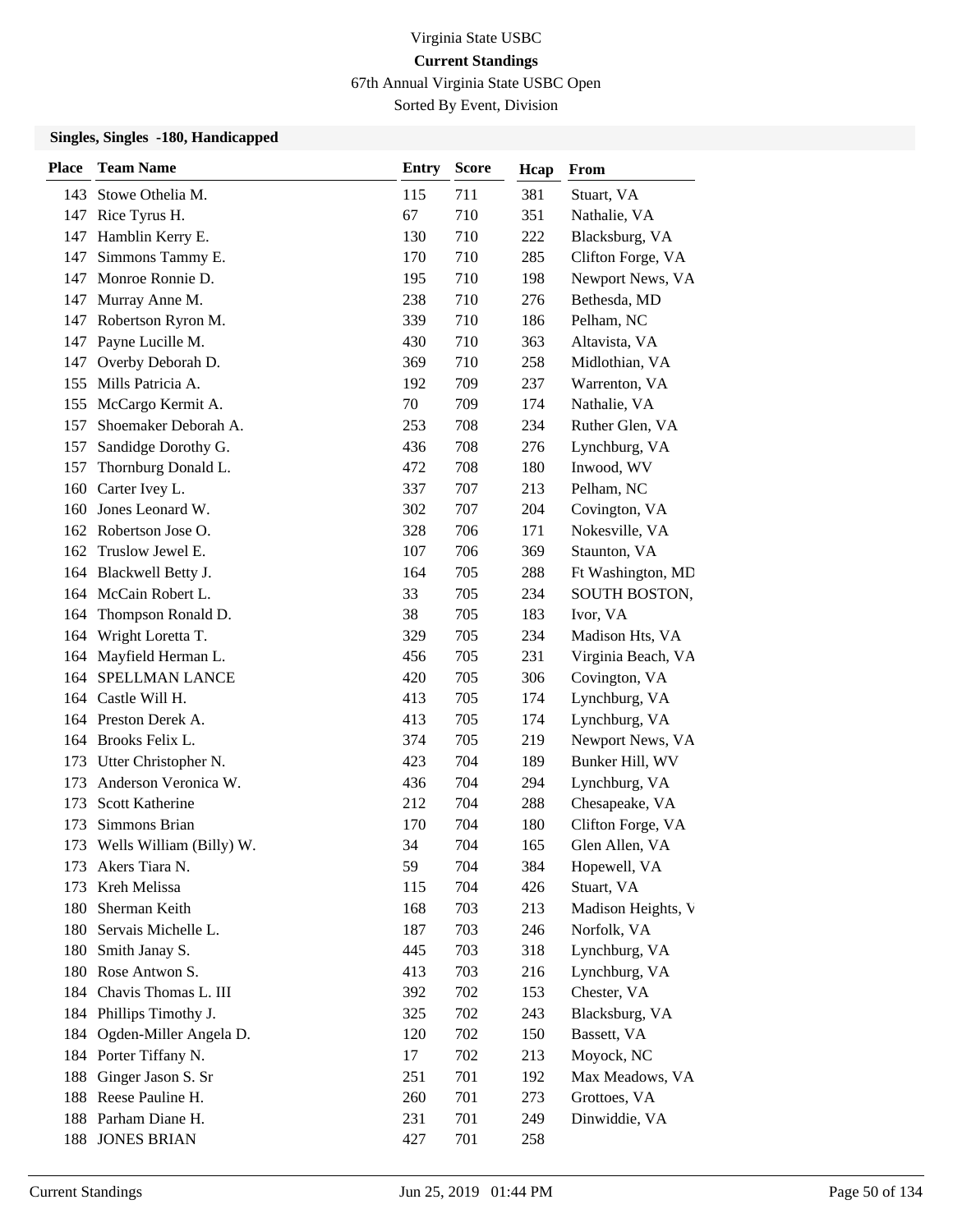Virginia State USBC

**Current Standings**

67th Annual Virginia State USBC Open

Sorted By Event, Division

### Singles, Singles -180, Handicapped

| Place | Team Name | Entry | Score | Hcap | From |
|---|---|---|---|---|---|
| 143 | Stowe Othelia M. | 115 | 711 | 381 | Stuart, VA |
| 147 | Rice Tyrus H. | 67 | 710 | 351 | Nathalie, VA |
| 147 | Hamblin Kerry E. | 130 | 710 | 222 | Blacksburg, VA |
| 147 | Simmons Tammy E. | 170 | 710 | 285 | Clifton Forge, VA |
| 147 | Monroe Ronnie D. | 195 | 710 | 198 | Newport News, VA |
| 147 | Murray Anne M. | 238 | 710 | 276 | Bethesda, MD |
| 147 | Robertson Ryron M. | 339 | 710 | 186 | Pelham, NC |
| 147 | Payne Lucille M. | 430 | 710 | 363 | Altavista, VA |
| 147 | Overby Deborah D. | 369 | 710 | 258 | Midlothian, VA |
| 155 | Mills Patricia A. | 192 | 709 | 237 | Warrenton, VA |
| 155 | McCargo Kermit A. | 70 | 709 | 174 | Nathalie, VA |
| 157 | Shoemaker Deborah A. | 253 | 708 | 234 | Ruther Glen, VA |
| 157 | Sandidge Dorothy G. | 436 | 708 | 276 | Lynchburg, VA |
| 157 | Thornburg Donald L. | 472 | 708 | 180 | Inwood, WV |
| 160 | Carter Ivey L. | 337 | 707 | 213 | Pelham, NC |
| 160 | Jones Leonard W. | 302 | 707 | 204 | Covington, VA |
| 162 | Robertson Jose O. | 328 | 706 | 171 | Nokesville, VA |
| 162 | Truslow Jewel E. | 107 | 706 | 369 | Staunton, VA |
| 164 | Blackwell Betty J. | 164 | 705 | 288 | Ft Washington, MD |
| 164 | McCain Robert L. | 33 | 705 | 234 | SOUTH BOSTON, |
| 164 | Thompson Ronald D. | 38 | 705 | 183 | Ivor, VA |
| 164 | Wright Loretta T. | 329 | 705 | 234 | Madison Hts, VA |
| 164 | Mayfield Herman L. | 456 | 705 | 231 | Virginia Beach, VA |
| 164 | SPELLMAN LANCE | 420 | 705 | 306 | Covington, VA |
| 164 | Castle Will H. | 413 | 705 | 174 | Lynchburg, VA |
| 164 | Preston Derek A. | 413 | 705 | 174 | Lynchburg, VA |
| 164 | Brooks Felix L. | 374 | 705 | 219 | Newport News, VA |
| 173 | Utter Christopher N. | 423 | 704 | 189 | Bunker Hill, WV |
| 173 | Anderson Veronica W. | 436 | 704 | 294 | Lynchburg, VA |
| 173 | Scott Katherine | 212 | 704 | 288 | Chesapeake, VA |
| 173 | Simmons Brian | 170 | 704 | 180 | Clifton Forge, VA |
| 173 | Wells William (Billy) W. | 34 | 704 | 165 | Glen Allen, VA |
| 173 | Akers Tiara N. | 59 | 704 | 384 | Hopewell, VA |
| 173 | Kreh Melissa | 115 | 704 | 426 | Stuart, VA |
| 180 | Sherman Keith | 168 | 703 | 213 | Madison Heights, V |
| 180 | Servais Michelle L. | 187 | 703 | 246 | Norfolk, VA |
| 180 | Smith Janay S. | 445 | 703 | 318 | Lynchburg, VA |
| 180 | Rose Antwon S. | 413 | 703 | 216 | Lynchburg, VA |
| 184 | Chavis Thomas L. III | 392 | 702 | 153 | Chester, VA |
| 184 | Phillips Timothy J. | 325 | 702 | 243 | Blacksburg, VA |
| 184 | Ogden-Miller Angela D. | 120 | 702 | 150 | Bassett, VA |
| 184 | Porter Tiffany N. | 17 | 702 | 213 | Moyock, NC |
| 188 | Ginger Jason S. Sr | 251 | 701 | 192 | Max Meadows, VA |
| 188 | Reese Pauline H. | 260 | 701 | 273 | Grottoes, VA |
| 188 | Parham Diane H. | 231 | 701 | 249 | Dinwiddie, VA |
| 188 | JONES BRIAN | 427 | 701 | 258 | |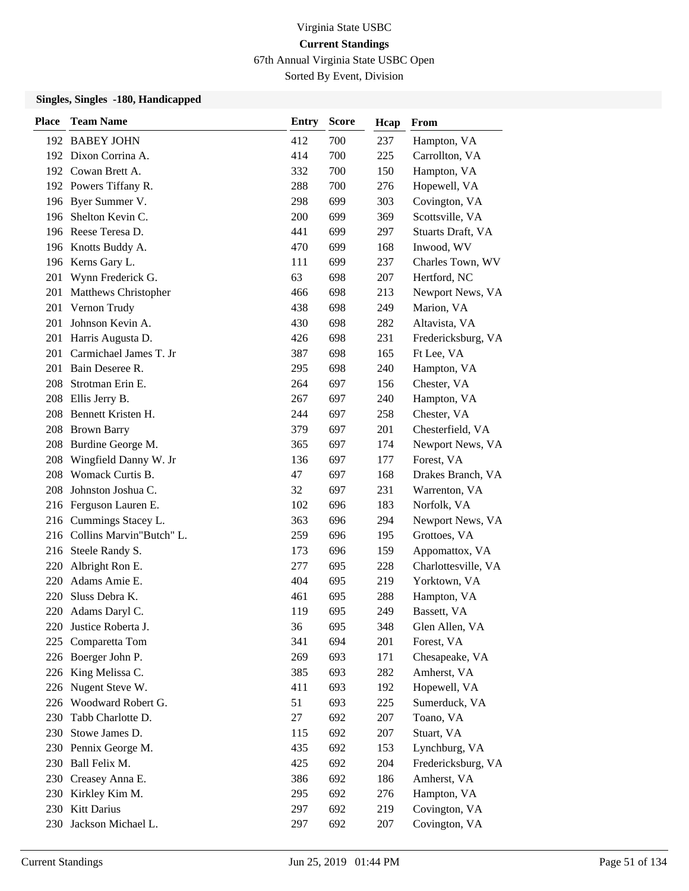Virginia State USBC

**Current Standings**

67th Annual Virginia State USBC Open

Sorted By Event, Division

### Singles, Singles -180, Handicapped

| Place | Team Name | Entry | Score | Hcap | From |
|---|---|---|---|---|---|
| 192 | BABEY JOHN | 412 | 700 | 237 | Hampton, VA |
| 192 | Dixon Corrina A. | 414 | 700 | 225 | Carrollton, VA |
| 192 | Cowan Brett A. | 332 | 700 | 150 | Hampton, VA |
| 192 | Powers Tiffany R. | 288 | 700 | 276 | Hopewell, VA |
| 196 | Byer Summer V. | 298 | 699 | 303 | Covington, VA |
| 196 | Shelton Kevin C. | 200 | 699 | 369 | Scottsville, VA |
| 196 | Reese Teresa D. | 441 | 699 | 297 | Stuarts Draft, VA |
| 196 | Knotts Buddy A. | 470 | 699 | 168 | Inwood, WV |
| 196 | Kerns Gary L. | 111 | 699 | 237 | Charles Town, WV |
| 201 | Wynn Frederick G. | 63 | 698 | 207 | Hertford, NC |
| 201 | Matthews Christopher | 466 | 698 | 213 | Newport News, VA |
| 201 | Vernon Trudy | 438 | 698 | 249 | Marion, VA |
| 201 | Johnson Kevin A. | 430 | 698 | 282 | Altavista, VA |
| 201 | Harris Augusta D. | 426 | 698 | 231 | Fredericksburg, VA |
| 201 | Carmichael James T. Jr | 387 | 698 | 165 | Ft Lee, VA |
| 201 | Bain Deseree R. | 295 | 698 | 240 | Hampton, VA |
| 208 | Strotman Erin E. | 264 | 697 | 156 | Chester, VA |
| 208 | Ellis Jerry B. | 267 | 697 | 240 | Hampton, VA |
| 208 | Bennett Kristen H. | 244 | 697 | 258 | Chester, VA |
| 208 | Brown Barry | 379 | 697 | 201 | Chesterfield, VA |
| 208 | Burdine George M. | 365 | 697 | 174 | Newport News, VA |
| 208 | Wingfield Danny W. Jr | 136 | 697 | 177 | Forest, VA |
| 208 | Womack Curtis B. | 47 | 697 | 168 | Drakes Branch, VA |
| 208 | Johnston Joshua C. | 32 | 697 | 231 | Warrenton, VA |
| 216 | Ferguson Lauren E. | 102 | 696 | 183 | Norfolk, VA |
| 216 | Cummings Stacey L. | 363 | 696 | 294 | Newport News, VA |
| 216 | Collins Marvin"Butch" L. | 259 | 696 | 195 | Grottoes, VA |
| 216 | Steele Randy S. | 173 | 696 | 159 | Appomattox, VA |
| 220 | Albright Ron E. | 277 | 695 | 228 | Charlottesville, VA |
| 220 | Adams Amie E. | 404 | 695 | 219 | Yorktown, VA |
| 220 | Sluss Debra K. | 461 | 695 | 288 | Hampton, VA |
| 220 | Adams Daryl C. | 119 | 695 | 249 | Bassett, VA |
| 220 | Justice Roberta J. | 36 | 695 | 348 | Glen Allen, VA |
| 225 | Comparetta Tom | 341 | 694 | 201 | Forest, VA |
| 226 | Boerger John P. | 269 | 693 | 171 | Chesapeake, VA |
| 226 | King Melissa C. | 385 | 693 | 282 | Amherst, VA |
| 226 | Nugent Steve W. | 411 | 693 | 192 | Hopewell, VA |
| 226 | Woodward Robert G. | 51 | 693 | 225 | Sumerduck, VA |
| 230 | Tabb Charlotte D. | 27 | 692 | 207 | Toano, VA |
| 230 | Stowe James D. | 115 | 692 | 207 | Stuart, VA |
| 230 | Pennix George M. | 435 | 692 | 153 | Lynchburg, VA |
| 230 | Ball Felix M. | 425 | 692 | 204 | Fredericksburg, VA |
| 230 | Creasey Anna E. | 386 | 692 | 186 | Amherst, VA |
| 230 | Kirkley Kim M. | 295 | 692 | 276 | Hampton, VA |
| 230 | Kitt Darius | 297 | 692 | 219 | Covington, VA |
| 230 | Jackson Michael L. | 297 | 692 | 207 | Covington, VA |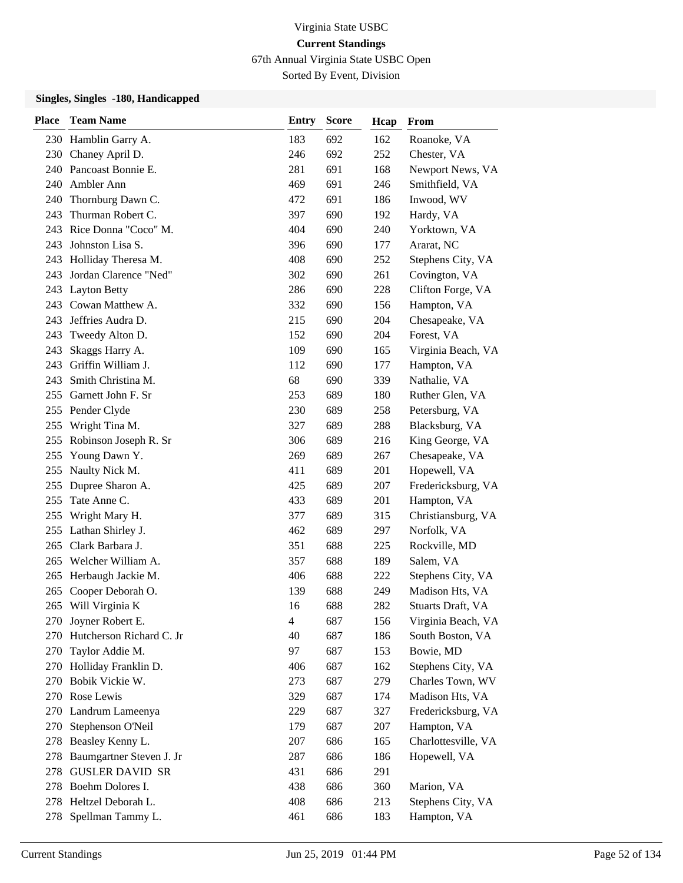Virginia State USBC

**Current Standings**

67th Annual Virginia State USBC Open

Sorted By Event, Division

### Singles, Singles -180, Handicapped

| Place | Team Name | Entry | Score | Hcap | From |
|---|---|---|---|---|---|
| 230 | Hamblin Garry A. | 183 | 692 | 162 | Roanoke, VA |
| 230 | Chaney April D. | 246 | 692 | 252 | Chester, VA |
| 240 | Pancoast Bonnie E. | 281 | 691 | 168 | Newport News, VA |
| 240 | Ambler Ann | 469 | 691 | 246 | Smithfield, VA |
| 240 | Thornburg Dawn C. | 472 | 691 | 186 | Inwood, WV |
| 243 | Thurman Robert C. | 397 | 690 | 192 | Hardy, VA |
| 243 | Rice Donna "Coco" M. | 404 | 690 | 240 | Yorktown, VA |
| 243 | Johnston Lisa S. | 396 | 690 | 177 | Ararat, NC |
| 243 | Holliday Theresa M. | 408 | 690 | 252 | Stephens City, VA |
| 243 | Jordan Clarence "Ned" | 302 | 690 | 261 | Covington, VA |
| 243 | Layton Betty | 286 | 690 | 228 | Clifton Forge, VA |
| 243 | Cowan Matthew A. | 332 | 690 | 156 | Hampton, VA |
| 243 | Jeffries Audra D. | 215 | 690 | 204 | Chesapeake, VA |
| 243 | Tweedy Alton D. | 152 | 690 | 204 | Forest, VA |
| 243 | Skaggs Harry A. | 109 | 690 | 165 | Virginia Beach, VA |
| 243 | Griffin William J. | 112 | 690 | 177 | Hampton, VA |
| 243 | Smith Christina M. | 68 | 690 | 339 | Nathalie, VA |
| 255 | Garnett John F. Sr | 253 | 689 | 180 | Ruther Glen, VA |
| 255 | Pender Clyde | 230 | 689 | 258 | Petersburg, VA |
| 255 | Wright Tina M. | 327 | 689 | 288 | Blacksburg, VA |
| 255 | Robinson Joseph R. Sr | 306 | 689 | 216 | King George, VA |
| 255 | Young Dawn Y. | 269 | 689 | 267 | Chesapeake, VA |
| 255 | Naulty Nick M. | 411 | 689 | 201 | Hopewell, VA |
| 255 | Dupree Sharon A. | 425 | 689 | 207 | Fredericksburg, VA |
| 255 | Tate Anne C. | 433 | 689 | 201 | Hampton, VA |
| 255 | Wright Mary H. | 377 | 689 | 315 | Christiansburg, VA |
| 255 | Lathan Shirley J. | 462 | 689 | 297 | Norfolk, VA |
| 265 | Clark Barbara J. | 351 | 688 | 225 | Rockville, MD |
| 265 | Welcher William A. | 357 | 688 | 189 | Salem, VA |
| 265 | Herbaugh Jackie M. | 406 | 688 | 222 | Stephens City, VA |
| 265 | Cooper Deborah O. | 139 | 688 | 249 | Madison Hts, VA |
| 265 | Will Virginia K | 16 | 688 | 282 | Stuarts Draft, VA |
| 270 | Joyner Robert E. | 4 | 687 | 156 | Virginia Beach, VA |
| 270 | Hutcherson Richard C. Jr | 40 | 687 | 186 | South Boston, VA |
| 270 | Taylor Addie M. | 97 | 687 | 153 | Bowie, MD |
| 270 | Holliday Franklin D. | 406 | 687 | 162 | Stephens City, VA |
| 270 | Bobik Vickie W. | 273 | 687 | 279 | Charles Town, WV |
| 270 | Rose Lewis | 329 | 687 | 174 | Madison Hts, VA |
| 270 | Landrum Lameenya | 229 | 687 | 327 | Fredericksburg, VA |
| 270 | Stephenson O'Neil | 179 | 687 | 207 | Hampton, VA |
| 278 | Beasley Kenny L. | 207 | 686 | 165 | Charlottesville, VA |
| 278 | Baumgartner Steven J. Jr | 287 | 686 | 186 | Hopewell, VA |
| 278 | GUSLER DAVID SR | 431 | 686 | 291 | |
| 278 | Boehm Dolores I. | 438 | 686 | 360 | Marion, VA |
| 278 | Heltzel Deborah L. | 408 | 686 | 213 | Stephens City, VA |
| 278 | Spellman Tammy L. | 461 | 686 | 183 | Hampton, VA |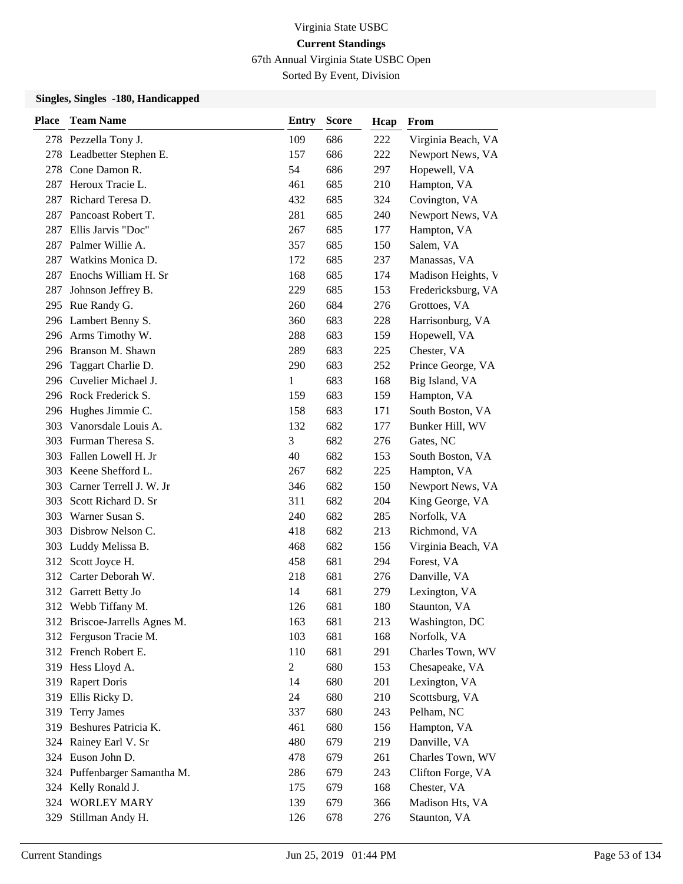Virginia State USBC

**Current Standings**

67th Annual Virginia State USBC Open

Sorted By Event, Division

### Singles, Singles -180, Handicapped

| Place | Team Name | Entry | Score | Hcap | From |
|---|---|---|---|---|---|
| 278 | Pezzella Tony J. | 109 | 686 | 222 | Virginia Beach, VA |
| 278 | Leadbetter Stephen E. | 157 | 686 | 222 | Newport News, VA |
| 278 | Cone Damon R. | 54 | 686 | 297 | Hopewell, VA |
| 287 | Heroux Tracie L. | 461 | 685 | 210 | Hampton, VA |
| 287 | Richard Teresa D. | 432 | 685 | 324 | Covington, VA |
| 287 | Pancoast Robert T. | 281 | 685 | 240 | Newport News, VA |
| 287 | Ellis Jarvis "Doc" | 267 | 685 | 177 | Hampton, VA |
| 287 | Palmer Willie A. | 357 | 685 | 150 | Salem, VA |
| 287 | Watkins Monica D. | 172 | 685 | 237 | Manassas, VA |
| 287 | Enochs William H. Sr | 168 | 685 | 174 | Madison Heights, V |
| 287 | Johnson Jeffrey B. | 229 | 685 | 153 | Fredericksburg, VA |
| 295 | Rue Randy G. | 260 | 684 | 276 | Grottoes, VA |
| 296 | Lambert Benny S. | 360 | 683 | 228 | Harrisonburg, VA |
| 296 | Arms Timothy W. | 288 | 683 | 159 | Hopewell, VA |
| 296 | Branson M. Shawn | 289 | 683 | 225 | Chester, VA |
| 296 | Taggart Charlie D. | 290 | 683 | 252 | Prince George, VA |
| 296 | Cuvelier Michael J. | 1 | 683 | 168 | Big Island, VA |
| 296 | Rock Frederick S. | 159 | 683 | 159 | Hampton, VA |
| 296 | Hughes Jimmie C. | 158 | 683 | 171 | South Boston, VA |
| 303 | Vanorsdale Louis A. | 132 | 682 | 177 | Bunker Hill, WV |
| 303 | Furman Theresa S. | 3 | 682 | 276 | Gates, NC |
| 303 | Fallen Lowell H. Jr | 40 | 682 | 153 | South Boston, VA |
| 303 | Keene Shefford L. | 267 | 682 | 225 | Hampton, VA |
| 303 | Carner Terrell J. W. Jr | 346 | 682 | 150 | Newport News, VA |
| 303 | Scott Richard D. Sr | 311 | 682 | 204 | King George, VA |
| 303 | Warner Susan S. | 240 | 682 | 285 | Norfolk, VA |
| 303 | Disbrow Nelson C. | 418 | 682 | 213 | Richmond, VA |
| 303 | Luddy Melissa B. | 468 | 682 | 156 | Virginia Beach, VA |
| 312 | Scott Joyce H. | 458 | 681 | 294 | Forest, VA |
| 312 | Carter Deborah W. | 218 | 681 | 276 | Danville, VA |
| 312 | Garrett Betty Jo | 14 | 681 | 279 | Lexington, VA |
| 312 | Webb Tiffany M. | 126 | 681 | 180 | Staunton, VA |
| 312 | Briscoe-Jarrells Agnes M. | 163 | 681 | 213 | Washington, DC |
| 312 | Ferguson Tracie M. | 103 | 681 | 168 | Norfolk, VA |
| 312 | French Robert E. | 110 | 681 | 291 | Charles Town, WV |
| 319 | Hess Lloyd A. | 2 | 680 | 153 | Chesapeake, VA |
| 319 | Rapert Doris | 14 | 680 | 201 | Lexington, VA |
| 319 | Ellis Ricky D. | 24 | 680 | 210 | Scottsburg, VA |
| 319 | Terry James | 337 | 680 | 243 | Pelham, NC |
| 319 | Beshures Patricia K. | 461 | 680 | 156 | Hampton, VA |
| 324 | Rainey Earl V. Sr | 480 | 679 | 219 | Danville, VA |
| 324 | Euson John D. | 478 | 679 | 261 | Charles Town, WV |
| 324 | Puffenbarger Samantha M. | 286 | 679 | 243 | Clifton Forge, VA |
| 324 | Kelly Ronald J. | 175 | 679 | 168 | Chester, VA |
| 324 | WORLEY MARY | 139 | 679 | 366 | Madison Hts, VA |
| 329 | Stillman Andy H. | 126 | 678 | 276 | Staunton, VA |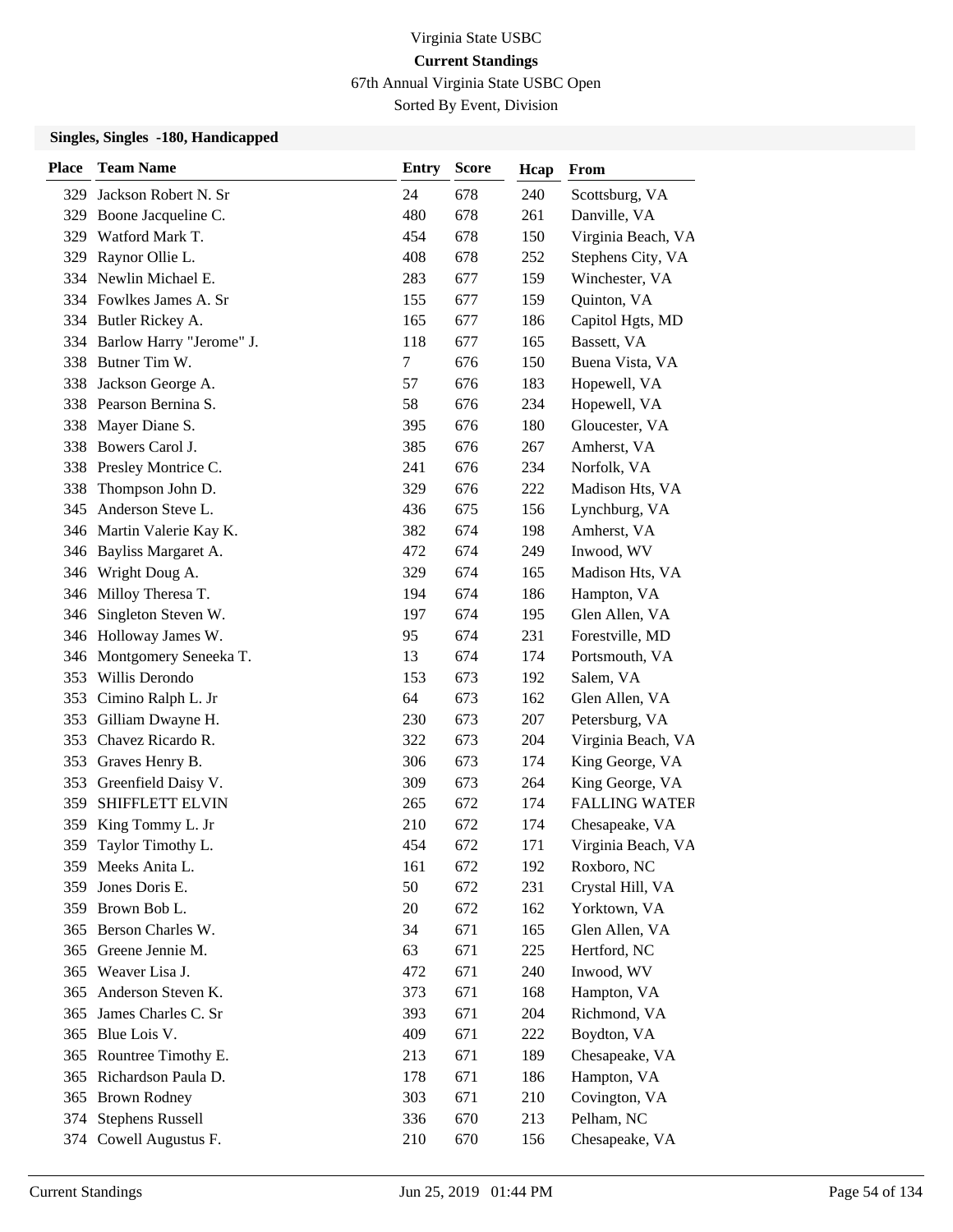Virginia State USBC

**Current Standings**

67th Annual Virginia State USBC Open

Sorted By Event, Division

### Singles, Singles -180, Handicapped

| Place | Team Name | Entry | Score | Hcap | From |
|---|---|---|---|---|---|
| 329 | Jackson Robert N. Sr | 24 | 678 | 240 | Scottsburg, VA |
| 329 | Boone Jacqueline C. | 480 | 678 | 261 | Danville, VA |
| 329 | Watford Mark T. | 454 | 678 | 150 | Virginia Beach, VA |
| 329 | Raynor Ollie L. | 408 | 678 | 252 | Stephens City, VA |
| 334 | Newlin Michael E. | 283 | 677 | 159 | Winchester, VA |
| 334 | Fowlkes James A. Sr | 155 | 677 | 159 | Quinton, VA |
| 334 | Butler Rickey A. | 165 | 677 | 186 | Capitol Hgts, MD |
| 334 | Barlow Harry "Jerome" J. | 118 | 677 | 165 | Bassett, VA |
| 338 | Butner Tim W. | 7 | 676 | 150 | Buena Vista, VA |
| 338 | Jackson George A. | 57 | 676 | 183 | Hopewell, VA |
| 338 | Pearson Bernina S. | 58 | 676 | 234 | Hopewell, VA |
| 338 | Mayer Diane S. | 395 | 676 | 180 | Gloucester, VA |
| 338 | Bowers Carol J. | 385 | 676 | 267 | Amherst, VA |
| 338 | Presley Montrice C. | 241 | 676 | 234 | Norfolk, VA |
| 338 | Thompson John D. | 329 | 676 | 222 | Madison Hts, VA |
| 345 | Anderson Steve L. | 436 | 675 | 156 | Lynchburg, VA |
| 346 | Martin Valerie Kay K. | 382 | 674 | 198 | Amherst, VA |
| 346 | Bayliss Margaret A. | 472 | 674 | 249 | Inwood, WV |
| 346 | Wright Doug A. | 329 | 674 | 165 | Madison Hts, VA |
| 346 | Milloy Theresa T. | 194 | 674 | 186 | Hampton, VA |
| 346 | Singleton Steven W. | 197 | 674 | 195 | Glen Allen, VA |
| 346 | Holloway James W. | 95 | 674 | 231 | Forestville, MD |
| 346 | Montgomery Seneeka T. | 13 | 674 | 174 | Portsmouth, VA |
| 353 | Willis Derondo | 153 | 673 | 192 | Salem, VA |
| 353 | Cimino Ralph L. Jr | 64 | 673 | 162 | Glen Allen, VA |
| 353 | Gilliam Dwayne H. | 230 | 673 | 207 | Petersburg, VA |
| 353 | Chavez Ricardo R. | 322 | 673 | 204 | Virginia Beach, VA |
| 353 | Graves Henry B. | 306 | 673 | 174 | King George, VA |
| 353 | Greenfield Daisy V. | 309 | 673 | 264 | King George, VA |
| 359 | SHIFFLETT ELVIN | 265 | 672 | 174 | FALLING WATER |
| 359 | King Tommy L. Jr | 210 | 672 | 174 | Chesapeake, VA |
| 359 | Taylor Timothy L. | 454 | 672 | 171 | Virginia Beach, VA |
| 359 | Meeks Anita L. | 161 | 672 | 192 | Roxboro, NC |
| 359 | Jones Doris E. | 50 | 672 | 231 | Crystal Hill, VA |
| 359 | Brown Bob L. | 20 | 672 | 162 | Yorktown, VA |
| 365 | Berson Charles W. | 34 | 671 | 165 | Glen Allen, VA |
| 365 | Greene Jennie M. | 63 | 671 | 225 | Hertford, NC |
| 365 | Weaver Lisa J. | 472 | 671 | 240 | Inwood, WV |
| 365 | Anderson Steven K. | 373 | 671 | 168 | Hampton, VA |
| 365 | James Charles C. Sr | 393 | 671 | 204 | Richmond, VA |
| 365 | Blue Lois V. | 409 | 671 | 222 | Boydton, VA |
| 365 | Rountree Timothy E. | 213 | 671 | 189 | Chesapeake, VA |
| 365 | Richardson Paula D. | 178 | 671 | 186 | Hampton, VA |
| 365 | Brown Rodney | 303 | 671 | 210 | Covington, VA |
| 374 | Stephens Russell | 336 | 670 | 213 | Pelham, NC |
| 374 | Cowell Augustus F. | 210 | 670 | 156 | Chesapeake, VA |

Current Standings — Jun 25, 2019 01:44 PM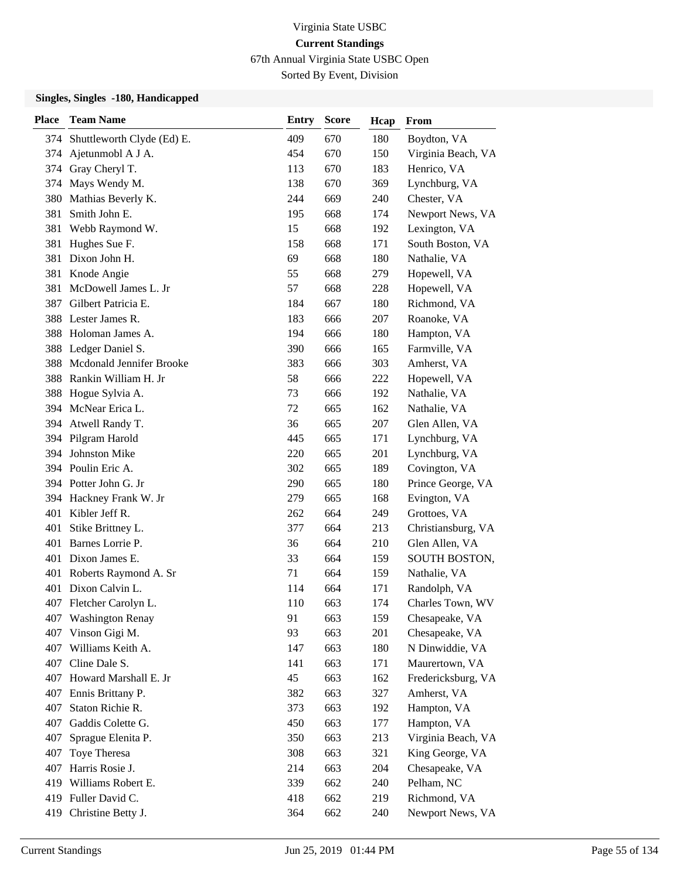Virginia State USBC

**Current Standings**

67th Annual Virginia State USBC Open

Sorted By Event, Division

**Singles, Singles -180, Handicapped**

| Place | Team Name | Entry | Score | Hcap | From |
|---|---|---|---|---|---|
| 374 | Shuttleworth Clyde (Ed) E. | 409 | 670 | 180 | Boydton, VA |
| 374 | Ajetunmobl A J A. | 454 | 670 | 150 | Virginia Beach, VA |
| 374 | Gray Cheryl T. | 113 | 670 | 183 | Henrico, VA |
| 374 | Mays Wendy M. | 138 | 670 | 369 | Lynchburg, VA |
| 380 | Mathias Beverly K. | 244 | 669 | 240 | Chester, VA |
| 381 | Smith John E. | 195 | 668 | 174 | Newport News, VA |
| 381 | Webb Raymond W. | 15 | 668 | 192 | Lexington, VA |
| 381 | Hughes Sue F. | 158 | 668 | 171 | South Boston, VA |
| 381 | Dixon John H. | 69 | 668 | 180 | Nathalie, VA |
| 381 | Knode Angie | 55 | 668 | 279 | Hopewell, VA |
| 381 | McDowell James L. Jr | 57 | 668 | 228 | Hopewell, VA |
| 387 | Gilbert Patricia E. | 184 | 667 | 180 | Richmond, VA |
| 388 | Lester James R. | 183 | 666 | 207 | Roanoke, VA |
| 388 | Holoman James A. | 194 | 666 | 180 | Hampton, VA |
| 388 | Ledger Daniel S. | 390 | 666 | 165 | Farmville, VA |
| 388 | Mcdonald Jennifer Brooke | 383 | 666 | 303 | Amherst, VA |
| 388 | Rankin William H. Jr | 58 | 666 | 222 | Hopewell, VA |
| 388 | Hogue Sylvia A. | 73 | 666 | 192 | Nathalie, VA |
| 394 | McNear Erica L. | 72 | 665 | 162 | Nathalie, VA |
| 394 | Atwell Randy T. | 36 | 665 | 207 | Glen Allen, VA |
| 394 | Pilgram Harold | 445 | 665 | 171 | Lynchburg, VA |
| 394 | Johnston Mike | 220 | 665 | 201 | Lynchburg, VA |
| 394 | Poulin Eric A. | 302 | 665 | 189 | Covington, VA |
| 394 | Potter John G. Jr | 290 | 665 | 180 | Prince George, VA |
| 394 | Hackney Frank W. Jr | 279 | 665 | 168 | Evington, VA |
| 401 | Kibler Jeff R. | 262 | 664 | 249 | Grottoes, VA |
| 401 | Stike Brittney L. | 377 | 664 | 213 | Christiansburg, VA |
| 401 | Barnes Lorrie P. | 36 | 664 | 210 | Glen Allen, VA |
| 401 | Dixon James E. | 33 | 664 | 159 | SOUTH BOSTON, |
| 401 | Roberts Raymond A. Sr | 71 | 664 | 159 | Nathalie, VA |
| 401 | Dixon Calvin L. | 114 | 664 | 171 | Randolph, VA |
| 407 | Fletcher Carolyn L. | 110 | 663 | 174 | Charles Town, WV |
| 407 | Washington Renay | 91 | 663 | 159 | Chesapeake, VA |
| 407 | Vinson Gigi M. | 93 | 663 | 201 | Chesapeake, VA |
| 407 | Williams Keith A. | 147 | 663 | 180 | N Dinwiddie, VA |
| 407 | Cline Dale S. | 141 | 663 | 171 | Maurertown, VA |
| 407 | Howard Marshall E. Jr | 45 | 663 | 162 | Fredericksburg, VA |
| 407 | Ennis Brittany P. | 382 | 663 | 327 | Amherst, VA |
| 407 | Staton Richie R. | 373 | 663 | 192 | Hampton, VA |
| 407 | Gaddis Colette G. | 450 | 663 | 177 | Hampton, VA |
| 407 | Sprague Elenita P. | 350 | 663 | 213 | Virginia Beach, VA |
| 407 | Toye Theresa | 308 | 663 | 321 | King George, VA |
| 407 | Harris Rosie J. | 214 | 663 | 204 | Chesapeake, VA |
| 419 | Williams Robert E. | 339 | 662 | 240 | Pelham, NC |
| 419 | Fuller David C. | 418 | 662 | 219 | Richmond, VA |
| 419 | Christine Betty J. | 364 | 662 | 240 | Newport News, VA |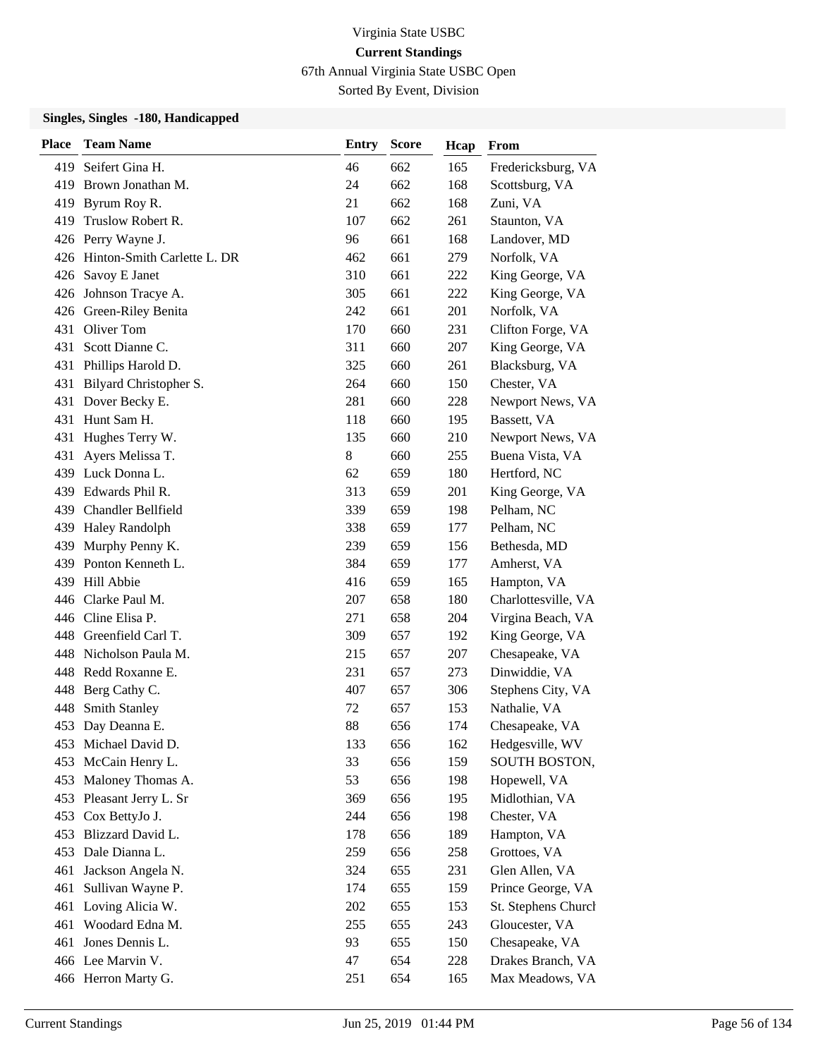Virginia State USBC

**Current Standings**

67th Annual Virginia State USBC Open

Sorted By Event, Division

### Singles, Singles -180, Handicapped

| Place | Team Name | Entry | Score | Hcap | From |
|---|---|---|---|---|---|
| 419 | Seifert Gina H. | 46 | 662 | 165 | Fredericksburg, VA |
| 419 | Brown Jonathan M. | 24 | 662 | 168 | Scottsburg, VA |
| 419 | Byrum Roy R. | 21 | 662 | 168 | Zuni, VA |
| 419 | Truslow Robert R. | 107 | 662 | 261 | Staunton, VA |
| 426 | Perry Wayne J. | 96 | 661 | 168 | Landover, MD |
| 426 | Hinton-Smith Carlette L. DR | 462 | 661 | 279 | Norfolk, VA |
| 426 | Savoy E Janet | 310 | 661 | 222 | King George, VA |
| 426 | Johnson Tracye A. | 305 | 661 | 222 | King George, VA |
| 426 | Green-Riley Benita | 242 | 661 | 201 | Norfolk, VA |
| 431 | Oliver Tom | 170 | 660 | 231 | Clifton Forge, VA |
| 431 | Scott Dianne C. | 311 | 660 | 207 | King George, VA |
| 431 | Phillips Harold D. | 325 | 660 | 261 | Blacksburg, VA |
| 431 | Bilyard Christopher S. | 264 | 660 | 150 | Chester, VA |
| 431 | Dover Becky E. | 281 | 660 | 228 | Newport News, VA |
| 431 | Hunt Sam H. | 118 | 660 | 195 | Bassett, VA |
| 431 | Hughes Terry W. | 135 | 660 | 210 | Newport News, VA |
| 431 | Ayers Melissa T. | 8 | 660 | 255 | Buena Vista, VA |
| 439 | Luck Donna L. | 62 | 659 | 180 | Hertford, NC |
| 439 | Edwards Phil R. | 313 | 659 | 201 | King George, VA |
| 439 | Chandler Bellfield | 339 | 659 | 198 | Pelham, NC |
| 439 | Haley Randolph | 338 | 659 | 177 | Pelham, NC |
| 439 | Murphy Penny K. | 239 | 659 | 156 | Bethesda, MD |
| 439 | Ponton Kenneth L. | 384 | 659 | 177 | Amherst, VA |
| 439 | Hill Abbie | 416 | 659 | 165 | Hampton, VA |
| 446 | Clarke Paul M. | 207 | 658 | 180 | Charlottesville, VA |
| 446 | Cline Elisa P. | 271 | 658 | 204 | Virgina Beach, VA |
| 448 | Greenfield Carl T. | 309 | 657 | 192 | King George, VA |
| 448 | Nicholson Paula M. | 215 | 657 | 207 | Chesapeake, VA |
| 448 | Redd Roxanne E. | 231 | 657 | 273 | Dinwiddie, VA |
| 448 | Berg Cathy C. | 407 | 657 | 306 | Stephens City, VA |
| 448 | Smith Stanley | 72 | 657 | 153 | Nathalie, VA |
| 453 | Day Deanna E. | 88 | 656 | 174 | Chesapeake, VA |
| 453 | Michael David D. | 133 | 656 | 162 | Hedgesville, WV |
| 453 | McCain Henry L. | 33 | 656 | 159 | SOUTH BOSTON, |
| 453 | Maloney Thomas A. | 53 | 656 | 198 | Hopewell, VA |
| 453 | Pleasant Jerry L. Sr | 369 | 656 | 195 | Midlothian, VA |
| 453 | Cox BettyJo J. | 244 | 656 | 198 | Chester, VA |
| 453 | Blizzard David L. | 178 | 656 | 189 | Hampton, VA |
| 453 | Dale Dianna L. | 259 | 656 | 258 | Grottoes, VA |
| 461 | Jackson Angela N. | 324 | 655 | 231 | Glen Allen, VA |
| 461 | Sullivan Wayne P. | 174 | 655 | 159 | Prince George, VA |
| 461 | Loving Alicia W. | 202 | 655 | 153 | St. Stephens Church |
| 461 | Woodard Edna M. | 255 | 655 | 243 | Gloucester, VA |
| 461 | Jones Dennis L. | 93 | 655 | 150 | Chesapeake, VA |
| 466 | Lee Marvin V. | 47 | 654 | 228 | Drakes Branch, VA |
| 466 | Herron Marty G. | 251 | 654 | 165 | Max Meadows, VA |

Current Standings Jun 25, 2019 01:44 PM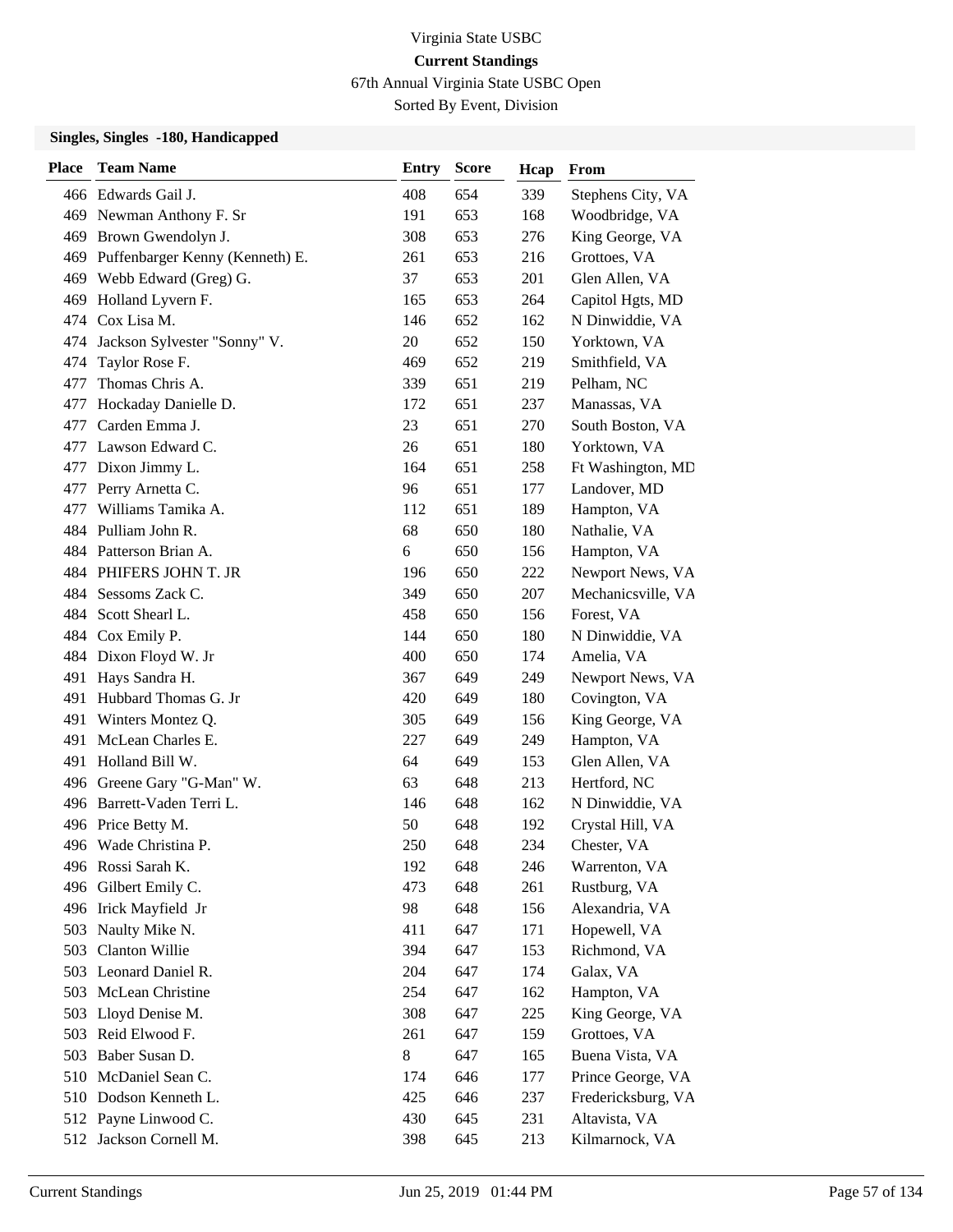Virginia State USBC

**Current Standings**

67th Annual Virginia State USBC Open

Sorted By Event, Division

### Singles, Singles -180, Handicapped

| Place | Team Name | Entry | Score | Hcap | From |
|---|---|---|---|---|---|
| 466 | Edwards Gail J. | 408 | 654 | 339 | Stephens City, VA |
| 469 | Newman Anthony F. Sr | 191 | 653 | 168 | Woodbridge, VA |
| 469 | Brown Gwendolyn J. | 308 | 653 | 276 | King George, VA |
| 469 | Puffenbarger Kenny (Kenneth) E. | 261 | 653 | 216 | Grottoes, VA |
| 469 | Webb Edward (Greg) G. | 37 | 653 | 201 | Glen Allen, VA |
| 469 | Holland Lyvern F. | 165 | 653 | 264 | Capitol Hgts, MD |
| 474 | Cox Lisa M. | 146 | 652 | 162 | N Dinwiddie, VA |
| 474 | Jackson Sylvester "Sonny" V. | 20 | 652 | 150 | Yorktown, VA |
| 474 | Taylor Rose F. | 469 | 652 | 219 | Smithfield, VA |
| 477 | Thomas Chris A. | 339 | 651 | 219 | Pelham, NC |
| 477 | Hockaday Danielle D. | 172 | 651 | 237 | Manassas, VA |
| 477 | Carden Emma J. | 23 | 651 | 270 | South Boston, VA |
| 477 | Lawson Edward C. | 26 | 651 | 180 | Yorktown, VA |
| 477 | Dixon Jimmy L. | 164 | 651 | 258 | Ft Washington, MD |
| 477 | Perry Arnetta C. | 96 | 651 | 177 | Landover, MD |
| 477 | Williams Tamika A. | 112 | 651 | 189 | Hampton, VA |
| 484 | Pulliam John R. | 68 | 650 | 180 | Nathalie, VA |
| 484 | Patterson Brian A. | 6 | 650 | 156 | Hampton, VA |
| 484 | PHIFERS JOHN T. JR | 196 | 650 | 222 | Newport News, VA |
| 484 | Sessoms Zack C. | 349 | 650 | 207 | Mechanicsville, VA |
| 484 | Scott Shearl L. | 458 | 650 | 156 | Forest, VA |
| 484 | Cox Emily P. | 144 | 650 | 180 | N Dinwiddie, VA |
| 484 | Dixon Floyd W. Jr | 400 | 650 | 174 | Amelia, VA |
| 491 | Hays Sandra H. | 367 | 649 | 249 | Newport News, VA |
| 491 | Hubbard Thomas G. Jr | 420 | 649 | 180 | Covington, VA |
| 491 | Winters Montez Q. | 305 | 649 | 156 | King George, VA |
| 491 | McLean Charles E. | 227 | 649 | 249 | Hampton, VA |
| 491 | Holland Bill W. | 64 | 649 | 153 | Glen Allen, VA |
| 496 | Greene Gary "G-Man" W. | 63 | 648 | 213 | Hertford, NC |
| 496 | Barrett-Vaden Terri L. | 146 | 648 | 162 | N Dinwiddie, VA |
| 496 | Price Betty M. | 50 | 648 | 192 | Crystal Hill, VA |
| 496 | Wade Christina P. | 250 | 648 | 234 | Chester, VA |
| 496 | Rossi Sarah K. | 192 | 648 | 246 | Warrenton, VA |
| 496 | Gilbert Emily C. | 473 | 648 | 261 | Rustburg, VA |
| 496 | Irick Mayfield Jr | 98 | 648 | 156 | Alexandria, VA |
| 503 | Naulty Mike N. | 411 | 647 | 171 | Hopewell, VA |
| 503 | Clanton Willie | 394 | 647 | 153 | Richmond, VA |
| 503 | Leonard Daniel R. | 204 | 647 | 174 | Galax, VA |
| 503 | McLean Christine | 254 | 647 | 162 | Hampton, VA |
| 503 | Lloyd Denise M. | 308 | 647 | 225 | King George, VA |
| 503 | Reid Elwood F. | 261 | 647 | 159 | Grottoes, VA |
| 503 | Baber Susan D. | 8 | 647 | 165 | Buena Vista, VA |
| 510 | McDaniel Sean C. | 174 | 646 | 177 | Prince George, VA |
| 510 | Dodson Kenneth L. | 425 | 646 | 237 | Fredericksburg, VA |
| 512 | Payne Linwood C. | 430 | 645 | 231 | Altavista, VA |
| 512 | Jackson Cornell M. | 398 | 645 | 213 | Kilmarnock, VA |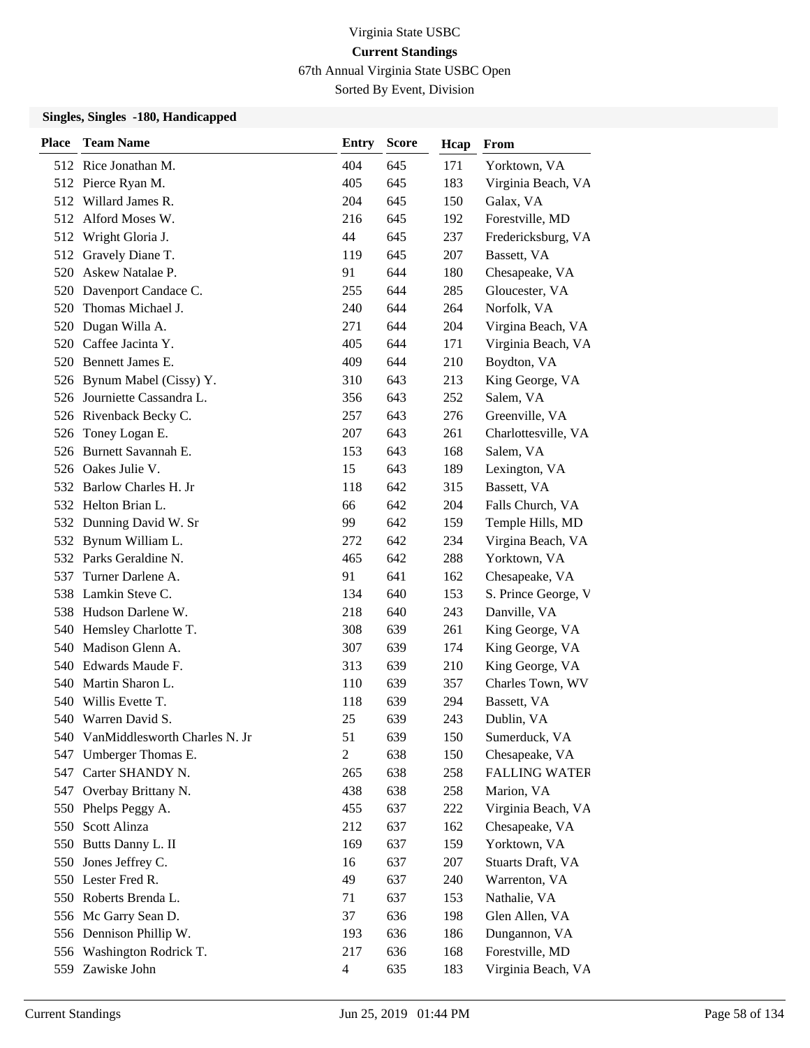Virginia State USBC

**Current Standings**

67th Annual Virginia State USBC Open

Sorted By Event, Division

### Singles, Singles -180, Handicapped

| Place | Team Name | Entry | Score | Hcap | From |
|---|---|---|---|---|---|
| 512 | Rice Jonathan M. | 404 | 645 | 171 | Yorktown, VA |
| 512 | Pierce Ryan M. | 405 | 645 | 183 | Virginia Beach, VA |
| 512 | Willard James R. | 204 | 645 | 150 | Galax, VA |
| 512 | Alford Moses W. | 216 | 645 | 192 | Forestville, MD |
| 512 | Wright Gloria J. | 44 | 645 | 237 | Fredericksburg, VA |
| 512 | Gravely Diane T. | 119 | 645 | 207 | Bassett, VA |
| 520 | Askew Natalae P. | 91 | 644 | 180 | Chesapeake, VA |
| 520 | Davenport Candace C. | 255 | 644 | 285 | Gloucester, VA |
| 520 | Thomas Michael J. | 240 | 644 | 264 | Norfolk, VA |
| 520 | Dugan Willa A. | 271 | 644 | 204 | Virgina Beach, VA |
| 520 | Caffee Jacinta Y. | 405 | 644 | 171 | Virginia Beach, VA |
| 520 | Bennett James E. | 409 | 644 | 210 | Boydton, VA |
| 526 | Bynum Mabel (Cissy) Y. | 310 | 643 | 213 | King George, VA |
| 526 | Journiette Cassandra L. | 356 | 643 | 252 | Salem, VA |
| 526 | Rivenback Becky C. | 257 | 643 | 276 | Greenville, VA |
| 526 | Toney Logan E. | 207 | 643 | 261 | Charlottesville, VA |
| 526 | Burnett Savannah E. | 153 | 643 | 168 | Salem, VA |
| 526 | Oakes Julie V. | 15 | 643 | 189 | Lexington, VA |
| 532 | Barlow Charles H. Jr | 118 | 642 | 315 | Bassett, VA |
| 532 | Helton Brian L. | 66 | 642 | 204 | Falls Church, VA |
| 532 | Dunning David W. Sr | 99 | 642 | 159 | Temple Hills, MD |
| 532 | Bynum William L. | 272 | 642 | 234 | Virgina Beach, VA |
| 532 | Parks Geraldine N. | 465 | 642 | 288 | Yorktown, VA |
| 537 | Turner Darlene A. | 91 | 641 | 162 | Chesapeake, VA |
| 538 | Lamkin Steve C. | 134 | 640 | 153 | S. Prince George, V |
| 538 | Hudson Darlene W. | 218 | 640 | 243 | Danville, VA |
| 540 | Hemsley Charlotte T. | 308 | 639 | 261 | King George, VA |
| 540 | Madison Glenn A. | 307 | 639 | 174 | King George, VA |
| 540 | Edwards Maude F. | 313 | 639 | 210 | King George, VA |
| 540 | Martin Sharon L. | 110 | 639 | 357 | Charles Town, WV |
| 540 | Willis Evette T. | 118 | 639 | 294 | Bassett, VA |
| 540 | Warren David S. | 25 | 639 | 243 | Dublin, VA |
| 540 | VanMiddlesworth Charles N. Jr | 51 | 639 | 150 | Sumerduck, VA |
| 547 | Umberger Thomas E. | 2 | 638 | 150 | Chesapeake, VA |
| 547 | Carter SHANDY N. | 265 | 638 | 258 | FALLING WATER |
| 547 | Overbay Brittany N. | 438 | 638 | 258 | Marion, VA |
| 550 | Phelps Peggy A. | 455 | 637 | 222 | Virginia Beach, VA |
| 550 | Scott Alinza | 212 | 637 | 162 | Chesapeake, VA |
| 550 | Butts Danny L. II | 169 | 637 | 159 | Yorktown, VA |
| 550 | Jones Jeffrey C. | 16 | 637 | 207 | Stuarts Draft, VA |
| 550 | Lester Fred R. | 49 | 637 | 240 | Warrenton, VA |
| 550 | Roberts Brenda L. | 71 | 637 | 153 | Nathalie, VA |
| 556 | Mc Garry Sean D. | 37 | 636 | 198 | Glen Allen, VA |
| 556 | Dennison Phillip W. | 193 | 636 | 186 | Dungannon, VA |
| 556 | Washington Rodrick T. | 217 | 636 | 168 | Forestville, MD |
| 559 | Zawiske John | 4 | 635 | 183 | Virginia Beach, VA |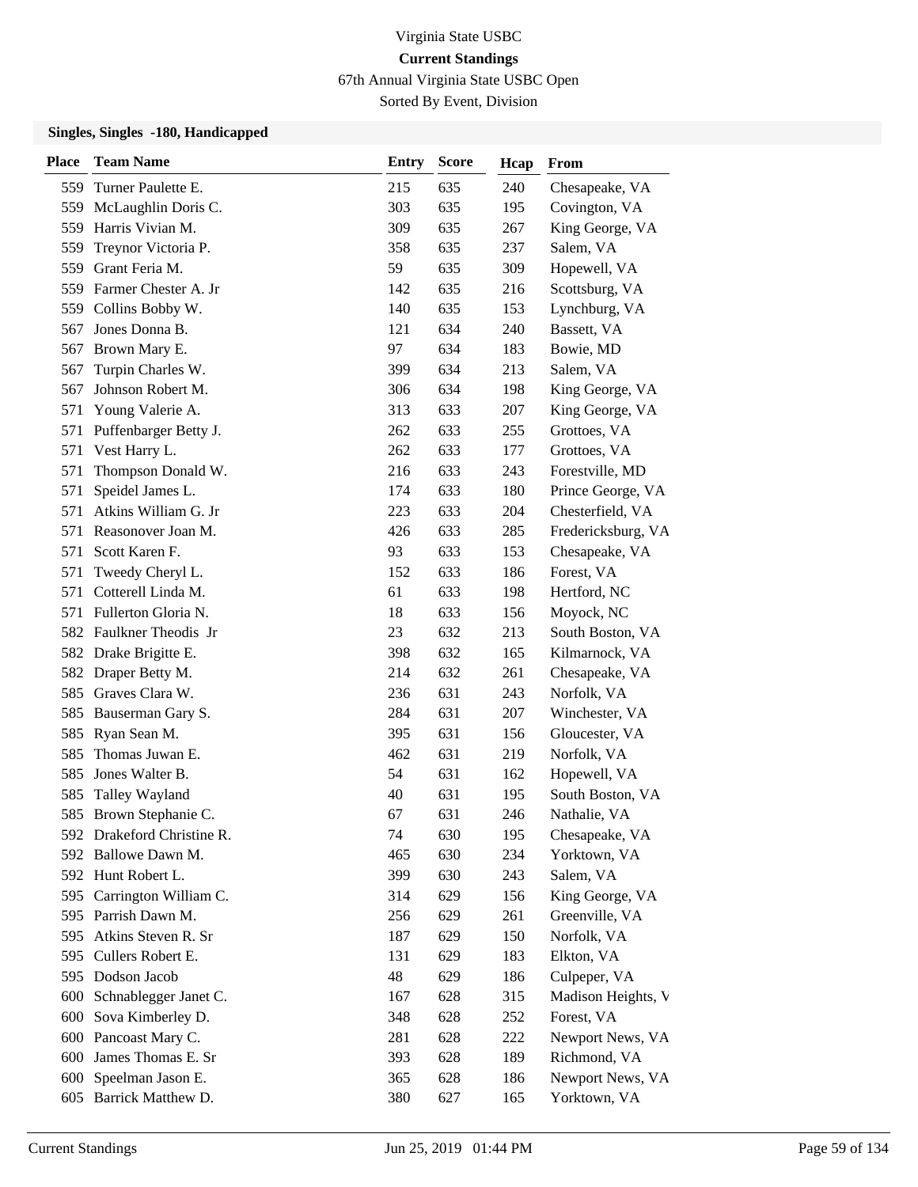Virginia State USBC

**Current Standings**

67th Annual Virginia State USBC Open

Sorted By Event, Division

### Singles, Singles -180, Handicapped

| Place | Team Name | Entry | Score | Hcap | From |
|---|---|---|---|---|---|
| 559 | Turner Paulette E. | 215 | 635 | 240 | Chesapeake, VA |
| 559 | McLaughlin Doris C. | 303 | 635 | 195 | Covington, VA |
| 559 | Harris Vivian M. | 309 | 635 | 267 | King George, VA |
| 559 | Treynor Victoria P. | 358 | 635 | 237 | Salem, VA |
| 559 | Grant Feria M. | 59 | 635 | 309 | Hopewell, VA |
| 559 | Farmer Chester A. Jr | 142 | 635 | 216 | Scottsburg, VA |
| 559 | Collins Bobby W. | 140 | 635 | 153 | Lynchburg, VA |
| 567 | Jones Donna B. | 121 | 634 | 240 | Bassett, VA |
| 567 | Brown Mary E. | 97 | 634 | 183 | Bowie, MD |
| 567 | Turpin Charles W. | 399 | 634 | 213 | Salem, VA |
| 567 | Johnson Robert M. | 306 | 634 | 198 | King George, VA |
| 571 | Young Valerie A. | 313 | 633 | 207 | King George, VA |
| 571 | Puffenbarger Betty J. | 262 | 633 | 255 | Grottoes, VA |
| 571 | Vest Harry L. | 262 | 633 | 177 | Grottoes, VA |
| 571 | Thompson Donald W. | 216 | 633 | 243 | Forestville, MD |
| 571 | Speidel James L. | 174 | 633 | 180 | Prince George, VA |
| 571 | Atkins William G. Jr | 223 | 633 | 204 | Chesterfield, VA |
| 571 | Reasonover Joan M. | 426 | 633 | 285 | Fredericksburg, VA |
| 571 | Scott Karen F. | 93 | 633 | 153 | Chesapeake, VA |
| 571 | Tweedy Cheryl L. | 152 | 633 | 186 | Forest, VA |
| 571 | Cotterell Linda M. | 61 | 633 | 198 | Hertford, NC |
| 571 | Fullerton Gloria N. | 18 | 633 | 156 | Moyock, NC |
| 582 | Faulkner Theodis Jr | 23 | 632 | 213 | South Boston, VA |
| 582 | Drake Brigitte E. | 398 | 632 | 165 | Kilmarnock, VA |
| 582 | Draper Betty M. | 214 | 632 | 261 | Chesapeake, VA |
| 585 | Graves Clara W. | 236 | 631 | 243 | Norfolk, VA |
| 585 | Bauserman Gary S. | 284 | 631 | 207 | Winchester, VA |
| 585 | Ryan Sean M. | 395 | 631 | 156 | Gloucester, VA |
| 585 | Thomas Juwan E. | 462 | 631 | 219 | Norfolk, VA |
| 585 | Jones Walter B. | 54 | 631 | 162 | Hopewell, VA |
| 585 | Talley Wayland | 40 | 631 | 195 | South Boston, VA |
| 585 | Brown Stephanie C. | 67 | 631 | 246 | Nathalie, VA |
| 592 | Drakeford Christine R. | 74 | 630 | 195 | Chesapeake, VA |
| 592 | Ballowe Dawn M. | 465 | 630 | 234 | Yorktown, VA |
| 592 | Hunt Robert L. | 399 | 630 | 243 | Salem, VA |
| 595 | Carrington William C. | 314 | 629 | 156 | King George, VA |
| 595 | Parrish Dawn M. | 256 | 629 | 261 | Greenville, VA |
| 595 | Atkins Steven R. Sr | 187 | 629 | 150 | Norfolk, VA |
| 595 | Cullers Robert E. | 131 | 629 | 183 | Elkton, VA |
| 595 | Dodson Jacob | 48 | 629 | 186 | Culpeper, VA |
| 600 | Schnablegger Janet C. | 167 | 628 | 315 | Madison Heights, V |
| 600 | Sova Kimberley D. | 348 | 628 | 252 | Forest, VA |
| 600 | Pancoast Mary C. | 281 | 628 | 222 | Newport News, VA |
| 600 | James Thomas E. Sr | 393 | 628 | 189 | Richmond, VA |
| 600 | Speelman Jason E. | 365 | 628 | 186 | Newport News, VA |
| 605 | Barrick Matthew D. | 380 | 627 | 165 | Yorktown, VA |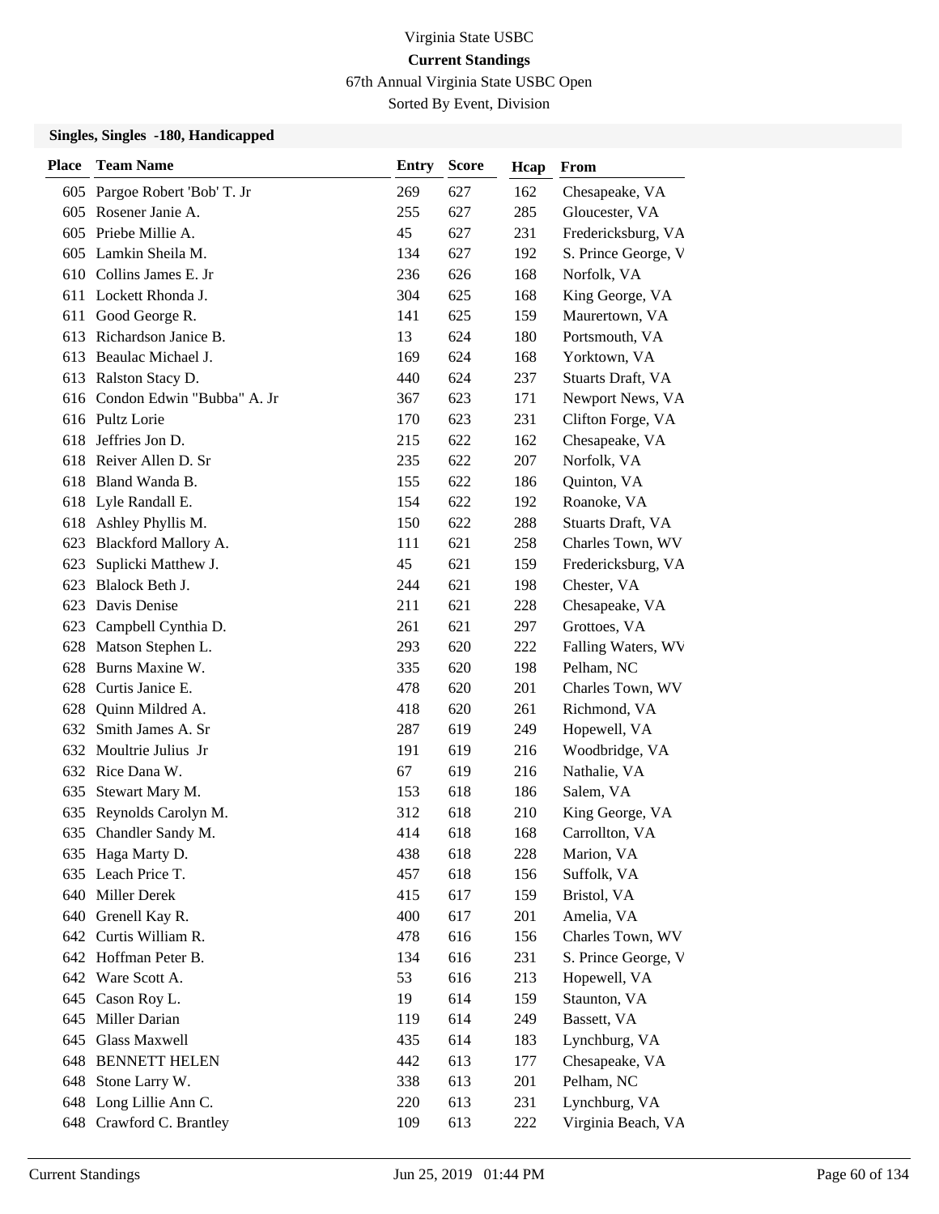Virginia State USBC

**Current Standings**

67th Annual Virginia State USBC Open

Sorted By Event, Division

### Singles, Singles -180, Handicapped

| Place | Team Name | Entry | Score | Hcap | From |
|---|---|---|---|---|---|
| 605 | Pargoe Robert 'Bob' T. Jr | 269 | 627 | 162 | Chesapeake, VA |
| 605 | Rosener Janie A. | 255 | 627 | 285 | Gloucester, VA |
| 605 | Priebe Millie A. | 45 | 627 | 231 | Fredericksburg, VA |
| 605 | Lamkin Sheila M. | 134 | 627 | 192 | S. Prince George, V |
| 610 | Collins James E. Jr | 236 | 626 | 168 | Norfolk, VA |
| 611 | Lockett Rhonda J. | 304 | 625 | 168 | King George, VA |
| 611 | Good George R. | 141 | 625 | 159 | Maurertown, VA |
| 613 | Richardson Janice B. | 13 | 624 | 180 | Portsmouth, VA |
| 613 | Beaulac Michael J. | 169 | 624 | 168 | Yorktown, VA |
| 613 | Ralston Stacy D. | 440 | 624 | 237 | Stuarts Draft, VA |
| 616 | Condon Edwin "Bubba" A. Jr | 367 | 623 | 171 | Newport News, VA |
| 616 | Pultz Lorie | 170 | 623 | 231 | Clifton Forge, VA |
| 618 | Jeffries Jon D. | 215 | 622 | 162 | Chesapeake, VA |
| 618 | Reiver Allen D. Sr | 235 | 622 | 207 | Norfolk, VA |
| 618 | Bland Wanda B. | 155 | 622 | 186 | Quinton, VA |
| 618 | Lyle Randall E. | 154 | 622 | 192 | Roanoke, VA |
| 618 | Ashley Phyllis M. | 150 | 622 | 288 | Stuarts Draft, VA |
| 623 | Blackford Mallory A. | 111 | 621 | 258 | Charles Town, WV |
| 623 | Suplicki Matthew J. | 45 | 621 | 159 | Fredericksburg, VA |
| 623 | Blalock Beth J. | 244 | 621 | 198 | Chester, VA |
| 623 | Davis Denise | 211 | 621 | 228 | Chesapeake, VA |
| 623 | Campbell Cynthia D. | 261 | 621 | 297 | Grottoes, VA |
| 628 | Matson Stephen L. | 293 | 620 | 222 | Falling Waters, WV |
| 628 | Burns Maxine W. | 335 | 620 | 198 | Pelham, NC |
| 628 | Curtis Janice E. | 478 | 620 | 201 | Charles Town, WV |
| 628 | Quinn Mildred A. | 418 | 620 | 261 | Richmond, VA |
| 632 | Smith James A. Sr | 287 | 619 | 249 | Hopewell, VA |
| 632 | Moultrie Julius Jr | 191 | 619 | 216 | Woodbridge, VA |
| 632 | Rice Dana W. | 67 | 619 | 216 | Nathalie, VA |
| 635 | Stewart Mary M. | 153 | 618 | 186 | Salem, VA |
| 635 | Reynolds Carolyn M. | 312 | 618 | 210 | King George, VA |
| 635 | Chandler Sandy M. | 414 | 618 | 168 | Carrollton, VA |
| 635 | Haga Marty D. | 438 | 618 | 228 | Marion, VA |
| 635 | Leach Price T. | 457 | 618 | 156 | Suffolk, VA |
| 640 | Miller Derek | 415 | 617 | 159 | Bristol, VA |
| 640 | Grenell Kay R. | 400 | 617 | 201 | Amelia, VA |
| 642 | Curtis William R. | 478 | 616 | 156 | Charles Town, WV |
| 642 | Hoffman Peter B. | 134 | 616 | 231 | S. Prince George, V |
| 642 | Ware Scott A. | 53 | 616 | 213 | Hopewell, VA |
| 645 | Cason Roy L. | 19 | 614 | 159 | Staunton, VA |
| 645 | Miller Darian | 119 | 614 | 249 | Bassett, VA |
| 645 | Glass Maxwell | 435 | 614 | 183 | Lynchburg, VA |
| 648 | BENNETT HELEN | 442 | 613 | 177 | Chesapeake, VA |
| 648 | Stone Larry W. | 338 | 613 | 201 | Pelham, NC |
| 648 | Long Lillie Ann C. | 220 | 613 | 231 | Lynchburg, VA |
| 648 | Crawford C. Brantley | 109 | 613 | 222 | Virginia Beach, VA |

Current Standings Jun 25, 2019 01:44 PM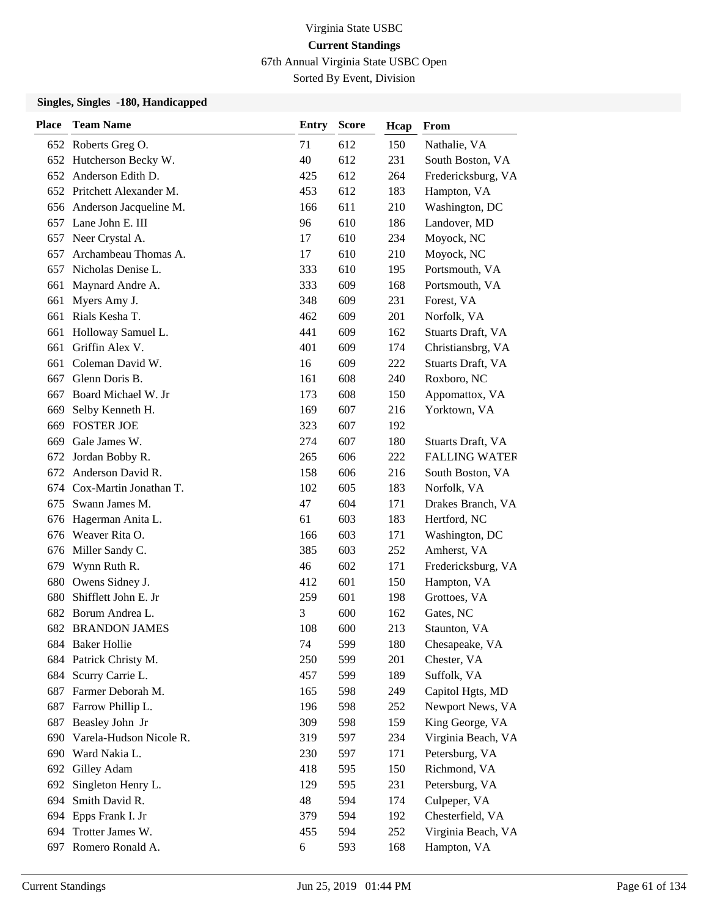Virginia State USBC

**Current Standings**

67th Annual Virginia State USBC Open

Sorted By Event, Division

### Singles, Singles -180, Handicapped

| Place | Team Name | Entry | Score | Hcap | From |
|---|---|---|---|---|---|
| 652 | Roberts Greg O. | 71 | 612 | 150 | Nathalie, VA |
| 652 | Hutcherson Becky W. | 40 | 612 | 231 | South Boston, VA |
| 652 | Anderson Edith D. | 425 | 612 | 264 | Fredericksburg, VA |
| 652 | Pritchett Alexander M. | 453 | 612 | 183 | Hampton, VA |
| 656 | Anderson Jacqueline M. | 166 | 611 | 210 | Washington, DC |
| 657 | Lane John E. III | 96 | 610 | 186 | Landover, MD |
| 657 | Neer Crystal A. | 17 | 610 | 234 | Moyock, NC |
| 657 | Archambeau Thomas A. | 17 | 610 | 210 | Moyock, NC |
| 657 | Nicholas Denise L. | 333 | 610 | 195 | Portsmouth, VA |
| 661 | Maynard Andre A. | 333 | 609 | 168 | Portsmouth, VA |
| 661 | Myers Amy J. | 348 | 609 | 231 | Forest, VA |
| 661 | Rials Kesha T. | 462 | 609 | 201 | Norfolk, VA |
| 661 | Holloway Samuel L. | 441 | 609 | 162 | Stuarts Draft, VA |
| 661 | Griffin Alex V. | 401 | 609 | 174 | Christiansbrg, VA |
| 661 | Coleman David W. | 16 | 609 | 222 | Stuarts Draft, VA |
| 667 | Glenn Doris B. | 161 | 608 | 240 | Roxboro, NC |
| 667 | Board Michael W. Jr | 173 | 608 | 150 | Appomattox, VA |
| 669 | Selby Kenneth H. | 169 | 607 | 216 | Yorktown, VA |
| 669 | FOSTER JOE | 323 | 607 | 192 | |
| 669 | Gale James W. | 274 | 607 | 180 | Stuarts Draft, VA |
| 672 | Jordan Bobby R. | 265 | 606 | 222 | FALLING WATER |
| 672 | Anderson David R. | 158 | 606 | 216 | South Boston, VA |
| 674 | Cox-Martin Jonathan T. | 102 | 605 | 183 | Norfolk, VA |
| 675 | Swann James M. | 47 | 604 | 171 | Drakes Branch, VA |
| 676 | Hagerman Anita L. | 61 | 603 | 183 | Hertford, NC |
| 676 | Weaver Rita O. | 166 | 603 | 171 | Washington, DC |
| 676 | Miller Sandy C. | 385 | 603 | 252 | Amherst, VA |
| 679 | Wynn Ruth R. | 46 | 602 | 171 | Fredericksburg, VA |
| 680 | Owens Sidney J. | 412 | 601 | 150 | Hampton, VA |
| 680 | Shifflett John E. Jr | 259 | 601 | 198 | Grottoes, VA |
| 682 | Borum Andrea L. | 3 | 600 | 162 | Gates, NC |
| 682 | BRANDON JAMES | 108 | 600 | 213 | Staunton, VA |
| 684 | Baker Hollie | 74 | 599 | 180 | Chesapeake, VA |
| 684 | Patrick Christy M. | 250 | 599 | 201 | Chester, VA |
| 684 | Scurry Carrie L. | 457 | 599 | 189 | Suffolk, VA |
| 687 | Farmer Deborah M. | 165 | 598 | 249 | Capitol Hgts, MD |
| 687 | Farrow Phillip L. | 196 | 598 | 252 | Newport News, VA |
| 687 | Beasley John Jr | 309 | 598 | 159 | King George, VA |
| 690 | Varela-Hudson Nicole R. | 319 | 597 | 234 | Virginia Beach, VA |
| 690 | Ward Nakia L. | 230 | 597 | 171 | Petersburg, VA |
| 692 | Gilley Adam | 418 | 595 | 150 | Richmond, VA |
| 692 | Singleton Henry L. | 129 | 595 | 231 | Petersburg, VA |
| 694 | Smith David R. | 48 | 594 | 174 | Culpeper, VA |
| 694 | Epps Frank I. Jr | 379 | 594 | 192 | Chesterfield, VA |
| 694 | Trotter James W. | 455 | 594 | 252 | Virginia Beach, VA |
| 697 | Romero Ronald A. | 6 | 593 | 168 | Hampton, VA |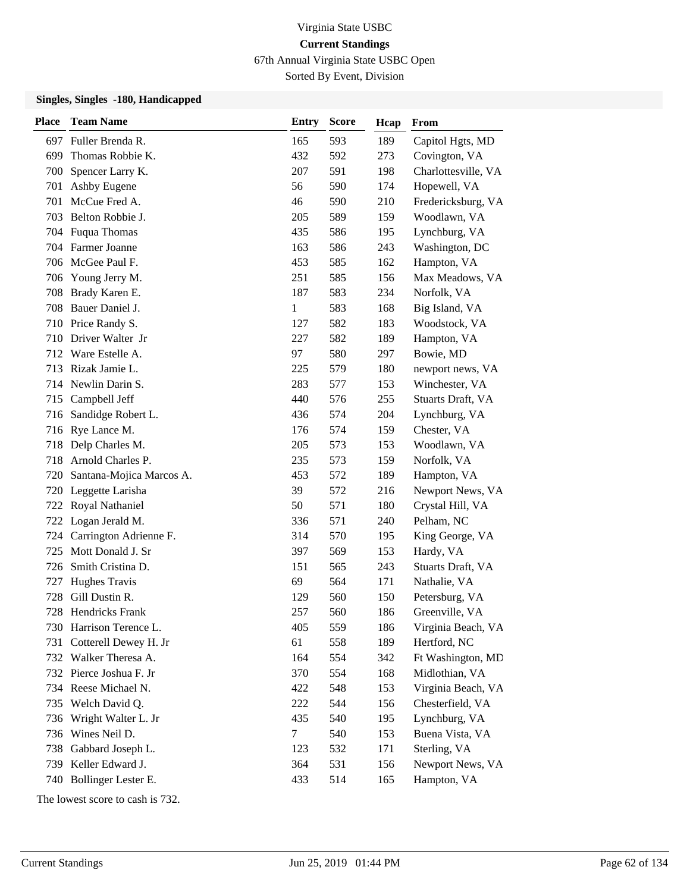Virginia State USBC

**Current Standings**

67th Annual Virginia State USBC Open

Sorted By Event, Division

### Singles, Singles -180, Handicapped

| Place | Team Name | Entry | Score | Hcap | From |
|---|---|---|---|---|---|
| 697 | Fuller Brenda R. | 165 | 593 | 189 | Capitol Hgts, MD |
| 699 | Thomas Robbie K. | 432 | 592 | 273 | Covington, VA |
| 700 | Spencer Larry K. | 207 | 591 | 198 | Charlottesville, VA |
| 701 | Ashby Eugene | 56 | 590 | 174 | Hopewell, VA |
| 701 | McCue Fred A. | 46 | 590 | 210 | Fredericksburg, VA |
| 703 | Belton Robbie J. | 205 | 589 | 159 | Woodlawn, VA |
| 704 | Fuqua Thomas | 435 | 586 | 195 | Lynchburg, VA |
| 704 | Farmer Joanne | 163 | 586 | 243 | Washington, DC |
| 706 | McGee Paul F. | 453 | 585 | 162 | Hampton, VA |
| 706 | Young Jerry M. | 251 | 585 | 156 | Max Meadows, VA |
| 708 | Brady Karen E. | 187 | 583 | 234 | Norfolk, VA |
| 708 | Bauer Daniel J. | 1 | 583 | 168 | Big Island, VA |
| 710 | Price Randy S. | 127 | 582 | 183 | Woodstock, VA |
| 710 | Driver Walter Jr | 227 | 582 | 189 | Hampton, VA |
| 712 | Ware Estelle A. | 97 | 580 | 297 | Bowie, MD |
| 713 | Rizak Jamie L. | 225 | 579 | 180 | newport news, VA |
| 714 | Newlin Darin S. | 283 | 577 | 153 | Winchester, VA |
| 715 | Campbell Jeff | 440 | 576 | 255 | Stuarts Draft, VA |
| 716 | Sandidge Robert L. | 436 | 574 | 204 | Lynchburg, VA |
| 716 | Rye Lance M. | 176 | 574 | 159 | Chester, VA |
| 718 | Delp Charles M. | 205 | 573 | 153 | Woodlawn, VA |
| 718 | Arnold Charles P. | 235 | 573 | 159 | Norfolk, VA |
| 720 | Santana-Mojica Marcos A. | 453 | 572 | 189 | Hampton, VA |
| 720 | Leggette Larisha | 39 | 572 | 216 | Newport News, VA |
| 722 | Royal Nathaniel | 50 | 571 | 180 | Crystal Hill, VA |
| 722 | Logan Jerald M. | 336 | 571 | 240 | Pelham, NC |
| 724 | Carrington Adrienne F. | 314 | 570 | 195 | King George, VA |
| 725 | Mott Donald J. Sr | 397 | 569 | 153 | Hardy, VA |
| 726 | Smith Cristina D. | 151 | 565 | 243 | Stuarts Draft, VA |
| 727 | Hughes Travis | 69 | 564 | 171 | Nathalie, VA |
| 728 | Gill Dustin R. | 129 | 560 | 150 | Petersburg, VA |
| 728 | Hendricks Frank | 257 | 560 | 186 | Greenville, VA |
| 730 | Harrison Terence L. | 405 | 559 | 186 | Virginia Beach, VA |
| 731 | Cotterell Dewey H. Jr | 61 | 558 | 189 | Hertford, NC |
| 732 | Walker Theresa A. | 164 | 554 | 342 | Ft Washington, MD |
| 732 | Pierce Joshua F. Jr | 370 | 554 | 168 | Midlothian, VA |
| 734 | Reese Michael N. | 422 | 548 | 153 | Virginia Beach, VA |
| 735 | Welch David Q. | 222 | 544 | 156 | Chesterfield, VA |
| 736 | Wright Walter L. Jr | 435 | 540 | 195 | Lynchburg, VA |
| 736 | Wines Neil D. | 7 | 540 | 153 | Buena Vista, VA |
| 738 | Gabbard Joseph L. | 123 | 532 | 171 | Sterling, VA |
| 739 | Keller Edward J. | 364 | 531 | 156 | Newport News, VA |
| 740 | Bollinger Lester E. | 433 | 514 | 165 | Hampton, VA |

The lowest score to cash is 732.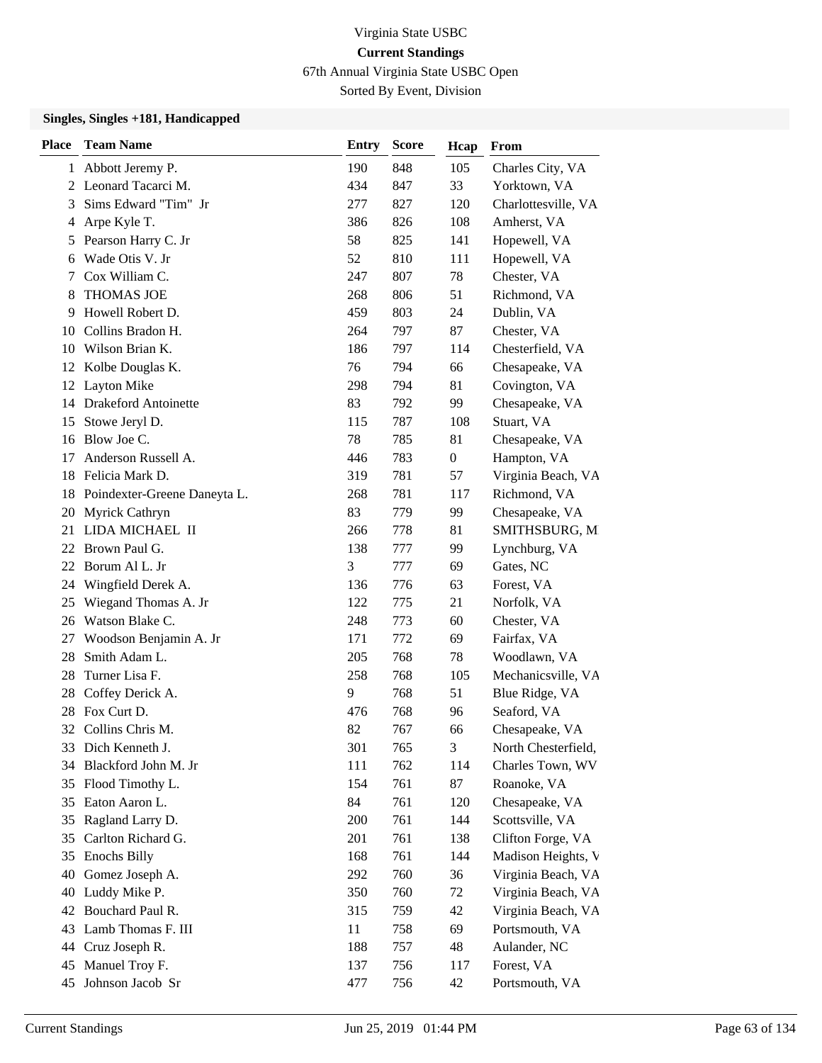Virginia State USBC

**Current Standings**

67th Annual Virginia State USBC Open

Sorted By Event, Division

### Singles, Singles +181, Handicapped

| Place | Team Name | Entry | Score | Hcap | From |
|---|---|---|---|---|---|
| 1 | Abbott Jeremy P. | 190 | 848 | 105 | Charles City, VA |
| 2 | Leonard Tacarci M. | 434 | 847 | 33 | Yorktown, VA |
| 3 | Sims Edward "Tim" Jr | 277 | 827 | 120 | Charlottesville, VA |
| 4 | Arpe Kyle T. | 386 | 826 | 108 | Amherst, VA |
| 5 | Pearson Harry C. Jr | 58 | 825 | 141 | Hopewell, VA |
| 6 | Wade Otis V. Jr | 52 | 810 | 111 | Hopewell, VA |
| 7 | Cox William C. | 247 | 807 | 78 | Chester, VA |
| 8 | THOMAS JOE | 268 | 806 | 51 | Richmond, VA |
| 9 | Howell Robert D. | 459 | 803 | 24 | Dublin, VA |
| 10 | Collins Bradon H. | 264 | 797 | 87 | Chester, VA |
| 10 | Wilson Brian K. | 186 | 797 | 114 | Chesterfield, VA |
| 12 | Kolbe Douglas K. | 76 | 794 | 66 | Chesapeake, VA |
| 12 | Layton Mike | 298 | 794 | 81 | Covington, VA |
| 14 | Drakeford Antoinette | 83 | 792 | 99 | Chesapeake, VA |
| 15 | Stowe Jeryl D. | 115 | 787 | 108 | Stuart, VA |
| 16 | Blow Joe C. | 78 | 785 | 81 | Chesapeake, VA |
| 17 | Anderson Russell A. | 446 | 783 | 0 | Hampton, VA |
| 18 | Felicia Mark D. | 319 | 781 | 57 | Virginia Beach, VA |
| 18 | Poindexter-Greene Daneyta L. | 268 | 781 | 117 | Richmond, VA |
| 20 | Myrick Cathryn | 83 | 779 | 99 | Chesapeake, VA |
| 21 | LIDA MICHAEL II | 266 | 778 | 81 | SMITHSBURG, M |
| 22 | Brown Paul G. | 138 | 777 | 99 | Lynchburg, VA |
| 22 | Borum Al L. Jr | 3 | 777 | 69 | Gates, NC |
| 24 | Wingfield Derek A. | 136 | 776 | 63 | Forest, VA |
| 25 | Wiegand Thomas A. Jr | 122 | 775 | 21 | Norfolk, VA |
| 26 | Watson Blake C. | 248 | 773 | 60 | Chester, VA |
| 27 | Woodson Benjamin A. Jr | 171 | 772 | 69 | Fairfax, VA |
| 28 | Smith Adam L. | 205 | 768 | 78 | Woodlawn, VA |
| 28 | Turner Lisa F. | 258 | 768 | 105 | Mechanicsville, VA |
| 28 | Coffey Derick A. | 9 | 768 | 51 | Blue Ridge, VA |
| 28 | Fox Curt D. | 476 | 768 | 96 | Seaford, VA |
| 32 | Collins Chris M. | 82 | 767 | 66 | Chesapeake, VA |
| 33 | Dich Kenneth J. | 301 | 765 | 3 | North Chesterfield, |
| 34 | Blackford John M. Jr | 111 | 762 | 114 | Charles Town, WV |
| 35 | Flood Timothy L. | 154 | 761 | 87 | Roanoke, VA |
| 35 | Eaton Aaron L. | 84 | 761 | 120 | Chesapeake, VA |
| 35 | Ragland Larry D. | 200 | 761 | 144 | Scottsville, VA |
| 35 | Carlton Richard G. | 201 | 761 | 138 | Clifton Forge, VA |
| 35 | Enochs Billy | 168 | 761 | 144 | Madison Heights, V |
| 40 | Gomez Joseph A. | 292 | 760 | 36 | Virginia Beach, VA |
| 40 | Luddy Mike P. | 350 | 760 | 72 | Virginia Beach, VA |
| 42 | Bouchard Paul R. | 315 | 759 | 42 | Virginia Beach, VA |
| 43 | Lamb Thomas F. III | 11 | 758 | 69 | Portsmouth, VA |
| 44 | Cruz Joseph R. | 188 | 757 | 48 | Aulander, NC |
| 45 | Manuel Troy F. | 137 | 756 | 117 | Forest, VA |
| 45 | Johnson Jacob Sr | 477 | 756 | 42 | Portsmouth, VA |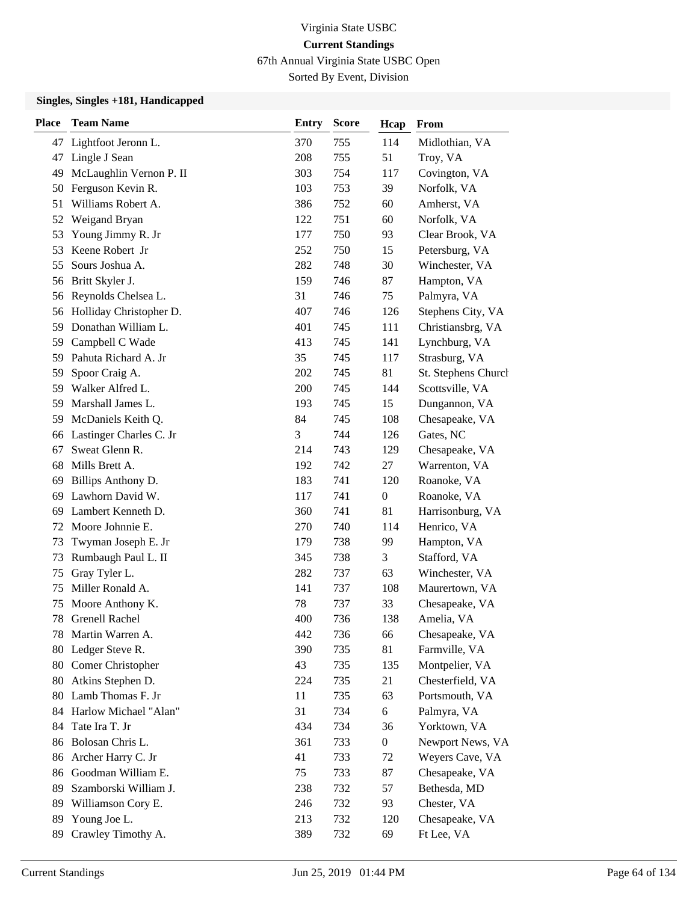Virginia State USBC

**Current Standings**

67th Annual Virginia State USBC Open

Sorted By Event, Division

**Singles, Singles +181, Handicapped**

| Place | Team Name | Entry | Score | Hcap | From |
|---|---|---|---|---|---|
| 47 | Lightfoot Jeronn L. | 370 | 755 | 114 | Midlothian, VA |
| 47 | Lingle J Sean | 208 | 755 | 51 | Troy, VA |
| 49 | McLaughlin Vernon P. II | 303 | 754 | 117 | Covington, VA |
| 50 | Ferguson Kevin R. | 103 | 753 | 39 | Norfolk, VA |
| 51 | Williams Robert A. | 386 | 752 | 60 | Amherst, VA |
| 52 | Weigand Bryan | 122 | 751 | 60 | Norfolk, VA |
| 53 | Young Jimmy R. Jr | 177 | 750 | 93 | Clear Brook, VA |
| 53 | Keene Robert Jr | 252 | 750 | 15 | Petersburg, VA |
| 55 | Sours Joshua A. | 282 | 748 | 30 | Winchester, VA |
| 56 | Britt Skyler J. | 159 | 746 | 87 | Hampton, VA |
| 56 | Reynolds Chelsea L. | 31 | 746 | 75 | Palmyra, VA |
| 56 | Holliday Christopher D. | 407 | 746 | 126 | Stephens City, VA |
| 59 | Donathan William L. | 401 | 745 | 111 | Christiansbrg, VA |
| 59 | Campbell C Wade | 413 | 745 | 141 | Lynchburg, VA |
| 59 | Pahuta Richard A. Jr | 35 | 745 | 117 | Strasburg, VA |
| 59 | Spoor Craig A. | 202 | 745 | 81 | St. Stephens Church |
| 59 | Walker Alfred L. | 200 | 745 | 144 | Scottsville, VA |
| 59 | Marshall James L. | 193 | 745 | 15 | Dungannon, VA |
| 59 | McDaniels Keith Q. | 84 | 745 | 108 | Chesapeake, VA |
| 66 | Lastinger Charles C. Jr | 3 | 744 | 126 | Gates, NC |
| 67 | Sweat Glenn R. | 214 | 743 | 129 | Chesapeake, VA |
| 68 | Mills Brett A. | 192 | 742 | 27 | Warrenton, VA |
| 69 | Billips Anthony D. | 183 | 741 | 120 | Roanoke, VA |
| 69 | Lawhorn David W. | 117 | 741 | 0 | Roanoke, VA |
| 69 | Lambert Kenneth D. | 360 | 741 | 81 | Harrisonburg, VA |
| 72 | Moore Johnnie E. | 270 | 740 | 114 | Henrico, VA |
| 73 | Twyman Joseph E. Jr | 179 | 738 | 99 | Hampton, VA |
| 73 | Rumbaugh Paul L. II | 345 | 738 | 3 | Stafford, VA |
| 75 | Gray Tyler L. | 282 | 737 | 63 | Winchester, VA |
| 75 | Miller Ronald A. | 141 | 737 | 108 | Maurertown, VA |
| 75 | Moore Anthony K. | 78 | 737 | 33 | Chesapeake, VA |
| 78 | Grenell Rachel | 400 | 736 | 138 | Amelia, VA |
| 78 | Martin Warren A. | 442 | 736 | 66 | Chesapeake, VA |
| 80 | Ledger Steve R. | 390 | 735 | 81 | Farmville, VA |
| 80 | Comer Christopher | 43 | 735 | 135 | Montpelier, VA |
| 80 | Atkins Stephen D. | 224 | 735 | 21 | Chesterfield, VA |
| 80 | Lamb Thomas F. Jr | 11 | 735 | 63 | Portsmouth, VA |
| 84 | Harlow Michael "Alan" | 31 | 734 | 6 | Palmyra, VA |
| 84 | Tate Ira T. Jr | 434 | 734 | 36 | Yorktown, VA |
| 86 | Bolosan Chris L. | 361 | 733 | 0 | Newport News, VA |
| 86 | Archer Harry C. Jr | 41 | 733 | 72 | Weyers Cave, VA |
| 86 | Goodman William E. | 75 | 733 | 87 | Chesapeake, VA |
| 89 | Szamborski William J. | 238 | 732 | 57 | Bethesda, MD |
| 89 | Williamson Cory E. | 246 | 732 | 93 | Chester, VA |
| 89 | Young Joe L. | 213 | 732 | 120 | Chesapeake, VA |
| 89 | Crawley Timothy A. | 389 | 732 | 69 | Ft Lee, VA |

Current Standings — Jun 25, 2019 01:44 PM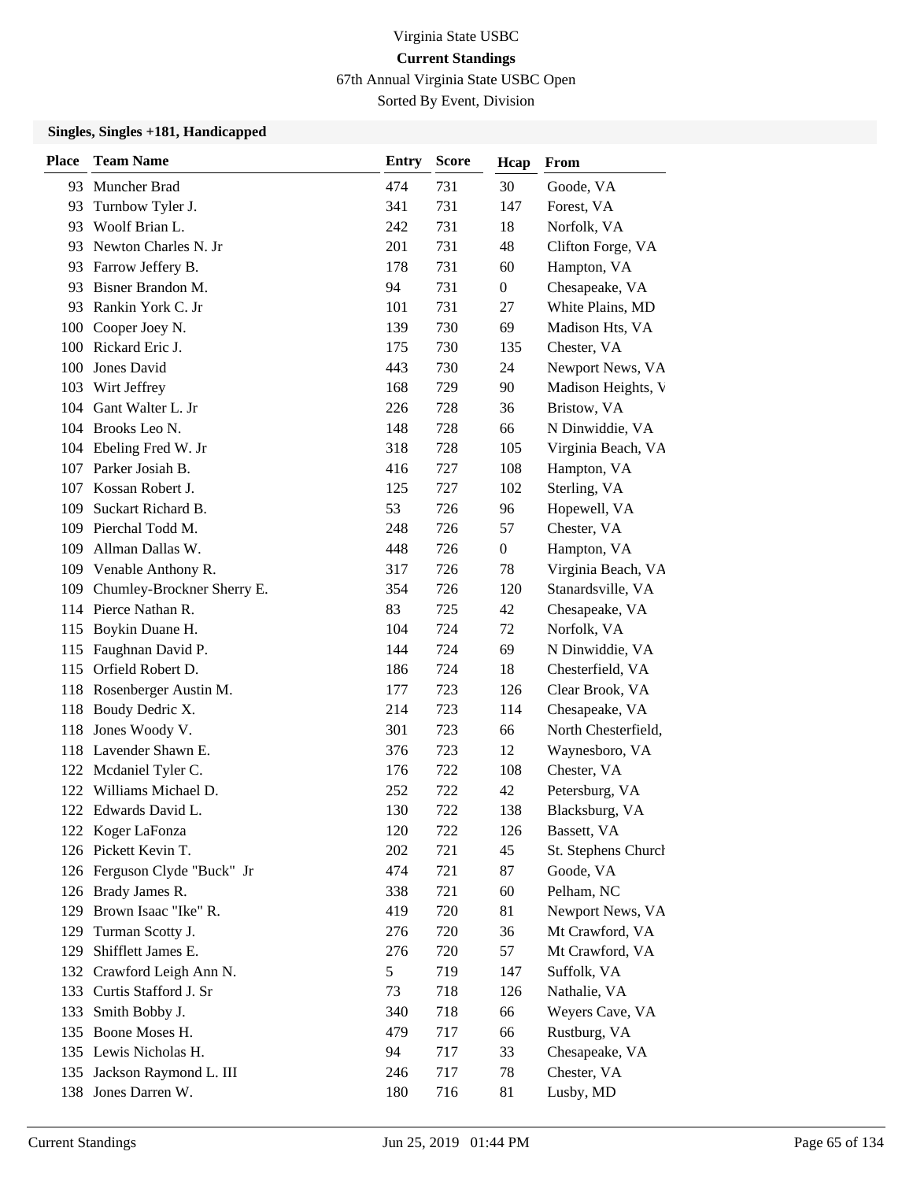Virginia State USBC

**Current Standings**

67th Annual Virginia State USBC Open

Sorted By Event, Division

### Singles, Singles +181, Handicapped

| Place | Team Name | Entry | Score | Hcap | From |
|---|---|---|---|---|---|
| 93 | Muncher Brad | 474 | 731 | 30 | Goode, VA |
| 93 | Turnbow Tyler J. | 341 | 731 | 147 | Forest, VA |
| 93 | Woolf Brian L. | 242 | 731 | 18 | Norfolk, VA |
| 93 | Newton Charles N. Jr | 201 | 731 | 48 | Clifton Forge, VA |
| 93 | Farrow Jeffery B. | 178 | 731 | 60 | Hampton, VA |
| 93 | Bisner Brandon M. | 94 | 731 | 0 | Chesapeake, VA |
| 93 | Rankin York C. Jr | 101 | 731 | 27 | White Plains, MD |
| 100 | Cooper Joey N. | 139 | 730 | 69 | Madison Hts, VA |
| 100 | Rickard Eric J. | 175 | 730 | 135 | Chester, VA |
| 100 | Jones David | 443 | 730 | 24 | Newport News, VA |
| 103 | Wirt Jeffrey | 168 | 729 | 90 | Madison Heights, V |
| 104 | Gant Walter L. Jr | 226 | 728 | 36 | Bristow, VA |
| 104 | Brooks Leo N. | 148 | 728 | 66 | N Dinwiddie, VA |
| 104 | Ebeling Fred W. Jr | 318 | 728 | 105 | Virginia Beach, VA |
| 107 | Parker Josiah B. | 416 | 727 | 108 | Hampton, VA |
| 107 | Kossan Robert J. | 125 | 727 | 102 | Sterling, VA |
| 109 | Suckart Richard B. | 53 | 726 | 96 | Hopewell, VA |
| 109 | Pierchal Todd M. | 248 | 726 | 57 | Chester, VA |
| 109 | Allman Dallas W. | 448 | 726 | 0 | Hampton, VA |
| 109 | Venable Anthony R. | 317 | 726 | 78 | Virginia Beach, VA |
| 109 | Chumley-Brockner Sherry E. | 354 | 726 | 120 | Stanardsville, VA |
| 114 | Pierce Nathan R. | 83 | 725 | 42 | Chesapeake, VA |
| 115 | Boykin Duane H. | 104 | 724 | 72 | Norfolk, VA |
| 115 | Faughnan David P. | 144 | 724 | 69 | N Dinwiddie, VA |
| 115 | Orfield Robert D. | 186 | 724 | 18 | Chesterfield, VA |
| 118 | Rosenberger Austin M. | 177 | 723 | 126 | Clear Brook, VA |
| 118 | Boudy Dedric X. | 214 | 723 | 114 | Chesapeake, VA |
| 118 | Jones Woody V. | 301 | 723 | 66 | North Chesterfield, |
| 118 | Lavender Shawn E. | 376 | 723 | 12 | Waynesboro, VA |
| 122 | Mcdaniel Tyler C. | 176 | 722 | 108 | Chester, VA |
| 122 | Williams Michael D. | 252 | 722 | 42 | Petersburg, VA |
| 122 | Edwards David L. | 130 | 722 | 138 | Blacksburg, VA |
| 122 | Koger LaFonza | 120 | 722 | 126 | Bassett, VA |
| 126 | Pickett Kevin T. | 202 | 721 | 45 | St. Stephens Church |
| 126 | Ferguson Clyde "Buck" Jr | 474 | 721 | 87 | Goode, VA |
| 126 | Brady James R. | 338 | 721 | 60 | Pelham, NC |
| 129 | Brown Isaac "Ike" R. | 419 | 720 | 81 | Newport News, VA |
| 129 | Turman Scotty J. | 276 | 720 | 36 | Mt Crawford, VA |
| 129 | Shifflett James E. | 276 | 720 | 57 | Mt Crawford, VA |
| 132 | Crawford Leigh Ann N. | 5 | 719 | 147 | Suffolk, VA |
| 133 | Curtis Stafford J. Sr | 73 | 718 | 126 | Nathalie, VA |
| 133 | Smith Bobby J. | 340 | 718 | 66 | Weyers Cave, VA |
| 135 | Boone Moses H. | 479 | 717 | 66 | Rustburg, VA |
| 135 | Lewis Nicholas H. | 94 | 717 | 33 | Chesapeake, VA |
| 135 | Jackson Raymond L. III | 246 | 717 | 78 | Chester, VA |
| 138 | Jones Darren W. | 180 | 716 | 81 | Lusby, MD |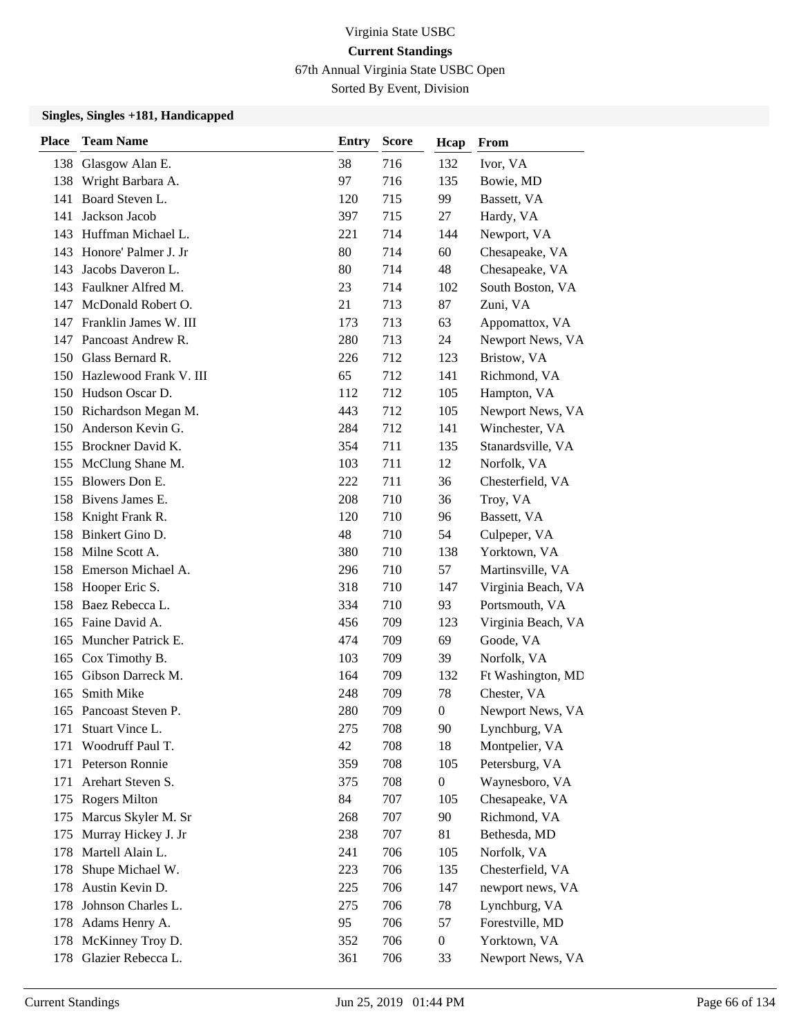Virginia State USBC

**Current Standings**

67th Annual Virginia State USBC Open

Sorted By Event, Division

### Singles, Singles +181, Handicapped

| Place | Team Name | Entry | Score | Hcap | From |
|---|---|---|---|---|---|
| 138 | Glasgow Alan E. | 38 | 716 | 132 | Ivor, VA |
| 138 | Wright Barbara A. | 97 | 716 | 135 | Bowie, MD |
| 141 | Board Steven L. | 120 | 715 | 99 | Bassett, VA |
| 141 | Jackson Jacob | 397 | 715 | 27 | Hardy, VA |
| 143 | Huffman Michael L. | 221 | 714 | 144 | Newport, VA |
| 143 | Honore' Palmer J. Jr | 80 | 714 | 60 | Chesapeake, VA |
| 143 | Jacobs Daveron L. | 80 | 714 | 48 | Chesapeake, VA |
| 143 | Faulkner Alfred M. | 23 | 714 | 102 | South Boston, VA |
| 147 | McDonald Robert O. | 21 | 713 | 87 | Zuni, VA |
| 147 | Franklin James W. III | 173 | 713 | 63 | Appomattox, VA |
| 147 | Pancoast Andrew R. | 280 | 713 | 24 | Newport News, VA |
| 150 | Glass Bernard R. | 226 | 712 | 123 | Bristow, VA |
| 150 | Hazlewood Frank V. III | 65 | 712 | 141 | Richmond, VA |
| 150 | Hudson Oscar D. | 112 | 712 | 105 | Hampton, VA |
| 150 | Richardson Megan M. | 443 | 712 | 105 | Newport News, VA |
| 150 | Anderson Kevin G. | 284 | 712 | 141 | Winchester, VA |
| 155 | Brockner David K. | 354 | 711 | 135 | Stanardsville, VA |
| 155 | McClung Shane M. | 103 | 711 | 12 | Norfolk, VA |
| 155 | Blowers Don E. | 222 | 711 | 36 | Chesterfield, VA |
| 158 | Bivens James E. | 208 | 710 | 36 | Troy, VA |
| 158 | Knight Frank R. | 120 | 710 | 96 | Bassett, VA |
| 158 | Binkert Gino D. | 48 | 710 | 54 | Culpeper, VA |
| 158 | Milne Scott A. | 380 | 710 | 138 | Yorktown, VA |
| 158 | Emerson Michael A. | 296 | 710 | 57 | Martinsville, VA |
| 158 | Hooper Eric S. | 318 | 710 | 147 | Virginia Beach, VA |
| 158 | Baez Rebecca L. | 334 | 710 | 93 | Portsmouth, VA |
| 165 | Faine David A. | 456 | 709 | 123 | Virginia Beach, VA |
| 165 | Muncher Patrick E. | 474 | 709 | 69 | Goode, VA |
| 165 | Cox Timothy B. | 103 | 709 | 39 | Norfolk, VA |
| 165 | Gibson Darreck M. | 164 | 709 | 132 | Ft Washington, MD |
| 165 | Smith Mike | 248 | 709 | 78 | Chester, VA |
| 165 | Pancoast Steven P. | 280 | 709 | 0 | Newport News, VA |
| 171 | Stuart Vince L. | 275 | 708 | 90 | Lynchburg, VA |
| 171 | Woodruff Paul T. | 42 | 708 | 18 | Montpelier, VA |
| 171 | Peterson Ronnie | 359 | 708 | 105 | Petersburg, VA |
| 171 | Arehart Steven S. | 375 | 708 | 0 | Waynesboro, VA |
| 175 | Rogers Milton | 84 | 707 | 105 | Chesapeake, VA |
| 175 | Marcus Skyler M. Sr | 268 | 707 | 90 | Richmond, VA |
| 175 | Murray Hickey J. Jr | 238 | 707 | 81 | Bethesda, MD |
| 178 | Martell Alain L. | 241 | 706 | 105 | Norfolk, VA |
| 178 | Shupe Michael W. | 223 | 706 | 135 | Chesterfield, VA |
| 178 | Austin Kevin D. | 225 | 706 | 147 | newport news, VA |
| 178 | Johnson Charles L. | 275 | 706 | 78 | Lynchburg, VA |
| 178 | Adams Henry A. | 95 | 706 | 57 | Forestville, MD |
| 178 | McKinney Troy D. | 352 | 706 | 0 | Yorktown, VA |
| 178 | Glazier Rebecca L. | 361 | 706 | 33 | Newport News, VA |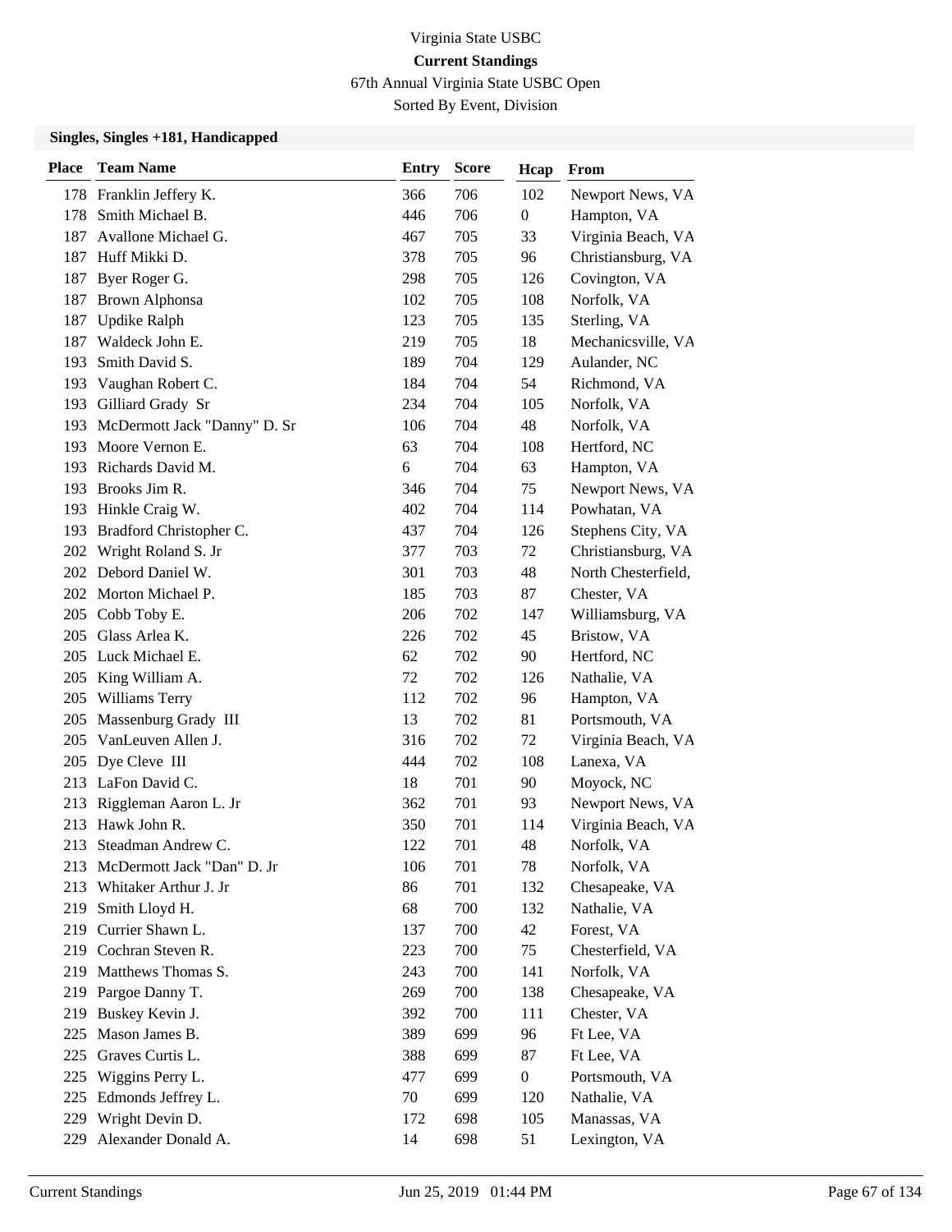Virginia State USBC

**Current Standings**

67th Annual Virginia State USBC Open

Sorted By Event, Division

### Singles, Singles +181, Handicapped

| Place | Team Name | Entry | Score | Hcap | From |
|---|---|---|---|---|---|
| 178 | Franklin Jeffery K. | 366 | 706 | 102 | Newport News, VA |
| 178 | Smith Michael B. | 446 | 706 | 0 | Hampton, VA |
| 187 | Avallone Michael G. | 467 | 705 | 33 | Virginia Beach, VA |
| 187 | Huff Mikki D. | 378 | 705 | 96 | Christiansburg, VA |
| 187 | Byer Roger G. | 298 | 705 | 126 | Covington, VA |
| 187 | Brown Alphonsa | 102 | 705 | 108 | Norfolk, VA |
| 187 | Updike Ralph | 123 | 705 | 135 | Sterling, VA |
| 187 | Waldeck John E. | 219 | 705 | 18 | Mechanicsville, VA |
| 193 | Smith David S. | 189 | 704 | 129 | Aulander, NC |
| 193 | Vaughan Robert C. | 184 | 704 | 54 | Richmond, VA |
| 193 | Gilliard Grady Sr | 234 | 704 | 105 | Norfolk, VA |
| 193 | McDermott Jack "Danny" D. Sr | 106 | 704 | 48 | Norfolk, VA |
| 193 | Moore Vernon E. | 63 | 704 | 108 | Hertford, NC |
| 193 | Richards David M. | 6 | 704 | 63 | Hampton, VA |
| 193 | Brooks Jim R. | 346 | 704 | 75 | Newport News, VA |
| 193 | Hinkle Craig W. | 402 | 704 | 114 | Powhatan, VA |
| 193 | Bradford Christopher C. | 437 | 704 | 126 | Stephens City, VA |
| 202 | Wright Roland S. Jr | 377 | 703 | 72 | Christiansburg, VA |
| 202 | Debord Daniel W. | 301 | 703 | 48 | North Chesterfield, |
| 202 | Morton Michael P. | 185 | 703 | 87 | Chester, VA |
| 205 | Cobb Toby E. | 206 | 702 | 147 | Williamsburg, VA |
| 205 | Glass Arlea K. | 226 | 702 | 45 | Bristow, VA |
| 205 | Luck Michael E. | 62 | 702 | 90 | Hertford, NC |
| 205 | King William A. | 72 | 702 | 126 | Nathalie, VA |
| 205 | Williams Terry | 112 | 702 | 96 | Hampton, VA |
| 205 | Massenburg Grady III | 13 | 702 | 81 | Portsmouth, VA |
| 205 | VanLeuven Allen J. | 316 | 702 | 72 | Virginia Beach, VA |
| 205 | Dye Cleve III | 444 | 702 | 108 | Lanexa, VA |
| 213 | LaFon David C. | 18 | 701 | 90 | Moyock, NC |
| 213 | Riggleman Aaron L. Jr | 362 | 701 | 93 | Newport News, VA |
| 213 | Hawk John R. | 350 | 701 | 114 | Virginia Beach, VA |
| 213 | Steadman Andrew C. | 122 | 701 | 48 | Norfolk, VA |
| 213 | McDermott Jack "Dan" D. Jr | 106 | 701 | 78 | Norfolk, VA |
| 213 | Whitaker Arthur J. Jr | 86 | 701 | 132 | Chesapeake, VA |
| 219 | Smith Lloyd H. | 68 | 700 | 132 | Nathalie, VA |
| 219 | Currier Shawn L. | 137 | 700 | 42 | Forest, VA |
| 219 | Cochran Steven R. | 223 | 700 | 75 | Chesterfield, VA |
| 219 | Matthews Thomas S. | 243 | 700 | 141 | Norfolk, VA |
| 219 | Pargoe Danny T. | 269 | 700 | 138 | Chesapeake, VA |
| 219 | Buskey Kevin J. | 392 | 700 | 111 | Chester, VA |
| 225 | Mason James B. | 389 | 699 | 96 | Ft Lee, VA |
| 225 | Graves Curtis L. | 388 | 699 | 87 | Ft Lee, VA |
| 225 | Wiggins Perry L. | 477 | 699 | 0 | Portsmouth, VA |
| 225 | Edmonds Jeffrey L. | 70 | 699 | 120 | Nathalie, VA |
| 229 | Wright Devin D. | 172 | 698 | 105 | Manassas, VA |
| 229 | Alexander Donald A. | 14 | 698 | 51 | Lexington, VA |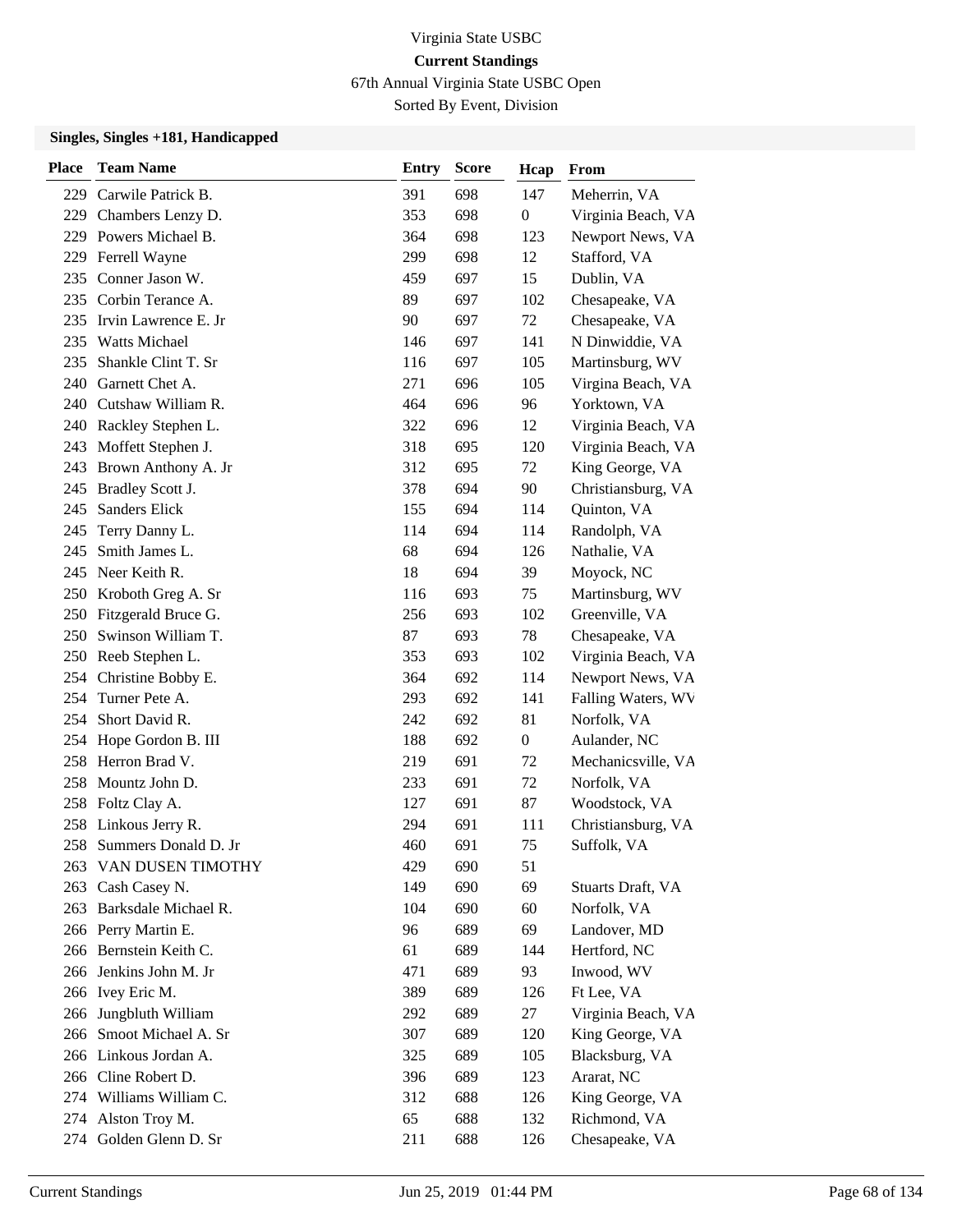Virginia State USBC

**Current Standings**

67th Annual Virginia State USBC Open

Sorted By Event, Division

### Singles, Singles +181, Handicapped

| Place | Team Name | Entry | Score | Hcap | From |
|---|---|---|---|---|---|
| 229 | Carwile Patrick B. | 391 | 698 | 147 | Meherrin, VA |
| 229 | Chambers Lenzy D. | 353 | 698 | 0 | Virginia Beach, VA |
| 229 | Powers Michael B. | 364 | 698 | 123 | Newport News, VA |
| 229 | Ferrell Wayne | 299 | 698 | 12 | Stafford, VA |
| 235 | Conner Jason W. | 459 | 697 | 15 | Dublin, VA |
| 235 | Corbin Terance A. | 89 | 697 | 102 | Chesapeake, VA |
| 235 | Irvin Lawrence E. Jr | 90 | 697 | 72 | Chesapeake, VA |
| 235 | Watts Michael | 146 | 697 | 141 | N Dinwiddie, VA |
| 235 | Shankle Clint T. Sr | 116 | 697 | 105 | Martinsburg, WV |
| 240 | Garnett Chet A. | 271 | 696 | 105 | Virgina Beach, VA |
| 240 | Cutshaw William R. | 464 | 696 | 96 | Yorktown, VA |
| 240 | Rackley Stephen L. | 322 | 696 | 12 | Virginia Beach, VA |
| 243 | Moffett Stephen J. | 318 | 695 | 120 | Virginia Beach, VA |
| 243 | Brown Anthony A. Jr | 312 | 695 | 72 | King George, VA |
| 245 | Bradley Scott J. | 378 | 694 | 90 | Christiansburg, VA |
| 245 | Sanders Elick | 155 | 694 | 114 | Quinton, VA |
| 245 | Terry Danny L. | 114 | 694 | 114 | Randolph, VA |
| 245 | Smith James L. | 68 | 694 | 126 | Nathalie, VA |
| 245 | Neer Keith R. | 18 | 694 | 39 | Moyock, NC |
| 250 | Kroboth Greg A. Sr | 116 | 693 | 75 | Martinsburg, WV |
| 250 | Fitzgerald Bruce G. | 256 | 693 | 102 | Greenville, VA |
| 250 | Swinson William T. | 87 | 693 | 78 | Chesapeake, VA |
| 250 | Reeb Stephen L. | 353 | 693 | 102 | Virginia Beach, VA |
| 254 | Christine Bobby E. | 364 | 692 | 114 | Newport News, VA |
| 254 | Turner Pete A. | 293 | 692 | 141 | Falling Waters, WV |
| 254 | Short David R. | 242 | 692 | 81 | Norfolk, VA |
| 254 | Hope Gordon B. III | 188 | 692 | 0 | Aulander, NC |
| 258 | Herron Brad V. | 219 | 691 | 72 | Mechanicsville, VA |
| 258 | Mountz John D. | 233 | 691 | 72 | Norfolk, VA |
| 258 | Foltz Clay A. | 127 | 691 | 87 | Woodstock, VA |
| 258 | Linkous Jerry R. | 294 | 691 | 111 | Christiansburg, VA |
| 258 | Summers Donald D. Jr | 460 | 691 | 75 | Suffolk, VA |
| 263 | VAN DUSEN TIMOTHY | 429 | 690 | 51 | |
| 263 | Cash Casey N. | 149 | 690 | 69 | Stuarts Draft, VA |
| 263 | Barksdale Michael R. | 104 | 690 | 60 | Norfolk, VA |
| 266 | Perry Martin E. | 96 | 689 | 69 | Landover, MD |
| 266 | Bernstein Keith C. | 61 | 689 | 144 | Hertford, NC |
| 266 | Jenkins John M. Jr | 471 | 689 | 93 | Inwood, WV |
| 266 | Ivey Eric M. | 389 | 689 | 126 | Ft Lee, VA |
| 266 | Jungbluth William | 292 | 689 | 27 | Virginia Beach, VA |
| 266 | Smoot Michael A. Sr | 307 | 689 | 120 | King George, VA |
| 266 | Linkous Jordan A. | 325 | 689 | 105 | Blacksburg, VA |
| 266 | Cline Robert D. | 396 | 689 | 123 | Ararat, NC |
| 274 | Williams William C. | 312 | 688 | 126 | King George, VA |
| 274 | Alston Troy M. | 65 | 688 | 132 | Richmond, VA |
| 274 | Golden Glenn D. Sr | 211 | 688 | 126 | Chesapeake, VA |

Current Standings Jun 25, 2019 01:44 PM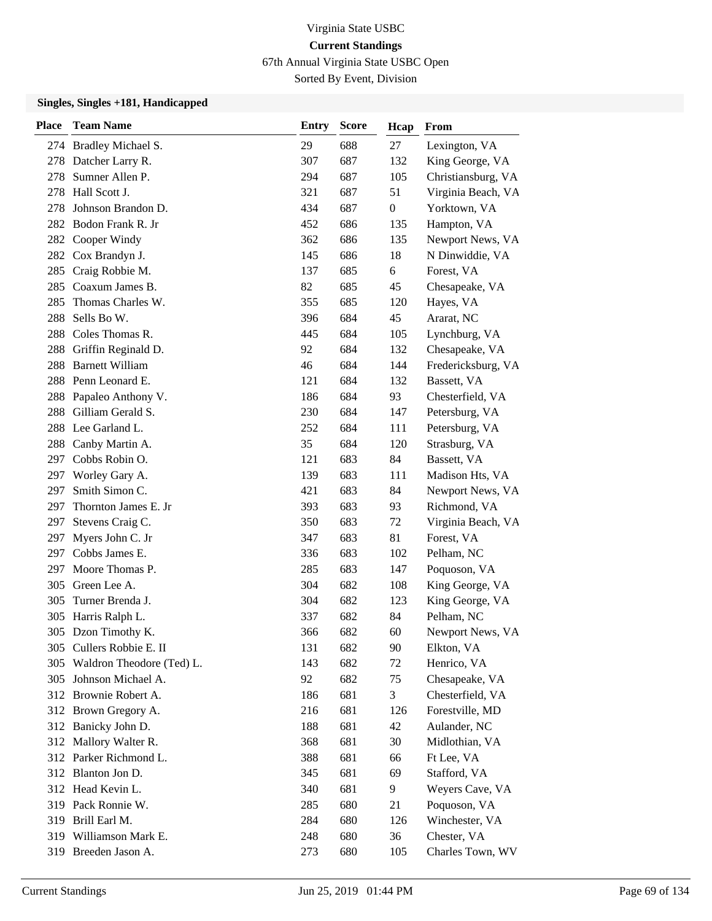Virginia State USBC

**Current Standings**

67th Annual Virginia State USBC Open

Sorted By Event, Division

### Singles, Singles +181, Handicapped

| Place | Team Name | Entry | Score | Hcap | From |
|---|---|---|---|---|---|
| 274 | Bradley Michael S. | 29 | 688 | 27 | Lexington, VA |
| 278 | Datcher Larry R. | 307 | 687 | 132 | King George, VA |
| 278 | Sumner Allen P. | 294 | 687 | 105 | Christiansburg, VA |
| 278 | Hall Scott J. | 321 | 687 | 51 | Virginia Beach, VA |
| 278 | Johnson Brandon D. | 434 | 687 | 0 | Yorktown, VA |
| 282 | Bodon Frank R. Jr | 452 | 686 | 135 | Hampton, VA |
| 282 | Cooper Windy | 362 | 686 | 135 | Newport News, VA |
| 282 | Cox Brandyn J. | 145 | 686 | 18 | N Dinwiddie, VA |
| 285 | Craig Robbie M. | 137 | 685 | 6 | Forest, VA |
| 285 | Coaxum James B. | 82 | 685 | 45 | Chesapeake, VA |
| 285 | Thomas Charles W. | 355 | 685 | 120 | Hayes, VA |
| 288 | Sells Bo W. | 396 | 684 | 45 | Ararat, NC |
| 288 | Coles Thomas R. | 445 | 684 | 105 | Lynchburg, VA |
| 288 | Griffin Reginald D. | 92 | 684 | 132 | Chesapeake, VA |
| 288 | Barnett William | 46 | 684 | 144 | Fredericksburg, VA |
| 288 | Penn Leonard E. | 121 | 684 | 132 | Bassett, VA |
| 288 | Papaleo Anthony V. | 186 | 684 | 93 | Chesterfield, VA |
| 288 | Gilliam Gerald S. | 230 | 684 | 147 | Petersburg, VA |
| 288 | Lee Garland L. | 252 | 684 | 111 | Petersburg, VA |
| 288 | Canby Martin A. | 35 | 684 | 120 | Strasburg, VA |
| 297 | Cobbs Robin O. | 121 | 683 | 84 | Bassett, VA |
| 297 | Worley Gary A. | 139 | 683 | 111 | Madison Hts, VA |
| 297 | Smith Simon C. | 421 | 683 | 84 | Newport News, VA |
| 297 | Thornton James E. Jr | 393 | 683 | 93 | Richmond, VA |
| 297 | Stevens Craig C. | 350 | 683 | 72 | Virginia Beach, VA |
| 297 | Myers John C. Jr | 347 | 683 | 81 | Forest, VA |
| 297 | Cobbs James E. | 336 | 683 | 102 | Pelham, NC |
| 297 | Moore Thomas P. | 285 | 683 | 147 | Poquoson, VA |
| 305 | Green Lee A. | 304 | 682 | 108 | King George, VA |
| 305 | Turner Brenda J. | 304 | 682 | 123 | King George, VA |
| 305 | Harris Ralph L. | 337 | 682 | 84 | Pelham, NC |
| 305 | Dzon Timothy K. | 366 | 682 | 60 | Newport News, VA |
| 305 | Cullers Robbie E. II | 131 | 682 | 90 | Elkton, VA |
| 305 | Waldron Theodore (Ted) L. | 143 | 682 | 72 | Henrico, VA |
| 305 | Johnson Michael A. | 92 | 682 | 75 | Chesapeake, VA |
| 312 | Brownie Robert A. | 186 | 681 | 3 | Chesterfield, VA |
| 312 | Brown Gregory A. | 216 | 681 | 126 | Forestville, MD |
| 312 | Banicky John D. | 188 | 681 | 42 | Aulander, NC |
| 312 | Mallory Walter R. | 368 | 681 | 30 | Midlothian, VA |
| 312 | Parker Richmond L. | 388 | 681 | 66 | Ft Lee, VA |
| 312 | Blanton Jon D. | 345 | 681 | 69 | Stafford, VA |
| 312 | Head Kevin L. | 340 | 681 | 9 | Weyers Cave, VA |
| 319 | Pack Ronnie W. | 285 | 680 | 21 | Poquoson, VA |
| 319 | Brill Earl M. | 284 | 680 | 126 | Winchester, VA |
| 319 | Williamson Mark E. | 248 | 680 | 36 | Chester, VA |
| 319 | Breeden Jason A. | 273 | 680 | 105 | Charles Town, WV |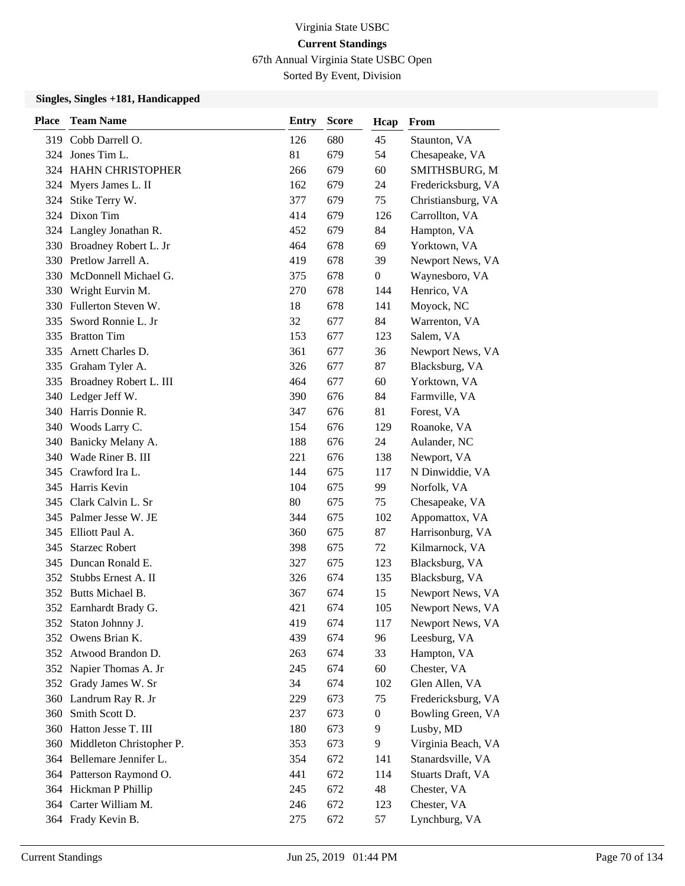Virginia State USBC

**Current Standings**

67th Annual Virginia State USBC Open

Sorted By Event, Division

**Singles, Singles +181, Handicapped**

| Place | Team Name | Entry | Score | Hcap | From |
|---|---|---|---|---|---|
| 319 | Cobb Darrell O. | 126 | 680 | 45 | Staunton, VA |
| 324 | Jones Tim L. | 81 | 679 | 54 | Chesapeake, VA |
| 324 | HAHN CHRISTOPHER | 266 | 679 | 60 | SMITHSBURG, M |
| 324 | Myers James L. II | 162 | 679 | 24 | Fredericksburg, VA |
| 324 | Stike Terry W. | 377 | 679 | 75 | Christiansburg, VA |
| 324 | Dixon Tim | 414 | 679 | 126 | Carrollton, VA |
| 324 | Langley Jonathan R. | 452 | 679 | 84 | Hampton, VA |
| 330 | Broadney Robert L. Jr | 464 | 678 | 69 | Yorktown, VA |
| 330 | Pretlow Jarrell A. | 419 | 678 | 39 | Newport News, VA |
| 330 | McDonnell Michael G. | 375 | 678 | 0 | Waynesboro, VA |
| 330 | Wright Eurvin M. | 270 | 678 | 144 | Henrico, VA |
| 330 | Fullerton Steven W. | 18 | 678 | 141 | Moyock, NC |
| 335 | Sword Ronnie L. Jr | 32 | 677 | 84 | Warrenton, VA |
| 335 | Bratton Tim | 153 | 677 | 123 | Salem, VA |
| 335 | Arnett Charles D. | 361 | 677 | 36 | Newport News, VA |
| 335 | Graham Tyler A. | 326 | 677 | 87 | Blacksburg, VA |
| 335 | Broadney Robert L. III | 464 | 677 | 60 | Yorktown, VA |
| 340 | Ledger Jeff W. | 390 | 676 | 84 | Farmville, VA |
| 340 | Harris Donnie R. | 347 | 676 | 81 | Forest, VA |
| 340 | Woods Larry C. | 154 | 676 | 129 | Roanoke, VA |
| 340 | Banicky Melany A. | 188 | 676 | 24 | Aulander, NC |
| 340 | Wade Riner B. III | 221 | 676 | 138 | Newport, VA |
| 345 | Crawford Ira L. | 144 | 675 | 117 | N Dinwiddie, VA |
| 345 | Harris Kevin | 104 | 675 | 99 | Norfolk, VA |
| 345 | Clark Calvin L. Sr | 80 | 675 | 75 | Chesapeake, VA |
| 345 | Palmer Jesse W. JE | 344 | 675 | 102 | Appomattox, VA |
| 345 | Elliott Paul A. | 360 | 675 | 87 | Harrisonburg, VA |
| 345 | Starzec Robert | 398 | 675 | 72 | Kilmarnock, VA |
| 345 | Duncan Ronald E. | 327 | 675 | 123 | Blacksburg, VA |
| 352 | Stubbs Ernest A. II | 326 | 674 | 135 | Blacksburg, VA |
| 352 | Butts Michael B. | 367 | 674 | 15 | Newport News, VA |
| 352 | Earnhardt Brady G. | 421 | 674 | 105 | Newport News, VA |
| 352 | Staton Johnny J. | 419 | 674 | 117 | Newport News, VA |
| 352 | Owens Brian K. | 439 | 674 | 96 | Leesburg, VA |
| 352 | Atwood Brandon D. | 263 | 674 | 33 | Hampton, VA |
| 352 | Napier Thomas A. Jr | 245 | 674 | 60 | Chester, VA |
| 352 | Grady James W. Sr | 34 | 674 | 102 | Glen Allen, VA |
| 360 | Landrum Ray R. Jr | 229 | 673 | 75 | Fredericksburg, VA |
| 360 | Smith Scott D. | 237 | 673 | 0 | Bowling Green, VA |
| 360 | Hatton Jesse T. III | 180 | 673 | 9 | Lusby, MD |
| 360 | Middleton Christopher P. | 353 | 673 | 9 | Virginia Beach, VA |
| 364 | Bellemare Jennifer L. | 354 | 672 | 141 | Stanardsville, VA |
| 364 | Patterson Raymond O. | 441 | 672 | 114 | Stuarts Draft, VA |
| 364 | Hickman P Phillip | 245 | 672 | 48 | Chester, VA |
| 364 | Carter William M. | 246 | 672 | 123 | Chester, VA |
| 364 | Frady Kevin B. | 275 | 672 | 57 | Lynchburg, VA |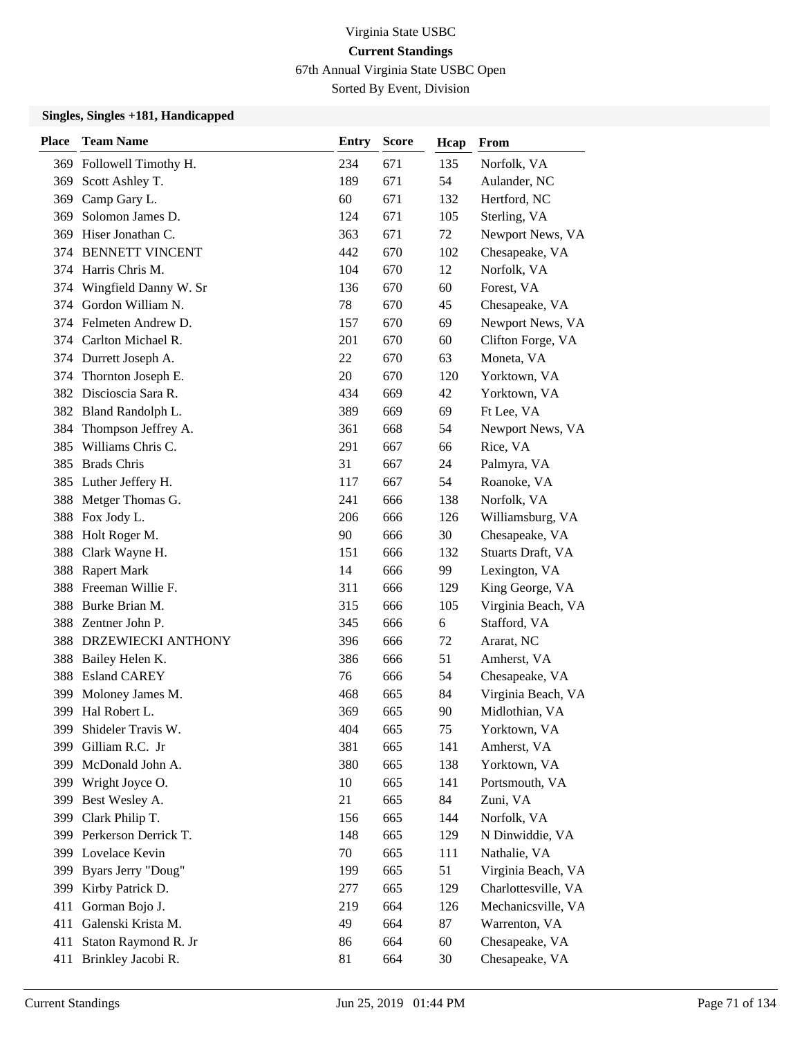Virginia State USBC

**Current Standings**

67th Annual Virginia State USBC Open

Sorted By Event, Division

### Singles, Singles +181, Handicapped

| Place | Team Name | Entry | Score | Hcap | From |
|---|---|---|---|---|---|
| 369 | Followell Timothy H. | 234 | 671 | 135 | Norfolk, VA |
| 369 | Scott Ashley T. | 189 | 671 | 54 | Aulander, NC |
| 369 | Camp Gary L. | 60 | 671 | 132 | Hertford, NC |
| 369 | Solomon James D. | 124 | 671 | 105 | Sterling, VA |
| 369 | Hiser Jonathan C. | 363 | 671 | 72 | Newport News, VA |
| 374 | BENNETT VINCENT | 442 | 670 | 102 | Chesapeake, VA |
| 374 | Harris Chris M. | 104 | 670 | 12 | Norfolk, VA |
| 374 | Wingfield Danny W. Sr | 136 | 670 | 60 | Forest, VA |
| 374 | Gordon William N. | 78 | 670 | 45 | Chesapeake, VA |
| 374 | Felmeten Andrew D. | 157 | 670 | 69 | Newport News, VA |
| 374 | Carlton Michael R. | 201 | 670 | 60 | Clifton Forge, VA |
| 374 | Durrett Joseph A. | 22 | 670 | 63 | Moneta, VA |
| 374 | Thornton Joseph E. | 20 | 670 | 120 | Yorktown, VA |
| 382 | Discioscia Sara R. | 434 | 669 | 42 | Yorktown, VA |
| 382 | Bland Randolph L. | 389 | 669 | 69 | Ft Lee, VA |
| 384 | Thompson Jeffrey A. | 361 | 668 | 54 | Newport News, VA |
| 385 | Williams Chris C. | 291 | 667 | 66 | Rice, VA |
| 385 | Brads Chris | 31 | 667 | 24 | Palmyra, VA |
| 385 | Luther Jeffery H. | 117 | 667 | 54 | Roanoke, VA |
| 388 | Metger Thomas G. | 241 | 666 | 138 | Norfolk, VA |
| 388 | Fox Jody L. | 206 | 666 | 126 | Williamsburg, VA |
| 388 | Holt Roger M. | 90 | 666 | 30 | Chesapeake, VA |
| 388 | Clark Wayne H. | 151 | 666 | 132 | Stuarts Draft, VA |
| 388 | Rapert Mark | 14 | 666 | 99 | Lexington, VA |
| 388 | Freeman Willie F. | 311 | 666 | 129 | King George, VA |
| 388 | Burke Brian M. | 315 | 666 | 105 | Virginia Beach, VA |
| 388 | Zentner John P. | 345 | 666 | 6 | Stafford, VA |
| 388 | DRZEWIECKI ANTHONY | 396 | 666 | 72 | Ararat, NC |
| 388 | Bailey Helen K. | 386 | 666 | 51 | Amherst, VA |
| 388 | Esland CAREY | 76 | 666 | 54 | Chesapeake, VA |
| 399 | Moloney James M. | 468 | 665 | 84 | Virginia Beach, VA |
| 399 | Hal Robert L. | 369 | 665 | 90 | Midlothian, VA |
| 399 | Shideler Travis W. | 404 | 665 | 75 | Yorktown, VA |
| 399 | Gilliam R.C. Jr | 381 | 665 | 141 | Amherst, VA |
| 399 | McDonald John A. | 380 | 665 | 138 | Yorktown, VA |
| 399 | Wright Joyce O. | 10 | 665 | 141 | Portsmouth, VA |
| 399 | Best Wesley A. | 21 | 665 | 84 | Zuni, VA |
| 399 | Clark Philip T. | 156 | 665 | 144 | Norfolk, VA |
| 399 | Perkerson Derrick T. | 148 | 665 | 129 | N Dinwiddie, VA |
| 399 | Lovelace Kevin | 70 | 665 | 111 | Nathalie, VA |
| 399 | Byars Jerry "Doug" | 199 | 665 | 51 | Virginia Beach, VA |
| 399 | Kirby Patrick D. | 277 | 665 | 129 | Charlottesville, VA |
| 411 | Gorman Bojo J. | 219 | 664 | 126 | Mechanicsville, VA |
| 411 | Galenski Krista M. | 49 | 664 | 87 | Warrenton, VA |
| 411 | Staton Raymond R. Jr | 86 | 664 | 60 | Chesapeake, VA |
| 411 | Brinkley Jacobi R. | 81 | 664 | 30 | Chesapeake, VA |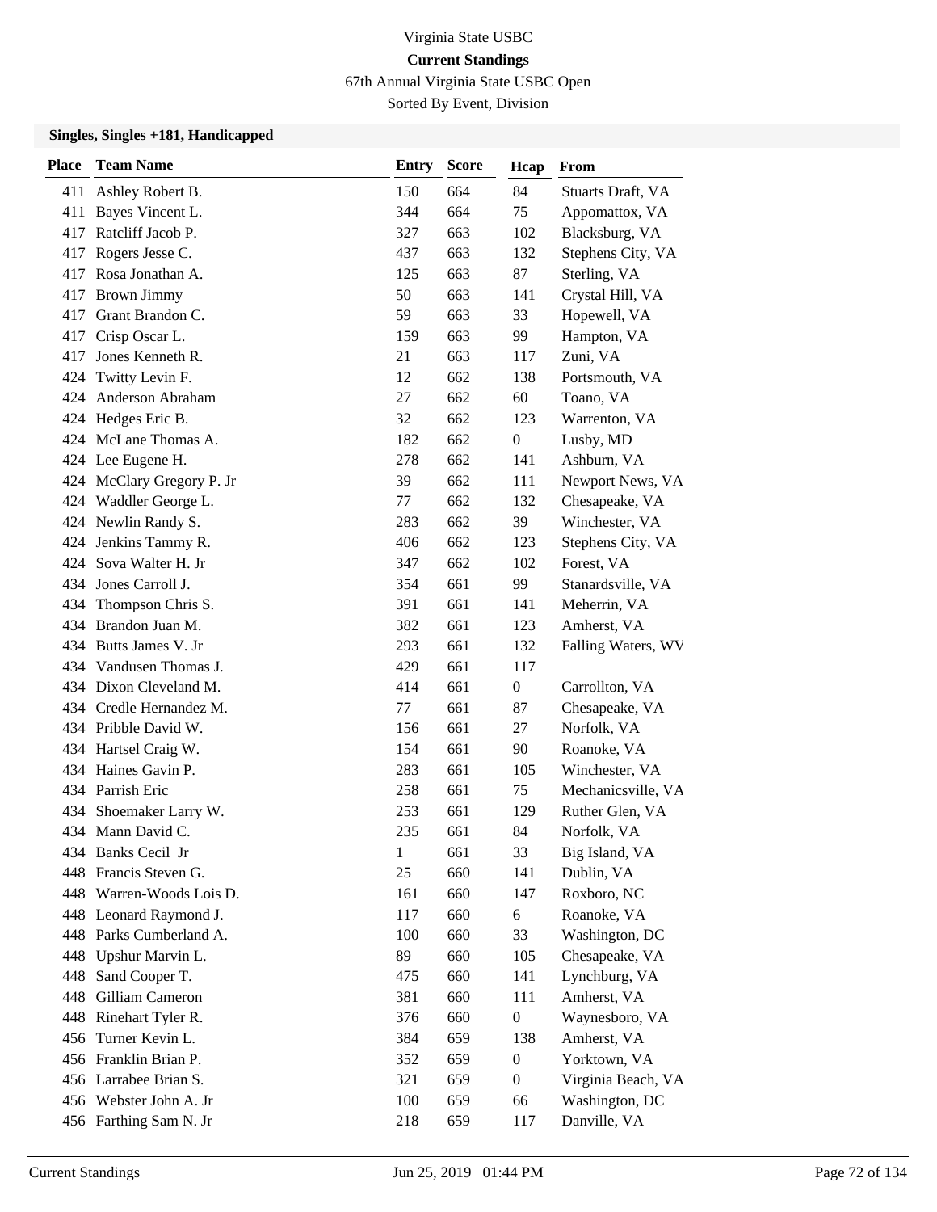Virginia State USBC

**Current Standings**

67th Annual Virginia State USBC Open

Sorted By Event, Division

### Singles, Singles +181, Handicapped

| Place | Team Name | Entry | Score | Hcap | From |
|---|---|---|---|---|---|
| 411 | Ashley Robert B. | 150 | 664 | 84 | Stuarts Draft, VA |
| 411 | Bayes Vincent L. | 344 | 664 | 75 | Appomattox, VA |
| 417 | Ratcliff Jacob P. | 327 | 663 | 102 | Blacksburg, VA |
| 417 | Rogers Jesse C. | 437 | 663 | 132 | Stephens City, VA |
| 417 | Rosa Jonathan A. | 125 | 663 | 87 | Sterling, VA |
| 417 | Brown Jimmy | 50 | 663 | 141 | Crystal Hill, VA |
| 417 | Grant Brandon C. | 59 | 663 | 33 | Hopewell, VA |
| 417 | Crisp Oscar L. | 159 | 663 | 99 | Hampton, VA |
| 417 | Jones Kenneth R. | 21 | 663 | 117 | Zuni, VA |
| 424 | Twitty Levin F. | 12 | 662 | 138 | Portsmouth, VA |
| 424 | Anderson Abraham | 27 | 662 | 60 | Toano, VA |
| 424 | Hedges Eric B. | 32 | 662 | 123 | Warrenton, VA |
| 424 | McLane Thomas A. | 182 | 662 | 0 | Lusby, MD |
| 424 | Lee Eugene H. | 278 | 662 | 141 | Ashburn, VA |
| 424 | McClary Gregory P. Jr | 39 | 662 | 111 | Newport News, VA |
| 424 | Waddler George L. | 77 | 662 | 132 | Chesapeake, VA |
| 424 | Newlin Randy S. | 283 | 662 | 39 | Winchester, VA |
| 424 | Jenkins Tammy R. | 406 | 662 | 123 | Stephens City, VA |
| 424 | Sova Walter H. Jr | 347 | 662 | 102 | Forest, VA |
| 434 | Jones Carroll J. | 354 | 661 | 99 | Stanardsville, VA |
| 434 | Thompson Chris S. | 391 | 661 | 141 | Meherrin, VA |
| 434 | Brandon Juan M. | 382 | 661 | 123 | Amherst, VA |
| 434 | Butts James V. Jr | 293 | 661 | 132 | Falling Waters, WV |
| 434 | Vandusen Thomas J. | 429 | 661 | 117 | |
| 434 | Dixon Cleveland M. | 414 | 661 | 0 | Carrollton, VA |
| 434 | Credle Hernandez M. | 77 | 661 | 87 | Chesapeake, VA |
| 434 | Pribble David W. | 156 | 661 | 27 | Norfolk, VA |
| 434 | Hartsel Craig W. | 154 | 661 | 90 | Roanoke, VA |
| 434 | Haines Gavin P. | 283 | 661 | 105 | Winchester, VA |
| 434 | Parrish Eric | 258 | 661 | 75 | Mechanicsville, VA |
| 434 | Shoemaker Larry W. | 253 | 661 | 129 | Ruther Glen, VA |
| 434 | Mann David C. | 235 | 661 | 84 | Norfolk, VA |
| 434 | Banks Cecil Jr | 1 | 661 | 33 | Big Island, VA |
| 448 | Francis Steven G. | 25 | 660 | 141 | Dublin, VA |
| 448 | Warren-Woods Lois D. | 161 | 660 | 147 | Roxboro, NC |
| 448 | Leonard Raymond J. | 117 | 660 | 6 | Roanoke, VA |
| 448 | Parks Cumberland A. | 100 | 660 | 33 | Washington, DC |
| 448 | Upshur Marvin L. | 89 | 660 | 105 | Chesapeake, VA |
| 448 | Sand Cooper T. | 475 | 660 | 141 | Lynchburg, VA |
| 448 | Gilliam Cameron | 381 | 660 | 111 | Amherst, VA |
| 448 | Rinehart Tyler R. | 376 | 660 | 0 | Waynesboro, VA |
| 456 | Turner Kevin L. | 384 | 659 | 138 | Amherst, VA |
| 456 | Franklin Brian P. | 352 | 659 | 0 | Yorktown, VA |
| 456 | Larrabee Brian S. | 321 | 659 | 0 | Virginia Beach, VA |
| 456 | Webster John A. Jr | 100 | 659 | 66 | Washington, DC |
| 456 | Farthing Sam N. Jr | 218 | 659 | 117 | Danville, VA |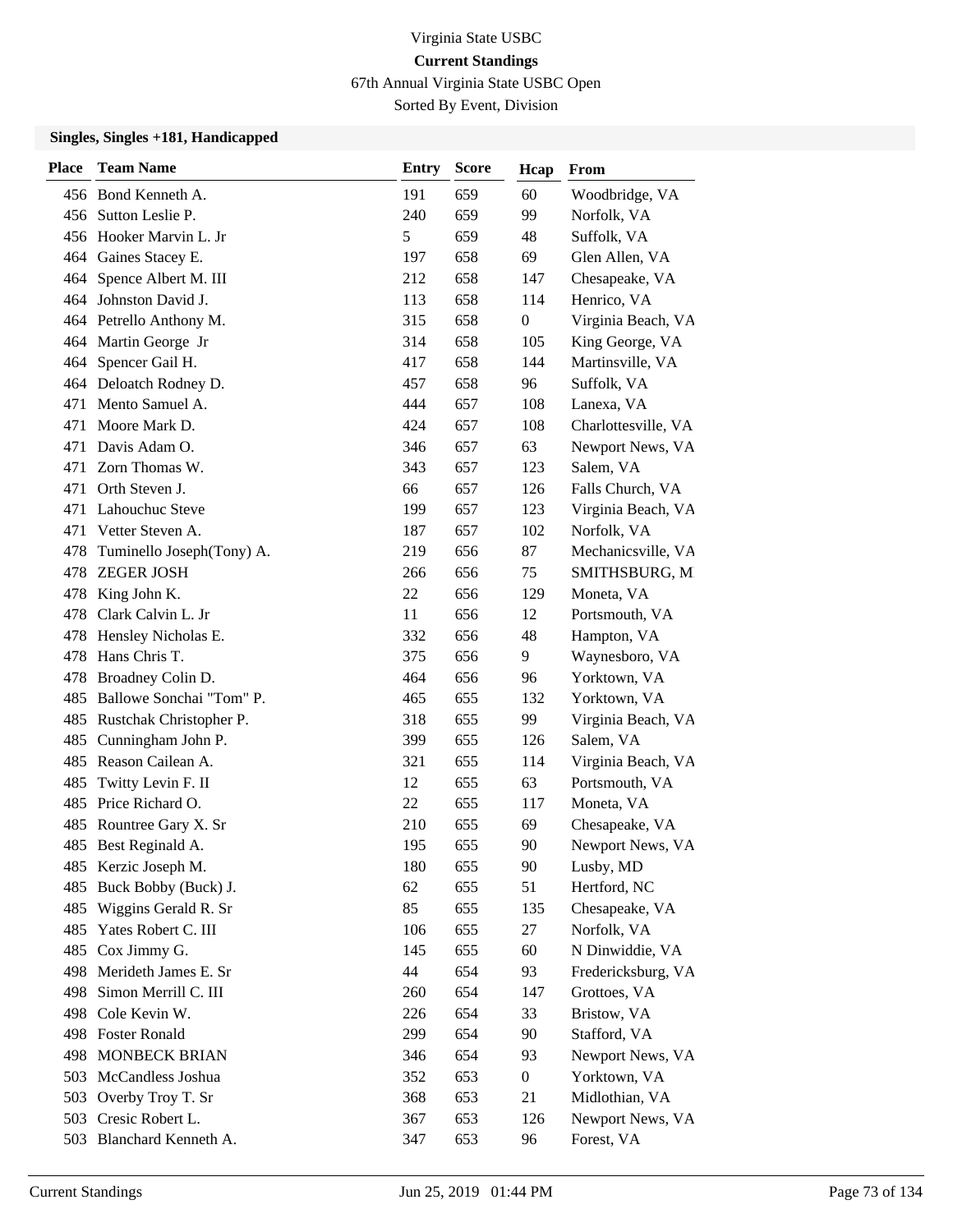Virginia State USBC

**Current Standings**

67th Annual Virginia State USBC Open

Sorted By Event, Division

### Singles, Singles +181, Handicapped

| Place | Team Name | Entry | Score | Hcap | From |
|---|---|---|---|---|---|
| 456 | Bond Kenneth A. | 191 | 659 | 60 | Woodbridge, VA |
| 456 | Sutton Leslie P. | 240 | 659 | 99 | Norfolk, VA |
| 456 | Hooker Marvin L. Jr | 5 | 659 | 48 | Suffolk, VA |
| 464 | Gaines Stacey E. | 197 | 658 | 69 | Glen Allen, VA |
| 464 | Spence Albert M. III | 212 | 658 | 147 | Chesapeake, VA |
| 464 | Johnston David J. | 113 | 658 | 114 | Henrico, VA |
| 464 | Petrello Anthony M. | 315 | 658 | 0 | Virginia Beach, VA |
| 464 | Martin George Jr | 314 | 658 | 105 | King George, VA |
| 464 | Spencer Gail H. | 417 | 658 | 144 | Martinsville, VA |
| 464 | Deloatch Rodney D. | 457 | 658 | 96 | Suffolk, VA |
| 471 | Mento Samuel A. | 444 | 657 | 108 | Lanexa, VA |
| 471 | Moore Mark D. | 424 | 657 | 108 | Charlottesville, VA |
| 471 | Davis Adam O. | 346 | 657 | 63 | Newport News, VA |
| 471 | Zorn Thomas W. | 343 | 657 | 123 | Salem, VA |
| 471 | Orth Steven J. | 66 | 657 | 126 | Falls Church, VA |
| 471 | Lahouchuc Steve | 199 | 657 | 123 | Virginia Beach, VA |
| 471 | Vetter Steven A. | 187 | 657 | 102 | Norfolk, VA |
| 478 | Tuminello Joseph(Tony) A. | 219 | 656 | 87 | Mechanicsville, VA |
| 478 | ZEGER JOSH | 266 | 656 | 75 | SMITHSBURG, M |
| 478 | King John K. | 22 | 656 | 129 | Moneta, VA |
| 478 | Clark Calvin L. Jr | 11 | 656 | 12 | Portsmouth, VA |
| 478 | Hensley Nicholas E. | 332 | 656 | 48 | Hampton, VA |
| 478 | Hans Chris T. | 375 | 656 | 9 | Waynesboro, VA |
| 478 | Broadney Colin D. | 464 | 656 | 96 | Yorktown, VA |
| 485 | Ballowe Sonchai "Tom" P. | 465 | 655 | 132 | Yorktown, VA |
| 485 | Rustchak Christopher P. | 318 | 655 | 99 | Virginia Beach, VA |
| 485 | Cunningham John P. | 399 | 655 | 126 | Salem, VA |
| 485 | Reason Cailean A. | 321 | 655 | 114 | Virginia Beach, VA |
| 485 | Twitty Levin F. II | 12 | 655 | 63 | Portsmouth, VA |
| 485 | Price Richard O. | 22 | 655 | 117 | Moneta, VA |
| 485 | Rountree Gary X. Sr | 210 | 655 | 69 | Chesapeake, VA |
| 485 | Best Reginald A. | 195 | 655 | 90 | Newport News, VA |
| 485 | Kerzic Joseph M. | 180 | 655 | 90 | Lusby, MD |
| 485 | Buck Bobby (Buck) J. | 62 | 655 | 51 | Hertford, NC |
| 485 | Wiggins Gerald R. Sr | 85 | 655 | 135 | Chesapeake, VA |
| 485 | Yates Robert C. III | 106 | 655 | 27 | Norfolk, VA |
| 485 | Cox Jimmy G. | 145 | 655 | 60 | N Dinwiddie, VA |
| 498 | Merideth James E. Sr | 44 | 654 | 93 | Fredericksburg, VA |
| 498 | Simon Merrill C. III | 260 | 654 | 147 | Grottoes, VA |
| 498 | Cole Kevin W. | 226 | 654 | 33 | Bristow, VA |
| 498 | Foster Ronald | 299 | 654 | 90 | Stafford, VA |
| 498 | MONBECK BRIAN | 346 | 654 | 93 | Newport News, VA |
| 503 | McCandless Joshua | 352 | 653 | 0 | Yorktown, VA |
| 503 | Overby Troy T. Sr | 368 | 653 | 21 | Midlothian, VA |
| 503 | Cresic Robert L. | 367 | 653 | 126 | Newport News, VA |
| 503 | Blanchard Kenneth A. | 347 | 653 | 96 | Forest, VA |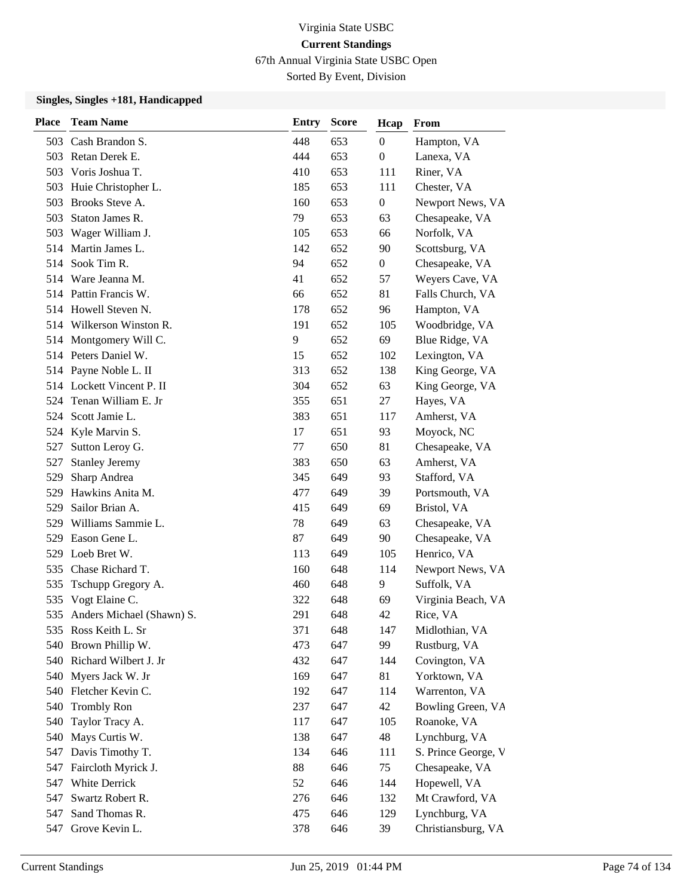Virginia State USBC

**Current Standings**

67th Annual Virginia State USBC Open

Sorted By Event, Division

**Singles, Singles +181, Handicapped**

| Place | Team Name | Entry | Score | Hcap | From |
|---|---|---|---|---|---|
| 503 | Cash Brandon S. | 448 | 653 | 0 | Hampton, VA |
| 503 | Retan Derek E. | 444 | 653 | 0 | Lanexa, VA |
| 503 | Voris Joshua T. | 410 | 653 | 111 | Riner, VA |
| 503 | Huie Christopher L. | 185 | 653 | 111 | Chester, VA |
| 503 | Brooks Steve A. | 160 | 653 | 0 | Newport News, VA |
| 503 | Staton James R. | 79 | 653 | 63 | Chesapeake, VA |
| 503 | Wager William J. | 105 | 653 | 66 | Norfolk, VA |
| 514 | Martin James L. | 142 | 652 | 90 | Scottsburg, VA |
| 514 | Sook Tim R. | 94 | 652 | 0 | Chesapeake, VA |
| 514 | Ware Jeanna M. | 41 | 652 | 57 | Weyers Cave, VA |
| 514 | Pattin Francis W. | 66 | 652 | 81 | Falls Church, VA |
| 514 | Howell Steven N. | 178 | 652 | 96 | Hampton, VA |
| 514 | Wilkerson Winston R. | 191 | 652 | 105 | Woodbridge, VA |
| 514 | Montgomery Will C. | 9 | 652 | 69 | Blue Ridge, VA |
| 514 | Peters Daniel W. | 15 | 652 | 102 | Lexington, VA |
| 514 | Payne Noble L. II | 313 | 652 | 138 | King George, VA |
| 514 | Lockett Vincent P. II | 304 | 652 | 63 | King George, VA |
| 524 | Tenan William E. Jr | 355 | 651 | 27 | Hayes, VA |
| 524 | Scott Jamie L. | 383 | 651 | 117 | Amherst, VA |
| 524 | Kyle Marvin S. | 17 | 651 | 93 | Moyock, NC |
| 527 | Sutton Leroy G. | 77 | 650 | 81 | Chesapeake, VA |
| 527 | Stanley Jeremy | 383 | 650 | 63 | Amherst, VA |
| 529 | Sharp Andrea | 345 | 649 | 93 | Stafford, VA |
| 529 | Hawkins Anita M. | 477 | 649 | 39 | Portsmouth, VA |
| 529 | Sailor Brian A. | 415 | 649 | 69 | Bristol, VA |
| 529 | Williams Sammie L. | 78 | 649 | 63 | Chesapeake, VA |
| 529 | Eason Gene L. | 87 | 649 | 90 | Chesapeake, VA |
| 529 | Loeb Bret W. | 113 | 649 | 105 | Henrico, VA |
| 535 | Chase Richard T. | 160 | 648 | 114 | Newport News, VA |
| 535 | Tschupp Gregory A. | 460 | 648 | 9 | Suffolk, VA |
| 535 | Vogt Elaine C. | 322 | 648 | 69 | Virginia Beach, VA |
| 535 | Anders Michael (Shawn) S. | 291 | 648 | 42 | Rice, VA |
| 535 | Ross Keith L. Sr | 371 | 648 | 147 | Midlothian, VA |
| 540 | Brown Phillip W. | 473 | 647 | 99 | Rustburg, VA |
| 540 | Richard Wilbert J. Jr | 432 | 647 | 144 | Covington, VA |
| 540 | Myers Jack W. Jr | 169 | 647 | 81 | Yorktown, VA |
| 540 | Fletcher Kevin C. | 192 | 647 | 114 | Warrenton, VA |
| 540 | Trombly Ron | 237 | 647 | 42 | Bowling Green, VA |
| 540 | Taylor Tracy A. | 117 | 647 | 105 | Roanoke, VA |
| 540 | Mays Curtis W. | 138 | 647 | 48 | Lynchburg, VA |
| 547 | Davis Timothy T. | 134 | 646 | 111 | S. Prince George, V |
| 547 | Faircloth Myrick J. | 88 | 646 | 75 | Chesapeake, VA |
| 547 | White Derrick | 52 | 646 | 144 | Hopewell, VA |
| 547 | Swartz Robert R. | 276 | 646 | 132 | Mt Crawford, VA |
| 547 | Sand Thomas R. | 475 | 646 | 129 | Lynchburg, VA |
| 547 | Grove Kevin L. | 378 | 646 | 39 | Christiansburg, VA |

Current Standings Jun 25, 2019 01:44 PM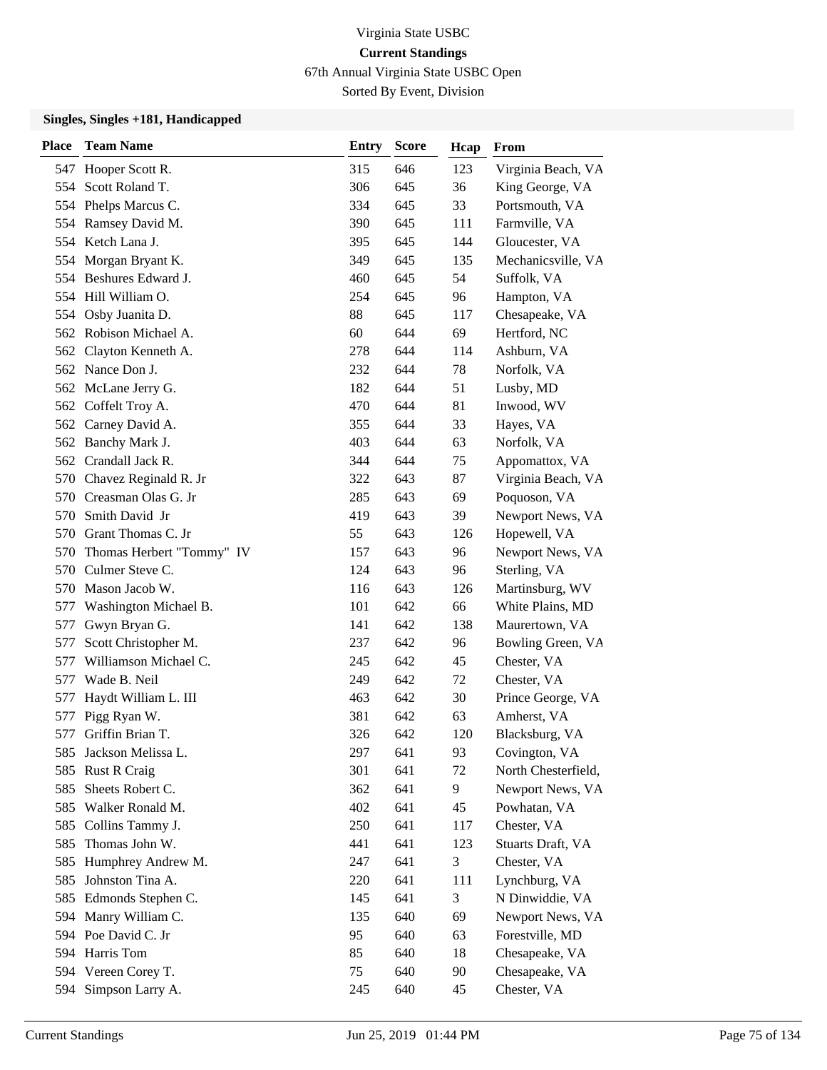Virginia State USBC

**Current Standings**

67th Annual Virginia State USBC Open

Sorted By Event, Division

### Singles, Singles +181, Handicapped

| Place | Team Name | Entry | Score | Hcap | From |
|---|---|---|---|---|---|
| 547 | Hooper Scott R. | 315 | 646 | 123 | Virginia Beach, VA |
| 554 | Scott Roland T. | 306 | 645 | 36 | King George, VA |
| 554 | Phelps Marcus C. | 334 | 645 | 33 | Portsmouth, VA |
| 554 | Ramsey David M. | 390 | 645 | 111 | Farmville, VA |
| 554 | Ketch Lana J. | 395 | 645 | 144 | Gloucester, VA |
| 554 | Morgan Bryant K. | 349 | 645 | 135 | Mechanicsville, VA |
| 554 | Beshures Edward J. | 460 | 645 | 54 | Suffolk, VA |
| 554 | Hill William O. | 254 | 645 | 96 | Hampton, VA |
| 554 | Osby Juanita D. | 88 | 645 | 117 | Chesapeake, VA |
| 562 | Robison Michael A. | 60 | 644 | 69 | Hertford, NC |
| 562 | Clayton Kenneth A. | 278 | 644 | 114 | Ashburn, VA |
| 562 | Nance Don J. | 232 | 644 | 78 | Norfolk, VA |
| 562 | McLane Jerry G. | 182 | 644 | 51 | Lusby, MD |
| 562 | Coffelt Troy A. | 470 | 644 | 81 | Inwood, WV |
| 562 | Carney David A. | 355 | 644 | 33 | Hayes, VA |
| 562 | Banchy Mark J. | 403 | 644 | 63 | Norfolk, VA |
| 562 | Crandall Jack R. | 344 | 644 | 75 | Appomattox, VA |
| 570 | Chavez Reginald R. Jr | 322 | 643 | 87 | Virginia Beach, VA |
| 570 | Creasman Olas G. Jr | 285 | 643 | 69 | Poquoson, VA |
| 570 | Smith David Jr | 419 | 643 | 39 | Newport News, VA |
| 570 | Grant Thomas C. Jr | 55 | 643 | 126 | Hopewell, VA |
| 570 | Thomas Herbert "Tommy" IV | 157 | 643 | 96 | Newport News, VA |
| 570 | Culmer Steve C. | 124 | 643 | 96 | Sterling, VA |
| 570 | Mason Jacob W. | 116 | 643 | 126 | Martinsburg, WV |
| 577 | Washington Michael B. | 101 | 642 | 66 | White Plains, MD |
| 577 | Gwyn Bryan G. | 141 | 642 | 138 | Maurertown, VA |
| 577 | Scott Christopher M. | 237 | 642 | 96 | Bowling Green, VA |
| 577 | Williamson Michael C. | 245 | 642 | 45 | Chester, VA |
| 577 | Wade B. Neil | 249 | 642 | 72 | Chester, VA |
| 577 | Haydt William L. III | 463 | 642 | 30 | Prince George, VA |
| 577 | Pigg Ryan W. | 381 | 642 | 63 | Amherst, VA |
| 577 | Griffin Brian T. | 326 | 642 | 120 | Blacksburg, VA |
| 585 | Jackson Melissa L. | 297 | 641 | 93 | Covington, VA |
| 585 | Rust R Craig | 301 | 641 | 72 | North Chesterfield, |
| 585 | Sheets Robert C. | 362 | 641 | 9 | Newport News, VA |
| 585 | Walker Ronald M. | 402 | 641 | 45 | Powhatan, VA |
| 585 | Collins Tammy J. | 250 | 641 | 117 | Chester, VA |
| 585 | Thomas John W. | 441 | 641 | 123 | Stuarts Draft, VA |
| 585 | Humphrey Andrew M. | 247 | 641 | 3 | Chester, VA |
| 585 | Johnston Tina A. | 220 | 641 | 111 | Lynchburg, VA |
| 585 | Edmonds Stephen C. | 145 | 641 | 3 | N Dinwiddie, VA |
| 594 | Manry William C. | 135 | 640 | 69 | Newport News, VA |
| 594 | Poe David C. Jr | 95 | 640 | 63 | Forestville, MD |
| 594 | Harris Tom | 85 | 640 | 18 | Chesapeake, VA |
| 594 | Vereen Corey T. | 75 | 640 | 90 | Chesapeake, VA |
| 594 | Simpson Larry A. | 245 | 640 | 45 | Chester, VA |

Current Standings | Jun 25, 2019 01:44 PM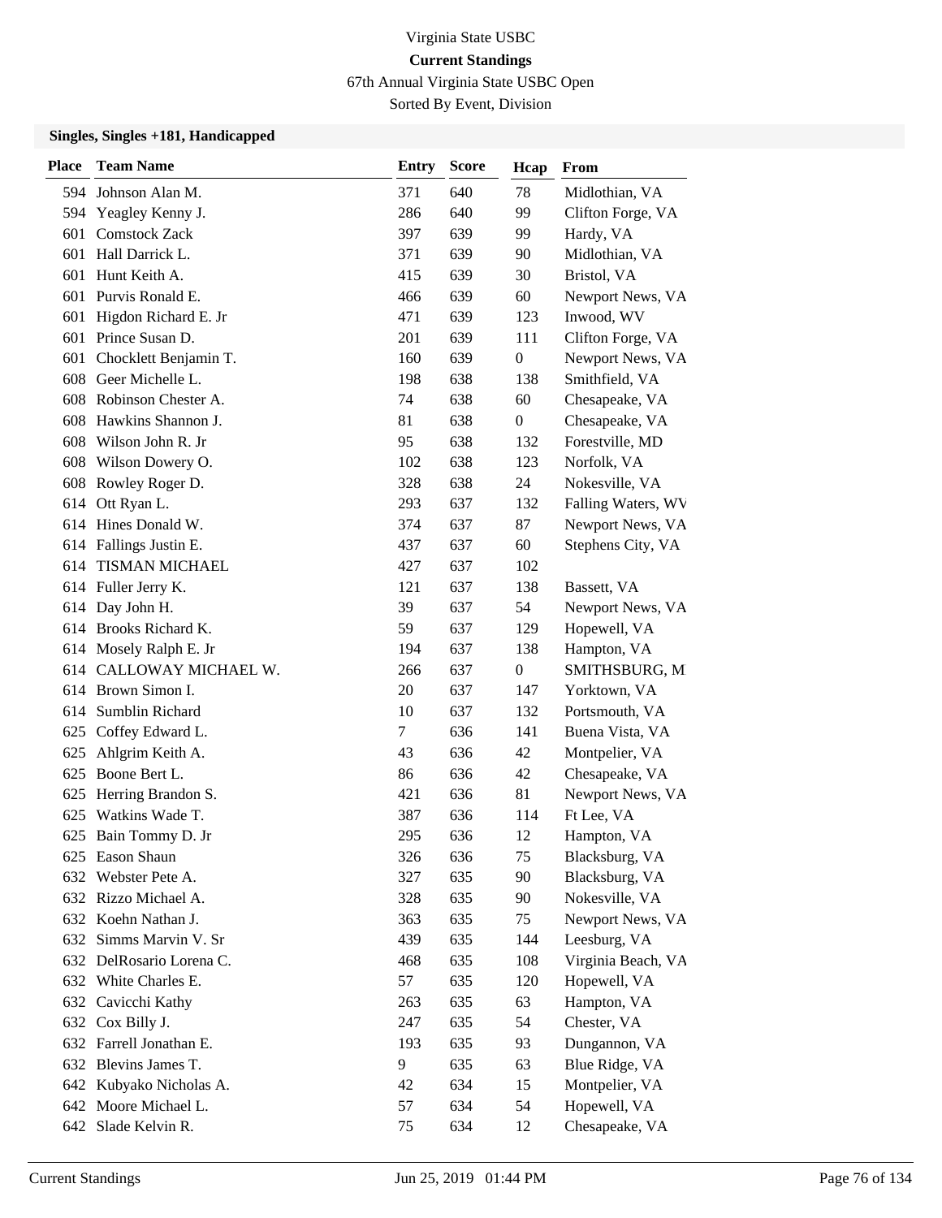Virginia State USBC

**Current Standings**

67th Annual Virginia State USBC Open

Sorted By Event, Division

### Singles, Singles +181, Handicapped

| Place | Team Name | Entry | Score | Hcap | From |
|---|---|---|---|---|---|
| 594 | Johnson Alan M. | 371 | 640 | 78 | Midlothian, VA |
| 594 | Yeagley Kenny J. | 286 | 640 | 99 | Clifton Forge, VA |
| 601 | Comstock Zack | 397 | 639 | 99 | Hardy, VA |
| 601 | Hall Darrick L. | 371 | 639 | 90 | Midlothian, VA |
| 601 | Hunt Keith A. | 415 | 639 | 30 | Bristol, VA |
| 601 | Purvis Ronald E. | 466 | 639 | 60 | Newport News, VA |
| 601 | Higdon Richard E. Jr | 471 | 639 | 123 | Inwood, WV |
| 601 | Prince Susan D. | 201 | 639 | 111 | Clifton Forge, VA |
| 601 | Chocklett Benjamin T. | 160 | 639 | 0 | Newport News, VA |
| 608 | Geer Michelle L. | 198 | 638 | 138 | Smithfield, VA |
| 608 | Robinson Chester A. | 74 | 638 | 60 | Chesapeake, VA |
| 608 | Hawkins Shannon J. | 81 | 638 | 0 | Chesapeake, VA |
| 608 | Wilson John R. Jr | 95 | 638 | 132 | Forestville, MD |
| 608 | Wilson Dowery O. | 102 | 638 | 123 | Norfolk, VA |
| 608 | Rowley Roger D. | 328 | 638 | 24 | Nokesville, VA |
| 614 | Ott Ryan L. | 293 | 637 | 132 | Falling Waters, WV |
| 614 | Hines Donald W. | 374 | 637 | 87 | Newport News, VA |
| 614 | Fallings Justin E. | 437 | 637 | 60 | Stephens City, VA |
| 614 | TISMAN MICHAEL | 427 | 637 | 102 | |
| 614 | Fuller Jerry K. | 121 | 637 | 138 | Bassett, VA |
| 614 | Day John H. | 39 | 637 | 54 | Newport News, VA |
| 614 | Brooks Richard K. | 59 | 637 | 129 | Hopewell, VA |
| 614 | Mosely Ralph E. Jr | 194 | 637 | 138 | Hampton, VA |
| 614 | CALLOWAY MICHAEL W. | 266 | 637 | 0 | SMITHSBURG, M |
| 614 | Brown Simon I. | 20 | 637 | 147 | Yorktown, VA |
| 614 | Sumblin Richard | 10 | 637 | 132 | Portsmouth, VA |
| 625 | Coffey Edward L. | 7 | 636 | 141 | Buena Vista, VA |
| 625 | Ahlgrim Keith A. | 43 | 636 | 42 | Montpelier, VA |
| 625 | Boone Bert L. | 86 | 636 | 42 | Chesapeake, VA |
| 625 | Herring Brandon S. | 421 | 636 | 81 | Newport News, VA |
| 625 | Watkins Wade T. | 387 | 636 | 114 | Ft Lee, VA |
| 625 | Bain Tommy D. Jr | 295 | 636 | 12 | Hampton, VA |
| 625 | Eason Shaun | 326 | 636 | 75 | Blacksburg, VA |
| 632 | Webster Pete A. | 327 | 635 | 90 | Blacksburg, VA |
| 632 | Rizzo Michael A. | 328 | 635 | 90 | Nokesville, VA |
| 632 | Koehn Nathan J. | 363 | 635 | 75 | Newport News, VA |
| 632 | Simms Marvin V. Sr | 439 | 635 | 144 | Leesburg, VA |
| 632 | DelRosario Lorena C. | 468 | 635 | 108 | Virginia Beach, VA |
| 632 | White Charles E. | 57 | 635 | 120 | Hopewell, VA |
| 632 | Cavicchi Kathy | 263 | 635 | 63 | Hampton, VA |
| 632 | Cox Billy J. | 247 | 635 | 54 | Chester, VA |
| 632 | Farrell Jonathan E. | 193 | 635 | 93 | Dungannon, VA |
| 632 | Blevins James T. | 9 | 635 | 63 | Blue Ridge, VA |
| 642 | Kubyako Nicholas A. | 42 | 634 | 15 | Montpelier, VA |
| 642 | Moore Michael L. | 57 | 634 | 54 | Hopewell, VA |
| 642 | Slade Kelvin R. | 75 | 634 | 12 | Chesapeake, VA |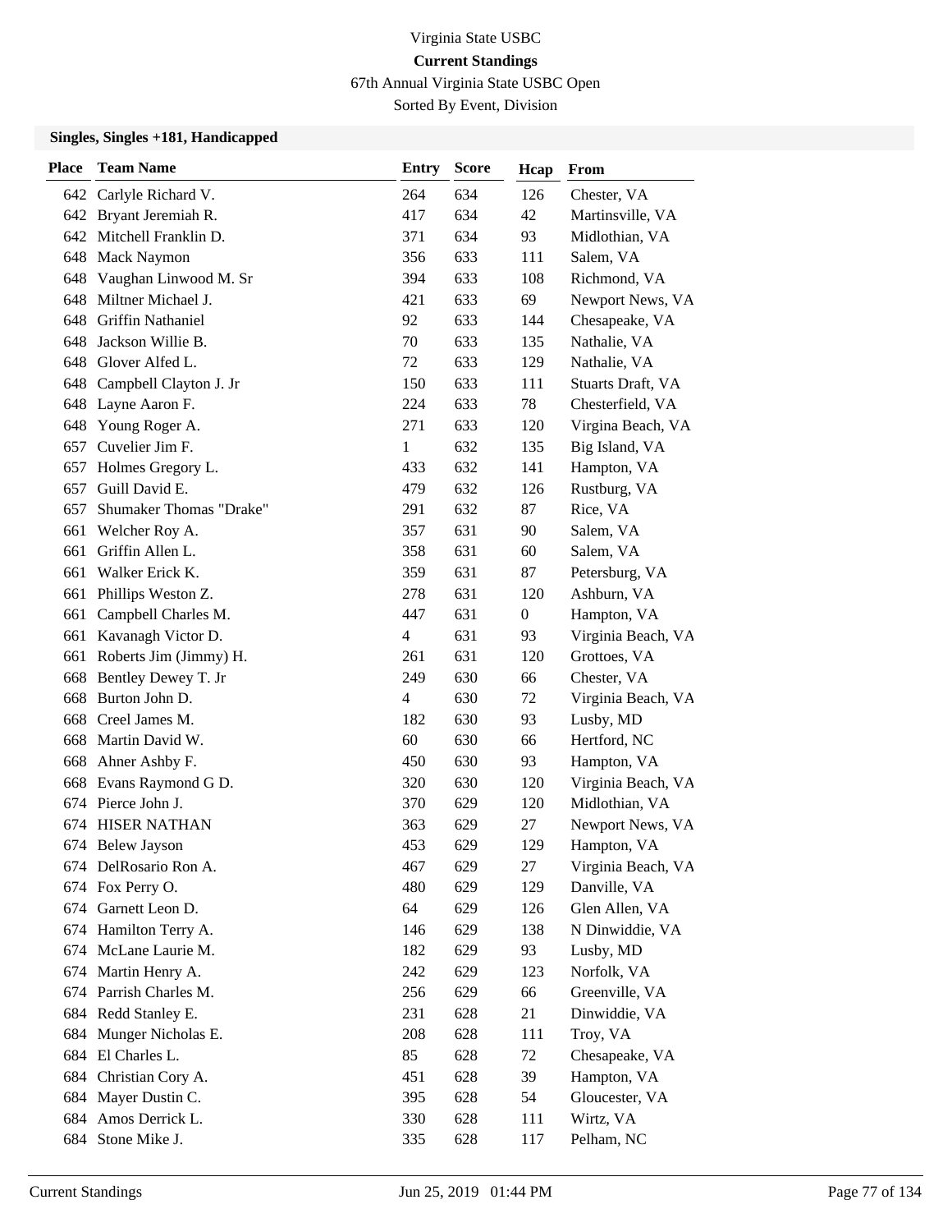Virginia State USBC

**Current Standings**

67th Annual Virginia State USBC Open

Sorted By Event, Division

**Singles, Singles +181, Handicapped**

| Place | Team Name | Entry | Score | Hcap | From |
|---|---|---|---|---|---|
| 642 | Carlyle Richard V. | 264 | 634 | 126 | Chester, VA |
| 642 | Bryant Jeremiah R. | 417 | 634 | 42 | Martinsville, VA |
| 642 | Mitchell Franklin D. | 371 | 634 | 93 | Midlothian, VA |
| 648 | Mack Naymon | 356 | 633 | 111 | Salem, VA |
| 648 | Vaughan Linwood M. Sr | 394 | 633 | 108 | Richmond, VA |
| 648 | Miltner Michael J. | 421 | 633 | 69 | Newport News, VA |
| 648 | Griffin Nathaniel | 92 | 633 | 144 | Chesapeake, VA |
| 648 | Jackson Willie B. | 70 | 633 | 135 | Nathalie, VA |
| 648 | Glover Alfed L. | 72 | 633 | 129 | Nathalie, VA |
| 648 | Campbell Clayton J. Jr | 150 | 633 | 111 | Stuarts Draft, VA |
| 648 | Layne Aaron F. | 224 | 633 | 78 | Chesterfield, VA |
| 648 | Young Roger A. | 271 | 633 | 120 | Virgina Beach, VA |
| 657 | Cuvelier Jim F. | 1 | 632 | 135 | Big Island, VA |
| 657 | Holmes Gregory L. | 433 | 632 | 141 | Hampton, VA |
| 657 | Guill David E. | 479 | 632 | 126 | Rustburg, VA |
| 657 | Shumaker Thomas "Drake" | 291 | 632 | 87 | Rice, VA |
| 661 | Welcher Roy A. | 357 | 631 | 90 | Salem, VA |
| 661 | Griffin Allen L. | 358 | 631 | 60 | Salem, VA |
| 661 | Walker Erick K. | 359 | 631 | 87 | Petersburg, VA |
| 661 | Phillips Weston Z. | 278 | 631 | 120 | Ashburn, VA |
| 661 | Campbell Charles M. | 447 | 631 | 0 | Hampton, VA |
| 661 | Kavanagh Victor D. | 4 | 631 | 93 | Virginia Beach, VA |
| 661 | Roberts Jim (Jimmy) H. | 261 | 631 | 120 | Grottoes, VA |
| 668 | Bentley Dewey T. Jr | 249 | 630 | 66 | Chester, VA |
| 668 | Burton John D. | 4 | 630 | 72 | Virginia Beach, VA |
| 668 | Creel James M. | 182 | 630 | 93 | Lusby, MD |
| 668 | Martin David W. | 60 | 630 | 66 | Hertford, NC |
| 668 | Ahner Ashby F. | 450 | 630 | 93 | Hampton, VA |
| 668 | Evans Raymond G D. | 320 | 630 | 120 | Virginia Beach, VA |
| 674 | Pierce John J. | 370 | 629 | 120 | Midlothian, VA |
| 674 | HISER NATHAN | 363 | 629 | 27 | Newport News, VA |
| 674 | Belew Jayson | 453 | 629 | 129 | Hampton, VA |
| 674 | DelRosario Ron A. | 467 | 629 | 27 | Virginia Beach, VA |
| 674 | Fox Perry O. | 480 | 629 | 129 | Danville, VA |
| 674 | Garnett Leon D. | 64 | 629 | 126 | Glen Allen, VA |
| 674 | Hamilton Terry A. | 146 | 629 | 138 | N Dinwiddie, VA |
| 674 | McLane Laurie M. | 182 | 629 | 93 | Lusby, MD |
| 674 | Martin Henry A. | 242 | 629 | 123 | Norfolk, VA |
| 674 | Parrish Charles M. | 256 | 629 | 66 | Greenville, VA |
| 684 | Redd Stanley E. | 231 | 628 | 21 | Dinwiddie, VA |
| 684 | Munger Nicholas E. | 208 | 628 | 111 | Troy, VA |
| 684 | El Charles L. | 85 | 628 | 72 | Chesapeake, VA |
| 684 | Christian Cory A. | 451 | 628 | 39 | Hampton, VA |
| 684 | Mayer Dustin C. | 395 | 628 | 54 | Gloucester, VA |
| 684 | Amos Derrick L. | 330 | 628 | 111 | Wirtz, VA |
| 684 | Stone Mike J. | 335 | 628 | 117 | Pelham, NC |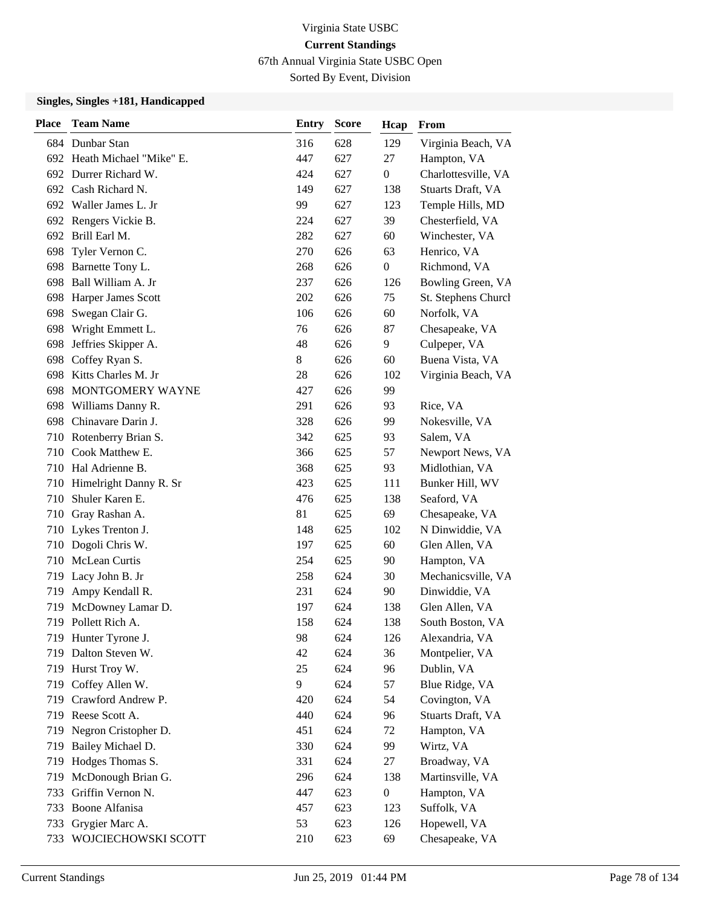Virginia State USBC

**Current Standings**

67th Annual Virginia State USBC Open

Sorted By Event, Division

### Singles, Singles +181, Handicapped

| Place | Team Name | Entry | Score | Hcap | From |
|---|---|---|---|---|---|
| 684 | Dunbar Stan | 316 | 628 | 129 | Virginia Beach, VA |
| 692 | Heath Michael "Mike" E. | 447 | 627 | 27 | Hampton, VA |
| 692 | Durrer Richard W. | 424 | 627 | 0 | Charlottesville, VA |
| 692 | Cash Richard N. | 149 | 627 | 138 | Stuarts Draft, VA |
| 692 | Waller James L. Jr | 99 | 627 | 123 | Temple Hills, MD |
| 692 | Rengers Vickie B. | 224 | 627 | 39 | Chesterfield, VA |
| 692 | Brill Earl M. | 282 | 627 | 60 | Winchester, VA |
| 698 | Tyler Vernon C. | 270 | 626 | 63 | Henrico, VA |
| 698 | Barnette Tony L. | 268 | 626 | 0 | Richmond, VA |
| 698 | Ball William A. Jr | 237 | 626 | 126 | Bowling Green, VA |
| 698 | Harper James Scott | 202 | 626 | 75 | St. Stephens Church |
| 698 | Swegan Clair G. | 106 | 626 | 60 | Norfolk, VA |
| 698 | Wright Emmett L. | 76 | 626 | 87 | Chesapeake, VA |
| 698 | Jeffries Skipper A. | 48 | 626 | 9 | Culpeper, VA |
| 698 | Coffey Ryan S. | 8 | 626 | 60 | Buena Vista, VA |
| 698 | Kitts Charles M. Jr | 28 | 626 | 102 | Virginia Beach, VA |
| 698 | MONTGOMERY WAYNE | 427 | 626 | 99 | |
| 698 | Williams Danny R. | 291 | 626 | 93 | Rice, VA |
| 698 | Chinavare Darin J. | 328 | 626 | 99 | Nokesville, VA |
| 710 | Rotenberry Brian S. | 342 | 625 | 93 | Salem, VA |
| 710 | Cook Matthew E. | 366 | 625 | 57 | Newport News, VA |
| 710 | Hal Adrienne B. | 368 | 625 | 93 | Midlothian, VA |
| 710 | Himelright Danny R. Sr | 423 | 625 | 111 | Bunker Hill, WV |
| 710 | Shuler Karen E. | 476 | 625 | 138 | Seaford, VA |
| 710 | Gray Rashan A. | 81 | 625 | 69 | Chesapeake, VA |
| 710 | Lykes Trenton J. | 148 | 625 | 102 | N Dinwiddie, VA |
| 710 | Dogoli Chris W. | 197 | 625 | 60 | Glen Allen, VA |
| 710 | McLean Curtis | 254 | 625 | 90 | Hampton, VA |
| 719 | Lacy John B. Jr | 258 | 624 | 30 | Mechanicsville, VA |
| 719 | Ampy Kendall R. | 231 | 624 | 90 | Dinwiddie, VA |
| 719 | McDowney Lamar D. | 197 | 624 | 138 | Glen Allen, VA |
| 719 | Pollett Rich A. | 158 | 624 | 138 | South Boston, VA |
| 719 | Hunter Tyrone J. | 98 | 624 | 126 | Alexandria, VA |
| 719 | Dalton Steven W. | 42 | 624 | 36 | Montpelier, VA |
| 719 | Hurst Troy W. | 25 | 624 | 96 | Dublin, VA |
| 719 | Coffey Allen W. | 9 | 624 | 57 | Blue Ridge, VA |
| 719 | Crawford Andrew P. | 420 | 624 | 54 | Covington, VA |
| 719 | Reese Scott A. | 440 | 624 | 96 | Stuarts Draft, VA |
| 719 | Negron Cristopher D. | 451 | 624 | 72 | Hampton, VA |
| 719 | Bailey Michael D. | 330 | 624 | 99 | Wirtz, VA |
| 719 | Hodges Thomas S. | 331 | 624 | 27 | Broadway, VA |
| 719 | McDonough Brian G. | 296 | 624 | 138 | Martinsville, VA |
| 733 | Griffin Vernon N. | 447 | 623 | 0 | Hampton, VA |
| 733 | Boone Alfanisa | 457 | 623 | 123 | Suffolk, VA |
| 733 | Grygier Marc A. | 53 | 623 | 126 | Hopewell, VA |
| 733 | WOJCIECHOWSKI SCOTT | 210 | 623 | 69 | Chesapeake, VA |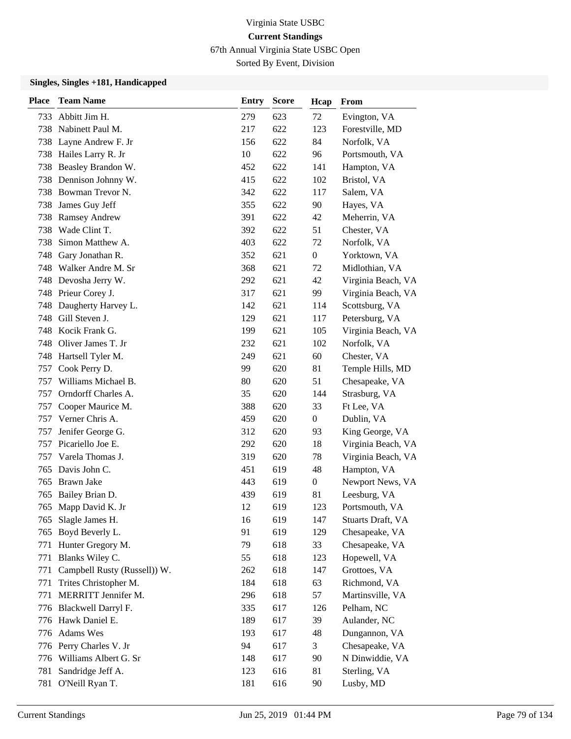Virginia State USBC

**Current Standings**

67th Annual Virginia State USBC Open

Sorted By Event, Division

### Singles, Singles +181, Handicapped

| Place | Team Name | Entry | Score | Hcap | From |
|---|---|---|---|---|---|
| 733 | Abbitt Jim H. | 279 | 623 | 72 | Evington, VA |
| 738 | Nabinett Paul M. | 217 | 622 | 123 | Forestville, MD |
| 738 | Layne Andrew F. Jr | 156 | 622 | 84 | Norfolk, VA |
| 738 | Hailes Larry R. Jr | 10 | 622 | 96 | Portsmouth, VA |
| 738 | Beasley Brandon W. | 452 | 622 | 141 | Hampton, VA |
| 738 | Dennison Johnny W. | 415 | 622 | 102 | Bristol, VA |
| 738 | Bowman Trevor N. | 342 | 622 | 117 | Salem, VA |
| 738 | James Guy Jeff | 355 | 622 | 90 | Hayes, VA |
| 738 | Ramsey Andrew | 391 | 622 | 42 | Meherrin, VA |
| 738 | Wade Clint T. | 392 | 622 | 51 | Chester, VA |
| 738 | Simon Matthew A. | 403 | 622 | 72 | Norfolk, VA |
| 748 | Gary Jonathan R. | 352 | 621 | 0 | Yorktown, VA |
| 748 | Walker Andre M. Sr | 368 | 621 | 72 | Midlothian, VA |
| 748 | Devosha Jerry W. | 292 | 621 | 42 | Virginia Beach, VA |
| 748 | Prieur Corey J. | 317 | 621 | 99 | Virginia Beach, VA |
| 748 | Daugherty Harvey L. | 142 | 621 | 114 | Scottsburg, VA |
| 748 | Gill Steven J. | 129 | 621 | 117 | Petersburg, VA |
| 748 | Kocik Frank G. | 199 | 621 | 105 | Virginia Beach, VA |
| 748 | Oliver James T. Jr | 232 | 621 | 102 | Norfolk, VA |
| 748 | Hartsell Tyler M. | 249 | 621 | 60 | Chester, VA |
| 757 | Cook Perry D. | 99 | 620 | 81 | Temple Hills, MD |
| 757 | Williams Michael B. | 80 | 620 | 51 | Chesapeake, VA |
| 757 | Orndorff Charles A. | 35 | 620 | 144 | Strasburg, VA |
| 757 | Cooper Maurice M. | 388 | 620 | 33 | Ft Lee, VA |
| 757 | Verner Chris A. | 459 | 620 | 0 | Dublin, VA |
| 757 | Jenifer George G. | 312 | 620 | 93 | King George, VA |
| 757 | Picariello Joe E. | 292 | 620 | 18 | Virginia Beach, VA |
| 757 | Varela Thomas J. | 319 | 620 | 78 | Virginia Beach, VA |
| 765 | Davis John C. | 451 | 619 | 48 | Hampton, VA |
| 765 | Brawn Jake | 443 | 619 | 0 | Newport News, VA |
| 765 | Bailey Brian D. | 439 | 619 | 81 | Leesburg, VA |
| 765 | Mapp David K. Jr | 12 | 619 | 123 | Portsmouth, VA |
| 765 | Slagle James H. | 16 | 619 | 147 | Stuarts Draft, VA |
| 765 | Boyd Beverly L. | 91 | 619 | 129 | Chesapeake, VA |
| 771 | Hunter Gregory M. | 79 | 618 | 33 | Chesapeake, VA |
| 771 | Blanks Wiley C. | 55 | 618 | 123 | Hopewell, VA |
| 771 | Campbell Rusty (Russell)) W. | 262 | 618 | 147 | Grottoes, VA |
| 771 | Trites Christopher M. | 184 | 618 | 63 | Richmond, VA |
| 771 | MERRITT Jennifer M. | 296 | 618 | 57 | Martinsville, VA |
| 776 | Blackwell Darryl F. | 335 | 617 | 126 | Pelham, NC |
| 776 | Hawk Daniel E. | 189 | 617 | 39 | Aulander, NC |
| 776 | Adams Wes | 193 | 617 | 48 | Dungannon, VA |
| 776 | Perry Charles V. Jr | 94 | 617 | 3 | Chesapeake, VA |
| 776 | Williams Albert G. Sr | 148 | 617 | 90 | N Dinwiddie, VA |
| 781 | Sandridge Jeff A. | 123 | 616 | 81 | Sterling, VA |
| 781 | O'Neill Ryan T. | 181 | 616 | 90 | Lusby, MD |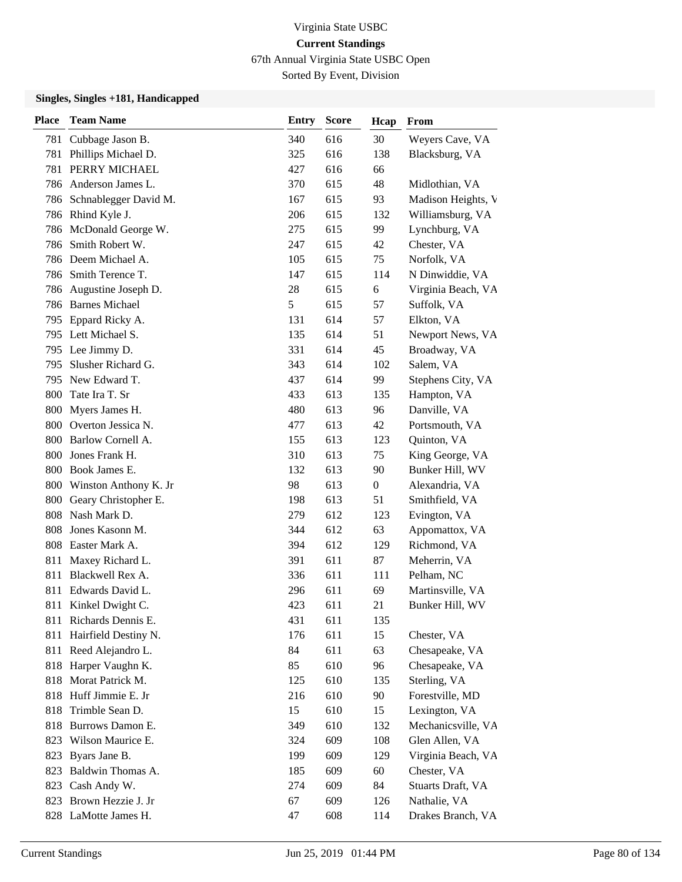Virginia State USBC

**Current Standings**

67th Annual Virginia State USBC Open

Sorted By Event, Division

### Singles, Singles +181, Handicapped

| Place | Team Name | Entry | Score | Hcap | From |
|---|---|---|---|---|---|
| 781 | Cubbage Jason B. | 340 | 616 | 30 | Weyers Cave, VA |
| 781 | Phillips Michael D. | 325 | 616 | 138 | Blacksburg, VA |
| 781 | PERRY MICHAEL | 427 | 616 | 66 | |
| 786 | Anderson James L. | 370 | 615 | 48 | Midlothian, VA |
| 786 | Schnablegger David M. | 167 | 615 | 93 | Madison Heights, V |
| 786 | Rhind Kyle J. | 206 | 615 | 132 | Williamsburg, VA |
| 786 | McDonald George W. | 275 | 615 | 99 | Lynchburg, VA |
| 786 | Smith Robert W. | 247 | 615 | 42 | Chester, VA |
| 786 | Deem Michael A. | 105 | 615 | 75 | Norfolk, VA |
| 786 | Smith Terence T. | 147 | 615 | 114 | N Dinwiddie, VA |
| 786 | Augustine Joseph D. | 28 | 615 | 6 | Virginia Beach, VA |
| 786 | Barnes Michael | 5 | 615 | 57 | Suffolk, VA |
| 795 | Eppard Ricky A. | 131 | 614 | 57 | Elkton, VA |
| 795 | Lett Michael S. | 135 | 614 | 51 | Newport News, VA |
| 795 | Lee Jimmy D. | 331 | 614 | 45 | Broadway, VA |
| 795 | Slusher Richard G. | 343 | 614 | 102 | Salem, VA |
| 795 | New Edward T. | 437 | 614 | 99 | Stephens City, VA |
| 800 | Tate Ira T. Sr | 433 | 613 | 135 | Hampton, VA |
| 800 | Myers James H. | 480 | 613 | 96 | Danville, VA |
| 800 | Overton Jessica N. | 477 | 613 | 42 | Portsmouth, VA |
| 800 | Barlow Cornell A. | 155 | 613 | 123 | Quinton, VA |
| 800 | Jones Frank H. | 310 | 613 | 75 | King George, VA |
| 800 | Book James E. | 132 | 613 | 90 | Bunker Hill, WV |
| 800 | Winston Anthony K. Jr | 98 | 613 | 0 | Alexandria, VA |
| 800 | Geary Christopher E. | 198 | 613 | 51 | Smithfield, VA |
| 808 | Nash Mark D. | 279 | 612 | 123 | Evington, VA |
| 808 | Jones Kasonn M. | 344 | 612 | 63 | Appomattox, VA |
| 808 | Easter Mark A. | 394 | 612 | 129 | Richmond, VA |
| 811 | Maxey Richard L. | 391 | 611 | 87 | Meherrin, VA |
| 811 | Blackwell Rex A. | 336 | 611 | 111 | Pelham, NC |
| 811 | Edwards David L. | 296 | 611 | 69 | Martinsville, VA |
| 811 | Kinkel Dwight C. | 423 | 611 | 21 | Bunker Hill, WV |
| 811 | Richards Dennis E. | 431 | 611 | 135 | |
| 811 | Hairfield Destiny N. | 176 | 611 | 15 | Chester, VA |
| 811 | Reed Alejandro L. | 84 | 611 | 63 | Chesapeake, VA |
| 818 | Harper Vaughn K. | 85 | 610 | 96 | Chesapeake, VA |
| 818 | Morat Patrick M. | 125 | 610 | 135 | Sterling, VA |
| 818 | Huff Jimmie E. Jr | 216 | 610 | 90 | Forestville, MD |
| 818 | Trimble Sean D. | 15 | 610 | 15 | Lexington, VA |
| 818 | Burrows Damon E. | 349 | 610 | 132 | Mechanicsville, VA |
| 823 | Wilson Maurice E. | 324 | 609 | 108 | Glen Allen, VA |
| 823 | Byars Jane B. | 199 | 609 | 129 | Virginia Beach, VA |
| 823 | Baldwin Thomas A. | 185 | 609 | 60 | Chester, VA |
| 823 | Cash Andy W. | 274 | 609 | 84 | Stuarts Draft, VA |
| 823 | Brown Hezzie J. Jr | 67 | 609 | 126 | Nathalie, VA |
| 828 | LaMotte James H. | 47 | 608 | 114 | Drakes Branch, VA |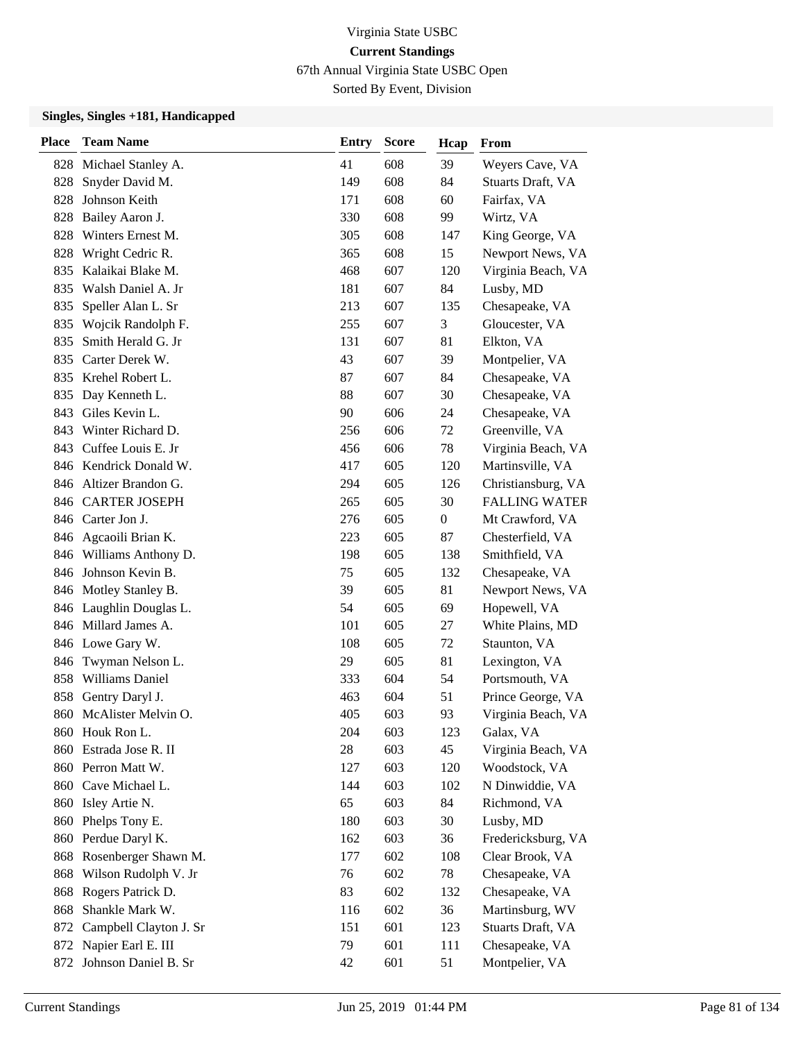Virginia State USBC

**Current Standings**

67th Annual Virginia State USBC Open

Sorted By Event, Division

### Singles, Singles +181, Handicapped

| Place | Team Name | Entry | Score | Hcap | From |
|---|---|---|---|---|---|
| 828 | Michael Stanley A. | 41 | 608 | 39 | Weyers Cave, VA |
| 828 | Snyder David M. | 149 | 608 | 84 | Stuarts Draft, VA |
| 828 | Johnson Keith | 171 | 608 | 60 | Fairfax, VA |
| 828 | Bailey Aaron J. | 330 | 608 | 99 | Wirtz, VA |
| 828 | Winters Ernest M. | 305 | 608 | 147 | King George, VA |
| 828 | Wright Cedric R. | 365 | 608 | 15 | Newport News, VA |
| 835 | Kalaikai Blake M. | 468 | 607 | 120 | Virginia Beach, VA |
| 835 | Walsh Daniel A. Jr | 181 | 607 | 84 | Lusby, MD |
| 835 | Speller Alan L. Sr | 213 | 607 | 135 | Chesapeake, VA |
| 835 | Wojcik Randolph F. | 255 | 607 | 3 | Gloucester, VA |
| 835 | Smith Herald G. Jr | 131 | 607 | 81 | Elkton, VA |
| 835 | Carter Derek W. | 43 | 607 | 39 | Montpelier, VA |
| 835 | Krehel Robert L. | 87 | 607 | 84 | Chesapeake, VA |
| 835 | Day Kenneth L. | 88 | 607 | 30 | Chesapeake, VA |
| 843 | Giles Kevin L. | 90 | 606 | 24 | Chesapeake, VA |
| 843 | Winter Richard D. | 256 | 606 | 72 | Greenville, VA |
| 843 | Cuffee Louis E. Jr | 456 | 606 | 78 | Virginia Beach, VA |
| 846 | Kendrick Donald W. | 417 | 605 | 120 | Martinsville, VA |
| 846 | Altizer Brandon G. | 294 | 605 | 126 | Christiansburg, VA |
| 846 | CARTER JOSEPH | 265 | 605 | 30 | FALLING WATER |
| 846 | Carter Jon J. | 276 | 605 | 0 | Mt Crawford, VA |
| 846 | Agcaoili Brian K. | 223 | 605 | 87 | Chesterfield, VA |
| 846 | Williams Anthony D. | 198 | 605 | 138 | Smithfield, VA |
| 846 | Johnson Kevin B. | 75 | 605 | 132 | Chesapeake, VA |
| 846 | Motley Stanley B. | 39 | 605 | 81 | Newport News, VA |
| 846 | Laughlin Douglas L. | 54 | 605 | 69 | Hopewell, VA |
| 846 | Millard James A. | 101 | 605 | 27 | White Plains, MD |
| 846 | Lowe Gary W. | 108 | 605 | 72 | Staunton, VA |
| 846 | Twyman Nelson L. | 29 | 605 | 81 | Lexington, VA |
| 858 | Williams Daniel | 333 | 604 | 54 | Portsmouth, VA |
| 858 | Gentry Daryl J. | 463 | 604 | 51 | Prince George, VA |
| 860 | McAlister Melvin O. | 405 | 603 | 93 | Virginia Beach, VA |
| 860 | Houk Ron L. | 204 | 603 | 123 | Galax, VA |
| 860 | Estrada Jose R. II | 28 | 603 | 45 | Virginia Beach, VA |
| 860 | Perron Matt W. | 127 | 603 | 120 | Woodstock, VA |
| 860 | Cave Michael L. | 144 | 603 | 102 | N Dinwiddie, VA |
| 860 | Isley Artie N. | 65 | 603 | 84 | Richmond, VA |
| 860 | Phelps Tony E. | 180 | 603 | 30 | Lusby, MD |
| 860 | Perdue Daryl K. | 162 | 603 | 36 | Fredericksburg, VA |
| 868 | Rosenberger Shawn M. | 177 | 602 | 108 | Clear Brook, VA |
| 868 | Wilson Rudolph V. Jr | 76 | 602 | 78 | Chesapeake, VA |
| 868 | Rogers Patrick D. | 83 | 602 | 132 | Chesapeake, VA |
| 868 | Shankle Mark W. | 116 | 602 | 36 | Martinsburg, WV |
| 872 | Campbell Clayton J. Sr | 151 | 601 | 123 | Stuarts Draft, VA |
| 872 | Napier Earl E. III | 79 | 601 | 111 | Chesapeake, VA |
| 872 | Johnson Daniel B. Sr | 42 | 601 | 51 | Montpelier, VA |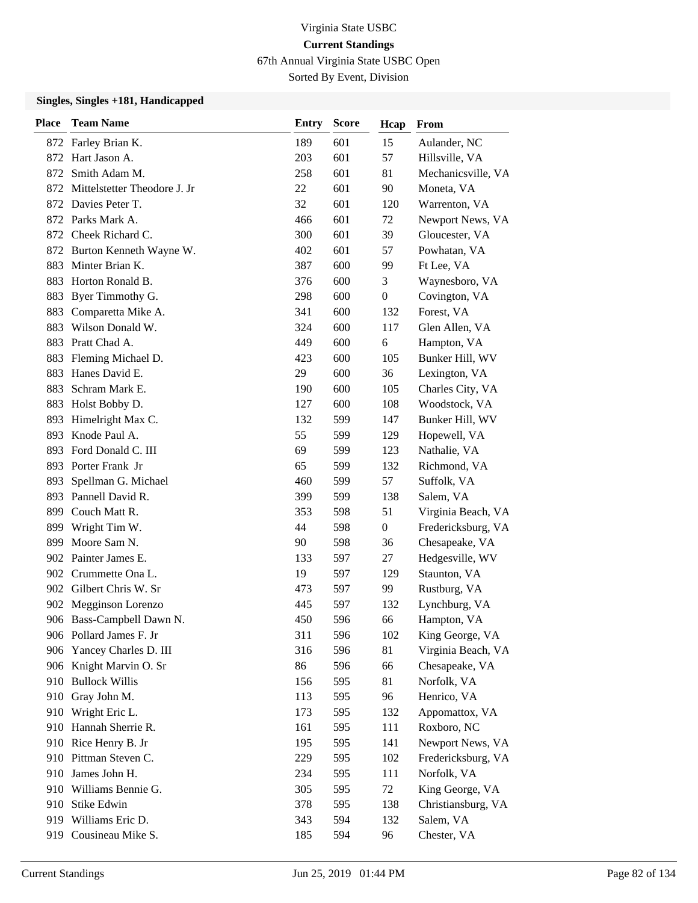# Virginia State USBC

## Current Standings

67th Annual Virginia State USBC Open

Sorted By Event, Division

### Singles, Singles +181, Handicapped

| Place | Team Name | Entry | Score | Hcap | From |
|---|---|---|---|---|---|
| 872 | Farley Brian K. | 189 | 601 | 15 | Aulander, NC |
| 872 | Hart Jason A. | 203 | 601 | 57 | Hillsville, VA |
| 872 | Smith Adam M. | 258 | 601 | 81 | Mechanicsville, VA |
| 872 | Mittelstetter Theodore J. Jr | 22 | 601 | 90 | Moneta, VA |
| 872 | Davies Peter T. | 32 | 601 | 120 | Warrenton, VA |
| 872 | Parks Mark A. | 466 | 601 | 72 | Newport News, VA |
| 872 | Cheek Richard C. | 300 | 601 | 39 | Gloucester, VA |
| 872 | Burton Kenneth Wayne W. | 402 | 601 | 57 | Powhatan, VA |
| 883 | Minter Brian K. | 387 | 600 | 99 | Ft Lee, VA |
| 883 | Horton Ronald B. | 376 | 600 | 3 | Waynesboro, VA |
| 883 | Byer Timmothy G. | 298 | 600 | 0 | Covington, VA |
| 883 | Comparetta Mike A. | 341 | 600 | 132 | Forest, VA |
| 883 | Wilson Donald W. | 324 | 600 | 117 | Glen Allen, VA |
| 883 | Pratt Chad A. | 449 | 600 | 6 | Hampton, VA |
| 883 | Fleming Michael D. | 423 | 600 | 105 | Bunker Hill, WV |
| 883 | Hanes David E. | 29 | 600 | 36 | Lexington, VA |
| 883 | Schram Mark E. | 190 | 600 | 105 | Charles City, VA |
| 883 | Holst Bobby D. | 127 | 600 | 108 | Woodstock, VA |
| 893 | Himelright Max C. | 132 | 599 | 147 | Bunker Hill, WV |
| 893 | Knode Paul A. | 55 | 599 | 129 | Hopewell, VA |
| 893 | Ford Donald C. III | 69 | 599 | 123 | Nathalie, VA |
| 893 | Porter Frank Jr | 65 | 599 | 132 | Richmond, VA |
| 893 | Spellman G. Michael | 460 | 599 | 57 | Suffolk, VA |
| 893 | Pannell David R. | 399 | 599 | 138 | Salem, VA |
| 899 | Couch Matt R. | 353 | 598 | 51 | Virginia Beach, VA |
| 899 | Wright Tim W. | 44 | 598 | 0 | Fredericksburg, VA |
| 899 | Moore Sam N. | 90 | 598 | 36 | Chesapeake, VA |
| 902 | Painter James E. | 133 | 597 | 27 | Hedgesville, WV |
| 902 | Crummette Ona L. | 19 | 597 | 129 | Staunton, VA |
| 902 | Gilbert Chris W. Sr | 473 | 597 | 99 | Rustburg, VA |
| 902 | Megginson Lorenzo | 445 | 597 | 132 | Lynchburg, VA |
| 906 | Bass-Campbell Dawn N. | 450 | 596 | 66 | Hampton, VA |
| 906 | Pollard James F. Jr | 311 | 596 | 102 | King George, VA |
| 906 | Yancey Charles D. III | 316 | 596 | 81 | Virginia Beach, VA |
| 906 | Knight Marvin O. Sr | 86 | 596 | 66 | Chesapeake, VA |
| 910 | Bullock Willis | 156 | 595 | 81 | Norfolk, VA |
| 910 | Gray John M. | 113 | 595 | 96 | Henrico, VA |
| 910 | Wright Eric L. | 173 | 595 | 132 | Appomattox, VA |
| 910 | Hannah Sherrie R. | 161 | 595 | 111 | Roxboro, NC |
| 910 | Rice Henry B. Jr | 195 | 595 | 141 | Newport News, VA |
| 910 | Pittman Steven C. | 229 | 595 | 102 | Fredericksburg, VA |
| 910 | James John H. | 234 | 595 | 111 | Norfolk, VA |
| 910 | Williams Bennie G. | 305 | 595 | 72 | King George, VA |
| 910 | Stike Edwin | 378 | 595 | 138 | Christiansburg, VA |
| 919 | Williams Eric D. | 343 | 594 | 132 | Salem, VA |
| 919 | Cousineau Mike S. | 185 | 594 | 96 | Chester, VA |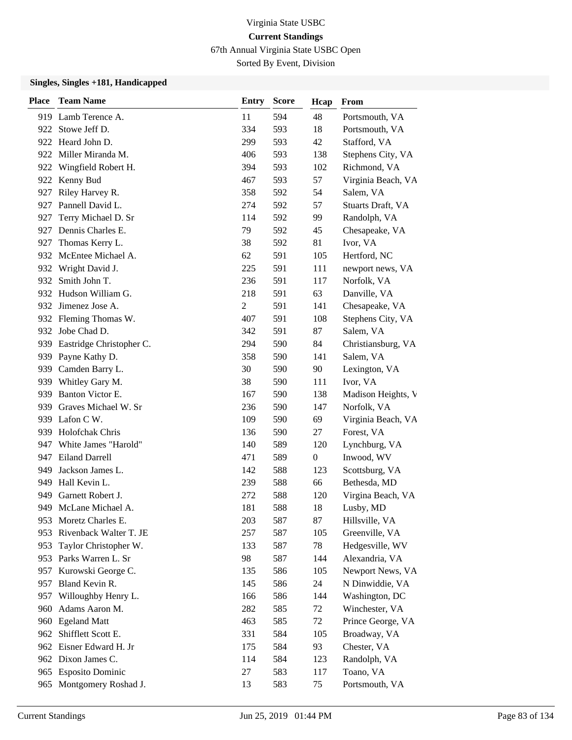Virginia State USBC

**Current Standings**

67th Annual Virginia State USBC Open

Sorted By Event, Division

### Singles, Singles +181, Handicapped

| Place | Team Name | Entry | Score | Hcap | From |
|---|---|---|---|---|---|
| 919 | Lamb Terence A. | 11 | 594 | 48 | Portsmouth, VA |
| 922 | Stowe Jeff D. | 334 | 593 | 18 | Portsmouth, VA |
| 922 | Heard John D. | 299 | 593 | 42 | Stafford, VA |
| 922 | Miller Miranda M. | 406 | 593 | 138 | Stephens City, VA |
| 922 | Wingfield Robert H. | 394 | 593 | 102 | Richmond, VA |
| 922 | Kenny Bud | 467 | 593 | 57 | Virginia Beach, VA |
| 927 | Riley Harvey R. | 358 | 592 | 54 | Salem, VA |
| 927 | Pannell David L. | 274 | 592 | 57 | Stuarts Draft, VA |
| 927 | Terry Michael D. Sr | 114 | 592 | 99 | Randolph, VA |
| 927 | Dennis Charles E. | 79 | 592 | 45 | Chesapeake, VA |
| 927 | Thomas Kerry L. | 38 | 592 | 81 | Ivor, VA |
| 932 | McEntee Michael A. | 62 | 591 | 105 | Hertford, NC |
| 932 | Wright David J. | 225 | 591 | 111 | newport news, VA |
| 932 | Smith John T. | 236 | 591 | 117 | Norfolk, VA |
| 932 | Hudson William G. | 218 | 591 | 63 | Danville, VA |
| 932 | Jimenez Jose A. | 2 | 591 | 141 | Chesapeake, VA |
| 932 | Fleming Thomas W. | 407 | 591 | 108 | Stephens City, VA |
| 932 | Jobe Chad D. | 342 | 591 | 87 | Salem, VA |
| 939 | Eastridge Christopher C. | 294 | 590 | 84 | Christiansburg, VA |
| 939 | Payne Kathy D. | 358 | 590 | 141 | Salem, VA |
| 939 | Camden Barry L. | 30 | 590 | 90 | Lexington, VA |
| 939 | Whitley Gary M. | 38 | 590 | 111 | Ivor, VA |
| 939 | Banton Victor E. | 167 | 590 | 138 | Madison Heights, V |
| 939 | Graves Michael W. Sr | 236 | 590 | 147 | Norfolk, VA |
| 939 | Lafon C W. | 109 | 590 | 69 | Virginia Beach, VA |
| 939 | Holofchak Chris | 136 | 590 | 27 | Forest, VA |
| 947 | White James "Harold" | 140 | 589 | 120 | Lynchburg, VA |
| 947 | Eiland Darrell | 471 | 589 | 0 | Inwood, WV |
| 949 | Jackson James L. | 142 | 588 | 123 | Scottsburg, VA |
| 949 | Hall Kevin L. | 239 | 588 | 66 | Bethesda, MD |
| 949 | Garnett Robert J. | 272 | 588 | 120 | Virgina Beach, VA |
| 949 | McLane Michael A. | 181 | 588 | 18 | Lusby, MD |
| 953 | Moretz Charles E. | 203 | 587 | 87 | Hillsville, VA |
| 953 | Rivenback Walter T. JE | 257 | 587 | 105 | Greenville, VA |
| 953 | Taylor Christopher W. | 133 | 587 | 78 | Hedgesville, WV |
| 953 | Parks Warren L. Sr | 98 | 587 | 144 | Alexandria, VA |
| 957 | Kurowski George C. | 135 | 586 | 105 | Newport News, VA |
| 957 | Bland Kevin R. | 145 | 586 | 24 | N Dinwiddie, VA |
| 957 | Willoughby Henry L. | 166 | 586 | 144 | Washington, DC |
| 960 | Adams Aaron M. | 282 | 585 | 72 | Winchester, VA |
| 960 | Egeland Matt | 463 | 585 | 72 | Prince George, VA |
| 962 | Shifflett Scott E. | 331 | 584 | 105 | Broadway, VA |
| 962 | Eisner Edward H. Jr | 175 | 584 | 93 | Chester, VA |
| 962 | Dixon James C. | 114 | 584 | 123 | Randolph, VA |
| 965 | Esposito Dominic | 27 | 583 | 117 | Toano, VA |
| 965 | Montgomery Roshad J. | 13 | 583 | 75 | Portsmouth, VA |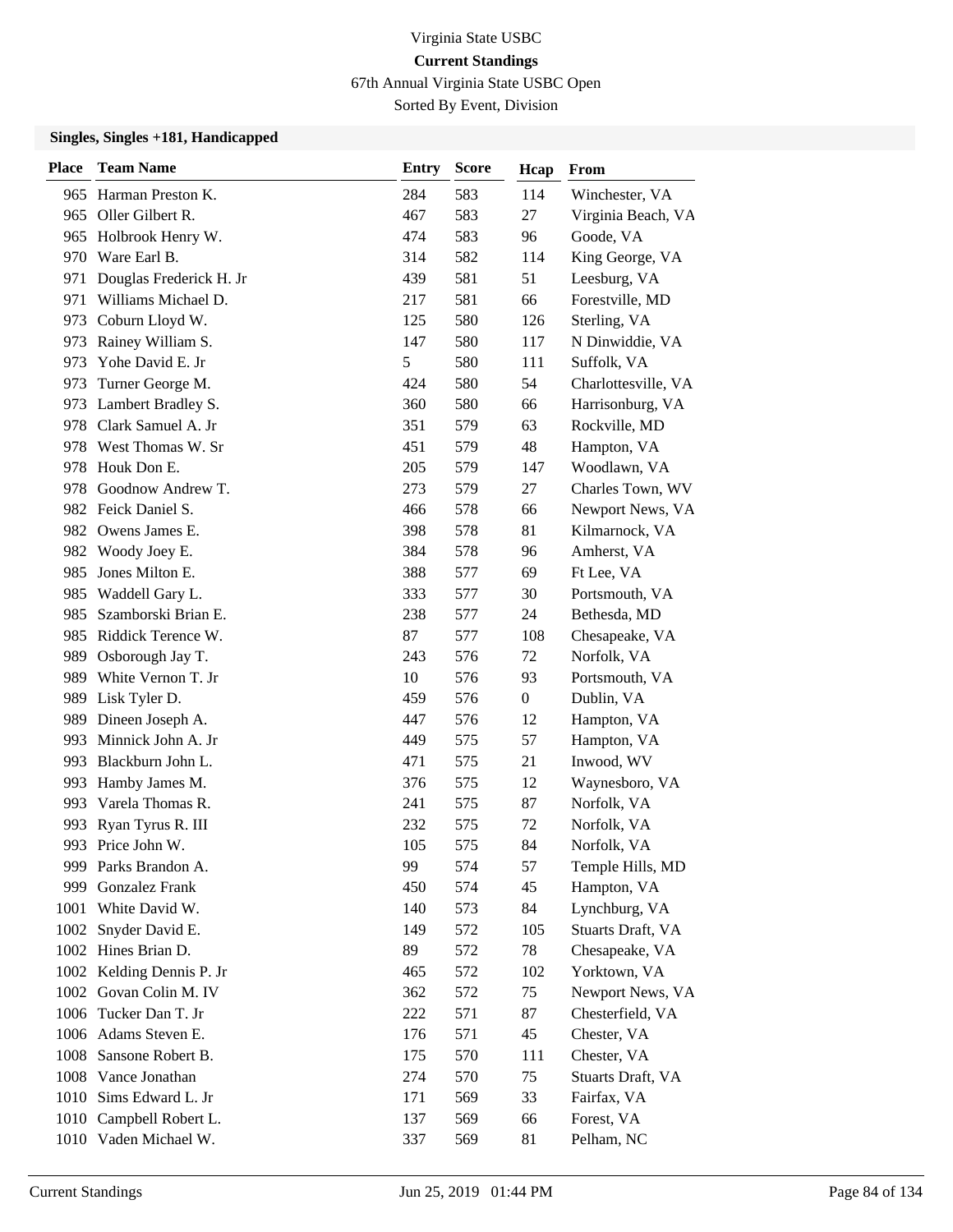Virginia State USBC

**Current Standings**

67th Annual Virginia State USBC Open

Sorted By Event, Division

### Singles, Singles +181, Handicapped

| Place | Team Name | Entry | Score | Hcap | From |
|---|---|---|---|---|---|
| 965 | Harman Preston K. | 284 | 583 | 114 | Winchester, VA |
| 965 | Oller Gilbert R. | 467 | 583 | 27 | Virginia Beach, VA |
| 965 | Holbrook Henry W. | 474 | 583 | 96 | Goode, VA |
| 970 | Ware Earl B. | 314 | 582 | 114 | King George, VA |
| 971 | Douglas Frederick H. Jr | 439 | 581 | 51 | Leesburg, VA |
| 971 | Williams Michael D. | 217 | 581 | 66 | Forestville, MD |
| 973 | Coburn Lloyd W. | 125 | 580 | 126 | Sterling, VA |
| 973 | Rainey William S. | 147 | 580 | 117 | N Dinwiddie, VA |
| 973 | Yohe David E. Jr | 5 | 580 | 111 | Suffolk, VA |
| 973 | Turner George M. | 424 | 580 | 54 | Charlottesville, VA |
| 973 | Lambert Bradley S. | 360 | 580 | 66 | Harrisonburg, VA |
| 978 | Clark Samuel A. Jr | 351 | 579 | 63 | Rockville, MD |
| 978 | West Thomas W. Sr | 451 | 579 | 48 | Hampton, VA |
| 978 | Houk Don E. | 205 | 579 | 147 | Woodlawn, VA |
| 978 | Goodnow Andrew T. | 273 | 579 | 27 | Charles Town, WV |
| 982 | Feick Daniel S. | 466 | 578 | 66 | Newport News, VA |
| 982 | Owens James E. | 398 | 578 | 81 | Kilmarnock, VA |
| 982 | Woody Joey E. | 384 | 578 | 96 | Amherst, VA |
| 985 | Jones Milton E. | 388 | 577 | 69 | Ft Lee, VA |
| 985 | Waddell Gary L. | 333 | 577 | 30 | Portsmouth, VA |
| 985 | Szamborski Brian E. | 238 | 577 | 24 | Bethesda, MD |
| 985 | Riddick Terence W. | 87 | 577 | 108 | Chesapeake, VA |
| 989 | Osborough Jay T. | 243 | 576 | 72 | Norfolk, VA |
| 989 | White Vernon T. Jr | 10 | 576 | 93 | Portsmouth, VA |
| 989 | Lisk Tyler D. | 459 | 576 | 0 | Dublin, VA |
| 989 | Dineen Joseph A. | 447 | 576 | 12 | Hampton, VA |
| 993 | Minnick John A. Jr | 449 | 575 | 57 | Hampton, VA |
| 993 | Blackburn John L. | 471 | 575 | 21 | Inwood, WV |
| 993 | Hamby James M. | 376 | 575 | 12 | Waynesboro, VA |
| 993 | Varela Thomas R. | 241 | 575 | 87 | Norfolk, VA |
| 993 | Ryan Tyrus R. III | 232 | 575 | 72 | Norfolk, VA |
| 993 | Price John W. | 105 | 575 | 84 | Norfolk, VA |
| 999 | Parks Brandon A. | 99 | 574 | 57 | Temple Hills, MD |
| 999 | Gonzalez Frank | 450 | 574 | 45 | Hampton, VA |
| 1001 | White David W. | 140 | 573 | 84 | Lynchburg, VA |
| 1002 | Snyder David E. | 149 | 572 | 105 | Stuarts Draft, VA |
| 1002 | Hines Brian D. | 89 | 572 | 78 | Chesapeake, VA |
| 1002 | Kelding Dennis P. Jr | 465 | 572 | 102 | Yorktown, VA |
| 1002 | Govan Colin M. IV | 362 | 572 | 75 | Newport News, VA |
| 1006 | Tucker Dan T. Jr | 222 | 571 | 87 | Chesterfield, VA |
| 1006 | Adams Steven E. | 176 | 571 | 45 | Chester, VA |
| 1008 | Sansone Robert B. | 175 | 570 | 111 | Chester, VA |
| 1008 | Vance Jonathan | 274 | 570 | 75 | Stuarts Draft, VA |
| 1010 | Sims Edward L. Jr | 171 | 569 | 33 | Fairfax, VA |
| 1010 | Campbell Robert L. | 137 | 569 | 66 | Forest, VA |
| 1010 | Vaden Michael W. | 337 | 569 | 81 | Pelham, NC |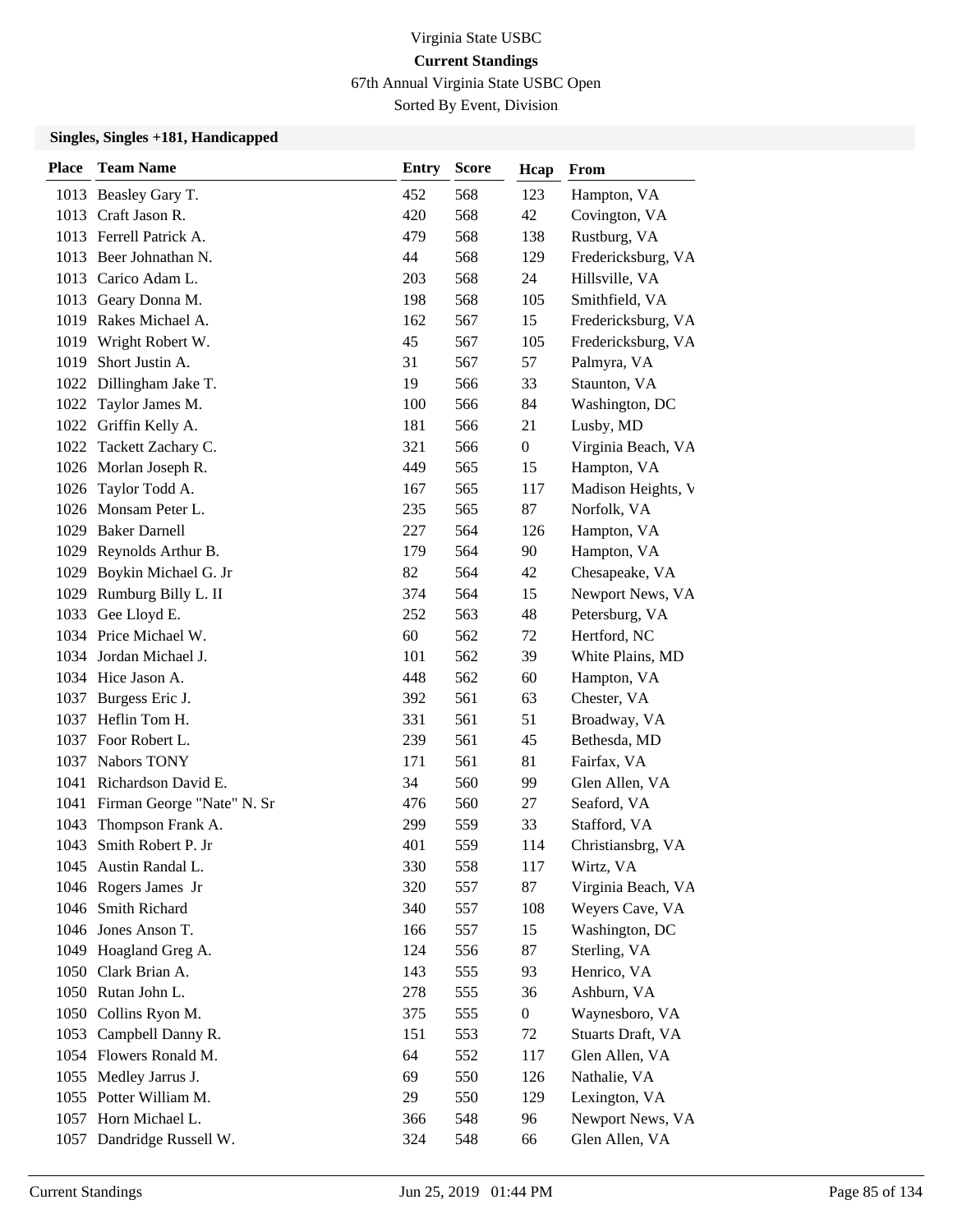Virginia State USBC

**Current Standings**

67th Annual Virginia State USBC Open

Sorted By Event, Division

### Singles, Singles +181, Handicapped

| Place | Team Name | Entry | Score | Hcap | From |
|---|---|---|---|---|---|
| 1013 | Beasley Gary T. | 452 | 568 | 123 | Hampton, VA |
| 1013 | Craft Jason R. | 420 | 568 | 42 | Covington, VA |
| 1013 | Ferrell Patrick A. | 479 | 568 | 138 | Rustburg, VA |
| 1013 | Beer Johnathan N. | 44 | 568 | 129 | Fredericksburg, VA |
| 1013 | Carico Adam L. | 203 | 568 | 24 | Hillsville, VA |
| 1013 | Geary Donna M. | 198 | 568 | 105 | Smithfield, VA |
| 1019 | Rakes Michael A. | 162 | 567 | 15 | Fredericksburg, VA |
| 1019 | Wright Robert W. | 45 | 567 | 105 | Fredericksburg, VA |
| 1019 | Short Justin A. | 31 | 567 | 57 | Palmyra, VA |
| 1022 | Dillingham Jake T. | 19 | 566 | 33 | Staunton, VA |
| 1022 | Taylor James M. | 100 | 566 | 84 | Washington, DC |
| 1022 | Griffin Kelly A. | 181 | 566 | 21 | Lusby, MD |
| 1022 | Tackett Zachary C. | 321 | 566 | 0 | Virginia Beach, VA |
| 1026 | Morlan Joseph R. | 449 | 565 | 15 | Hampton, VA |
| 1026 | Taylor Todd A. | 167 | 565 | 117 | Madison Heights, V |
| 1026 | Monsam Peter L. | 235 | 565 | 87 | Norfolk, VA |
| 1029 | Baker Darnell | 227 | 564 | 126 | Hampton, VA |
| 1029 | Reynolds Arthur B. | 179 | 564 | 90 | Hampton, VA |
| 1029 | Boykin Michael G. Jr | 82 | 564 | 42 | Chesapeake, VA |
| 1029 | Rumburg Billy L. II | 374 | 564 | 15 | Newport News, VA |
| 1033 | Gee Lloyd E. | 252 | 563 | 48 | Petersburg, VA |
| 1034 | Price Michael W. | 60 | 562 | 72 | Hertford, NC |
| 1034 | Jordan Michael J. | 101 | 562 | 39 | White Plains, MD |
| 1034 | Hice Jason A. | 448 | 562 | 60 | Hampton, VA |
| 1037 | Burgess Eric J. | 392 | 561 | 63 | Chester, VA |
| 1037 | Heflin Tom H. | 331 | 561 | 51 | Broadway, VA |
| 1037 | Foor Robert L. | 239 | 561 | 45 | Bethesda, MD |
| 1037 | Nabors TONY | 171 | 561 | 81 | Fairfax, VA |
| 1041 | Richardson David E. | 34 | 560 | 99 | Glen Allen, VA |
| 1041 | Firman George "Nate" N. Sr | 476 | 560 | 27 | Seaford, VA |
| 1043 | Thompson Frank A. | 299 | 559 | 33 | Stafford, VA |
| 1043 | Smith Robert P. Jr | 401 | 559 | 114 | Christiansbrg, VA |
| 1045 | Austin Randal L. | 330 | 558 | 117 | Wirtz, VA |
| 1046 | Rogers James Jr | 320 | 557 | 87 | Virginia Beach, VA |
| 1046 | Smith Richard | 340 | 557 | 108 | Weyers Cave, VA |
| 1046 | Jones Anson T. | 166 | 557 | 15 | Washington, DC |
| 1049 | Hoagland Greg A. | 124 | 556 | 87 | Sterling, VA |
| 1050 | Clark Brian A. | 143 | 555 | 93 | Henrico, VA |
| 1050 | Rutan John L. | 278 | 555 | 36 | Ashburn, VA |
| 1050 | Collins Ryon M. | 375 | 555 | 0 | Waynesboro, VA |
| 1053 | Campbell Danny R. | 151 | 553 | 72 | Stuarts Draft, VA |
| 1054 | Flowers Ronald M. | 64 | 552 | 117 | Glen Allen, VA |
| 1055 | Medley Jarrus J. | 69 | 550 | 126 | Nathalie, VA |
| 1055 | Potter William M. | 29 | 550 | 129 | Lexington, VA |
| 1057 | Horn Michael L. | 366 | 548 | 96 | Newport News, VA |
| 1057 | Dandridge Russell W. | 324 | 548 | 66 | Glen Allen, VA |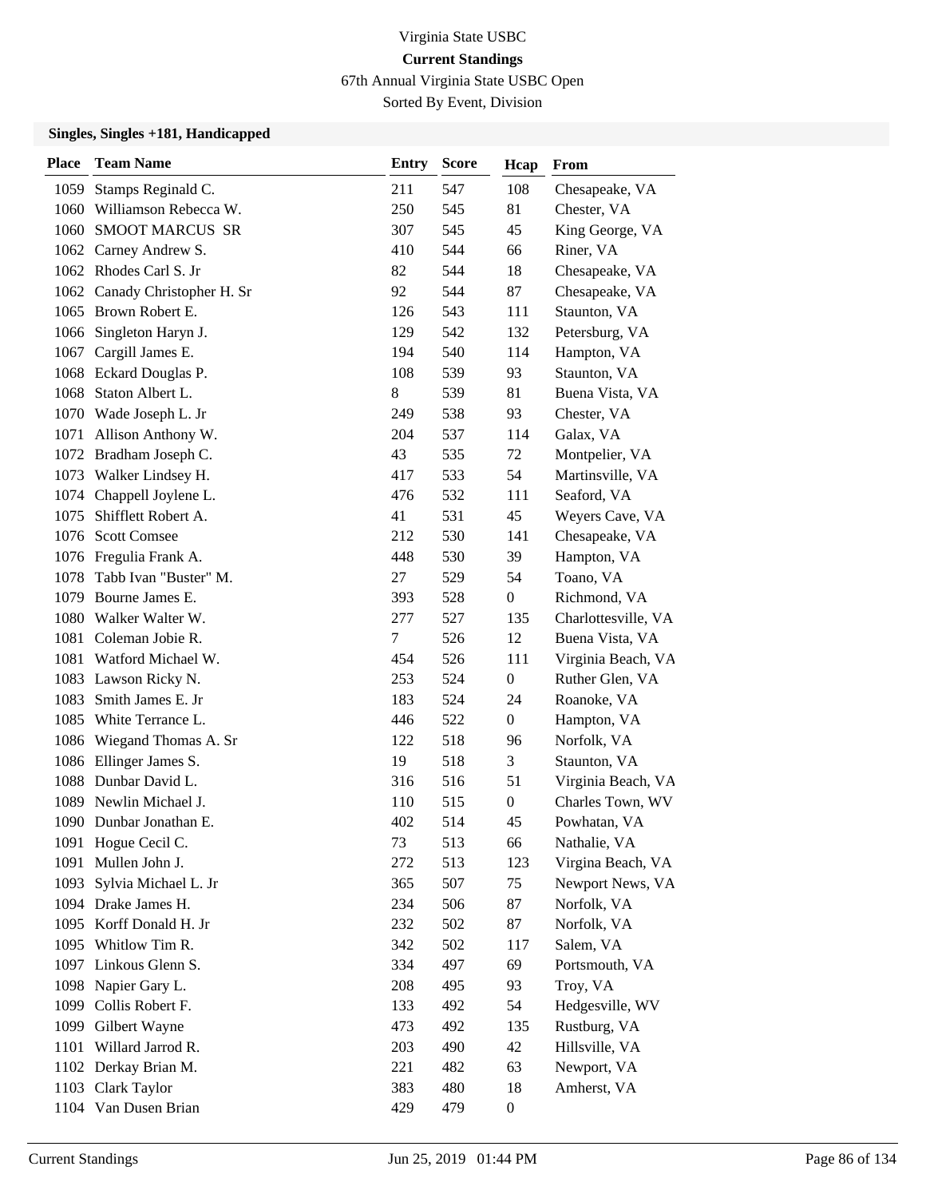Virginia State USBC

**Current Standings**

67th Annual Virginia State USBC Open

Sorted By Event, Division

### Singles, Singles +181, Handicapped

| Place | Team Name | Entry | Score | Hcap | From |
|---|---|---|---|---|---|
| 1059 | Stamps Reginald C. | 211 | 547 | 108 | Chesapeake, VA |
| 1060 | Williamson Rebecca W. | 250 | 545 | 81 | Chester, VA |
| 1060 | SMOOT MARCUS SR | 307 | 545 | 45 | King George, VA |
| 1062 | Carney Andrew S. | 410 | 544 | 66 | Riner, VA |
| 1062 | Rhodes Carl S. Jr | 82 | 544 | 18 | Chesapeake, VA |
| 1062 | Canady Christopher H. Sr | 92 | 544 | 87 | Chesapeake, VA |
| 1065 | Brown Robert E. | 126 | 543 | 111 | Staunton, VA |
| 1066 | Singleton Haryn J. | 129 | 542 | 132 | Petersburg, VA |
| 1067 | Cargill James E. | 194 | 540 | 114 | Hampton, VA |
| 1068 | Eckard Douglas P. | 108 | 539 | 93 | Staunton, VA |
| 1068 | Staton Albert L. | 8 | 539 | 81 | Buena Vista, VA |
| 1070 | Wade Joseph L. Jr | 249 | 538 | 93 | Chester, VA |
| 1071 | Allison Anthony W. | 204 | 537 | 114 | Galax, VA |
| 1072 | Bradham Joseph C. | 43 | 535 | 72 | Montpelier, VA |
| 1073 | Walker Lindsey H. | 417 | 533 | 54 | Martinsville, VA |
| 1074 | Chappell Joylene L. | 476 | 532 | 111 | Seaford, VA |
| 1075 | Shifflett Robert A. | 41 | 531 | 45 | Weyers Cave, VA |
| 1076 | Scott Comsee | 212 | 530 | 141 | Chesapeake, VA |
| 1076 | Fregulia Frank A. | 448 | 530 | 39 | Hampton, VA |
| 1078 | Tabb Ivan "Buster" M. | 27 | 529 | 54 | Toano, VA |
| 1079 | Bourne James E. | 393 | 528 | 0 | Richmond, VA |
| 1080 | Walker Walter W. | 277 | 527 | 135 | Charlottesville, VA |
| 1081 | Coleman Jobie R. | 7 | 526 | 12 | Buena Vista, VA |
| 1081 | Watford Michael W. | 454 | 526 | 111 | Virginia Beach, VA |
| 1083 | Lawson Ricky N. | 253 | 524 | 0 | Ruther Glen, VA |
| 1083 | Smith James E. Jr | 183 | 524 | 24 | Roanoke, VA |
| 1085 | White Terrance L. | 446 | 522 | 0 | Hampton, VA |
| 1086 | Wiegand Thomas A. Sr | 122 | 518 | 96 | Norfolk, VA |
| 1086 | Ellinger James S. | 19 | 518 | 3 | Staunton, VA |
| 1088 | Dunbar David L. | 316 | 516 | 51 | Virginia Beach, VA |
| 1089 | Newlin Michael J. | 110 | 515 | 0 | Charles Town, WV |
| 1090 | Dunbar Jonathan E. | 402 | 514 | 45 | Powhatan, VA |
| 1091 | Hogue Cecil C. | 73 | 513 | 66 | Nathalie, VA |
| 1091 | Mullen John J. | 272 | 513 | 123 | Virgina Beach, VA |
| 1093 | Sylvia Michael L. Jr | 365 | 507 | 75 | Newport News, VA |
| 1094 | Drake James H. | 234 | 506 | 87 | Norfolk, VA |
| 1095 | Korff Donald H. Jr | 232 | 502 | 87 | Norfolk, VA |
| 1095 | Whitlow Tim R. | 342 | 502 | 117 | Salem, VA |
| 1097 | Linkous Glenn S. | 334 | 497 | 69 | Portsmouth, VA |
| 1098 | Napier Gary L. | 208 | 495 | 93 | Troy, VA |
| 1099 | Collis Robert F. | 133 | 492 | 54 | Hedgesville, WV |
| 1099 | Gilbert Wayne | 473 | 492 | 135 | Rustburg, VA |
| 1101 | Willard Jarrod R. | 203 | 490 | 42 | Hillsville, VA |
| 1102 | Derkay Brian M. | 221 | 482 | 63 | Newport, VA |
| 1103 | Clark Taylor | 383 | 480 | 18 | Amherst, VA |
| 1104 | Van Dusen Brian | 429 | 479 | 0 | |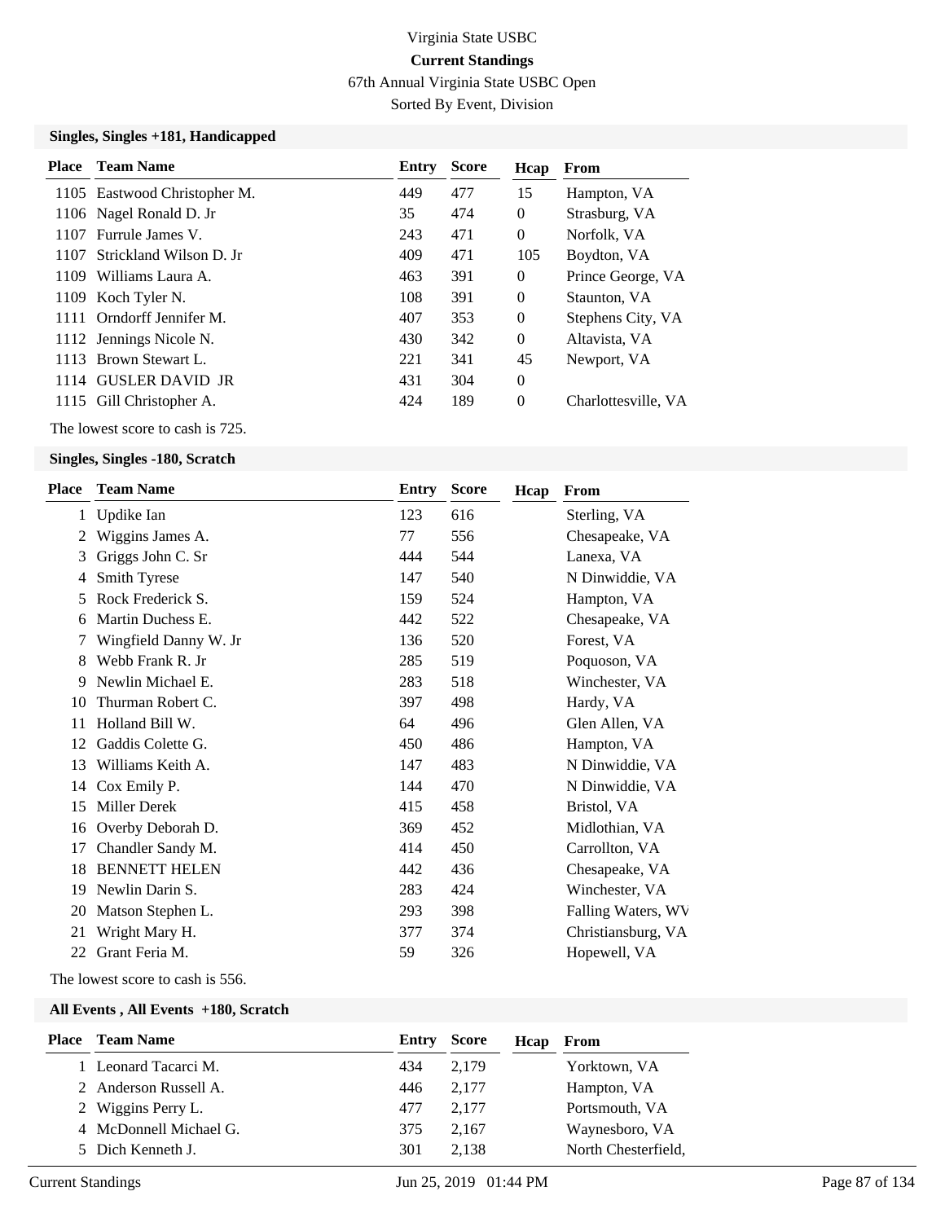Virginia State USBC

**Current Standings**

67th Annual Virginia State USBC Open

Sorted By Event, Division

### Singles, Singles +181, Handicapped

| Place | Team Name | Entry | Score | Hcap | From |
|---|---|---|---|---|---|
| 1105 | Eastwood Christopher M. | 449 | 477 | 15 | Hampton, VA |
| 1106 | Nagel Ronald D. Jr | 35 | 474 | 0 | Strasburg, VA |
| 1107 | Furrule James V. | 243 | 471 | 0 | Norfolk, VA |
| 1107 | Strickland Wilson D. Jr | 409 | 471 | 105 | Boydton, VA |
| 1109 | Williams Laura A. | 463 | 391 | 0 | Prince George, VA |
| 1109 | Koch Tyler N. | 108 | 391 | 0 | Staunton, VA |
| 1111 | Orndorff Jennifer M. | 407 | 353 | 0 | Stephens City, VA |
| 1112 | Jennings Nicole N. | 430 | 342 | 0 | Altavista, VA |
| 1113 | Brown Stewart L. | 221 | 341 | 45 | Newport, VA |
| 1114 | GUSLER DAVID JR | 431 | 304 | 0 | |
| 1115 | Gill Christopher A. | 424 | 189 | 0 | Charlottesville, VA |

The lowest score to cash is 725.

### Singles, Singles -180, Scratch

| Place | Team Name | Entry | Score | Hcap | From |
|---|---|---|---|---|---|
| 1 | Updike Ian | 123 | 616 | | Sterling, VA |
| 2 | Wiggins James A. | 77 | 556 | | Chesapeake, VA |
| 3 | Griggs John C. Sr | 444 | 544 | | Lanexa, VA |
| 4 | Smith Tyrese | 147 | 540 | | N Dinwiddie, VA |
| 5 | Rock Frederick S. | 159 | 524 | | Hampton, VA |
| 6 | Martin Duchess E. | 442 | 522 | | Chesapeake, VA |
| 7 | Wingfield Danny W. Jr | 136 | 520 | | Forest, VA |
| 8 | Webb Frank R. Jr | 285 | 519 | | Poquoson, VA |
| 9 | Newlin Michael E. | 283 | 518 | | Winchester, VA |
| 10 | Thurman Robert C. | 397 | 498 | | Hardy, VA |
| 11 | Holland Bill W. | 64 | 496 | | Glen Allen, VA |
| 12 | Gaddis Colette G. | 450 | 486 | | Hampton, VA |
| 13 | Williams Keith A. | 147 | 483 | | N Dinwiddie, VA |
| 14 | Cox Emily P. | 144 | 470 | | N Dinwiddie, VA |
| 15 | Miller Derek | 415 | 458 | | Bristol, VA |
| 16 | Overby Deborah D. | 369 | 452 | | Midlothian, VA |
| 17 | Chandler Sandy M. | 414 | 450 | | Carrollton, VA |
| 18 | BENNETT HELEN | 442 | 436 | | Chesapeake, VA |
| 19 | Newlin Darin S. | 283 | 424 | | Winchester, VA |
| 20 | Matson Stephen L. | 293 | 398 | | Falling Waters, WV |
| 21 | Wright Mary H. | 377 | 374 | | Christiansburg, VA |
| 22 | Grant Feria M. | 59 | 326 | | Hopewell, VA |

The lowest score to cash is 556.

### All Events , All Events +180, Scratch

| Place | Team Name | Entry | Score | Hcap | From |
|---|---|---|---|---|---|
| 1 | Leonard Tacarci M. | 434 | 2,179 | | Yorktown, VA |
| 2 | Anderson Russell A. | 446 | 2,177 | | Hampton, VA |
| 2 | Wiggins Perry L. | 477 | 2,177 | | Portsmouth, VA |
| 4 | McDonnell Michael G. | 375 | 2,167 | | Waynesboro, VA |
| 5 | Dich Kenneth J. | 301 | 2,138 | | North Chesterfield, |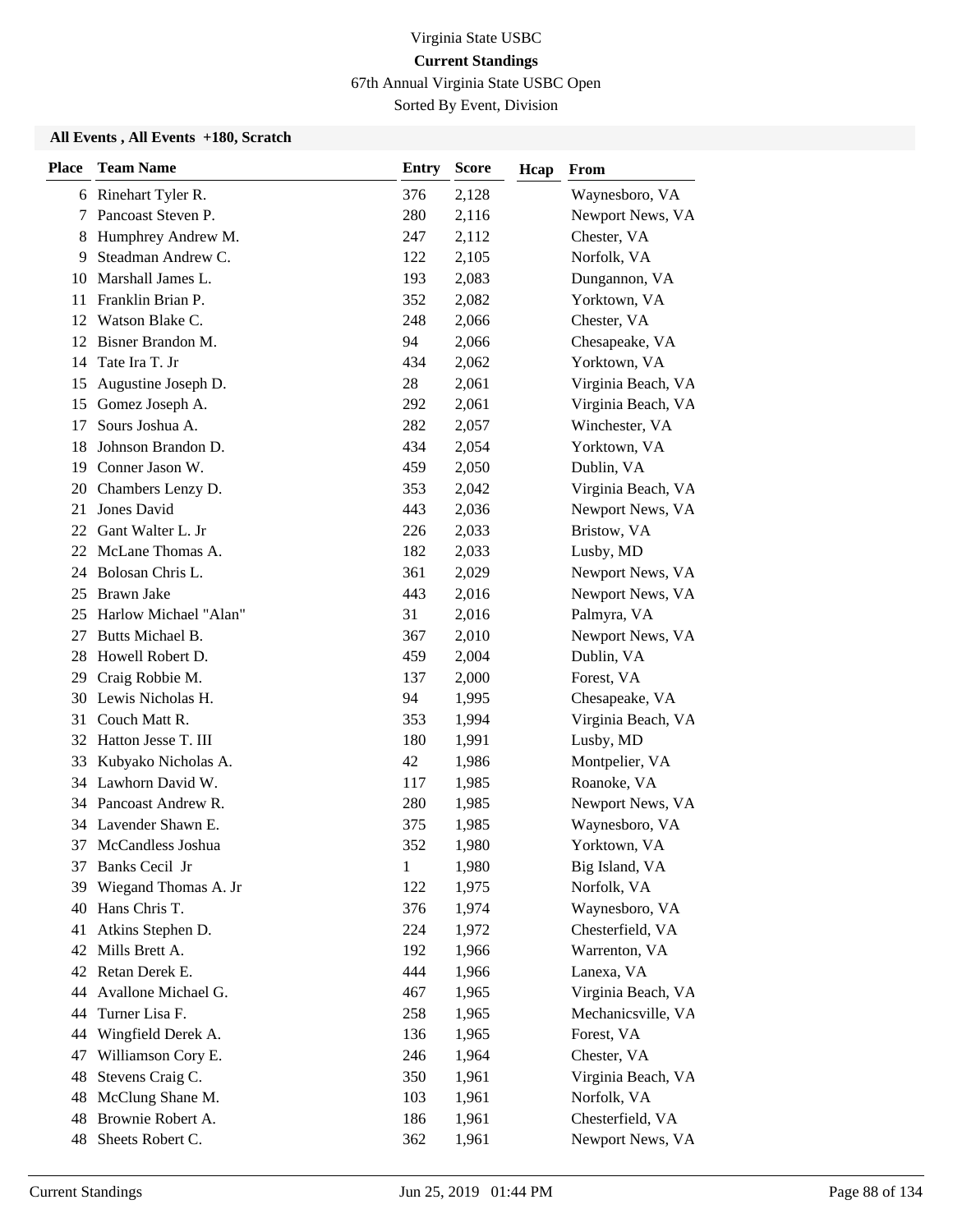Virginia State USBC

**Current Standings**

67th Annual Virginia State USBC Open

Sorted By Event, Division

**All Events , All Events +180, Scratch**

| Place | Team Name | Entry | Score | Hcap | From |
|---|---|---|---|---|---|
| 6 | Rinehart Tyler R. | 376 | 2,128 | | Waynesboro, VA |
| 7 | Pancoast Steven P. | 280 | 2,116 | | Newport News, VA |
| 8 | Humphrey Andrew M. | 247 | 2,112 | | Chester, VA |
| 9 | Steadman Andrew C. | 122 | 2,105 | | Norfolk, VA |
| 10 | Marshall James L. | 193 | 2,083 | | Dungannon, VA |
| 11 | Franklin Brian P. | 352 | 2,082 | | Yorktown, VA |
| 12 | Watson Blake C. | 248 | 2,066 | | Chester, VA |
| 12 | Bisner Brandon M. | 94 | 2,066 | | Chesapeake, VA |
| 14 | Tate Ira T. Jr | 434 | 2,062 | | Yorktown, VA |
| 15 | Augustine Joseph D. | 28 | 2,061 | | Virginia Beach, VA |
| 15 | Gomez Joseph A. | 292 | 2,061 | | Virginia Beach, VA |
| 17 | Sours Joshua A. | 282 | 2,057 | | Winchester, VA |
| 18 | Johnson Brandon D. | 434 | 2,054 | | Yorktown, VA |
| 19 | Conner Jason W. | 459 | 2,050 | | Dublin, VA |
| 20 | Chambers Lenzy D. | 353 | 2,042 | | Virginia Beach, VA |
| 21 | Jones David | 443 | 2,036 | | Newport News, VA |
| 22 | Gant Walter L. Jr | 226 | 2,033 | | Bristow, VA |
| 22 | McLane Thomas A. | 182 | 2,033 | | Lusby, MD |
| 24 | Bolosan Chris L. | 361 | 2,029 | | Newport News, VA |
| 25 | Brawn Jake | 443 | 2,016 | | Newport News, VA |
| 25 | Harlow Michael "Alan" | 31 | 2,016 | | Palmyra, VA |
| 27 | Butts Michael B. | 367 | 2,010 | | Newport News, VA |
| 28 | Howell Robert D. | 459 | 2,004 | | Dublin, VA |
| 29 | Craig Robbie M. | 137 | 2,000 | | Forest, VA |
| 30 | Lewis Nicholas H. | 94 | 1,995 | | Chesapeake, VA |
| 31 | Couch Matt R. | 353 | 1,994 | | Virginia Beach, VA |
| 32 | Hatton Jesse T. III | 180 | 1,991 | | Lusby, MD |
| 33 | Kubyako Nicholas A. | 42 | 1,986 | | Montpelier, VA |
| 34 | Lawhorn David W. | 117 | 1,985 | | Roanoke, VA |
| 34 | Pancoast Andrew R. | 280 | 1,985 | | Newport News, VA |
| 34 | Lavender Shawn E. | 375 | 1,985 | | Waynesboro, VA |
| 37 | McCandless Joshua | 352 | 1,980 | | Yorktown, VA |
| 37 | Banks Cecil Jr | 1 | 1,980 | | Big Island, VA |
| 39 | Wiegand Thomas A. Jr | 122 | 1,975 | | Norfolk, VA |
| 40 | Hans Chris T. | 376 | 1,974 | | Waynesboro, VA |
| 41 | Atkins Stephen D. | 224 | 1,972 | | Chesterfield, VA |
| 42 | Mills Brett A. | 192 | 1,966 | | Warrenton, VA |
| 42 | Retan Derek E. | 444 | 1,966 | | Lanexa, VA |
| 44 | Avallone Michael G. | 467 | 1,965 | | Virginia Beach, VA |
| 44 | Turner Lisa F. | 258 | 1,965 | | Mechanicsville, VA |
| 44 | Wingfield Derek A. | 136 | 1,965 | | Forest, VA |
| 47 | Williamson Cory E. | 246 | 1,964 | | Chester, VA |
| 48 | Stevens Craig C. | 350 | 1,961 | | Virginia Beach, VA |
| 48 | McClung Shane M. | 103 | 1,961 | | Norfolk, VA |
| 48 | Brownie Robert A. | 186 | 1,961 | | Chesterfield, VA |
| 48 | Sheets Robert C. | 362 | 1,961 | | Newport News, VA |

Current Standings Jun 25, 2019 01:44 PM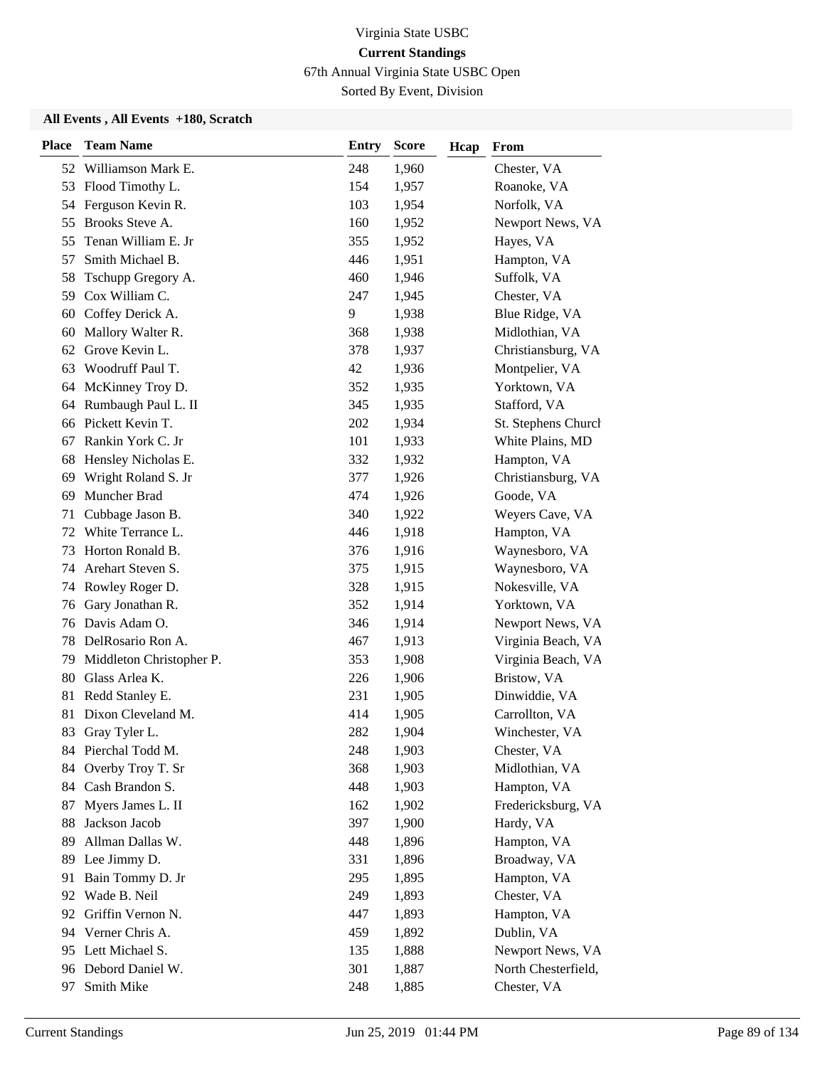Virginia State USBC

**Current Standings**

67th Annual Virginia State USBC Open

Sorted By Event, Division

### All Events , All Events +180, Scratch

| Place | Team Name | Entry | Score | Hcap | From |
|---|---|---|---|---|---|
| 52 | Williamson Mark E. | 248 | 1,960 | | Chester, VA |
| 53 | Flood Timothy L. | 154 | 1,957 | | Roanoke, VA |
| 54 | Ferguson Kevin R. | 103 | 1,954 | | Norfolk, VA |
| 55 | Brooks Steve A. | 160 | 1,952 | | Newport News, VA |
| 55 | Tenan William E. Jr | 355 | 1,952 | | Hayes, VA |
| 57 | Smith Michael B. | 446 | 1,951 | | Hampton, VA |
| 58 | Tschupp Gregory A. | 460 | 1,946 | | Suffolk, VA |
| 59 | Cox William C. | 247 | 1,945 | | Chester, VA |
| 60 | Coffey Derick A. | 9 | 1,938 | | Blue Ridge, VA |
| 60 | Mallory Walter R. | 368 | 1,938 | | Midlothian, VA |
| 62 | Grove Kevin L. | 378 | 1,937 | | Christiansburg, VA |
| 63 | Woodruff Paul T. | 42 | 1,936 | | Montpelier, VA |
| 64 | McKinney Troy D. | 352 | 1,935 | | Yorktown, VA |
| 64 | Rumbaugh Paul L. II | 345 | 1,935 | | Stafford, VA |
| 66 | Pickett Kevin T. | 202 | 1,934 | | St. Stephens Church |
| 67 | Rankin York C. Jr | 101 | 1,933 | | White Plains, MD |
| 68 | Hensley Nicholas E. | 332 | 1,932 | | Hampton, VA |
| 69 | Wright Roland S. Jr | 377 | 1,926 | | Christiansburg, VA |
| 69 | Muncher Brad | 474 | 1,926 | | Goode, VA |
| 71 | Cubbage Jason B. | 340 | 1,922 | | Weyers Cave, VA |
| 72 | White Terrance L. | 446 | 1,918 | | Hampton, VA |
| 73 | Horton Ronald B. | 376 | 1,916 | | Waynesboro, VA |
| 74 | Arehart Steven S. | 375 | 1,915 | | Waynesboro, VA |
| 74 | Rowley Roger D. | 328 | 1,915 | | Nokesville, VA |
| 76 | Gary Jonathan R. | 352 | 1,914 | | Yorktown, VA |
| 76 | Davis Adam O. | 346 | 1,914 | | Newport News, VA |
| 78 | DelRosario Ron A. | 467 | 1,913 | | Virginia Beach, VA |
| 79 | Middleton Christopher P. | 353 | 1,908 | | Virginia Beach, VA |
| 80 | Glass Arlea K. | 226 | 1,906 | | Bristow, VA |
| 81 | Redd Stanley E. | 231 | 1,905 | | Dinwiddie, VA |
| 81 | Dixon Cleveland M. | 414 | 1,905 | | Carrollton, VA |
| 83 | Gray Tyler L. | 282 | 1,904 | | Winchester, VA |
| 84 | Pierchal Todd M. | 248 | 1,903 | | Chester, VA |
| 84 | Overby Troy T. Sr | 368 | 1,903 | | Midlothian, VA |
| 84 | Cash Brandon S. | 448 | 1,903 | | Hampton, VA |
| 87 | Myers James L. II | 162 | 1,902 | | Fredericksburg, VA |
| 88 | Jackson Jacob | 397 | 1,900 | | Hardy, VA |
| 89 | Allman Dallas W. | 448 | 1,896 | | Hampton, VA |
| 89 | Lee Jimmy D. | 331 | 1,896 | | Broadway, VA |
| 91 | Bain Tommy D. Jr | 295 | 1,895 | | Hampton, VA |
| 92 | Wade B. Neil | 249 | 1,893 | | Chester, VA |
| 92 | Griffin Vernon N. | 447 | 1,893 | | Hampton, VA |
| 94 | Verner Chris A. | 459 | 1,892 | | Dublin, VA |
| 95 | Lett Michael S. | 135 | 1,888 | | Newport News, VA |
| 96 | Debord Daniel W. | 301 | 1,887 | | North Chesterfield, |
| 97 | Smith Mike | 248 | 1,885 | | Chester, VA |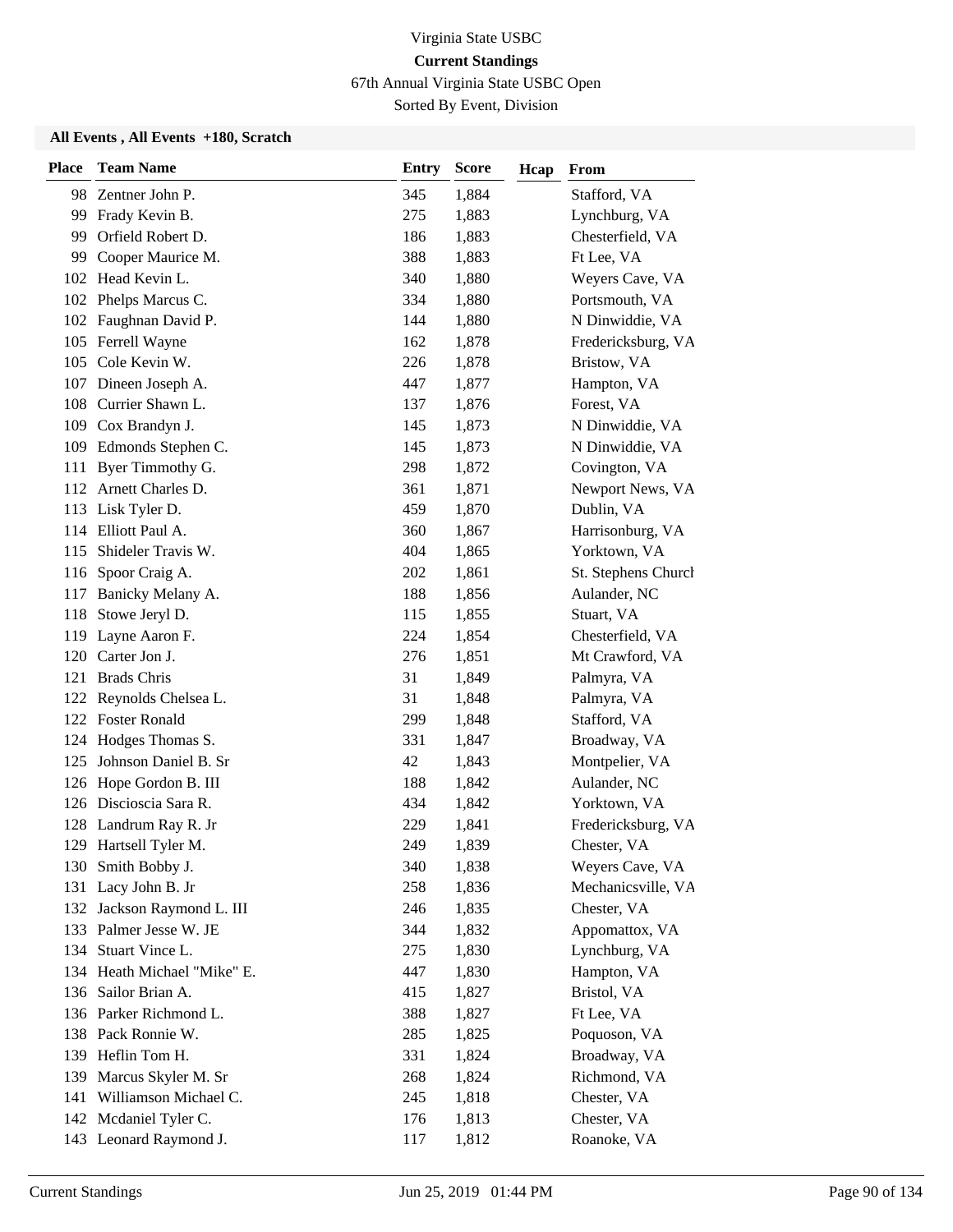Virginia State USBC

**Current Standings**

67th Annual Virginia State USBC Open

Sorted By Event, Division

**All Events , All Events +180, Scratch**

| Place | Team Name | Entry | Score | Hcap | From |
|---|---|---|---|---|---|
| 98 | Zentner John P. | 345 | 1,884 | | Stafford, VA |
| 99 | Frady Kevin B. | 275 | 1,883 | | Lynchburg, VA |
| 99 | Orfield Robert D. | 186 | 1,883 | | Chesterfield, VA |
| 99 | Cooper Maurice M. | 388 | 1,883 | | Ft Lee, VA |
| 102 | Head Kevin L. | 340 | 1,880 | | Weyers Cave, VA |
| 102 | Phelps Marcus C. | 334 | 1,880 | | Portsmouth, VA |
| 102 | Faughnan David P. | 144 | 1,880 | | N Dinwiddie, VA |
| 105 | Ferrell Wayne | 162 | 1,878 | | Fredericksburg, VA |
| 105 | Cole Kevin W. | 226 | 1,878 | | Bristow, VA |
| 107 | Dineen Joseph A. | 447 | 1,877 | | Hampton, VA |
| 108 | Currier Shawn L. | 137 | 1,876 | | Forest, VA |
| 109 | Cox Brandyn J. | 145 | 1,873 | | N Dinwiddie, VA |
| 109 | Edmonds Stephen C. | 145 | 1,873 | | N Dinwiddie, VA |
| 111 | Byer Timmothy G. | 298 | 1,872 | | Covington, VA |
| 112 | Arnett Charles D. | 361 | 1,871 | | Newport News, VA |
| 113 | Lisk Tyler D. | 459 | 1,870 | | Dublin, VA |
| 114 | Elliott Paul A. | 360 | 1,867 | | Harrisonburg, VA |
| 115 | Shideler Travis W. | 404 | 1,865 | | Yorktown, VA |
| 116 | Spoor Craig A. | 202 | 1,861 | | St. Stephens Church |
| 117 | Banicky Melany A. | 188 | 1,856 | | Aulander, NC |
| 118 | Stowe Jeryl D. | 115 | 1,855 | | Stuart, VA |
| 119 | Layne Aaron F. | 224 | 1,854 | | Chesterfield, VA |
| 120 | Carter Jon J. | 276 | 1,851 | | Mt Crawford, VA |
| 121 | Brads Chris | 31 | 1,849 | | Palmyra, VA |
| 122 | Reynolds Chelsea L. | 31 | 1,848 | | Palmyra, VA |
| 122 | Foster Ronald | 299 | 1,848 | | Stafford, VA |
| 124 | Hodges Thomas S. | 331 | 1,847 | | Broadway, VA |
| 125 | Johnson Daniel B. Sr | 42 | 1,843 | | Montpelier, VA |
| 126 | Hope Gordon B. III | 188 | 1,842 | | Aulander, NC |
| 126 | Discioscia Sara R. | 434 | 1,842 | | Yorktown, VA |
| 128 | Landrum Ray R. Jr | 229 | 1,841 | | Fredericksburg, VA |
| 129 | Hartsell Tyler M. | 249 | 1,839 | | Chester, VA |
| 130 | Smith Bobby J. | 340 | 1,838 | | Weyers Cave, VA |
| 131 | Lacy John B. Jr | 258 | 1,836 | | Mechanicsville, VA |
| 132 | Jackson Raymond L. III | 246 | 1,835 | | Chester, VA |
| 133 | Palmer Jesse W. JE | 344 | 1,832 | | Appomattox, VA |
| 134 | Stuart Vince L. | 275 | 1,830 | | Lynchburg, VA |
| 134 | Heath Michael "Mike" E. | 447 | 1,830 | | Hampton, VA |
| 136 | Sailor Brian A. | 415 | 1,827 | | Bristol, VA |
| 136 | Parker Richmond L. | 388 | 1,827 | | Ft Lee, VA |
| 138 | Pack Ronnie W. | 285 | 1,825 | | Poquoson, VA |
| 139 | Heflin Tom H. | 331 | 1,824 | | Broadway, VA |
| 139 | Marcus Skyler M. Sr | 268 | 1,824 | | Richmond, VA |
| 141 | Williamson Michael C. | 245 | 1,818 | | Chester, VA |
| 142 | Mcdaniel Tyler C. | 176 | 1,813 | | Chester, VA |
| 143 | Leonard Raymond J. | 117 | 1,812 | | Roanoke, VA |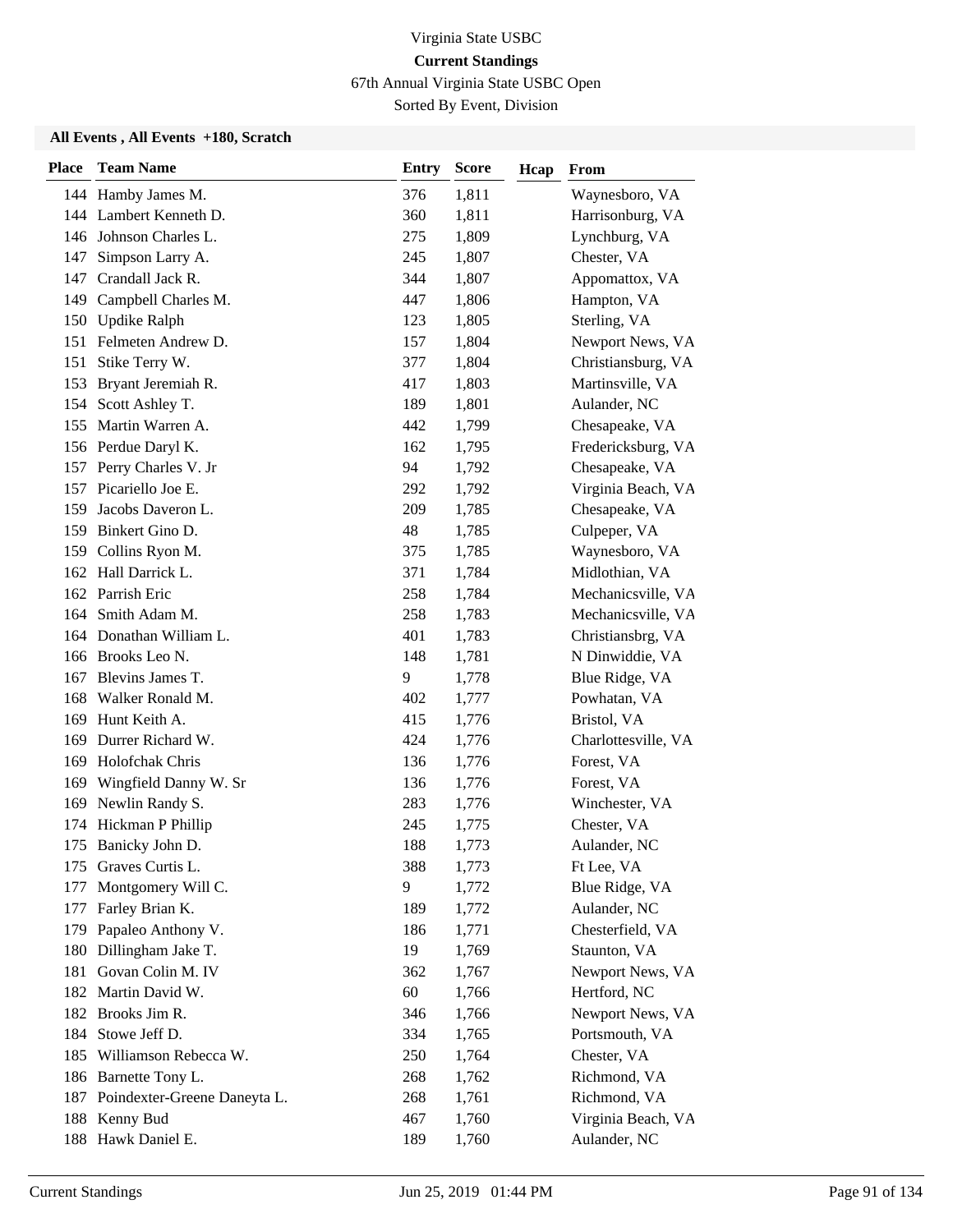Virginia State USBC

**Current Standings**

67th Annual Virginia State USBC Open

Sorted By Event, Division

### All Events , All Events +180, Scratch

| Place | Team Name | Entry | Score | Hcap | From |
|---|---|---|---|---|---|
| 144 | Hamby James M. | 376 | 1,811 | | Waynesboro, VA |
| 144 | Lambert Kenneth D. | 360 | 1,811 | | Harrisonburg, VA |
| 146 | Johnson Charles L. | 275 | 1,809 | | Lynchburg, VA |
| 147 | Simpson Larry A. | 245 | 1,807 | | Chester, VA |
| 147 | Crandall Jack R. | 344 | 1,807 | | Appomattox, VA |
| 149 | Campbell Charles M. | 447 | 1,806 | | Hampton, VA |
| 150 | Updike Ralph | 123 | 1,805 | | Sterling, VA |
| 151 | Felmeten Andrew D. | 157 | 1,804 | | Newport News, VA |
| 151 | Stike Terry W. | 377 | 1,804 | | Christiansburg, VA |
| 153 | Bryant Jeremiah R. | 417 | 1,803 | | Martinsville, VA |
| 154 | Scott Ashley T. | 189 | 1,801 | | Aulander, NC |
| 155 | Martin Warren A. | 442 | 1,799 | | Chesapeake, VA |
| 156 | Perdue Daryl K. | 162 | 1,795 | | Fredericksburg, VA |
| 157 | Perry Charles V. Jr | 94 | 1,792 | | Chesapeake, VA |
| 157 | Picariello Joe E. | 292 | 1,792 | | Virginia Beach, VA |
| 159 | Jacobs Daveron L. | 209 | 1,785 | | Chesapeake, VA |
| 159 | Binkert Gino D. | 48 | 1,785 | | Culpeper, VA |
| 159 | Collins Ryon M. | 375 | 1,785 | | Waynesboro, VA |
| 162 | Hall Darrick L. | 371 | 1,784 | | Midlothian, VA |
| 162 | Parrish Eric | 258 | 1,784 | | Mechanicsville, VA |
| 164 | Smith Adam M. | 258 | 1,783 | | Mechanicsville, VA |
| 164 | Donathan William L. | 401 | 1,783 | | Christiansbrg, VA |
| 166 | Brooks Leo N. | 148 | 1,781 | | N Dinwiddie, VA |
| 167 | Blevins James T. | 9 | 1,778 | | Blue Ridge, VA |
| 168 | Walker Ronald M. | 402 | 1,777 | | Powhatan, VA |
| 169 | Hunt Keith A. | 415 | 1,776 | | Bristol, VA |
| 169 | Durrer Richard W. | 424 | 1,776 | | Charlottesville, VA |
| 169 | Holofchak Chris | 136 | 1,776 | | Forest, VA |
| 169 | Wingfield Danny W. Sr | 136 | 1,776 | | Forest, VA |
| 169 | Newlin Randy S. | 283 | 1,776 | | Winchester, VA |
| 174 | Hickman P Phillip | 245 | 1,775 | | Chester, VA |
| 175 | Banicky John D. | 188 | 1,773 | | Aulander, NC |
| 175 | Graves Curtis L. | 388 | 1,773 | | Ft Lee, VA |
| 177 | Montgomery Will C. | 9 | 1,772 | | Blue Ridge, VA |
| 177 | Farley Brian K. | 189 | 1,772 | | Aulander, NC |
| 179 | Papaleo Anthony V. | 186 | 1,771 | | Chesterfield, VA |
| 180 | Dillingham Jake T. | 19 | 1,769 | | Staunton, VA |
| 181 | Govan Colin M. IV | 362 | 1,767 | | Newport News, VA |
| 182 | Martin David W. | 60 | 1,766 | | Hertford, NC |
| 182 | Brooks Jim R. | 346 | 1,766 | | Newport News, VA |
| 184 | Stowe Jeff D. | 334 | 1,765 | | Portsmouth, VA |
| 185 | Williamson Rebecca W. | 250 | 1,764 | | Chester, VA |
| 186 | Barnette Tony L. | 268 | 1,762 | | Richmond, VA |
| 187 | Poindexter-Greene Daneyta L. | 268 | 1,761 | | Richmond, VA |
| 188 | Kenny Bud | 467 | 1,760 | | Virginia Beach, VA |
| 188 | Hawk Daniel E. | 189 | 1,760 | | Aulander, NC |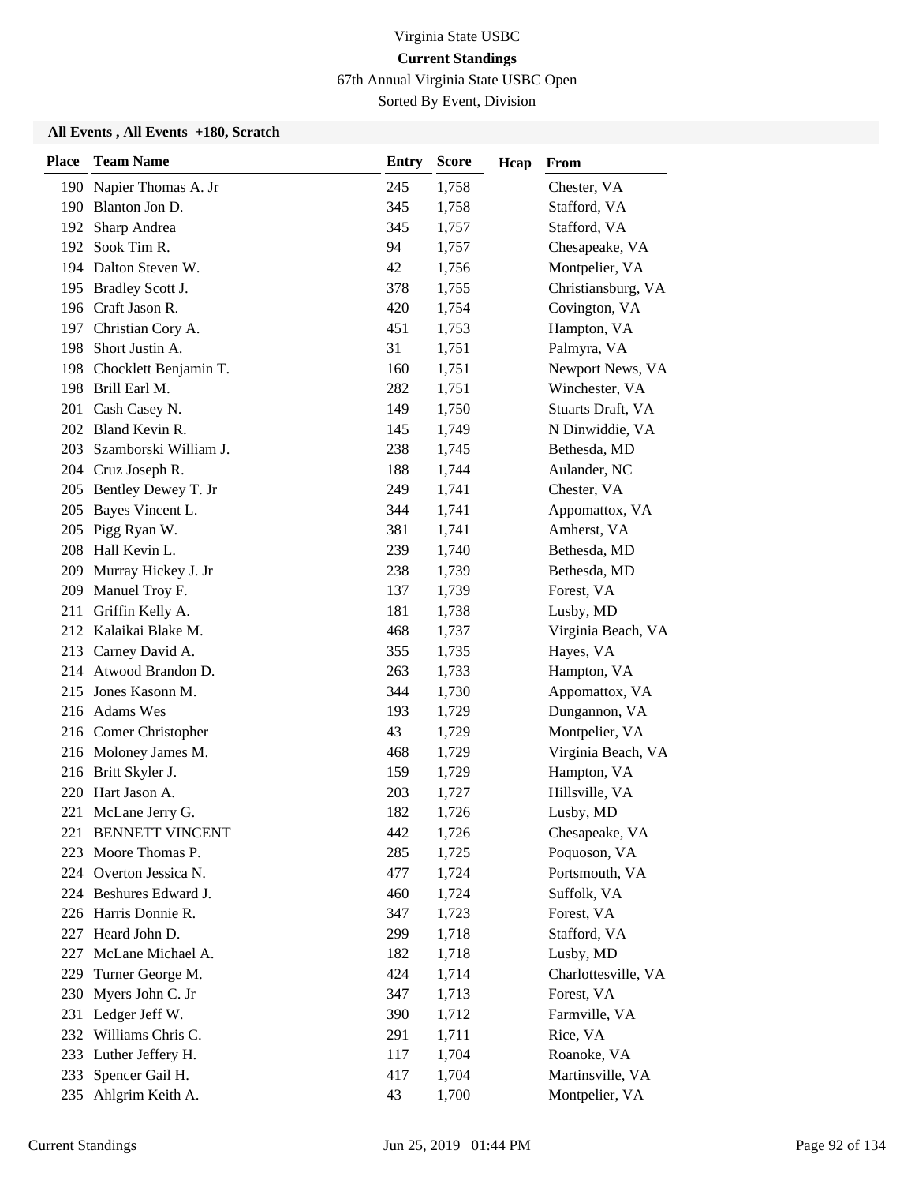Virginia State USBC

**Current Standings**

67th Annual Virginia State USBC Open

Sorted By Event, Division

**All Events , All Events +180, Scratch**

| Place | Team Name | Entry | Score | Hcap | From |
|---|---|---|---|---|---|
| 190 | Napier Thomas A. Jr | 245 | 1,758 | | Chester, VA |
| 190 | Blanton Jon D. | 345 | 1,758 | | Stafford, VA |
| 192 | Sharp Andrea | 345 | 1,757 | | Stafford, VA |
| 192 | Sook Tim R. | 94 | 1,757 | | Chesapeake, VA |
| 194 | Dalton Steven W. | 42 | 1,756 | | Montpelier, VA |
| 195 | Bradley Scott J. | 378 | 1,755 | | Christiansburg, VA |
| 196 | Craft Jason R. | 420 | 1,754 | | Covington, VA |
| 197 | Christian Cory A. | 451 | 1,753 | | Hampton, VA |
| 198 | Short Justin A. | 31 | 1,751 | | Palmyra, VA |
| 198 | Chocklett Benjamin T. | 160 | 1,751 | | Newport News, VA |
| 198 | Brill Earl M. | 282 | 1,751 | | Winchester, VA |
| 201 | Cash Casey N. | 149 | 1,750 | | Stuarts Draft, VA |
| 202 | Bland Kevin R. | 145 | 1,749 | | N Dinwiddie, VA |
| 203 | Szamborski William J. | 238 | 1,745 | | Bethesda, MD |
| 204 | Cruz Joseph R. | 188 | 1,744 | | Aulander, NC |
| 205 | Bentley Dewey T. Jr | 249 | 1,741 | | Chester, VA |
| 205 | Bayes Vincent L. | 344 | 1,741 | | Appomattox, VA |
| 205 | Pigg Ryan W. | 381 | 1,741 | | Amherst, VA |
| 208 | Hall Kevin L. | 239 | 1,740 | | Bethesda, MD |
| 209 | Murray Hickey J. Jr | 238 | 1,739 | | Bethesda, MD |
| 209 | Manuel Troy F. | 137 | 1,739 | | Forest, VA |
| 211 | Griffin Kelly A. | 181 | 1,738 | | Lusby, MD |
| 212 | Kalaikai Blake M. | 468 | 1,737 | | Virginia Beach, VA |
| 213 | Carney David A. | 355 | 1,735 | | Hayes, VA |
| 214 | Atwood Brandon D. | 263 | 1,733 | | Hampton, VA |
| 215 | Jones Kasonn M. | 344 | 1,730 | | Appomattox, VA |
| 216 | Adams Wes | 193 | 1,729 | | Dungannon, VA |
| 216 | Comer Christopher | 43 | 1,729 | | Montpelier, VA |
| 216 | Moloney James M. | 468 | 1,729 | | Virginia Beach, VA |
| 216 | Britt Skyler J. | 159 | 1,729 | | Hampton, VA |
| 220 | Hart Jason A. | 203 | 1,727 | | Hillsville, VA |
| 221 | McLane Jerry G. | 182 | 1,726 | | Lusby, MD |
| 221 | BENNETT VINCENT | 442 | 1,726 | | Chesapeake, VA |
| 223 | Moore Thomas P. | 285 | 1,725 | | Poquoson, VA |
| 224 | Overton Jessica N. | 477 | 1,724 | | Portsmouth, VA |
| 224 | Beshures Edward J. | 460 | 1,724 | | Suffolk, VA |
| 226 | Harris Donnie R. | 347 | 1,723 | | Forest, VA |
| 227 | Heard John D. | 299 | 1,718 | | Stafford, VA |
| 227 | McLane Michael A. | 182 | 1,718 | | Lusby, MD |
| 229 | Turner George M. | 424 | 1,714 | | Charlottesville, VA |
| 230 | Myers John C. Jr | 347 | 1,713 | | Forest, VA |
| 231 | Ledger Jeff W. | 390 | 1,712 | | Farmville, VA |
| 232 | Williams Chris C. | 291 | 1,711 | | Rice, VA |
| 233 | Luther Jeffery H. | 117 | 1,704 | | Roanoke, VA |
| 233 | Spencer Gail H. | 417 | 1,704 | | Martinsville, VA |
| 235 | Ahlgrim Keith A. | 43 | 1,700 | | Montpelier, VA |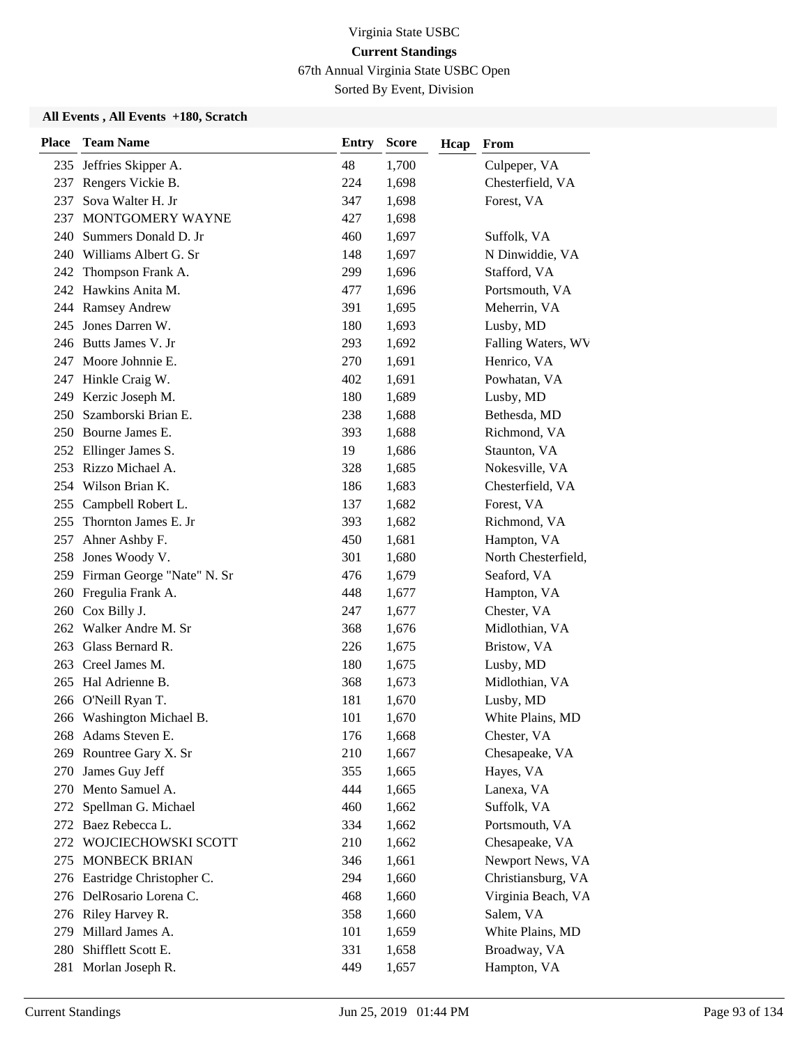Virginia State USBC

**Current Standings**

67th Annual Virginia State USBC Open

Sorted By Event, Division

**All Events , All Events +180, Scratch**

| Place | Team Name | Entry | Score | Hcap | From |
|---|---|---|---|---|---|
| 235 | Jeffries Skipper A. | 48 | 1,700 | | Culpeper, VA |
| 237 | Rengers Vickie B. | 224 | 1,698 | | Chesterfield, VA |
| 237 | Sova Walter H. Jr | 347 | 1,698 | | Forest, VA |
| 237 | MONTGOMERY WAYNE | 427 | 1,698 | | |
| 240 | Summers Donald D. Jr | 460 | 1,697 | | Suffolk, VA |
| 240 | Williams Albert G. Sr | 148 | 1,697 | | N Dinwiddie, VA |
| 242 | Thompson Frank A. | 299 | 1,696 | | Stafford, VA |
| 242 | Hawkins Anita M. | 477 | 1,696 | | Portsmouth, VA |
| 244 | Ramsey Andrew | 391 | 1,695 | | Meherrin, VA |
| 245 | Jones Darren W. | 180 | 1,693 | | Lusby, MD |
| 246 | Butts James V. Jr | 293 | 1,692 | | Falling Waters, WV |
| 247 | Moore Johnnie E. | 270 | 1,691 | | Henrico, VA |
| 247 | Hinkle Craig W. | 402 | 1,691 | | Powhatan, VA |
| 249 | Kerzic Joseph M. | 180 | 1,689 | | Lusby, MD |
| 250 | Szamborski Brian E. | 238 | 1,688 | | Bethesda, MD |
| 250 | Bourne James E. | 393 | 1,688 | | Richmond, VA |
| 252 | Ellinger James S. | 19 | 1,686 | | Staunton, VA |
| 253 | Rizzo Michael A. | 328 | 1,685 | | Nokesville, VA |
| 254 | Wilson Brian K. | 186 | 1,683 | | Chesterfield, VA |
| 255 | Campbell Robert L. | 137 | 1,682 | | Forest, VA |
| 255 | Thornton James E. Jr | 393 | 1,682 | | Richmond, VA |
| 257 | Ahner Ashby F. | 450 | 1,681 | | Hampton, VA |
| 258 | Jones Woody V. | 301 | 1,680 | | North Chesterfield, |
| 259 | Firman George "Nate" N. Sr | 476 | 1,679 | | Seaford, VA |
| 260 | Fregulia Frank A. | 448 | 1,677 | | Hampton, VA |
| 260 | Cox Billy J. | 247 | 1,677 | | Chester, VA |
| 262 | Walker Andre M. Sr | 368 | 1,676 | | Midlothian, VA |
| 263 | Glass Bernard R. | 226 | 1,675 | | Bristow, VA |
| 263 | Creel James M. | 180 | 1,675 | | Lusby, MD |
| 265 | Hal Adrienne B. | 368 | 1,673 | | Midlothian, VA |
| 266 | O'Neill Ryan T. | 181 | 1,670 | | Lusby, MD |
| 266 | Washington Michael B. | 101 | 1,670 | | White Plains, MD |
| 268 | Adams Steven E. | 176 | 1,668 | | Chester, VA |
| 269 | Rountree Gary X. Sr | 210 | 1,667 | | Chesapeake, VA |
| 270 | James Guy Jeff | 355 | 1,665 | | Hayes, VA |
| 270 | Mento Samuel A. | 444 | 1,665 | | Lanexa, VA |
| 272 | Spellman G. Michael | 460 | 1,662 | | Suffolk, VA |
| 272 | Baez Rebecca L. | 334 | 1,662 | | Portsmouth, VA |
| 272 | WOJCIECHOWSKI SCOTT | 210 | 1,662 | | Chesapeake, VA |
| 275 | MONBECK BRIAN | 346 | 1,661 | | Newport News, VA |
| 276 | Eastridge Christopher C. | 294 | 1,660 | | Christiansburg, VA |
| 276 | DelRosario Lorena C. | 468 | 1,660 | | Virginia Beach, VA |
| 276 | Riley Harvey R. | 358 | 1,660 | | Salem, VA |
| 279 | Millard James A. | 101 | 1,659 | | White Plains, MD |
| 280 | Shifflett Scott E. | 331 | 1,658 | | Broadway, VA |
| 281 | Morlan Joseph R. | 449 | 1,657 | | Hampton, VA |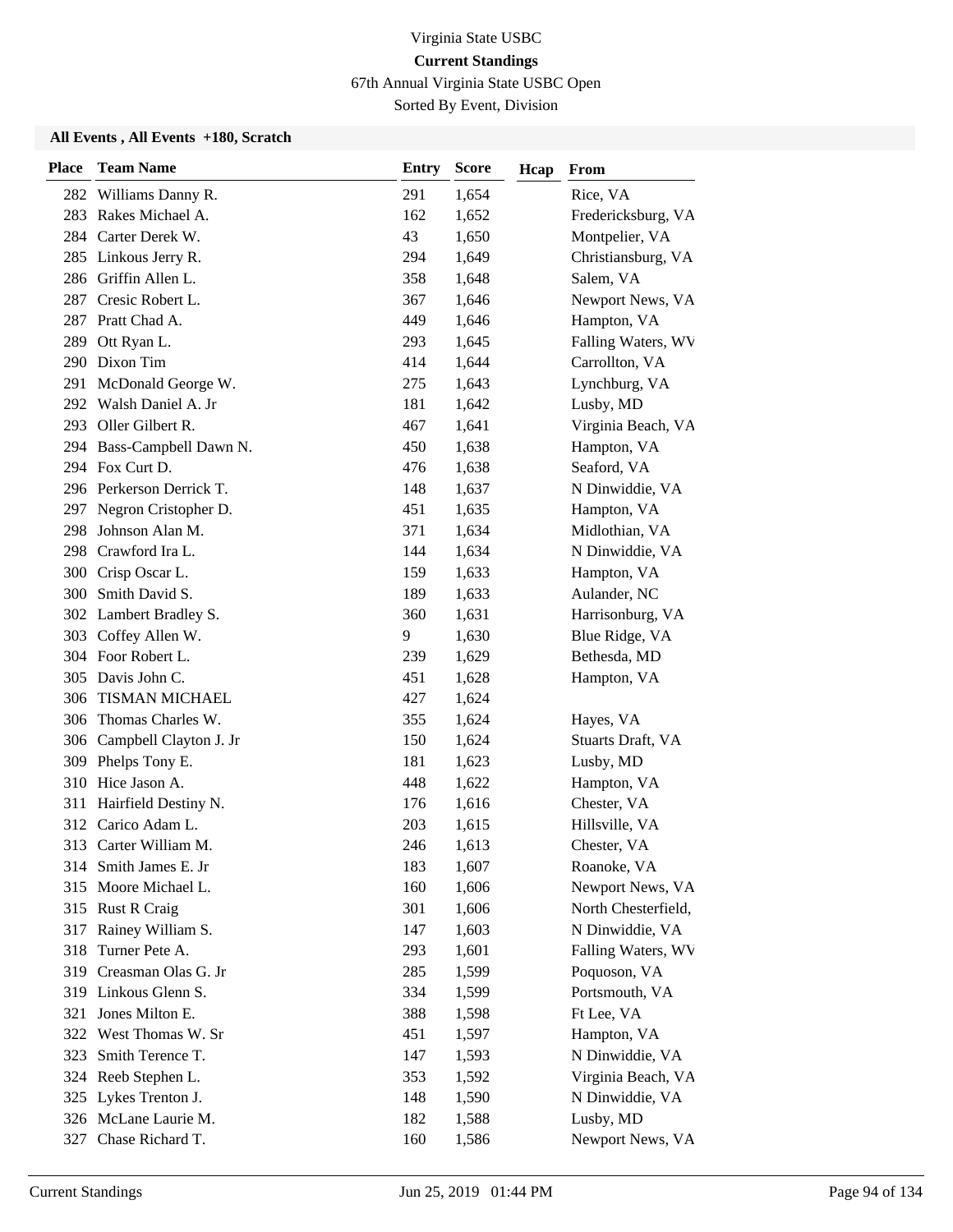Virginia State USBC

**Current Standings**

67th Annual Virginia State USBC Open

Sorted By Event, Division

**All Events , All Events +180, Scratch**

| Place | Team Name | Entry | Score | Hcap | From |
|---|---|---|---|---|---|
| 282 | Williams Danny R. | 291 | 1,654 | | Rice, VA |
| 283 | Rakes Michael A. | 162 | 1,652 | | Fredericksburg, VA |
| 284 | Carter Derek W. | 43 | 1,650 | | Montpelier, VA |
| 285 | Linkous Jerry R. | 294 | 1,649 | | Christiansburg, VA |
| 286 | Griffin Allen L. | 358 | 1,648 | | Salem, VA |
| 287 | Cresic Robert L. | 367 | 1,646 | | Newport News, VA |
| 287 | Pratt Chad A. | 449 | 1,646 | | Hampton, VA |
| 289 | Ott Ryan L. | 293 | 1,645 | | Falling Waters, WV |
| 290 | Dixon Tim | 414 | 1,644 | | Carrollton, VA |
| 291 | McDonald George W. | 275 | 1,643 | | Lynchburg, VA |
| 292 | Walsh Daniel A. Jr | 181 | 1,642 | | Lusby, MD |
| 293 | Oller Gilbert R. | 467 | 1,641 | | Virginia Beach, VA |
| 294 | Bass-Campbell Dawn N. | 450 | 1,638 | | Hampton, VA |
| 294 | Fox Curt D. | 476 | 1,638 | | Seaford, VA |
| 296 | Perkerson Derrick T. | 148 | 1,637 | | N Dinwiddie, VA |
| 297 | Negron Cristopher D. | 451 | 1,635 | | Hampton, VA |
| 298 | Johnson Alan M. | 371 | 1,634 | | Midlothian, VA |
| 298 | Crawford Ira L. | 144 | 1,634 | | N Dinwiddie, VA |
| 300 | Crisp Oscar L. | 159 | 1,633 | | Hampton, VA |
| 300 | Smith David S. | 189 | 1,633 | | Aulander, NC |
| 302 | Lambert Bradley S. | 360 | 1,631 | | Harrisonburg, VA |
| 303 | Coffey Allen W. | 9 | 1,630 | | Blue Ridge, VA |
| 304 | Foor Robert L. | 239 | 1,629 | | Bethesda, MD |
| 305 | Davis John C. | 451 | 1,628 | | Hampton, VA |
| 306 | TISMAN MICHAEL | 427 | 1,624 | | |
| 306 | Thomas Charles W. | 355 | 1,624 | | Hayes, VA |
| 306 | Campbell Clayton J. Jr | 150 | 1,624 | | Stuarts Draft, VA |
| 309 | Phelps Tony E. | 181 | 1,623 | | Lusby, MD |
| 310 | Hice Jason A. | 448 | 1,622 | | Hampton, VA |
| 311 | Hairfield Destiny N. | 176 | 1,616 | | Chester, VA |
| 312 | Carico Adam L. | 203 | 1,615 | | Hillsville, VA |
| 313 | Carter William M. | 246 | 1,613 | | Chester, VA |
| 314 | Smith James E. Jr | 183 | 1,607 | | Roanoke, VA |
| 315 | Moore Michael L. | 160 | 1,606 | | Newport News, VA |
| 315 | Rust R Craig | 301 | 1,606 | | North Chesterfield, |
| 317 | Rainey William S. | 147 | 1,603 | | N Dinwiddie, VA |
| 318 | Turner Pete A. | 293 | 1,601 | | Falling Waters, WV |
| 319 | Creasman Olas G. Jr | 285 | 1,599 | | Poquoson, VA |
| 319 | Linkous Glenn S. | 334 | 1,599 | | Portsmouth, VA |
| 321 | Jones Milton E. | 388 | 1,598 | | Ft Lee, VA |
| 322 | West Thomas W. Sr | 451 | 1,597 | | Hampton, VA |
| 323 | Smith Terence T. | 147 | 1,593 | | N Dinwiddie, VA |
| 324 | Reeb Stephen L. | 353 | 1,592 | | Virginia Beach, VA |
| 325 | Lykes Trenton J. | 148 | 1,590 | | N Dinwiddie, VA |
| 326 | McLane Laurie M. | 182 | 1,588 | | Lusby, MD |
| 327 | Chase Richard T. | 160 | 1,586 | | Newport News, VA |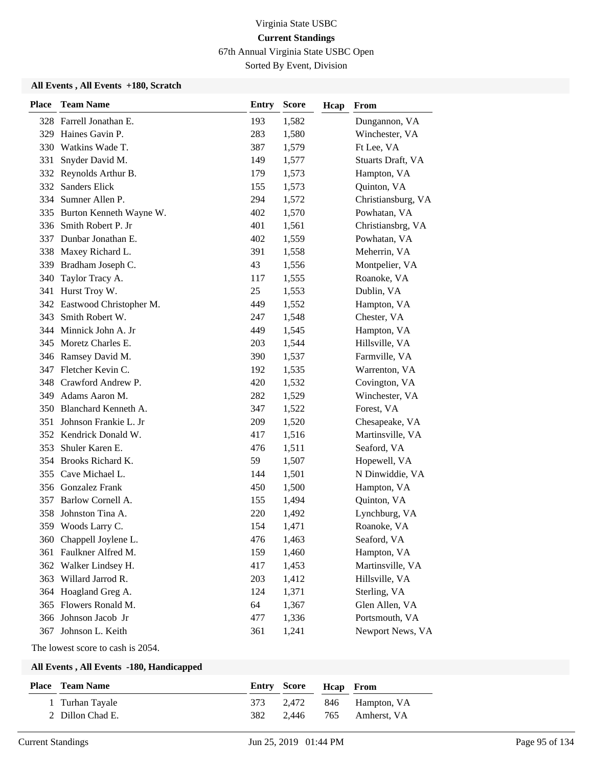Virginia State USBC

**Current Standings**

67th Annual Virginia State USBC Open

Sorted By Event, Division

### All Events , All Events +180, Scratch

| Place | Team Name | Entry | Score | Hcap | From |
|---|---|---|---|---|---|
| 328 | Farrell Jonathan E. | 193 | 1,582 | | Dungannon, VA |
| 329 | Haines Gavin P. | 283 | 1,580 | | Winchester, VA |
| 330 | Watkins Wade T. | 387 | 1,579 | | Ft Lee, VA |
| 331 | Snyder David M. | 149 | 1,577 | | Stuarts Draft, VA |
| 332 | Reynolds Arthur B. | 179 | 1,573 | | Hampton, VA |
| 332 | Sanders Elick | 155 | 1,573 | | Quinton, VA |
| 334 | Sumner Allen P. | 294 | 1,572 | | Christiansburg, VA |
| 335 | Burton Kenneth Wayne W. | 402 | 1,570 | | Powhatan, VA |
| 336 | Smith Robert P. Jr | 401 | 1,561 | | Christiansbrg, VA |
| 337 | Dunbar Jonathan E. | 402 | 1,559 | | Powhatan, VA |
| 338 | Maxey Richard L. | 391 | 1,558 | | Meherrin, VA |
| 339 | Bradham Joseph C. | 43 | 1,556 | | Montpelier, VA |
| 340 | Taylor Tracy A. | 117 | 1,555 | | Roanoke, VA |
| 341 | Hurst Troy W. | 25 | 1,553 | | Dublin, VA |
| 342 | Eastwood Christopher M. | 449 | 1,552 | | Hampton, VA |
| 343 | Smith Robert W. | 247 | 1,548 | | Chester, VA |
| 344 | Minnick John A. Jr | 449 | 1,545 | | Hampton, VA |
| 345 | Moretz Charles E. | 203 | 1,544 | | Hillsville, VA |
| 346 | Ramsey David M. | 390 | 1,537 | | Farmville, VA |
| 347 | Fletcher Kevin C. | 192 | 1,535 | | Warrenton, VA |
| 348 | Crawford Andrew P. | 420 | 1,532 | | Covington, VA |
| 349 | Adams Aaron M. | 282 | 1,529 | | Winchester, VA |
| 350 | Blanchard Kenneth A. | 347 | 1,522 | | Forest, VA |
| 351 | Johnson Frankie L. Jr | 209 | 1,520 | | Chesapeake, VA |
| 352 | Kendrick Donald W. | 417 | 1,516 | | Martinsville, VA |
| 353 | Shuler Karen E. | 476 | 1,511 | | Seaford, VA |
| 354 | Brooks Richard K. | 59 | 1,507 | | Hopewell, VA |
| 355 | Cave Michael L. | 144 | 1,501 | | N Dinwiddie, VA |
| 356 | Gonzalez Frank | 450 | 1,500 | | Hampton, VA |
| 357 | Barlow Cornell A. | 155 | 1,494 | | Quinton, VA |
| 358 | Johnston Tina A. | 220 | 1,492 | | Lynchburg, VA |
| 359 | Woods Larry C. | 154 | 1,471 | | Roanoke, VA |
| 360 | Chappell Joylene L. | 476 | 1,463 | | Seaford, VA |
| 361 | Faulkner Alfred M. | 159 | 1,460 | | Hampton, VA |
| 362 | Walker Lindsey H. | 417 | 1,453 | | Martinsville, VA |
| 363 | Willard Jarrod R. | 203 | 1,412 | | Hillsville, VA |
| 364 | Hoagland Greg A. | 124 | 1,371 | | Sterling, VA |
| 365 | Flowers Ronald M. | 64 | 1,367 | | Glen Allen, VA |
| 366 | Johnson Jacob Jr | 477 | 1,336 | | Portsmouth, VA |
| 367 | Johnson L. Keith | 361 | 1,241 | | Newport News, VA |

The lowest score to cash is 2054.

### All Events , All Events -180, Handicapped

| Place | Team Name | Entry | Score | Hcap | From |
|---|---|---|---|---|---|
| 1 | Turhan Tayale | 373 | 2,472 | 846 | Hampton, VA |
| 2 | Dillon Chad E. | 382 | 2,446 | 765 | Amherst, VA |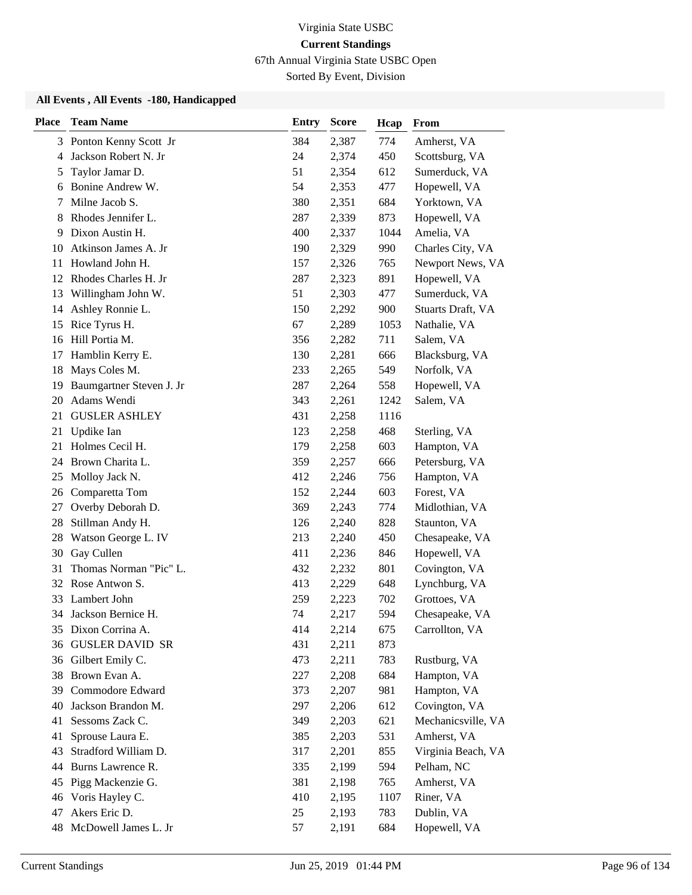Virginia State USBC

**Current Standings**

67th Annual Virginia State USBC Open

Sorted By Event, Division

### All Events , All Events -180, Handicapped

| Place | Team Name | Entry | Score | Hcap | From |
|---|---|---|---|---|---|
| 3 | Ponton Kenny Scott Jr | 384 | 2,387 | 774 | Amherst, VA |
| 4 | Jackson Robert N. Jr | 24 | 2,374 | 450 | Scottsburg, VA |
| 5 | Taylor Jamar D. | 51 | 2,354 | 612 | Sumerduck, VA |
| 6 | Bonine Andrew W. | 54 | 2,353 | 477 | Hopewell, VA |
| 7 | Milne Jacob S. | 380 | 2,351 | 684 | Yorktown, VA |
| 8 | Rhodes Jennifer L. | 287 | 2,339 | 873 | Hopewell, VA |
| 9 | Dixon Austin H. | 400 | 2,337 | 1044 | Amelia, VA |
| 10 | Atkinson James A. Jr | 190 | 2,329 | 990 | Charles City, VA |
| 11 | Howland John H. | 157 | 2,326 | 765 | Newport News, VA |
| 12 | Rhodes Charles H. Jr | 287 | 2,323 | 891 | Hopewell, VA |
| 13 | Willingham John W. | 51 | 2,303 | 477 | Sumerduck, VA |
| 14 | Ashley Ronnie L. | 150 | 2,292 | 900 | Stuarts Draft, VA |
| 15 | Rice Tyrus H. | 67 | 2,289 | 1053 | Nathalie, VA |
| 16 | Hill Portia M. | 356 | 2,282 | 711 | Salem, VA |
| 17 | Hamblin Kerry E. | 130 | 2,281 | 666 | Blacksburg, VA |
| 18 | Mays Coles M. | 233 | 2,265 | 549 | Norfolk, VA |
| 19 | Baumgartner Steven J. Jr | 287 | 2,264 | 558 | Hopewell, VA |
| 20 | Adams Wendi | 343 | 2,261 | 1242 | Salem, VA |
| 21 | GUSLER ASHLEY | 431 | 2,258 | 1116 | |
| 21 | Updike Ian | 123 | 2,258 | 468 | Sterling, VA |
| 21 | Holmes Cecil H. | 179 | 2,258 | 603 | Hampton, VA |
| 24 | Brown Charita L. | 359 | 2,257 | 666 | Petersburg, VA |
| 25 | Molloy Jack N. | 412 | 2,246 | 756 | Hampton, VA |
| 26 | Comparetta Tom | 152 | 2,244 | 603 | Forest, VA |
| 27 | Overby Deborah D. | 369 | 2,243 | 774 | Midlothian, VA |
| 28 | Stillman Andy H. | 126 | 2,240 | 828 | Staunton, VA |
| 28 | Watson George L. IV | 213 | 2,240 | 450 | Chesapeake, VA |
| 30 | Gay Cullen | 411 | 2,236 | 846 | Hopewell, VA |
| 31 | Thomas Norman "Pic" L. | 432 | 2,232 | 801 | Covington, VA |
| 32 | Rose Antwon S. | 413 | 2,229 | 648 | Lynchburg, VA |
| 33 | Lambert John | 259 | 2,223 | 702 | Grottoes, VA |
| 34 | Jackson Bernice H. | 74 | 2,217 | 594 | Chesapeake, VA |
| 35 | Dixon Corrina A. | 414 | 2,214 | 675 | Carrollton, VA |
| 36 | GUSLER DAVID SR | 431 | 2,211 | 873 | |
| 36 | Gilbert Emily C. | 473 | 2,211 | 783 | Rustburg, VA |
| 38 | Brown Evan A. | 227 | 2,208 | 684 | Hampton, VA |
| 39 | Commodore Edward | 373 | 2,207 | 981 | Hampton, VA |
| 40 | Jackson Brandon M. | 297 | 2,206 | 612 | Covington, VA |
| 41 | Sessoms Zack C. | 349 | 2,203 | 621 | Mechanicsville, VA |
| 41 | Sprouse Laura E. | 385 | 2,203 | 531 | Amherst, VA |
| 43 | Stradford William D. | 317 | 2,201 | 855 | Virginia Beach, VA |
| 44 | Burns Lawrence R. | 335 | 2,199 | 594 | Pelham, NC |
| 45 | Pigg Mackenzie G. | 381 | 2,198 | 765 | Amherst, VA |
| 46 | Voris Hayley C. | 410 | 2,195 | 1107 | Riner, VA |
| 47 | Akers Eric D. | 25 | 2,193 | 783 | Dublin, VA |
| 48 | McDowell James L. Jr | 57 | 2,191 | 684 | Hopewell, VA |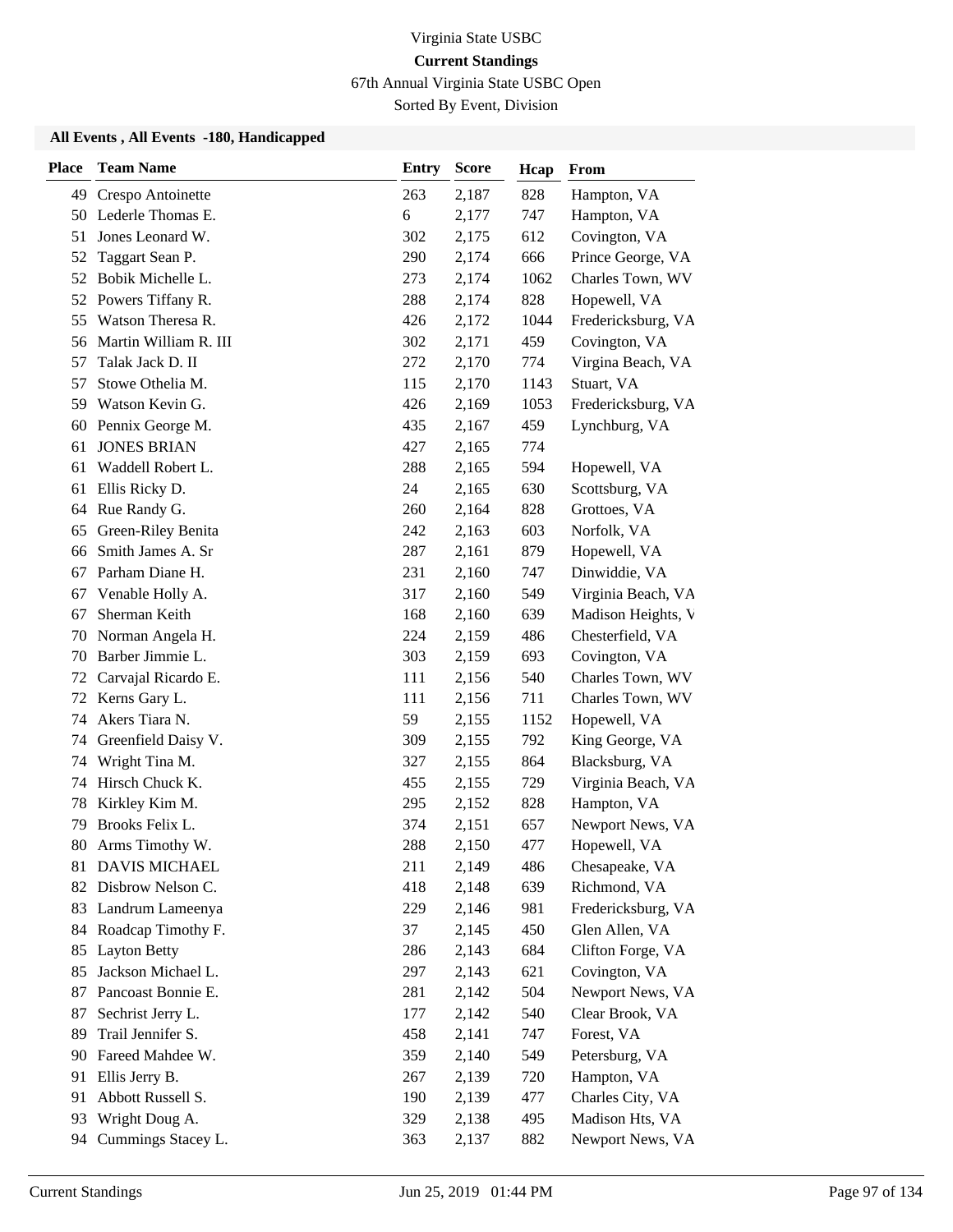Virginia State USBC

**Current Standings**

67th Annual Virginia State USBC Open

Sorted By Event, Division

### All Events , All Events -180, Handicapped

| Place | Team Name | Entry | Score | Hcap | From |
|---|---|---|---|---|---|
| 49 | Crespo Antoinette | 263 | 2,187 | 828 | Hampton, VA |
| 50 | Lederle Thomas E. | 6 | 2,177 | 747 | Hampton, VA |
| 51 | Jones Leonard W. | 302 | 2,175 | 612 | Covington, VA |
| 52 | Taggart Sean P. | 290 | 2,174 | 666 | Prince George, VA |
| 52 | Bobik Michelle L. | 273 | 2,174 | 1062 | Charles Town, WV |
| 52 | Powers Tiffany R. | 288 | 2,174 | 828 | Hopewell, VA |
| 55 | Watson Theresa R. | 426 | 2,172 | 1044 | Fredericksburg, VA |
| 56 | Martin William R. III | 302 | 2,171 | 459 | Covington, VA |
| 57 | Talak Jack D. II | 272 | 2,170 | 774 | Virgina Beach, VA |
| 57 | Stowe Othelia M. | 115 | 2,170 | 1143 | Stuart, VA |
| 59 | Watson Kevin G. | 426 | 2,169 | 1053 | Fredericksburg, VA |
| 60 | Pennix George M. | 435 | 2,167 | 459 | Lynchburg, VA |
| 61 | JONES BRIAN | 427 | 2,165 | 774 | |
| 61 | Waddell Robert L. | 288 | 2,165 | 594 | Hopewell, VA |
| 61 | Ellis Ricky D. | 24 | 2,165 | 630 | Scottsburg, VA |
| 64 | Rue Randy G. | 260 | 2,164 | 828 | Grottoes, VA |
| 65 | Green-Riley Benita | 242 | 2,163 | 603 | Norfolk, VA |
| 66 | Smith James A. Sr | 287 | 2,161 | 879 | Hopewell, VA |
| 67 | Parham Diane H. | 231 | 2,160 | 747 | Dinwiddie, VA |
| 67 | Venable Holly A. | 317 | 2,160 | 549 | Virginia Beach, VA |
| 67 | Sherman Keith | 168 | 2,160 | 639 | Madison Heights, V |
| 70 | Norman Angela H. | 224 | 2,159 | 486 | Chesterfield, VA |
| 70 | Barber Jimmie L. | 303 | 2,159 | 693 | Covington, VA |
| 72 | Carvajal Ricardo E. | 111 | 2,156 | 540 | Charles Town, WV |
| 72 | Kerns Gary L. | 111 | 2,156 | 711 | Charles Town, WV |
| 74 | Akers Tiara N. | 59 | 2,155 | 1152 | Hopewell, VA |
| 74 | Greenfield Daisy V. | 309 | 2,155 | 792 | King George, VA |
| 74 | Wright Tina M. | 327 | 2,155 | 864 | Blacksburg, VA |
| 74 | Hirsch Chuck K. | 455 | 2,155 | 729 | Virginia Beach, VA |
| 78 | Kirkley Kim M. | 295 | 2,152 | 828 | Hampton, VA |
| 79 | Brooks Felix L. | 374 | 2,151 | 657 | Newport News, VA |
| 80 | Arms Timothy W. | 288 | 2,150 | 477 | Hopewell, VA |
| 81 | DAVIS MICHAEL | 211 | 2,149 | 486 | Chesapeake, VA |
| 82 | Disbrow Nelson C. | 418 | 2,148 | 639 | Richmond, VA |
| 83 | Landrum Lameenya | 229 | 2,146 | 981 | Fredericksburg, VA |
| 84 | Roadcap Timothy F. | 37 | 2,145 | 450 | Glen Allen, VA |
| 85 | Layton Betty | 286 | 2,143 | 684 | Clifton Forge, VA |
| 85 | Jackson Michael L. | 297 | 2,143 | 621 | Covington, VA |
| 87 | Pancoast Bonnie E. | 281 | 2,142 | 504 | Newport News, VA |
| 87 | Sechrist Jerry L. | 177 | 2,142 | 540 | Clear Brook, VA |
| 89 | Trail Jennifer S. | 458 | 2,141 | 747 | Forest, VA |
| 90 | Fareed Mahdee W. | 359 | 2,140 | 549 | Petersburg, VA |
| 91 | Ellis Jerry B. | 267 | 2,139 | 720 | Hampton, VA |
| 91 | Abbott Russell S. | 190 | 2,139 | 477 | Charles City, VA |
| 93 | Wright Doug A. | 329 | 2,138 | 495 | Madison Hts, VA |
| 94 | Cummings Stacey L. | 363 | 2,137 | 882 | Newport News, VA |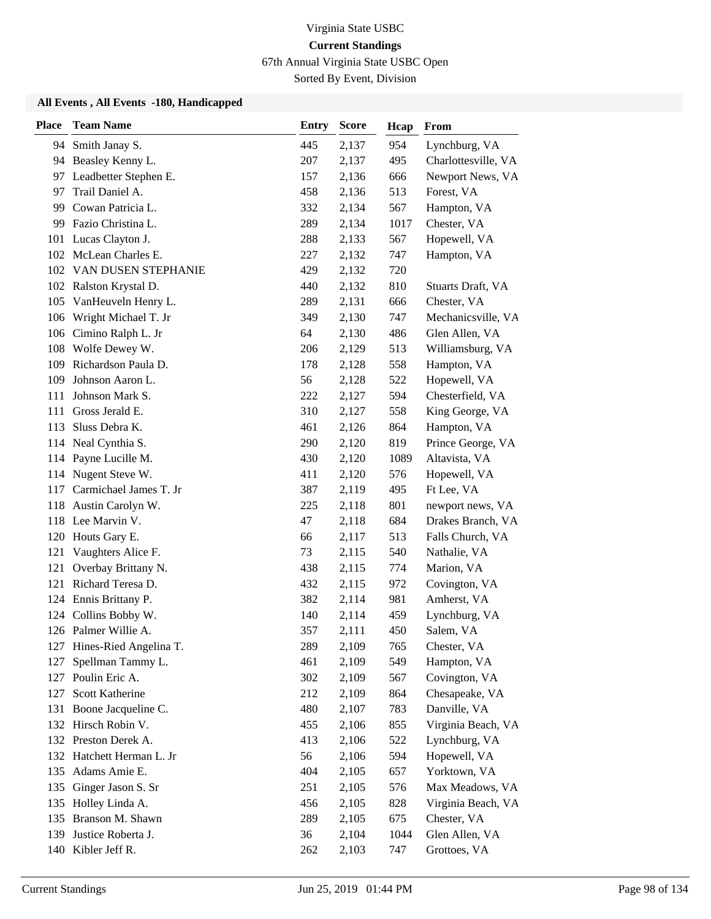Virginia State USBC

**Current Standings**

67th Annual Virginia State USBC Open

Sorted By Event, Division

### All Events , All Events -180, Handicapped

| Place | Team Name | Entry | Score | Hcap | From |
|---|---|---|---|---|---|
| 94 | Smith Janay S. | 445 | 2,137 | 954 | Lynchburg, VA |
| 94 | Beasley Kenny L. | 207 | 2,137 | 495 | Charlottesville, VA |
| 97 | Leadbetter Stephen E. | 157 | 2,136 | 666 | Newport News, VA |
| 97 | Trail Daniel A. | 458 | 2,136 | 513 | Forest, VA |
| 99 | Cowan Patricia L. | 332 | 2,134 | 567 | Hampton, VA |
| 99 | Fazio Christina L. | 289 | 2,134 | 1017 | Chester, VA |
| 101 | Lucas Clayton J. | 288 | 2,133 | 567 | Hopewell, VA |
| 102 | McLean Charles E. | 227 | 2,132 | 747 | Hampton, VA |
| 102 | VAN DUSEN STEPHANIE | 429 | 2,132 | 720 | |
| 102 | Ralston Krystal D. | 440 | 2,132 | 810 | Stuarts Draft, VA |
| 105 | VanHeuveln Henry L. | 289 | 2,131 | 666 | Chester, VA |
| 106 | Wright Michael T. Jr | 349 | 2,130 | 747 | Mechanicsville, VA |
| 106 | Cimino Ralph L. Jr | 64 | 2,130 | 486 | Glen Allen, VA |
| 108 | Wolfe Dewey W. | 206 | 2,129 | 513 | Williamsburg, VA |
| 109 | Richardson Paula D. | 178 | 2,128 | 558 | Hampton, VA |
| 109 | Johnson Aaron L. | 56 | 2,128 | 522 | Hopewell, VA |
| 111 | Johnson Mark S. | 222 | 2,127 | 594 | Chesterfield, VA |
| 111 | Gross Jerald E. | 310 | 2,127 | 558 | King George, VA |
| 113 | Sluss Debra K. | 461 | 2,126 | 864 | Hampton, VA |
| 114 | Neal Cynthia S. | 290 | 2,120 | 819 | Prince George, VA |
| 114 | Payne Lucille M. | 430 | 2,120 | 1089 | Altavista, VA |
| 114 | Nugent Steve W. | 411 | 2,120 | 576 | Hopewell, VA |
| 117 | Carmichael James T. Jr | 387 | 2,119 | 495 | Ft Lee, VA |
| 118 | Austin Carolyn W. | 225 | 2,118 | 801 | newport news, VA |
| 118 | Lee Marvin V. | 47 | 2,118 | 684 | Drakes Branch, VA |
| 120 | Houts Gary E. | 66 | 2,117 | 513 | Falls Church, VA |
| 121 | Vaughters Alice F. | 73 | 2,115 | 540 | Nathalie, VA |
| 121 | Overbay Brittany N. | 438 | 2,115 | 774 | Marion, VA |
| 121 | Richard Teresa D. | 432 | 2,115 | 972 | Covington, VA |
| 124 | Ennis Brittany P. | 382 | 2,114 | 981 | Amherst, VA |
| 124 | Collins Bobby W. | 140 | 2,114 | 459 | Lynchburg, VA |
| 126 | Palmer Willie A. | 357 | 2,111 | 450 | Salem, VA |
| 127 | Hines-Ried Angelina T. | 289 | 2,109 | 765 | Chester, VA |
| 127 | Spellman Tammy L. | 461 | 2,109 | 549 | Hampton, VA |
| 127 | Poulin Eric A. | 302 | 2,109 | 567 | Covington, VA |
| 127 | Scott Katherine | 212 | 2,109 | 864 | Chesapeake, VA |
| 131 | Boone Jacqueline C. | 480 | 2,107 | 783 | Danville, VA |
| 132 | Hirsch Robin V. | 455 | 2,106 | 855 | Virginia Beach, VA |
| 132 | Preston Derek A. | 413 | 2,106 | 522 | Lynchburg, VA |
| 132 | Hatchett Herman L. Jr | 56 | 2,106 | 594 | Hopewell, VA |
| 135 | Adams Amie E. | 404 | 2,105 | 657 | Yorktown, VA |
| 135 | Ginger Jason S. Sr | 251 | 2,105 | 576 | Max Meadows, VA |
| 135 | Holley Linda A. | 456 | 2,105 | 828 | Virginia Beach, VA |
| 135 | Branson M. Shawn | 289 | 2,105 | 675 | Chester, VA |
| 139 | Justice Roberta J. | 36 | 2,104 | 1044 | Glen Allen, VA |
| 140 | Kibler Jeff R. | 262 | 2,103 | 747 | Grottoes, VA |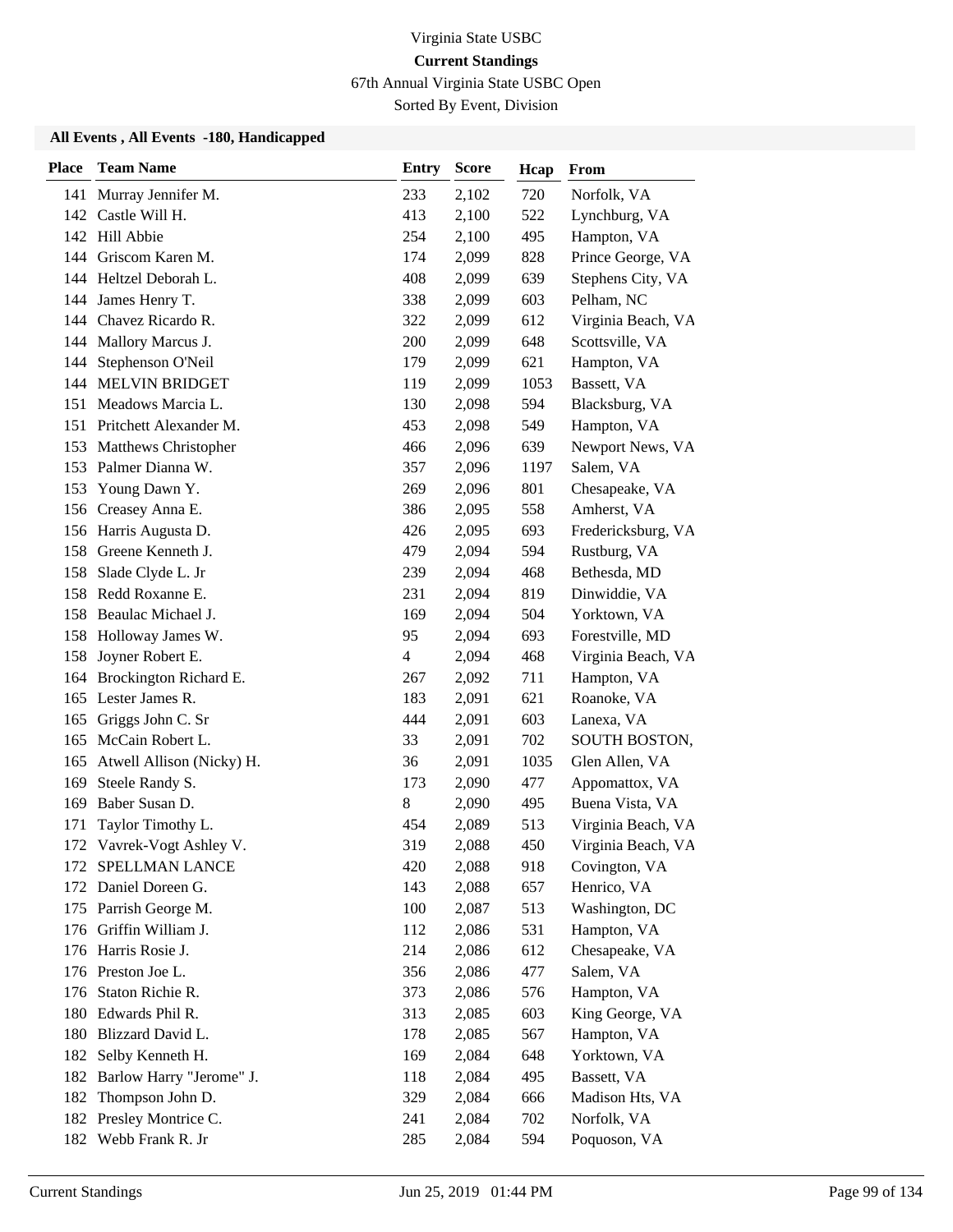Virginia State USBC

**Current Standings**

67th Annual Virginia State USBC Open

Sorted By Event, Division

### All Events , All Events -180, Handicapped

| Place | Team Name | Entry | Score | Hcap | From |
|---|---|---|---|---|---|
| 141 | Murray Jennifer M. | 233 | 2,102 | 720 | Norfolk, VA |
| 142 | Castle Will H. | 413 | 2,100 | 522 | Lynchburg, VA |
| 142 | Hill Abbie | 254 | 2,100 | 495 | Hampton, VA |
| 144 | Griscom Karen M. | 174 | 2,099 | 828 | Prince George, VA |
| 144 | Heltzel Deborah L. | 408 | 2,099 | 639 | Stephens City, VA |
| 144 | James Henry T. | 338 | 2,099 | 603 | Pelham, NC |
| 144 | Chavez Ricardo R. | 322 | 2,099 | 612 | Virginia Beach, VA |
| 144 | Mallory Marcus J. | 200 | 2,099 | 648 | Scottsville, VA |
| 144 | Stephenson O'Neil | 179 | 2,099 | 621 | Hampton, VA |
| 144 | MELVIN BRIDGET | 119 | 2,099 | 1053 | Bassett, VA |
| 151 | Meadows Marcia L. | 130 | 2,098 | 594 | Blacksburg, VA |
| 151 | Pritchett Alexander M. | 453 | 2,098 | 549 | Hampton, VA |
| 153 | Matthews Christopher | 466 | 2,096 | 639 | Newport News, VA |
| 153 | Palmer Dianna W. | 357 | 2,096 | 1197 | Salem, VA |
| 153 | Young Dawn Y. | 269 | 2,096 | 801 | Chesapeake, VA |
| 156 | Creasey Anna E. | 386 | 2,095 | 558 | Amherst, VA |
| 156 | Harris Augusta D. | 426 | 2,095 | 693 | Fredericksburg, VA |
| 158 | Greene Kenneth J. | 479 | 2,094 | 594 | Rustburg, VA |
| 158 | Slade Clyde L. Jr | 239 | 2,094 | 468 | Bethesda, MD |
| 158 | Redd Roxanne E. | 231 | 2,094 | 819 | Dinwiddie, VA |
| 158 | Beaulac Michael J. | 169 | 2,094 | 504 | Yorktown, VA |
| 158 | Holloway James W. | 95 | 2,094 | 693 | Forestville, MD |
| 158 | Joyner Robert E. | 4 | 2,094 | 468 | Virginia Beach, VA |
| 164 | Brockington Richard E. | 267 | 2,092 | 711 | Hampton, VA |
| 165 | Lester James R. | 183 | 2,091 | 621 | Roanoke, VA |
| 165 | Griggs John C. Sr | 444 | 2,091 | 603 | Lanexa, VA |
| 165 | McCain Robert L. | 33 | 2,091 | 702 | SOUTH BOSTON, |
| 165 | Atwell Allison (Nicky) H. | 36 | 2,091 | 1035 | Glen Allen, VA |
| 169 | Steele Randy S. | 173 | 2,090 | 477 | Appomattox, VA |
| 169 | Baber Susan D. | 8 | 2,090 | 495 | Buena Vista, VA |
| 171 | Taylor Timothy L. | 454 | 2,089 | 513 | Virginia Beach, VA |
| 172 | Vavrek-Vogt Ashley V. | 319 | 2,088 | 450 | Virginia Beach, VA |
| 172 | SPELLMAN LANCE | 420 | 2,088 | 918 | Covington, VA |
| 172 | Daniel Doreen G. | 143 | 2,088 | 657 | Henrico, VA |
| 175 | Parrish George M. | 100 | 2,087 | 513 | Washington, DC |
| 176 | Griffin William J. | 112 | 2,086 | 531 | Hampton, VA |
| 176 | Harris Rosie J. | 214 | 2,086 | 612 | Chesapeake, VA |
| 176 | Preston Joe L. | 356 | 2,086 | 477 | Salem, VA |
| 176 | Staton Richie R. | 373 | 2,086 | 576 | Hampton, VA |
| 180 | Edwards Phil R. | 313 | 2,085 | 603 | King George, VA |
| 180 | Blizzard David L. | 178 | 2,085 | 567 | Hampton, VA |
| 182 | Selby Kenneth H. | 169 | 2,084 | 648 | Yorktown, VA |
| 182 | Barlow Harry "Jerome" J. | 118 | 2,084 | 495 | Bassett, VA |
| 182 | Thompson John D. | 329 | 2,084 | 666 | Madison Hts, VA |
| 182 | Presley Montrice C. | 241 | 2,084 | 702 | Norfolk, VA |
| 182 | Webb Frank R. Jr | 285 | 2,084 | 594 | Poquoson, VA |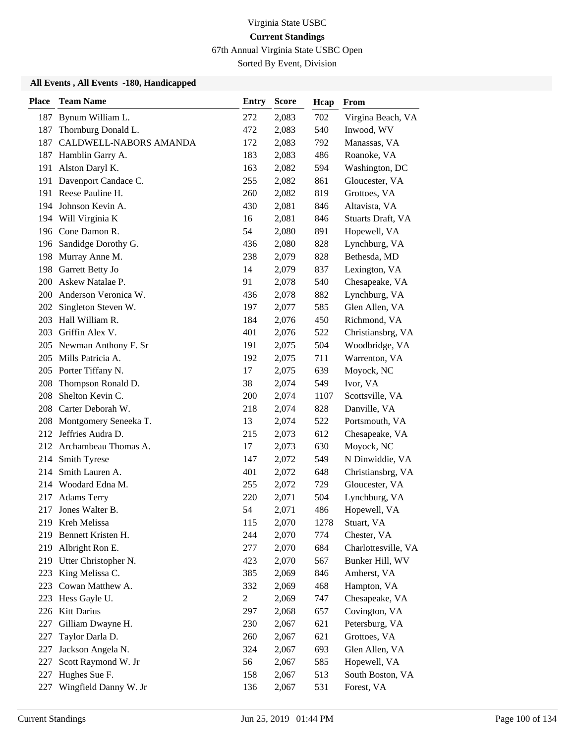# Virginia State USBC

## Current Standings

67th Annual Virginia State USBC Open

Sorted By Event, Division

### All Events , All Events -180, Handicapped

| Place | Team Name | Entry | Score | Hcap | From |
|---|---|---|---|---|---|
| 187 | Bynum William L. | 272 | 2,083 | 702 | Virgina Beach, VA |
| 187 | Thornburg Donald L. | 472 | 2,083 | 540 | Inwood, WV |
| 187 | CALDWELL-NABORS AMANDA | 172 | 2,083 | 792 | Manassas, VA |
| 187 | Hamblin Garry A. | 183 | 2,083 | 486 | Roanoke, VA |
| 191 | Alston Daryl K. | 163 | 2,082 | 594 | Washington, DC |
| 191 | Davenport Candace C. | 255 | 2,082 | 861 | Gloucester, VA |
| 191 | Reese Pauline H. | 260 | 2,082 | 819 | Grottoes, VA |
| 194 | Johnson Kevin A. | 430 | 2,081 | 846 | Altavista, VA |
| 194 | Will Virginia K | 16 | 2,081 | 846 | Stuarts Draft, VA |
| 196 | Cone Damon R. | 54 | 2,080 | 891 | Hopewell, VA |
| 196 | Sandidge Dorothy G. | 436 | 2,080 | 828 | Lynchburg, VA |
| 198 | Murray Anne M. | 238 | 2,079 | 828 | Bethesda, MD |
| 198 | Garrett Betty Jo | 14 | 2,079 | 837 | Lexington, VA |
| 200 | Askew Natalae P. | 91 | 2,078 | 540 | Chesapeake, VA |
| 200 | Anderson Veronica W. | 436 | 2,078 | 882 | Lynchburg, VA |
| 202 | Singleton Steven W. | 197 | 2,077 | 585 | Glen Allen, VA |
| 203 | Hall William R. | 184 | 2,076 | 450 | Richmond, VA |
| 203 | Griffin Alex V. | 401 | 2,076 | 522 | Christiansbrg, VA |
| 205 | Newman Anthony F. Sr | 191 | 2,075 | 504 | Woodbridge, VA |
| 205 | Mills Patricia A. | 192 | 2,075 | 711 | Warrenton, VA |
| 205 | Porter Tiffany N. | 17 | 2,075 | 639 | Moyock, NC |
| 208 | Thompson Ronald D. | 38 | 2,074 | 549 | Ivor, VA |
| 208 | Shelton Kevin C. | 200 | 2,074 | 1107 | Scottsville, VA |
| 208 | Carter Deborah W. | 218 | 2,074 | 828 | Danville, VA |
| 208 | Montgomery Seneeka T. | 13 | 2,074 | 522 | Portsmouth, VA |
| 212 | Jeffries Audra D. | 215 | 2,073 | 612 | Chesapeake, VA |
| 212 | Archambeau Thomas A. | 17 | 2,073 | 630 | Moyock, NC |
| 214 | Smith Tyrese | 147 | 2,072 | 549 | N Dinwiddie, VA |
| 214 | Smith Lauren A. | 401 | 2,072 | 648 | Christiansbrg, VA |
| 214 | Woodard Edna M. | 255 | 2,072 | 729 | Gloucester, VA |
| 217 | Adams Terry | 220 | 2,071 | 504 | Lynchburg, VA |
| 217 | Jones Walter B. | 54 | 2,071 | 486 | Hopewell, VA |
| 219 | Kreh Melissa | 115 | 2,070 | 1278 | Stuart, VA |
| 219 | Bennett Kristen H. | 244 | 2,070 | 774 | Chester, VA |
| 219 | Albright Ron E. | 277 | 2,070 | 684 | Charlottesville, VA |
| 219 | Utter Christopher N. | 423 | 2,070 | 567 | Bunker Hill, WV |
| 223 | King Melissa C. | 385 | 2,069 | 846 | Amherst, VA |
| 223 | Cowan Matthew A. | 332 | 2,069 | 468 | Hampton, VA |
| 223 | Hess Gayle U. | 2 | 2,069 | 747 | Chesapeake, VA |
| 226 | Kitt Darius | 297 | 2,068 | 657 | Covington, VA |
| 227 | Gilliam Dwayne H. | 230 | 2,067 | 621 | Petersburg, VA |
| 227 | Taylor Darla D. | 260 | 2,067 | 621 | Grottoes, VA |
| 227 | Jackson Angela N. | 324 | 2,067 | 693 | Glen Allen, VA |
| 227 | Scott Raymond W. Jr | 56 | 2,067 | 585 | Hopewell, VA |
| 227 | Hughes Sue F. | 158 | 2,067 | 513 | South Boston, VA |
| 227 | Wingfield Danny W. Jr | 136 | 2,067 | 531 | Forest, VA |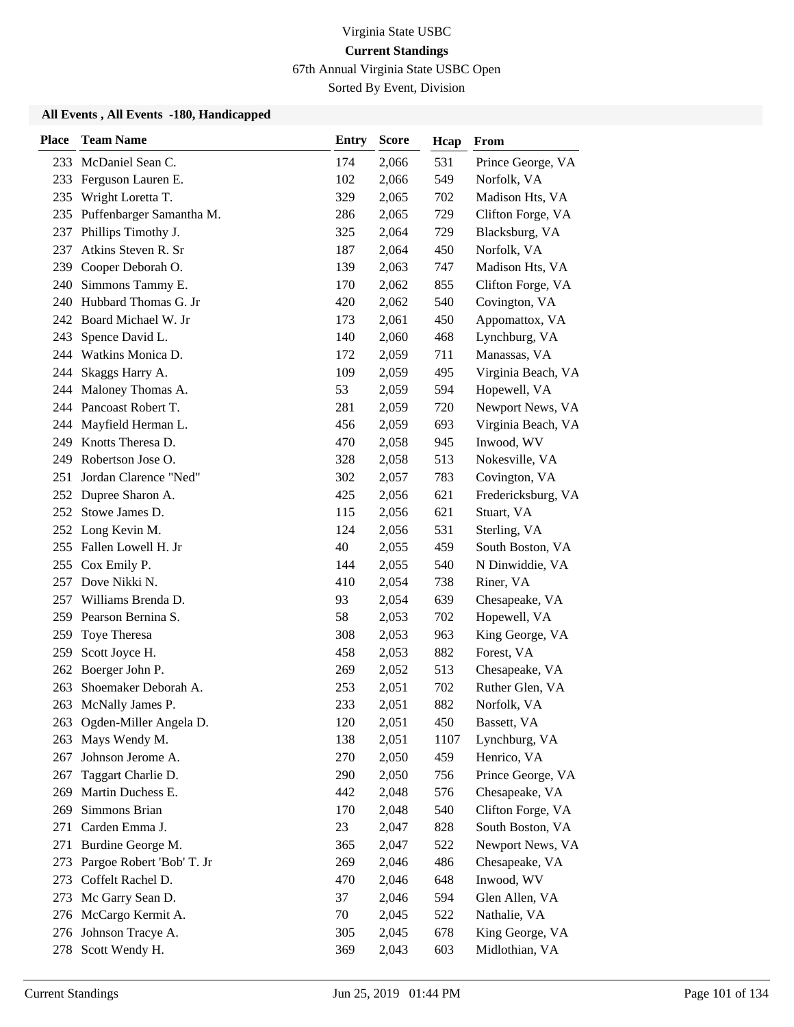Virginia State USBC

**Current Standings**

67th Annual Virginia State USBC Open

Sorted By Event, Division

### All Events , All Events -180, Handicapped

| Place | Team Name | Entry | Score | Hcap | From |
|---|---|---|---|---|---|
| 233 | McDaniel Sean C. | 174 | 2,066 | 531 | Prince George, VA |
| 233 | Ferguson Lauren E. | 102 | 2,066 | 549 | Norfolk, VA |
| 235 | Wright Loretta T. | 329 | 2,065 | 702 | Madison Hts, VA |
| 235 | Puffenbarger Samantha M. | 286 | 2,065 | 729 | Clifton Forge, VA |
| 237 | Phillips Timothy J. | 325 | 2,064 | 729 | Blacksburg, VA |
| 237 | Atkins Steven R. Sr | 187 | 2,064 | 450 | Norfolk, VA |
| 239 | Cooper Deborah O. | 139 | 2,063 | 747 | Madison Hts, VA |
| 240 | Simmons Tammy E. | 170 | 2,062 | 855 | Clifton Forge, VA |
| 240 | Hubbard Thomas G. Jr | 420 | 2,062 | 540 | Covington, VA |
| 242 | Board Michael W. Jr | 173 | 2,061 | 450 | Appomattox, VA |
| 243 | Spence David L. | 140 | 2,060 | 468 | Lynchburg, VA |
| 244 | Watkins Monica D. | 172 | 2,059 | 711 | Manassas, VA |
| 244 | Skaggs Harry A. | 109 | 2,059 | 495 | Virginia Beach, VA |
| 244 | Maloney Thomas A. | 53 | 2,059 | 594 | Hopewell, VA |
| 244 | Pancoast Robert T. | 281 | 2,059 | 720 | Newport News, VA |
| 244 | Mayfield Herman L. | 456 | 2,059 | 693 | Virginia Beach, VA |
| 249 | Knotts Theresa D. | 470 | 2,058 | 945 | Inwood, WV |
| 249 | Robertson Jose O. | 328 | 2,058 | 513 | Nokesville, VA |
| 251 | Jordan Clarence "Ned" | 302 | 2,057 | 783 | Covington, VA |
| 252 | Dupree Sharon A. | 425 | 2,056 | 621 | Fredericksburg, VA |
| 252 | Stowe James D. | 115 | 2,056 | 621 | Stuart, VA |
| 252 | Long Kevin M. | 124 | 2,056 | 531 | Sterling, VA |
| 255 | Fallen Lowell H. Jr | 40 | 2,055 | 459 | South Boston, VA |
| 255 | Cox Emily P. | 144 | 2,055 | 540 | N Dinwiddie, VA |
| 257 | Dove Nikki N. | 410 | 2,054 | 738 | Riner, VA |
| 257 | Williams Brenda D. | 93 | 2,054 | 639 | Chesapeake, VA |
| 259 | Pearson Bernina S. | 58 | 2,053 | 702 | Hopewell, VA |
| 259 | Toye Theresa | 308 | 2,053 | 963 | King George, VA |
| 259 | Scott Joyce H. | 458 | 2,053 | 882 | Forest, VA |
| 262 | Boerger John P. | 269 | 2,052 | 513 | Chesapeake, VA |
| 263 | Shoemaker Deborah A. | 253 | 2,051 | 702 | Ruther Glen, VA |
| 263 | McNally James P. | 233 | 2,051 | 882 | Norfolk, VA |
| 263 | Ogden-Miller Angela D. | 120 | 2,051 | 450 | Bassett, VA |
| 263 | Mays Wendy M. | 138 | 2,051 | 1107 | Lynchburg, VA |
| 267 | Johnson Jerome A. | 270 | 2,050 | 459 | Henrico, VA |
| 267 | Taggart Charlie D. | 290 | 2,050 | 756 | Prince George, VA |
| 269 | Martin Duchess E. | 442 | 2,048 | 576 | Chesapeake, VA |
| 269 | Simmons Brian | 170 | 2,048 | 540 | Clifton Forge, VA |
| 271 | Carden Emma J. | 23 | 2,047 | 828 | South Boston, VA |
| 271 | Burdine George M. | 365 | 2,047 | 522 | Newport News, VA |
| 273 | Pargoe Robert 'Bob' T. Jr | 269 | 2,046 | 486 | Chesapeake, VA |
| 273 | Coffelt Rachel D. | 470 | 2,046 | 648 | Inwood, WV |
| 273 | Mc Garry Sean D. | 37 | 2,046 | 594 | Glen Allen, VA |
| 276 | McCargo Kermit A. | 70 | 2,045 | 522 | Nathalie, VA |
| 276 | Johnson Tracye A. | 305 | 2,045 | 678 | King George, VA |
| 278 | Scott Wendy H. | 369 | 2,043 | 603 | Midlothian, VA |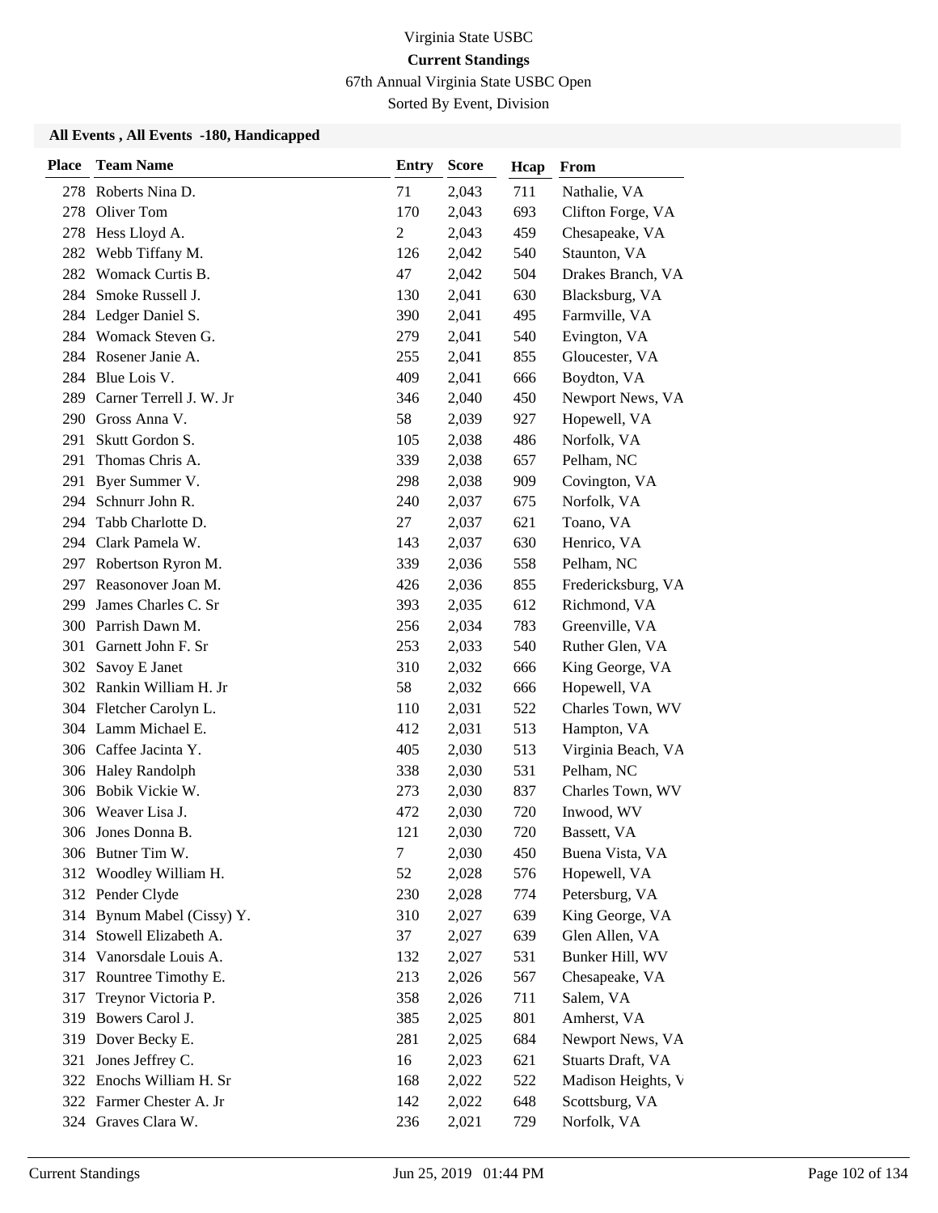Virginia State USBC

**Current Standings**

67th Annual Virginia State USBC Open

Sorted By Event, Division

**All Events , All Events -180, Handicapped**

| Place | Team Name | Entry | Score | Hcap | From |
|---|---|---|---|---|---|
| 278 | Roberts Nina D. | 71 | 2,043 | 711 | Nathalie, VA |
| 278 | Oliver Tom | 170 | 2,043 | 693 | Clifton Forge, VA |
| 278 | Hess Lloyd A. | 2 | 2,043 | 459 | Chesapeake, VA |
| 282 | Webb Tiffany M. | 126 | 2,042 | 540 | Staunton, VA |
| 282 | Womack Curtis B. | 47 | 2,042 | 504 | Drakes Branch, VA |
| 284 | Smoke Russell J. | 130 | 2,041 | 630 | Blacksburg, VA |
| 284 | Ledger Daniel S. | 390 | 2,041 | 495 | Farmville, VA |
| 284 | Womack Steven G. | 279 | 2,041 | 540 | Evington, VA |
| 284 | Rosener Janie A. | 255 | 2,041 | 855 | Gloucester, VA |
| 284 | Blue Lois V. | 409 | 2,041 | 666 | Boydton, VA |
| 289 | Carner Terrell J. W. Jr | 346 | 2,040 | 450 | Newport News, VA |
| 290 | Gross Anna V. | 58 | 2,039 | 927 | Hopewell, VA |
| 291 | Skutt Gordon S. | 105 | 2,038 | 486 | Norfolk, VA |
| 291 | Thomas Chris A. | 339 | 2,038 | 657 | Pelham, NC |
| 291 | Byer Summer V. | 298 | 2,038 | 909 | Covington, VA |
| 294 | Schnurr John R. | 240 | 2,037 | 675 | Norfolk, VA |
| 294 | Tabb Charlotte D. | 27 | 2,037 | 621 | Toano, VA |
| 294 | Clark Pamela W. | 143 | 2,037 | 630 | Henrico, VA |
| 297 | Robertson Ryron M. | 339 | 2,036 | 558 | Pelham, NC |
| 297 | Reasonover Joan M. | 426 | 2,036 | 855 | Fredericksburg, VA |
| 299 | James Charles C. Sr | 393 | 2,035 | 612 | Richmond, VA |
| 300 | Parrish Dawn M. | 256 | 2,034 | 783 | Greenville, VA |
| 301 | Garnett John F. Sr | 253 | 2,033 | 540 | Ruther Glen, VA |
| 302 | Savoy E Janet | 310 | 2,032 | 666 | King George, VA |
| 302 | Rankin William H. Jr | 58 | 2,032 | 666 | Hopewell, VA |
| 304 | Fletcher Carolyn L. | 110 | 2,031 | 522 | Charles Town, WV |
| 304 | Lamm Michael E. | 412 | 2,031 | 513 | Hampton, VA |
| 306 | Caffee Jacinta Y. | 405 | 2,030 | 513 | Virginia Beach, VA |
| 306 | Haley Randolph | 338 | 2,030 | 531 | Pelham, NC |
| 306 | Bobik Vickie W. | 273 | 2,030 | 837 | Charles Town, WV |
| 306 | Weaver Lisa J. | 472 | 2,030 | 720 | Inwood, WV |
| 306 | Jones Donna B. | 121 | 2,030 | 720 | Bassett, VA |
| 306 | Butner Tim W. | 7 | 2,030 | 450 | Buena Vista, VA |
| 312 | Woodley William H. | 52 | 2,028 | 576 | Hopewell, VA |
| 312 | Pender Clyde | 230 | 2,028 | 774 | Petersburg, VA |
| 314 | Bynum Mabel (Cissy) Y. | 310 | 2,027 | 639 | King George, VA |
| 314 | Stowell Elizabeth A. | 37 | 2,027 | 639 | Glen Allen, VA |
| 314 | Vanorsdale Louis A. | 132 | 2,027 | 531 | Bunker Hill, WV |
| 317 | Rountree Timothy E. | 213 | 2,026 | 567 | Chesapeake, VA |
| 317 | Treynor Victoria P. | 358 | 2,026 | 711 | Salem, VA |
| 319 | Bowers Carol J. | 385 | 2,025 | 801 | Amherst, VA |
| 319 | Dover Becky E. | 281 | 2,025 | 684 | Newport News, VA |
| 321 | Jones Jeffrey C. | 16 | 2,023 | 621 | Stuarts Draft, VA |
| 322 | Enochs William H. Sr | 168 | 2,022 | 522 | Madison Heights, V |
| 322 | Farmer Chester A. Jr | 142 | 2,022 | 648 | Scottsburg, VA |
| 324 | Graves Clara W. | 236 | 2,021 | 729 | Norfolk, VA |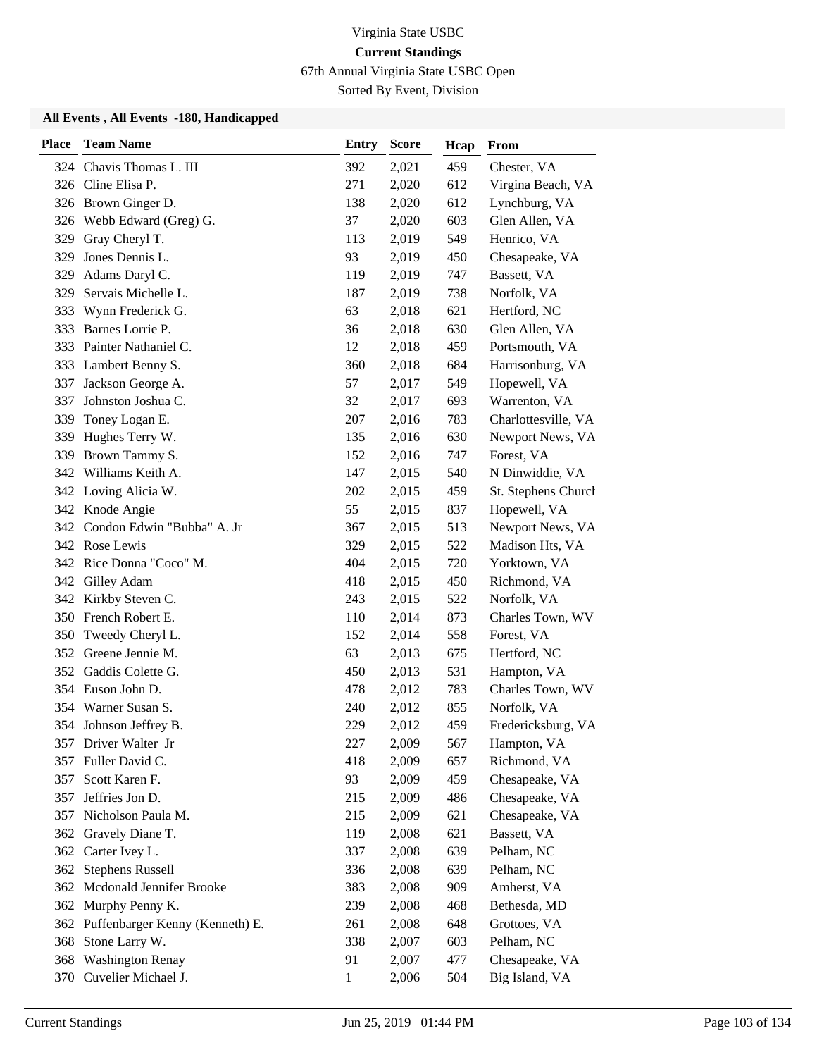Virginia State USBC

**Current Standings**

67th Annual Virginia State USBC Open

Sorted By Event, Division

### All Events , All Events -180, Handicapped

| Place | Team Name | Entry | Score | Hcap | From |
|---|---|---|---|---|---|
| 324 | Chavis Thomas L. III | 392 | 2,021 | 459 | Chester, VA |
| 326 | Cline Elisa P. | 271 | 2,020 | 612 | Virgina Beach, VA |
| 326 | Brown Ginger D. | 138 | 2,020 | 612 | Lynchburg, VA |
| 326 | Webb Edward (Greg) G. | 37 | 2,020 | 603 | Glen Allen, VA |
| 329 | Gray Cheryl T. | 113 | 2,019 | 549 | Henrico, VA |
| 329 | Jones Dennis L. | 93 | 2,019 | 450 | Chesapeake, VA |
| 329 | Adams Daryl C. | 119 | 2,019 | 747 | Bassett, VA |
| 329 | Servais Michelle L. | 187 | 2,019 | 738 | Norfolk, VA |
| 333 | Wynn Frederick G. | 63 | 2,018 | 621 | Hertford, NC |
| 333 | Barnes Lorrie P. | 36 | 2,018 | 630 | Glen Allen, VA |
| 333 | Painter Nathaniel C. | 12 | 2,018 | 459 | Portsmouth, VA |
| 333 | Lambert Benny S. | 360 | 2,018 | 684 | Harrisonburg, VA |
| 337 | Jackson George A. | 57 | 2,017 | 549 | Hopewell, VA |
| 337 | Johnston Joshua C. | 32 | 2,017 | 693 | Warrenton, VA |
| 339 | Toney Logan E. | 207 | 2,016 | 783 | Charlottesville, VA |
| 339 | Hughes Terry W. | 135 | 2,016 | 630 | Newport News, VA |
| 339 | Brown Tammy S. | 152 | 2,016 | 747 | Forest, VA |
| 342 | Williams Keith A. | 147 | 2,015 | 540 | N Dinwiddie, VA |
| 342 | Loving Alicia W. | 202 | 2,015 | 459 | St. Stephens Church |
| 342 | Knode Angie | 55 | 2,015 | 837 | Hopewell, VA |
| 342 | Condon Edwin "Bubba" A. Jr | 367 | 2,015 | 513 | Newport News, VA |
| 342 | Rose Lewis | 329 | 2,015 | 522 | Madison Hts, VA |
| 342 | Rice Donna "Coco" M. | 404 | 2,015 | 720 | Yorktown, VA |
| 342 | Gilley Adam | 418 | 2,015 | 450 | Richmond, VA |
| 342 | Kirkby Steven C. | 243 | 2,015 | 522 | Norfolk, VA |
| 350 | French Robert E. | 110 | 2,014 | 873 | Charles Town, WV |
| 350 | Tweedy Cheryl L. | 152 | 2,014 | 558 | Forest, VA |
| 352 | Greene Jennie M. | 63 | 2,013 | 675 | Hertford, NC |
| 352 | Gaddis Colette G. | 450 | 2,013 | 531 | Hampton, VA |
| 354 | Euson John D. | 478 | 2,012 | 783 | Charles Town, WV |
| 354 | Warner Susan S. | 240 | 2,012 | 855 | Norfolk, VA |
| 354 | Johnson Jeffrey B. | 229 | 2,012 | 459 | Fredericksburg, VA |
| 357 | Driver Walter Jr | 227 | 2,009 | 567 | Hampton, VA |
| 357 | Fuller David C. | 418 | 2,009 | 657 | Richmond, VA |
| 357 | Scott Karen F. | 93 | 2,009 | 459 | Chesapeake, VA |
| 357 | Jeffries Jon D. | 215 | 2,009 | 486 | Chesapeake, VA |
| 357 | Nicholson Paula M. | 215 | 2,009 | 621 | Chesapeake, VA |
| 362 | Gravely Diane T. | 119 | 2,008 | 621 | Bassett, VA |
| 362 | Carter Ivey L. | 337 | 2,008 | 639 | Pelham, NC |
| 362 | Stephens Russell | 336 | 2,008 | 639 | Pelham, NC |
| 362 | Mcdonald Jennifer Brooke | 383 | 2,008 | 909 | Amherst, VA |
| 362 | Murphy Penny K. | 239 | 2,008 | 468 | Bethesda, MD |
| 362 | Puffenbarger Kenny (Kenneth) E. | 261 | 2,008 | 648 | Grottoes, VA |
| 368 | Stone Larry W. | 338 | 2,007 | 603 | Pelham, NC |
| 368 | Washington Renay | 91 | 2,007 | 477 | Chesapeake, VA |
| 370 | Cuvelier Michael J. | 1 | 2,006 | 504 | Big Island, VA |

Current Standings Jun 25, 2019 01:44 PM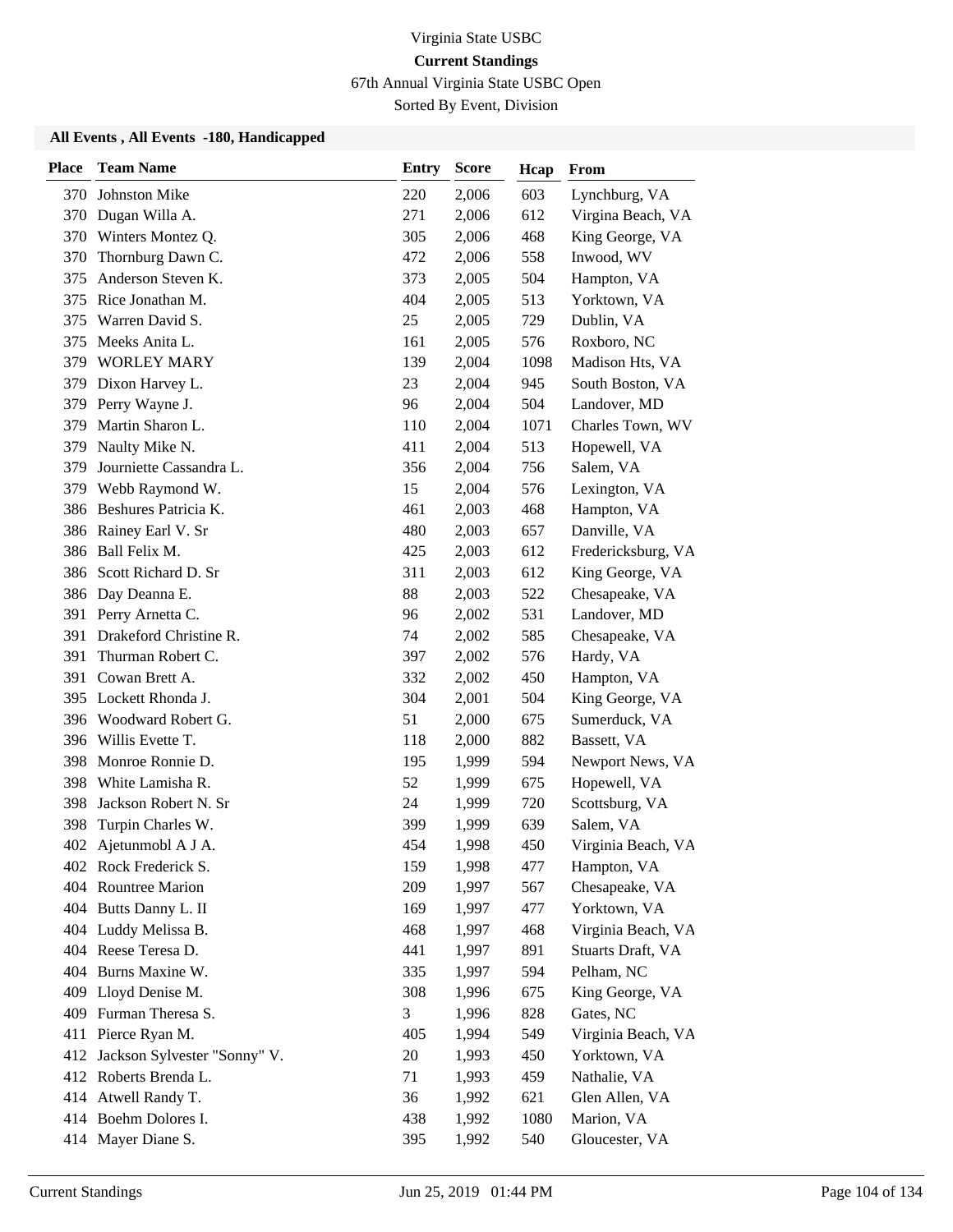Virginia State USBC

**Current Standings**

67th Annual Virginia State USBC Open

Sorted By Event, Division

### All Events , All Events -180, Handicapped

| Place | Team Name | Entry | Score | Hcap | From |
|---|---|---|---|---|---|
| 370 | Johnston Mike | 220 | 2,006 | 603 | Lynchburg, VA |
| 370 | Dugan Willa A. | 271 | 2,006 | 612 | Virgina Beach, VA |
| 370 | Winters Montez Q. | 305 | 2,006 | 468 | King George, VA |
| 370 | Thornburg Dawn C. | 472 | 2,006 | 558 | Inwood, WV |
| 375 | Anderson Steven K. | 373 | 2,005 | 504 | Hampton, VA |
| 375 | Rice Jonathan M. | 404 | 2,005 | 513 | Yorktown, VA |
| 375 | Warren David S. | 25 | 2,005 | 729 | Dublin, VA |
| 375 | Meeks Anita L. | 161 | 2,005 | 576 | Roxboro, NC |
| 379 | WORLEY MARY | 139 | 2,004 | 1098 | Madison Hts, VA |
| 379 | Dixon Harvey L. | 23 | 2,004 | 945 | South Boston, VA |
| 379 | Perry Wayne J. | 96 | 2,004 | 504 | Landover, MD |
| 379 | Martin Sharon L. | 110 | 2,004 | 1071 | Charles Town, WV |
| 379 | Naulty Mike N. | 411 | 2,004 | 513 | Hopewell, VA |
| 379 | Journiette Cassandra L. | 356 | 2,004 | 756 | Salem, VA |
| 379 | Webb Raymond W. | 15 | 2,004 | 576 | Lexington, VA |
| 386 | Beshures Patricia K. | 461 | 2,003 | 468 | Hampton, VA |
| 386 | Rainey Earl V. Sr | 480 | 2,003 | 657 | Danville, VA |
| 386 | Ball Felix M. | 425 | 2,003 | 612 | Fredericksburg, VA |
| 386 | Scott Richard D. Sr | 311 | 2,003 | 612 | King George, VA |
| 386 | Day Deanna E. | 88 | 2,003 | 522 | Chesapeake, VA |
| 391 | Perry Arnetta C. | 96 | 2,002 | 531 | Landover, MD |
| 391 | Drakeford Christine R. | 74 | 2,002 | 585 | Chesapeake, VA |
| 391 | Thurman Robert C. | 397 | 2,002 | 576 | Hardy, VA |
| 391 | Cowan Brett A. | 332 | 2,002 | 450 | Hampton, VA |
| 395 | Lockett Rhonda J. | 304 | 2,001 | 504 | King George, VA |
| 396 | Woodward Robert G. | 51 | 2,000 | 675 | Sumerduck, VA |
| 396 | Willis Evette T. | 118 | 2,000 | 882 | Bassett, VA |
| 398 | Monroe Ronnie D. | 195 | 1,999 | 594 | Newport News, VA |
| 398 | White Lamisha R. | 52 | 1,999 | 675 | Hopewell, VA |
| 398 | Jackson Robert N. Sr | 24 | 1,999 | 720 | Scottsburg, VA |
| 398 | Turpin Charles W. | 399 | 1,999 | 639 | Salem, VA |
| 402 | Ajetunmobl A J A. | 454 | 1,998 | 450 | Virginia Beach, VA |
| 402 | Rock Frederick S. | 159 | 1,998 | 477 | Hampton, VA |
| 404 | Rountree Marion | 209 | 1,997 | 567 | Chesapeake, VA |
| 404 | Butts Danny L. II | 169 | 1,997 | 477 | Yorktown, VA |
| 404 | Luddy Melissa B. | 468 | 1,997 | 468 | Virginia Beach, VA |
| 404 | Reese Teresa D. | 441 | 1,997 | 891 | Stuarts Draft, VA |
| 404 | Burns Maxine W. | 335 | 1,997 | 594 | Pelham, NC |
| 409 | Lloyd Denise M. | 308 | 1,996 | 675 | King George, VA |
| 409 | Furman Theresa S. | 3 | 1,996 | 828 | Gates, NC |
| 411 | Pierce Ryan M. | 405 | 1,994 | 549 | Virginia Beach, VA |
| 412 | Jackson Sylvester "Sonny" V. | 20 | 1,993 | 450 | Yorktown, VA |
| 412 | Roberts Brenda L. | 71 | 1,993 | 459 | Nathalie, VA |
| 414 | Atwell Randy T. | 36 | 1,992 | 621 | Glen Allen, VA |
| 414 | Boehm Dolores I. | 438 | 1,992 | 1080 | Marion, VA |
| 414 | Mayer Diane S. | 395 | 1,992 | 540 | Gloucester, VA |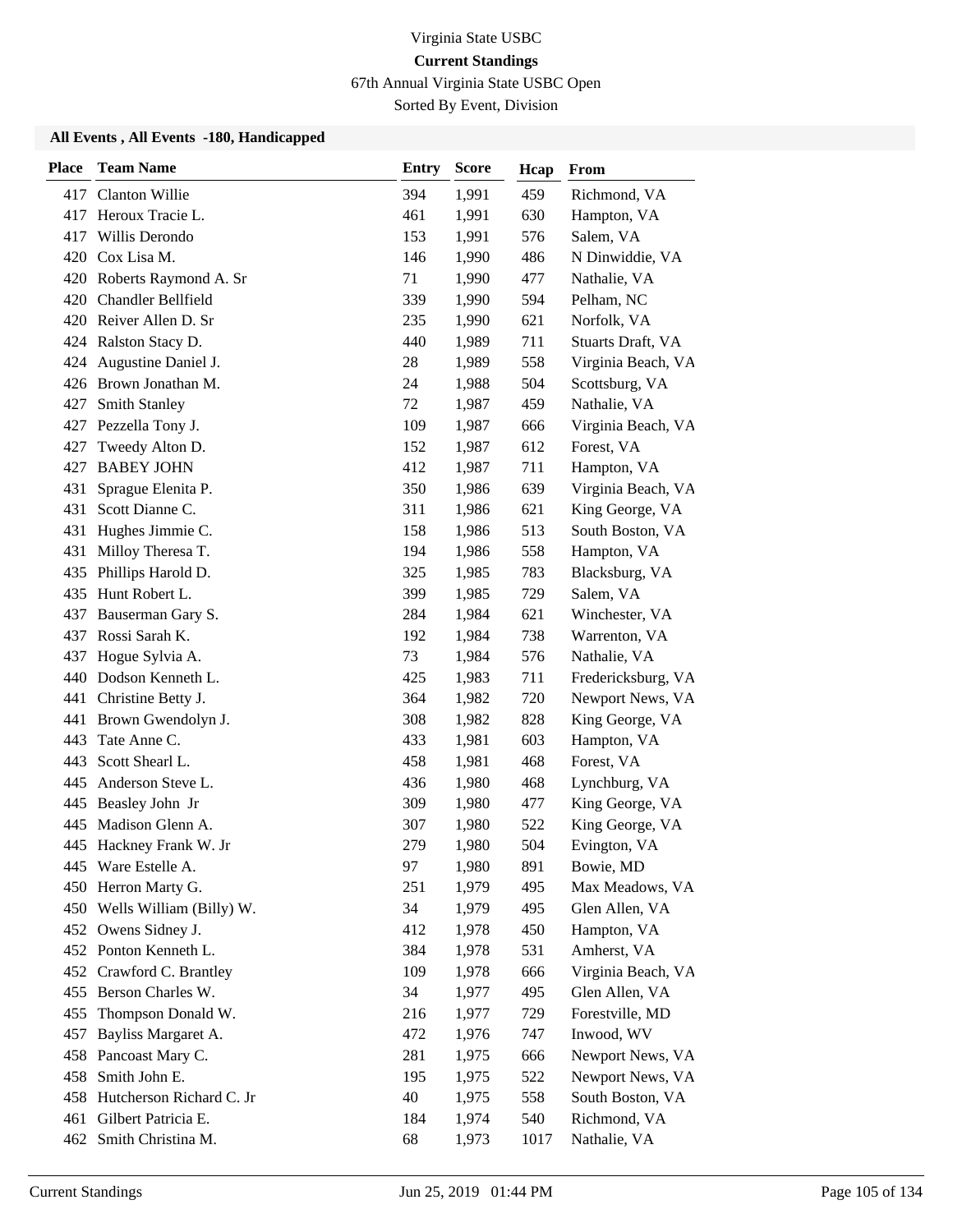Virginia State USBC

**Current Standings**

67th Annual Virginia State USBC Open

Sorted By Event, Division

### All Events , All Events -180, Handicapped

| Place | Team Name | Entry | Score | Hcap | From |
|---|---|---|---|---|---|
| 417 | Clanton Willie | 394 | 1,991 | 459 | Richmond, VA |
| 417 | Heroux Tracie L. | 461 | 1,991 | 630 | Hampton, VA |
| 417 | Willis Derondo | 153 | 1,991 | 576 | Salem, VA |
| 420 | Cox Lisa M. | 146 | 1,990 | 486 | N Dinwiddie, VA |
| 420 | Roberts Raymond A. Sr | 71 | 1,990 | 477 | Nathalie, VA |
| 420 | Chandler Bellfield | 339 | 1,990 | 594 | Pelham, NC |
| 420 | Reiver Allen D. Sr | 235 | 1,990 | 621 | Norfolk, VA |
| 424 | Ralston Stacy D. | 440 | 1,989 | 711 | Stuarts Draft, VA |
| 424 | Augustine Daniel J. | 28 | 1,989 | 558 | Virginia Beach, VA |
| 426 | Brown Jonathan M. | 24 | 1,988 | 504 | Scottsburg, VA |
| 427 | Smith Stanley | 72 | 1,987 | 459 | Nathalie, VA |
| 427 | Pezzella Tony J. | 109 | 1,987 | 666 | Virginia Beach, VA |
| 427 | Tweedy Alton D. | 152 | 1,987 | 612 | Forest, VA |
| 427 | BABEY JOHN | 412 | 1,987 | 711 | Hampton, VA |
| 431 | Sprague Elenita P. | 350 | 1,986 | 639 | Virginia Beach, VA |
| 431 | Scott Dianne C. | 311 | 1,986 | 621 | King George, VA |
| 431 | Hughes Jimmie C. | 158 | 1,986 | 513 | South Boston, VA |
| 431 | Milloy Theresa T. | 194 | 1,986 | 558 | Hampton, VA |
| 435 | Phillips Harold D. | 325 | 1,985 | 783 | Blacksburg, VA |
| 435 | Hunt Robert L. | 399 | 1,985 | 729 | Salem, VA |
| 437 | Bauserman Gary S. | 284 | 1,984 | 621 | Winchester, VA |
| 437 | Rossi Sarah K. | 192 | 1,984 | 738 | Warrenton, VA |
| 437 | Hogue Sylvia A. | 73 | 1,984 | 576 | Nathalie, VA |
| 440 | Dodson Kenneth L. | 425 | 1,983 | 711 | Fredericksburg, VA |
| 441 | Christine Betty J. | 364 | 1,982 | 720 | Newport News, VA |
| 441 | Brown Gwendolyn J. | 308 | 1,982 | 828 | King George, VA |
| 443 | Tate Anne C. | 433 | 1,981 | 603 | Hampton, VA |
| 443 | Scott Shearl L. | 458 | 1,981 | 468 | Forest, VA |
| 445 | Anderson Steve L. | 436 | 1,980 | 468 | Lynchburg, VA |
| 445 | Beasley John Jr | 309 | 1,980 | 477 | King George, VA |
| 445 | Madison Glenn A. | 307 | 1,980 | 522 | King George, VA |
| 445 | Hackney Frank W. Jr | 279 | 1,980 | 504 | Evington, VA |
| 445 | Ware Estelle A. | 97 | 1,980 | 891 | Bowie, MD |
| 450 | Herron Marty G. | 251 | 1,979 | 495 | Max Meadows, VA |
| 450 | Wells William (Billy) W. | 34 | 1,979 | 495 | Glen Allen, VA |
| 452 | Owens Sidney J. | 412 | 1,978 | 450 | Hampton, VA |
| 452 | Ponton Kenneth L. | 384 | 1,978 | 531 | Amherst, VA |
| 452 | Crawford C. Brantley | 109 | 1,978 | 666 | Virginia Beach, VA |
| 455 | Berson Charles W. | 34 | 1,977 | 495 | Glen Allen, VA |
| 455 | Thompson Donald W. | 216 | 1,977 | 729 | Forestville, MD |
| 457 | Bayliss Margaret A. | 472 | 1,976 | 747 | Inwood, WV |
| 458 | Pancoast Mary C. | 281 | 1,975 | 666 | Newport News, VA |
| 458 | Smith John E. | 195 | 1,975 | 522 | Newport News, VA |
| 458 | Hutcherson Richard C. Jr | 40 | 1,975 | 558 | South Boston, VA |
| 461 | Gilbert Patricia E. | 184 | 1,974 | 540 | Richmond, VA |
| 462 | Smith Christina M. | 68 | 1,973 | 1017 | Nathalie, VA |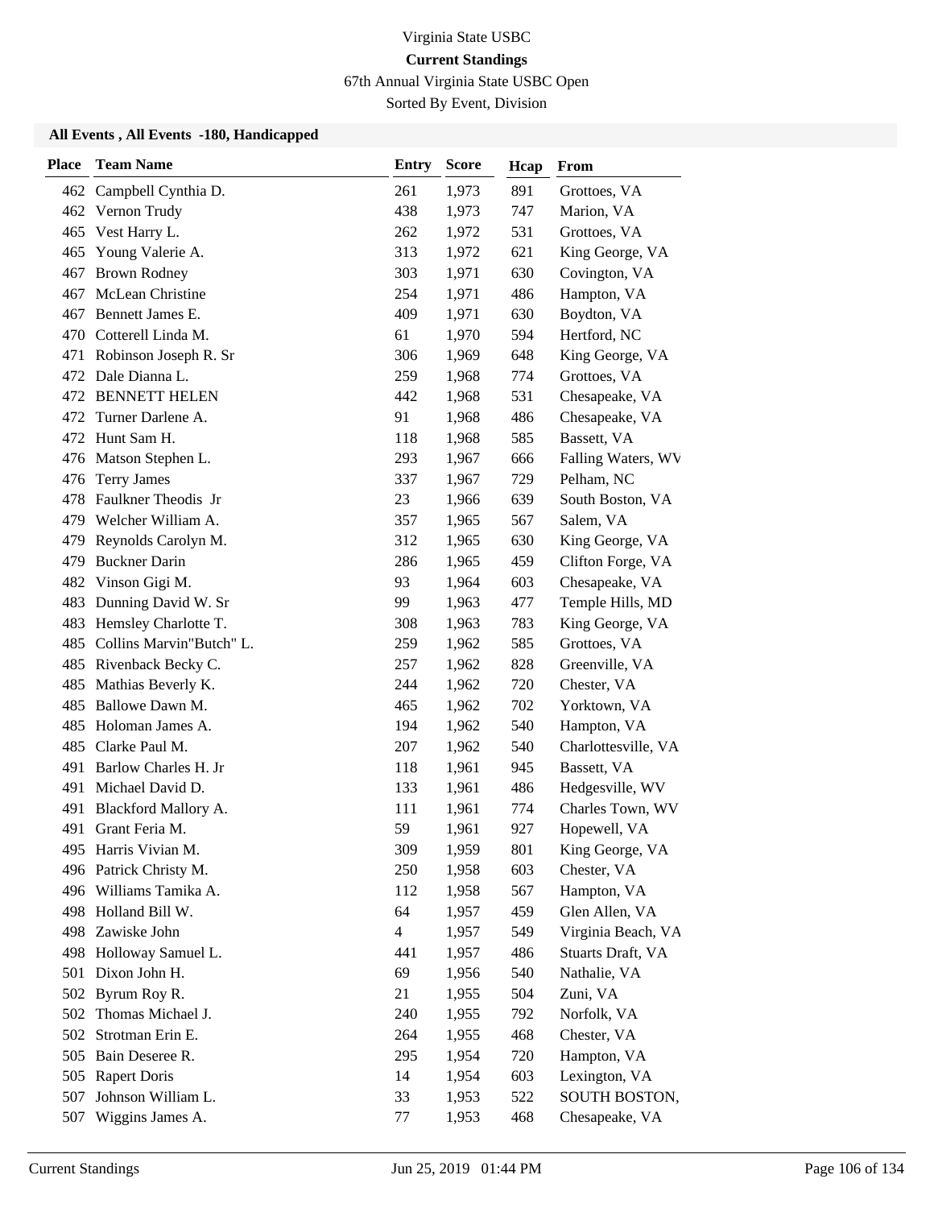Virginia State USBC

**Current Standings**

67th Annual Virginia State USBC Open

Sorted By Event, Division

### All Events , All Events -180, Handicapped

| Place | Team Name | Entry | Score | Hcap | From |
|---|---|---|---|---|---|
| 462 | Campbell Cynthia D. | 261 | 1,973 | 891 | Grottoes, VA |
| 462 | Vernon Trudy | 438 | 1,973 | 747 | Marion, VA |
| 465 | Vest Harry L. | 262 | 1,972 | 531 | Grottoes, VA |
| 465 | Young Valerie A. | 313 | 1,972 | 621 | King George, VA |
| 467 | Brown Rodney | 303 | 1,971 | 630 | Covington, VA |
| 467 | McLean Christine | 254 | 1,971 | 486 | Hampton, VA |
| 467 | Bennett James E. | 409 | 1,971 | 630 | Boydton, VA |
| 470 | Cotterell Linda M. | 61 | 1,970 | 594 | Hertford, NC |
| 471 | Robinson Joseph R. Sr | 306 | 1,969 | 648 | King George, VA |
| 472 | Dale Dianna L. | 259 | 1,968 | 774 | Grottoes, VA |
| 472 | BENNETT HELEN | 442 | 1,968 | 531 | Chesapeake, VA |
| 472 | Turner Darlene A. | 91 | 1,968 | 486 | Chesapeake, VA |
| 472 | Hunt Sam H. | 118 | 1,968 | 585 | Bassett, VA |
| 476 | Matson Stephen L. | 293 | 1,967 | 666 | Falling Waters, WV |
| 476 | Terry James | 337 | 1,967 | 729 | Pelham, NC |
| 478 | Faulkner Theodis Jr | 23 | 1,966 | 639 | South Boston, VA |
| 479 | Welcher William A. | 357 | 1,965 | 567 | Salem, VA |
| 479 | Reynolds Carolyn M. | 312 | 1,965 | 630 | King George, VA |
| 479 | Buckner Darin | 286 | 1,965 | 459 | Clifton Forge, VA |
| 482 | Vinson Gigi M. | 93 | 1,964 | 603 | Chesapeake, VA |
| 483 | Dunning David W. Sr | 99 | 1,963 | 477 | Temple Hills, MD |
| 483 | Hemsley Charlotte T. | 308 | 1,963 | 783 | King George, VA |
| 485 | Collins Marvin"Butch" L. | 259 | 1,962 | 585 | Grottoes, VA |
| 485 | Rivenback Becky C. | 257 | 1,962 | 828 | Greenville, VA |
| 485 | Mathias Beverly K. | 244 | 1,962 | 720 | Chester, VA |
| 485 | Ballowe Dawn M. | 465 | 1,962 | 702 | Yorktown, VA |
| 485 | Holoman James A. | 194 | 1,962 | 540 | Hampton, VA |
| 485 | Clarke Paul M. | 207 | 1,962 | 540 | Charlottesville, VA |
| 491 | Barlow Charles H. Jr | 118 | 1,961 | 945 | Bassett, VA |
| 491 | Michael David D. | 133 | 1,961 | 486 | Hedgesville, WV |
| 491 | Blackford Mallory A. | 111 | 1,961 | 774 | Charles Town, WV |
| 491 | Grant Feria M. | 59 | 1,961 | 927 | Hopewell, VA |
| 495 | Harris Vivian M. | 309 | 1,959 | 801 | King George, VA |
| 496 | Patrick Christy M. | 250 | 1,958 | 603 | Chester, VA |
| 496 | Williams Tamika A. | 112 | 1,958 | 567 | Hampton, VA |
| 498 | Holland Bill W. | 64 | 1,957 | 459 | Glen Allen, VA |
| 498 | Zawiske John | 4 | 1,957 | 549 | Virginia Beach, VA |
| 498 | Holloway Samuel L. | 441 | 1,957 | 486 | Stuarts Draft, VA |
| 501 | Dixon John H. | 69 | 1,956 | 540 | Nathalie, VA |
| 502 | Byrum Roy R. | 21 | 1,955 | 504 | Zuni, VA |
| 502 | Thomas Michael J. | 240 | 1,955 | 792 | Norfolk, VA |
| 502 | Strotman Erin E. | 264 | 1,955 | 468 | Chester, VA |
| 505 | Bain Deseree R. | 295 | 1,954 | 720 | Hampton, VA |
| 505 | Rapert Doris | 14 | 1,954 | 603 | Lexington, VA |
| 507 | Johnson William L. | 33 | 1,953 | 522 | SOUTH BOSTON, |
| 507 | Wiggins James A. | 77 | 1,953 | 468 | Chesapeake, VA |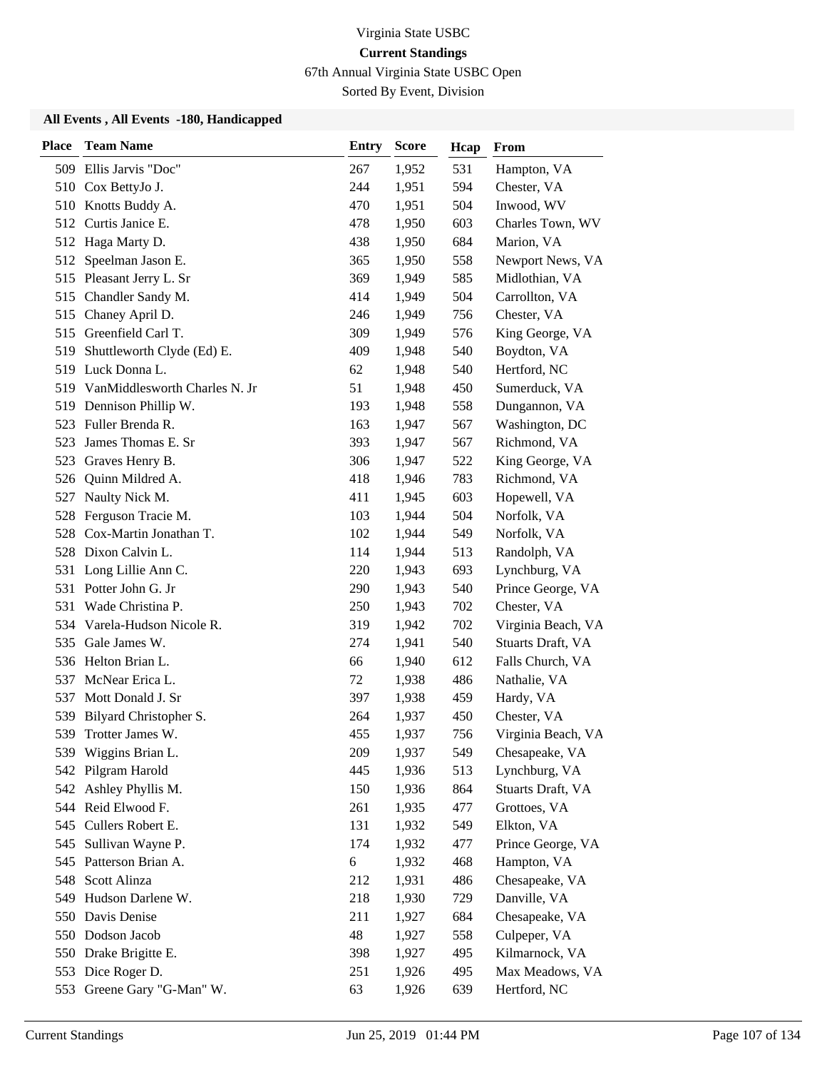Virginia State USBC

**Current Standings**

67th Annual Virginia State USBC Open

Sorted By Event, Division

### All Events , All Events -180, Handicapped

| Place | Team Name | Entry | Score | Hcap | From |
|---|---|---|---|---|---|
| 509 | Ellis Jarvis "Doc" | 267 | 1,952 | 531 | Hampton, VA |
| 510 | Cox BettyJo J. | 244 | 1,951 | 594 | Chester, VA |
| 510 | Knotts Buddy A. | 470 | 1,951 | 504 | Inwood, WV |
| 512 | Curtis Janice E. | 478 | 1,950 | 603 | Charles Town, WV |
| 512 | Haga Marty D. | 438 | 1,950 | 684 | Marion, VA |
| 512 | Speelman Jason E. | 365 | 1,950 | 558 | Newport News, VA |
| 515 | Pleasant Jerry L. Sr | 369 | 1,949 | 585 | Midlothian, VA |
| 515 | Chandler Sandy M. | 414 | 1,949 | 504 | Carrollton, VA |
| 515 | Chaney April D. | 246 | 1,949 | 756 | Chester, VA |
| 515 | Greenfield Carl T. | 309 | 1,949 | 576 | King George, VA |
| 519 | Shuttleworth Clyde (Ed) E. | 409 | 1,948 | 540 | Boydton, VA |
| 519 | Luck Donna L. | 62 | 1,948 | 540 | Hertford, NC |
| 519 | VanMiddlesworth Charles N. Jr | 51 | 1,948 | 450 | Sumerduck, VA |
| 519 | Dennison Phillip W. | 193 | 1,948 | 558 | Dungannon, VA |
| 523 | Fuller Brenda R. | 163 | 1,947 | 567 | Washington, DC |
| 523 | James Thomas E. Sr | 393 | 1,947 | 567 | Richmond, VA |
| 523 | Graves Henry B. | 306 | 1,947 | 522 | King George, VA |
| 526 | Quinn Mildred A. | 418 | 1,946 | 783 | Richmond, VA |
| 527 | Naulty Nick M. | 411 | 1,945 | 603 | Hopewell, VA |
| 528 | Ferguson Tracie M. | 103 | 1,944 | 504 | Norfolk, VA |
| 528 | Cox-Martin Jonathan T. | 102 | 1,944 | 549 | Norfolk, VA |
| 528 | Dixon Calvin L. | 114 | 1,944 | 513 | Randolph, VA |
| 531 | Long Lillie Ann C. | 220 | 1,943 | 693 | Lynchburg, VA |
| 531 | Potter John G. Jr | 290 | 1,943 | 540 | Prince George, VA |
| 531 | Wade Christina P. | 250 | 1,943 | 702 | Chester, VA |
| 534 | Varela-Hudson Nicole R. | 319 | 1,942 | 702 | Virginia Beach, VA |
| 535 | Gale James W. | 274 | 1,941 | 540 | Stuarts Draft, VA |
| 536 | Helton Brian L. | 66 | 1,940 | 612 | Falls Church, VA |
| 537 | McNear Erica L. | 72 | 1,938 | 486 | Nathalie, VA |
| 537 | Mott Donald J. Sr | 397 | 1,938 | 459 | Hardy, VA |
| 539 | Bilyard Christopher S. | 264 | 1,937 | 450 | Chester, VA |
| 539 | Trotter James W. | 455 | 1,937 | 756 | Virginia Beach, VA |
| 539 | Wiggins Brian L. | 209 | 1,937 | 549 | Chesapeake, VA |
| 542 | Pilgram Harold | 445 | 1,936 | 513 | Lynchburg, VA |
| 542 | Ashley Phyllis M. | 150 | 1,936 | 864 | Stuarts Draft, VA |
| 544 | Reid Elwood F. | 261 | 1,935 | 477 | Grottoes, VA |
| 545 | Cullers Robert E. | 131 | 1,932 | 549 | Elkton, VA |
| 545 | Sullivan Wayne P. | 174 | 1,932 | 477 | Prince George, VA |
| 545 | Patterson Brian A. | 6 | 1,932 | 468 | Hampton, VA |
| 548 | Scott Alinza | 212 | 1,931 | 486 | Chesapeake, VA |
| 549 | Hudson Darlene W. | 218 | 1,930 | 729 | Danville, VA |
| 550 | Davis Denise | 211 | 1,927 | 684 | Chesapeake, VA |
| 550 | Dodson Jacob | 48 | 1,927 | 558 | Culpeper, VA |
| 550 | Drake Brigitte E. | 398 | 1,927 | 495 | Kilmarnock, VA |
| 553 | Dice Roger D. | 251 | 1,926 | 495 | Max Meadows, VA |
| 553 | Greene Gary "G-Man" W. | 63 | 1,926 | 639 | Hertford, NC |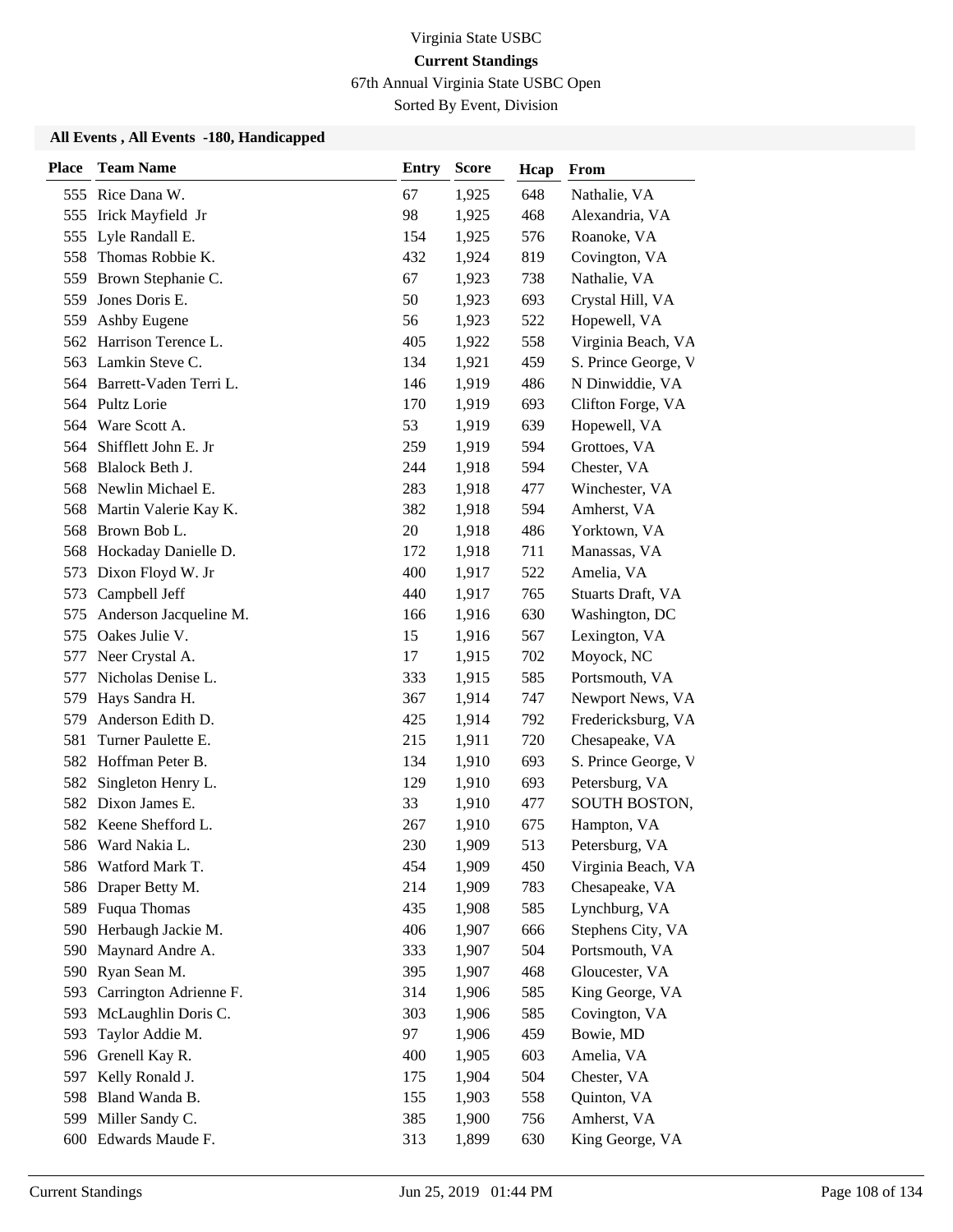Virginia State USBC

**Current Standings**

67th Annual Virginia State USBC Open

Sorted By Event, Division

### All Events , All Events -180, Handicapped

| Place | Team Name | Entry | Score | Hcap | From |
|---|---|---|---|---|---|
| 555 | Rice Dana W. | 67 | 1,925 | 648 | Nathalie, VA |
| 555 | Irick Mayfield Jr | 98 | 1,925 | 468 | Alexandria, VA |
| 555 | Lyle Randall E. | 154 | 1,925 | 576 | Roanoke, VA |
| 558 | Thomas Robbie K. | 432 | 1,924 | 819 | Covington, VA |
| 559 | Brown Stephanie C. | 67 | 1,923 | 738 | Nathalie, VA |
| 559 | Jones Doris E. | 50 | 1,923 | 693 | Crystal Hill, VA |
| 559 | Ashby Eugene | 56 | 1,923 | 522 | Hopewell, VA |
| 562 | Harrison Terence L. | 405 | 1,922 | 558 | Virginia Beach, VA |
| 563 | Lamkin Steve C. | 134 | 1,921 | 459 | S. Prince George, V |
| 564 | Barrett-Vaden Terri L. | 146 | 1,919 | 486 | N Dinwiddie, VA |
| 564 | Pultz Lorie | 170 | 1,919 | 693 | Clifton Forge, VA |
| 564 | Ware Scott A. | 53 | 1,919 | 639 | Hopewell, VA |
| 564 | Shifflett John E. Jr | 259 | 1,919 | 594 | Grottoes, VA |
| 568 | Blalock Beth J. | 244 | 1,918 | 594 | Chester, VA |
| 568 | Newlin Michael E. | 283 | 1,918 | 477 | Winchester, VA |
| 568 | Martin Valerie Kay K. | 382 | 1,918 | 594 | Amherst, VA |
| 568 | Brown Bob L. | 20 | 1,918 | 486 | Yorktown, VA |
| 568 | Hockaday Danielle D. | 172 | 1,918 | 711 | Manassas, VA |
| 573 | Dixon Floyd W. Jr | 400 | 1,917 | 522 | Amelia, VA |
| 573 | Campbell Jeff | 440 | 1,917 | 765 | Stuarts Draft, VA |
| 575 | Anderson Jacqueline M. | 166 | 1,916 | 630 | Washington, DC |
| 575 | Oakes Julie V. | 15 | 1,916 | 567 | Lexington, VA |
| 577 | Neer Crystal A. | 17 | 1,915 | 702 | Moyock, NC |
| 577 | Nicholas Denise L. | 333 | 1,915 | 585 | Portsmouth, VA |
| 579 | Hays Sandra H. | 367 | 1,914 | 747 | Newport News, VA |
| 579 | Anderson Edith D. | 425 | 1,914 | 792 | Fredericksburg, VA |
| 581 | Turner Paulette E. | 215 | 1,911 | 720 | Chesapeake, VA |
| 582 | Hoffman Peter B. | 134 | 1,910 | 693 | S. Prince George, V |
| 582 | Singleton Henry L. | 129 | 1,910 | 693 | Petersburg, VA |
| 582 | Dixon James E. | 33 | 1,910 | 477 | SOUTH BOSTON, |
| 582 | Keene Shefford L. | 267 | 1,910 | 675 | Hampton, VA |
| 586 | Ward Nakia L. | 230 | 1,909 | 513 | Petersburg, VA |
| 586 | Watford Mark T. | 454 | 1,909 | 450 | Virginia Beach, VA |
| 586 | Draper Betty M. | 214 | 1,909 | 783 | Chesapeake, VA |
| 589 | Fuqua Thomas | 435 | 1,908 | 585 | Lynchburg, VA |
| 590 | Herbaugh Jackie M. | 406 | 1,907 | 666 | Stephens City, VA |
| 590 | Maynard Andre A. | 333 | 1,907 | 504 | Portsmouth, VA |
| 590 | Ryan Sean M. | 395 | 1,907 | 468 | Gloucester, VA |
| 593 | Carrington Adrienne F. | 314 | 1,906 | 585 | King George, VA |
| 593 | McLaughlin Doris C. | 303 | 1,906 | 585 | Covington, VA |
| 593 | Taylor Addie M. | 97 | 1,906 | 459 | Bowie, MD |
| 596 | Grenell Kay R. | 400 | 1,905 | 603 | Amelia, VA |
| 597 | Kelly Ronald J. | 175 | 1,904 | 504 | Chester, VA |
| 598 | Bland Wanda B. | 155 | 1,903 | 558 | Quinton, VA |
| 599 | Miller Sandy C. | 385 | 1,900 | 756 | Amherst, VA |
| 600 | Edwards Maude F. | 313 | 1,899 | 630 | King George, VA |

Current Standings Jun 25, 2019 01:44 PM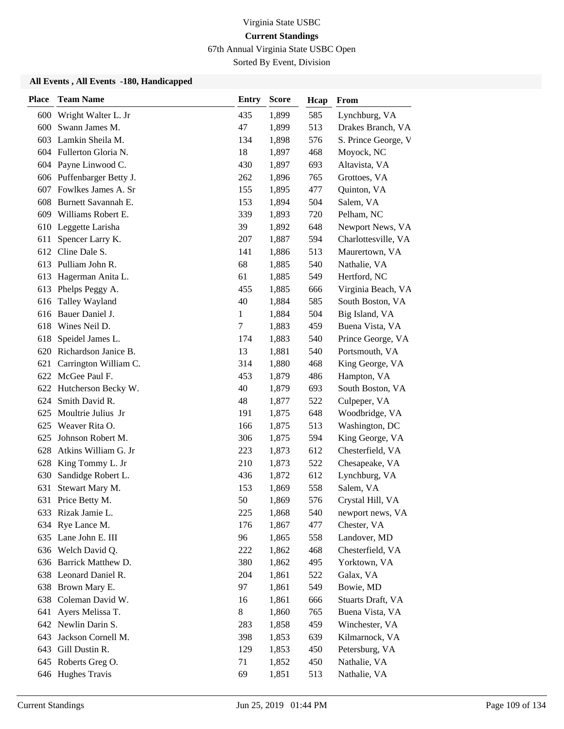Virginia State USBC

**Current Standings**

67th Annual Virginia State USBC Open

Sorted By Event, Division

### All Events , All Events -180, Handicapped

| Place | Team Name | Entry | Score | Hcap | From |
|---|---|---|---|---|---|
| 600 | Wright Walter L. Jr | 435 | 1,899 | 585 | Lynchburg, VA |
| 600 | Swann James M. | 47 | 1,899 | 513 | Drakes Branch, VA |
| 603 | Lamkin Sheila M. | 134 | 1,898 | 576 | S. Prince George, V |
| 604 | Fullerton Gloria N. | 18 | 1,897 | 468 | Moyock, NC |
| 604 | Payne Linwood C. | 430 | 1,897 | 693 | Altavista, VA |
| 606 | Puffenbarger Betty J. | 262 | 1,896 | 765 | Grottoes, VA |
| 607 | Fowlkes James A. Sr | 155 | 1,895 | 477 | Quinton, VA |
| 608 | Burnett Savannah E. | 153 | 1,894 | 504 | Salem, VA |
| 609 | Williams Robert E. | 339 | 1,893 | 720 | Pelham, NC |
| 610 | Leggette Larisha | 39 | 1,892 | 648 | Newport News, VA |
| 611 | Spencer Larry K. | 207 | 1,887 | 594 | Charlottesville, VA |
| 612 | Cline Dale S. | 141 | 1,886 | 513 | Maurertown, VA |
| 613 | Pulliam John R. | 68 | 1,885 | 540 | Nathalie, VA |
| 613 | Hagerman Anita L. | 61 | 1,885 | 549 | Hertford, NC |
| 613 | Phelps Peggy A. | 455 | 1,885 | 666 | Virginia Beach, VA |
| 616 | Talley Wayland | 40 | 1,884 | 585 | South Boston, VA |
| 616 | Bauer Daniel J. | 1 | 1,884 | 504 | Big Island, VA |
| 618 | Wines Neil D. | 7 | 1,883 | 459 | Buena Vista, VA |
| 618 | Speidel James L. | 174 | 1,883 | 540 | Prince George, VA |
| 620 | Richardson Janice B. | 13 | 1,881 | 540 | Portsmouth, VA |
| 621 | Carrington William C. | 314 | 1,880 | 468 | King George, VA |
| 622 | McGee Paul F. | 453 | 1,879 | 486 | Hampton, VA |
| 622 | Hutcherson Becky W. | 40 | 1,879 | 693 | South Boston, VA |
| 624 | Smith David R. | 48 | 1,877 | 522 | Culpeper, VA |
| 625 | Moultrie Julius Jr | 191 | 1,875 | 648 | Woodbridge, VA |
| 625 | Weaver Rita O. | 166 | 1,875 | 513 | Washington, DC |
| 625 | Johnson Robert M. | 306 | 1,875 | 594 | King George, VA |
| 628 | Atkins William G. Jr | 223 | 1,873 | 612 | Chesterfield, VA |
| 628 | King Tommy L. Jr | 210 | 1,873 | 522 | Chesapeake, VA |
| 630 | Sandidge Robert L. | 436 | 1,872 | 612 | Lynchburg, VA |
| 631 | Stewart Mary M. | 153 | 1,869 | 558 | Salem, VA |
| 631 | Price Betty M. | 50 | 1,869 | 576 | Crystal Hill, VA |
| 633 | Rizak Jamie L. | 225 | 1,868 | 540 | newport news, VA |
| 634 | Rye Lance M. | 176 | 1,867 | 477 | Chester, VA |
| 635 | Lane John E. III | 96 | 1,865 | 558 | Landover, MD |
| 636 | Welch David Q. | 222 | 1,862 | 468 | Chesterfield, VA |
| 636 | Barrick Matthew D. | 380 | 1,862 | 495 | Yorktown, VA |
| 638 | Leonard Daniel R. | 204 | 1,861 | 522 | Galax, VA |
| 638 | Brown Mary E. | 97 | 1,861 | 549 | Bowie, MD |
| 638 | Coleman David W. | 16 | 1,861 | 666 | Stuarts Draft, VA |
| 641 | Ayers Melissa T. | 8 | 1,860 | 765 | Buena Vista, VA |
| 642 | Newlin Darin S. | 283 | 1,858 | 459 | Winchester, VA |
| 643 | Jackson Cornell M. | 398 | 1,853 | 639 | Kilmarnock, VA |
| 643 | Gill Dustin R. | 129 | 1,853 | 450 | Petersburg, VA |
| 645 | Roberts Greg O. | 71 | 1,852 | 450 | Nathalie, VA |
| 646 | Hughes Travis | 69 | 1,851 | 513 | Nathalie, VA |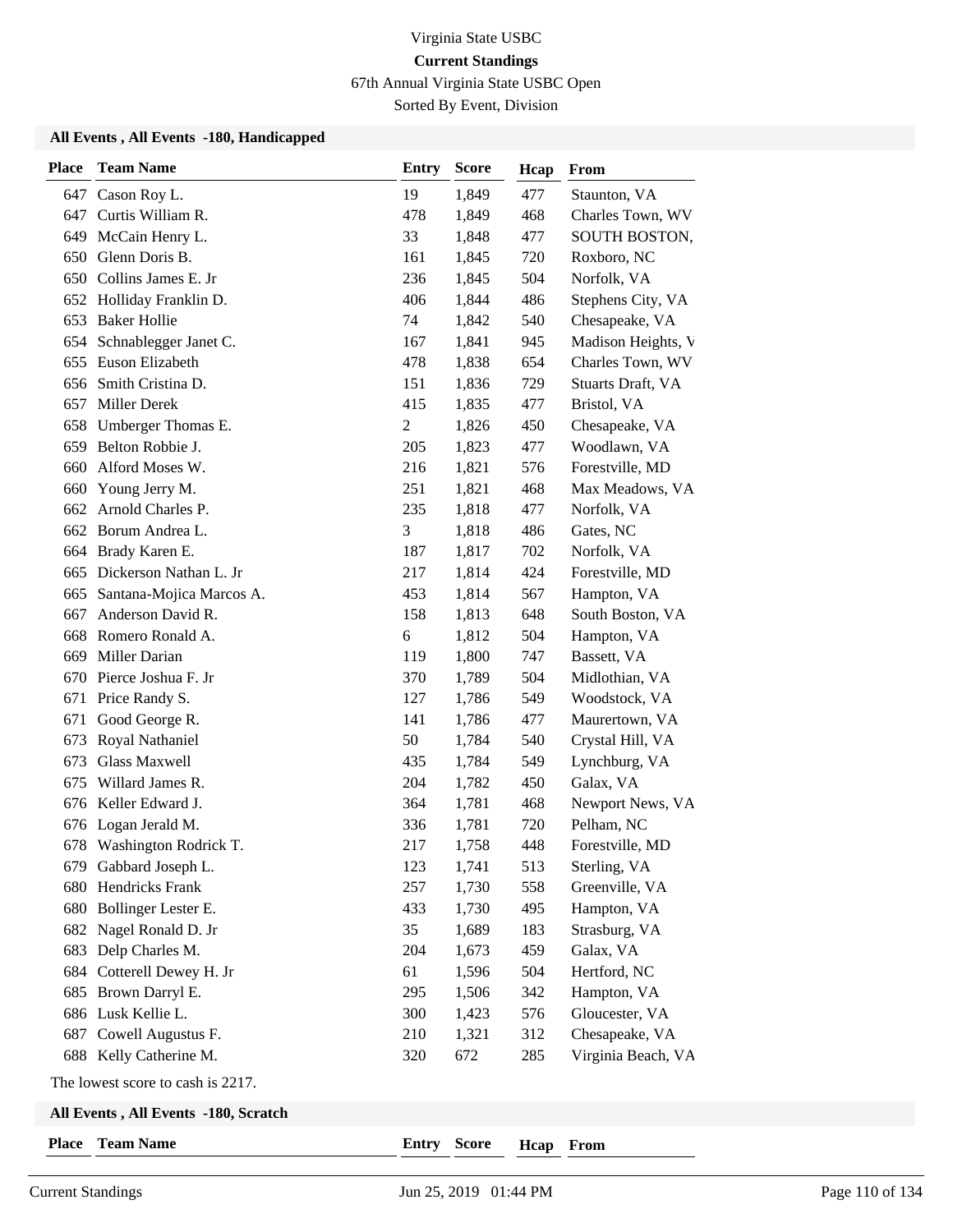Virginia State USBC

**Current Standings**

67th Annual Virginia State USBC Open

Sorted By Event, Division

### All Events , All Events -180, Handicapped

| Place | Team Name | Entry | Score | Hcap | From |
|---|---|---|---|---|---|
| 647 | Cason Roy L. | 19 | 1,849 | 477 | Staunton, VA |
| 647 | Curtis William R. | 478 | 1,849 | 468 | Charles Town, WV |
| 649 | McCain Henry L. | 33 | 1,848 | 477 | SOUTH BOSTON, |
| 650 | Glenn Doris B. | 161 | 1,845 | 720 | Roxboro, NC |
| 650 | Collins James E. Jr | 236 | 1,845 | 504 | Norfolk, VA |
| 652 | Holliday Franklin D. | 406 | 1,844 | 486 | Stephens City, VA |
| 653 | Baker Hollie | 74 | 1,842 | 540 | Chesapeake, VA |
| 654 | Schnablegger Janet C. | 167 | 1,841 | 945 | Madison Heights, V |
| 655 | Euson Elizabeth | 478 | 1,838 | 654 | Charles Town, WV |
| 656 | Smith Cristina D. | 151 | 1,836 | 729 | Stuarts Draft, VA |
| 657 | Miller Derek | 415 | 1,835 | 477 | Bristol, VA |
| 658 | Umberger Thomas E. | 2 | 1,826 | 450 | Chesapeake, VA |
| 659 | Belton Robbie J. | 205 | 1,823 | 477 | Woodlawn, VA |
| 660 | Alford Moses W. | 216 | 1,821 | 576 | Forestville, MD |
| 660 | Young Jerry M. | 251 | 1,821 | 468 | Max Meadows, VA |
| 662 | Arnold Charles P. | 235 | 1,818 | 477 | Norfolk, VA |
| 662 | Borum Andrea L. | 3 | 1,818 | 486 | Gates, NC |
| 664 | Brady Karen E. | 187 | 1,817 | 702 | Norfolk, VA |
| 665 | Dickerson Nathan L. Jr | 217 | 1,814 | 424 | Forestville, MD |
| 665 | Santana-Mojica Marcos A. | 453 | 1,814 | 567 | Hampton, VA |
| 667 | Anderson David R. | 158 | 1,813 | 648 | South Boston, VA |
| 668 | Romero Ronald A. | 6 | 1,812 | 504 | Hampton, VA |
| 669 | Miller Darian | 119 | 1,800 | 747 | Bassett, VA |
| 670 | Pierce Joshua F. Jr | 370 | 1,789 | 504 | Midlothian, VA |
| 671 | Price Randy S. | 127 | 1,786 | 549 | Woodstock, VA |
| 671 | Good George R. | 141 | 1,786 | 477 | Maurertown, VA |
| 673 | Royal Nathaniel | 50 | 1,784 | 540 | Crystal Hill, VA |
| 673 | Glass Maxwell | 435 | 1,784 | 549 | Lynchburg, VA |
| 675 | Willard James R. | 204 | 1,782 | 450 | Galax, VA |
| 676 | Keller Edward J. | 364 | 1,781 | 468 | Newport News, VA |
| 676 | Logan Jerald M. | 336 | 1,781 | 720 | Pelham, NC |
| 678 | Washington Rodrick T. | 217 | 1,758 | 448 | Forestville, MD |
| 679 | Gabbard Joseph L. | 123 | 1,741 | 513 | Sterling, VA |
| 680 | Hendricks Frank | 257 | 1,730 | 558 | Greenville, VA |
| 680 | Bollinger Lester E. | 433 | 1,730 | 495 | Hampton, VA |
| 682 | Nagel Ronald D. Jr | 35 | 1,689 | 183 | Strasburg, VA |
| 683 | Delp Charles M. | 204 | 1,673 | 459 | Galax, VA |
| 684 | Cotterell Dewey H. Jr | 61 | 1,596 | 504 | Hertford, NC |
| 685 | Brown Darryl E. | 295 | 1,506 | 342 | Hampton, VA |
| 686 | Lusk Kellie L. | 300 | 1,423 | 576 | Gloucester, VA |
| 687 | Cowell Augustus F. | 210 | 1,321 | 312 | Chesapeake, VA |
| 688 | Kelly Catherine M. | 320 | 672 | 285 | Virginia Beach, VA |

The lowest score to cash is 2217.

### All Events , All Events -180, Scratch

| Place | Team Name | Entry | Score | Hcap | From |
|---|---|---|---|---|---|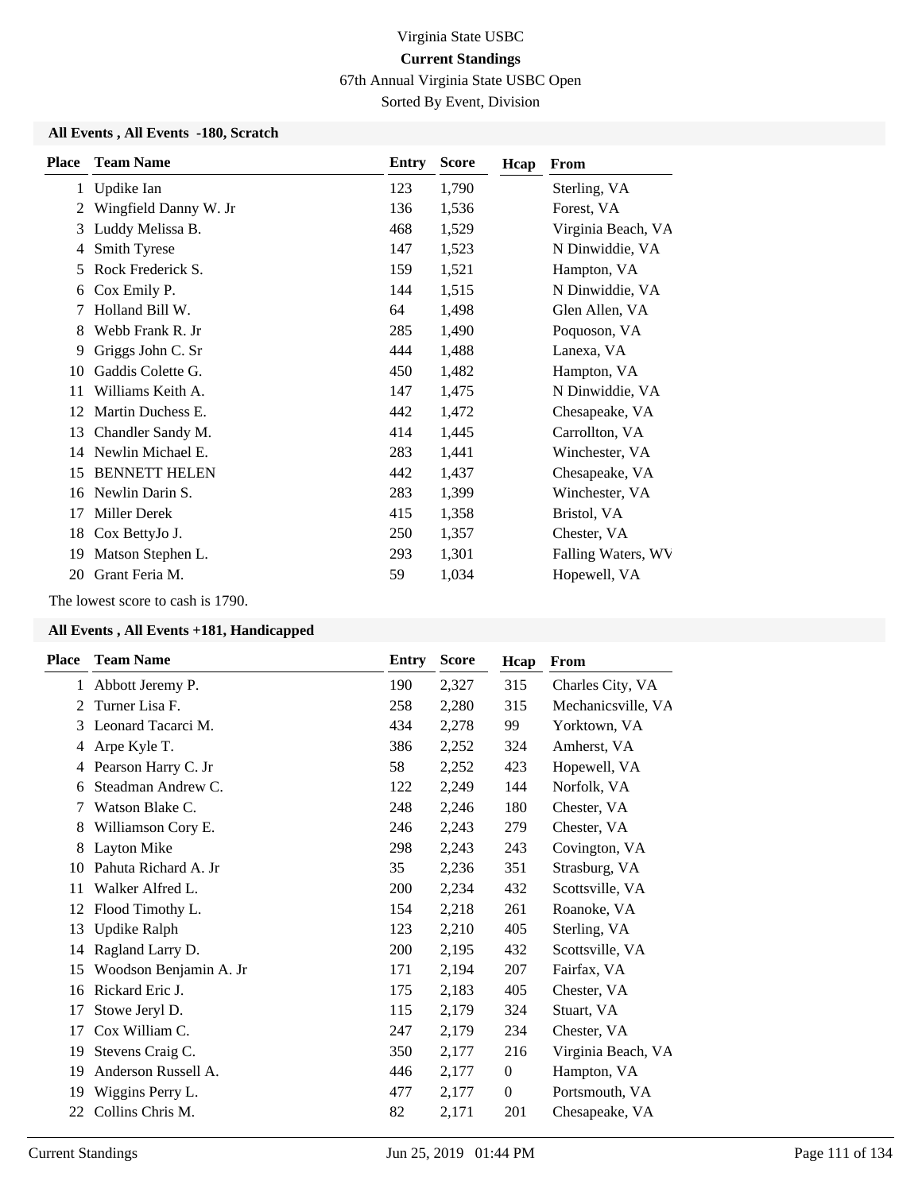# Virginia State USBC
## Current Standings
### 67th Annual Virginia State USBC Open
Sorted By Event, Division

**All Events , All Events -180, Scratch**

| Place | Team Name | Entry | Score | Hcap | From |
|---|---|---|---|---|---|
| 1 | Updike Ian | 123 | 1,790 | | Sterling, VA |
| 2 | Wingfield Danny W. Jr | 136 | 1,536 | | Forest, VA |
| 3 | Luddy Melissa B. | 468 | 1,529 | | Virginia Beach, VA |
| 4 | Smith Tyrese | 147 | 1,523 | | N Dinwiddie, VA |
| 5 | Rock Frederick S. | 159 | 1,521 | | Hampton, VA |
| 6 | Cox Emily P. | 144 | 1,515 | | N Dinwiddie, VA |
| 7 | Holland Bill W. | 64 | 1,498 | | Glen Allen, VA |
| 8 | Webb Frank R. Jr | 285 | 1,490 | | Poquoson, VA |
| 9 | Griggs John C. Sr | 444 | 1,488 | | Lanexa, VA |
| 10 | Gaddis Colette G. | 450 | 1,482 | | Hampton, VA |
| 11 | Williams Keith A. | 147 | 1,475 | | N Dinwiddie, VA |
| 12 | Martin Duchess E. | 442 | 1,472 | | Chesapeake, VA |
| 13 | Chandler Sandy M. | 414 | 1,445 | | Carrollton, VA |
| 14 | Newlin Michael E. | 283 | 1,441 | | Winchester, VA |
| 15 | BENNETT HELEN | 442 | 1,437 | | Chesapeake, VA |
| 16 | Newlin Darin S. | 283 | 1,399 | | Winchester, VA |
| 17 | Miller Derek | 415 | 1,358 | | Bristol, VA |
| 18 | Cox BettyJo J. | 250 | 1,357 | | Chester, VA |
| 19 | Matson Stephen L. | 293 | 1,301 | | Falling Waters, WV |
| 20 | Grant Feria M. | 59 | 1,034 | | Hopewell, VA |

The lowest score to cash is 1790.

**All Events , All Events +181, Handicapped**

| Place | Team Name | Entry | Score | Hcap | From |
|---|---|---|---|---|---|
| 1 | Abbott Jeremy P. | 190 | 2,327 | 315 | Charles City, VA |
| 2 | Turner Lisa F. | 258 | 2,280 | 315 | Mechanicsville, VA |
| 3 | Leonard Tacarci M. | 434 | 2,278 | 99 | Yorktown, VA |
| 4 | Arpe Kyle T. | 386 | 2,252 | 324 | Amherst, VA |
| 4 | Pearson Harry C. Jr | 58 | 2,252 | 423 | Hopewell, VA |
| 6 | Steadman Andrew C. | 122 | 2,249 | 144 | Norfolk, VA |
| 7 | Watson Blake C. | 248 | 2,246 | 180 | Chester, VA |
| 8 | Williamson Cory E. | 246 | 2,243 | 279 | Chester, VA |
| 8 | Layton Mike | 298 | 2,243 | 243 | Covington, VA |
| 10 | Pahuta Richard A. Jr | 35 | 2,236 | 351 | Strasburg, VA |
| 11 | Walker Alfred L. | 200 | 2,234 | 432 | Scottsville, VA |
| 12 | Flood Timothy L. | 154 | 2,218 | 261 | Roanoke, VA |
| 13 | Updike Ralph | 123 | 2,210 | 405 | Sterling, VA |
| 14 | Ragland Larry D. | 200 | 2,195 | 432 | Scottsville, VA |
| 15 | Woodson Benjamin A. Jr | 171 | 2,194 | 207 | Fairfax, VA |
| 16 | Rickard Eric J. | 175 | 2,183 | 405 | Chester, VA |
| 17 | Stowe Jeryl D. | 115 | 2,179 | 324 | Stuart, VA |
| 17 | Cox William C. | 247 | 2,179 | 234 | Chester, VA |
| 19 | Stevens Craig C. | 350 | 2,177 | 216 | Virginia Beach, VA |
| 19 | Anderson Russell A. | 446 | 2,177 | 0 | Hampton, VA |
| 19 | Wiggins Perry L. | 477 | 2,177 | 0 | Portsmouth, VA |
| 22 | Collins Chris M. | 82 | 2,171 | 201 | Chesapeake, VA |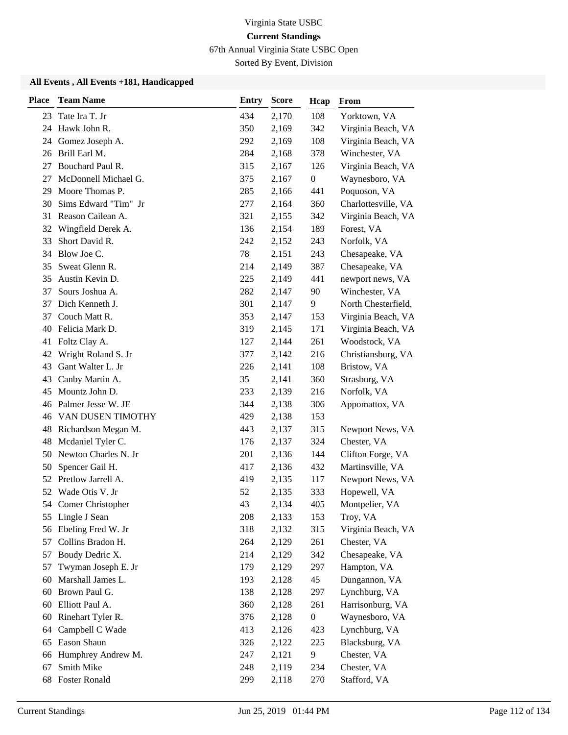Virginia State USBC

**Current Standings**

67th Annual Virginia State USBC Open

Sorted By Event, Division

**All Events , All Events +181, Handicapped**

| Place | Team Name | Entry | Score | Hcap | From |
|---|---|---|---|---|---|
| 23 | Tate Ira T. Jr | 434 | 2,170 | 108 | Yorktown, VA |
| 24 | Hawk John R. | 350 | 2,169 | 342 | Virginia Beach, VA |
| 24 | Gomez Joseph A. | 292 | 2,169 | 108 | Virginia Beach, VA |
| 26 | Brill Earl M. | 284 | 2,168 | 378 | Winchester, VA |
| 27 | Bouchard Paul R. | 315 | 2,167 | 126 | Virginia Beach, VA |
| 27 | McDonnell Michael G. | 375 | 2,167 | 0 | Waynesboro, VA |
| 29 | Moore Thomas P. | 285 | 2,166 | 441 | Poquoson, VA |
| 30 | Sims Edward "Tim" Jr | 277 | 2,164 | 360 | Charlottesville, VA |
| 31 | Reason Cailean A. | 321 | 2,155 | 342 | Virginia Beach, VA |
| 32 | Wingfield Derek A. | 136 | 2,154 | 189 | Forest, VA |
| 33 | Short David R. | 242 | 2,152 | 243 | Norfolk, VA |
| 34 | Blow Joe C. | 78 | 2,151 | 243 | Chesapeake, VA |
| 35 | Sweat Glenn R. | 214 | 2,149 | 387 | Chesapeake, VA |
| 35 | Austin Kevin D. | 225 | 2,149 | 441 | newport news, VA |
| 37 | Sours Joshua A. | 282 | 2,147 | 90 | Winchester, VA |
| 37 | Dich Kenneth J. | 301 | 2,147 | 9 | North Chesterfield, |
| 37 | Couch Matt R. | 353 | 2,147 | 153 | Virginia Beach, VA |
| 40 | Felicia Mark D. | 319 | 2,145 | 171 | Virginia Beach, VA |
| 41 | Foltz Clay A. | 127 | 2,144 | 261 | Woodstock, VA |
| 42 | Wright Roland S. Jr | 377 | 2,142 | 216 | Christiansburg, VA |
| 43 | Gant Walter L. Jr | 226 | 2,141 | 108 | Bristow, VA |
| 43 | Canby Martin A. | 35 | 2,141 | 360 | Strasburg, VA |
| 45 | Mountz John D. | 233 | 2,139 | 216 | Norfolk, VA |
| 46 | Palmer Jesse W. JE | 344 | 2,138 | 306 | Appomattox, VA |
| 46 | VAN DUSEN TIMOTHY | 429 | 2,138 | 153 | |
| 48 | Richardson Megan M. | 443 | 2,137 | 315 | Newport News, VA |
| 48 | Mcdaniel Tyler C. | 176 | 2,137 | 324 | Chester, VA |
| 50 | Newton Charles N. Jr | 201 | 2,136 | 144 | Clifton Forge, VA |
| 50 | Spencer Gail H. | 417 | 2,136 | 432 | Martinsville, VA |
| 52 | Pretlow Jarrell A. | 419 | 2,135 | 117 | Newport News, VA |
| 52 | Wade Otis V. Jr | 52 | 2,135 | 333 | Hopewell, VA |
| 54 | Comer Christopher | 43 | 2,134 | 405 | Montpelier, VA |
| 55 | Lingle J Sean | 208 | 2,133 | 153 | Troy, VA |
| 56 | Ebeling Fred W. Jr | 318 | 2,132 | 315 | Virginia Beach, VA |
| 57 | Collins Bradon H. | 264 | 2,129 | 261 | Chester, VA |
| 57 | Boudy Dedric X. | 214 | 2,129 | 342 | Chesapeake, VA |
| 57 | Twyman Joseph E. Jr | 179 | 2,129 | 297 | Hampton, VA |
| 60 | Marshall James L. | 193 | 2,128 | 45 | Dungannon, VA |
| 60 | Brown Paul G. | 138 | 2,128 | 297 | Lynchburg, VA |
| 60 | Elliott Paul A. | 360 | 2,128 | 261 | Harrisonburg, VA |
| 60 | Rinehart Tyler R. | 376 | 2,128 | 0 | Waynesboro, VA |
| 64 | Campbell C Wade | 413 | 2,126 | 423 | Lynchburg, VA |
| 65 | Eason Shaun | 326 | 2,122 | 225 | Blacksburg, VA |
| 66 | Humphrey Andrew M. | 247 | 2,121 | 9 | Chester, VA |
| 67 | Smith Mike | 248 | 2,119 | 234 | Chester, VA |
| 68 | Foster Ronald | 299 | 2,118 | 270 | Stafford, VA |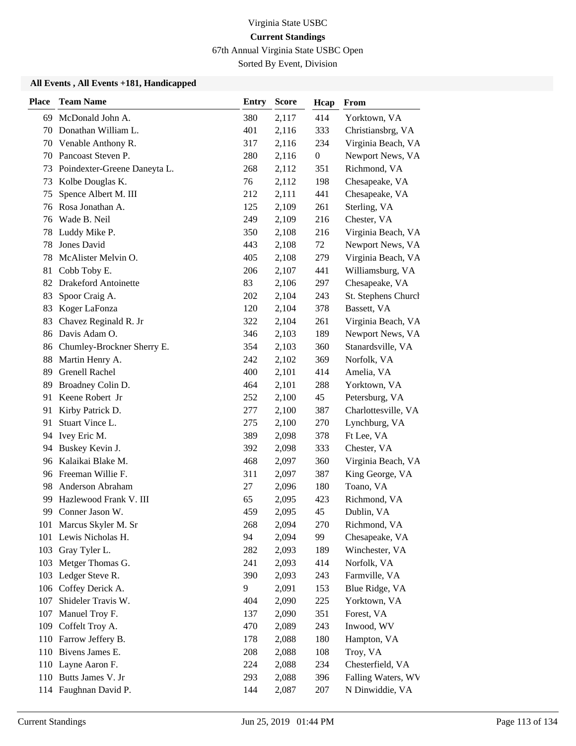Virginia State USBC

**Current Standings**

67th Annual Virginia State USBC Open

Sorted By Event, Division

**All Events , All Events +181, Handicapped**

| Place | Team Name | Entry | Score | Hcap | From |
|---|---|---|---|---|---|
| 69 | McDonald John A. | 380 | 2,117 | 414 | Yorktown, VA |
| 70 | Donathan William L. | 401 | 2,116 | 333 | Christiansbrg, VA |
| 70 | Venable Anthony R. | 317 | 2,116 | 234 | Virginia Beach, VA |
| 70 | Pancoast Steven P. | 280 | 2,116 | 0 | Newport News, VA |
| 73 | Poindexter-Greene Daneyta L. | 268 | 2,112 | 351 | Richmond, VA |
| 73 | Kolbe Douglas K. | 76 | 2,112 | 198 | Chesapeake, VA |
| 75 | Spence Albert M. III | 212 | 2,111 | 441 | Chesapeake, VA |
| 76 | Rosa Jonathan A. | 125 | 2,109 | 261 | Sterling, VA |
| 76 | Wade B. Neil | 249 | 2,109 | 216 | Chester, VA |
| 78 | Luddy Mike P. | 350 | 2,108 | 216 | Virginia Beach, VA |
| 78 | Jones David | 443 | 2,108 | 72 | Newport News, VA |
| 78 | McAlister Melvin O. | 405 | 2,108 | 279 | Virginia Beach, VA |
| 81 | Cobb Toby E. | 206 | 2,107 | 441 | Williamsburg, VA |
| 82 | Drakeford Antoinette | 83 | 2,106 | 297 | Chesapeake, VA |
| 83 | Spoor Craig A. | 202 | 2,104 | 243 | St. Stephens Church |
| 83 | Koger LaFonza | 120 | 2,104 | 378 | Bassett, VA |
| 83 | Chavez Reginald R. Jr | 322 | 2,104 | 261 | Virginia Beach, VA |
| 86 | Davis Adam O. | 346 | 2,103 | 189 | Newport News, VA |
| 86 | Chumley-Brockner Sherry E. | 354 | 2,103 | 360 | Stanardsville, VA |
| 88 | Martin Henry A. | 242 | 2,102 | 369 | Norfolk, VA |
| 89 | Grenell Rachel | 400 | 2,101 | 414 | Amelia, VA |
| 89 | Broadney Colin D. | 464 | 2,101 | 288 | Yorktown, VA |
| 91 | Keene Robert Jr | 252 | 2,100 | 45 | Petersburg, VA |
| 91 | Kirby Patrick D. | 277 | 2,100 | 387 | Charlottesville, VA |
| 91 | Stuart Vince L. | 275 | 2,100 | 270 | Lynchburg, VA |
| 94 | Ivey Eric M. | 389 | 2,098 | 378 | Ft Lee, VA |
| 94 | Buskey Kevin J. | 392 | 2,098 | 333 | Chester, VA |
| 96 | Kalaikai Blake M. | 468 | 2,097 | 360 | Virginia Beach, VA |
| 96 | Freeman Willie F. | 311 | 2,097 | 387 | King George, VA |
| 98 | Anderson Abraham | 27 | 2,096 | 180 | Toano, VA |
| 99 | Hazlewood Frank V. III | 65 | 2,095 | 423 | Richmond, VA |
| 99 | Conner Jason W. | 459 | 2,095 | 45 | Dublin, VA |
| 101 | Marcus Skyler M. Sr | 268 | 2,094 | 270 | Richmond, VA |
| 101 | Lewis Nicholas H. | 94 | 2,094 | 99 | Chesapeake, VA |
| 103 | Gray Tyler L. | 282 | 2,093 | 189 | Winchester, VA |
| 103 | Metger Thomas G. | 241 | 2,093 | 414 | Norfolk, VA |
| 103 | Ledger Steve R. | 390 | 2,093 | 243 | Farmville, VA |
| 106 | Coffey Derick A. | 9 | 2,091 | 153 | Blue Ridge, VA |
| 107 | Shideler Travis W. | 404 | 2,090 | 225 | Yorktown, VA |
| 107 | Manuel Troy F. | 137 | 2,090 | 351 | Forest, VA |
| 109 | Coffelt Troy A. | 470 | 2,089 | 243 | Inwood, WV |
| 110 | Farrow Jeffery B. | 178 | 2,088 | 180 | Hampton, VA |
| 110 | Bivens James E. | 208 | 2,088 | 108 | Troy, VA |
| 110 | Layne Aaron F. | 224 | 2,088 | 234 | Chesterfield, VA |
| 110 | Butts James V. Jr | 293 | 2,088 | 396 | Falling Waters, WV |
| 114 | Faughnan David P. | 144 | 2,087 | 207 | N Dinwiddie, VA |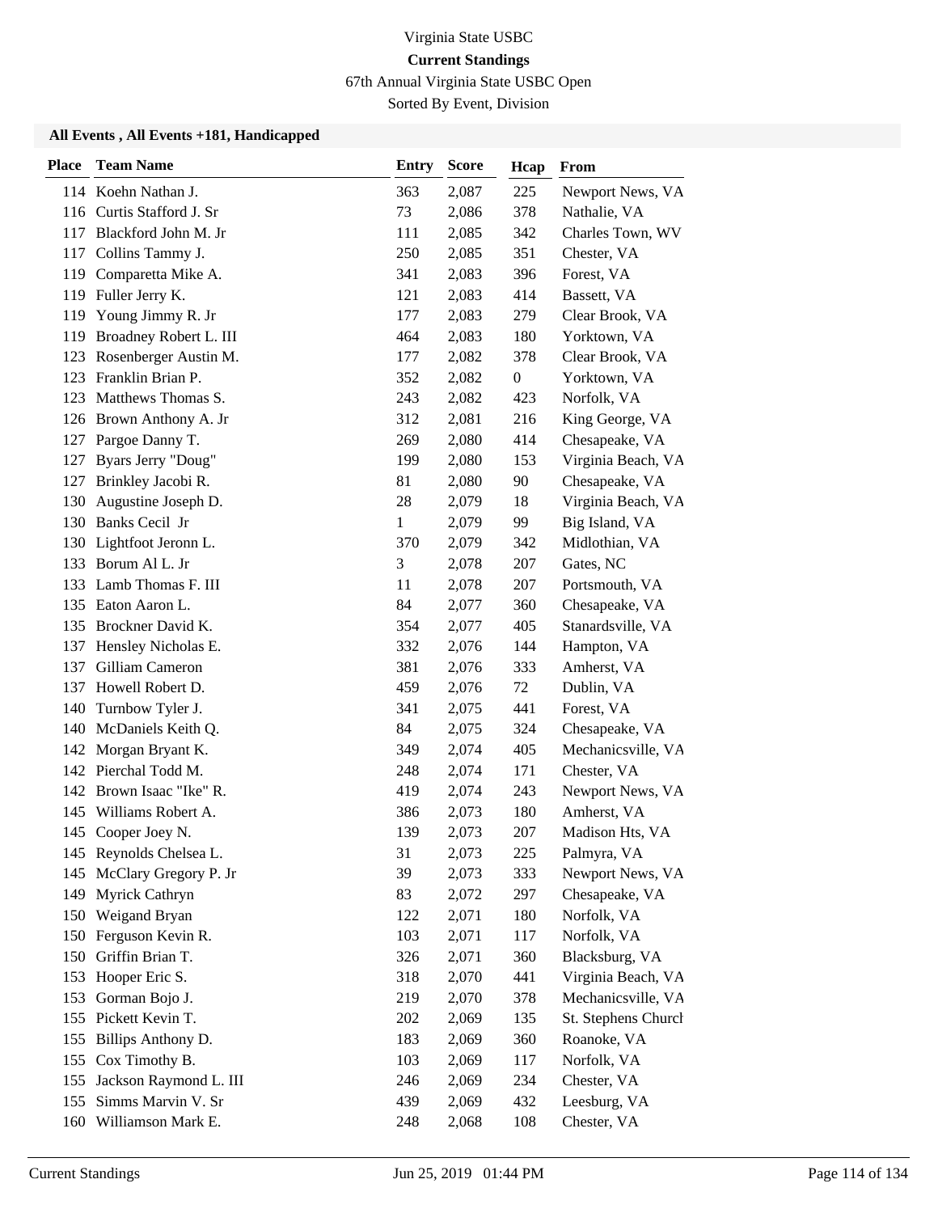Virginia State USBC

**Current Standings**

67th Annual Virginia State USBC Open

Sorted By Event, Division

**All Events , All Events +181, Handicapped**

| Place | Team Name | Entry | Score | Hcap | From |
|---|---|---|---|---|---|
| 114 | Koehn Nathan J. | 363 | 2,087 | 225 | Newport News, VA |
| 116 | Curtis Stafford J. Sr | 73 | 2,086 | 378 | Nathalie, VA |
| 117 | Blackford John M. Jr | 111 | 2,085 | 342 | Charles Town, WV |
| 117 | Collins Tammy J. | 250 | 2,085 | 351 | Chester, VA |
| 119 | Comparetta Mike A. | 341 | 2,083 | 396 | Forest, VA |
| 119 | Fuller Jerry K. | 121 | 2,083 | 414 | Bassett, VA |
| 119 | Young Jimmy R. Jr | 177 | 2,083 | 279 | Clear Brook, VA |
| 119 | Broadney Robert L. III | 464 | 2,083 | 180 | Yorktown, VA |
| 123 | Rosenberger Austin M. | 177 | 2,082 | 378 | Clear Brook, VA |
| 123 | Franklin Brian P. | 352 | 2,082 | 0 | Yorktown, VA |
| 123 | Matthews Thomas S. | 243 | 2,082 | 423 | Norfolk, VA |
| 126 | Brown Anthony A. Jr | 312 | 2,081 | 216 | King George, VA |
| 127 | Pargoe Danny T. | 269 | 2,080 | 414 | Chesapeake, VA |
| 127 | Byars Jerry "Doug" | 199 | 2,080 | 153 | Virginia Beach, VA |
| 127 | Brinkley Jacobi R. | 81 | 2,080 | 90 | Chesapeake, VA |
| 130 | Augustine Joseph D. | 28 | 2,079 | 18 | Virginia Beach, VA |
| 130 | Banks Cecil Jr | 1 | 2,079 | 99 | Big Island, VA |
| 130 | Lightfoot Jeronn L. | 370 | 2,079 | 342 | Midlothian, VA |
| 133 | Borum Al L. Jr | 3 | 2,078 | 207 | Gates, NC |
| 133 | Lamb Thomas F. III | 11 | 2,078 | 207 | Portsmouth, VA |
| 135 | Eaton Aaron L. | 84 | 2,077 | 360 | Chesapeake, VA |
| 135 | Brockner David K. | 354 | 2,077 | 405 | Stanardsville, VA |
| 137 | Hensley Nicholas E. | 332 | 2,076 | 144 | Hampton, VA |
| 137 | Gilliam Cameron | 381 | 2,076 | 333 | Amherst, VA |
| 137 | Howell Robert D. | 459 | 2,076 | 72 | Dublin, VA |
| 140 | Turnbow Tyler J. | 341 | 2,075 | 441 | Forest, VA |
| 140 | McDaniels Keith Q. | 84 | 2,075 | 324 | Chesapeake, VA |
| 142 | Morgan Bryant K. | 349 | 2,074 | 405 | Mechanicsville, VA |
| 142 | Pierchal Todd M. | 248 | 2,074 | 171 | Chester, VA |
| 142 | Brown Isaac "Ike" R. | 419 | 2,074 | 243 | Newport News, VA |
| 145 | Williams Robert A. | 386 | 2,073 | 180 | Amherst, VA |
| 145 | Cooper Joey N. | 139 | 2,073 | 207 | Madison Hts, VA |
| 145 | Reynolds Chelsea L. | 31 | 2,073 | 225 | Palmyra, VA |
| 145 | McClary Gregory P. Jr | 39 | 2,073 | 333 | Newport News, VA |
| 149 | Myrick Cathryn | 83 | 2,072 | 297 | Chesapeake, VA |
| 150 | Weigand Bryan | 122 | 2,071 | 180 | Norfolk, VA |
| 150 | Ferguson Kevin R. | 103 | 2,071 | 117 | Norfolk, VA |
| 150 | Griffin Brian T. | 326 | 2,071 | 360 | Blacksburg, VA |
| 153 | Hooper Eric S. | 318 | 2,070 | 441 | Virginia Beach, VA |
| 153 | Gorman Bojo J. | 219 | 2,070 | 378 | Mechanicsville, VA |
| 155 | Pickett Kevin T. | 202 | 2,069 | 135 | St. Stephens Church |
| 155 | Billips Anthony D. | 183 | 2,069 | 360 | Roanoke, VA |
| 155 | Cox Timothy B. | 103 | 2,069 | 117 | Norfolk, VA |
| 155 | Jackson Raymond L. III | 246 | 2,069 | 234 | Chester, VA |
| 155 | Simms Marvin V. Sr | 439 | 2,069 | 432 | Leesburg, VA |
| 160 | Williamson Mark E. | 248 | 2,068 | 108 | Chester, VA |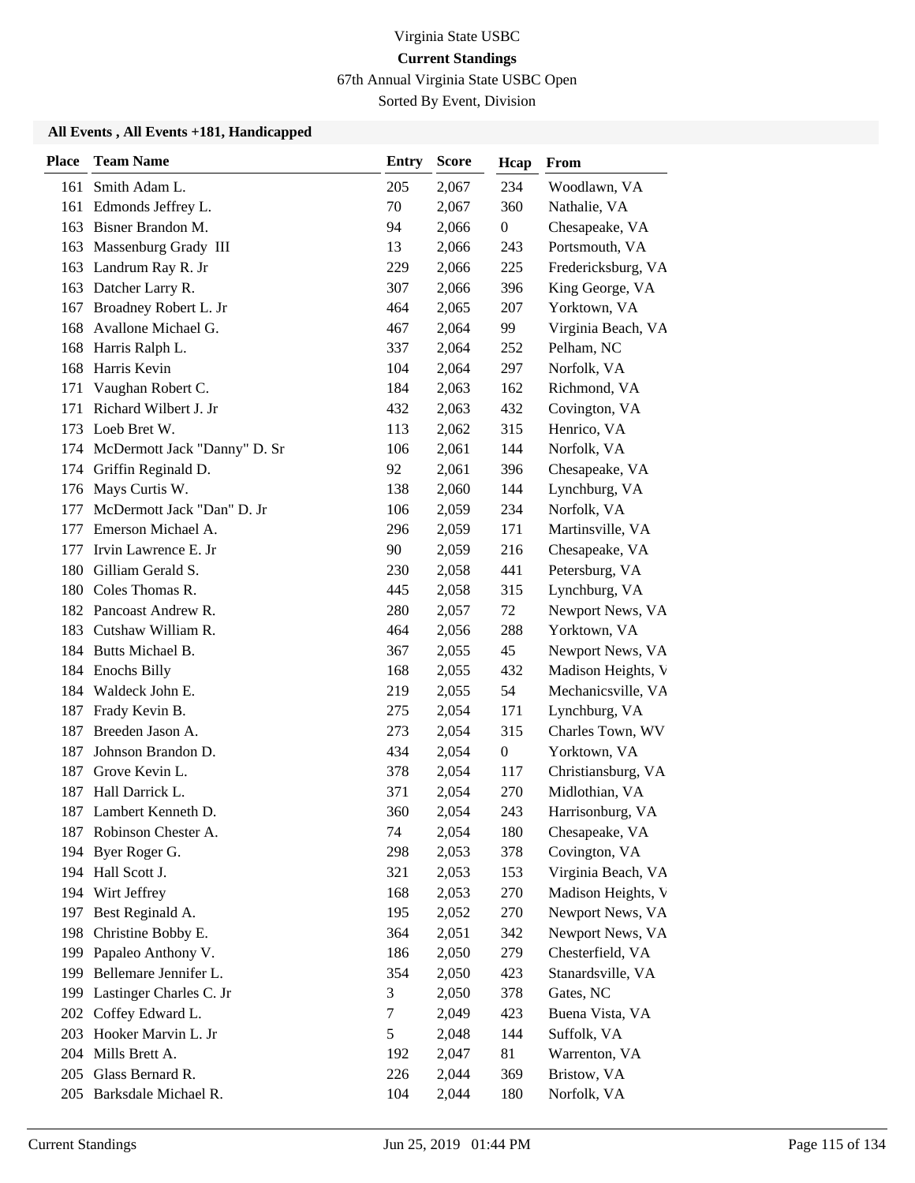Virginia State USBC

**Current Standings**

67th Annual Virginia State USBC Open

Sorted By Event, Division

### All Events , All Events +181, Handicapped

| Place | Team Name | Entry | Score | Hcap | From |
|---|---|---|---|---|---|
| 161 | Smith Adam L. | 205 | 2,067 | 234 | Woodlawn, VA |
| 161 | Edmonds Jeffrey L. | 70 | 2,067 | 360 | Nathalie, VA |
| 163 | Bisner Brandon M. | 94 | 2,066 | 0 | Chesapeake, VA |
| 163 | Massenburg Grady III | 13 | 2,066 | 243 | Portsmouth, VA |
| 163 | Landrum Ray R. Jr | 229 | 2,066 | 225 | Fredericksburg, VA |
| 163 | Datcher Larry R. | 307 | 2,066 | 396 | King George, VA |
| 167 | Broadney Robert L. Jr | 464 | 2,065 | 207 | Yorktown, VA |
| 168 | Avallone Michael G. | 467 | 2,064 | 99 | Virginia Beach, VA |
| 168 | Harris Ralph L. | 337 | 2,064 | 252 | Pelham, NC |
| 168 | Harris Kevin | 104 | 2,064 | 297 | Norfolk, VA |
| 171 | Vaughan Robert C. | 184 | 2,063 | 162 | Richmond, VA |
| 171 | Richard Wilbert J. Jr | 432 | 2,063 | 432 | Covington, VA |
| 173 | Loeb Bret W. | 113 | 2,062 | 315 | Henrico, VA |
| 174 | McDermott Jack "Danny" D. Sr | 106 | 2,061 | 144 | Norfolk, VA |
| 174 | Griffin Reginald D. | 92 | 2,061 | 396 | Chesapeake, VA |
| 176 | Mays Curtis W. | 138 | 2,060 | 144 | Lynchburg, VA |
| 177 | McDermott Jack "Dan" D. Jr | 106 | 2,059 | 234 | Norfolk, VA |
| 177 | Emerson Michael A. | 296 | 2,059 | 171 | Martinsville, VA |
| 177 | Irvin Lawrence E. Jr | 90 | 2,059 | 216 | Chesapeake, VA |
| 180 | Gilliam Gerald S. | 230 | 2,058 | 441 | Petersburg, VA |
| 180 | Coles Thomas R. | 445 | 2,058 | 315 | Lynchburg, VA |
| 182 | Pancoast Andrew R. | 280 | 2,057 | 72 | Newport News, VA |
| 183 | Cutshaw William R. | 464 | 2,056 | 288 | Yorktown, VA |
| 184 | Butts Michael B. | 367 | 2,055 | 45 | Newport News, VA |
| 184 | Enochs Billy | 168 | 2,055 | 432 | Madison Heights, V |
| 184 | Waldeck John E. | 219 | 2,055 | 54 | Mechanicsville, VA |
| 187 | Frady Kevin B. | 275 | 2,054 | 171 | Lynchburg, VA |
| 187 | Breeden Jason A. | 273 | 2,054 | 315 | Charles Town, WV |
| 187 | Johnson Brandon D. | 434 | 2,054 | 0 | Yorktown, VA |
| 187 | Grove Kevin L. | 378 | 2,054 | 117 | Christiansburg, VA |
| 187 | Hall Darrick L. | 371 | 2,054 | 270 | Midlothian, VA |
| 187 | Lambert Kenneth D. | 360 | 2,054 | 243 | Harrisonburg, VA |
| 187 | Robinson Chester A. | 74 | 2,054 | 180 | Chesapeake, VA |
| 194 | Byer Roger G. | 298 | 2,053 | 378 | Covington, VA |
| 194 | Hall Scott J. | 321 | 2,053 | 153 | Virginia Beach, VA |
| 194 | Wirt Jeffrey | 168 | 2,053 | 270 | Madison Heights, V |
| 197 | Best Reginald A. | 195 | 2,052 | 270 | Newport News, VA |
| 198 | Christine Bobby E. | 364 | 2,051 | 342 | Newport News, VA |
| 199 | Papaleo Anthony V. | 186 | 2,050 | 279 | Chesterfield, VA |
| 199 | Bellemare Jennifer L. | 354 | 2,050 | 423 | Stanardsville, VA |
| 199 | Lastinger Charles C. Jr | 3 | 2,050 | 378 | Gates, NC |
| 202 | Coffey Edward L. | 7 | 2,049 | 423 | Buena Vista, VA |
| 203 | Hooker Marvin L. Jr | 5 | 2,048 | 144 | Suffolk, VA |
| 204 | Mills Brett A. | 192 | 2,047 | 81 | Warrenton, VA |
| 205 | Glass Bernard R. | 226 | 2,044 | 369 | Bristow, VA |
| 205 | Barksdale Michael R. | 104 | 2,044 | 180 | Norfolk, VA |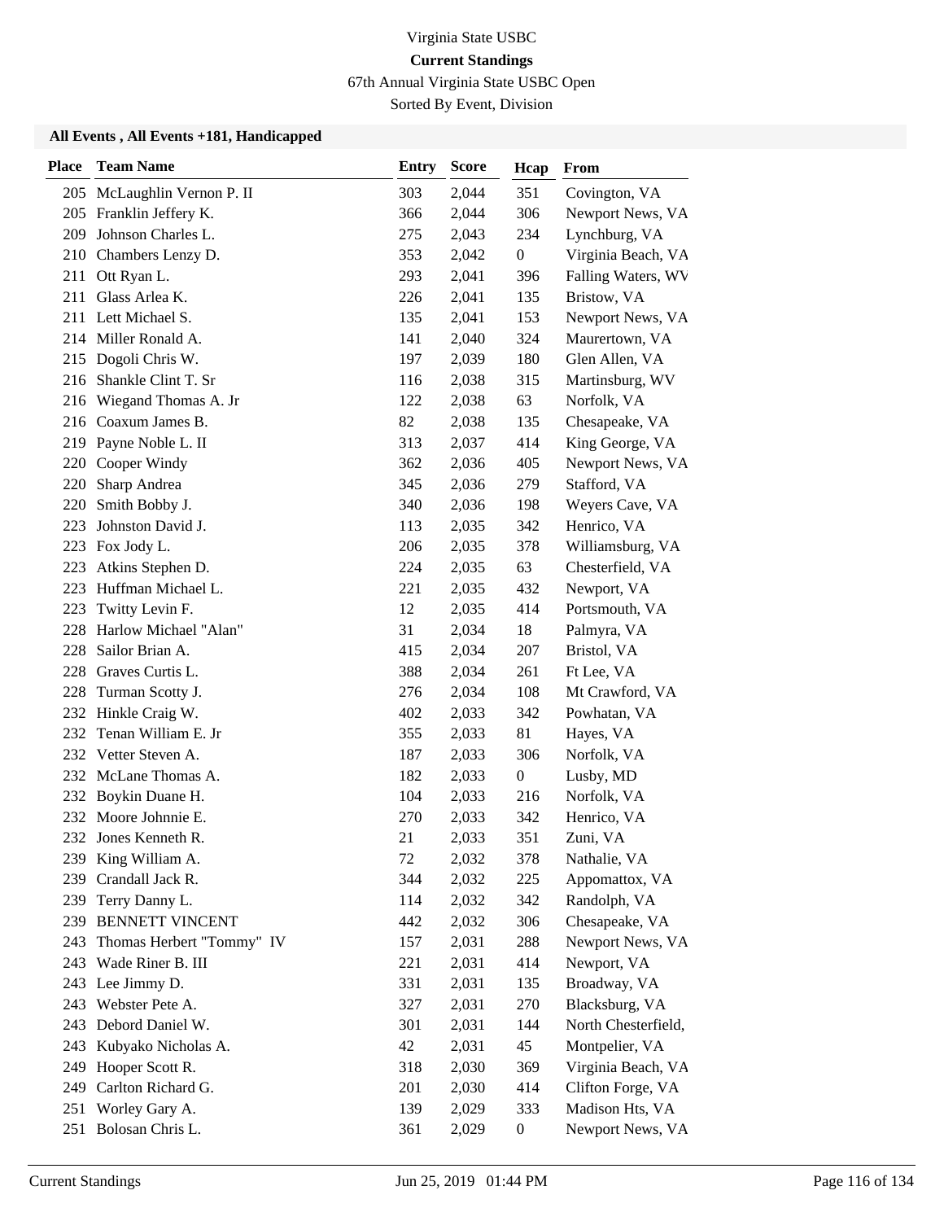# Virginia State USBC

## Current Standings

67th Annual Virginia State USBC Open

Sorted By Event, Division

### All Events , All Events +181, Handicapped

| Place | Team Name | Entry | Score | Hcap | From |
|---|---|---|---|---|---|
| 205 | McLaughlin Vernon P. II | 303 | 2,044 | 351 | Covington, VA |
| 205 | Franklin Jeffery K. | 366 | 2,044 | 306 | Newport News, VA |
| 209 | Johnson Charles L. | 275 | 2,043 | 234 | Lynchburg, VA |
| 210 | Chambers Lenzy D. | 353 | 2,042 | 0 | Virginia Beach, VA |
| 211 | Ott Ryan L. | 293 | 2,041 | 396 | Falling Waters, WV |
| 211 | Glass Arlea K. | 226 | 2,041 | 135 | Bristow, VA |
| 211 | Lett Michael S. | 135 | 2,041 | 153 | Newport News, VA |
| 214 | Miller Ronald A. | 141 | 2,040 | 324 | Maurertown, VA |
| 215 | Dogoli Chris W. | 197 | 2,039 | 180 | Glen Allen, VA |
| 216 | Shankle Clint T. Sr | 116 | 2,038 | 315 | Martinsburg, WV |
| 216 | Wiegand Thomas A. Jr | 122 | 2,038 | 63 | Norfolk, VA |
| 216 | Coaxum James B. | 82 | 2,038 | 135 | Chesapeake, VA |
| 219 | Payne Noble L. II | 313 | 2,037 | 414 | King George, VA |
| 220 | Cooper Windy | 362 | 2,036 | 405 | Newport News, VA |
| 220 | Sharp Andrea | 345 | 2,036 | 279 | Stafford, VA |
| 220 | Smith Bobby J. | 340 | 2,036 | 198 | Weyers Cave, VA |
| 223 | Johnston David J. | 113 | 2,035 | 342 | Henrico, VA |
| 223 | Fox Jody L. | 206 | 2,035 | 378 | Williamsburg, VA |
| 223 | Atkins Stephen D. | 224 | 2,035 | 63 | Chesterfield, VA |
| 223 | Huffman Michael L. | 221 | 2,035 | 432 | Newport, VA |
| 223 | Twitty Levin F. | 12 | 2,035 | 414 | Portsmouth, VA |
| 228 | Harlow Michael "Alan" | 31 | 2,034 | 18 | Palmyra, VA |
| 228 | Sailor Brian A. | 415 | 2,034 | 207 | Bristol, VA |
| 228 | Graves Curtis L. | 388 | 2,034 | 261 | Ft Lee, VA |
| 228 | Turman Scotty J. | 276 | 2,034 | 108 | Mt Crawford, VA |
| 232 | Hinkle Craig W. | 402 | 2,033 | 342 | Powhatan, VA |
| 232 | Tenan William E. Jr | 355 | 2,033 | 81 | Hayes, VA |
| 232 | Vetter Steven A. | 187 | 2,033 | 306 | Norfolk, VA |
| 232 | McLane Thomas A. | 182 | 2,033 | 0 | Lusby, MD |
| 232 | Boykin Duane H. | 104 | 2,033 | 216 | Norfolk, VA |
| 232 | Moore Johnnie E. | 270 | 2,033 | 342 | Henrico, VA |
| 232 | Jones Kenneth R. | 21 | 2,033 | 351 | Zuni, VA |
| 239 | King William A. | 72 | 2,032 | 378 | Nathalie, VA |
| 239 | Crandall Jack R. | 344 | 2,032 | 225 | Appomattox, VA |
| 239 | Terry Danny L. | 114 | 2,032 | 342 | Randolph, VA |
| 239 | BENNETT VINCENT | 442 | 2,032 | 306 | Chesapeake, VA |
| 243 | Thomas Herbert "Tommy" IV | 157 | 2,031 | 288 | Newport News, VA |
| 243 | Wade Riner B. III | 221 | 2,031 | 414 | Newport, VA |
| 243 | Lee Jimmy D. | 331 | 2,031 | 135 | Broadway, VA |
| 243 | Webster Pete A. | 327 | 2,031 | 270 | Blacksburg, VA |
| 243 | Debord Daniel W. | 301 | 2,031 | 144 | North Chesterfield, |
| 243 | Kubyako Nicholas A. | 42 | 2,031 | 45 | Montpelier, VA |
| 249 | Hooper Scott R. | 318 | 2,030 | 369 | Virginia Beach, VA |
| 249 | Carlton Richard G. | 201 | 2,030 | 414 | Clifton Forge, VA |
| 251 | Worley Gary A. | 139 | 2,029 | 333 | Madison Hts, VA |
| 251 | Bolosan Chris L. | 361 | 2,029 | 0 | Newport News, VA |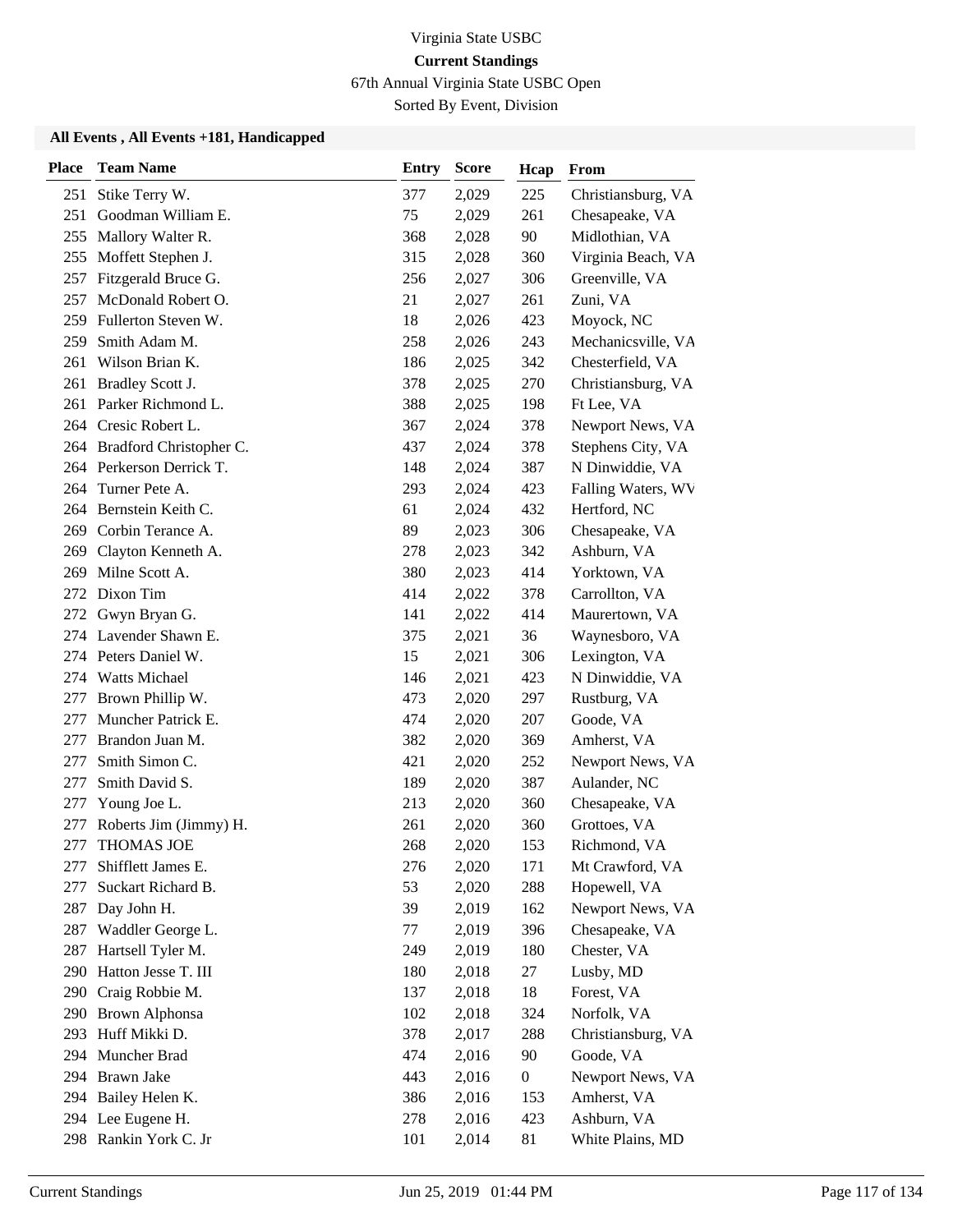Virginia State USBC

**Current Standings**

67th Annual Virginia State USBC Open

Sorted By Event, Division

### All Events , All Events +181, Handicapped

| Place | Team Name | Entry | Score | Hcap | From |
|---|---|---|---|---|---|
| 251 | Stike Terry W. | 377 | 2,029 | 225 | Christiansburg, VA |
| 251 | Goodman William E. | 75 | 2,029 | 261 | Chesapeake, VA |
| 255 | Mallory Walter R. | 368 | 2,028 | 90 | Midlothian, VA |
| 255 | Moffett Stephen J. | 315 | 2,028 | 360 | Virginia Beach, VA |
| 257 | Fitzgerald Bruce G. | 256 | 2,027 | 306 | Greenville, VA |
| 257 | McDonald Robert O. | 21 | 2,027 | 261 | Zuni, VA |
| 259 | Fullerton Steven W. | 18 | 2,026 | 423 | Moyock, NC |
| 259 | Smith Adam M. | 258 | 2,026 | 243 | Mechanicsville, VA |
| 261 | Wilson Brian K. | 186 | 2,025 | 342 | Chesterfield, VA |
| 261 | Bradley Scott J. | 378 | 2,025 | 270 | Christiansburg, VA |
| 261 | Parker Richmond L. | 388 | 2,025 | 198 | Ft Lee, VA |
| 264 | Cresic Robert L. | 367 | 2,024 | 378 | Newport News, VA |
| 264 | Bradford Christopher C. | 437 | 2,024 | 378 | Stephens City, VA |
| 264 | Perkerson Derrick T. | 148 | 2,024 | 387 | N Dinwiddie, VA |
| 264 | Turner Pete A. | 293 | 2,024 | 423 | Falling Waters, WV |
| 264 | Bernstein Keith C. | 61 | 2,024 | 432 | Hertford, NC |
| 269 | Corbin Terance A. | 89 | 2,023 | 306 | Chesapeake, VA |
| 269 | Clayton Kenneth A. | 278 | 2,023 | 342 | Ashburn, VA |
| 269 | Milne Scott A. | 380 | 2,023 | 414 | Yorktown, VA |
| 272 | Dixon Tim | 414 | 2,022 | 378 | Carrollton, VA |
| 272 | Gwyn Bryan G. | 141 | 2,022 | 414 | Maurertown, VA |
| 274 | Lavender Shawn E. | 375 | 2,021 | 36 | Waynesboro, VA |
| 274 | Peters Daniel W. | 15 | 2,021 | 306 | Lexington, VA |
| 274 | Watts Michael | 146 | 2,021 | 423 | N Dinwiddie, VA |
| 277 | Brown Phillip W. | 473 | 2,020 | 297 | Rustburg, VA |
| 277 | Muncher Patrick E. | 474 | 2,020 | 207 | Goode, VA |
| 277 | Brandon Juan M. | 382 | 2,020 | 369 | Amherst, VA |
| 277 | Smith Simon C. | 421 | 2,020 | 252 | Newport News, VA |
| 277 | Smith David S. | 189 | 2,020 | 387 | Aulander, NC |
| 277 | Young Joe L. | 213 | 2,020 | 360 | Chesapeake, VA |
| 277 | Roberts Jim (Jimmy) H. | 261 | 2,020 | 360 | Grottoes, VA |
| 277 | THOMAS JOE | 268 | 2,020 | 153 | Richmond, VA |
| 277 | Shifflett James E. | 276 | 2,020 | 171 | Mt Crawford, VA |
| 277 | Suckart Richard B. | 53 | 2,020 | 288 | Hopewell, VA |
| 287 | Day John H. | 39 | 2,019 | 162 | Newport News, VA |
| 287 | Waddler George L. | 77 | 2,019 | 396 | Chesapeake, VA |
| 287 | Hartsell Tyler M. | 249 | 2,019 | 180 | Chester, VA |
| 290 | Hatton Jesse T. III | 180 | 2,018 | 27 | Lusby, MD |
| 290 | Craig Robbie M. | 137 | 2,018 | 18 | Forest, VA |
| 290 | Brown Alphonsa | 102 | 2,018 | 324 | Norfolk, VA |
| 293 | Huff Mikki D. | 378 | 2,017 | 288 | Christiansburg, VA |
| 294 | Muncher Brad | 474 | 2,016 | 90 | Goode, VA |
| 294 | Brawn Jake | 443 | 2,016 | 0 | Newport News, VA |
| 294 | Bailey Helen K. | 386 | 2,016 | 153 | Amherst, VA |
| 294 | Lee Eugene H. | 278 | 2,016 | 423 | Ashburn, VA |
| 298 | Rankin York C. Jr | 101 | 2,014 | 81 | White Plains, MD |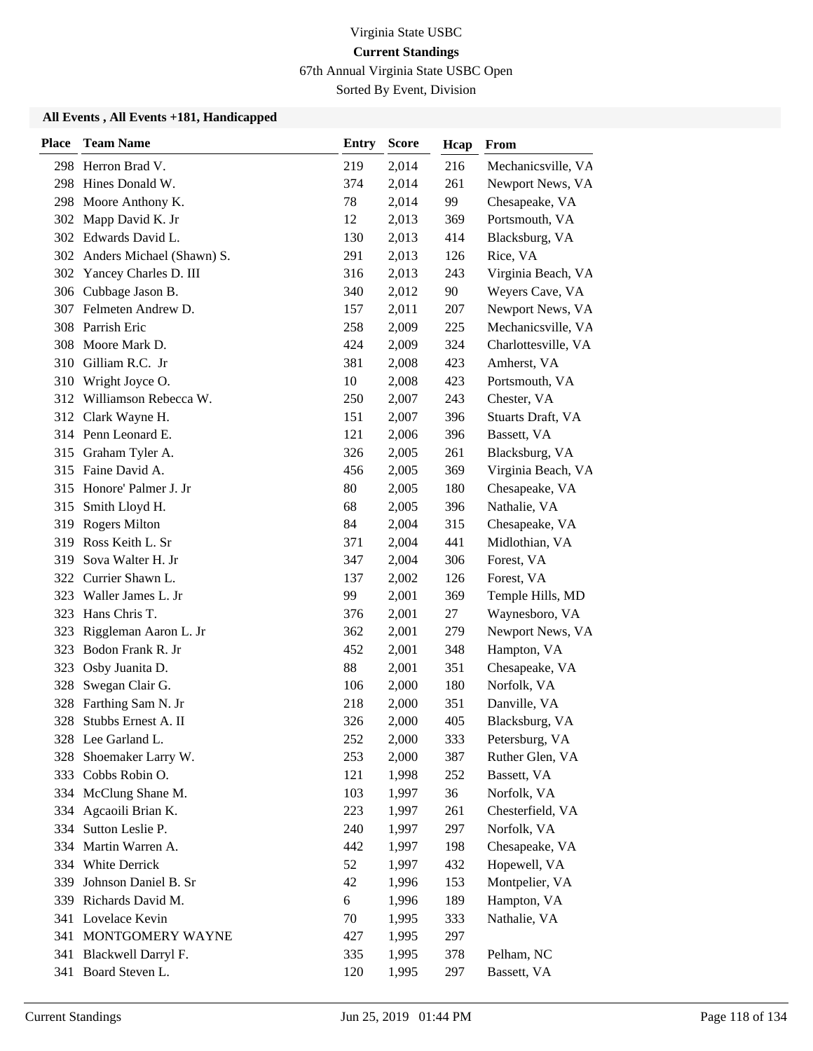Virginia State USBC

**Current Standings**

67th Annual Virginia State USBC Open

Sorted By Event, Division

**All Events , All Events +181, Handicapped**

| Place | Team Name | Entry | Score | Hcap | From |
|---|---|---|---|---|---|
| 298 | Herron Brad V. | 219 | 2,014 | 216 | Mechanicsville, VA |
| 298 | Hines Donald W. | 374 | 2,014 | 261 | Newport News, VA |
| 298 | Moore Anthony K. | 78 | 2,014 | 99 | Chesapeake, VA |
| 302 | Mapp David K. Jr | 12 | 2,013 | 369 | Portsmouth, VA |
| 302 | Edwards David L. | 130 | 2,013 | 414 | Blacksburg, VA |
| 302 | Anders Michael (Shawn) S. | 291 | 2,013 | 126 | Rice, VA |
| 302 | Yancey Charles D. III | 316 | 2,013 | 243 | Virginia Beach, VA |
| 306 | Cubbage Jason B. | 340 | 2,012 | 90 | Weyers Cave, VA |
| 307 | Felmeten Andrew D. | 157 | 2,011 | 207 | Newport News, VA |
| 308 | Parrish Eric | 258 | 2,009 | 225 | Mechanicsville, VA |
| 308 | Moore Mark D. | 424 | 2,009 | 324 | Charlottesville, VA |
| 310 | Gilliam R.C. Jr | 381 | 2,008 | 423 | Amherst, VA |
| 310 | Wright Joyce O. | 10 | 2,008 | 423 | Portsmouth, VA |
| 312 | Williamson Rebecca W. | 250 | 2,007 | 243 | Chester, VA |
| 312 | Clark Wayne H. | 151 | 2,007 | 396 | Stuarts Draft, VA |
| 314 | Penn Leonard E. | 121 | 2,006 | 396 | Bassett, VA |
| 315 | Graham Tyler A. | 326 | 2,005 | 261 | Blacksburg, VA |
| 315 | Faine David A. | 456 | 2,005 | 369 | Virginia Beach, VA |
| 315 | Honore' Palmer J. Jr | 80 | 2,005 | 180 | Chesapeake, VA |
| 315 | Smith Lloyd H. | 68 | 2,005 | 396 | Nathalie, VA |
| 319 | Rogers Milton | 84 | 2,004 | 315 | Chesapeake, VA |
| 319 | Ross Keith L. Sr | 371 | 2,004 | 441 | Midlothian, VA |
| 319 | Sova Walter H. Jr | 347 | 2,004 | 306 | Forest, VA |
| 322 | Currier Shawn L. | 137 | 2,002 | 126 | Forest, VA |
| 323 | Waller James L. Jr | 99 | 2,001 | 369 | Temple Hills, MD |
| 323 | Hans Chris T. | 376 | 2,001 | 27 | Waynesboro, VA |
| 323 | Riggleman Aaron L. Jr | 362 | 2,001 | 279 | Newport News, VA |
| 323 | Bodon Frank R. Jr | 452 | 2,001 | 348 | Hampton, VA |
| 323 | Osby Juanita D. | 88 | 2,001 | 351 | Chesapeake, VA |
| 328 | Swegan Clair G. | 106 | 2,000 | 180 | Norfolk, VA |
| 328 | Farthing Sam N. Jr | 218 | 2,000 | 351 | Danville, VA |
| 328 | Stubbs Ernest A. II | 326 | 2,000 | 405 | Blacksburg, VA |
| 328 | Lee Garland L. | 252 | 2,000 | 333 | Petersburg, VA |
| 328 | Shoemaker Larry W. | 253 | 2,000 | 387 | Ruther Glen, VA |
| 333 | Cobbs Robin O. | 121 | 1,998 | 252 | Bassett, VA |
| 334 | McClung Shane M. | 103 | 1,997 | 36 | Norfolk, VA |
| 334 | Agcaoili Brian K. | 223 | 1,997 | 261 | Chesterfield, VA |
| 334 | Sutton Leslie P. | 240 | 1,997 | 297 | Norfolk, VA |
| 334 | Martin Warren A. | 442 | 1,997 | 198 | Chesapeake, VA |
| 334 | White Derrick | 52 | 1,997 | 432 | Hopewell, VA |
| 339 | Johnson Daniel B. Sr | 42 | 1,996 | 153 | Montpelier, VA |
| 339 | Richards David M. | 6 | 1,996 | 189 | Hampton, VA |
| 341 | Lovelace Kevin | 70 | 1,995 | 333 | Nathalie, VA |
| 341 | MONTGOMERY WAYNE | 427 | 1,995 | 297 | |
| 341 | Blackwell Darryl F. | 335 | 1,995 | 378 | Pelham, NC |
| 341 | Board Steven L. | 120 | 1,995 | 297 | Bassett, VA |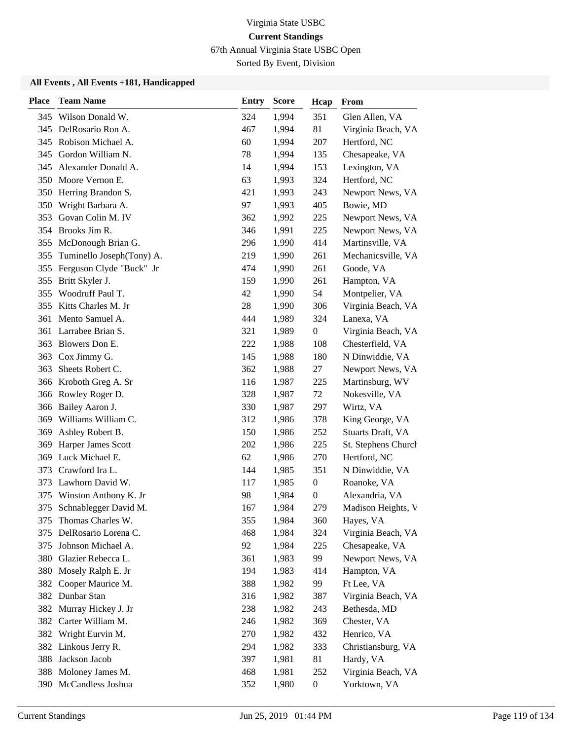Virginia State USBC

**Current Standings**

67th Annual Virginia State USBC Open

Sorted By Event, Division

**All Events , All Events +181, Handicapped**

| Place | Team Name | Entry | Score | Hcap | From |
|---|---|---|---|---|---|
| 345 | Wilson Donald W. | 324 | 1,994 | 351 | Glen Allen, VA |
| 345 | DelRosario Ron A. | 467 | 1,994 | 81 | Virginia Beach, VA |
| 345 | Robison Michael A. | 60 | 1,994 | 207 | Hertford, NC |
| 345 | Gordon William N. | 78 | 1,994 | 135 | Chesapeake, VA |
| 345 | Alexander Donald A. | 14 | 1,994 | 153 | Lexington, VA |
| 350 | Moore Vernon E. | 63 | 1,993 | 324 | Hertford, NC |
| 350 | Herring Brandon S. | 421 | 1,993 | 243 | Newport News, VA |
| 350 | Wright Barbara A. | 97 | 1,993 | 405 | Bowie, MD |
| 353 | Govan Colin M. IV | 362 | 1,992 | 225 | Newport News, VA |
| 354 | Brooks Jim R. | 346 | 1,991 | 225 | Newport News, VA |
| 355 | McDonough Brian G. | 296 | 1,990 | 414 | Martinsville, VA |
| 355 | Tuminello Joseph(Tony) A. | 219 | 1,990 | 261 | Mechanicsville, VA |
| 355 | Ferguson Clyde "Buck" Jr | 474 | 1,990 | 261 | Goode, VA |
| 355 | Britt Skyler J. | 159 | 1,990 | 261 | Hampton, VA |
| 355 | Woodruff Paul T. | 42 | 1,990 | 54 | Montpelier, VA |
| 355 | Kitts Charles M. Jr | 28 | 1,990 | 306 | Virginia Beach, VA |
| 361 | Mento Samuel A. | 444 | 1,989 | 324 | Lanexa, VA |
| 361 | Larrabee Brian S. | 321 | 1,989 | 0 | Virginia Beach, VA |
| 363 | Blowers Don E. | 222 | 1,988 | 108 | Chesterfield, VA |
| 363 | Cox Jimmy G. | 145 | 1,988 | 180 | N Dinwiddie, VA |
| 363 | Sheets Robert C. | 362 | 1,988 | 27 | Newport News, VA |
| 366 | Kroboth Greg A. Sr | 116 | 1,987 | 225 | Martinsburg, WV |
| 366 | Rowley Roger D. | 328 | 1,987 | 72 | Nokesville, VA |
| 366 | Bailey Aaron J. | 330 | 1,987 | 297 | Wirtz, VA |
| 369 | Williams William C. | 312 | 1,986 | 378 | King George, VA |
| 369 | Ashley Robert B. | 150 | 1,986 | 252 | Stuarts Draft, VA |
| 369 | Harper James Scott | 202 | 1,986 | 225 | St. Stephens Church |
| 369 | Luck Michael E. | 62 | 1,986 | 270 | Hertford, NC |
| 373 | Crawford Ira L. | 144 | 1,985 | 351 | N Dinwiddie, VA |
| 373 | Lawhorn David W. | 117 | 1,985 | 0 | Roanoke, VA |
| 375 | Winston Anthony K. Jr | 98 | 1,984 | 0 | Alexandria, VA |
| 375 | Schnablegger David M. | 167 | 1,984 | 279 | Madison Heights, V |
| 375 | Thomas Charles W. | 355 | 1,984 | 360 | Hayes, VA |
| 375 | DelRosario Lorena C. | 468 | 1,984 | 324 | Virginia Beach, VA |
| 375 | Johnson Michael A. | 92 | 1,984 | 225 | Chesapeake, VA |
| 380 | Glazier Rebecca L. | 361 | 1,983 | 99 | Newport News, VA |
| 380 | Mosely Ralph E. Jr | 194 | 1,983 | 414 | Hampton, VA |
| 382 | Cooper Maurice M. | 388 | 1,982 | 99 | Ft Lee, VA |
| 382 | Dunbar Stan | 316 | 1,982 | 387 | Virginia Beach, VA |
| 382 | Murray Hickey J. Jr | 238 | 1,982 | 243 | Bethesda, MD |
| 382 | Carter William M. | 246 | 1,982 | 369 | Chester, VA |
| 382 | Wright Eurvin M. | 270 | 1,982 | 432 | Henrico, VA |
| 382 | Linkous Jerry R. | 294 | 1,982 | 333 | Christiansburg, VA |
| 388 | Jackson Jacob | 397 | 1,981 | 81 | Hardy, VA |
| 388 | Moloney James M. | 468 | 1,981 | 252 | Virginia Beach, VA |
| 390 | McCandless Joshua | 352 | 1,980 | 0 | Yorktown, VA |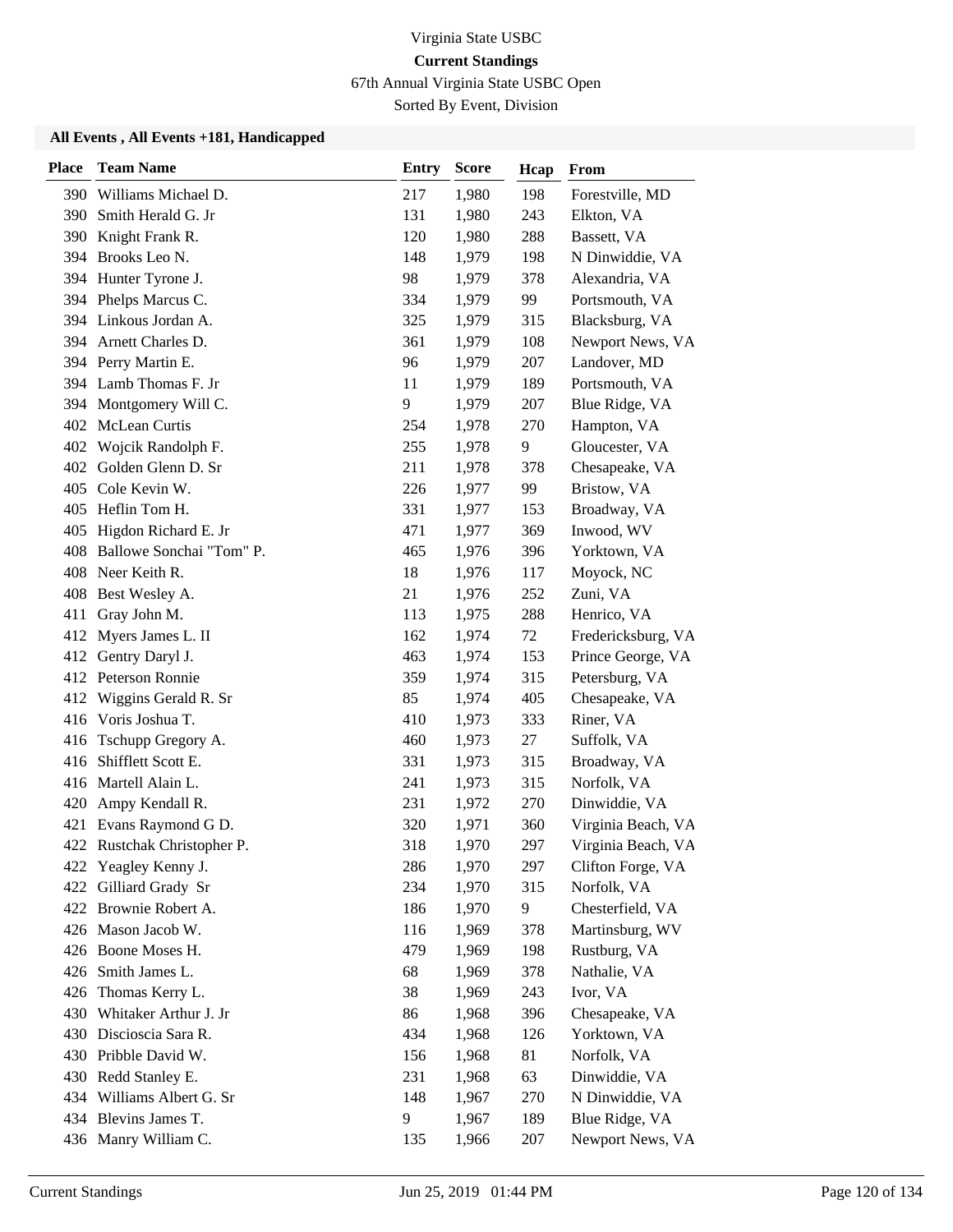Virginia State USBC

**Current Standings**

67th Annual Virginia State USBC Open

Sorted By Event, Division

### All Events , All Events +181, Handicapped

| Place | Team Name | Entry | Score | Hcap | From |
|---|---|---|---|---|---|
| 390 | Williams Michael D. | 217 | 1,980 | 198 | Forestville, MD |
| 390 | Smith Herald G. Jr | 131 | 1,980 | 243 | Elkton, VA |
| 390 | Knight Frank R. | 120 | 1,980 | 288 | Bassett, VA |
| 394 | Brooks Leo N. | 148 | 1,979 | 198 | N Dinwiddie, VA |
| 394 | Hunter Tyrone J. | 98 | 1,979 | 378 | Alexandria, VA |
| 394 | Phelps Marcus C. | 334 | 1,979 | 99 | Portsmouth, VA |
| 394 | Linkous Jordan A. | 325 | 1,979 | 315 | Blacksburg, VA |
| 394 | Arnett Charles D. | 361 | 1,979 | 108 | Newport News, VA |
| 394 | Perry Martin E. | 96 | 1,979 | 207 | Landover, MD |
| 394 | Lamb Thomas F. Jr | 11 | 1,979 | 189 | Portsmouth, VA |
| 394 | Montgomery Will C. | 9 | 1,979 | 207 | Blue Ridge, VA |
| 402 | McLean Curtis | 254 | 1,978 | 270 | Hampton, VA |
| 402 | Wojcik Randolph F. | 255 | 1,978 | 9 | Gloucester, VA |
| 402 | Golden Glenn D. Sr | 211 | 1,978 | 378 | Chesapeake, VA |
| 405 | Cole Kevin W. | 226 | 1,977 | 99 | Bristow, VA |
| 405 | Heflin Tom H. | 331 | 1,977 | 153 | Broadway, VA |
| 405 | Higdon Richard E. Jr | 471 | 1,977 | 369 | Inwood, WV |
| 408 | Ballowe Sonchai "Tom" P. | 465 | 1,976 | 396 | Yorktown, VA |
| 408 | Neer Keith R. | 18 | 1,976 | 117 | Moyock, NC |
| 408 | Best Wesley A. | 21 | 1,976 | 252 | Zuni, VA |
| 411 | Gray John M. | 113 | 1,975 | 288 | Henrico, VA |
| 412 | Myers James L. II | 162 | 1,974 | 72 | Fredericksburg, VA |
| 412 | Gentry Daryl J. | 463 | 1,974 | 153 | Prince George, VA |
| 412 | Peterson Ronnie | 359 | 1,974 | 315 | Petersburg, VA |
| 412 | Wiggins Gerald R. Sr | 85 | 1,974 | 405 | Chesapeake, VA |
| 416 | Voris Joshua T. | 410 | 1,973 | 333 | Riner, VA |
| 416 | Tschupp Gregory A. | 460 | 1,973 | 27 | Suffolk, VA |
| 416 | Shifflett Scott E. | 331 | 1,973 | 315 | Broadway, VA |
| 416 | Martell Alain L. | 241 | 1,973 | 315 | Norfolk, VA |
| 420 | Ampy Kendall R. | 231 | 1,972 | 270 | Dinwiddie, VA |
| 421 | Evans Raymond G D. | 320 | 1,971 | 360 | Virginia Beach, VA |
| 422 | Rustchak Christopher P. | 318 | 1,970 | 297 | Virginia Beach, VA |
| 422 | Yeagley Kenny J. | 286 | 1,970 | 297 | Clifton Forge, VA |
| 422 | Gilliard Grady Sr | 234 | 1,970 | 315 | Norfolk, VA |
| 422 | Brownie Robert A. | 186 | 1,970 | 9 | Chesterfield, VA |
| 426 | Mason Jacob W. | 116 | 1,969 | 378 | Martinsburg, WV |
| 426 | Boone Moses H. | 479 | 1,969 | 198 | Rustburg, VA |
| 426 | Smith James L. | 68 | 1,969 | 378 | Nathalie, VA |
| 426 | Thomas Kerry L. | 38 | 1,969 | 243 | Ivor, VA |
| 430 | Whitaker Arthur J. Jr | 86 | 1,968 | 396 | Chesapeake, VA |
| 430 | Discioscia Sara R. | 434 | 1,968 | 126 | Yorktown, VA |
| 430 | Pribble David W. | 156 | 1,968 | 81 | Norfolk, VA |
| 430 | Redd Stanley E. | 231 | 1,968 | 63 | Dinwiddie, VA |
| 434 | Williams Albert G. Sr | 148 | 1,967 | 270 | N Dinwiddie, VA |
| 434 | Blevins James T. | 9 | 1,967 | 189 | Blue Ridge, VA |
| 436 | Manry William C. | 135 | 1,966 | 207 | Newport News, VA |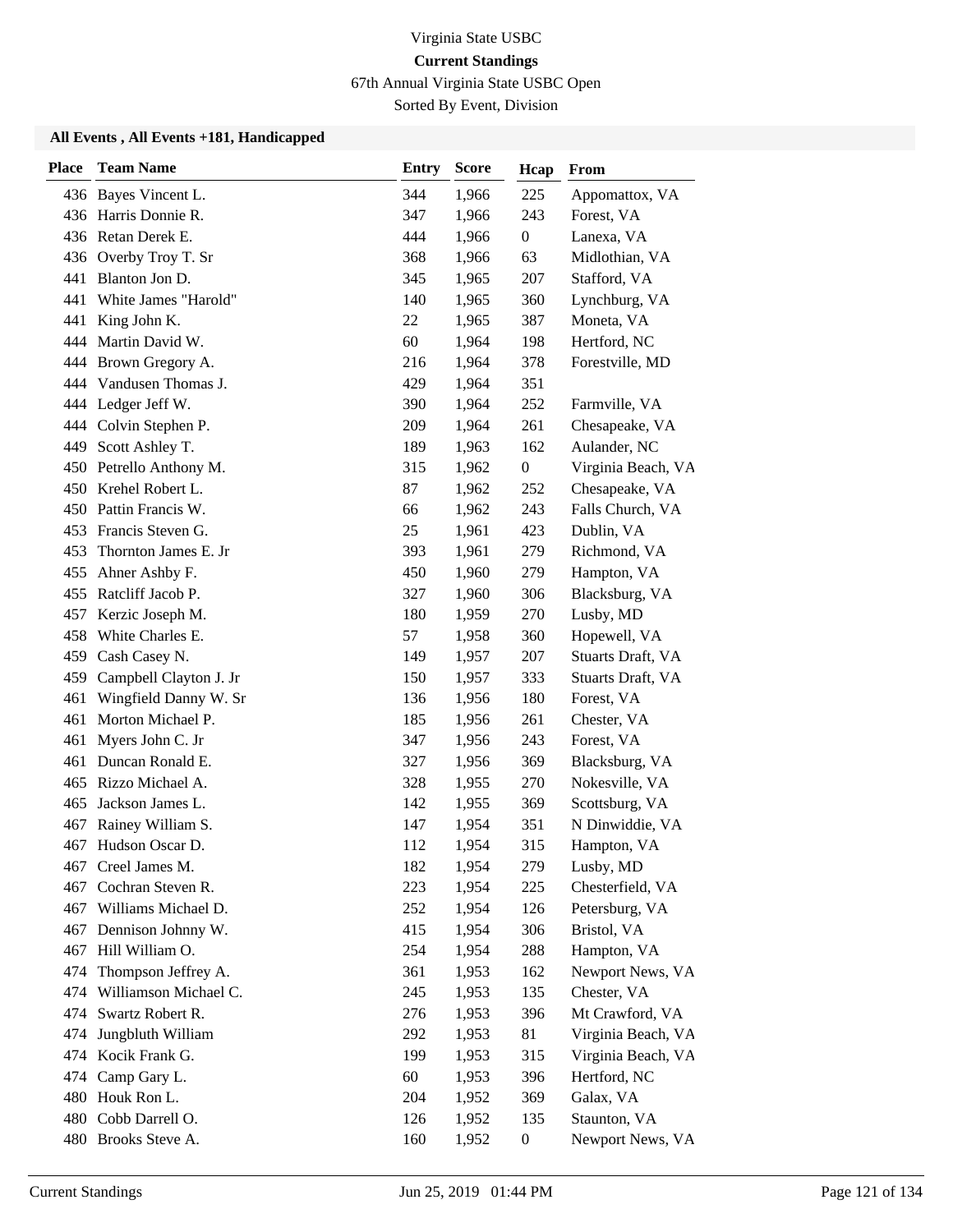Virginia State USBC

**Current Standings**

67th Annual Virginia State USBC Open

Sorted By Event, Division

### All Events , All Events +181, Handicapped

| Place | Team Name | Entry | Score | Hcap | From |
|---|---|---|---|---|---|
| 436 | Bayes Vincent L. | 344 | 1,966 | 225 | Appomattox, VA |
| 436 | Harris Donnie R. | 347 | 1,966 | 243 | Forest, VA |
| 436 | Retan Derek E. | 444 | 1,966 | 0 | Lanexa, VA |
| 436 | Overby Troy T. Sr | 368 | 1,966 | 63 | Midlothian, VA |
| 441 | Blanton Jon D. | 345 | 1,965 | 207 | Stafford, VA |
| 441 | White James "Harold" | 140 | 1,965 | 360 | Lynchburg, VA |
| 441 | King John K. | 22 | 1,965 | 387 | Moneta, VA |
| 444 | Martin David W. | 60 | 1,964 | 198 | Hertford, NC |
| 444 | Brown Gregory A. | 216 | 1,964 | 378 | Forestville, MD |
| 444 | Vandusen Thomas J. | 429 | 1,964 | 351 | |
| 444 | Ledger Jeff W. | 390 | 1,964 | 252 | Farmville, VA |
| 444 | Colvin Stephen P. | 209 | 1,964 | 261 | Chesapeake, VA |
| 449 | Scott Ashley T. | 189 | 1,963 | 162 | Aulander, NC |
| 450 | Petrello Anthony M. | 315 | 1,962 | 0 | Virginia Beach, VA |
| 450 | Krehel Robert L. | 87 | 1,962 | 252 | Chesapeake, VA |
| 450 | Pattin Francis W. | 66 | 1,962 | 243 | Falls Church, VA |
| 453 | Francis Steven G. | 25 | 1,961 | 423 | Dublin, VA |
| 453 | Thornton James E. Jr | 393 | 1,961 | 279 | Richmond, VA |
| 455 | Ahner Ashby F. | 450 | 1,960 | 279 | Hampton, VA |
| 455 | Ratcliff Jacob P. | 327 | 1,960 | 306 | Blacksburg, VA |
| 457 | Kerzic Joseph M. | 180 | 1,959 | 270 | Lusby, MD |
| 458 | White Charles E. | 57 | 1,958 | 360 | Hopewell, VA |
| 459 | Cash Casey N. | 149 | 1,957 | 207 | Stuarts Draft, VA |
| 459 | Campbell Clayton J. Jr | 150 | 1,957 | 333 | Stuarts Draft, VA |
| 461 | Wingfield Danny W. Sr | 136 | 1,956 | 180 | Forest, VA |
| 461 | Morton Michael P. | 185 | 1,956 | 261 | Chester, VA |
| 461 | Myers John C. Jr | 347 | 1,956 | 243 | Forest, VA |
| 461 | Duncan Ronald E. | 327 | 1,956 | 369 | Blacksburg, VA |
| 465 | Rizzo Michael A. | 328 | 1,955 | 270 | Nokesville, VA |
| 465 | Jackson James L. | 142 | 1,955 | 369 | Scottsburg, VA |
| 467 | Rainey William S. | 147 | 1,954 | 351 | N Dinwiddie, VA |
| 467 | Hudson Oscar D. | 112 | 1,954 | 315 | Hampton, VA |
| 467 | Creel James M. | 182 | 1,954 | 279 | Lusby, MD |
| 467 | Cochran Steven R. | 223 | 1,954 | 225 | Chesterfield, VA |
| 467 | Williams Michael D. | 252 | 1,954 | 126 | Petersburg, VA |
| 467 | Dennison Johnny W. | 415 | 1,954 | 306 | Bristol, VA |
| 467 | Hill William O. | 254 | 1,954 | 288 | Hampton, VA |
| 474 | Thompson Jeffrey A. | 361 | 1,953 | 162 | Newport News, VA |
| 474 | Williamson Michael C. | 245 | 1,953 | 135 | Chester, VA |
| 474 | Swartz Robert R. | 276 | 1,953 | 396 | Mt Crawford, VA |
| 474 | Jungbluth William | 292 | 1,953 | 81 | Virginia Beach, VA |
| 474 | Kocik Frank G. | 199 | 1,953 | 315 | Virginia Beach, VA |
| 474 | Camp Gary L. | 60 | 1,953 | 396 | Hertford, NC |
| 480 | Houk Ron L. | 204 | 1,952 | 369 | Galax, VA |
| 480 | Cobb Darrell O. | 126 | 1,952 | 135 | Staunton, VA |
| 480 | Brooks Steve A. | 160 | 1,952 | 0 | Newport News, VA |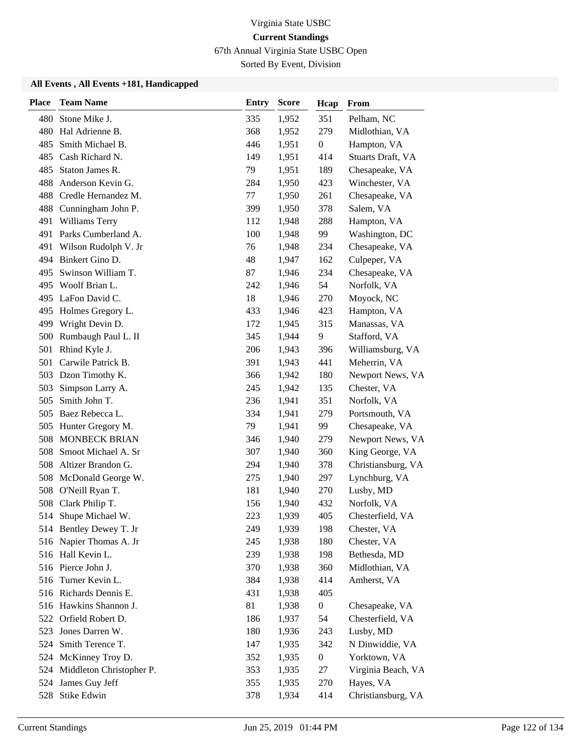Virginia State USBC

**Current Standings**

67th Annual Virginia State USBC Open

Sorted By Event, Division

### All Events , All Events +181, Handicapped

| Place | Team Name | Entry | Score | Hcap | From |
|---|---|---|---|---|---|
| 480 | Stone Mike J. | 335 | 1,952 | 351 | Pelham, NC |
| 480 | Hal Adrienne B. | 368 | 1,952 | 279 | Midlothian, VA |
| 485 | Smith Michael B. | 446 | 1,951 | 0 | Hampton, VA |
| 485 | Cash Richard N. | 149 | 1,951 | 414 | Stuarts Draft, VA |
| 485 | Staton James R. | 79 | 1,951 | 189 | Chesapeake, VA |
| 488 | Anderson Kevin G. | 284 | 1,950 | 423 | Winchester, VA |
| 488 | Credle Hernandez M. | 77 | 1,950 | 261 | Chesapeake, VA |
| 488 | Cunningham John P. | 399 | 1,950 | 378 | Salem, VA |
| 491 | Williams Terry | 112 | 1,948 | 288 | Hampton, VA |
| 491 | Parks Cumberland A. | 100 | 1,948 | 99 | Washington, DC |
| 491 | Wilson Rudolph V. Jr | 76 | 1,948 | 234 | Chesapeake, VA |
| 494 | Binkert Gino D. | 48 | 1,947 | 162 | Culpeper, VA |
| 495 | Swinson William T. | 87 | 1,946 | 234 | Chesapeake, VA |
| 495 | Woolf Brian L. | 242 | 1,946 | 54 | Norfolk, VA |
| 495 | LaFon David C. | 18 | 1,946 | 270 | Moyock, NC |
| 495 | Holmes Gregory L. | 433 | 1,946 | 423 | Hampton, VA |
| 499 | Wright Devin D. | 172 | 1,945 | 315 | Manassas, VA |
| 500 | Rumbaugh Paul L. II | 345 | 1,944 | 9 | Stafford, VA |
| 501 | Rhind Kyle J. | 206 | 1,943 | 396 | Williamsburg, VA |
| 501 | Carwile Patrick B. | 391 | 1,943 | 441 | Meherrin, VA |
| 503 | Dzon Timothy K. | 366 | 1,942 | 180 | Newport News, VA |
| 503 | Simpson Larry A. | 245 | 1,942 | 135 | Chester, VA |
| 505 | Smith John T. | 236 | 1,941 | 351 | Norfolk, VA |
| 505 | Baez Rebecca L. | 334 | 1,941 | 279 | Portsmouth, VA |
| 505 | Hunter Gregory M. | 79 | 1,941 | 99 | Chesapeake, VA |
| 508 | MONBECK BRIAN | 346 | 1,940 | 279 | Newport News, VA |
| 508 | Smoot Michael A. Sr | 307 | 1,940 | 360 | King George, VA |
| 508 | Altizer Brandon G. | 294 | 1,940 | 378 | Christiansburg, VA |
| 508 | McDonald George W. | 275 | 1,940 | 297 | Lynchburg, VA |
| 508 | O'Neill Ryan T. | 181 | 1,940 | 270 | Lusby, MD |
| 508 | Clark Philip T. | 156 | 1,940 | 432 | Norfolk, VA |
| 514 | Shupe Michael W. | 223 | 1,939 | 405 | Chesterfield, VA |
| 514 | Bentley Dewey T. Jr | 249 | 1,939 | 198 | Chester, VA |
| 516 | Napier Thomas A. Jr | 245 | 1,938 | 180 | Chester, VA |
| 516 | Hall Kevin L. | 239 | 1,938 | 198 | Bethesda, MD |
| 516 | Pierce John J. | 370 | 1,938 | 360 | Midlothian, VA |
| 516 | Turner Kevin L. | 384 | 1,938 | 414 | Amherst, VA |
| 516 | Richards Dennis E. | 431 | 1,938 | 405 | |
| 516 | Hawkins Shannon J. | 81 | 1,938 | 0 | Chesapeake, VA |
| 522 | Orfield Robert D. | 186 | 1,937 | 54 | Chesterfield, VA |
| 523 | Jones Darren W. | 180 | 1,936 | 243 | Lusby, MD |
| 524 | Smith Terence T. | 147 | 1,935 | 342 | N Dinwiddie, VA |
| 524 | McKinney Troy D. | 352 | 1,935 | 0 | Yorktown, VA |
| 524 | Middleton Christopher P. | 353 | 1,935 | 27 | Virginia Beach, VA |
| 524 | James Guy Jeff | 355 | 1,935 | 270 | Hayes, VA |
| 528 | Stike Edwin | 378 | 1,934 | 414 | Christiansburg, VA |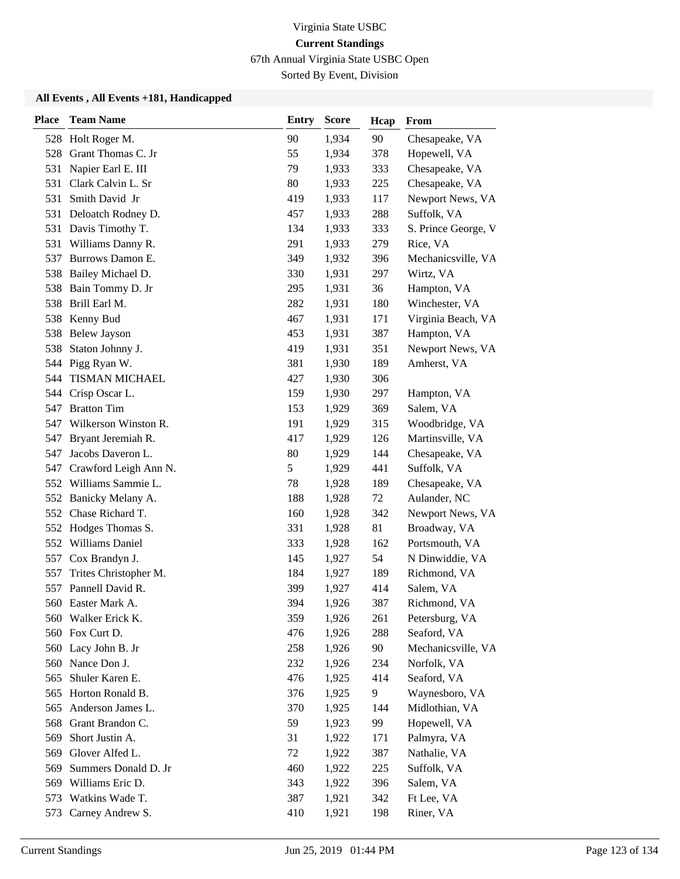Virginia State USBC

**Current Standings**

67th Annual Virginia State USBC Open

Sorted By Event, Division

### All Events , All Events +181, Handicapped

| Place | Team Name | Entry | Score | Hcap | From |
|---|---|---|---|---|---|
| 528 | Holt Roger M. | 90 | 1,934 | 90 | Chesapeake, VA |
| 528 | Grant Thomas C. Jr | 55 | 1,934 | 378 | Hopewell, VA |
| 531 | Napier Earl E. III | 79 | 1,933 | 333 | Chesapeake, VA |
| 531 | Clark Calvin L. Sr | 80 | 1,933 | 225 | Chesapeake, VA |
| 531 | Smith David Jr | 419 | 1,933 | 117 | Newport News, VA |
| 531 | Deloatch Rodney D. | 457 | 1,933 | 288 | Suffolk, VA |
| 531 | Davis Timothy T. | 134 | 1,933 | 333 | S. Prince George, V |
| 531 | Williams Danny R. | 291 | 1,933 | 279 | Rice, VA |
| 537 | Burrows Damon E. | 349 | 1,932 | 396 | Mechanicsville, VA |
| 538 | Bailey Michael D. | 330 | 1,931 | 297 | Wirtz, VA |
| 538 | Bain Tommy D. Jr | 295 | 1,931 | 36 | Hampton, VA |
| 538 | Brill Earl M. | 282 | 1,931 | 180 | Winchester, VA |
| 538 | Kenny Bud | 467 | 1,931 | 171 | Virginia Beach, VA |
| 538 | Belew Jayson | 453 | 1,931 | 387 | Hampton, VA |
| 538 | Staton Johnny J. | 419 | 1,931 | 351 | Newport News, VA |
| 544 | Pigg Ryan W. | 381 | 1,930 | 189 | Amherst, VA |
| 544 | TISMAN MICHAEL | 427 | 1,930 | 306 | |
| 544 | Crisp Oscar L. | 159 | 1,930 | 297 | Hampton, VA |
| 547 | Bratton Tim | 153 | 1,929 | 369 | Salem, VA |
| 547 | Wilkerson Winston R. | 191 | 1,929 | 315 | Woodbridge, VA |
| 547 | Bryant Jeremiah R. | 417 | 1,929 | 126 | Martinsville, VA |
| 547 | Jacobs Daveron L. | 80 | 1,929 | 144 | Chesapeake, VA |
| 547 | Crawford Leigh Ann N. | 5 | 1,929 | 441 | Suffolk, VA |
| 552 | Williams Sammie L. | 78 | 1,928 | 189 | Chesapeake, VA |
| 552 | Banicky Melany A. | 188 | 1,928 | 72 | Aulander, NC |
| 552 | Chase Richard T. | 160 | 1,928 | 342 | Newport News, VA |
| 552 | Hodges Thomas S. | 331 | 1,928 | 81 | Broadway, VA |
| 552 | Williams Daniel | 333 | 1,928 | 162 | Portsmouth, VA |
| 557 | Cox Brandyn J. | 145 | 1,927 | 54 | N Dinwiddie, VA |
| 557 | Trites Christopher M. | 184 | 1,927 | 189 | Richmond, VA |
| 557 | Pannell David R. | 399 | 1,927 | 414 | Salem, VA |
| 560 | Easter Mark A. | 394 | 1,926 | 387 | Richmond, VA |
| 560 | Walker Erick K. | 359 | 1,926 | 261 | Petersburg, VA |
| 560 | Fox Curt D. | 476 | 1,926 | 288 | Seaford, VA |
| 560 | Lacy John B. Jr | 258 | 1,926 | 90 | Mechanicsville, VA |
| 560 | Nance Don J. | 232 | 1,926 | 234 | Norfolk, VA |
| 565 | Shuler Karen E. | 476 | 1,925 | 414 | Seaford, VA |
| 565 | Horton Ronald B. | 376 | 1,925 | 9 | Waynesboro, VA |
| 565 | Anderson James L. | 370 | 1,925 | 144 | Midlothian, VA |
| 568 | Grant Brandon C. | 59 | 1,923 | 99 | Hopewell, VA |
| 569 | Short Justin A. | 31 | 1,922 | 171 | Palmyra, VA |
| 569 | Glover Alfed L. | 72 | 1,922 | 387 | Nathalie, VA |
| 569 | Summers Donald D. Jr | 460 | 1,922 | 225 | Suffolk, VA |
| 569 | Williams Eric D. | 343 | 1,922 | 396 | Salem, VA |
| 573 | Watkins Wade T. | 387 | 1,921 | 342 | Ft Lee, VA |
| 573 | Carney Andrew S. | 410 | 1,921 | 198 | Riner, VA |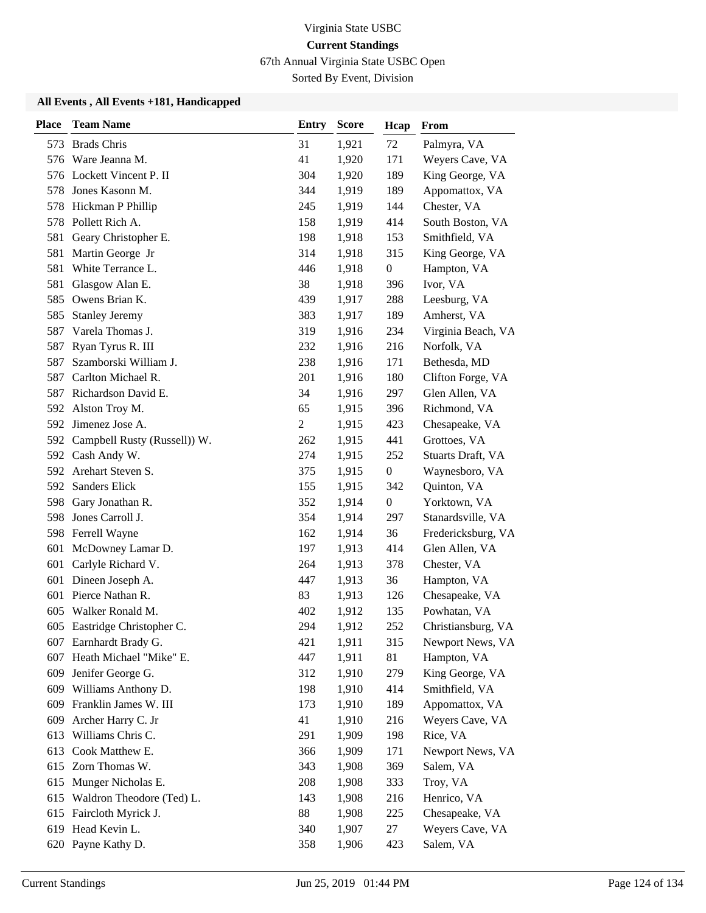# Virginia State USBC

## Current Standings

67th Annual Virginia State USBC Open

Sorted By Event, Division

### All Events , All Events +181, Handicapped

| Place | Team Name | Entry | Score | Hcap | From |
|---|---|---|---|---|---|
| 573 | Brads Chris | 31 | 1,921 | 72 | Palmyra, VA |
| 576 | Ware Jeanna M. | 41 | 1,920 | 171 | Weyers Cave, VA |
| 576 | Lockett Vincent P. II | 304 | 1,920 | 189 | King George, VA |
| 578 | Jones Kasonn M. | 344 | 1,919 | 189 | Appomattox, VA |
| 578 | Hickman P Phillip | 245 | 1,919 | 144 | Chester, VA |
| 578 | Pollett Rich A. | 158 | 1,919 | 414 | South Boston, VA |
| 581 | Geary Christopher E. | 198 | 1,918 | 153 | Smithfield, VA |
| 581 | Martin George Jr | 314 | 1,918 | 315 | King George, VA |
| 581 | White Terrance L. | 446 | 1,918 | 0 | Hampton, VA |
| 581 | Glasgow Alan E. | 38 | 1,918 | 396 | Ivor, VA |
| 585 | Owens Brian K. | 439 | 1,917 | 288 | Leesburg, VA |
| 585 | Stanley Jeremy | 383 | 1,917 | 189 | Amherst, VA |
| 587 | Varela Thomas J. | 319 | 1,916 | 234 | Virginia Beach, VA |
| 587 | Ryan Tyrus R. III | 232 | 1,916 | 216 | Norfolk, VA |
| 587 | Szamborski William J. | 238 | 1,916 | 171 | Bethesda, MD |
| 587 | Carlton Michael R. | 201 | 1,916 | 180 | Clifton Forge, VA |
| 587 | Richardson David E. | 34 | 1,916 | 297 | Glen Allen, VA |
| 592 | Alston Troy M. | 65 | 1,915 | 396 | Richmond, VA |
| 592 | Jimenez Jose A. | 2 | 1,915 | 423 | Chesapeake, VA |
| 592 | Campbell Rusty (Russell)) W. | 262 | 1,915 | 441 | Grottoes, VA |
| 592 | Cash Andy W. | 274 | 1,915 | 252 | Stuarts Draft, VA |
| 592 | Arehart Steven S. | 375 | 1,915 | 0 | Waynesboro, VA |
| 592 | Sanders Elick | 155 | 1,915 | 342 | Quinton, VA |
| 598 | Gary Jonathan R. | 352 | 1,914 | 0 | Yorktown, VA |
| 598 | Jones Carroll J. | 354 | 1,914 | 297 | Stanardsville, VA |
| 598 | Ferrell Wayne | 162 | 1,914 | 36 | Fredericksburg, VA |
| 601 | McDowney Lamar D. | 197 | 1,913 | 414 | Glen Allen, VA |
| 601 | Carlyle Richard V. | 264 | 1,913 | 378 | Chester, VA |
| 601 | Dineen Joseph A. | 447 | 1,913 | 36 | Hampton, VA |
| 601 | Pierce Nathan R. | 83 | 1,913 | 126 | Chesapeake, VA |
| 605 | Walker Ronald M. | 402 | 1,912 | 135 | Powhatan, VA |
| 605 | Eastridge Christopher C. | 294 | 1,912 | 252 | Christiansburg, VA |
| 607 | Earnhardt Brady G. | 421 | 1,911 | 315 | Newport News, VA |
| 607 | Heath Michael "Mike" E. | 447 | 1,911 | 81 | Hampton, VA |
| 609 | Jenifer George G. | 312 | 1,910 | 279 | King George, VA |
| 609 | Williams Anthony D. | 198 | 1,910 | 414 | Smithfield, VA |
| 609 | Franklin James W. III | 173 | 1,910 | 189 | Appomattox, VA |
| 609 | Archer Harry C. Jr | 41 | 1,910 | 216 | Weyers Cave, VA |
| 613 | Williams Chris C. | 291 | 1,909 | 198 | Rice, VA |
| 613 | Cook Matthew E. | 366 | 1,909 | 171 | Newport News, VA |
| 615 | Zorn Thomas W. | 343 | 1,908 | 369 | Salem, VA |
| 615 | Munger Nicholas E. | 208 | 1,908 | 333 | Troy, VA |
| 615 | Waldron Theodore (Ted) L. | 143 | 1,908 | 216 | Henrico, VA |
| 615 | Faircloth Myrick J. | 88 | 1,908 | 225 | Chesapeake, VA |
| 619 | Head Kevin L. | 340 | 1,907 | 27 | Weyers Cave, VA |
| 620 | Payne Kathy D. | 358 | 1,906 | 423 | Salem, VA |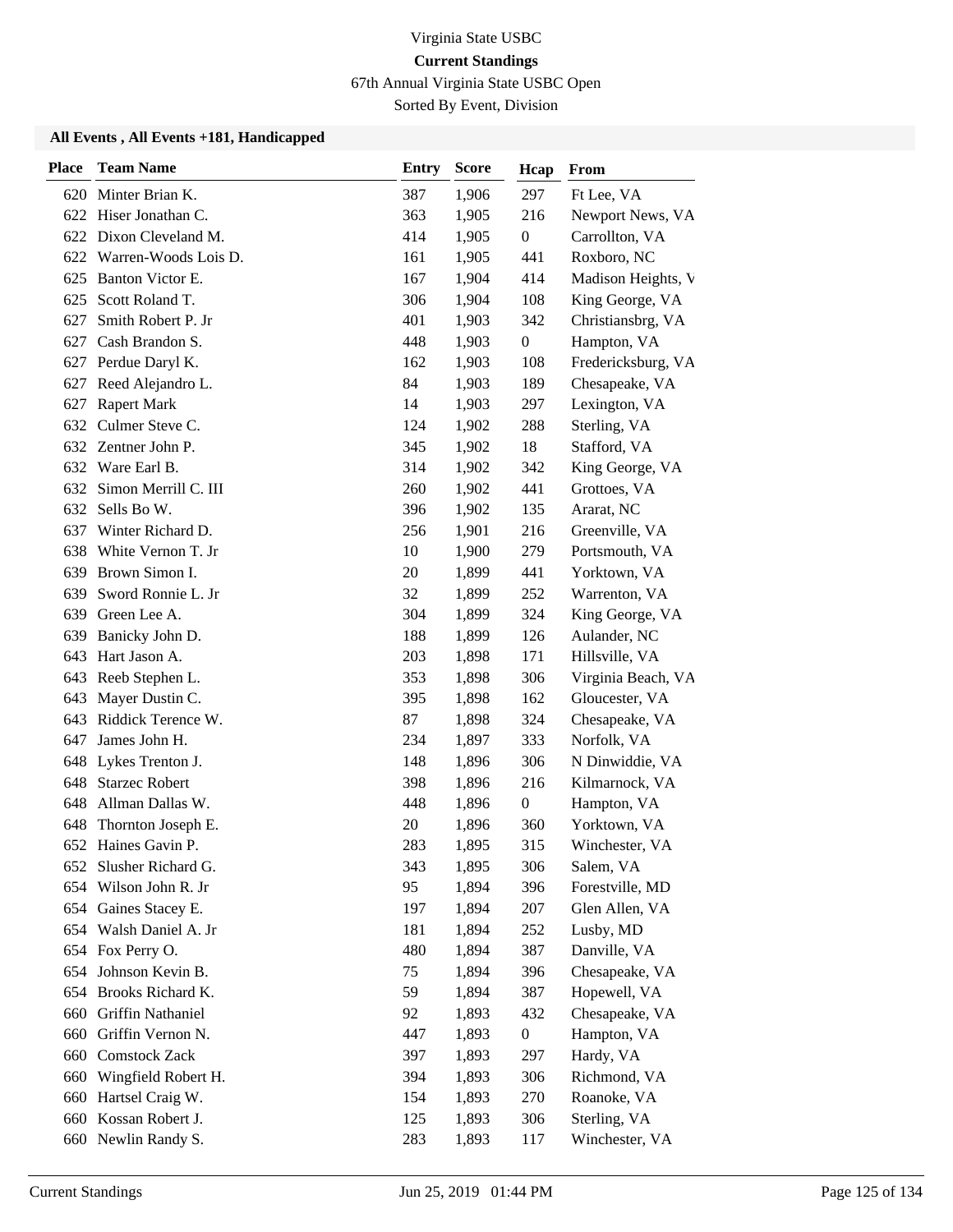Virginia State USBC

**Current Standings**

67th Annual Virginia State USBC Open

Sorted By Event, Division

**All Events , All Events +181, Handicapped**

| Place | Team Name | Entry | Score | Hcap | From |
|---|---|---|---|---|---|
| 620 | Minter Brian K. | 387 | 1,906 | 297 | Ft Lee, VA |
| 622 | Hiser Jonathan C. | 363 | 1,905 | 216 | Newport News, VA |
| 622 | Dixon Cleveland M. | 414 | 1,905 | 0 | Carrollton, VA |
| 622 | Warren-Woods Lois D. | 161 | 1,905 | 441 | Roxboro, NC |
| 625 | Banton Victor E. | 167 | 1,904 | 414 | Madison Heights, V |
| 625 | Scott Roland T. | 306 | 1,904 | 108 | King George, VA |
| 627 | Smith Robert P. Jr | 401 | 1,903 | 342 | Christiansbrg, VA |
| 627 | Cash Brandon S. | 448 | 1,903 | 0 | Hampton, VA |
| 627 | Perdue Daryl K. | 162 | 1,903 | 108 | Fredericksburg, VA |
| 627 | Reed Alejandro L. | 84 | 1,903 | 189 | Chesapeake, VA |
| 627 | Rapert Mark | 14 | 1,903 | 297 | Lexington, VA |
| 632 | Culmer Steve C. | 124 | 1,902 | 288 | Sterling, VA |
| 632 | Zentner John P. | 345 | 1,902 | 18 | Stafford, VA |
| 632 | Ware Earl B. | 314 | 1,902 | 342 | King George, VA |
| 632 | Simon Merrill C. III | 260 | 1,902 | 441 | Grottoes, VA |
| 632 | Sells Bo W. | 396 | 1,902 | 135 | Ararat, NC |
| 637 | Winter Richard D. | 256 | 1,901 | 216 | Greenville, VA |
| 638 | White Vernon T. Jr | 10 | 1,900 | 279 | Portsmouth, VA |
| 639 | Brown Simon I. | 20 | 1,899 | 441 | Yorktown, VA |
| 639 | Sword Ronnie L. Jr | 32 | 1,899 | 252 | Warrenton, VA |
| 639 | Green Lee A. | 304 | 1,899 | 324 | King George, VA |
| 639 | Banicky John D. | 188 | 1,899 | 126 | Aulander, NC |
| 643 | Hart Jason A. | 203 | 1,898 | 171 | Hillsville, VA |
| 643 | Reeb Stephen L. | 353 | 1,898 | 306 | Virginia Beach, VA |
| 643 | Mayer Dustin C. | 395 | 1,898 | 162 | Gloucester, VA |
| 643 | Riddick Terence W. | 87 | 1,898 | 324 | Chesapeake, VA |
| 647 | James John H. | 234 | 1,897 | 333 | Norfolk, VA |
| 648 | Lykes Trenton J. | 148 | 1,896 | 306 | N Dinwiddie, VA |
| 648 | Starzec Robert | 398 | 1,896 | 216 | Kilmarnock, VA |
| 648 | Allman Dallas W. | 448 | 1,896 | 0 | Hampton, VA |
| 648 | Thornton Joseph E. | 20 | 1,896 | 360 | Yorktown, VA |
| 652 | Haines Gavin P. | 283 | 1,895 | 315 | Winchester, VA |
| 652 | Slusher Richard G. | 343 | 1,895 | 306 | Salem, VA |
| 654 | Wilson John R. Jr | 95 | 1,894 | 396 | Forestville, MD |
| 654 | Gaines Stacey E. | 197 | 1,894 | 207 | Glen Allen, VA |
| 654 | Walsh Daniel A. Jr | 181 | 1,894 | 252 | Lusby, MD |
| 654 | Fox Perry O. | 480 | 1,894 | 387 | Danville, VA |
| 654 | Johnson Kevin B. | 75 | 1,894 | 396 | Chesapeake, VA |
| 654 | Brooks Richard K. | 59 | 1,894 | 387 | Hopewell, VA |
| 660 | Griffin Nathaniel | 92 | 1,893 | 432 | Chesapeake, VA |
| 660 | Griffin Vernon N. | 447 | 1,893 | 0 | Hampton, VA |
| 660 | Comstock Zack | 397 | 1,893 | 297 | Hardy, VA |
| 660 | Wingfield Robert H. | 394 | 1,893 | 306 | Richmond, VA |
| 660 | Hartsel Craig W. | 154 | 1,893 | 270 | Roanoke, VA |
| 660 | Kossan Robert J. | 125 | 1,893 | 306 | Sterling, VA |
| 660 | Newlin Randy S. | 283 | 1,893 | 117 | Winchester, VA |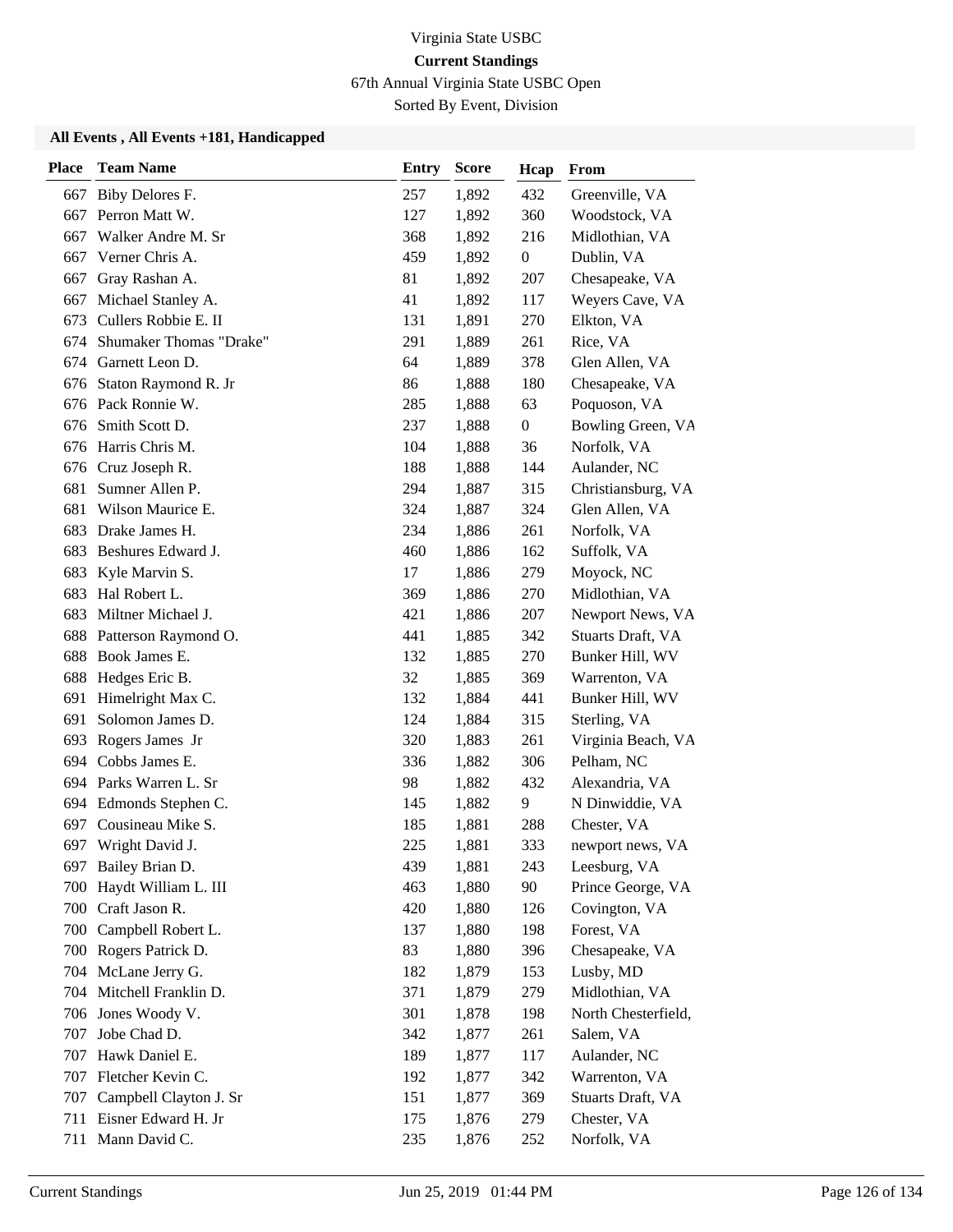Virginia State USBC

**Current Standings**

67th Annual Virginia State USBC Open

Sorted By Event, Division

**All Events , All Events +181, Handicapped**

| Place | Team Name | Entry | Score | Hcap | From |
|---|---|---|---|---|---|
| 667 | Biby Delores F. | 257 | 1,892 | 432 | Greenville, VA |
| 667 | Perron Matt W. | 127 | 1,892 | 360 | Woodstock, VA |
| 667 | Walker Andre M. Sr | 368 | 1,892 | 216 | Midlothian, VA |
| 667 | Verner Chris A. | 459 | 1,892 | 0 | Dublin, VA |
| 667 | Gray Rashan A. | 81 | 1,892 | 207 | Chesapeake, VA |
| 667 | Michael Stanley A. | 41 | 1,892 | 117 | Weyers Cave, VA |
| 673 | Cullers Robbie E. II | 131 | 1,891 | 270 | Elkton, VA |
| 674 | Shumaker Thomas "Drake" | 291 | 1,889 | 261 | Rice, VA |
| 674 | Garnett Leon D. | 64 | 1,889 | 378 | Glen Allen, VA |
| 676 | Staton Raymond R. Jr | 86 | 1,888 | 180 | Chesapeake, VA |
| 676 | Pack Ronnie W. | 285 | 1,888 | 63 | Poquoson, VA |
| 676 | Smith Scott D. | 237 | 1,888 | 0 | Bowling Green, VA |
| 676 | Harris Chris M. | 104 | 1,888 | 36 | Norfolk, VA |
| 676 | Cruz Joseph R. | 188 | 1,888 | 144 | Aulander, NC |
| 681 | Sumner Allen P. | 294 | 1,887 | 315 | Christiansburg, VA |
| 681 | Wilson Maurice E. | 324 | 1,887 | 324 | Glen Allen, VA |
| 683 | Drake James H. | 234 | 1,886 | 261 | Norfolk, VA |
| 683 | Beshures Edward J. | 460 | 1,886 | 162 | Suffolk, VA |
| 683 | Kyle Marvin S. | 17 | 1,886 | 279 | Moyock, NC |
| 683 | Hal Robert L. | 369 | 1,886 | 270 | Midlothian, VA |
| 683 | Miltner Michael J. | 421 | 1,886 | 207 | Newport News, VA |
| 688 | Patterson Raymond O. | 441 | 1,885 | 342 | Stuarts Draft, VA |
| 688 | Book James E. | 132 | 1,885 | 270 | Bunker Hill, WV |
| 688 | Hedges Eric B. | 32 | 1,885 | 369 | Warrenton, VA |
| 691 | Himelright Max C. | 132 | 1,884 | 441 | Bunker Hill, WV |
| 691 | Solomon James D. | 124 | 1,884 | 315 | Sterling, VA |
| 693 | Rogers James Jr | 320 | 1,883 | 261 | Virginia Beach, VA |
| 694 | Cobbs James E. | 336 | 1,882 | 306 | Pelham, NC |
| 694 | Parks Warren L. Sr | 98 | 1,882 | 432 | Alexandria, VA |
| 694 | Edmonds Stephen C. | 145 | 1,882 | 9 | N Dinwiddie, VA |
| 697 | Cousineau Mike S. | 185 | 1,881 | 288 | Chester, VA |
| 697 | Wright David J. | 225 | 1,881 | 333 | newport news, VA |
| 697 | Bailey Brian D. | 439 | 1,881 | 243 | Leesburg, VA |
| 700 | Haydt William L. III | 463 | 1,880 | 90 | Prince George, VA |
| 700 | Craft Jason R. | 420 | 1,880 | 126 | Covington, VA |
| 700 | Campbell Robert L. | 137 | 1,880 | 198 | Forest, VA |
| 700 | Rogers Patrick D. | 83 | 1,880 | 396 | Chesapeake, VA |
| 704 | McLane Jerry G. | 182 | 1,879 | 153 | Lusby, MD |
| 704 | Mitchell Franklin D. | 371 | 1,879 | 279 | Midlothian, VA |
| 706 | Jones Woody V. | 301 | 1,878 | 198 | North Chesterfield, |
| 707 | Jobe Chad D. | 342 | 1,877 | 261 | Salem, VA |
| 707 | Hawk Daniel E. | 189 | 1,877 | 117 | Aulander, NC |
| 707 | Fletcher Kevin C. | 192 | 1,877 | 342 | Warrenton, VA |
| 707 | Campbell Clayton J. Sr | 151 | 1,877 | 369 | Stuarts Draft, VA |
| 711 | Eisner Edward H. Jr | 175 | 1,876 | 279 | Chester, VA |
| 711 | Mann David C. | 235 | 1,876 | 252 | Norfolk, VA |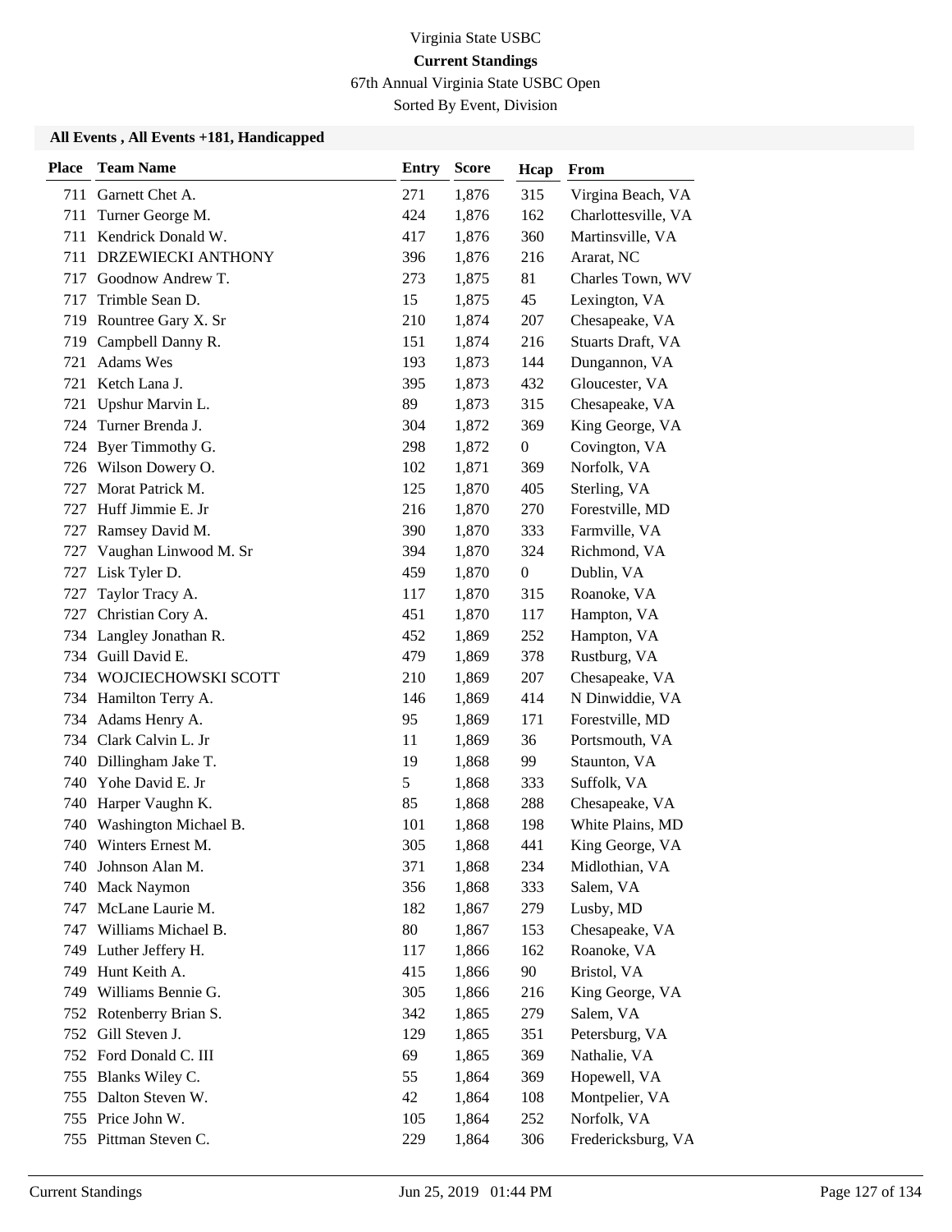Virginia State USBC

**Current Standings**

67th Annual Virginia State USBC Open

Sorted By Event, Division

**All Events , All Events +181, Handicapped**

| Place | Team Name | Entry | Score | Hcap | From |
|---|---|---|---|---|---|
| 711 | Garnett Chet A. | 271 | 1,876 | 315 | Virgina Beach, VA |
| 711 | Turner George M. | 424 | 1,876 | 162 | Charlottesville, VA |
| 711 | Kendrick Donald W. | 417 | 1,876 | 360 | Martinsville, VA |
| 711 | DRZEWIECKI ANTHONY | 396 | 1,876 | 216 | Ararat, NC |
| 717 | Goodnow Andrew T. | 273 | 1,875 | 81 | Charles Town, WV |
| 717 | Trimble Sean D. | 15 | 1,875 | 45 | Lexington, VA |
| 719 | Rountree Gary X. Sr | 210 | 1,874 | 207 | Chesapeake, VA |
| 719 | Campbell Danny R. | 151 | 1,874 | 216 | Stuarts Draft, VA |
| 721 | Adams Wes | 193 | 1,873 | 144 | Dungannon, VA |
| 721 | Ketch Lana J. | 395 | 1,873 | 432 | Gloucester, VA |
| 721 | Upshur Marvin L. | 89 | 1,873 | 315 | Chesapeake, VA |
| 724 | Turner Brenda J. | 304 | 1,872 | 369 | King George, VA |
| 724 | Byer Timmothy G. | 298 | 1,872 | 0 | Covington, VA |
| 726 | Wilson Dowery O. | 102 | 1,871 | 369 | Norfolk, VA |
| 727 | Morat Patrick M. | 125 | 1,870 | 405 | Sterling, VA |
| 727 | Huff Jimmie E. Jr | 216 | 1,870 | 270 | Forestville, MD |
| 727 | Ramsey David M. | 390 | 1,870 | 333 | Farmville, VA |
| 727 | Vaughan Linwood M. Sr | 394 | 1,870 | 324 | Richmond, VA |
| 727 | Lisk Tyler D. | 459 | 1,870 | 0 | Dublin, VA |
| 727 | Taylor Tracy A. | 117 | 1,870 | 315 | Roanoke, VA |
| 727 | Christian Cory A. | 451 | 1,870 | 117 | Hampton, VA |
| 734 | Langley Jonathan R. | 452 | 1,869 | 252 | Hampton, VA |
| 734 | Guill David E. | 479 | 1,869 | 378 | Rustburg, VA |
| 734 | WOJCIECHOWSKI SCOTT | 210 | 1,869 | 207 | Chesapeake, VA |
| 734 | Hamilton Terry A. | 146 | 1,869 | 414 | N Dinwiddie, VA |
| 734 | Adams Henry A. | 95 | 1,869 | 171 | Forestville, MD |
| 734 | Clark Calvin L. Jr | 11 | 1,869 | 36 | Portsmouth, VA |
| 740 | Dillingham Jake T. | 19 | 1,868 | 99 | Staunton, VA |
| 740 | Yohe David E. Jr | 5 | 1,868 | 333 | Suffolk, VA |
| 740 | Harper Vaughn K. | 85 | 1,868 | 288 | Chesapeake, VA |
| 740 | Washington Michael B. | 101 | 1,868 | 198 | White Plains, MD |
| 740 | Winters Ernest M. | 305 | 1,868 | 441 | King George, VA |
| 740 | Johnson Alan M. | 371 | 1,868 | 234 | Midlothian, VA |
| 740 | Mack Naymon | 356 | 1,868 | 333 | Salem, VA |
| 747 | McLane Laurie M. | 182 | 1,867 | 279 | Lusby, MD |
| 747 | Williams Michael B. | 80 | 1,867 | 153 | Chesapeake, VA |
| 749 | Luther Jeffery H. | 117 | 1,866 | 162 | Roanoke, VA |
| 749 | Hunt Keith A. | 415 | 1,866 | 90 | Bristol, VA |
| 749 | Williams Bennie G. | 305 | 1,866 | 216 | King George, VA |
| 752 | Rotenberry Brian S. | 342 | 1,865 | 279 | Salem, VA |
| 752 | Gill Steven J. | 129 | 1,865 | 351 | Petersburg, VA |
| 752 | Ford Donald C. III | 69 | 1,865 | 369 | Nathalie, VA |
| 755 | Blanks Wiley C. | 55 | 1,864 | 369 | Hopewell, VA |
| 755 | Dalton Steven W. | 42 | 1,864 | 108 | Montpelier, VA |
| 755 | Price John W. | 105 | 1,864 | 252 | Norfolk, VA |
| 755 | Pittman Steven C. | 229 | 1,864 | 306 | Fredericksburg, VA |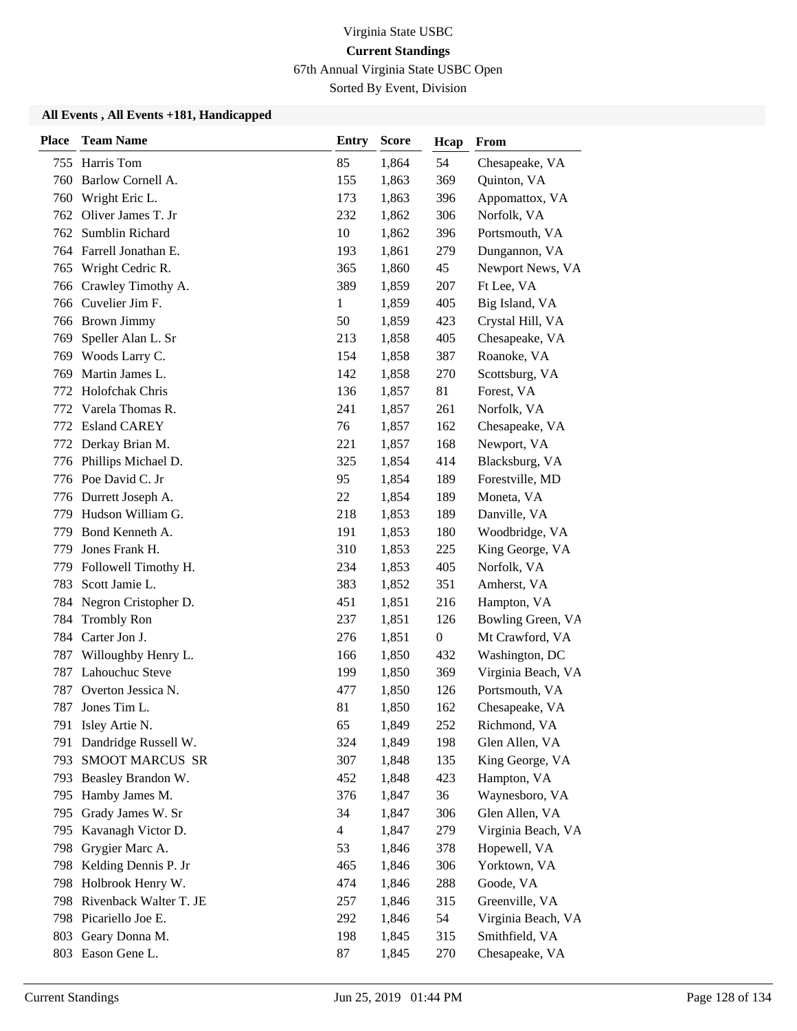Virginia State USBC

**Current Standings**

67th Annual Virginia State USBC Open

Sorted By Event, Division

**All Events , All Events +181, Handicapped**

| Place | Team Name | Entry | Score | Hcap | From |
|---|---|---|---|---|---|
| 755 | Harris Tom | 85 | 1,864 | 54 | Chesapeake, VA |
| 760 | Barlow Cornell A. | 155 | 1,863 | 369 | Quinton, VA |
| 760 | Wright Eric L. | 173 | 1,863 | 396 | Appomattox, VA |
| 762 | Oliver James T. Jr | 232 | 1,862 | 306 | Norfolk, VA |
| 762 | Sumblin Richard | 10 | 1,862 | 396 | Portsmouth, VA |
| 764 | Farrell Jonathan E. | 193 | 1,861 | 279 | Dungannon, VA |
| 765 | Wright Cedric R. | 365 | 1,860 | 45 | Newport News, VA |
| 766 | Crawley Timothy A. | 389 | 1,859 | 207 | Ft Lee, VA |
| 766 | Cuvelier Jim F. | 1 | 1,859 | 405 | Big Island, VA |
| 766 | Brown Jimmy | 50 | 1,859 | 423 | Crystal Hill, VA |
| 769 | Speller Alan L. Sr | 213 | 1,858 | 405 | Chesapeake, VA |
| 769 | Woods Larry C. | 154 | 1,858 | 387 | Roanoke, VA |
| 769 | Martin James L. | 142 | 1,858 | 270 | Scottsburg, VA |
| 772 | Holofchak Chris | 136 | 1,857 | 81 | Forest, VA |
| 772 | Varela Thomas R. | 241 | 1,857 | 261 | Norfolk, VA |
| 772 | Esland CAREY | 76 | 1,857 | 162 | Chesapeake, VA |
| 772 | Derkay Brian M. | 221 | 1,857 | 168 | Newport, VA |
| 776 | Phillips Michael D. | 325 | 1,854 | 414 | Blacksburg, VA |
| 776 | Poe David C. Jr | 95 | 1,854 | 189 | Forestville, MD |
| 776 | Durrett Joseph A. | 22 | 1,854 | 189 | Moneta, VA |
| 779 | Hudson William G. | 218 | 1,853 | 189 | Danville, VA |
| 779 | Bond Kenneth A. | 191 | 1,853 | 180 | Woodbridge, VA |
| 779 | Jones Frank H. | 310 | 1,853 | 225 | King George, VA |
| 779 | Followell Timothy H. | 234 | 1,853 | 405 | Norfolk, VA |
| 783 | Scott Jamie L. | 383 | 1,852 | 351 | Amherst, VA |
| 784 | Negron Cristopher D. | 451 | 1,851 | 216 | Hampton, VA |
| 784 | Trombly Ron | 237 | 1,851 | 126 | Bowling Green, VA |
| 784 | Carter Jon J. | 276 | 1,851 | 0 | Mt Crawford, VA |
| 787 | Willoughby Henry L. | 166 | 1,850 | 432 | Washington, DC |
| 787 | Lahouchuc Steve | 199 | 1,850 | 369 | Virginia Beach, VA |
| 787 | Overton Jessica N. | 477 | 1,850 | 126 | Portsmouth, VA |
| 787 | Jones Tim L. | 81 | 1,850 | 162 | Chesapeake, VA |
| 791 | Isley Artie N. | 65 | 1,849 | 252 | Richmond, VA |
| 791 | Dandridge Russell W. | 324 | 1,849 | 198 | Glen Allen, VA |
| 793 | SMOOT MARCUS SR | 307 | 1,848 | 135 | King George, VA |
| 793 | Beasley Brandon W. | 452 | 1,848 | 423 | Hampton, VA |
| 795 | Hamby James M. | 376 | 1,847 | 36 | Waynesboro, VA |
| 795 | Grady James W. Sr | 34 | 1,847 | 306 | Glen Allen, VA |
| 795 | Kavanagh Victor D. | 4 | 1,847 | 279 | Virginia Beach, VA |
| 798 | Grygier Marc A. | 53 | 1,846 | 378 | Hopewell, VA |
| 798 | Kelding Dennis P. Jr | 465 | 1,846 | 306 | Yorktown, VA |
| 798 | Holbrook Henry W. | 474 | 1,846 | 288 | Goode, VA |
| 798 | Rivenback Walter T. JE | 257 | 1,846 | 315 | Greenville, VA |
| 798 | Picariello Joe E. | 292 | 1,846 | 54 | Virginia Beach, VA |
| 803 | Geary Donna M. | 198 | 1,845 | 315 | Smithfield, VA |
| 803 | Eason Gene L. | 87 | 1,845 | 270 | Chesapeake, VA |

Current Standings Jun 25, 2019 01:44 PM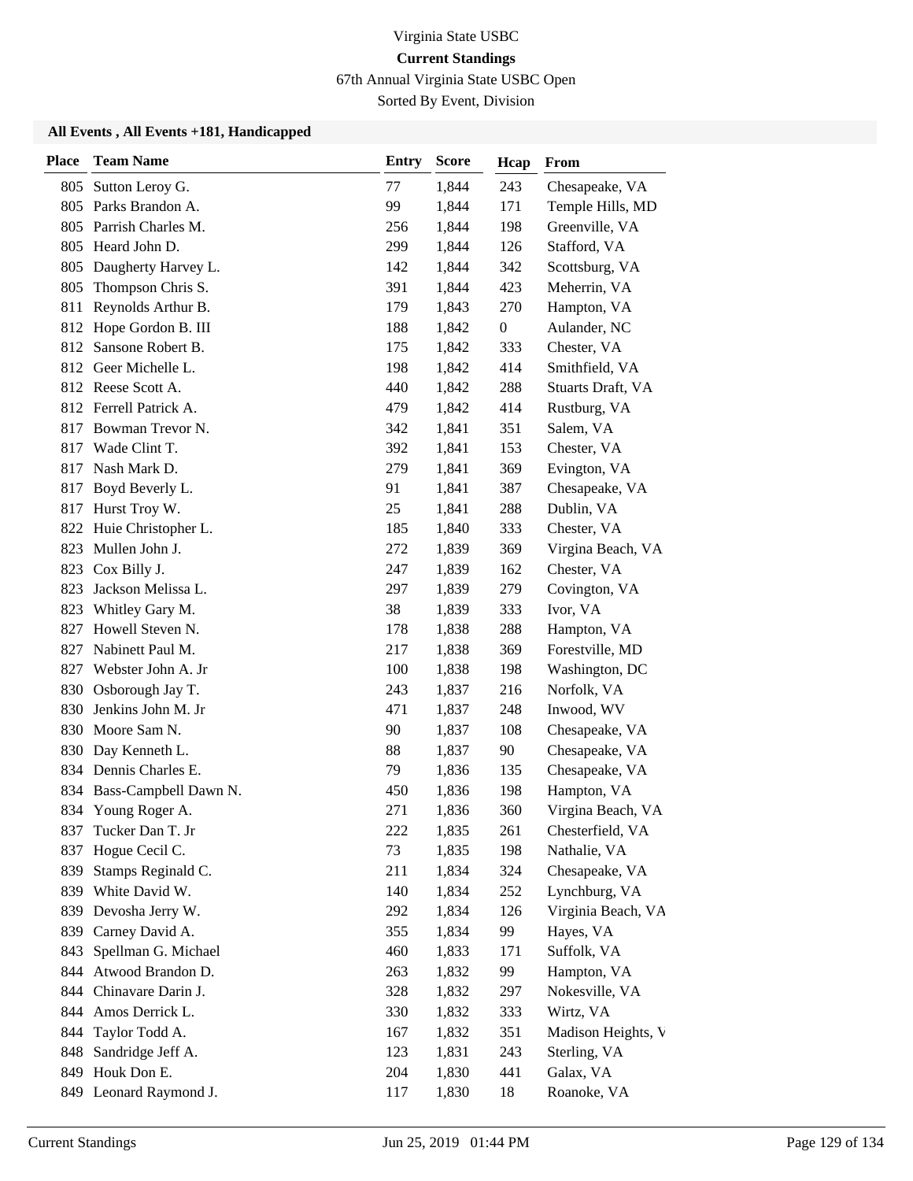Virginia State USBC

**Current Standings**

67th Annual Virginia State USBC Open

Sorted By Event, Division

### All Events , All Events +181, Handicapped

| Place | Team Name | Entry | Score | Hcap | From |
|---|---|---|---|---|---|
| 805 | Sutton Leroy G. | 77 | 1,844 | 243 | Chesapeake, VA |
| 805 | Parks Brandon A. | 99 | 1,844 | 171 | Temple Hills, MD |
| 805 | Parrish Charles M. | 256 | 1,844 | 198 | Greenville, VA |
| 805 | Heard John D. | 299 | 1,844 | 126 | Stafford, VA |
| 805 | Daugherty Harvey L. | 142 | 1,844 | 342 | Scottsburg, VA |
| 805 | Thompson Chris S. | 391 | 1,844 | 423 | Meherrin, VA |
| 811 | Reynolds Arthur B. | 179 | 1,843 | 270 | Hampton, VA |
| 812 | Hope Gordon B. III | 188 | 1,842 | 0 | Aulander, NC |
| 812 | Sansone Robert B. | 175 | 1,842 | 333 | Chester, VA |
| 812 | Geer Michelle L. | 198 | 1,842 | 414 | Smithfield, VA |
| 812 | Reese Scott A. | 440 | 1,842 | 288 | Stuarts Draft, VA |
| 812 | Ferrell Patrick A. | 479 | 1,842 | 414 | Rustburg, VA |
| 817 | Bowman Trevor N. | 342 | 1,841 | 351 | Salem, VA |
| 817 | Wade Clint T. | 392 | 1,841 | 153 | Chester, VA |
| 817 | Nash Mark D. | 279 | 1,841 | 369 | Evington, VA |
| 817 | Boyd Beverly L. | 91 | 1,841 | 387 | Chesapeake, VA |
| 817 | Hurst Troy W. | 25 | 1,841 | 288 | Dublin, VA |
| 822 | Huie Christopher L. | 185 | 1,840 | 333 | Chester, VA |
| 823 | Mullen John J. | 272 | 1,839 | 369 | Virgina Beach, VA |
| 823 | Cox Billy J. | 247 | 1,839 | 162 | Chester, VA |
| 823 | Jackson Melissa L. | 297 | 1,839 | 279 | Covington, VA |
| 823 | Whitley Gary M. | 38 | 1,839 | 333 | Ivor, VA |
| 827 | Howell Steven N. | 178 | 1,838 | 288 | Hampton, VA |
| 827 | Nabinett Paul M. | 217 | 1,838 | 369 | Forestville, MD |
| 827 | Webster John A. Jr | 100 | 1,838 | 198 | Washington, DC |
| 830 | Osborough Jay T. | 243 | 1,837 | 216 | Norfolk, VA |
| 830 | Jenkins John M. Jr | 471 | 1,837 | 248 | Inwood, WV |
| 830 | Moore Sam N. | 90 | 1,837 | 108 | Chesapeake, VA |
| 830 | Day Kenneth L. | 88 | 1,837 | 90 | Chesapeake, VA |
| 834 | Dennis Charles E. | 79 | 1,836 | 135 | Chesapeake, VA |
| 834 | Bass-Campbell Dawn N. | 450 | 1,836 | 198 | Hampton, VA |
| 834 | Young Roger A. | 271 | 1,836 | 360 | Virgina Beach, VA |
| 837 | Tucker Dan T. Jr | 222 | 1,835 | 261 | Chesterfield, VA |
| 837 | Hogue Cecil C. | 73 | 1,835 | 198 | Nathalie, VA |
| 839 | Stamps Reginald C. | 211 | 1,834 | 324 | Chesapeake, VA |
| 839 | White David W. | 140 | 1,834 | 252 | Lynchburg, VA |
| 839 | Devosha Jerry W. | 292 | 1,834 | 126 | Virginia Beach, VA |
| 839 | Carney David A. | 355 | 1,834 | 99 | Hayes, VA |
| 843 | Spellman G. Michael | 460 | 1,833 | 171 | Suffolk, VA |
| 844 | Atwood Brandon D. | 263 | 1,832 | 99 | Hampton, VA |
| 844 | Chinavare Darin J. | 328 | 1,832 | 297 | Nokesville, VA |
| 844 | Amos Derrick L. | 330 | 1,832 | 333 | Wirtz, VA |
| 844 | Taylor Todd A. | 167 | 1,832 | 351 | Madison Heights, V |
| 848 | Sandridge Jeff A. | 123 | 1,831 | 243 | Sterling, VA |
| 849 | Houk Don E. | 204 | 1,830 | 441 | Galax, VA |
| 849 | Leonard Raymond J. | 117 | 1,830 | 18 | Roanoke, VA |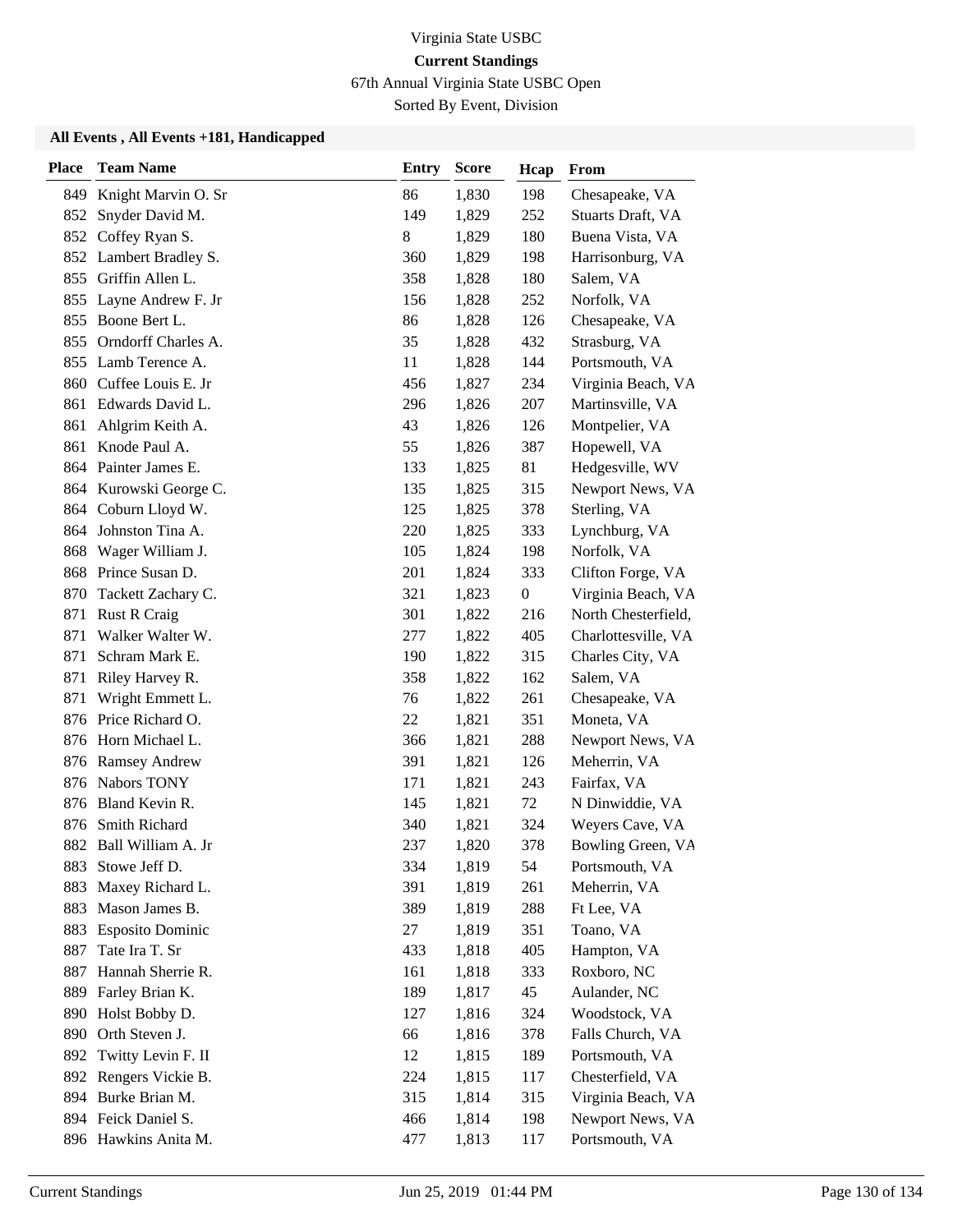Virginia State USBC

**Current Standings**

67th Annual Virginia State USBC Open

Sorted By Event, Division

### All Events , All Events +181, Handicapped

| Place | Team Name | Entry | Score | Hcap | From |
|---|---|---|---|---|---|
| 849 | Knight Marvin O. Sr | 86 | 1,830 | 198 | Chesapeake, VA |
| 852 | Snyder David M. | 149 | 1,829 | 252 | Stuarts Draft, VA |
| 852 | Coffey Ryan S. | 8 | 1,829 | 180 | Buena Vista, VA |
| 852 | Lambert Bradley S. | 360 | 1,829 | 198 | Harrisonburg, VA |
| 855 | Griffin Allen L. | 358 | 1,828 | 180 | Salem, VA |
| 855 | Layne Andrew F. Jr | 156 | 1,828 | 252 | Norfolk, VA |
| 855 | Boone Bert L. | 86 | 1,828 | 126 | Chesapeake, VA |
| 855 | Orndorff Charles A. | 35 | 1,828 | 432 | Strasburg, VA |
| 855 | Lamb Terence A. | 11 | 1,828 | 144 | Portsmouth, VA |
| 860 | Cuffee Louis E. Jr | 456 | 1,827 | 234 | Virginia Beach, VA |
| 861 | Edwards David L. | 296 | 1,826 | 207 | Martinsville, VA |
| 861 | Ahlgrim Keith A. | 43 | 1,826 | 126 | Montpelier, VA |
| 861 | Knode Paul A. | 55 | 1,826 | 387 | Hopewell, VA |
| 864 | Painter James E. | 133 | 1,825 | 81 | Hedgesville, WV |
| 864 | Kurowski George C. | 135 | 1,825 | 315 | Newport News, VA |
| 864 | Coburn Lloyd W. | 125 | 1,825 | 378 | Sterling, VA |
| 864 | Johnston Tina A. | 220 | 1,825 | 333 | Lynchburg, VA |
| 868 | Wager William J. | 105 | 1,824 | 198 | Norfolk, VA |
| 868 | Prince Susan D. | 201 | 1,824 | 333 | Clifton Forge, VA |
| 870 | Tackett Zachary C. | 321 | 1,823 | 0 | Virginia Beach, VA |
| 871 | Rust R Craig | 301 | 1,822 | 216 | North Chesterfield, |
| 871 | Walker Walter W. | 277 | 1,822 | 405 | Charlottesville, VA |
| 871 | Schram Mark E. | 190 | 1,822 | 315 | Charles City, VA |
| 871 | Riley Harvey R. | 358 | 1,822 | 162 | Salem, VA |
| 871 | Wright Emmett L. | 76 | 1,822 | 261 | Chesapeake, VA |
| 876 | Price Richard O. | 22 | 1,821 | 351 | Moneta, VA |
| 876 | Horn Michael L. | 366 | 1,821 | 288 | Newport News, VA |
| 876 | Ramsey Andrew | 391 | 1,821 | 126 | Meherrin, VA |
| 876 | Nabors TONY | 171 | 1,821 | 243 | Fairfax, VA |
| 876 | Bland Kevin R. | 145 | 1,821 | 72 | N Dinwiddie, VA |
| 876 | Smith Richard | 340 | 1,821 | 324 | Weyers Cave, VA |
| 882 | Ball William A. Jr | 237 | 1,820 | 378 | Bowling Green, VA |
| 883 | Stowe Jeff D. | 334 | 1,819 | 54 | Portsmouth, VA |
| 883 | Maxey Richard L. | 391 | 1,819 | 261 | Meherrin, VA |
| 883 | Mason James B. | 389 | 1,819 | 288 | Ft Lee, VA |
| 883 | Esposito Dominic | 27 | 1,819 | 351 | Toano, VA |
| 887 | Tate Ira T. Sr | 433 | 1,818 | 405 | Hampton, VA |
| 887 | Hannah Sherrie R. | 161 | 1,818 | 333 | Roxboro, NC |
| 889 | Farley Brian K. | 189 | 1,817 | 45 | Aulander, NC |
| 890 | Holst Bobby D. | 127 | 1,816 | 324 | Woodstock, VA |
| 890 | Orth Steven J. | 66 | 1,816 | 378 | Falls Church, VA |
| 892 | Twitty Levin F. II | 12 | 1,815 | 189 | Portsmouth, VA |
| 892 | Rengers Vickie B. | 224 | 1,815 | 117 | Chesterfield, VA |
| 894 | Burke Brian M. | 315 | 1,814 | 315 | Virginia Beach, VA |
| 894 | Feick Daniel S. | 466 | 1,814 | 198 | Newport News, VA |
| 896 | Hawkins Anita M. | 477 | 1,813 | 117 | Portsmouth, VA |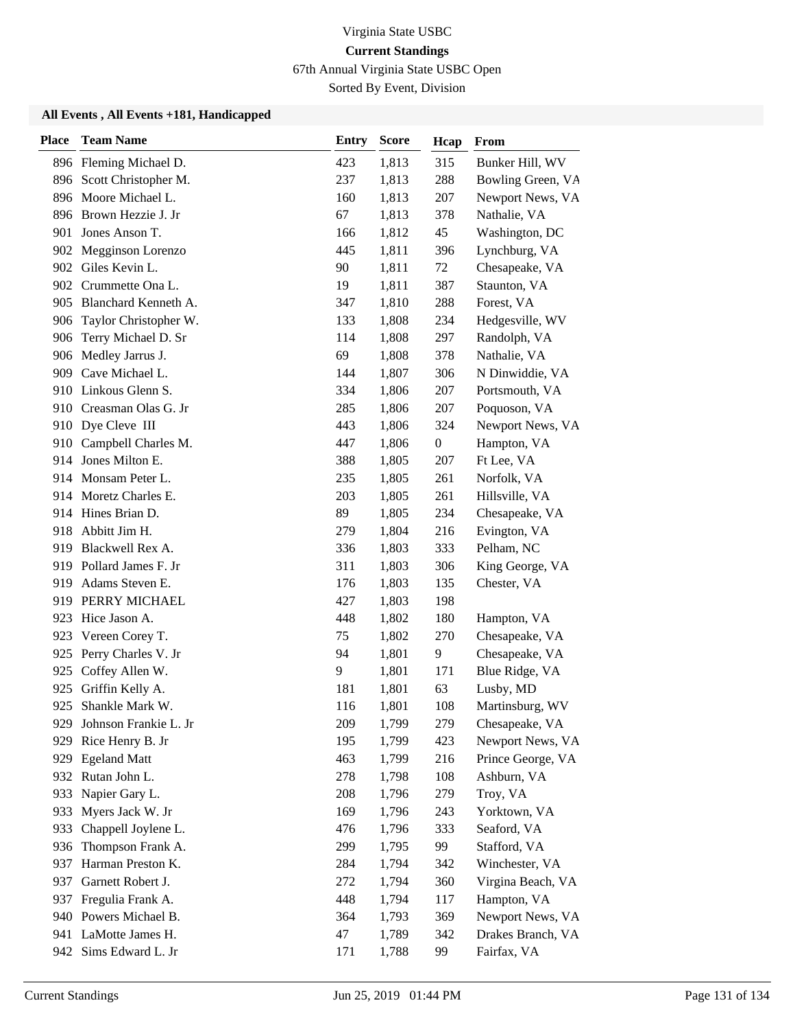Virginia State USBC

**Current Standings**

67th Annual Virginia State USBC Open

Sorted By Event, Division

**All Events , All Events +181, Handicapped**

| Place | Team Name | Entry | Score | Hcap | From |
|---|---|---|---|---|---|
| 896 | Fleming Michael D. | 423 | 1,813 | 315 | Bunker Hill, WV |
| 896 | Scott Christopher M. | 237 | 1,813 | 288 | Bowling Green, VA |
| 896 | Moore Michael L. | 160 | 1,813 | 207 | Newport News, VA |
| 896 | Brown Hezzie J. Jr | 67 | 1,813 | 378 | Nathalie, VA |
| 901 | Jones Anson T. | 166 | 1,812 | 45 | Washington, DC |
| 902 | Megginson Lorenzo | 445 | 1,811 | 396 | Lynchburg, VA |
| 902 | Giles Kevin L. | 90 | 1,811 | 72 | Chesapeake, VA |
| 902 | Crummette Ona L. | 19 | 1,811 | 387 | Staunton, VA |
| 905 | Blanchard Kenneth A. | 347 | 1,810 | 288 | Forest, VA |
| 906 | Taylor Christopher W. | 133 | 1,808 | 234 | Hedgesville, WV |
| 906 | Terry Michael D. Sr | 114 | 1,808 | 297 | Randolph, VA |
| 906 | Medley Jarrus J. | 69 | 1,808 | 378 | Nathalie, VA |
| 909 | Cave Michael L. | 144 | 1,807 | 306 | N Dinwiddie, VA |
| 910 | Linkous Glenn S. | 334 | 1,806 | 207 | Portsmouth, VA |
| 910 | Creasman Olas G. Jr | 285 | 1,806 | 207 | Poquoson, VA |
| 910 | Dye Cleve III | 443 | 1,806 | 324 | Newport News, VA |
| 910 | Campbell Charles M. | 447 | 1,806 | 0 | Hampton, VA |
| 914 | Jones Milton E. | 388 | 1,805 | 207 | Ft Lee, VA |
| 914 | Monsam Peter L. | 235 | 1,805 | 261 | Norfolk, VA |
| 914 | Moretz Charles E. | 203 | 1,805 | 261 | Hillsville, VA |
| 914 | Hines Brian D. | 89 | 1,805 | 234 | Chesapeake, VA |
| 918 | Abbitt Jim H. | 279 | 1,804 | 216 | Evington, VA |
| 919 | Blackwell Rex A. | 336 | 1,803 | 333 | Pelham, NC |
| 919 | Pollard James F. Jr | 311 | 1,803 | 306 | King George, VA |
| 919 | Adams Steven E. | 176 | 1,803 | 135 | Chester, VA |
| 919 | PERRY MICHAEL | 427 | 1,803 | 198 | |
| 923 | Hice Jason A. | 448 | 1,802 | 180 | Hampton, VA |
| 923 | Vereen Corey T. | 75 | 1,802 | 270 | Chesapeake, VA |
| 925 | Perry Charles V. Jr | 94 | 1,801 | 9 | Chesapeake, VA |
| 925 | Coffey Allen W. | 9 | 1,801 | 171 | Blue Ridge, VA |
| 925 | Griffin Kelly A. | 181 | 1,801 | 63 | Lusby, MD |
| 925 | Shankle Mark W. | 116 | 1,801 | 108 | Martinsburg, WV |
| 929 | Johnson Frankie L. Jr | 209 | 1,799 | 279 | Chesapeake, VA |
| 929 | Rice Henry B. Jr | 195 | 1,799 | 423 | Newport News, VA |
| 929 | Egeland Matt | 463 | 1,799 | 216 | Prince George, VA |
| 932 | Rutan John L. | 278 | 1,798 | 108 | Ashburn, VA |
| 933 | Napier Gary L. | 208 | 1,796 | 279 | Troy, VA |
| 933 | Myers Jack W. Jr | 169 | 1,796 | 243 | Yorktown, VA |
| 933 | Chappell Joylene L. | 476 | 1,796 | 333 | Seaford, VA |
| 936 | Thompson Frank A. | 299 | 1,795 | 99 | Stafford, VA |
| 937 | Harman Preston K. | 284 | 1,794 | 342 | Winchester, VA |
| 937 | Garnett Robert J. | 272 | 1,794 | 360 | Virgina Beach, VA |
| 937 | Fregulia Frank A. | 448 | 1,794 | 117 | Hampton, VA |
| 940 | Powers Michael B. | 364 | 1,793 | 369 | Newport News, VA |
| 941 | LaMotte James H. | 47 | 1,789 | 342 | Drakes Branch, VA |
| 942 | Sims Edward L. Jr | 171 | 1,788 | 99 | Fairfax, VA |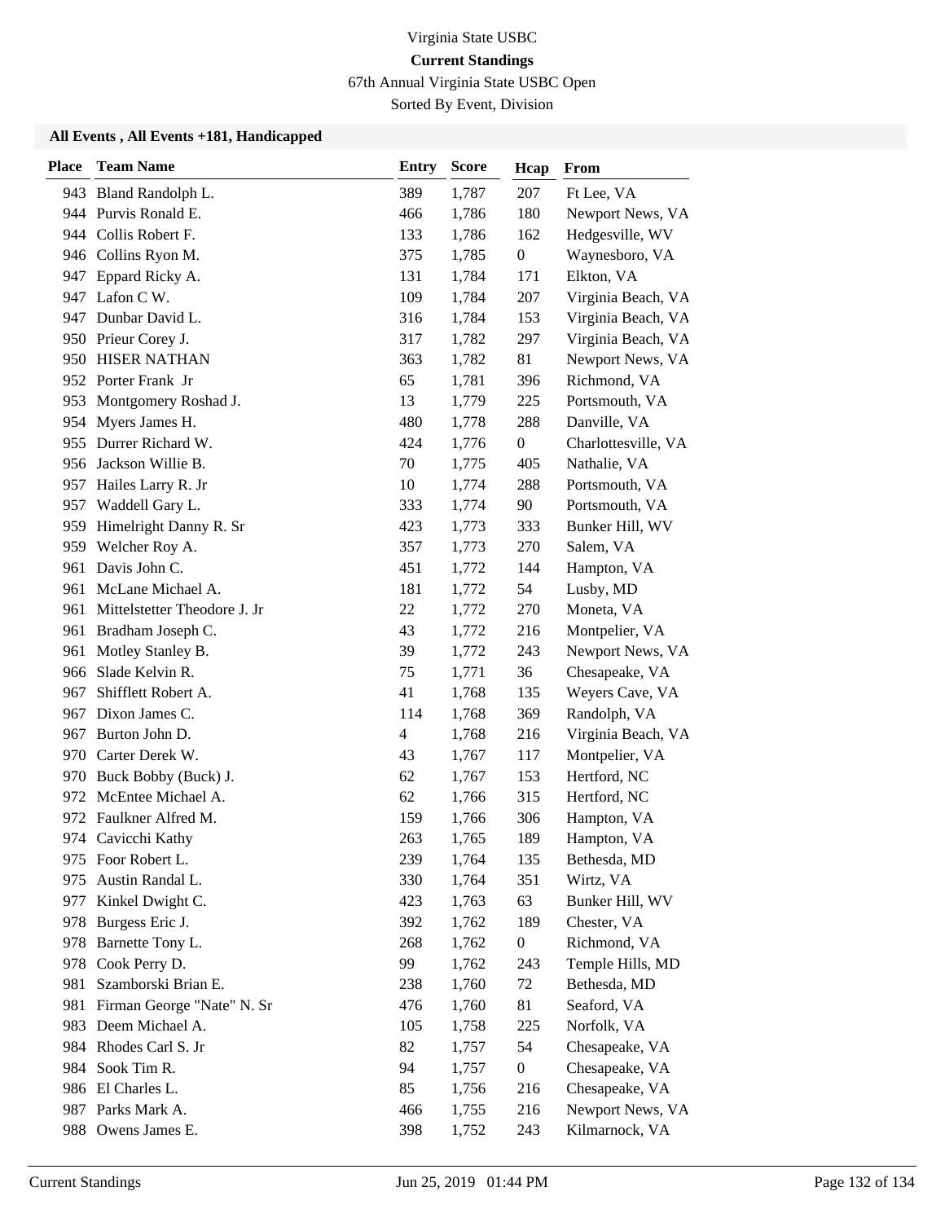Virginia State USBC

**Current Standings**

67th Annual Virginia State USBC Open

Sorted By Event, Division

**All Events , All Events +181, Handicapped**

| Place | Team Name | Entry | Score | Hcap | From |
|---|---|---|---|---|---|
| 943 | Bland Randolph L. | 389 | 1,787 | 207 | Ft Lee, VA |
| 944 | Purvis Ronald E. | 466 | 1,786 | 180 | Newport News, VA |
| 944 | Collis Robert F. | 133 | 1,786 | 162 | Hedgesville, WV |
| 946 | Collins Ryon M. | 375 | 1,785 | 0 | Waynesboro, VA |
| 947 | Eppard Ricky A. | 131 | 1,784 | 171 | Elkton, VA |
| 947 | Lafon C W. | 109 | 1,784 | 207 | Virginia Beach, VA |
| 947 | Dunbar David L. | 316 | 1,784 | 153 | Virginia Beach, VA |
| 950 | Prieur Corey J. | 317 | 1,782 | 297 | Virginia Beach, VA |
| 950 | HISER NATHAN | 363 | 1,782 | 81 | Newport News, VA |
| 952 | Porter Frank Jr | 65 | 1,781 | 396 | Richmond, VA |
| 953 | Montgomery Roshad J. | 13 | 1,779 | 225 | Portsmouth, VA |
| 954 | Myers James H. | 480 | 1,778 | 288 | Danville, VA |
| 955 | Durrer Richard W. | 424 | 1,776 | 0 | Charlottesville, VA |
| 956 | Jackson Willie B. | 70 | 1,775 | 405 | Nathalie, VA |
| 957 | Hailes Larry R. Jr | 10 | 1,774 | 288 | Portsmouth, VA |
| 957 | Waddell Gary L. | 333 | 1,774 | 90 | Portsmouth, VA |
| 959 | Himelright Danny R. Sr | 423 | 1,773 | 333 | Bunker Hill, WV |
| 959 | Welcher Roy A. | 357 | 1,773 | 270 | Salem, VA |
| 961 | Davis John C. | 451 | 1,772 | 144 | Hampton, VA |
| 961 | McLane Michael A. | 181 | 1,772 | 54 | Lusby, MD |
| 961 | Mittelstetter Theodore J. Jr | 22 | 1,772 | 270 | Moneta, VA |
| 961 | Bradham Joseph C. | 43 | 1,772 | 216 | Montpelier, VA |
| 961 | Motley Stanley B. | 39 | 1,772 | 243 | Newport News, VA |
| 966 | Slade Kelvin R. | 75 | 1,771 | 36 | Chesapeake, VA |
| 967 | Shifflett Robert A. | 41 | 1,768 | 135 | Weyers Cave, VA |
| 967 | Dixon James C. | 114 | 1,768 | 369 | Randolph, VA |
| 967 | Burton John D. | 4 | 1,768 | 216 | Virginia Beach, VA |
| 970 | Carter Derek W. | 43 | 1,767 | 117 | Montpelier, VA |
| 970 | Buck Bobby (Buck) J. | 62 | 1,767 | 153 | Hertford, NC |
| 972 | McEntee Michael A. | 62 | 1,766 | 315 | Hertford, NC |
| 972 | Faulkner Alfred M. | 159 | 1,766 | 306 | Hampton, VA |
| 974 | Cavicchi Kathy | 263 | 1,765 | 189 | Hampton, VA |
| 975 | Foor Robert L. | 239 | 1,764 | 135 | Bethesda, MD |
| 975 | Austin Randal L. | 330 | 1,764 | 351 | Wirtz, VA |
| 977 | Kinkel Dwight C. | 423 | 1,763 | 63 | Bunker Hill, WV |
| 978 | Burgess Eric J. | 392 | 1,762 | 189 | Chester, VA |
| 978 | Barnette Tony L. | 268 | 1,762 | 0 | Richmond, VA |
| 978 | Cook Perry D. | 99 | 1,762 | 243 | Temple Hills, MD |
| 981 | Szamborski Brian E. | 238 | 1,760 | 72 | Bethesda, MD |
| 981 | Firman George "Nate" N. Sr | 476 | 1,760 | 81 | Seaford, VA |
| 983 | Deem Michael A. | 105 | 1,758 | 225 | Norfolk, VA |
| 984 | Rhodes Carl S. Jr | 82 | 1,757 | 54 | Chesapeake, VA |
| 984 | Sook Tim R. | 94 | 1,757 | 0 | Chesapeake, VA |
| 986 | El Charles L. | 85 | 1,756 | 216 | Chesapeake, VA |
| 987 | Parks Mark A. | 466 | 1,755 | 216 | Newport News, VA |
| 988 | Owens James E. | 398 | 1,752 | 243 | Kilmarnock, VA |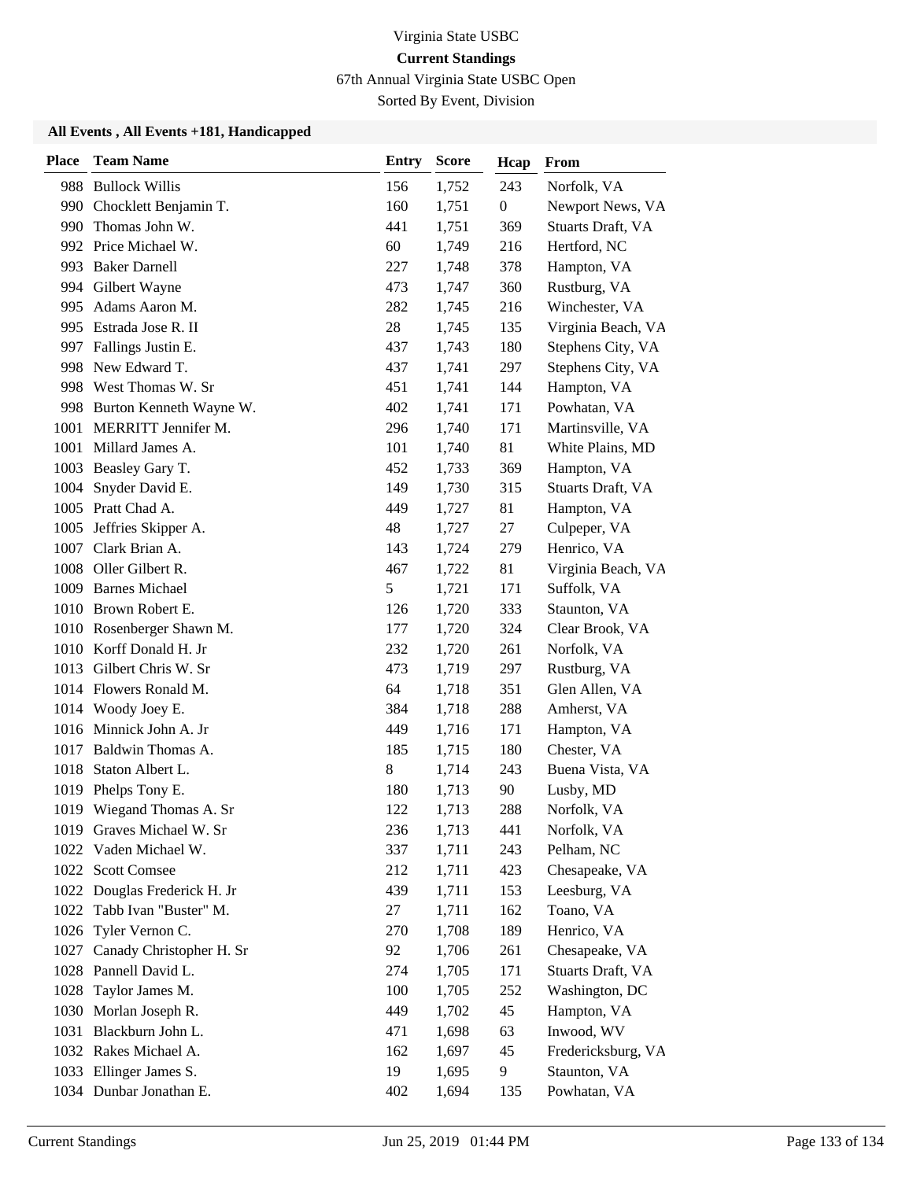Virginia State USBC

**Current Standings**

67th Annual Virginia State USBC Open

Sorted By Event, Division

### All Events , All Events +181, Handicapped

| Place | Team Name | Entry | Score | Hcap | From |
|---|---|---|---|---|---|
| 988 | Bullock Willis | 156 | 1,752 | 243 | Norfolk, VA |
| 990 | Chocklett Benjamin T. | 160 | 1,751 | 0 | Newport News, VA |
| 990 | Thomas John W. | 441 | 1,751 | 369 | Stuarts Draft, VA |
| 992 | Price Michael W. | 60 | 1,749 | 216 | Hertford, NC |
| 993 | Baker Darnell | 227 | 1,748 | 378 | Hampton, VA |
| 994 | Gilbert Wayne | 473 | 1,747 | 360 | Rustburg, VA |
| 995 | Adams Aaron M. | 282 | 1,745 | 216 | Winchester, VA |
| 995 | Estrada Jose R. II | 28 | 1,745 | 135 | Virginia Beach, VA |
| 997 | Fallings Justin E. | 437 | 1,743 | 180 | Stephens City, VA |
| 998 | New Edward T. | 437 | 1,741 | 297 | Stephens City, VA |
| 998 | West Thomas W. Sr | 451 | 1,741 | 144 | Hampton, VA |
| 998 | Burton Kenneth Wayne W. | 402 | 1,741 | 171 | Powhatan, VA |
| 1001 | MERRITT Jennifer M. | 296 | 1,740 | 171 | Martinsville, VA |
| 1001 | Millard James A. | 101 | 1,740 | 81 | White Plains, MD |
| 1003 | Beasley Gary T. | 452 | 1,733 | 369 | Hampton, VA |
| 1004 | Snyder David E. | 149 | 1,730 | 315 | Stuarts Draft, VA |
| 1005 | Pratt Chad A. | 449 | 1,727 | 81 | Hampton, VA |
| 1005 | Jeffries Skipper A. | 48 | 1,727 | 27 | Culpeper, VA |
| 1007 | Clark Brian A. | 143 | 1,724 | 279 | Henrico, VA |
| 1008 | Oller Gilbert R. | 467 | 1,722 | 81 | Virginia Beach, VA |
| 1009 | Barnes Michael | 5 | 1,721 | 171 | Suffolk, VA |
| 1010 | Brown Robert E. | 126 | 1,720 | 333 | Staunton, VA |
| 1010 | Rosenberger Shawn M. | 177 | 1,720 | 324 | Clear Brook, VA |
| 1010 | Korff Donald H. Jr | 232 | 1,720 | 261 | Norfolk, VA |
| 1013 | Gilbert Chris W. Sr | 473 | 1,719 | 297 | Rustburg, VA |
| 1014 | Flowers Ronald M. | 64 | 1,718 | 351 | Glen Allen, VA |
| 1014 | Woody Joey E. | 384 | 1,718 | 288 | Amherst, VA |
| 1016 | Minnick John A. Jr | 449 | 1,716 | 171 | Hampton, VA |
| 1017 | Baldwin Thomas A. | 185 | 1,715 | 180 | Chester, VA |
| 1018 | Staton Albert L. | 8 | 1,714 | 243 | Buena Vista, VA |
| 1019 | Phelps Tony E. | 180 | 1,713 | 90 | Lusby, MD |
| 1019 | Wiegand Thomas A. Sr | 122 | 1,713 | 288 | Norfolk, VA |
| 1019 | Graves Michael W. Sr | 236 | 1,713 | 441 | Norfolk, VA |
| 1022 | Vaden Michael W. | 337 | 1,711 | 243 | Pelham, NC |
| 1022 | Scott Comsee | 212 | 1,711 | 423 | Chesapeake, VA |
| 1022 | Douglas Frederick H. Jr | 439 | 1,711 | 153 | Leesburg, VA |
| 1022 | Tabb Ivan "Buster" M. | 27 | 1,711 | 162 | Toano, VA |
| 1026 | Tyler Vernon C. | 270 | 1,708 | 189 | Henrico, VA |
| 1027 | Canady Christopher H. Sr | 92 | 1,706 | 261 | Chesapeake, VA |
| 1028 | Pannell David L. | 274 | 1,705 | 171 | Stuarts Draft, VA |
| 1028 | Taylor James M. | 100 | 1,705 | 252 | Washington, DC |
| 1030 | Morlan Joseph R. | 449 | 1,702 | 45 | Hampton, VA |
| 1031 | Blackburn John L. | 471 | 1,698 | 63 | Inwood, WV |
| 1032 | Rakes Michael A. | 162 | 1,697 | 45 | Fredericksburg, VA |
| 1033 | Ellinger James S. | 19 | 1,695 | 9 | Staunton, VA |
| 1034 | Dunbar Jonathan E. | 402 | 1,694 | 135 | Powhatan, VA |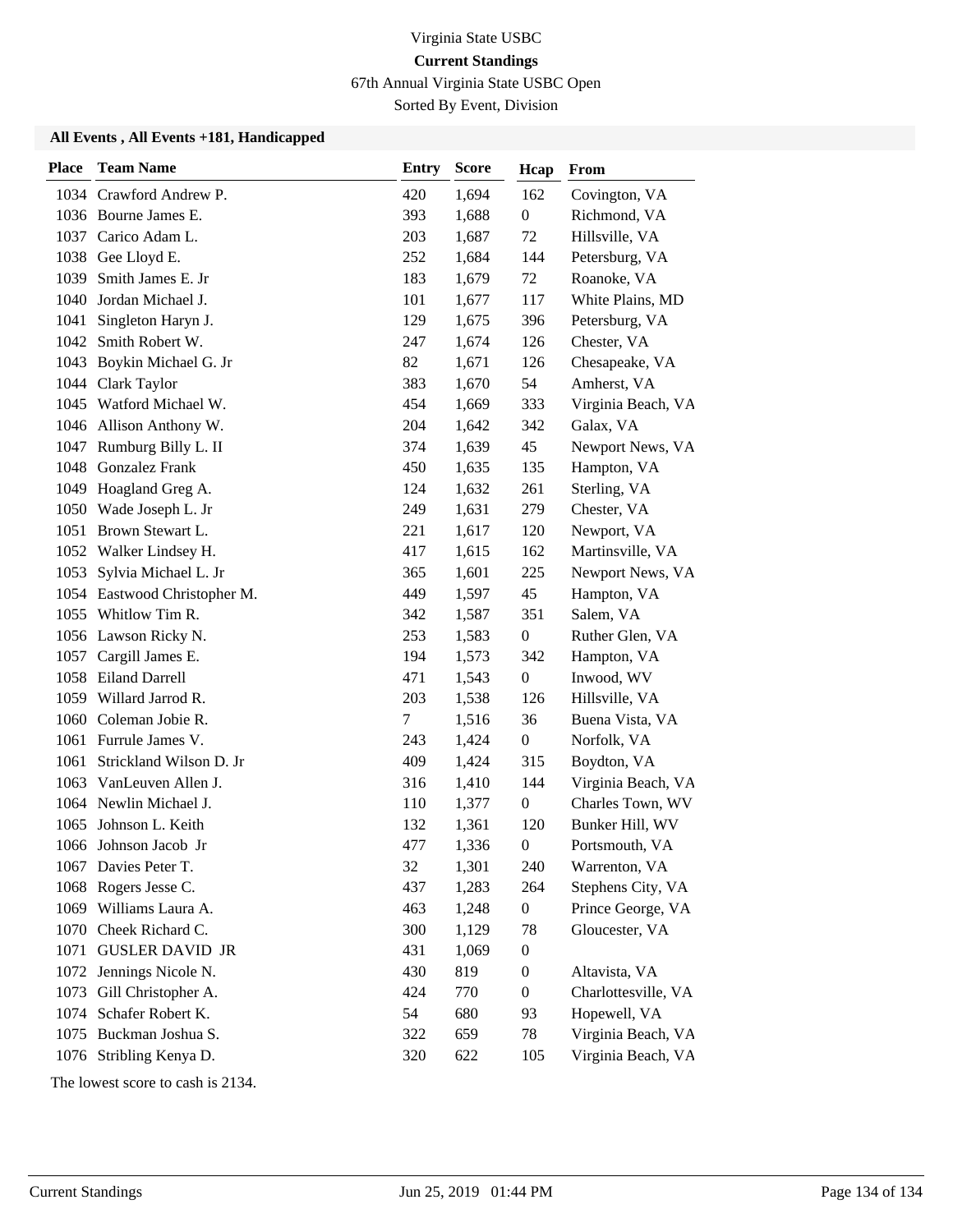Virginia State USBC

**Current Standings**

67th Annual Virginia State USBC Open

Sorted By Event, Division

### All Events , All Events +181, Handicapped

| Place | Team Name | Entry | Score | Hcap | From |
|---|---|---|---|---|---|
| 1034 | Crawford Andrew P. | 420 | 1,694 | 162 | Covington, VA |
| 1036 | Bourne James E. | 393 | 1,688 | 0 | Richmond, VA |
| 1037 | Carico Adam L. | 203 | 1,687 | 72 | Hillsville, VA |
| 1038 | Gee Lloyd E. | 252 | 1,684 | 144 | Petersburg, VA |
| 1039 | Smith James E. Jr | 183 | 1,679 | 72 | Roanoke, VA |
| 1040 | Jordan Michael J. | 101 | 1,677 | 117 | White Plains, MD |
| 1041 | Singleton Haryn J. | 129 | 1,675 | 396 | Petersburg, VA |
| 1042 | Smith Robert W. | 247 | 1,674 | 126 | Chester, VA |
| 1043 | Boykin Michael G. Jr | 82 | 1,671 | 126 | Chesapeake, VA |
| 1044 | Clark Taylor | 383 | 1,670 | 54 | Amherst, VA |
| 1045 | Watford Michael W. | 454 | 1,669 | 333 | Virginia Beach, VA |
| 1046 | Allison Anthony W. | 204 | 1,642 | 342 | Galax, VA |
| 1047 | Rumburg Billy L. II | 374 | 1,639 | 45 | Newport News, VA |
| 1048 | Gonzalez Frank | 450 | 1,635 | 135 | Hampton, VA |
| 1049 | Hoagland Greg A. | 124 | 1,632 | 261 | Sterling, VA |
| 1050 | Wade Joseph L. Jr | 249 | 1,631 | 279 | Chester, VA |
| 1051 | Brown Stewart L. | 221 | 1,617 | 120 | Newport, VA |
| 1052 | Walker Lindsey H. | 417 | 1,615 | 162 | Martinsville, VA |
| 1053 | Sylvia Michael L. Jr | 365 | 1,601 | 225 | Newport News, VA |
| 1054 | Eastwood Christopher M. | 449 | 1,597 | 45 | Hampton, VA |
| 1055 | Whitlow Tim R. | 342 | 1,587 | 351 | Salem, VA |
| 1056 | Lawson Ricky N. | 253 | 1,583 | 0 | Ruther Glen, VA |
| 1057 | Cargill James E. | 194 | 1,573 | 342 | Hampton, VA |
| 1058 | Eiland Darrell | 471 | 1,543 | 0 | Inwood, WV |
| 1059 | Willard Jarrod R. | 203 | 1,538 | 126 | Hillsville, VA |
| 1060 | Coleman Jobie R. | 7 | 1,516 | 36 | Buena Vista, VA |
| 1061 | Furrule James V. | 243 | 1,424 | 0 | Norfolk, VA |
| 1061 | Strickland Wilson D. Jr | 409 | 1,424 | 315 | Boydton, VA |
| 1063 | VanLeuven Allen J. | 316 | 1,410 | 144 | Virginia Beach, VA |
| 1064 | Newlin Michael J. | 110 | 1,377 | 0 | Charles Town, WV |
| 1065 | Johnson L. Keith | 132 | 1,361 | 120 | Bunker Hill, WV |
| 1066 | Johnson Jacob Jr | 477 | 1,336 | 0 | Portsmouth, VA |
| 1067 | Davies Peter T. | 32 | 1,301 | 240 | Warrenton, VA |
| 1068 | Rogers Jesse C. | 437 | 1,283 | 264 | Stephens City, VA |
| 1069 | Williams Laura A. | 463 | 1,248 | 0 | Prince George, VA |
| 1070 | Cheek Richard C. | 300 | 1,129 | 78 | Gloucester, VA |
| 1071 | GUSLER DAVID JR | 431 | 1,069 | 0 | |
| 1072 | Jennings Nicole N. | 430 | 819 | 0 | Altavista, VA |
| 1073 | Gill Christopher A. | 424 | 770 | 0 | Charlottesville, VA |
| 1074 | Schafer Robert K. | 54 | 680 | 93 | Hopewell, VA |
| 1075 | Buckman Joshua S. | 322 | 659 | 78 | Virginia Beach, VA |
| 1076 | Stribling Kenya D. | 320 | 622 | 105 | Virginia Beach, VA |

The lowest score to cash is 2134.